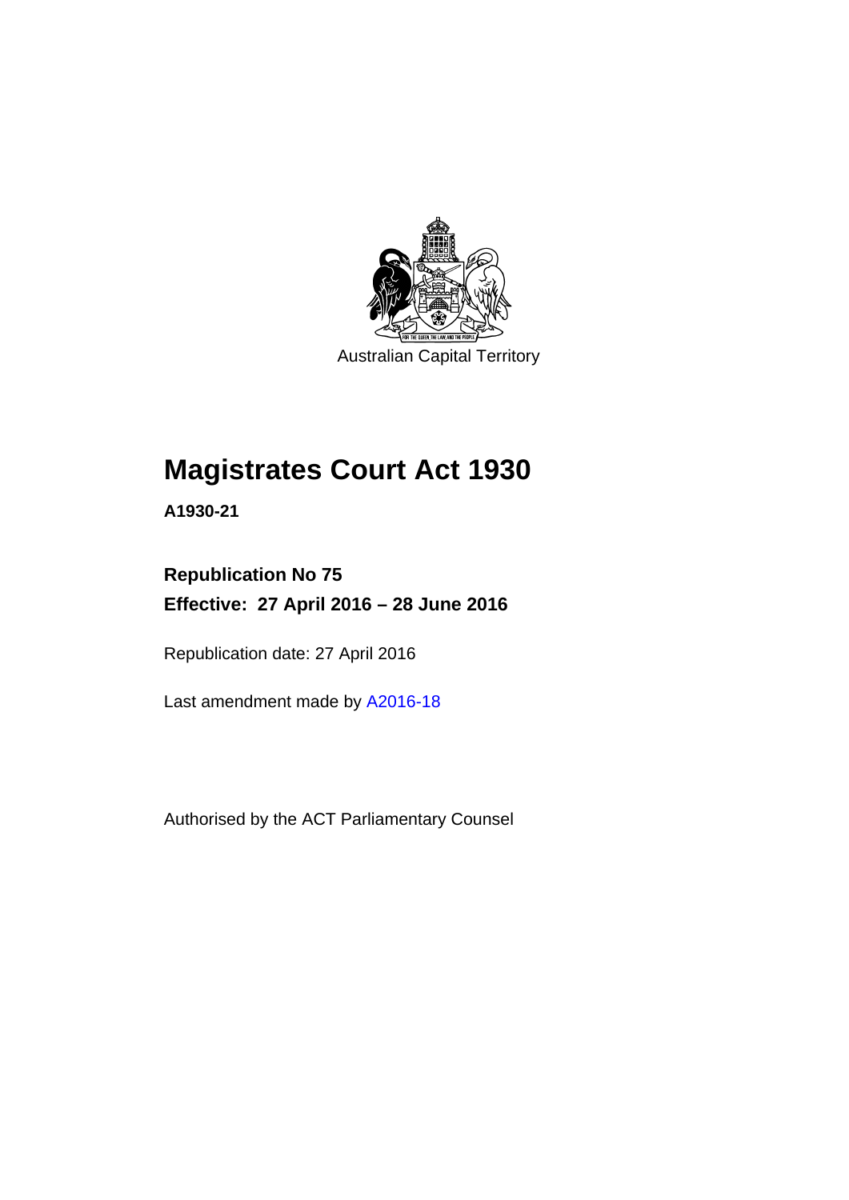Australian Capital Territory

# Magistrates Court Act 1930

**A1930-21**

**Republication No 75**

**Effective: 27 April 2016 – 28 June 2016**

Republication date: 27 April 2016

Last amendment made by A2016-18

Authorised by the ACT Parliamentary Counsel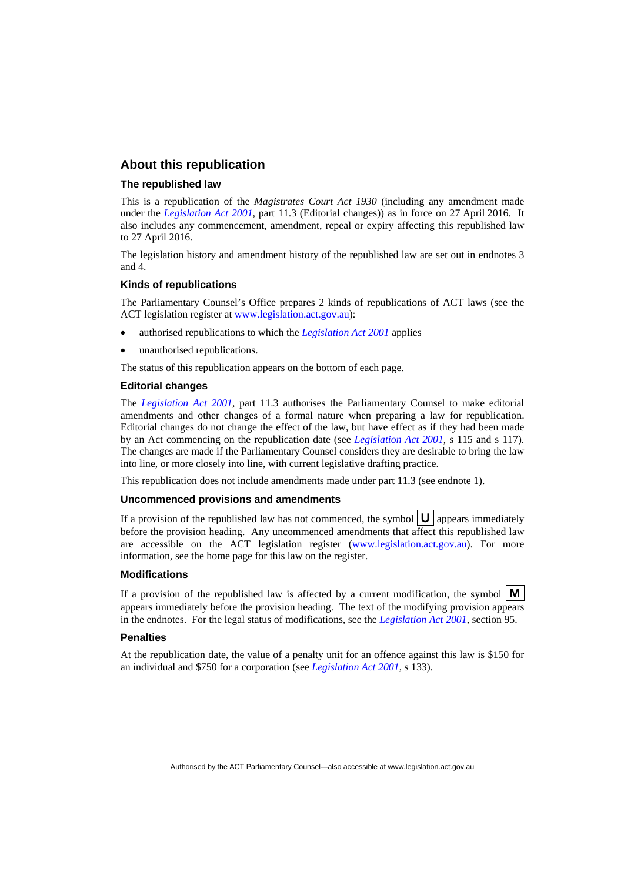## About this republication

### The republished law

This is a republication of the *Magistrates Court Act 1930* (including any amendment made under the *Legislation Act 2001*, part 11.3 (Editorial changes)) as in force on 27 April 2016. It also includes any commencement, amendment, repeal or expiry affecting this republished law to 27 April 2016.

The legislation history and amendment history of the republished law are set out in endnotes 3 and 4.

### Kinds of republications

The Parliamentary Counsel's Office prepares 2 kinds of republications of ACT laws (see the ACT legislation register at www.legislation.act.gov.au):

- authorised republications to which the *Legislation Act 2001* applies
- unauthorised republications.

The status of this republication appears on the bottom of each page.

### Editorial changes

The *Legislation Act 2001*, part 11.3 authorises the Parliamentary Counsel to make editorial amendments and other changes of a formal nature when preparing a law for republication. Editorial changes do not change the effect of the law, but have effect as if they had been made by an Act commencing on the republication date (see *Legislation Act 2001*, s 115 and s 117). The changes are made if the Parliamentary Counsel considers they are desirable to bring the law into line, or more closely into line, with current legislative drafting practice.

This republication does not include amendments made under part 11.3 (see endnote 1).

### Uncommenced provisions and amendments

If a provision of the republished law has not commenced, the symbol **U** appears immediately before the provision heading. Any uncommenced amendments that affect this republished law are accessible on the ACT legislation register (www.legislation.act.gov.au). For more information, see the home page for this law on the register.

### Modifications

If a provision of the republished law is affected by a current modification, the symbol **M** appears immediately before the provision heading. The text of the modifying provision appears in the endnotes. For the legal status of modifications, see the *Legislation Act 2001*, section 95.

### Penalties

At the republication date, the value of a penalty unit for an offence against this law is $150 for an individual and $750 for a corporation (see *Legislation Act 2001*, s 133).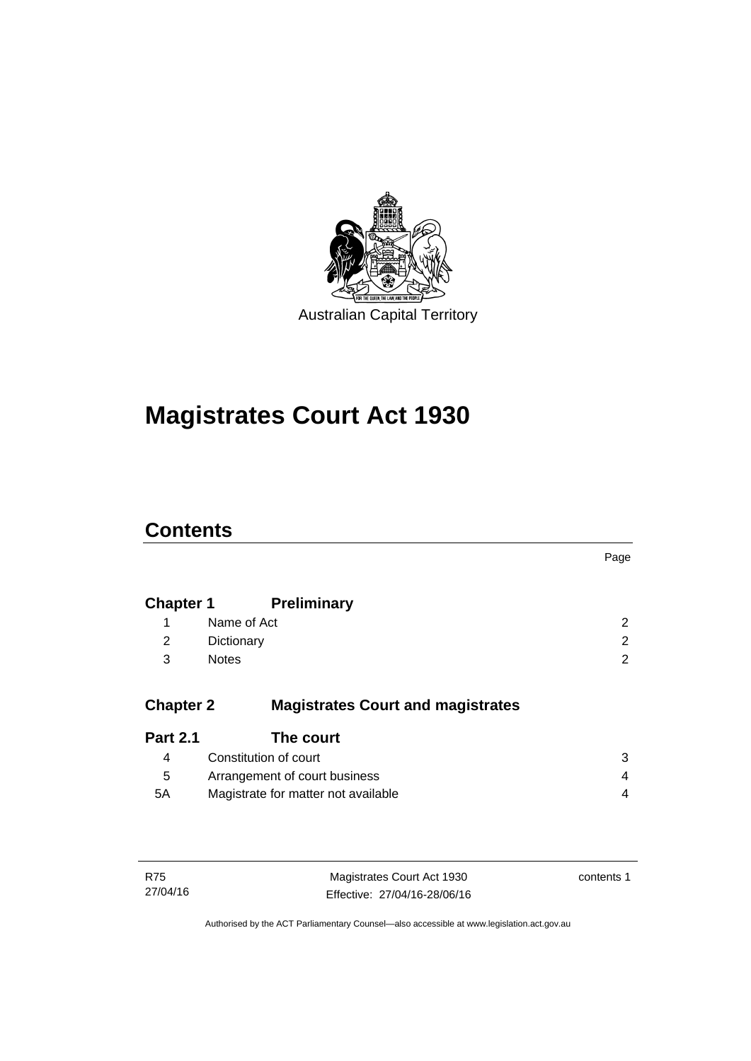Australian Capital Territory

# Magistrates Court Act 1930

## Contents

| | | Page |
|---|---|---|
| **Chapter 1** | **Preliminary** | |
| 1 | Name of Act | 2 |
| 2 | Dictionary | 2 |
| 3 | Notes | 2 |
| **Chapter 2** | **Magistrates Court and magistrates** | |
| **Part 2.1** | **The court** | |
| 4 | Constitution of court | 3 |
| 5 | Arrangement of court business | 4 |
| 5A | Magistrate for matter not available | 4 |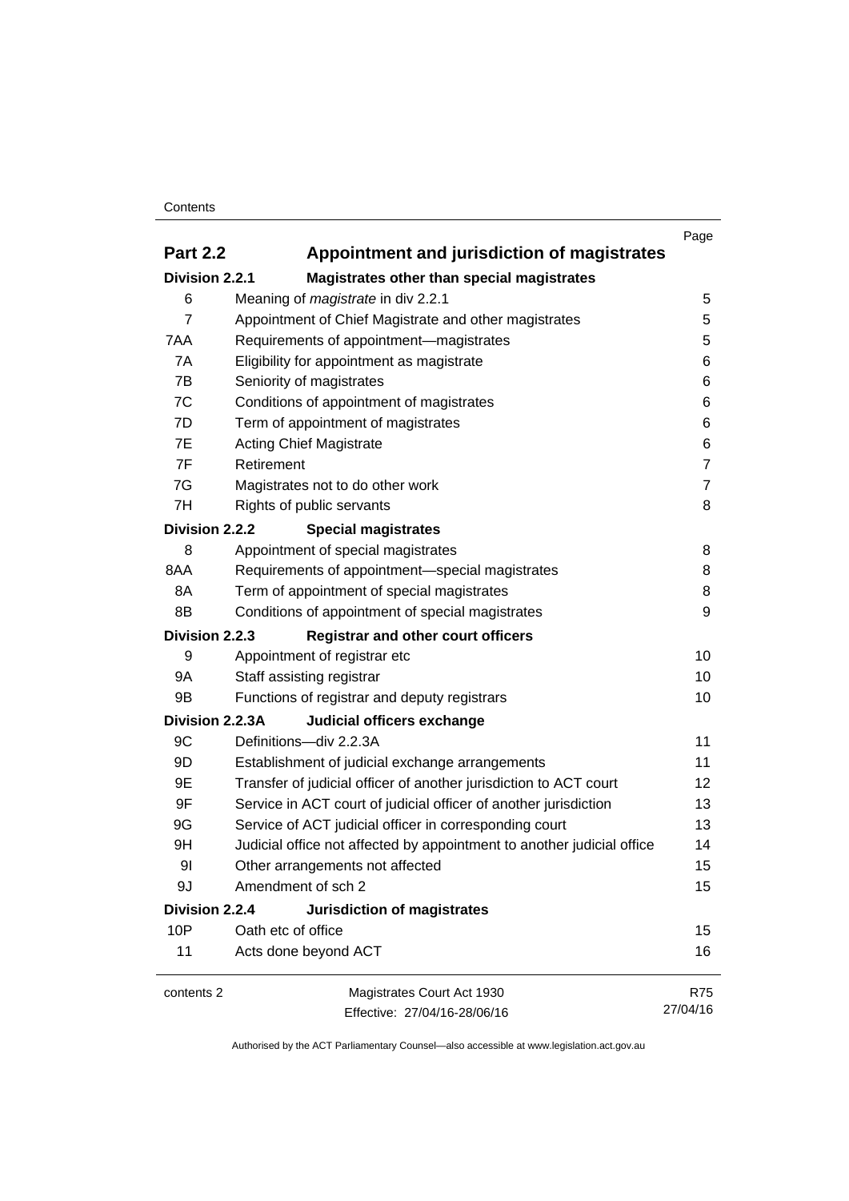| | | Page |
|---|---|---|
| **Part 2.2** | **Appointment and jurisdiction of magistrates** | |
| **Division 2.2.1** | **Magistrates other than special magistrates** | |
| 6 | Meaning of *magistrate* in div 2.2.1 | 5 |
| 7 | Appointment of Chief Magistrate and other magistrates | 5 |
| 7AA | Requirements of appointment—magistrates | 5 |
| 7A | Eligibility for appointment as magistrate | 6 |
| 7B | Seniority of magistrates | 6 |
| 7C | Conditions of appointment of magistrates | 6 |
| 7D | Term of appointment of magistrates | 6 |
| 7E | Acting Chief Magistrate | 6 |
| 7F | Retirement | 7 |
| 7G | Magistrates not to do other work | 7 |
| 7H | Rights of public servants | 8 |
| **Division 2.2.2** | **Special magistrates** | |
| 8 | Appointment of special magistrates | 8 |
| 8AA | Requirements of appointment—special magistrates | 8 |
| 8A | Term of appointment of special magistrates | 8 |
| 8B | Conditions of appointment of special magistrates | 9 |
| **Division 2.2.3** | **Registrar and other court officers** | |
| 9 | Appointment of registrar etc | 10 |
| 9A | Staff assisting registrar | 10 |
| 9B | Functions of registrar and deputy registrars | 10 |
| **Division 2.2.3A** | **Judicial officers exchange** | |
| 9C | Definitions—div 2.2.3A | 11 |
| 9D | Establishment of judicial exchange arrangements | 11 |
| 9E | Transfer of judicial officer of another jurisdiction to ACT court | 12 |
| 9F | Service in ACT court of judicial officer of another jurisdiction | 13 |
| 9G | Service of ACT judicial officer in corresponding court | 13 |
| 9H | Judicial office not affected by appointment to another judicial office | 14 |
| 9I | Other arrangements not affected | 15 |
| 9J | Amendment of sch 2 | 15 |
| **Division 2.2.4** | **Jurisdiction of magistrates** | |
| 10P | Oath etc of office | 15 |
| 11 | Acts done beyond ACT | 16 |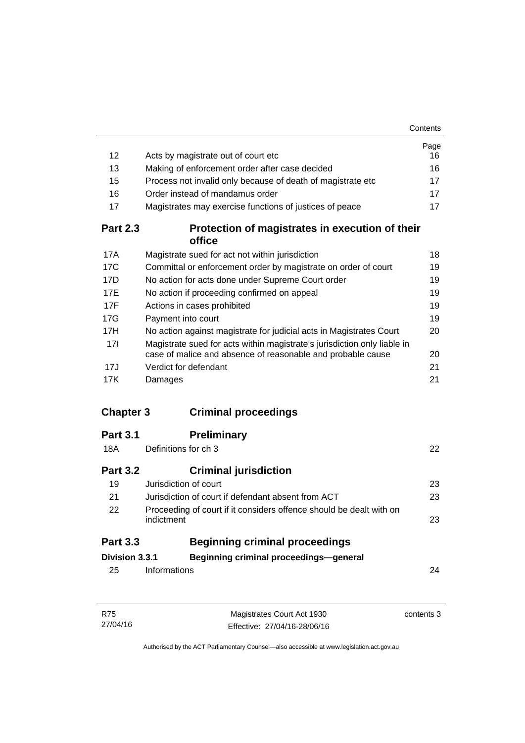| | | Page |
|---|---|---|
| 12 | Acts by magistrate out of court etc | 16 |
| 13 | Making of enforcement order after case decided | 16 |
| 15 | Process not invalid only because of death of magistrate etc | 17 |
| 16 | Order instead of mandamus order | 17 |
| 17 | Magistrates may exercise functions of justices of peace | 17 |

## Part 2.3 Protection of magistrates in execution of their office

| | | |
|---|---|---|
| 17A | Magistrate sued for act not within jurisdiction | 18 |
| 17C | Committal or enforcement order by magistrate on order of court | 19 |
| 17D | No action for acts done under Supreme Court order | 19 |
| 17E | No action if proceeding confirmed on appeal | 19 |
| 17F | Actions in cases prohibited | 19 |
| 17G | Payment into court | 19 |
| 17H | No action against magistrate for judicial acts in Magistrates Court | 20 |
| 17I | Magistrate sued for acts within magistrate's jurisdiction only liable in case of malice and absence of reasonable and probable cause | 20 |
| 17J | Verdict for defendant | 21 |
| 17K | Damages | 21 |

# Chapter 3 Criminal proceedings

## Part 3.1 Preliminary

| | | |
|---|---|---|
| 18A | Definitions for ch 3 | 22 |

## Part 3.2 Criminal jurisdiction

| | | |
|---|---|---|
| 19 | Jurisdiction of court | 23 |
| 21 | Jurisdiction of court if defendant absent from ACT | 23 |
| 22 | Proceeding of court if it considers offence should be dealt with on indictment | 23 |

## Part 3.3 Beginning criminal proceedings

### Division 3.3.1 Beginning criminal proceedings—general

| | | |
|---|---|---|
| 25 | Informations | 24 |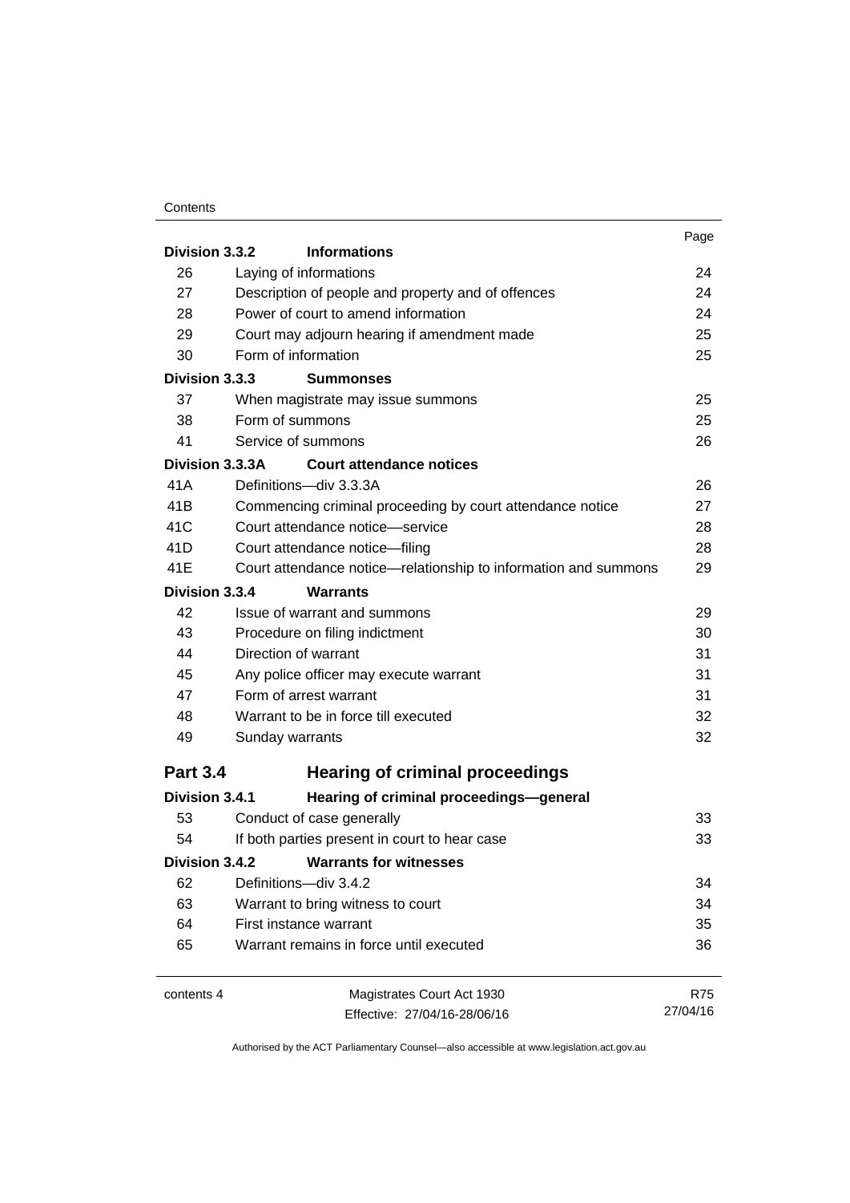| | | Page |
|---|---|---|
| **Division 3.3.2** | **Informations** | |
| 26 | Laying of informations | 24 |
| 27 | Description of people and property and of offences | 24 |
| 28 | Power of court to amend information | 24 |
| 29 | Court may adjourn hearing if amendment made | 25 |
| 30 | Form of information | 25 |
| **Division 3.3.3** | **Summonses** | |
| 37 | When magistrate may issue summons | 25 |
| 38 | Form of summons | 25 |
| 41 | Service of summons | 26 |
| **Division 3.3.3A** | **Court attendance notices** | |
| 41A | Definitions—div 3.3.3A | 26 |
| 41B | Commencing criminal proceeding by court attendance notice | 27 |
| 41C | Court attendance notice—service | 28 |
| 41D | Court attendance notice—filing | 28 |
| 41E | Court attendance notice—relationship to information and summons | 29 |
| **Division 3.3.4** | **Warrants** | |
| 42 | Issue of warrant and summons | 29 |
| 43 | Procedure on filing indictment | 30 |
| 44 | Direction of warrant | 31 |
| 45 | Any police officer may execute warrant | 31 |
| 47 | Form of arrest warrant | 31 |
| 48 | Warrant to be in force till executed | 32 |
| 49 | Sunday warrants | 32 |
| **Part 3.4** | **Hearing of criminal proceedings** | |
| **Division 3.4.1** | **Hearing of criminal proceedings—general** | |
| 53 | Conduct of case generally | 33 |
| 54 | If both parties present in court to hear case | 33 |
| **Division 3.4.2** | **Warrants for witnesses** | |
| 62 | Definitions—div 3.4.2 | 34 |
| 63 | Warrant to bring witness to court | 34 |
| 64 | First instance warrant | 35 |
| 65 | Warrant remains in force until executed | 36 |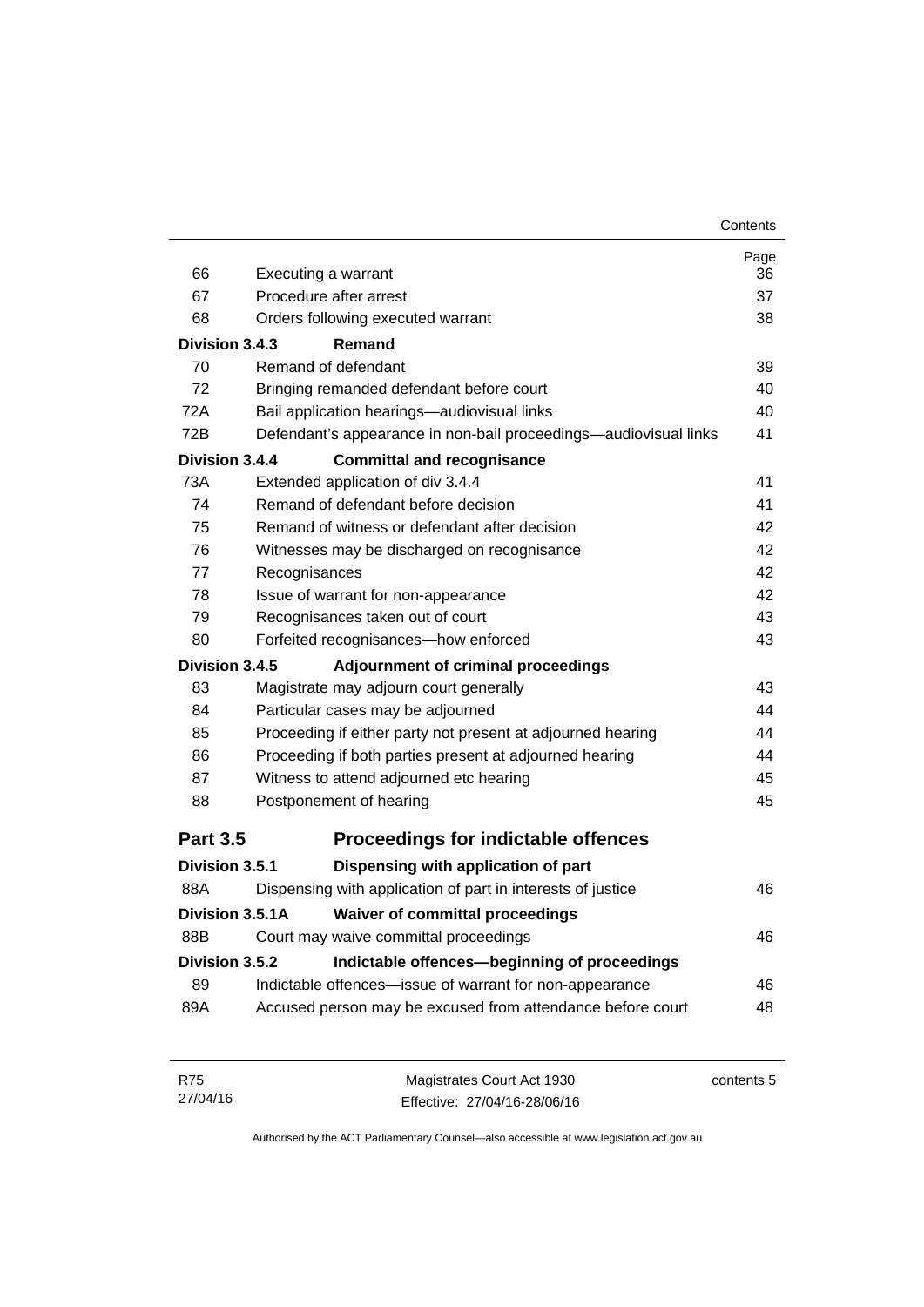| | | Page |
|---|---|---|
| 66 | Executing a warrant | 36 |
| 67 | Procedure after arrest | 37 |
| 68 | Orders following executed warrant | 38 |
| **Division 3.4.3** | **Remand** | |
| 70 | Remand of defendant | 39 |
| 72 | Bringing remanded defendant before court | 40 |
| 72A | Bail application hearings—audiovisual links | 40 |
| 72B | Defendant's appearance in non-bail proceedings—audiovisual links | 41 |
| **Division 3.4.4** | **Committal and recognisance** | |
| 73A | Extended application of div 3.4.4 | 41 |
| 74 | Remand of defendant before decision | 41 |
| 75 | Remand of witness or defendant after decision | 42 |
| 76 | Witnesses may be discharged on recognisance | 42 |
| 77 | Recognisances | 42 |
| 78 | Issue of warrant for non-appearance | 42 |
| 79 | Recognisances taken out of court | 43 |
| 80 | Forfeited recognisances—how enforced | 43 |
| **Division 3.4.5** | **Adjournment of criminal proceedings** | |
| 83 | Magistrate may adjourn court generally | 43 |
| 84 | Particular cases may be adjourned | 44 |
| 85 | Proceeding if either party not present at adjourned hearing | 44 |
| 86 | Proceeding if both parties present at adjourned hearing | 44 |
| 87 | Witness to attend adjourned etc hearing | 45 |
| 88 | Postponement of hearing | 45 |

## Part 3.5 Proceedings for indictable offences

| | | |
|---|---|---|
| **Division 3.5.1** | **Dispensing with application of part** | |
| 88A | Dispensing with application of part in interests of justice | 46 |
| **Division 3.5.1A** | **Waiver of committal proceedings** | |
| 88B | Court may waive committal proceedings | 46 |
| **Division 3.5.2** | **Indictable offences—beginning of proceedings** | |
| 89 | Indictable offences—issue of warrant for non-appearance | 46 |
| 89A | Accused person may be excused from attendance before court | 48 |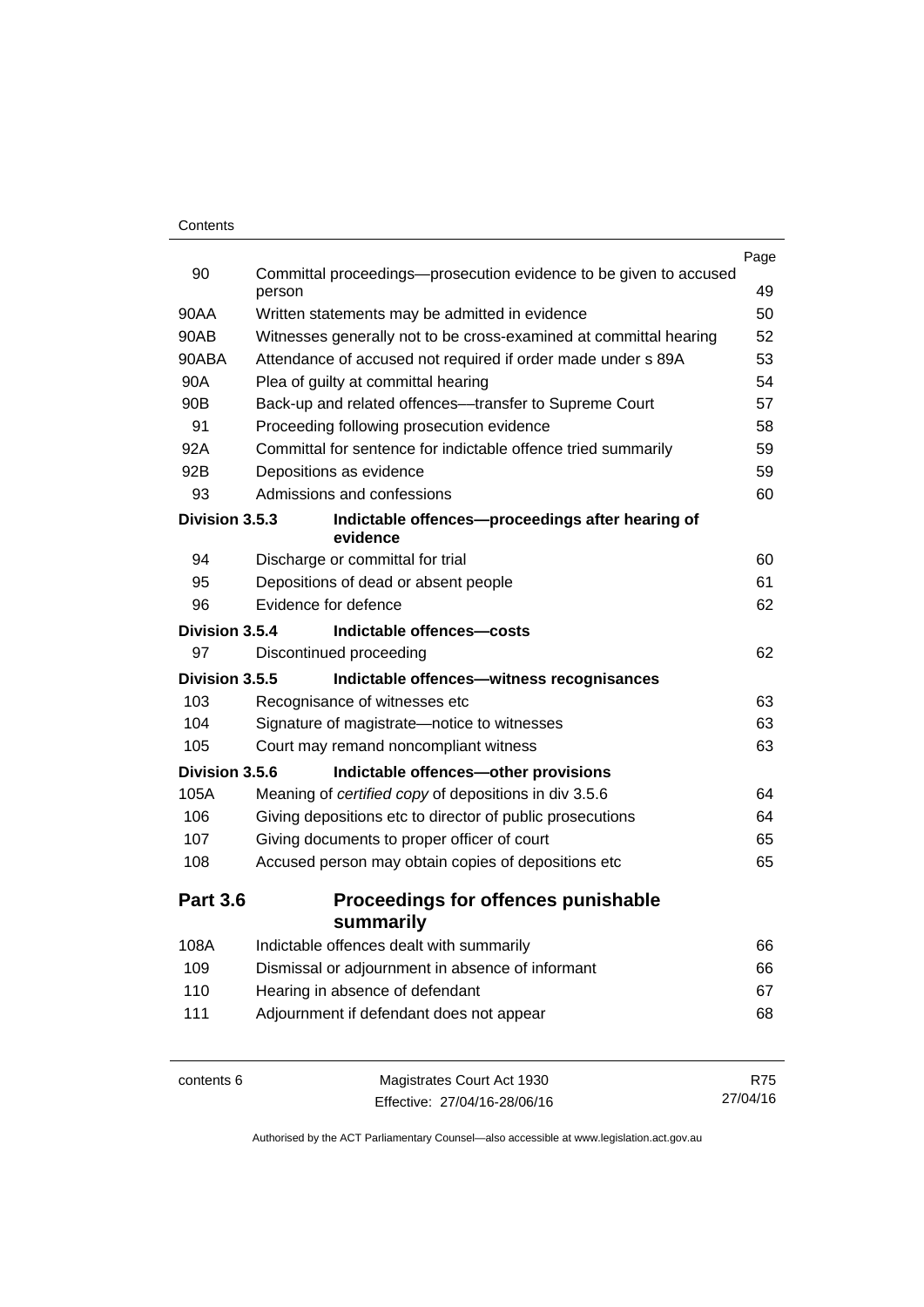| | | Page |
|---|---|---|
| 90 | Committal proceedings—prosecution evidence to be given to accused person | 49 |
| 90AA | Written statements may be admitted in evidence | 50 |
| 90AB | Witnesses generally not to be cross-examined at committal hearing | 52 |
| 90ABA | Attendance of accused not required if order made under s 89A | 53 |
| 90A | Plea of guilty at committal hearing | 54 |
| 90B | Back-up and related offences—transfer to Supreme Court | 57 |
| 91 | Proceeding following prosecution evidence | 58 |
| 92A | Committal for sentence for indictable offence tried summarily | 59 |
| 92B | Depositions as evidence | 59 |
| 93 | Admissions and confessions | 60 |
| **Division 3.5.3** | **Indictable offences—proceedings after hearing of evidence** | |
| 94 | Discharge or committal for trial | 60 |
| 95 | Depositions of dead or absent people | 61 |
| 96 | Evidence for defence | 62 |
| **Division 3.5.4** | **Indictable offences—costs** | |
| 97 | Discontinued proceeding | 62 |
| **Division 3.5.5** | **Indictable offences—witness recognisances** | |
| 103 | Recognisance of witnesses etc | 63 |
| 104 | Signature of magistrate—notice to witnesses | 63 |
| 105 | Court may remand noncompliant witness | 63 |
| **Division 3.5.6** | **Indictable offences—other provisions** | |
| 105A | Meaning of *certified copy* of depositions in div 3.5.6 | 64 |
| 106 | Giving depositions etc to director of public prosecutions | 64 |
| 107 | Giving documents to proper officer of court | 65 |
| 108 | Accused person may obtain copies of depositions etc | 65 |
| **Part 3.6** | **Proceedings for offences punishable summarily** | |
| 108A | Indictable offences dealt with summarily | 66 |
| 109 | Dismissal or adjournment in absence of informant | 66 |
| 110 | Hearing in absence of defendant | 67 |
| 111 | Adjournment if defendant does not appear | 68 |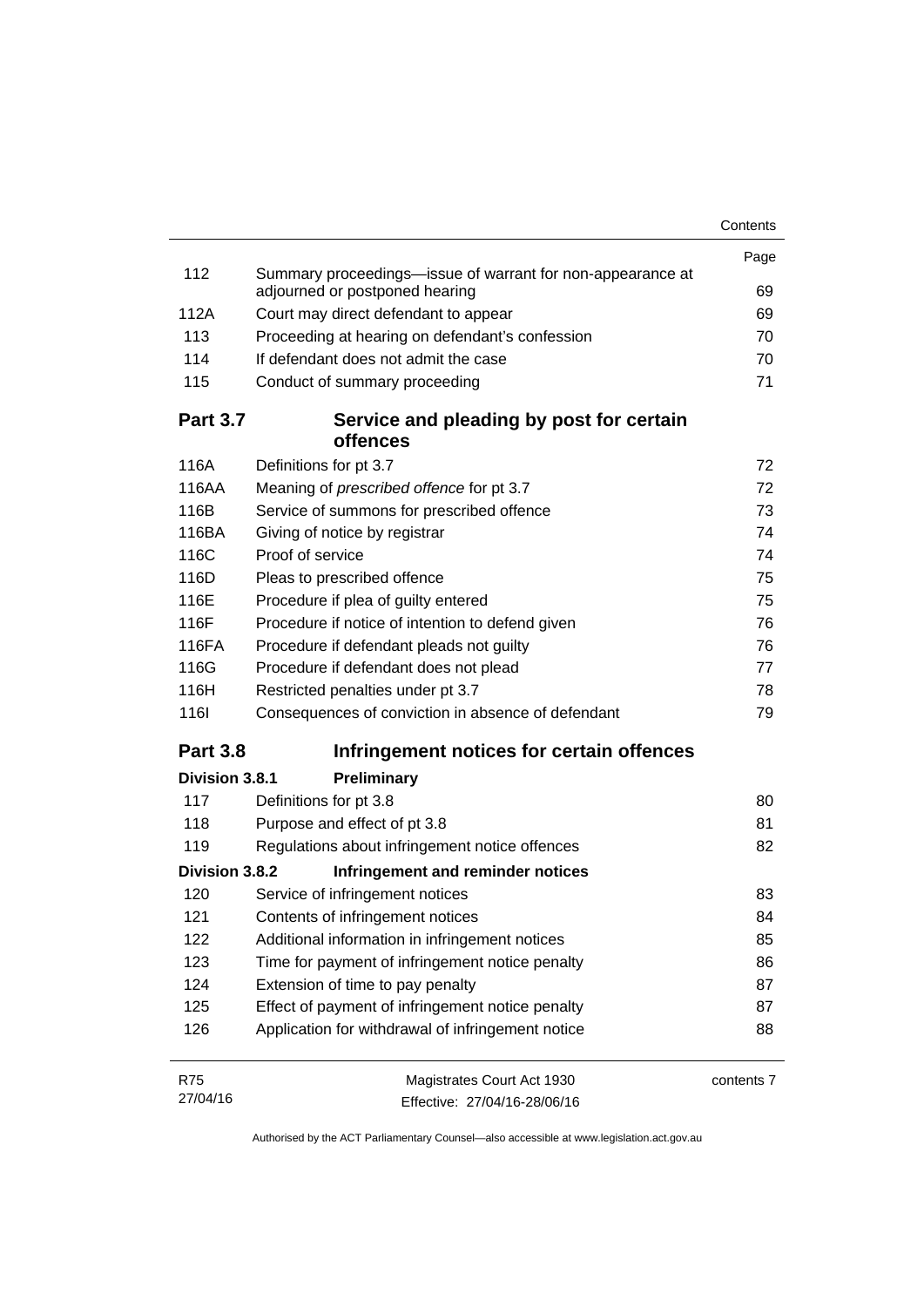| | | Page |
|---|---|---|
| 112 | Summary proceedings—issue of warrant for non-appearance at adjourned or postponed hearing | 69 |
| 112A | Court may direct defendant to appear | 69 |
| 113 | Proceeding at hearing on defendant's confession | 70 |
| 114 | If defendant does not admit the case | 70 |
| 115 | Conduct of summary proceeding | 71 |

## Part 3.7 Service and pleading by post for certain offences

| | | |
|---|---|---|
| 116A | Definitions for pt 3.7 | 72 |
| 116AA | Meaning of *prescribed offence* for pt 3.7 | 72 |
| 116B | Service of summons for prescribed offence | 73 |
| 116BA | Giving of notice by registrar | 74 |
| 116C | Proof of service | 74 |
| 116D | Pleas to prescribed offence | 75 |
| 116E | Procedure if plea of guilty entered | 75 |
| 116F | Procedure if notice of intention to defend given | 76 |
| 116FA | Procedure if defendant pleads not guilty | 76 |
| 116G | Procedure if defendant does not plead | 77 |
| 116H | Restricted penalties under pt 3.7 | 78 |
| 116I | Consequences of conviction in absence of defendant | 79 |

## Part 3.8 Infringement notices for certain offences

### Division 3.8.1 Preliminary

| | | |
|---|---|---|
| 117 | Definitions for pt 3.8 | 80 |
| 118 | Purpose and effect of pt 3.8 | 81 |
| 119 | Regulations about infringement notice offences | 82 |

### Division 3.8.2 Infringement and reminder notices

| | | |
|---|---|---|
| 120 | Service of infringement notices | 83 |
| 121 | Contents of infringement notices | 84 |
| 122 | Additional information in infringement notices | 85 |
| 123 | Time for payment of infringement notice penalty | 86 |
| 124 | Extension of time to pay penalty | 87 |
| 125 | Effect of payment of infringement notice penalty | 87 |
| 126 | Application for withdrawal of infringement notice | 88 |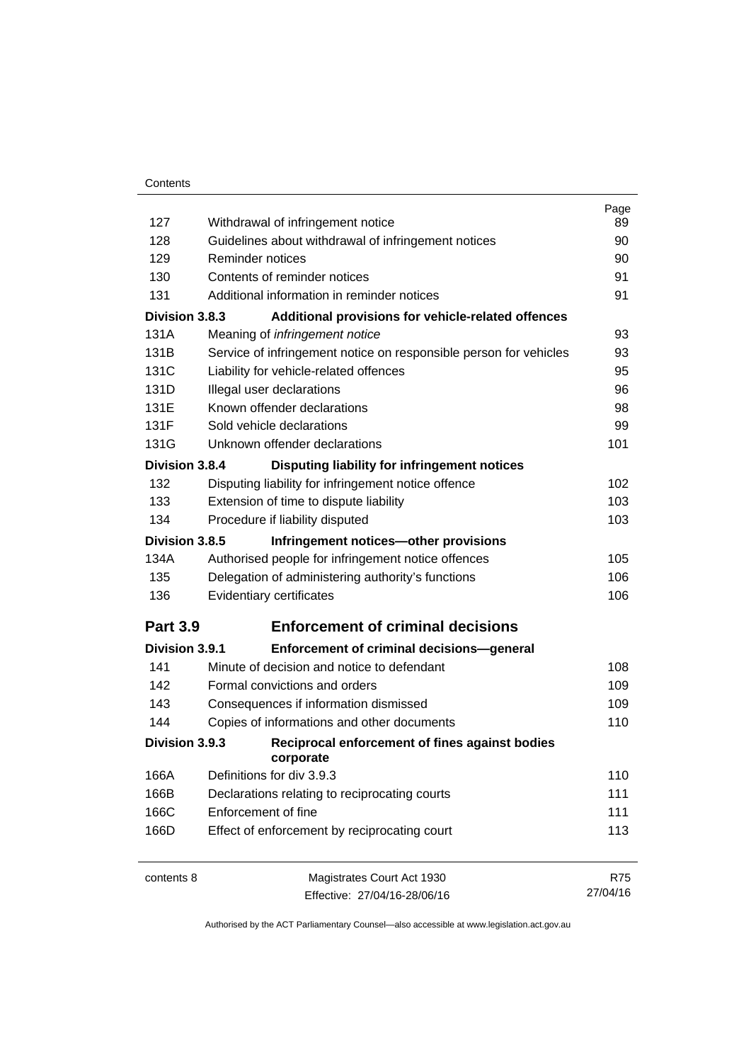| | | Page |
|---|---|---|
| 127 | Withdrawal of infringement notice | 89 |
| 128 | Guidelines about withdrawal of infringement notices | 90 |
| 129 | Reminder notices | 90 |
| 130 | Contents of reminder notices | 91 |
| 131 | Additional information in reminder notices | 91 |
| **Division 3.8.3** | **Additional provisions for vehicle-related offences** | |
| 131A | Meaning of *infringement notice* | 93 |
| 131B | Service of infringement notice on responsible person for vehicles | 93 |
| 131C | Liability for vehicle-related offences | 95 |
| 131D | Illegal user declarations | 96 |
| 131E | Known offender declarations | 98 |
| 131F | Sold vehicle declarations | 99 |
| 131G | Unknown offender declarations | 101 |
| **Division 3.8.4** | **Disputing liability for infringement notices** | |
| 132 | Disputing liability for infringement notice offence | 102 |
| 133 | Extension of time to dispute liability | 103 |
| 134 | Procedure if liability disputed | 103 |
| **Division 3.8.5** | **Infringement notices—other provisions** | |
| 134A | Authorised people for infringement notice offences | 105 |
| 135 | Delegation of administering authority's functions | 106 |
| 136 | Evidentiary certificates | 106 |
| **Part 3.9** | **Enforcement of criminal decisions** | |
| **Division 3.9.1** | **Enforcement of criminal decisions—general** | |
| 141 | Minute of decision and notice to defendant | 108 |
| 142 | Formal convictions and orders | 109 |
| 143 | Consequences if information dismissed | 109 |
| 144 | Copies of informations and other documents | 110 |
| **Division 3.9.3** | **Reciprocal enforcement of fines against bodies corporate** | |
| 166A | Definitions for div 3.9.3 | 110 |
| 166B | Declarations relating to reciprocating courts | 111 |
| 166C | Enforcement of fine | 111 |
| 166D | Effect of enforcement by reciprocating court | 113 |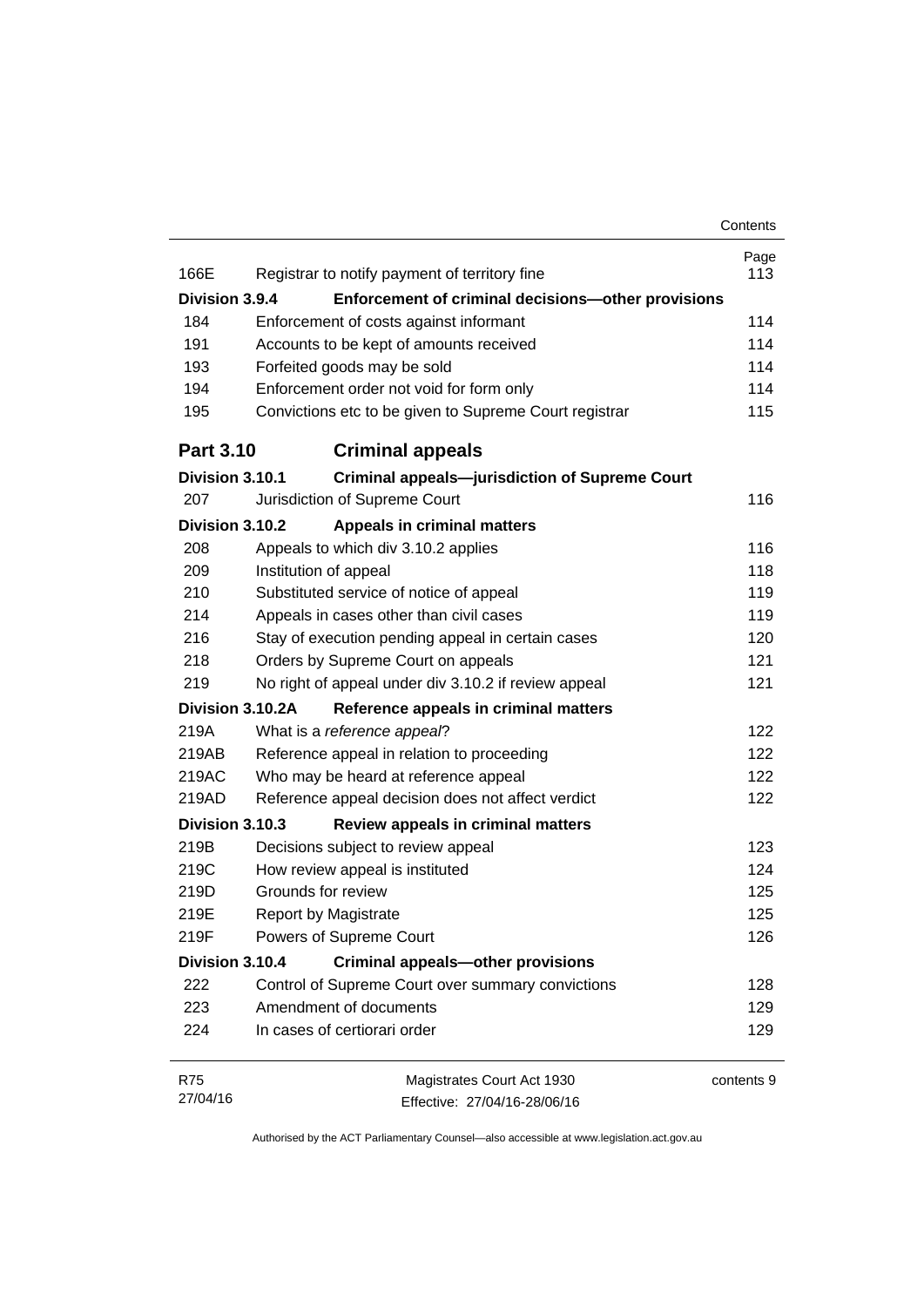| | | Page |
|---|---|---|
| 166E | Registrar to notify payment of territory fine | 113 |
| **Division 3.9.4** | **Enforcement of criminal decisions—other provisions** | |
| 184 | Enforcement of costs against informant | 114 |
| 191 | Accounts to be kept of amounts received | 114 |
| 193 | Forfeited goods may be sold | 114 |
| 194 | Enforcement order not void for form only | 114 |
| 195 | Convictions etc to be given to Supreme Court registrar | 115 |
| **Part 3.10** | **Criminal appeals** | |
| **Division 3.10.1** | **Criminal appeals—jurisdiction of Supreme Court** | |
| 207 | Jurisdiction of Supreme Court | 116 |
| **Division 3.10.2** | **Appeals in criminal matters** | |
| 208 | Appeals to which div 3.10.2 applies | 116 |
| 209 | Institution of appeal | 118 |
| 210 | Substituted service of notice of appeal | 119 |
| 214 | Appeals in cases other than civil cases | 119 |
| 216 | Stay of execution pending appeal in certain cases | 120 |
| 218 | Orders by Supreme Court on appeals | 121 |
| 219 | No right of appeal under div 3.10.2 if review appeal | 121 |
| **Division 3.10.2A** | **Reference appeals in criminal matters** | |
| 219A | What is a *reference appeal*? | 122 |
| 219AB | Reference appeal in relation to proceeding | 122 |
| 219AC | Who may be heard at reference appeal | 122 |
| 219AD | Reference appeal decision does not affect verdict | 122 |
| **Division 3.10.3** | **Review appeals in criminal matters** | |
| 219B | Decisions subject to review appeal | 123 |
| 219C | How review appeal is instituted | 124 |
| 219D | Grounds for review | 125 |
| 219E | Report by Magistrate | 125 |
| 219F | Powers of Supreme Court | 126 |
| **Division 3.10.4** | **Criminal appeals—other provisions** | |
| 222 | Control of Supreme Court over summary convictions | 128 |
| 223 | Amendment of documents | 129 |
| 224 | In cases of certiorari order | 129 |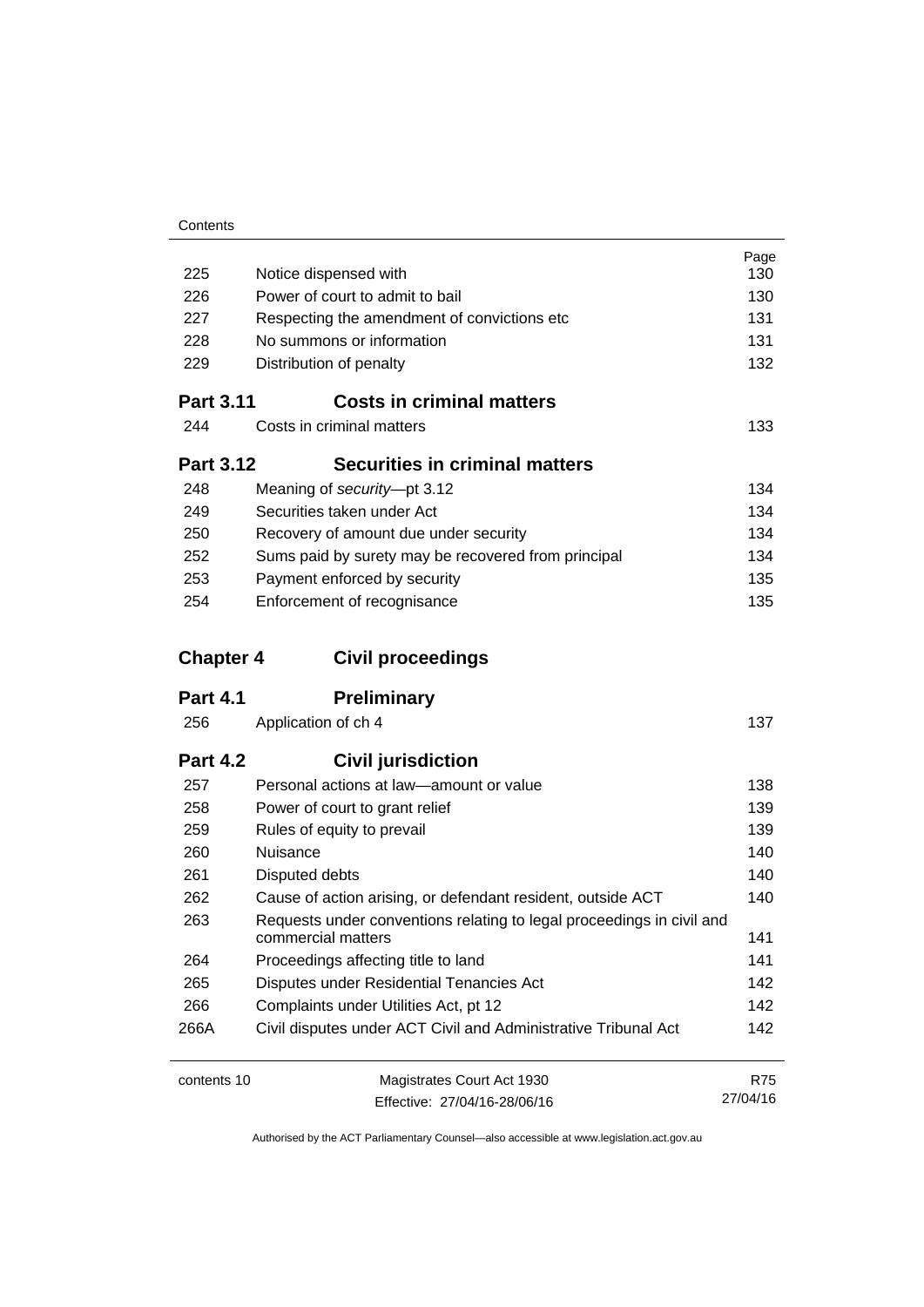| | | Page |
|---|---|---|
| 225 | Notice dispensed with | 130 |
| 226 | Power of court to admit to bail | 130 |
| 227 | Respecting the amendment of convictions etc | 131 |
| 228 | No summons or information | 131 |
| 229 | Distribution of penalty | 132 |

### Part 3.11 Costs in criminal matters

| | | |
|---|---|---|
| 244 | Costs in criminal matters | 133 |

### Part 3.12 Securities in criminal matters

| | | |
|---|---|---|
| 248 | Meaning of *security*—pt 3.12 | 134 |
| 249 | Securities taken under Act | 134 |
| 250 | Recovery of amount due under security | 134 |
| 252 | Sums paid by surety may be recovered from principal | 134 |
| 253 | Payment enforced by security | 135 |
| 254 | Enforcement of recognisance | 135 |

## Chapter 4 Civil proceedings

### Part 4.1 Preliminary

| | | |
|---|---|---|
| 256 | Application of ch 4 | 137 |

### Part 4.2 Civil jurisdiction

| | | |
|---|---|---|
| 257 | Personal actions at law—amount or value | 138 |
| 258 | Power of court to grant relief | 139 |
| 259 | Rules of equity to prevail | 139 |
| 260 | Nuisance | 140 |
| 261 | Disputed debts | 140 |
| 262 | Cause of action arising, or defendant resident, outside ACT | 140 |
| 263 | Requests under conventions relating to legal proceedings in civil and commercial matters | 141 |
| 264 | Proceedings affecting title to land | 141 |
| 265 | Disputes under Residential Tenancies Act | 142 |
| 266 | Complaints under Utilities Act, pt 12 | 142 |
| 266A | Civil disputes under ACT Civil and Administrative Tribunal Act | 142 |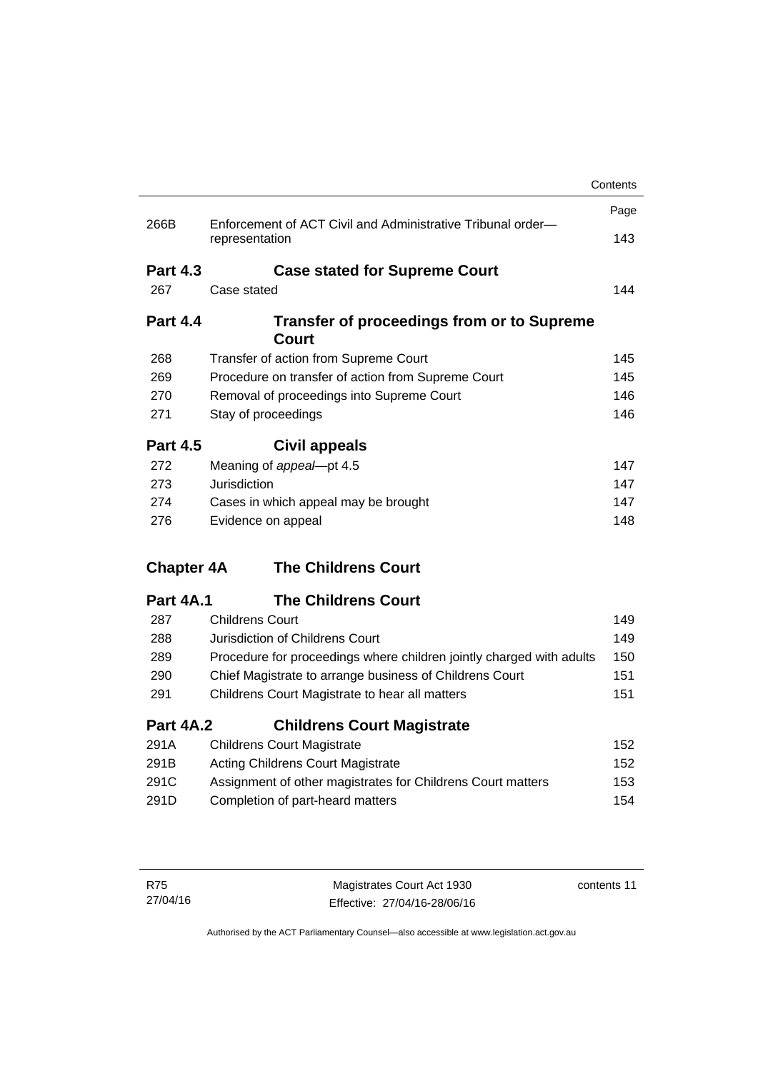| | | Page |
|---|---|---|
| 266B | Enforcement of ACT Civil and Administrative Tribunal order—representation | 143 |

**Part 4.3 Case stated for Supreme Court**

| | | |
|---|---|---|
| 267 | Case stated | 144 |

**Part 4.4 Transfer of proceedings from or to Supreme Court**

| | | |
|---|---|---|
| 268 | Transfer of action from Supreme Court | 145 |
| 269 | Procedure on transfer of action from Supreme Court | 145 |
| 270 | Removal of proceedings into Supreme Court | 146 |
| 271 | Stay of proceedings | 146 |

**Part 4.5 Civil appeals**

| | | |
|---|---|---|
| 272 | Meaning of *appeal*—pt 4.5 | 147 |
| 273 | Jurisdiction | 147 |
| 274 | Cases in which appeal may be brought | 147 |
| 276 | Evidence on appeal | 148 |

**Chapter 4A The Childrens Court**

**Part 4A.1 The Childrens Court**

| | | |
|---|---|---|
| 287 | Childrens Court | 149 |
| 288 | Jurisdiction of Childrens Court | 149 |
| 289 | Procedure for proceedings where children jointly charged with adults | 150 |
| 290 | Chief Magistrate to arrange business of Childrens Court | 151 |
| 291 | Childrens Court Magistrate to hear all matters | 151 |

**Part 4A.2 Childrens Court Magistrate**

| | | |
|---|---|---|
| 291A | Childrens Court Magistrate | 152 |
| 291B | Acting Childrens Court Magistrate | 152 |
| 291C | Assignment of other magistrates for Childrens Court matters | 153 |
| 291D | Completion of part-heard matters | 154 |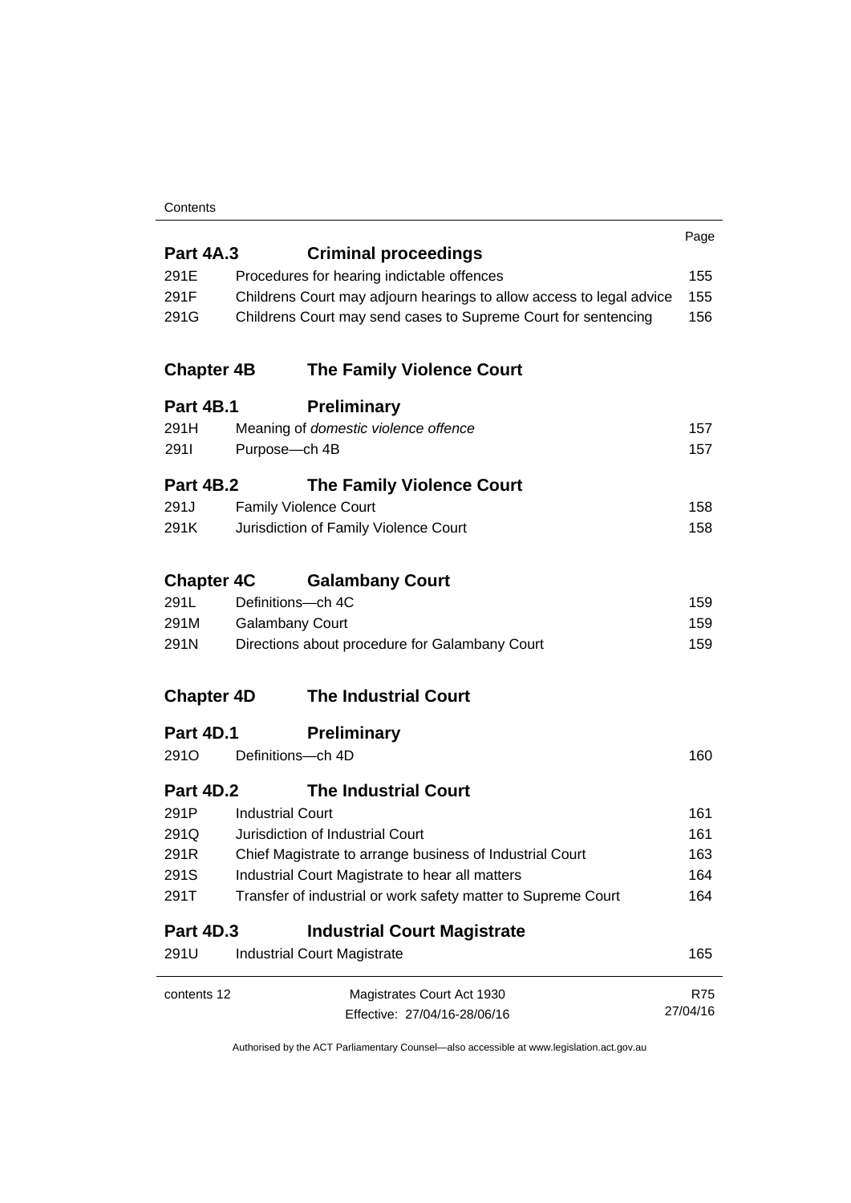| | | Page |
|---|---|---|
| **Part 4A.3** | **Criminal proceedings** | |
| 291E | Procedures for hearing indictable offences | 155 |
| 291F | Childrens Court may adjourn hearings to allow access to legal advice | 155 |
| 291G | Childrens Court may send cases to Supreme Court for sentencing | 156 |
| **Chapter 4B** | **The Family Violence Court** | |
| **Part 4B.1** | **Preliminary** | |
| 291H | Meaning of *domestic violence offence* | 157 |
| 291I | Purpose—ch 4B | 157 |
| **Part 4B.2** | **The Family Violence Court** | |
| 291J | Family Violence Court | 158 |
| 291K | Jurisdiction of Family Violence Court | 158 |
| **Chapter 4C** | **Galambany Court** | |
| 291L | Definitions—ch 4C | 159 |
| 291M | Galambany Court | 159 |
| 291N | Directions about procedure for Galambany Court | 159 |
| **Chapter 4D** | **The Industrial Court** | |
| **Part 4D.1** | **Preliminary** | |
| 291O | Definitions—ch 4D | 160 |
| **Part 4D.2** | **The Industrial Court** | |
| 291P | Industrial Court | 161 |
| 291Q | Jurisdiction of Industrial Court | 161 |
| 291R | Chief Magistrate to arrange business of Industrial Court | 163 |
| 291S | Industrial Court Magistrate to hear all matters | 164 |
| 291T | Transfer of industrial or work safety matter to Supreme Court | 164 |
| **Part 4D.3** | **Industrial Court Magistrate** | |
| 291U | Industrial Court Magistrate | 165 |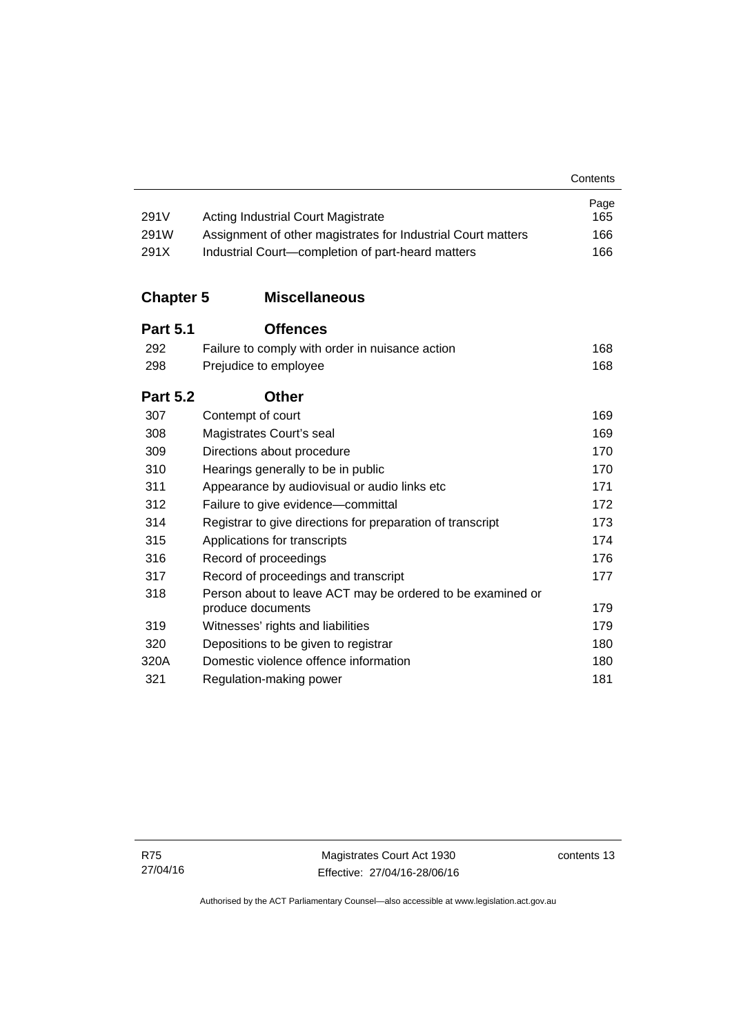| | | Page |
|---|---|---|
| 291V | Acting Industrial Court Magistrate | 165 |
| 291W | Assignment of other magistrates for Industrial Court matters | 166 |
| 291X | Industrial Court—completion of part-heard matters | 166 |

## Chapter 5 Miscellaneous

### Part 5.1 Offences

| | | |
|---|---|---|
| 292 | Failure to comply with order in nuisance action | 168 |
| 298 | Prejudice to employee | 168 |

### Part 5.2 Other

| | | |
|---|---|---|
| 307 | Contempt of court | 169 |
| 308 | Magistrates Court's seal | 169 |
| 309 | Directions about procedure | 170 |
| 310 | Hearings generally to be in public | 170 |
| 311 | Appearance by audiovisual or audio links etc | 171 |
| 312 | Failure to give evidence—committal | 172 |
| 314 | Registrar to give directions for preparation of transcript | 173 |
| 315 | Applications for transcripts | 174 |
| 316 | Record of proceedings | 176 |
| 317 | Record of proceedings and transcript | 177 |
| 318 | Person about to leave ACT may be ordered to be examined or produce documents | 179 |
| 319 | Witnesses' rights and liabilities | 179 |
| 320 | Depositions to be given to registrar | 180 |
| 320A | Domestic violence offence information | 180 |
| 321 | Regulation-making power | 181 |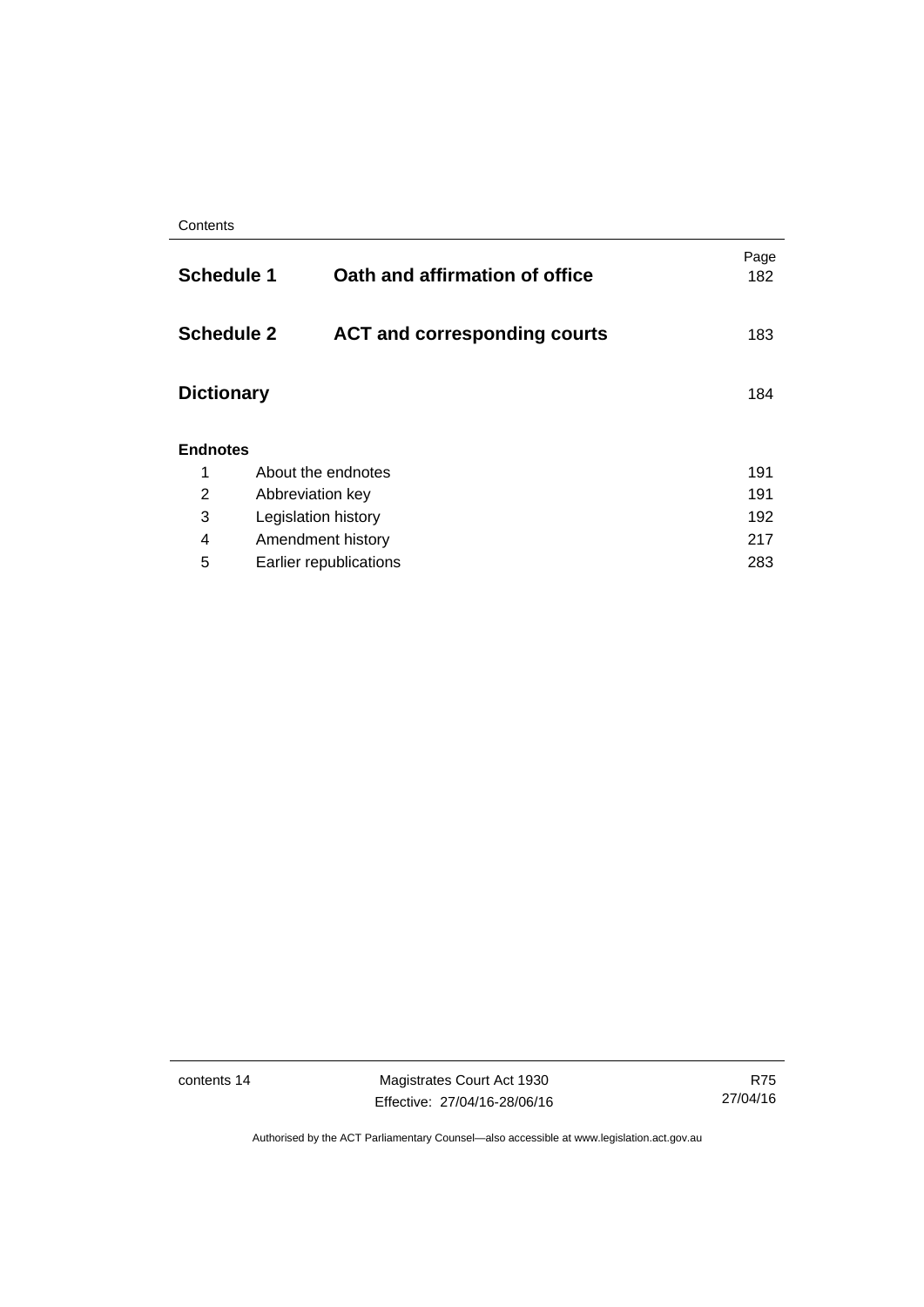| | | Page |
|---|---|---|
| **Schedule 1** | **Oath and affirmation of office** | 182 |
| **Schedule 2** | **ACT and corresponding courts** | 183 |
| **Dictionary** | | 184 |

**Endnotes**

| | | |
|---|---|---|
| 1 | About the endnotes | 191 |
| 2 | Abbreviation key | 191 |
| 3 | Legislation history | 192 |
| 4 | Amendment history | 217 |
| 5 | Earlier republications | 283 |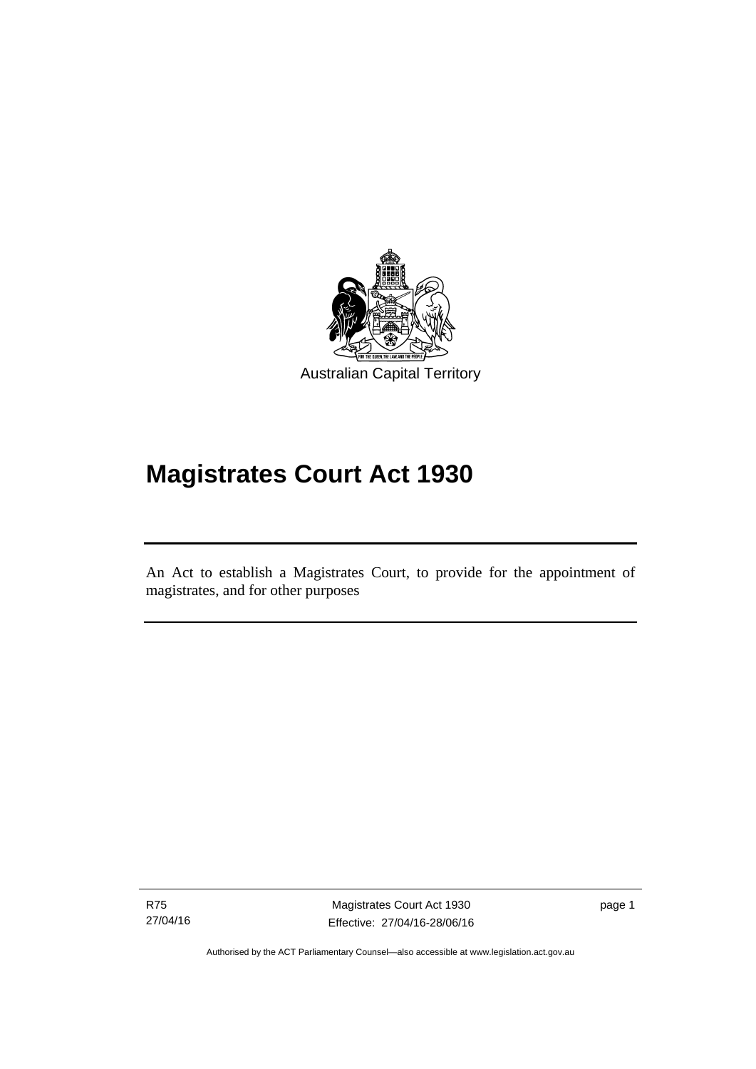Australian Capital Territory

# Magistrates Court Act 1930

An Act to establish a Magistrates Court, to provide for the appointment of magistrates, and for other purposes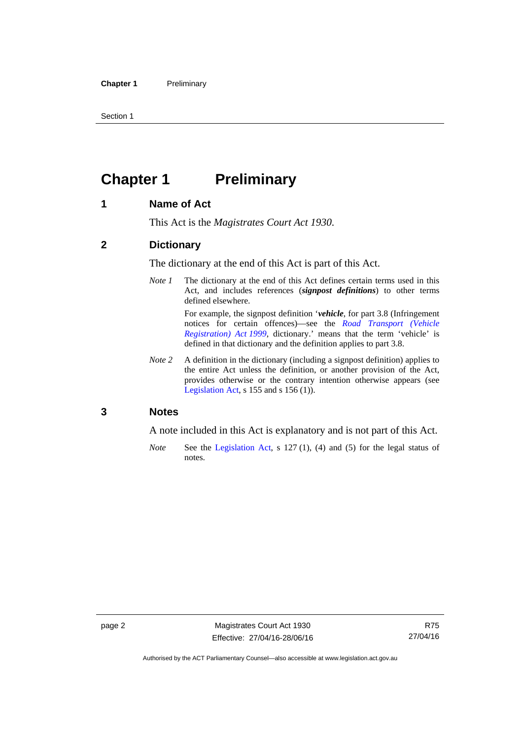# Chapter 1 Preliminary

## 1 Name of Act

This Act is the *Magistrates Court Act 1930*.

## 2 Dictionary

The dictionary at the end of this Act is part of this Act.

*Note 1* The dictionary at the end of this Act defines certain terms used in this Act, and includes references (***signpost definitions***) to other terms defined elsewhere.

For example, the signpost definition '***vehicle***, for part 3.8 (Infringement notices for certain offences)—see the *Road Transport (Vehicle Registration) Act 1999*, dictionary.' means that the term 'vehicle' is defined in that dictionary and the definition applies to part 3.8.

*Note 2* A definition in the dictionary (including a signpost definition) applies to the entire Act unless the definition, or another provision of the Act, provides otherwise or the contrary intention otherwise appears (see Legislation Act, s 155 and s 156 (1)).

## 3 Notes

A note included in this Act is explanatory and is not part of this Act.

*Note* See the Legislation Act, s 127 (1), (4) and (5) for the legal status of notes.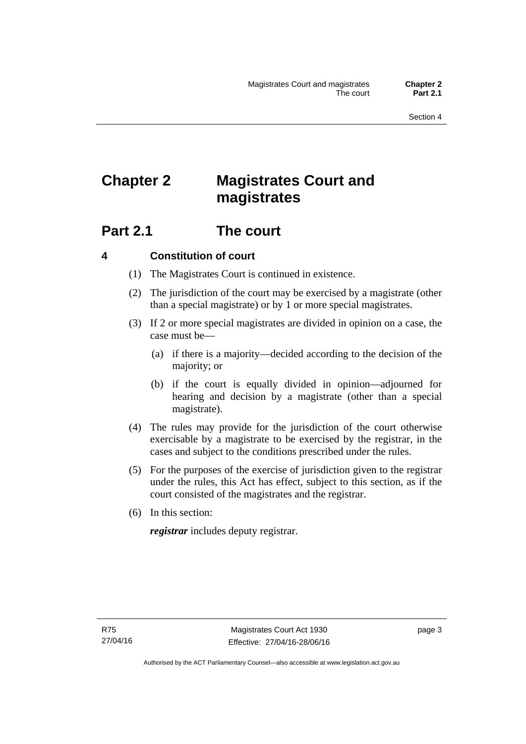# Chapter 2 Magistrates Court and magistrates

## Part 2.1 The court

### 4 Constitution of court

(1) The Magistrates Court is continued in existence.

(2) The jurisdiction of the court may be exercised by a magistrate (other than a special magistrate) or by 1 or more special magistrates.

(3) If 2 or more special magistrates are divided in opinion on a case, the case must be—

(a) if there is a majority—decided according to the decision of the majority; or

(b) if the court is equally divided in opinion—adjourned for hearing and decision by a magistrate (other than a special magistrate).

(4) The rules may provide for the jurisdiction of the court otherwise exercisable by a magistrate to be exercised by the registrar, in the cases and subject to the conditions prescribed under the rules.

(5) For the purposes of the exercise of jurisdiction given to the registrar under the rules, this Act has effect, subject to this section, as if the court consisted of the magistrates and the registrar.

(6) In this section:

***registrar*** includes deputy registrar.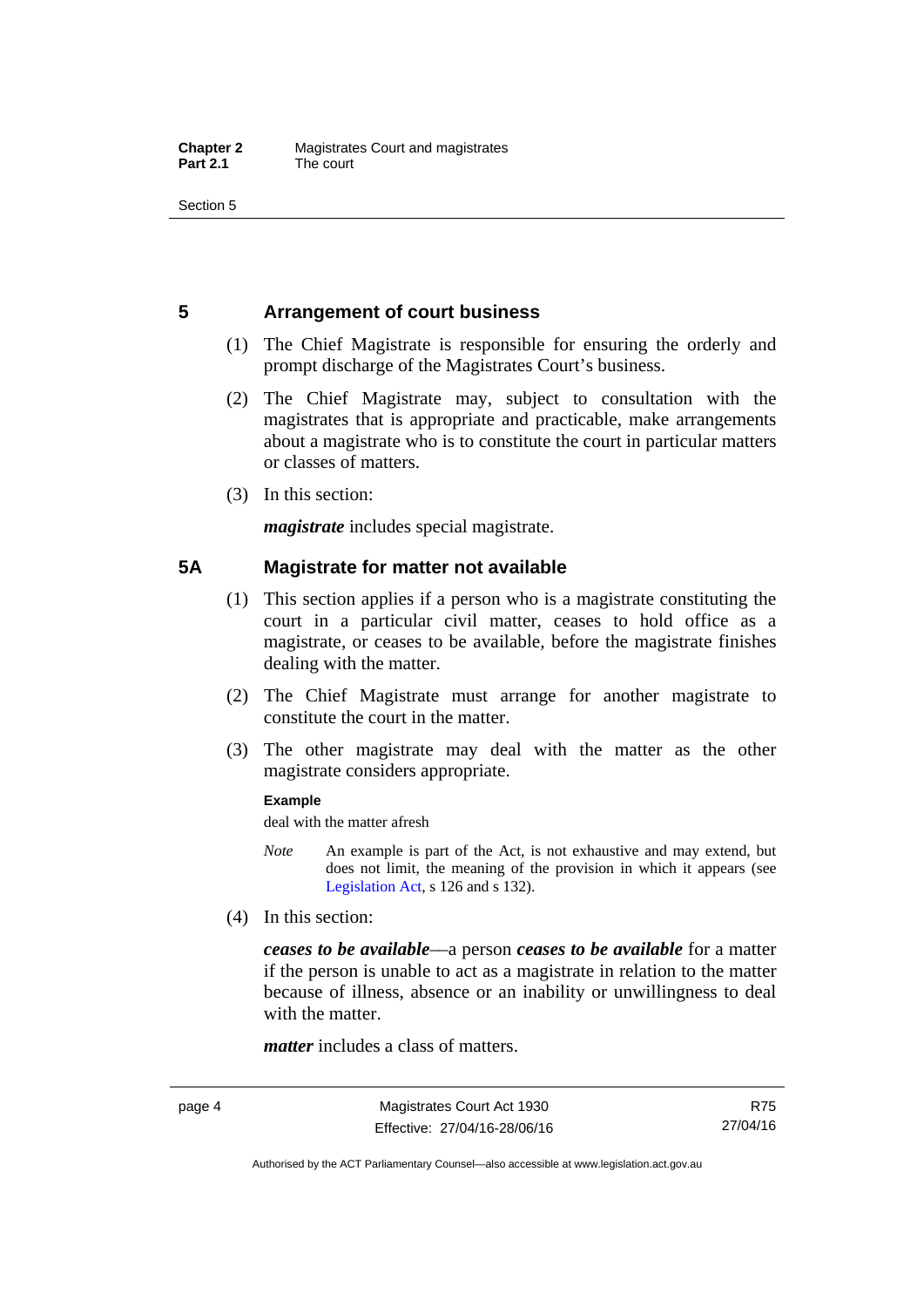## 5 Arrangement of court business

(1) The Chief Magistrate is responsible for ensuring the orderly and prompt discharge of the Magistrates Court's business.

(2) The Chief Magistrate may, subject to consultation with the magistrates that is appropriate and practicable, make arrangements about a magistrate who is to constitute the court in particular matters or classes of matters.

(3) In this section:

***magistrate*** includes special magistrate.

## 5A Magistrate for matter not available

(1) This section applies if a person who is a magistrate constituting the court in a particular civil matter, ceases to hold office as a magistrate, or ceases to be available, before the magistrate finishes dealing with the matter.

(2) The Chief Magistrate must arrange for another magistrate to constitute the court in the matter.

(3) The other magistrate may deal with the matter as the other magistrate considers appropriate.

**Example**

deal with the matter afresh

*Note* An example is part of the Act, is not exhaustive and may extend, but does not limit, the meaning of the provision in which it appears (see Legislation Act, s 126 and s 132).

(4) In this section:

***ceases to be available***—a person ***ceases to be available*** for a matter if the person is unable to act as a magistrate in relation to the matter because of illness, absence or an inability or unwillingness to deal with the matter.

***matter*** includes a class of matters.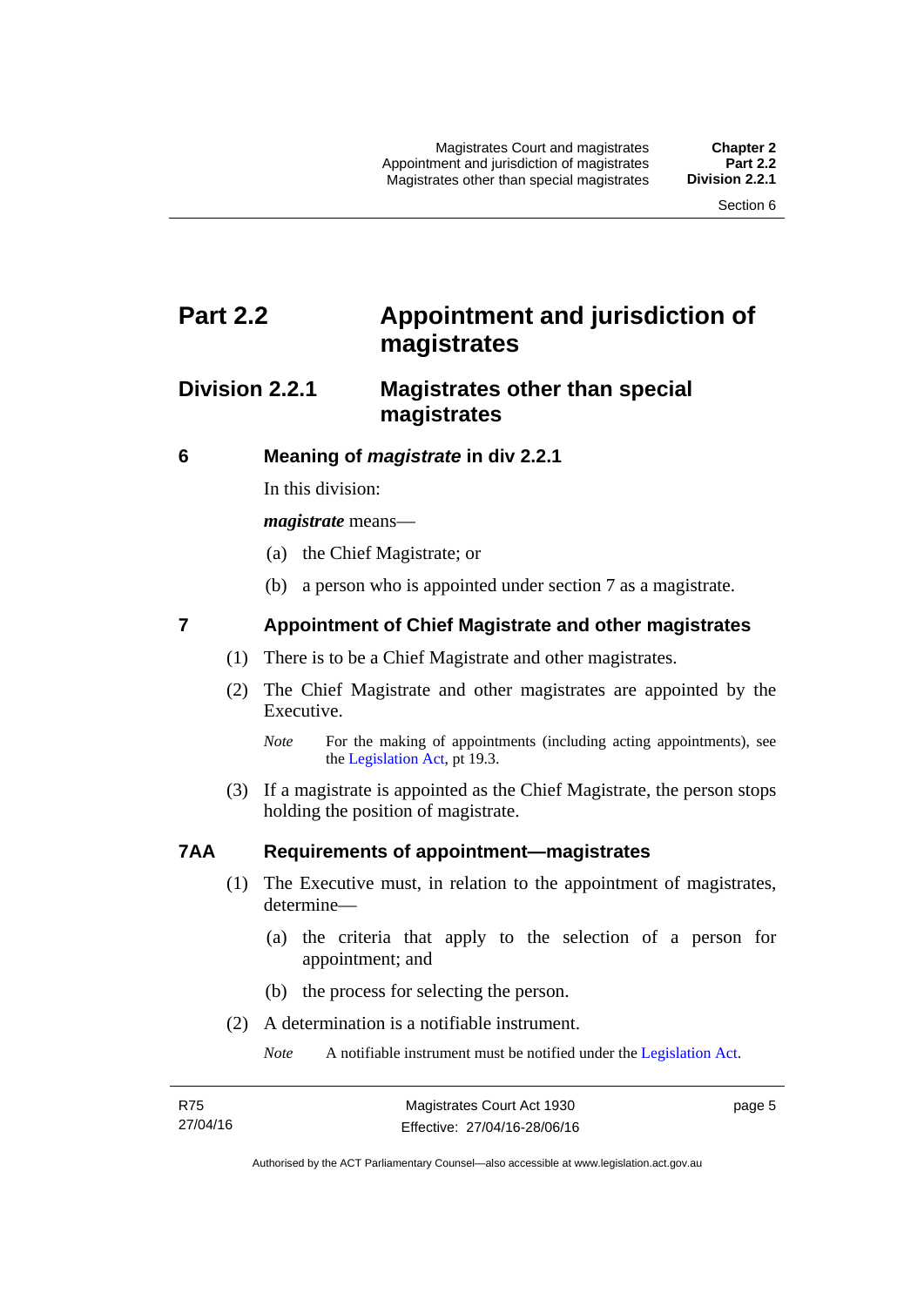# Part 2.2 Appointment and jurisdiction of magistrates

## Division 2.2.1 Magistrates other than special magistrates

### 6 Meaning of *magistrate* in div 2.2.1

In this division:

***magistrate*** means—

(a) the Chief Magistrate; or

(b) a person who is appointed under section 7 as a magistrate.

### 7 Appointment of Chief Magistrate and other magistrates

(1) There is to be a Chief Magistrate and other magistrates.

(2) The Chief Magistrate and other magistrates are appointed by the Executive.

*Note* For the making of appointments (including acting appointments), see the Legislation Act, pt 19.3.

(3) If a magistrate is appointed as the Chief Magistrate, the person stops holding the position of magistrate.

### 7AA Requirements of appointment—magistrates

(1) The Executive must, in relation to the appointment of magistrates, determine—

(a) the criteria that apply to the selection of a person for appointment; and

(b) the process for selecting the person.

(2) A determination is a notifiable instrument.

*Note* A notifiable instrument must be notified under the Legislation Act.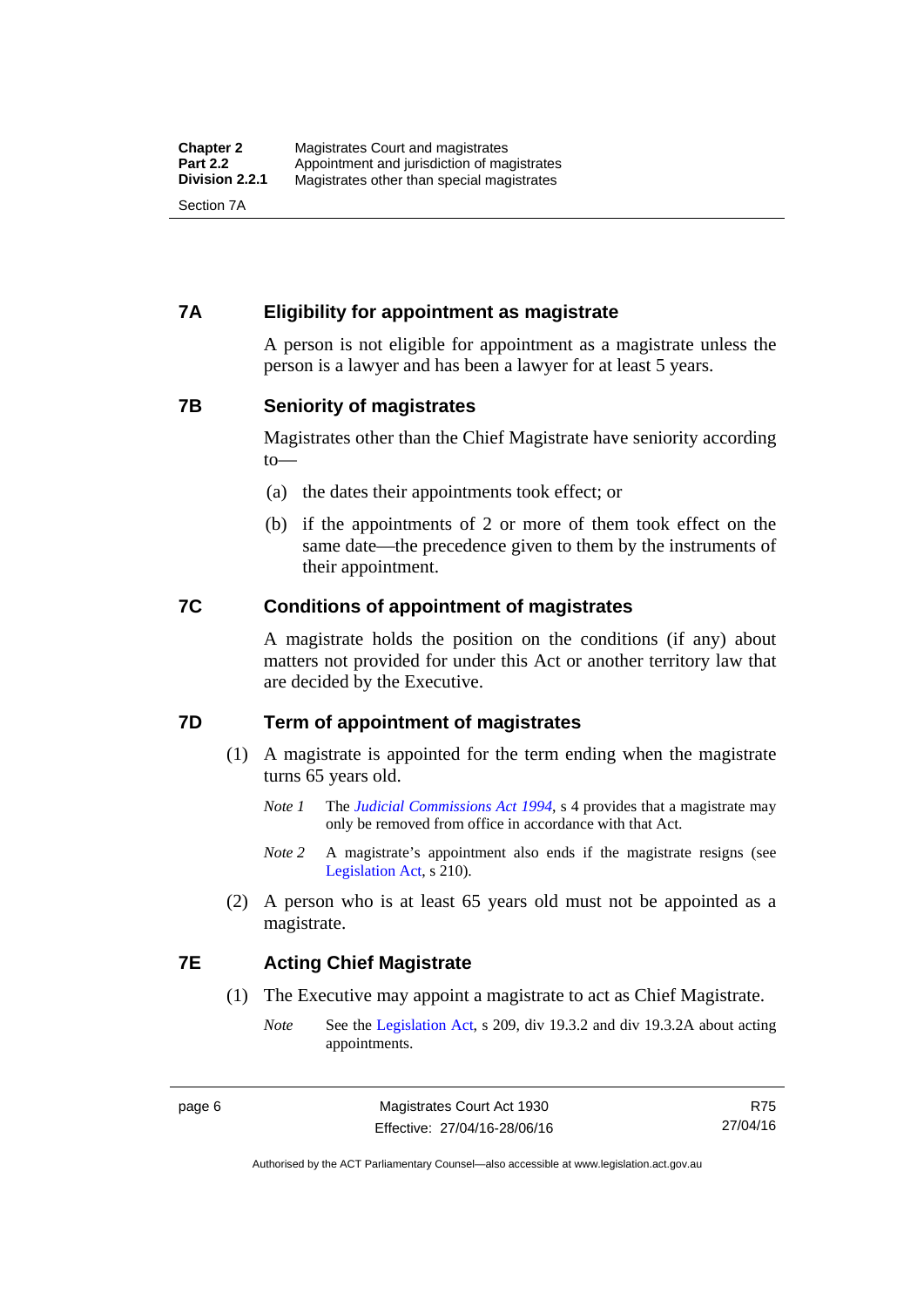## 7A Eligibility for appointment as magistrate

A person is not eligible for appointment as a magistrate unless the person is a lawyer and has been a lawyer for at least 5 years.

## 7B Seniority of magistrates

Magistrates other than the Chief Magistrate have seniority according to—

(a) the dates their appointments took effect; or

(b) if the appointments of 2 or more of them took effect on the same date—the precedence given to them by the instruments of their appointment.

## 7C Conditions of appointment of magistrates

A magistrate holds the position on the conditions (if any) about matters not provided for under this Act or another territory law that are decided by the Executive.

## 7D Term of appointment of magistrates

(1) A magistrate is appointed for the term ending when the magistrate turns 65 years old.

*Note 1* The *Judicial Commissions Act 1994*, s 4 provides that a magistrate may only be removed from office in accordance with that Act.

*Note 2* A magistrate's appointment also ends if the magistrate resigns (see Legislation Act, s 210).

(2) A person who is at least 65 years old must not be appointed as a magistrate.

## 7E Acting Chief Magistrate

(1) The Executive may appoint a magistrate to act as Chief Magistrate.

*Note* See the Legislation Act, s 209, div 19.3.2 and div 19.3.2A about acting appointments.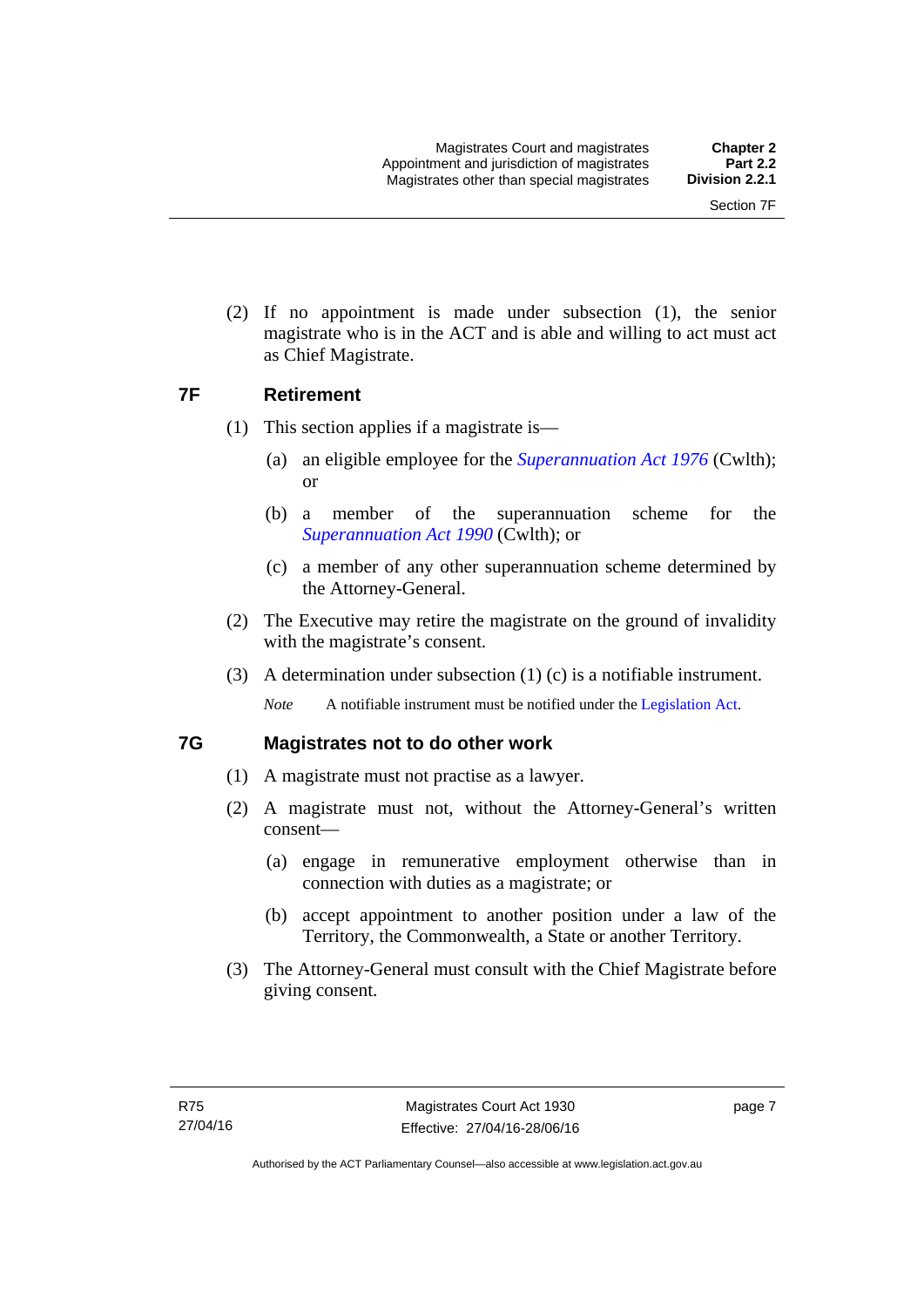(2) If no appointment is made under subsection (1), the senior magistrate who is in the ACT and is able and willing to act must act as Chief Magistrate.

## 7F Retirement

(1) This section applies if a magistrate is—

(a) an eligible employee for the *Superannuation Act 1976* (Cwlth); or

(b) a member of the superannuation scheme for the *Superannuation Act 1990* (Cwlth); or

(c) a member of any other superannuation scheme determined by the Attorney-General.

(2) The Executive may retire the magistrate on the ground of invalidity with the magistrate's consent.

(3) A determination under subsection (1) (c) is a notifiable instrument.

*Note* A notifiable instrument must be notified under the Legislation Act.

## 7G Magistrates not to do other work

(1) A magistrate must not practise as a lawyer.

(2) A magistrate must not, without the Attorney-General's written consent—

(a) engage in remunerative employment otherwise than in connection with duties as a magistrate; or

(b) accept appointment to another position under a law of the Territory, the Commonwealth, a State or another Territory.

(3) The Attorney-General must consult with the Chief Magistrate before giving consent.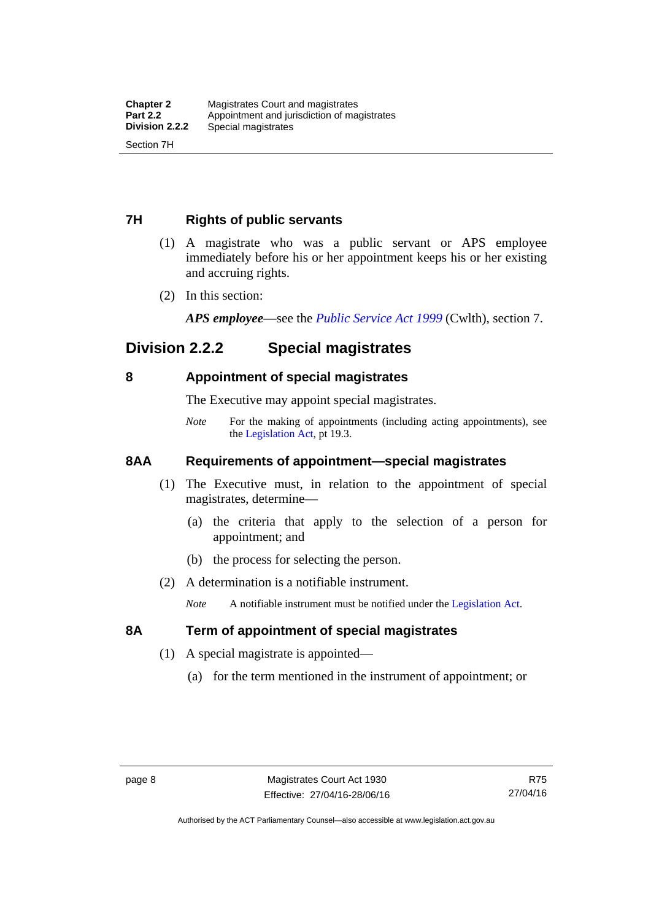### 7H Rights of public servants

(1) A magistrate who was a public servant or APS employee immediately before his or her appointment keeps his or her existing and accruing rights.

(2) In this section:

***APS employee***—see the *Public Service Act 1999* (Cwlth), section 7.

## Division 2.2.2 Special magistrates

### 8 Appointment of special magistrates

The Executive may appoint special magistrates.

*Note* For the making of appointments (including acting appointments), see the Legislation Act, pt 19.3.

### 8AA Requirements of appointment—special magistrates

(1) The Executive must, in relation to the appointment of special magistrates, determine—

(a) the criteria that apply to the selection of a person for appointment; and

(b) the process for selecting the person.

(2) A determination is a notifiable instrument.

*Note* A notifiable instrument must be notified under the Legislation Act.

### 8A Term of appointment of special magistrates

(1) A special magistrate is appointed—

(a) for the term mentioned in the instrument of appointment; or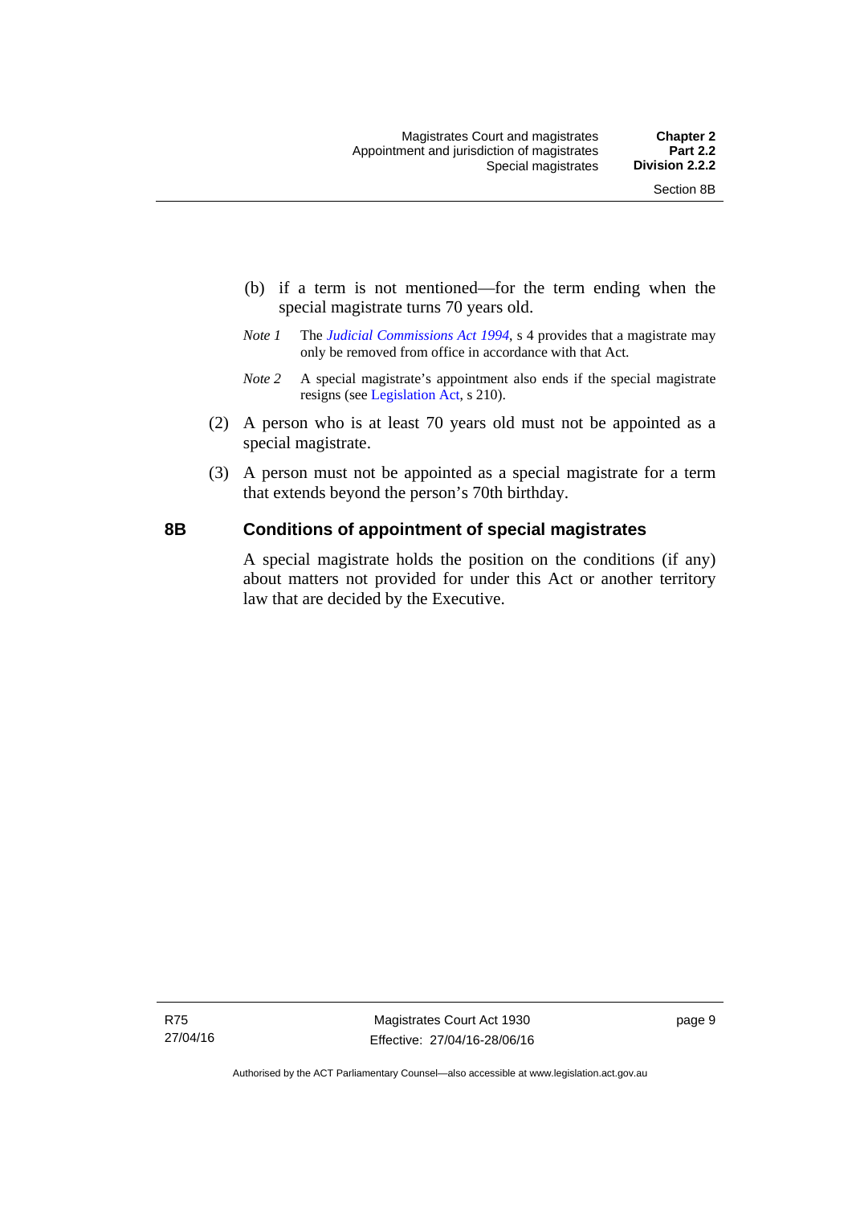(b) if a term is not mentioned—for the term ending when the special magistrate turns 70 years old.

*Note 1* The *Judicial Commissions Act 1994*, s 4 provides that a magistrate may only be removed from office in accordance with that Act.

*Note 2* A special magistrate's appointment also ends if the special magistrate resigns (see Legislation Act, s 210).

(2) A person who is at least 70 years old must not be appointed as a special magistrate.

(3) A person must not be appointed as a special magistrate for a term that extends beyond the person's 70th birthday.

## 8B Conditions of appointment of special magistrates

A special magistrate holds the position on the conditions (if any) about matters not provided for under this Act or another territory law that are decided by the Executive.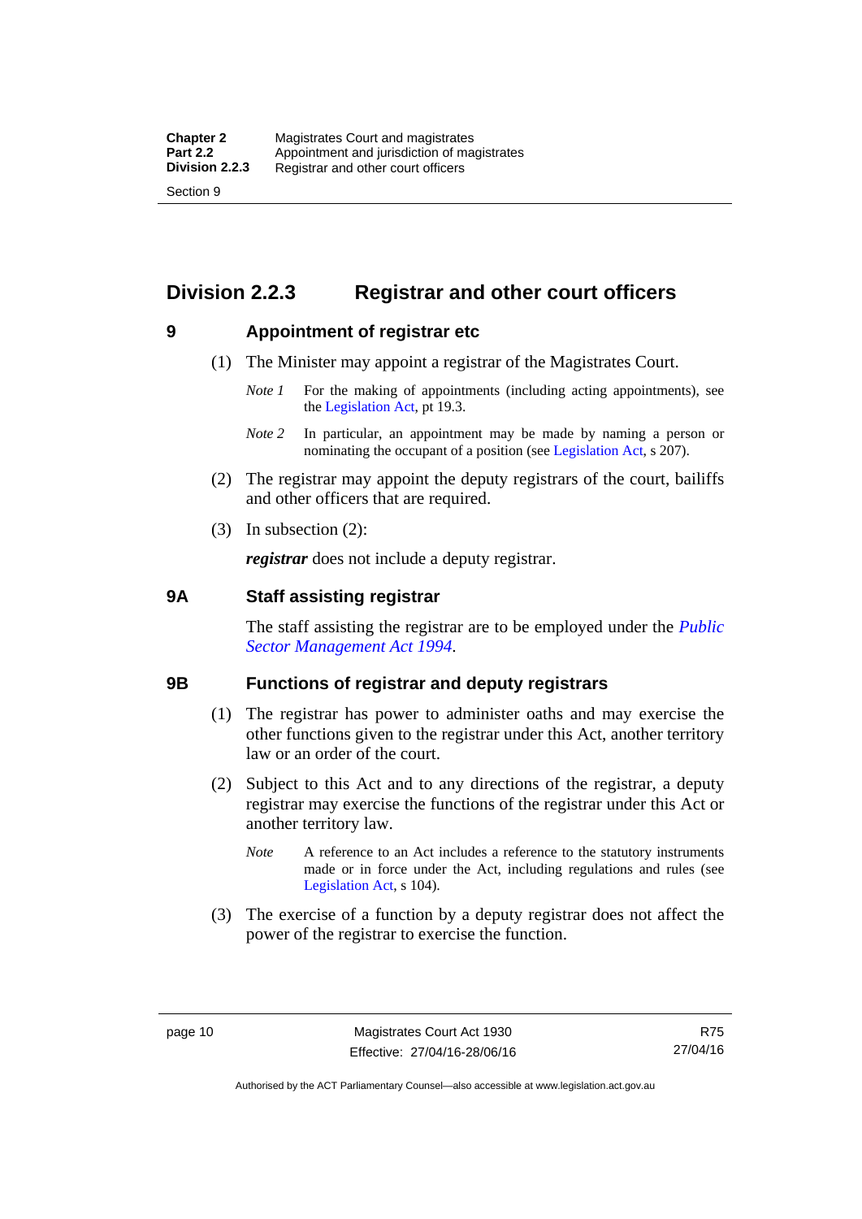## Division 2.2.3 Registrar and other court officers

### 9 Appointment of registrar etc

(1) The Minister may appoint a registrar of the Magistrates Court.

*Note 1* For the making of appointments (including acting appointments), see the Legislation Act, pt 19.3.

*Note 2* In particular, an appointment may be made by naming a person or nominating the occupant of a position (see Legislation Act, s 207).

(2) The registrar may appoint the deputy registrars of the court, bailiffs and other officers that are required.

(3) In subsection (2):

***registrar*** does not include a deputy registrar.

### 9A Staff assisting registrar

The staff assisting the registrar are to be employed under the *Public Sector Management Act 1994*.

### 9B Functions of registrar and deputy registrars

(1) The registrar has power to administer oaths and may exercise the other functions given to the registrar under this Act, another territory law or an order of the court.

(2) Subject to this Act and to any directions of the registrar, a deputy registrar may exercise the functions of the registrar under this Act or another territory law.

*Note* A reference to an Act includes a reference to the statutory instruments made or in force under the Act, including regulations and rules (see Legislation Act, s 104).

(3) The exercise of a function by a deputy registrar does not affect the power of the registrar to exercise the function.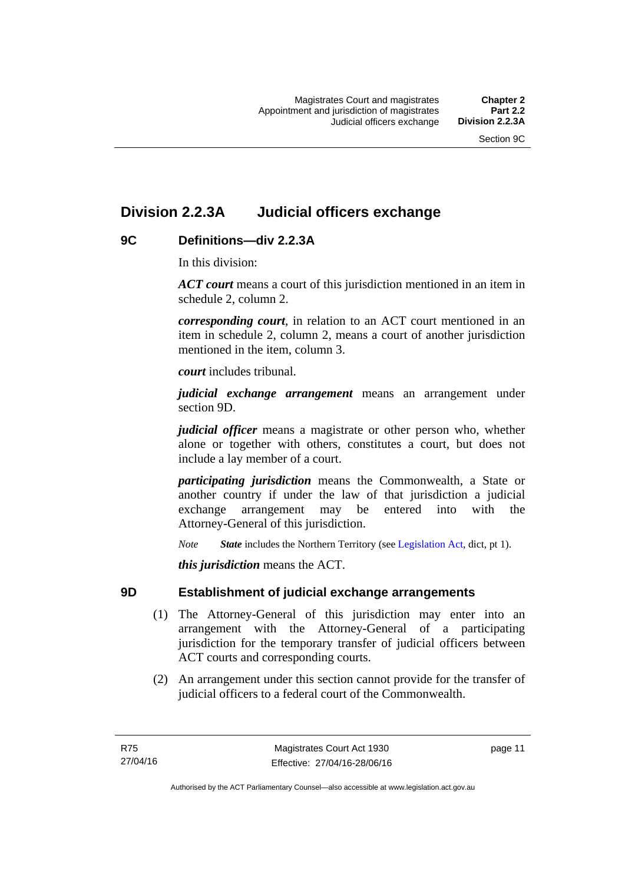## Division 2.2.3A Judicial officers exchange

### 9C Definitions—div 2.2.3A

In this division:

***ACT court*** means a court of this jurisdiction mentioned in an item in schedule 2, column 2.

***corresponding court***, in relation to an ACT court mentioned in an item in schedule 2, column 2, means a court of another jurisdiction mentioned in the item, column 3.

***court*** includes tribunal.

***judicial exchange arrangement*** means an arrangement under section 9D.

***judicial officer*** means a magistrate or other person who, whether alone or together with others, constitutes a court, but does not include a lay member of a court.

***participating jurisdiction*** means the Commonwealth, a State or another country if under the law of that jurisdiction a judicial exchange arrangement may be entered into with the Attorney-General of this jurisdiction.

*Note* ***State*** includes the Northern Territory (see Legislation Act, dict, pt 1).

***this jurisdiction*** means the ACT.

### 9D Establishment of judicial exchange arrangements

(1) The Attorney-General of this jurisdiction may enter into an arrangement with the Attorney-General of a participating jurisdiction for the temporary transfer of judicial officers between ACT courts and corresponding courts.

(2) An arrangement under this section cannot provide for the transfer of judicial officers to a federal court of the Commonwealth.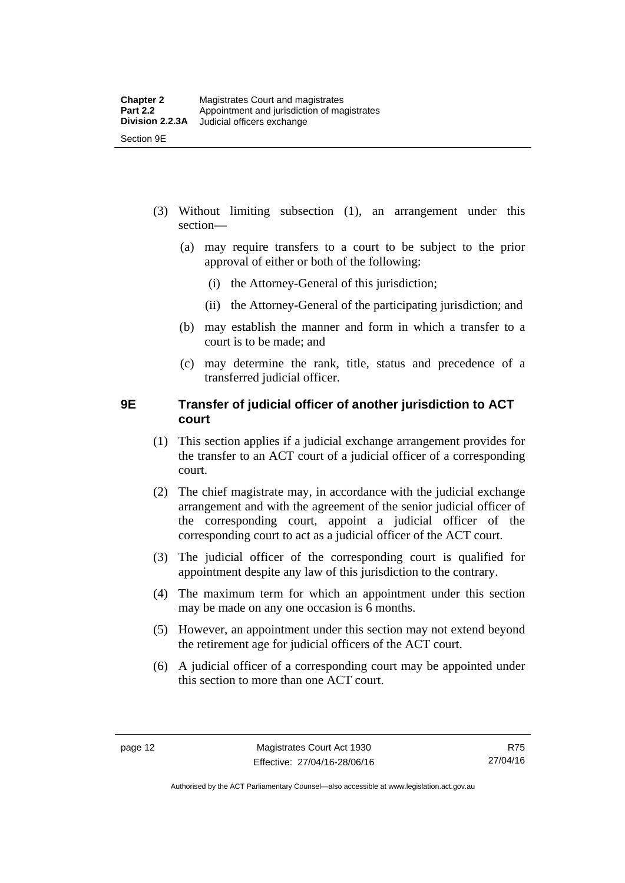(3) Without limiting subsection (1), an arrangement under this section—

(a) may require transfers to a court to be subject to the prior approval of either or both of the following:

(i) the Attorney-General of this jurisdiction;

(ii) the Attorney-General of the participating jurisdiction; and

(b) may establish the manner and form in which a transfer to a court is to be made; and

(c) may determine the rank, title, status and precedence of a transferred judicial officer.

### 9E Transfer of judicial officer of another jurisdiction to ACT court

(1) This section applies if a judicial exchange arrangement provides for the transfer to an ACT court of a judicial officer of a corresponding court.

(2) The chief magistrate may, in accordance with the judicial exchange arrangement and with the agreement of the senior judicial officer of the corresponding court, appoint a judicial officer of the corresponding court to act as a judicial officer of the ACT court.

(3) The judicial officer of the corresponding court is qualified for appointment despite any law of this jurisdiction to the contrary.

(4) The maximum term for which an appointment under this section may be made on any one occasion is 6 months.

(5) However, an appointment under this section may not extend beyond the retirement age for judicial officers of the ACT court.

(6) A judicial officer of a corresponding court may be appointed under this section to more than one ACT court.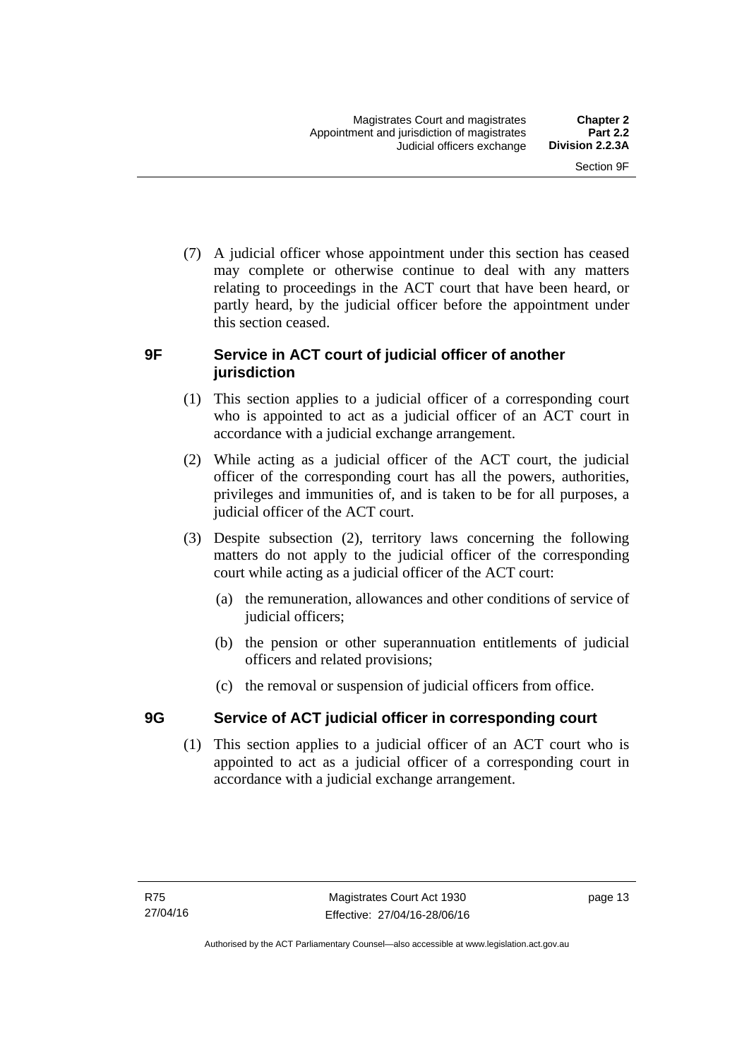(7) A judicial officer whose appointment under this section has ceased may complete or otherwise continue to deal with any matters relating to proceedings in the ACT court that have been heard, or partly heard, by the judicial officer before the appointment under this section ceased.

### 9F Service in ACT court of judicial officer of another jurisdiction

(1) This section applies to a judicial officer of a corresponding court who is appointed to act as a judicial officer of an ACT court in accordance with a judicial exchange arrangement.

(2) While acting as a judicial officer of the ACT court, the judicial officer of the corresponding court has all the powers, authorities, privileges and immunities of, and is taken to be for all purposes, a judicial officer of the ACT court.

(3) Despite subsection (2), territory laws concerning the following matters do not apply to the judicial officer of the corresponding court while acting as a judicial officer of the ACT court:

(a) the remuneration, allowances and other conditions of service of judicial officers;

(b) the pension or other superannuation entitlements of judicial officers and related provisions;

(c) the removal or suspension of judicial officers from office.

### 9G Service of ACT judicial officer in corresponding court

(1) This section applies to a judicial officer of an ACT court who is appointed to act as a judicial officer of a corresponding court in accordance with a judicial exchange arrangement.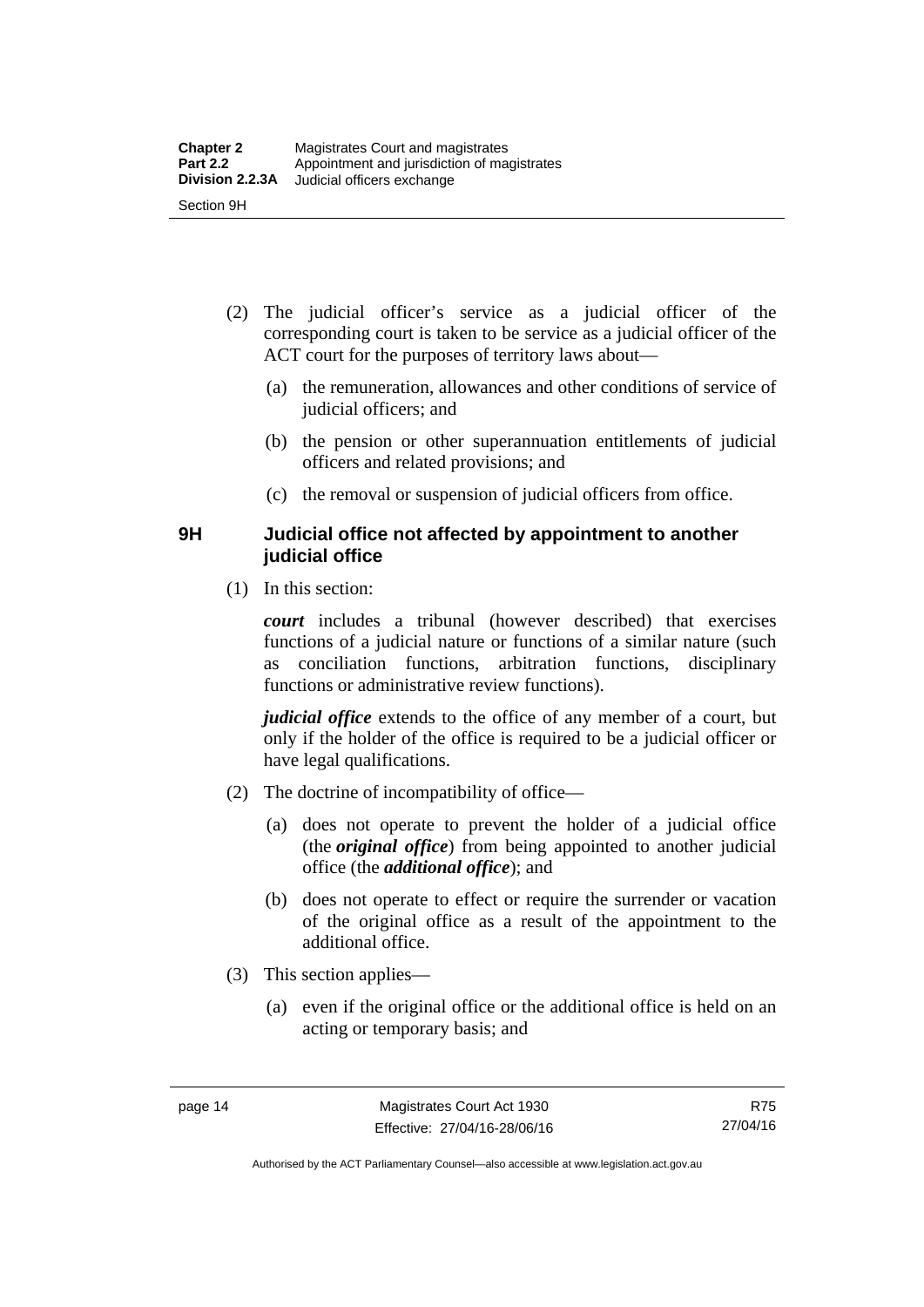(2) The judicial officer's service as a judicial officer of the corresponding court is taken to be service as a judicial officer of the ACT court for the purposes of territory laws about—

(a) the remuneration, allowances and other conditions of service of judicial officers; and

(b) the pension or other superannuation entitlements of judicial officers and related provisions; and

(c) the removal or suspension of judicial officers from office.

### 9H Judicial office not affected by appointment to another judicial office

(1) In this section:

***court*** includes a tribunal (however described) that exercises functions of a judicial nature or functions of a similar nature (such as conciliation functions, arbitration functions, disciplinary functions or administrative review functions).

***judicial office*** extends to the office of any member of a court, but only if the holder of the office is required to be a judicial officer or have legal qualifications.

(2) The doctrine of incompatibility of office—

(a) does not operate to prevent the holder of a judicial office (the ***original office***) from being appointed to another judicial office (the ***additional office***); and

(b) does not operate to effect or require the surrender or vacation of the original office as a result of the appointment to the additional office.

(3) This section applies—

(a) even if the original office or the additional office is held on an acting or temporary basis; and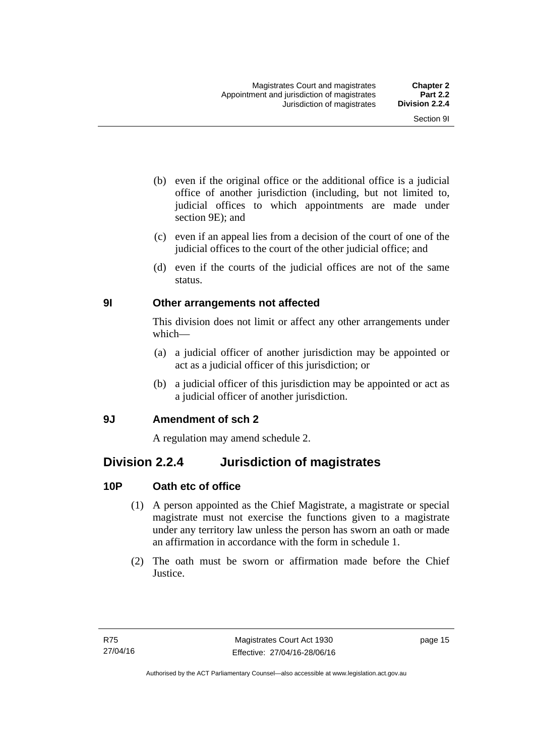(b) even if the original office or the additional office is a judicial office of another jurisdiction (including, but not limited to, judicial offices to which appointments are made under section 9E); and

(c) even if an appeal lies from a decision of the court of one of the judicial offices to the court of the other judicial office; and

(d) even if the courts of the judicial offices are not of the same status.

### 9I Other arrangements not affected

This division does not limit or affect any other arrangements under which—

(a) a judicial officer of another jurisdiction may be appointed or act as a judicial officer of this jurisdiction; or

(b) a judicial officer of this jurisdiction may be appointed or act as a judicial officer of another jurisdiction.

### 9J Amendment of sch 2

A regulation may amend schedule 2.

## Division 2.2.4 Jurisdiction of magistrates

### 10P Oath etc of office

(1) A person appointed as the Chief Magistrate, a magistrate or special magistrate must not exercise the functions given to a magistrate under any territory law unless the person has sworn an oath or made an affirmation in accordance with the form in schedule 1.

(2) The oath must be sworn or affirmation made before the Chief Justice.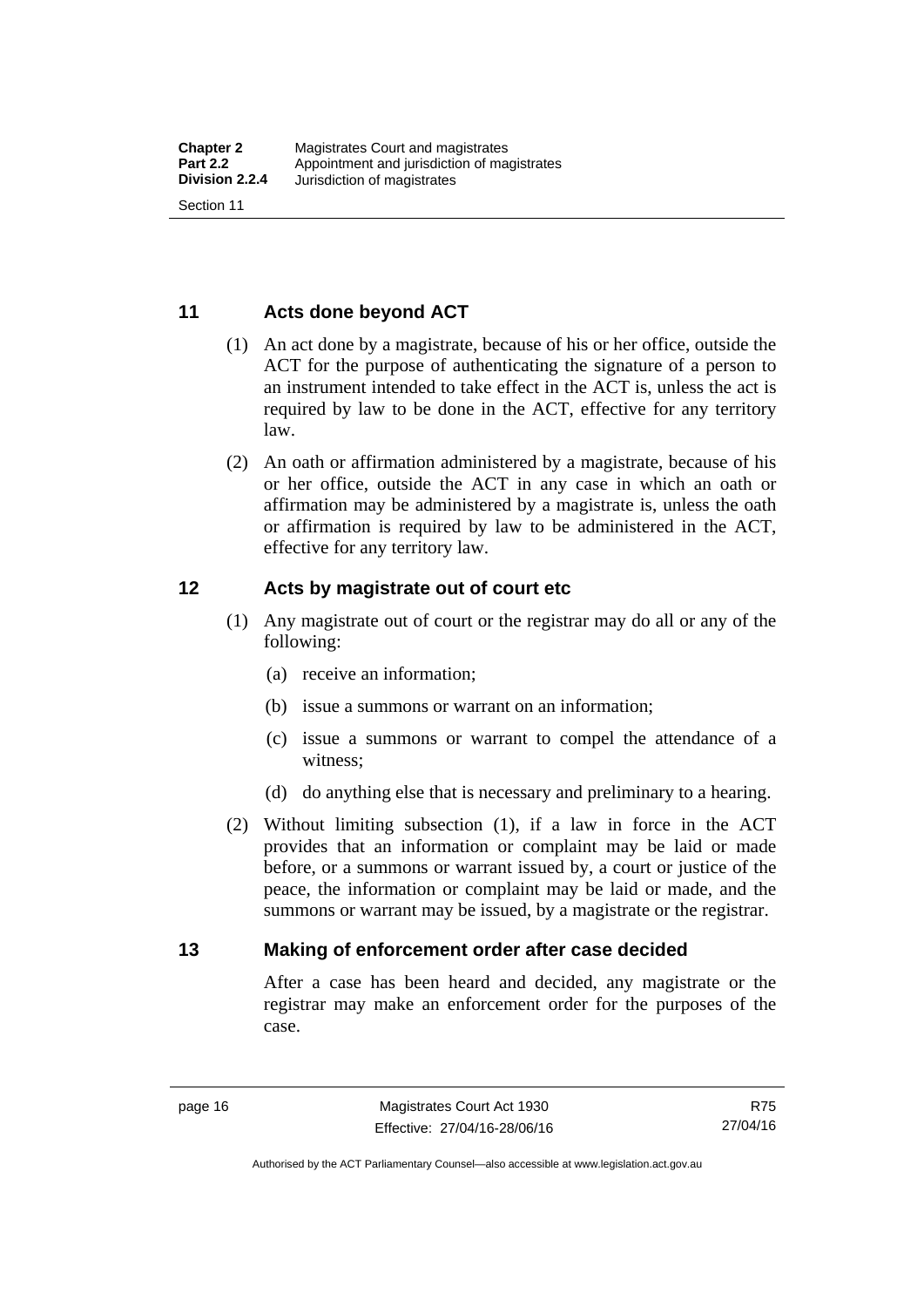## 11 Acts done beyond ACT

(1) An act done by a magistrate, because of his or her office, outside the ACT for the purpose of authenticating the signature of a person to an instrument intended to take effect in the ACT is, unless the act is required by law to be done in the ACT, effective for any territory law.

(2) An oath or affirmation administered by a magistrate, because of his or her office, outside the ACT in any case in which an oath or affirmation may be administered by a magistrate is, unless the oath or affirmation is required by law to be administered in the ACT, effective for any territory law.

## 12 Acts by magistrate out of court etc

(1) Any magistrate out of court or the registrar may do all or any of the following:

(a) receive an information;

(b) issue a summons or warrant on an information;

(c) issue a summons or warrant to compel the attendance of a witness;

(d) do anything else that is necessary and preliminary to a hearing.

(2) Without limiting subsection (1), if a law in force in the ACT provides that an information or complaint may be laid or made before, or a summons or warrant issued by, a court or justice of the peace, the information or complaint may be laid or made, and the summons or warrant may be issued, by a magistrate or the registrar.

## 13 Making of enforcement order after case decided

After a case has been heard and decided, any magistrate or the registrar may make an enforcement order for the purposes of the case.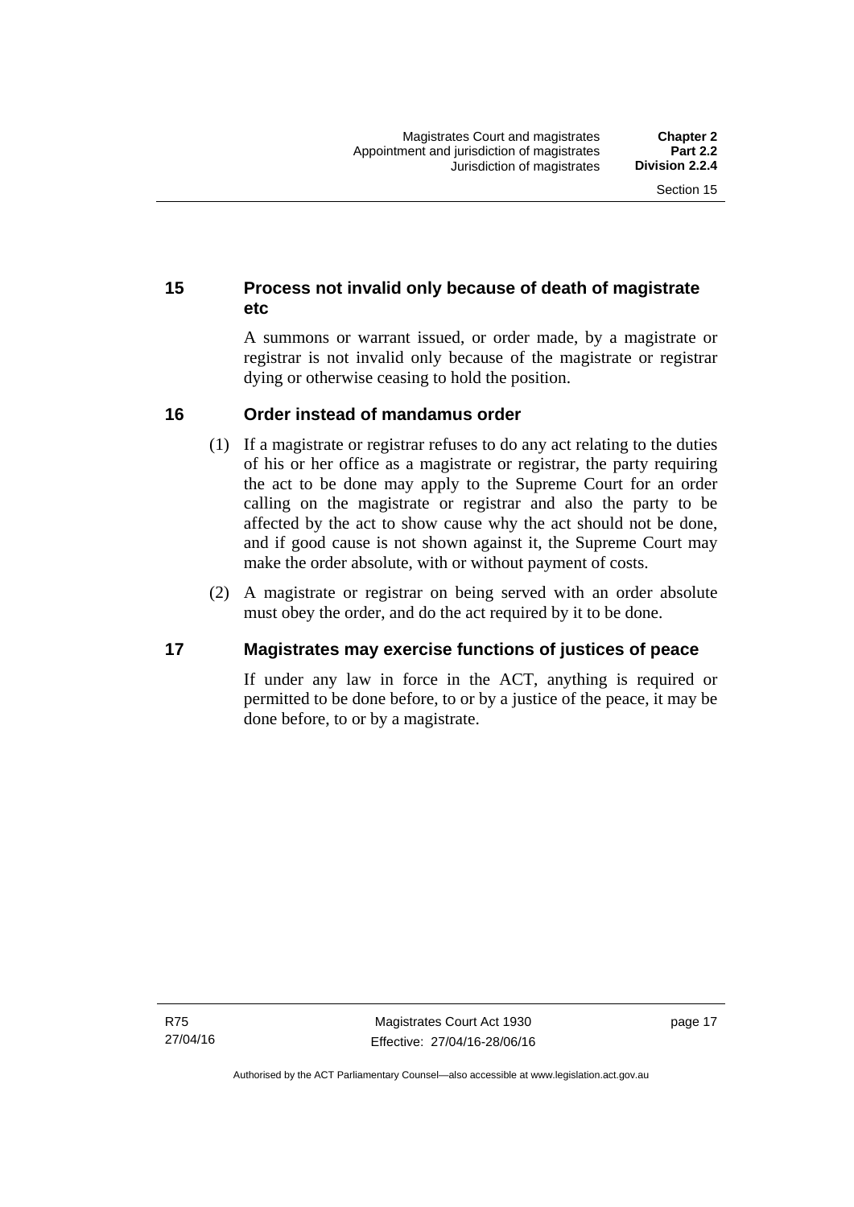## 15 Process not invalid only because of death of magistrate etc

A summons or warrant issued, or order made, by a magistrate or registrar is not invalid only because of the magistrate or registrar dying or otherwise ceasing to hold the position.

## 16 Order instead of mandamus order

(1) If a magistrate or registrar refuses to do any act relating to the duties of his or her office as a magistrate or registrar, the party requiring the act to be done may apply to the Supreme Court for an order calling on the magistrate or registrar and also the party to be affected by the act to show cause why the act should not be done, and if good cause is not shown against it, the Supreme Court may make the order absolute, with or without payment of costs.

(2) A magistrate or registrar on being served with an order absolute must obey the order, and do the act required by it to be done.

## 17 Magistrates may exercise functions of justices of peace

If under any law in force in the ACT, anything is required or permitted to be done before, to or by a justice of the peace, it may be done before, to or by a magistrate.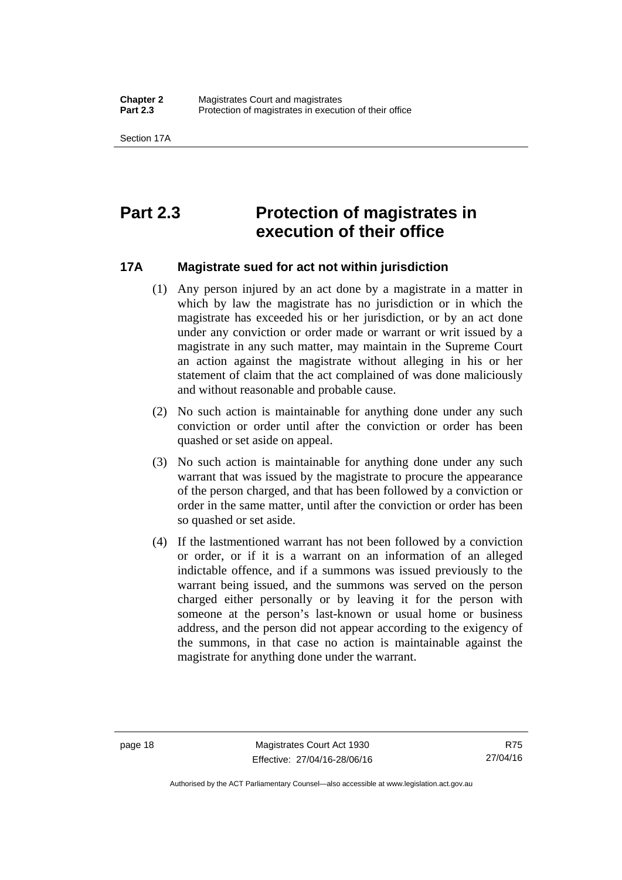# Part 2.3 Protection of magistrates in execution of their office

## 17A Magistrate sued for act not within jurisdiction

(1) Any person injured by an act done by a magistrate in a matter in which by law the magistrate has no jurisdiction or in which the magistrate has exceeded his or her jurisdiction, or by an act done under any conviction or order made or warrant or writ issued by a magistrate in any such matter, may maintain in the Supreme Court an action against the magistrate without alleging in his or her statement of claim that the act complained of was done maliciously and without reasonable and probable cause.

(2) No such action is maintainable for anything done under any such conviction or order until after the conviction or order has been quashed or set aside on appeal.

(3) No such action is maintainable for anything done under any such warrant that was issued by the magistrate to procure the appearance of the person charged, and that has been followed by a conviction or order in the same matter, until after the conviction or order has been so quashed or set aside.

(4) If the lastmentioned warrant has not been followed by a conviction or order, or if it is a warrant on an information of an alleged indictable offence, and if a summons was issued previously to the warrant being issued, and the summons was served on the person charged either personally or by leaving it for the person with someone at the person's last-known or usual home or business address, and the person did not appear according to the exigency of the summons, in that case no action is maintainable against the magistrate for anything done under the warrant.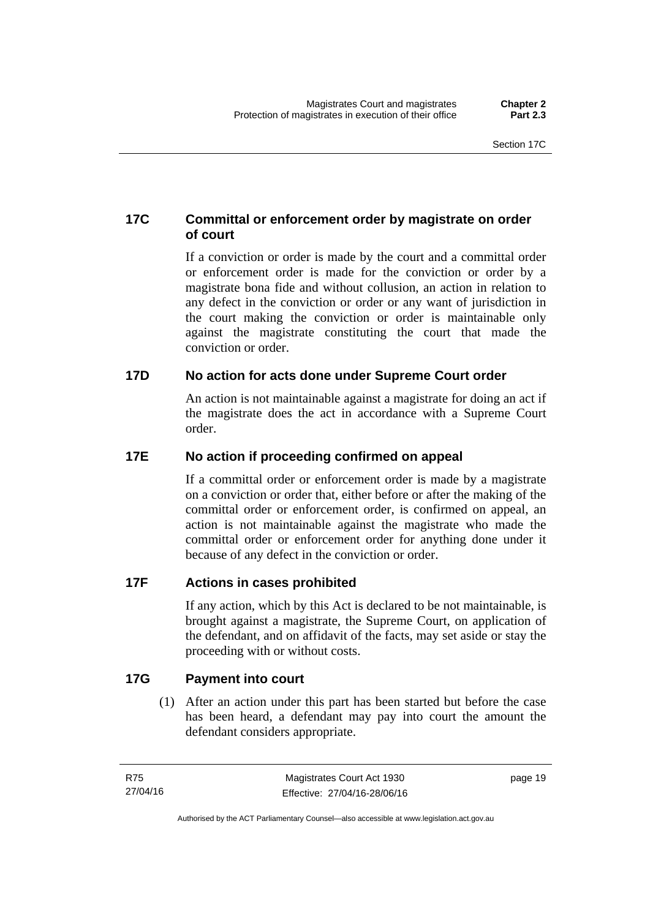### 17C Committal or enforcement order by magistrate on order of court

If a conviction or order is made by the court and a committal order or enforcement order is made for the conviction or order by a magistrate bona fide and without collusion, an action in relation to any defect in the conviction or order or any want of jurisdiction in the court making the conviction or order is maintainable only against the magistrate constituting the court that made the conviction or order.

### 17D No action for acts done under Supreme Court order

An action is not maintainable against a magistrate for doing an act if the magistrate does the act in accordance with a Supreme Court order.

### 17E No action if proceeding confirmed on appeal

If a committal order or enforcement order is made by a magistrate on a conviction or order that, either before or after the making of the committal order or enforcement order, is confirmed on appeal, an action is not maintainable against the magistrate who made the committal order or enforcement order for anything done under it because of any defect in the conviction or order.

### 17F Actions in cases prohibited

If any action, which by this Act is declared to be not maintainable, is brought against a magistrate, the Supreme Court, on application of the defendant, and on affidavit of the facts, may set aside or stay the proceeding with or without costs.

### 17G Payment into court

(1) After an action under this part has been started but before the case has been heard, a defendant may pay into court the amount the defendant considers appropriate.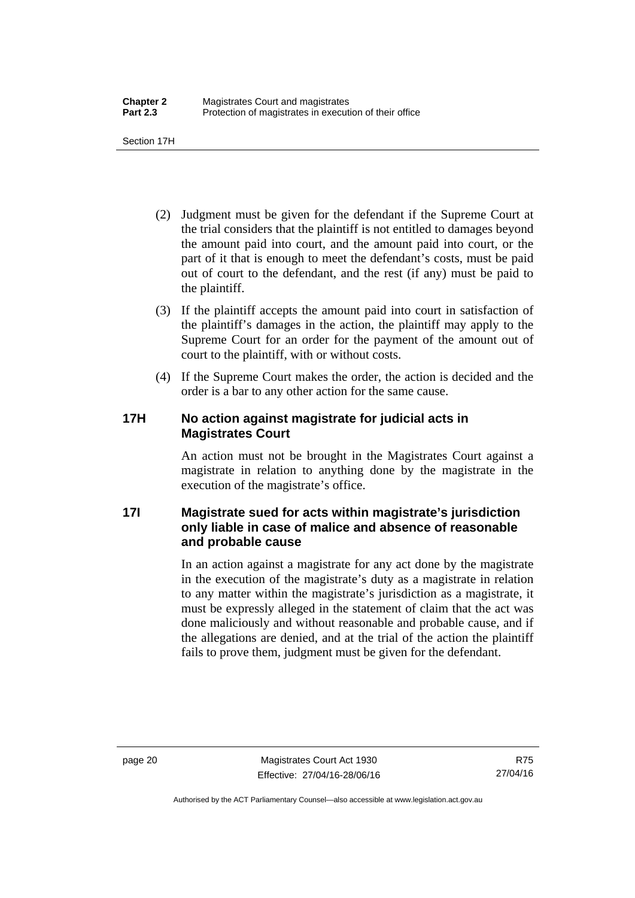(2) Judgment must be given for the defendant if the Supreme Court at the trial considers that the plaintiff is not entitled to damages beyond the amount paid into court, and the amount paid into court, or the part of it that is enough to meet the defendant's costs, must be paid out of court to the defendant, and the rest (if any) must be paid to the plaintiff.

(3) If the plaintiff accepts the amount paid into court in satisfaction of the plaintiff's damages in the action, the plaintiff may apply to the Supreme Court for an order for the payment of the amount out of court to the plaintiff, with or without costs.

(4) If the Supreme Court makes the order, the action is decided and the order is a bar to any other action for the same cause.

### 17H No action against magistrate for judicial acts in Magistrates Court

An action must not be brought in the Magistrates Court against a magistrate in relation to anything done by the magistrate in the execution of the magistrate's office.

### 17I Magistrate sued for acts within magistrate's jurisdiction only liable in case of malice and absence of reasonable and probable cause

In an action against a magistrate for any act done by the magistrate in the execution of the magistrate's duty as a magistrate in relation to any matter within the magistrate's jurisdiction as a magistrate, it must be expressly alleged in the statement of claim that the act was done maliciously and without reasonable and probable cause, and if the allegations are denied, and at the trial of the action the plaintiff fails to prove them, judgment must be given for the defendant.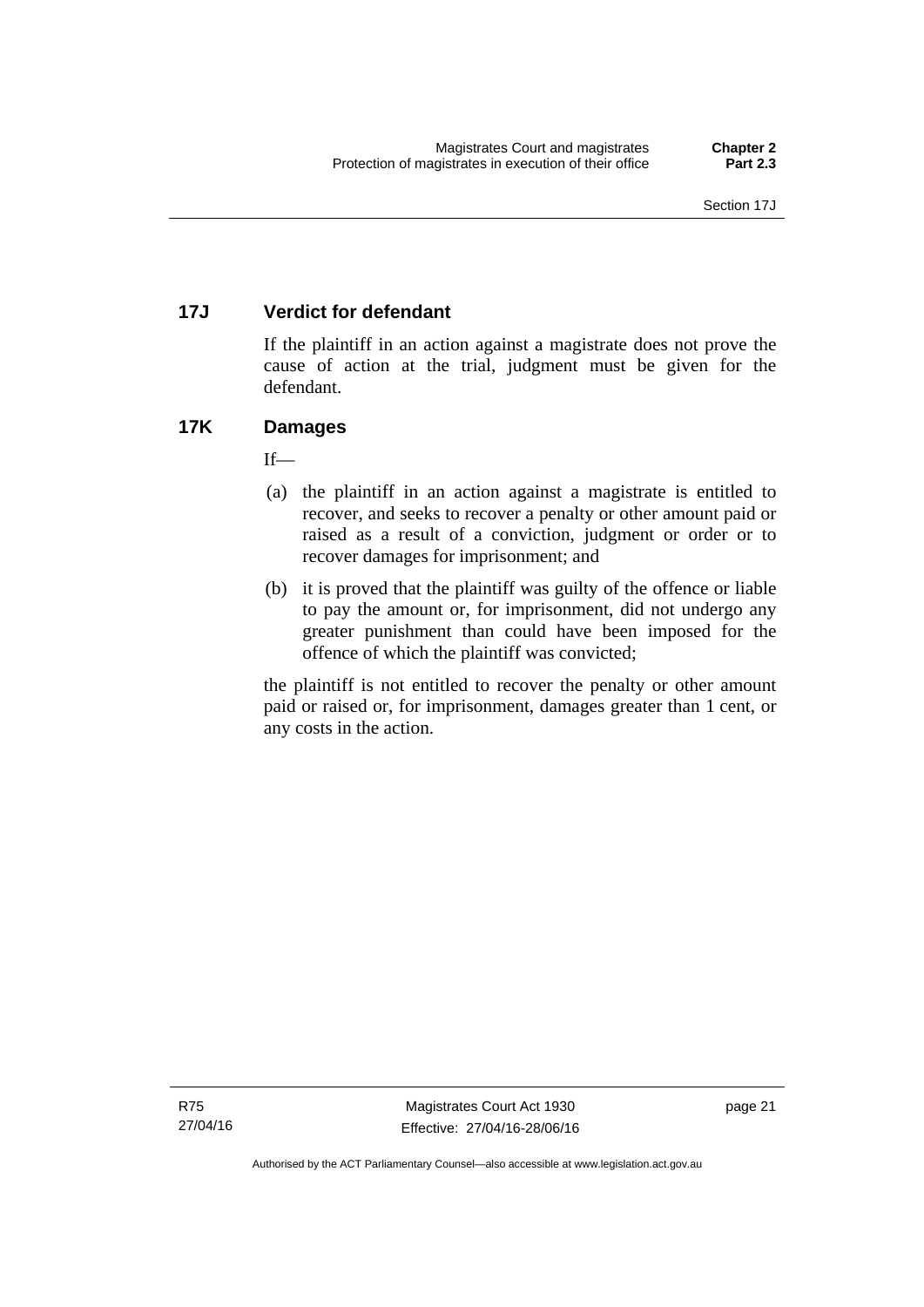### 17J Verdict for defendant

If the plaintiff in an action against a magistrate does not prove the cause of action at the trial, judgment must be given for the defendant.

### 17K Damages

If—

(a) the plaintiff in an action against a magistrate is entitled to recover, and seeks to recover a penalty or other amount paid or raised as a result of a conviction, judgment or order or to recover damages for imprisonment; and

(b) it is proved that the plaintiff was guilty of the offence or liable to pay the amount or, for imprisonment, did not undergo any greater punishment than could have been imposed for the offence of which the plaintiff was convicted;

the plaintiff is not entitled to recover the penalty or other amount paid or raised or, for imprisonment, damages greater than 1 cent, or any costs in the action.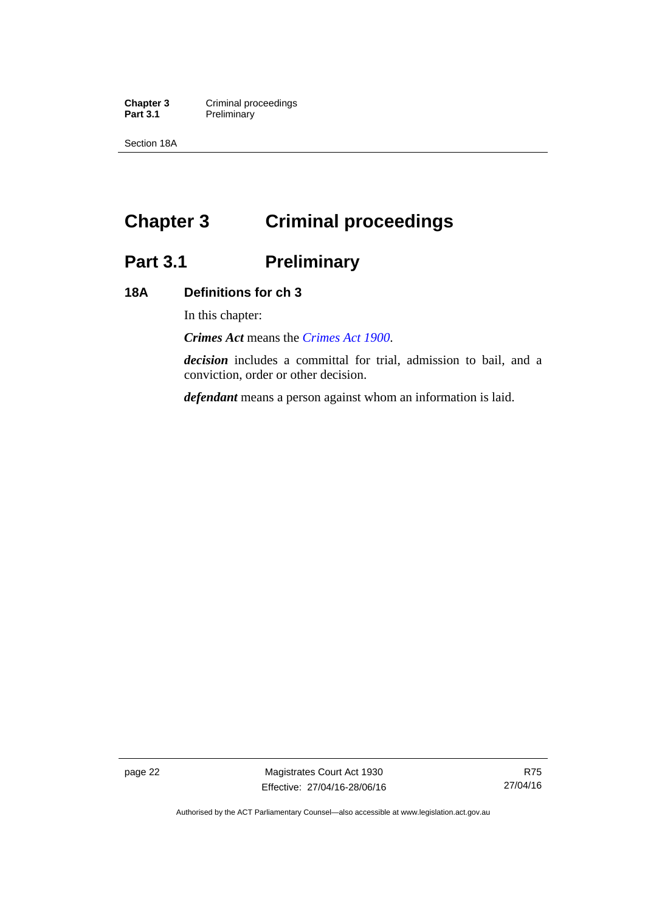# Chapter 3 Criminal proceedings

## Part 3.1 Preliminary

### 18A Definitions for ch 3

In this chapter:

***Crimes Act*** means the *Crimes Act 1900*.

***decision*** includes a committal for trial, admission to bail, and a conviction, order or other decision.

***defendant*** means a person against whom an information is laid.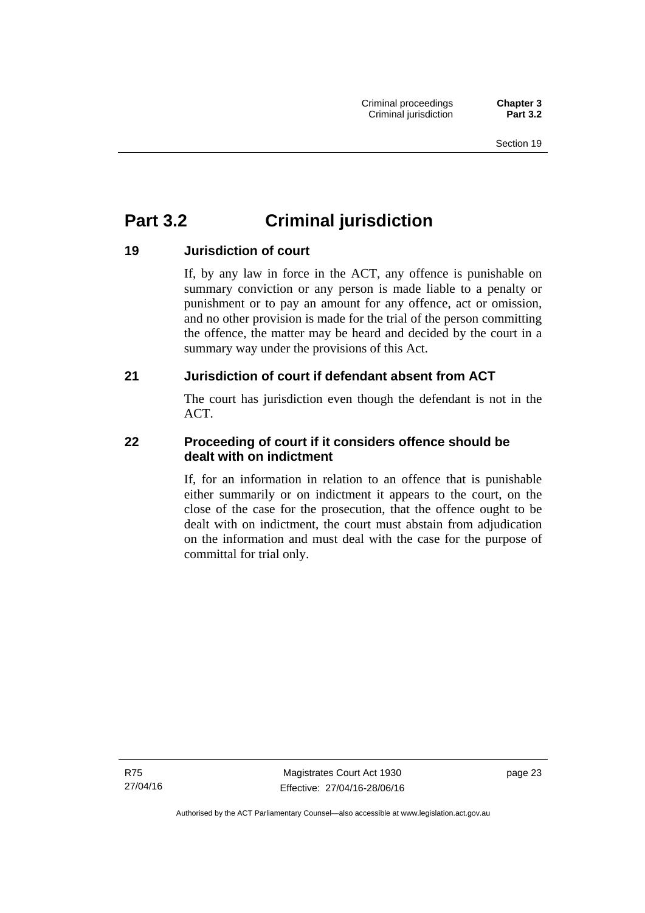# Part 3.2 Criminal jurisdiction

### 19 Jurisdiction of court

If, by any law in force in the ACT, any offence is punishable on summary conviction or any person is made liable to a penalty or punishment or to pay an amount for any offence, act or omission, and no other provision is made for the trial of the person committing the offence, the matter may be heard and decided by the court in a summary way under the provisions of this Act.

### 21 Jurisdiction of court if defendant absent from ACT

The court has jurisdiction even though the defendant is not in the ACT.

### 22 Proceeding of court if it considers offence should be dealt with on indictment

If, for an information in relation to an offence that is punishable either summarily or on indictment it appears to the court, on the close of the case for the prosecution, that the offence ought to be dealt with on indictment, the court must abstain from adjudication on the information and must deal with the case for the purpose of committal for trial only.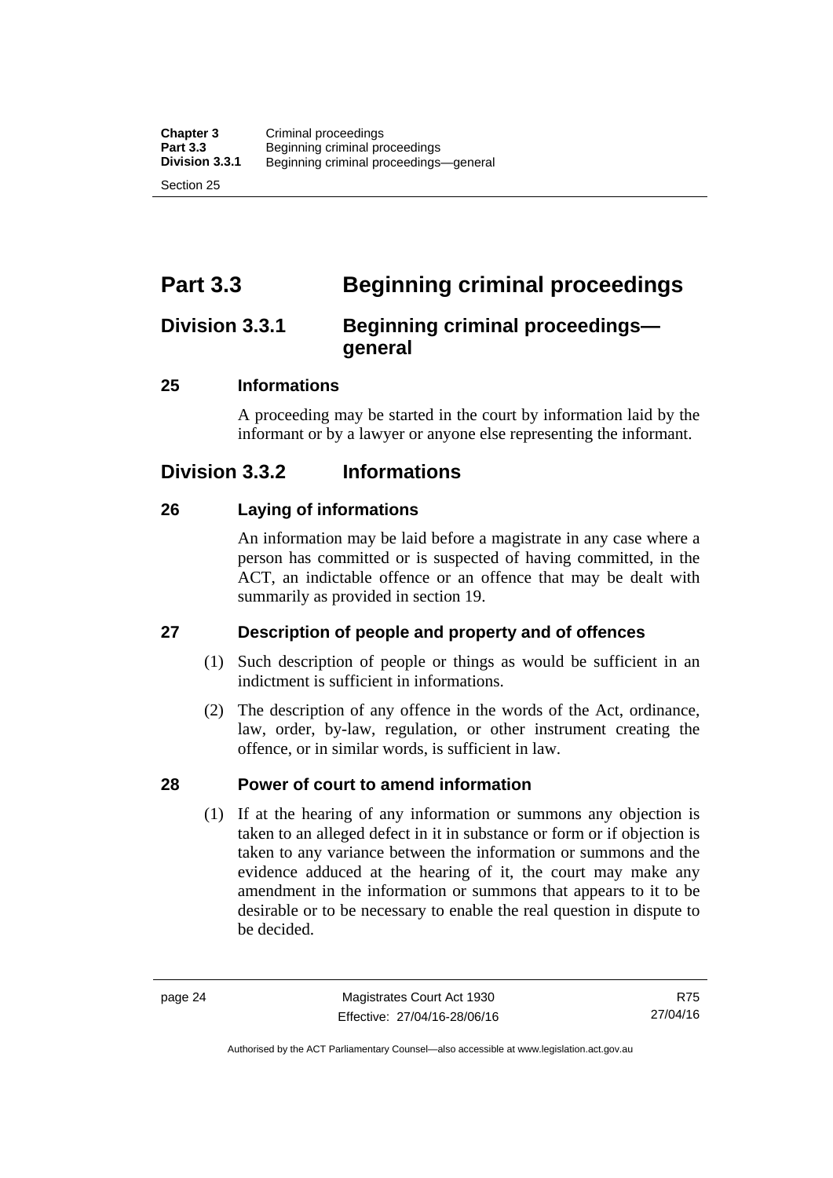# Part 3.3 Beginning criminal proceedings

## Division 3.3.1 Beginning criminal proceedings—general

### 25 Informations

A proceeding may be started in the court by information laid by the informant or by a lawyer or anyone else representing the informant.

## Division 3.3.2 Informations

### 26 Laying of informations

An information may be laid before a magistrate in any case where a person has committed or is suspected of having committed, in the ACT, an indictable offence or an offence that may be dealt with summarily as provided in section 19.

### 27 Description of people and property and of offences

(1) Such description of people or things as would be sufficient in an indictment is sufficient in informations.

(2) The description of any offence in the words of the Act, ordinance, law, order, by-law, regulation, or other instrument creating the offence, or in similar words, is sufficient in law.

### 28 Power of court to amend information

(1) If at the hearing of any information or summons any objection is taken to an alleged defect in it in substance or form or if objection is taken to any variance between the information or summons and the evidence adduced at the hearing of it, the court may make any amendment in the information or summons that appears to it to be desirable or to be necessary to enable the real question in dispute to be decided.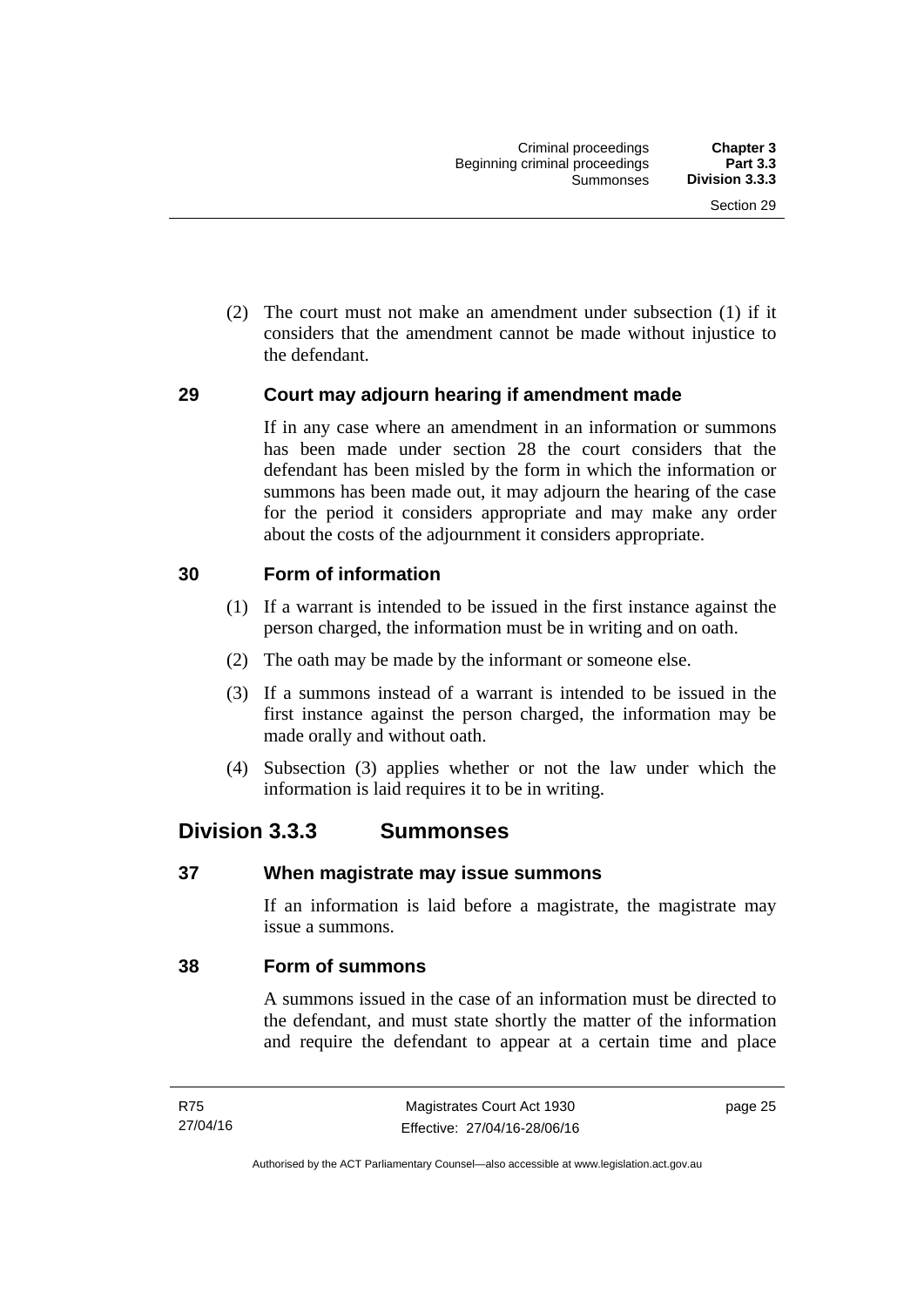(2) The court must not make an amendment under subsection (1) if it considers that the amendment cannot be made without injustice to the defendant.

### 29 Court may adjourn hearing if amendment made

If in any case where an amendment in an information or summons has been made under section 28 the court considers that the defendant has been misled by the form in which the information or summons has been made out, it may adjourn the hearing of the case for the period it considers appropriate and may make any order about the costs of the adjournment it considers appropriate.

### 30 Form of information

(1) If a warrant is intended to be issued in the first instance against the person charged, the information must be in writing and on oath.

(2) The oath may be made by the informant or someone else.

(3) If a summons instead of a warrant is intended to be issued in the first instance against the person charged, the information may be made orally and without oath.

(4) Subsection (3) applies whether or not the law under which the information is laid requires it to be in writing.

## Division 3.3.3 Summonses

### 37 When magistrate may issue summons

If an information is laid before a magistrate, the magistrate may issue a summons.

### 38 Form of summons

A summons issued in the case of an information must be directed to the defendant, and must state shortly the matter of the information and require the defendant to appear at a certain time and place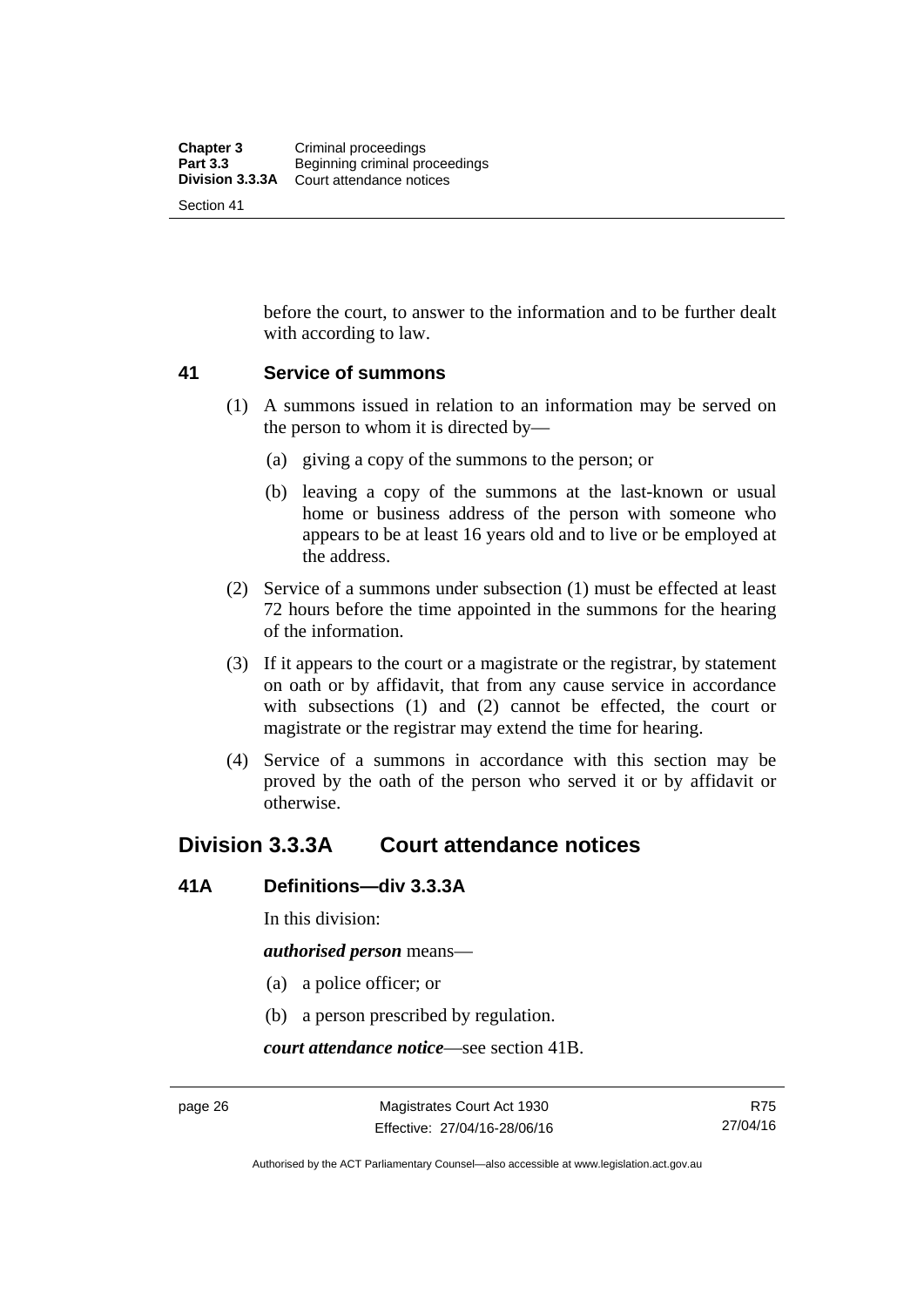before the court, to answer to the information and to be further dealt with according to law.

### 41 Service of summons

(1) A summons issued in relation to an information may be served on the person to whom it is directed by—

(a) giving a copy of the summons to the person; or

(b) leaving a copy of the summons at the last-known or usual home or business address of the person with someone who appears to be at least 16 years old and to live or be employed at the address.

(2) Service of a summons under subsection (1) must be effected at least 72 hours before the time appointed in the summons for the hearing of the information.

(3) If it appears to the court or a magistrate or the registrar, by statement on oath or by affidavit, that from any cause service in accordance with subsections (1) and (2) cannot be effected, the court or magistrate or the registrar may extend the time for hearing.

(4) Service of a summons in accordance with this section may be proved by the oath of the person who served it or by affidavit or otherwise.

## Division 3.3.3A Court attendance notices

### 41A Definitions—div 3.3.3A

In this division:

***authorised person*** means—

(a) a police officer; or

(b) a person prescribed by regulation.

***court attendance notice***—see section 41B.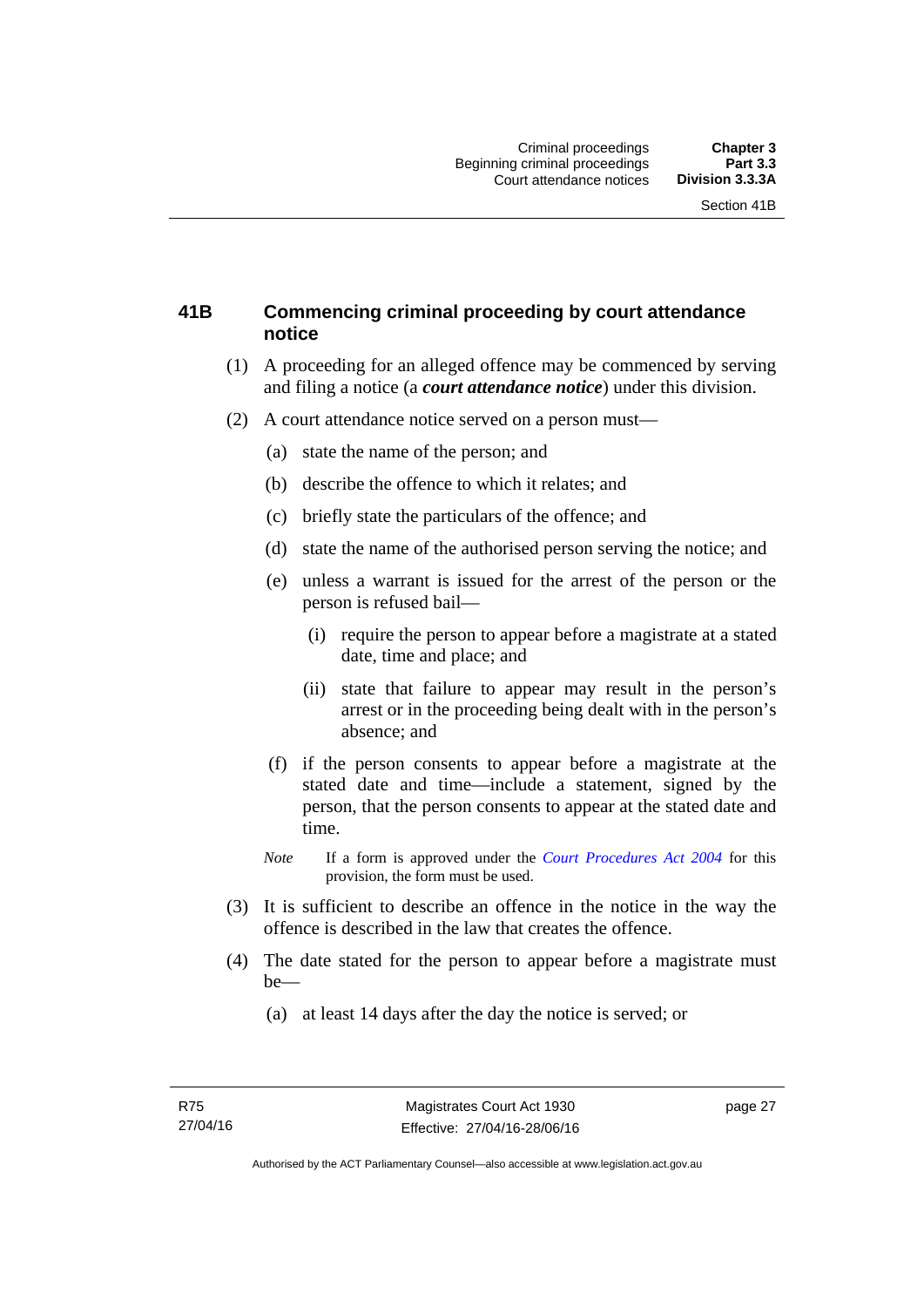### 41B Commencing criminal proceeding by court attendance notice

(1) A proceeding for an alleged offence may be commenced by serving and filing a notice (a ***court attendance notice***) under this division.

(2) A court attendance notice served on a person must—

(a) state the name of the person; and

(b) describe the offence to which it relates; and

(c) briefly state the particulars of the offence; and

(d) state the name of the authorised person serving the notice; and

(e) unless a warrant is issued for the arrest of the person or the person is refused bail—

(i) require the person to appear before a magistrate at a stated date, time and place; and

(ii) state that failure to appear may result in the person's arrest or in the proceeding being dealt with in the person's absence; and

(f) if the person consents to appear before a magistrate at the stated date and time—include a statement, signed by the person, that the person consents to appear at the stated date and time.

*Note* If a form is approved under the *Court Procedures Act 2004* for this provision, the form must be used.

(3) It is sufficient to describe an offence in the notice in the way the offence is described in the law that creates the offence.

(4) The date stated for the person to appear before a magistrate must be—

(a) at least 14 days after the day the notice is served; or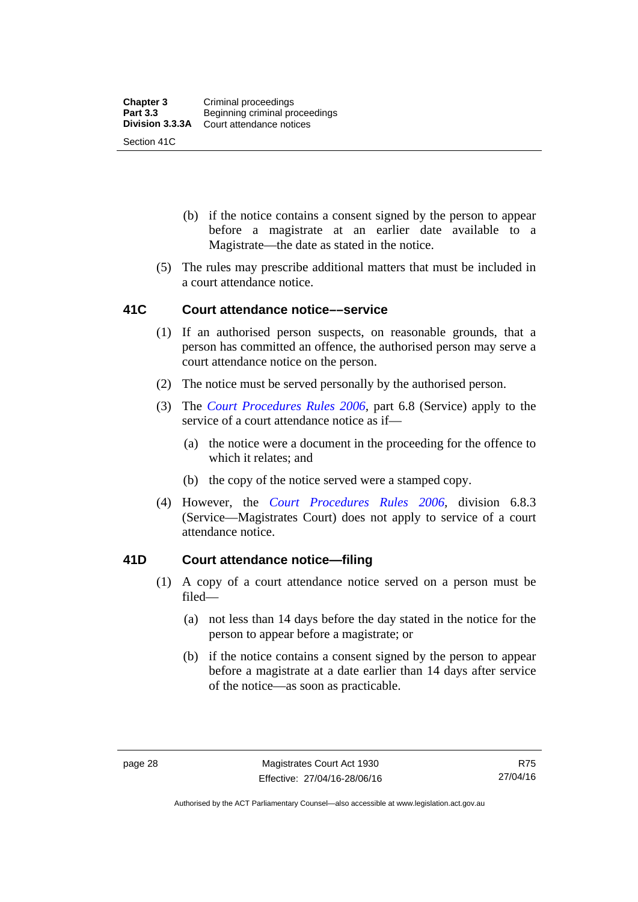(b) if the notice contains a consent signed by the person to appear before a magistrate at an earlier date available to a Magistrate—the date as stated in the notice.

(5) The rules may prescribe additional matters that must be included in a court attendance notice.

### 41C Court attendance notice––service

(1) If an authorised person suspects, on reasonable grounds, that a person has committed an offence, the authorised person may serve a court attendance notice on the person.

(2) The notice must be served personally by the authorised person.

(3) The *Court Procedures Rules 2006*, part 6.8 (Service) apply to the service of a court attendance notice as if—

(a) the notice were a document in the proceeding for the offence to which it relates; and

(b) the copy of the notice served were a stamped copy.

(4) However, the *Court Procedures Rules 2006*, division 6.8.3 (Service—Magistrates Court) does not apply to service of a court attendance notice.

### 41D Court attendance notice—filing

(1) A copy of a court attendance notice served on a person must be filed—

(a) not less than 14 days before the day stated in the notice for the person to appear before a magistrate; or

(b) if the notice contains a consent signed by the person to appear before a magistrate at a date earlier than 14 days after service of the notice—as soon as practicable.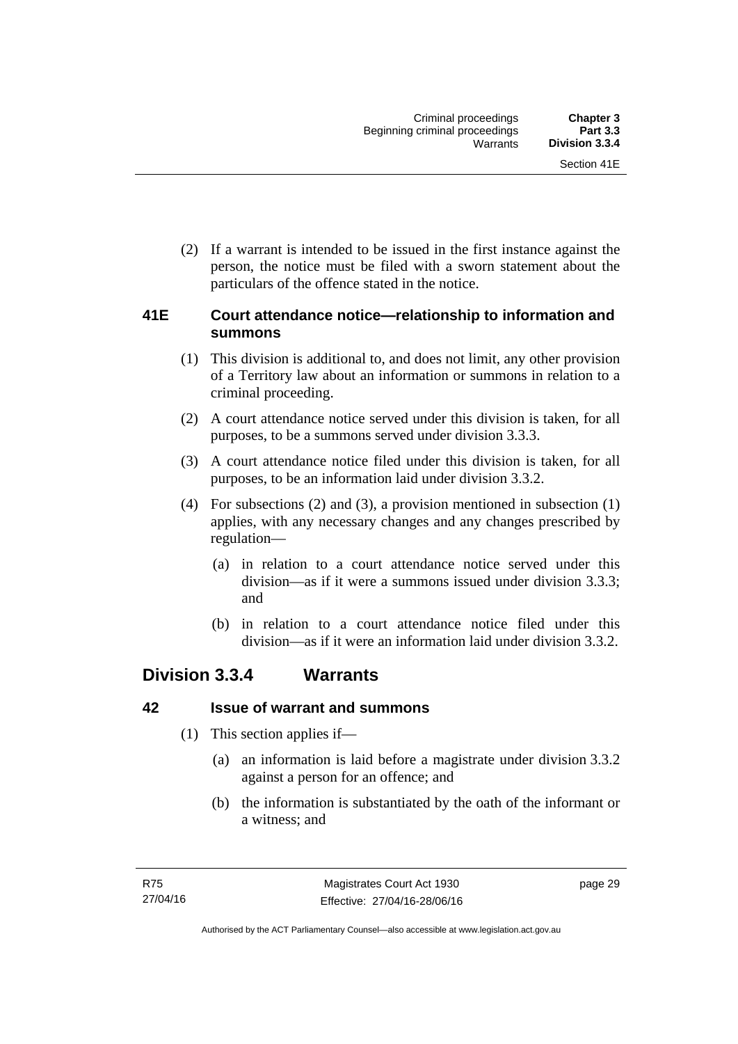(2) If a warrant is intended to be issued in the first instance against the person, the notice must be filed with a sworn statement about the particulars of the offence stated in the notice.

### 41E Court attendance notice—relationship to information and summons

(1) This division is additional to, and does not limit, any other provision of a Territory law about an information or summons in relation to a criminal proceeding.

(2) A court attendance notice served under this division is taken, for all purposes, to be a summons served under division 3.3.3.

(3) A court attendance notice filed under this division is taken, for all purposes, to be an information laid under division 3.3.2.

(4) For subsections (2) and (3), a provision mentioned in subsection (1) applies, with any necessary changes and any changes prescribed by regulation—

(a) in relation to a court attendance notice served under this division—as if it were a summons issued under division 3.3.3; and

(b) in relation to a court attendance notice filed under this division—as if it were an information laid under division 3.3.2.

## Division 3.3.4 Warrants

### 42 Issue of warrant and summons

(1) This section applies if—

(a) an information is laid before a magistrate under division 3.3.2 against a person for an offence; and

(b) the information is substantiated by the oath of the informant or a witness; and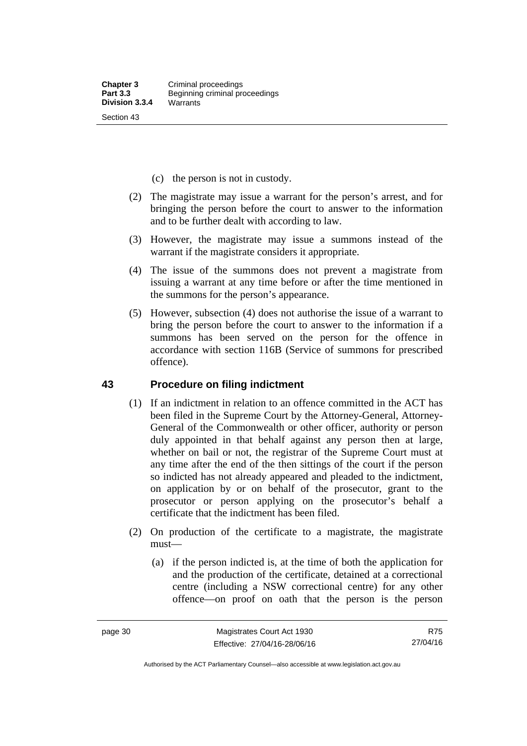(c) the person is not in custody.

(2) The magistrate may issue a warrant for the person's arrest, and for bringing the person before the court to answer to the information and to be further dealt with according to law.

(3) However, the magistrate may issue a summons instead of the warrant if the magistrate considers it appropriate.

(4) The issue of the summons does not prevent a magistrate from issuing a warrant at any time before or after the time mentioned in the summons for the person's appearance.

(5) However, subsection (4) does not authorise the issue of a warrant to bring the person before the court to answer to the information if a summons has been served on the person for the offence in accordance with section 116B (Service of summons for prescribed offence).

## 43 Procedure on filing indictment

(1) If an indictment in relation to an offence committed in the ACT has been filed in the Supreme Court by the Attorney-General, Attorney-General of the Commonwealth or other officer, authority or person duly appointed in that behalf against any person then at large, whether on bail or not, the registrar of the Supreme Court must at any time after the end of the then sittings of the court if the person so indicted has not already appeared and pleaded to the indictment, on application by or on behalf of the prosecutor, grant to the prosecutor or person applying on the prosecutor's behalf a certificate that the indictment has been filed.

(2) On production of the certificate to a magistrate, the magistrate must—

(a) if the person indicted is, at the time of both the application for and the production of the certificate, detained at a correctional centre (including a NSW correctional centre) for any other offence—on proof on oath that the person is the person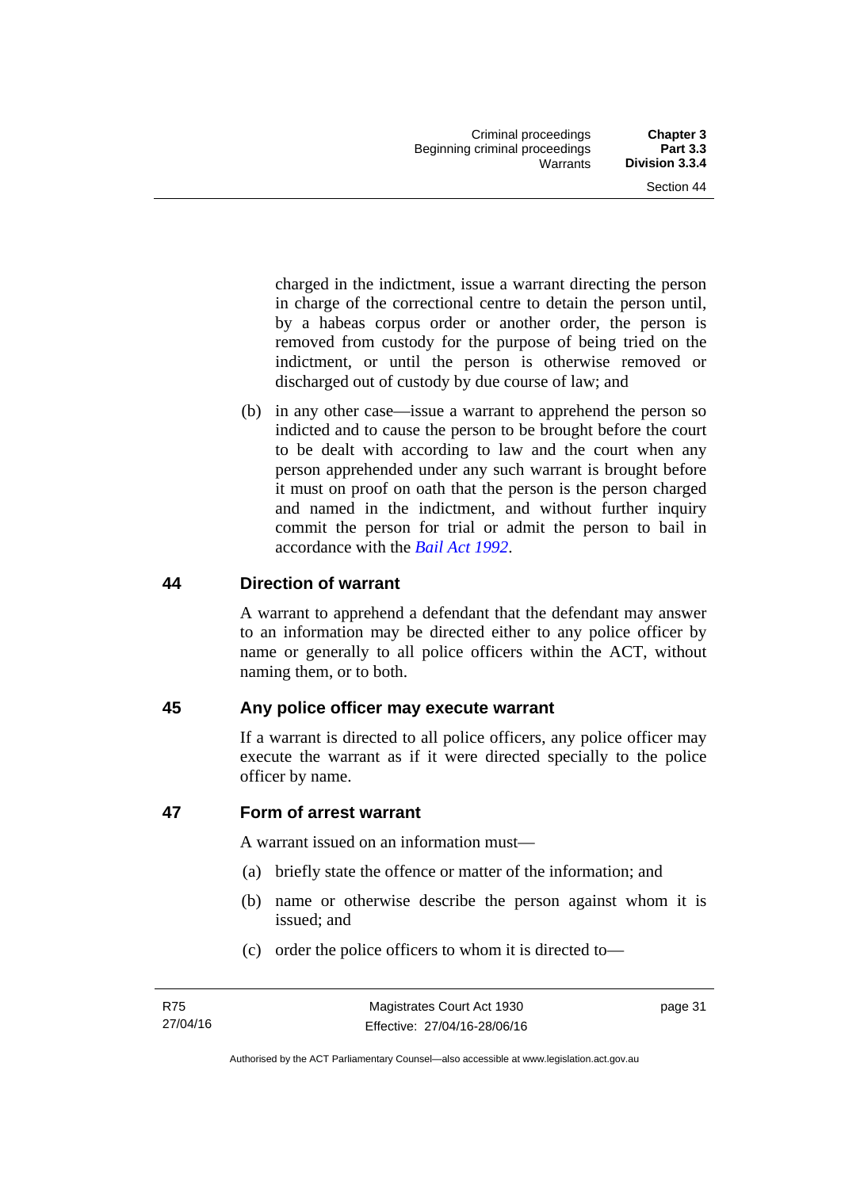charged in the indictment, issue a warrant directing the person in charge of the correctional centre to detain the person until, by a habeas corpus order or another order, the person is removed from custody for the purpose of being tried on the indictment, or until the person is otherwise removed or discharged out of custody by due course of law; and

(b) in any other case—issue a warrant to apprehend the person so indicted and to cause the person to be brought before the court to be dealt with according to law and the court when any person apprehended under any such warrant is brought before it must on proof on oath that the person is the person charged and named in the indictment, and without further inquiry commit the person for trial or admit the person to bail in accordance with the *Bail Act 1992*.

## 44 Direction of warrant

A warrant to apprehend a defendant that the defendant may answer to an information may be directed either to any police officer by name or generally to all police officers within the ACT, without naming them, or to both.

## 45 Any police officer may execute warrant

If a warrant is directed to all police officers, any police officer may execute the warrant as if it were directed specially to the police officer by name.

## 47 Form of arrest warrant

A warrant issued on an information must—

(a) briefly state the offence or matter of the information; and

(b) name or otherwise describe the person against whom it is issued; and

(c) order the police officers to whom it is directed to—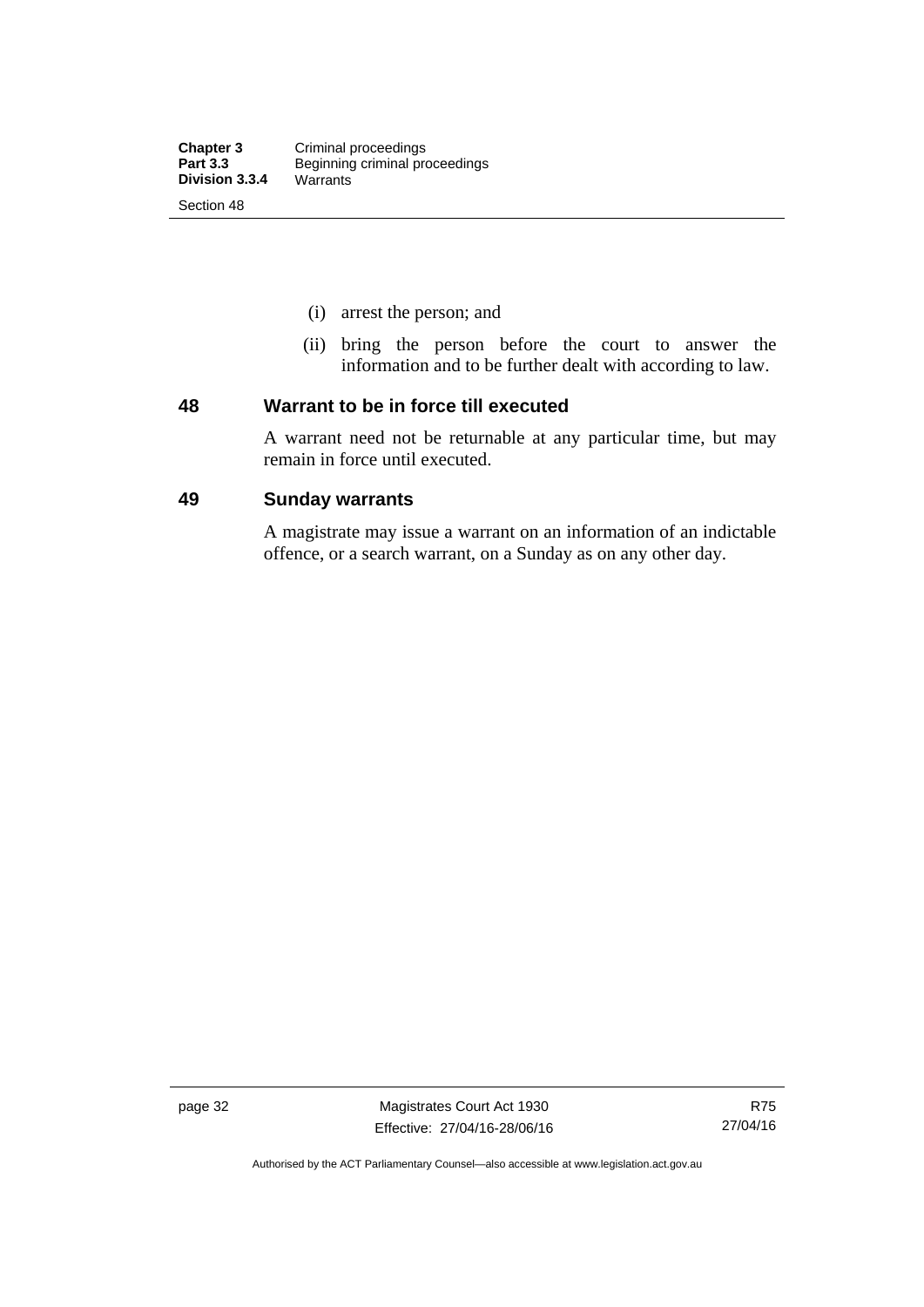(i) arrest the person; and

(ii) bring the person before the court to answer the information and to be further dealt with according to law.

## 48 Warrant to be in force till executed

A warrant need not be returnable at any particular time, but may remain in force until executed.

## 49 Sunday warrants

A magistrate may issue a warrant on an information of an indictable offence, or a search warrant, on a Sunday as on any other day.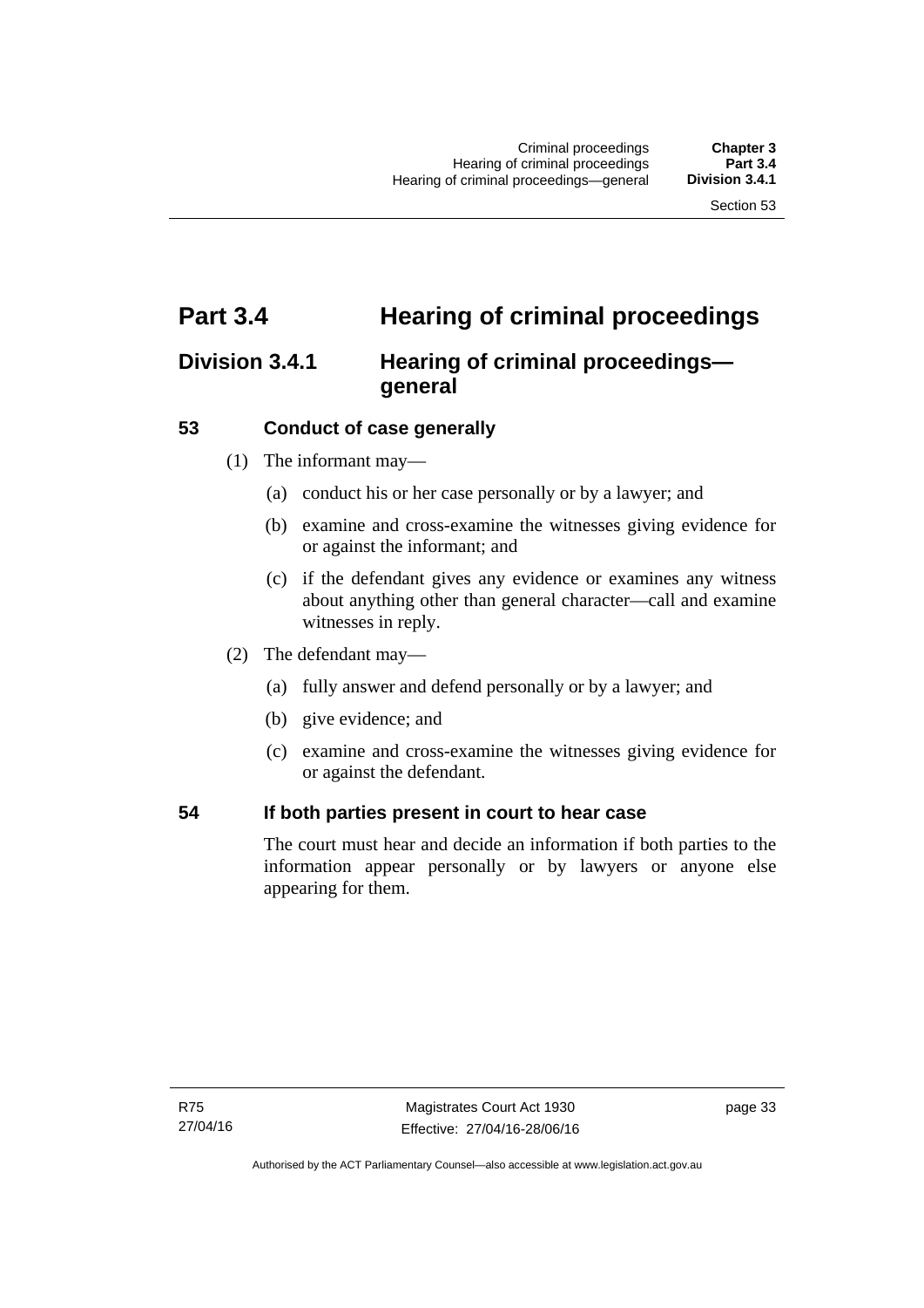# Part 3.4 Hearing of criminal proceedings

## Division 3.4.1 Hearing of criminal proceedings—general

### 53 Conduct of case generally

(1) The informant may—

(a) conduct his or her case personally or by a lawyer; and

(b) examine and cross-examine the witnesses giving evidence for or against the informant; and

(c) if the defendant gives any evidence or examines any witness about anything other than general character—call and examine witnesses in reply.

(2) The defendant may—

(a) fully answer and defend personally or by a lawyer; and

(b) give evidence; and

(c) examine and cross-examine the witnesses giving evidence for or against the defendant.

### 54 If both parties present in court to hear case

The court must hear and decide an information if both parties to the information appear personally or by lawyers or anyone else appearing for them.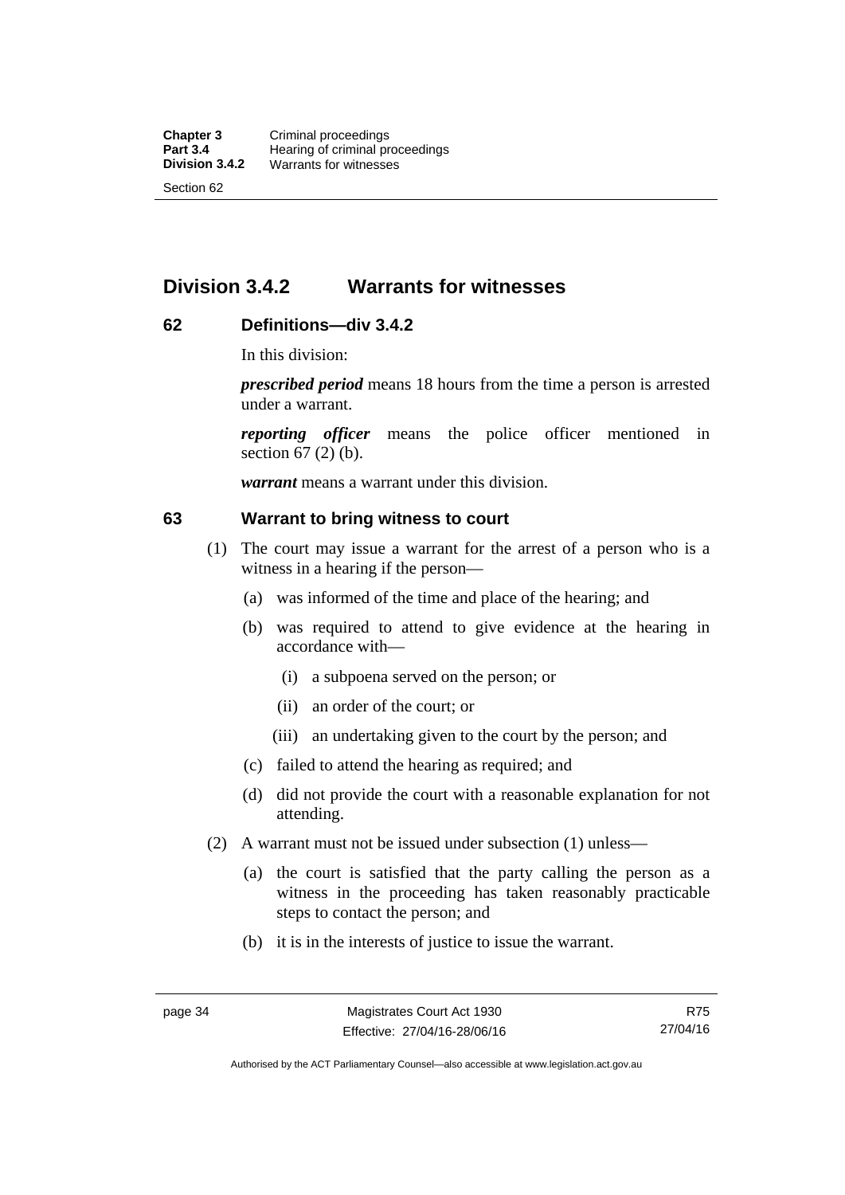## Division 3.4.2 Warrants for witnesses

### 62 Definitions—div 3.4.2

In this division:

***prescribed period*** means 18 hours from the time a person is arrested under a warrant.

***reporting officer*** means the police officer mentioned in section 67 (2) (b).

***warrant*** means a warrant under this division.

### 63 Warrant to bring witness to court

(1) The court may issue a warrant for the arrest of a person who is a witness in a hearing if the person—

(a) was informed of the time and place of the hearing; and

(b) was required to attend to give evidence at the hearing in accordance with—

(i) a subpoena served on the person; or

(ii) an order of the court; or

(iii) an undertaking given to the court by the person; and

(c) failed to attend the hearing as required; and

(d) did not provide the court with a reasonable explanation for not attending.

(2) A warrant must not be issued under subsection (1) unless—

(a) the court is satisfied that the party calling the person as a witness in the proceeding has taken reasonably practicable steps to contact the person; and

(b) it is in the interests of justice to issue the warrant.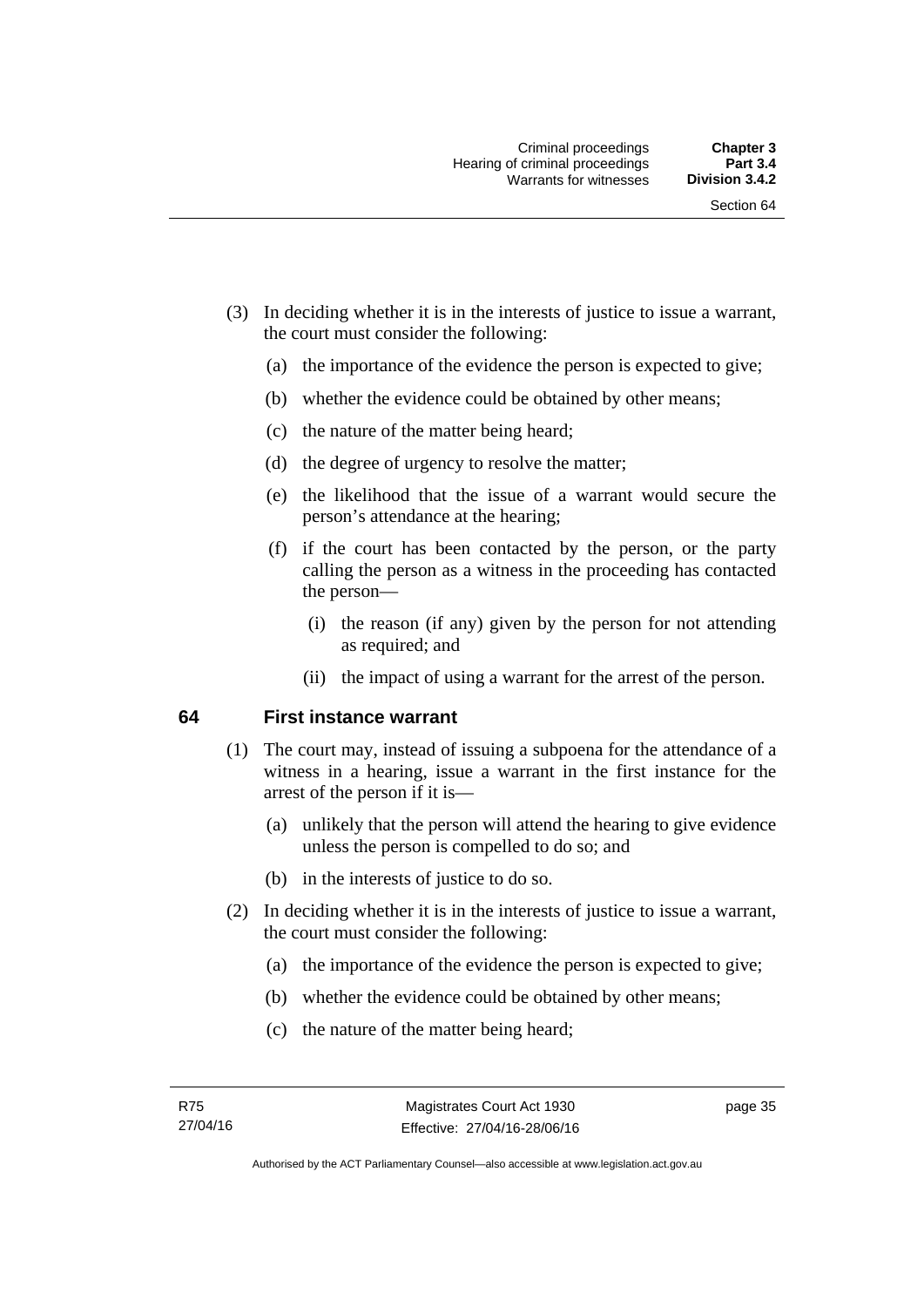(3) In deciding whether it is in the interests of justice to issue a warrant, the court must consider the following:

(a) the importance of the evidence the person is expected to give;

(b) whether the evidence could be obtained by other means;

(c) the nature of the matter being heard;

(d) the degree of urgency to resolve the matter;

(e) the likelihood that the issue of a warrant would secure the person's attendance at the hearing;

(f) if the court has been contacted by the person, or the party calling the person as a witness in the proceeding has contacted the person—

(i) the reason (if any) given by the person for not attending as required; and

(ii) the impact of using a warrant for the arrest of the person.

## 64 First instance warrant

(1) The court may, instead of issuing a subpoena for the attendance of a witness in a hearing, issue a warrant in the first instance for the arrest of the person if it is—

(a) unlikely that the person will attend the hearing to give evidence unless the person is compelled to do so; and

(b) in the interests of justice to do so.

(2) In deciding whether it is in the interests of justice to issue a warrant, the court must consider the following:

(a) the importance of the evidence the person is expected to give;

(b) whether the evidence could be obtained by other means;

(c) the nature of the matter being heard;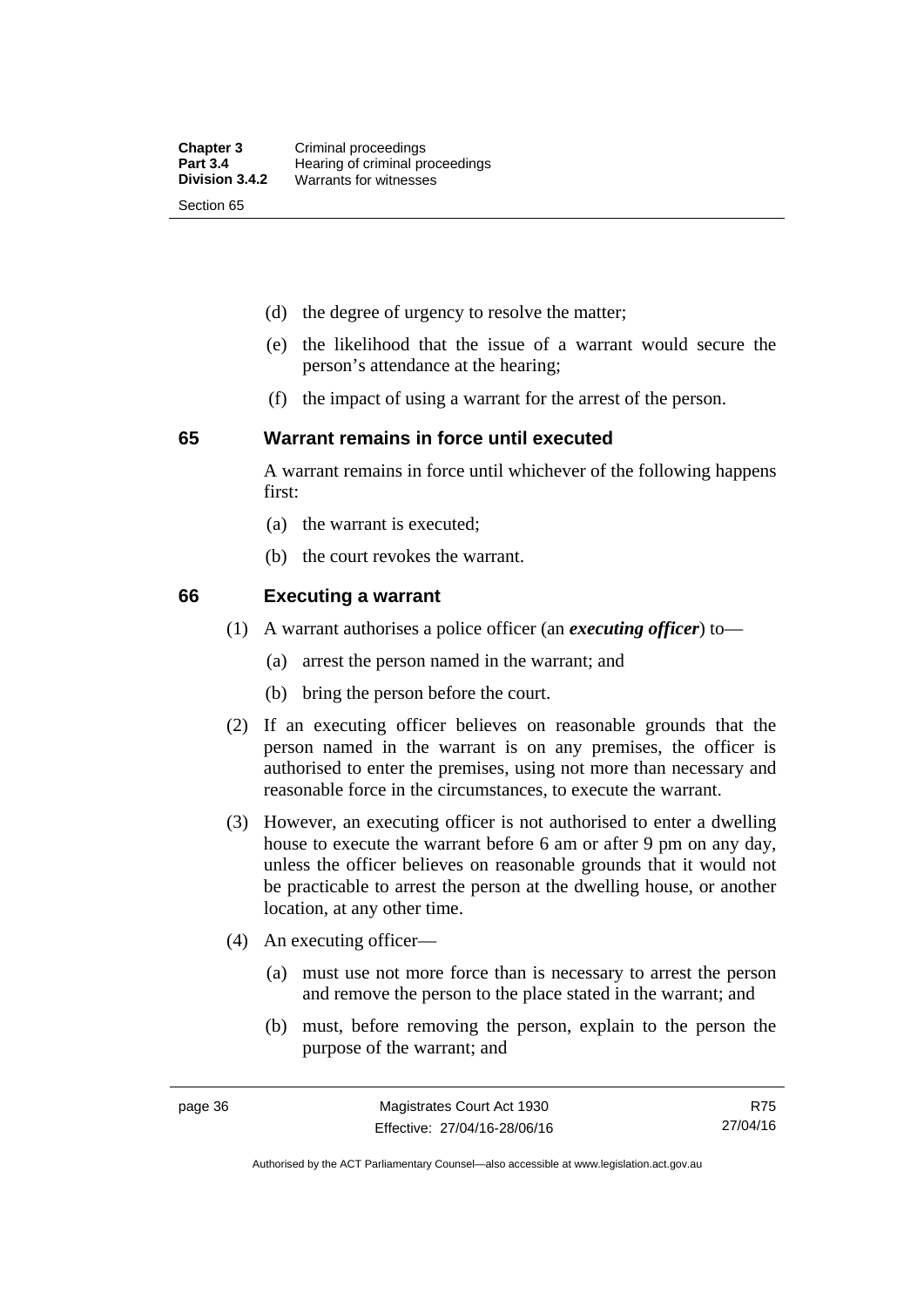(d) the degree of urgency to resolve the matter;

(e) the likelihood that the issue of a warrant would secure the person's attendance at the hearing;

(f) the impact of using a warrant for the arrest of the person.

## 65 Warrant remains in force until executed

A warrant remains in force until whichever of the following happens first:

(a) the warrant is executed;

(b) the court revokes the warrant.

## 66 Executing a warrant

(1) A warrant authorises a police officer (an ***executing officer***) to—

(a) arrest the person named in the warrant; and

(b) bring the person before the court.

(2) If an executing officer believes on reasonable grounds that the person named in the warrant is on any premises, the officer is authorised to enter the premises, using not more than necessary and reasonable force in the circumstances, to execute the warrant.

(3) However, an executing officer is not authorised to enter a dwelling house to execute the warrant before 6 am or after 9 pm on any day, unless the officer believes on reasonable grounds that it would not be practicable to arrest the person at the dwelling house, or another location, at any other time.

(4) An executing officer—

(a) must use not more force than is necessary to arrest the person and remove the person to the place stated in the warrant; and

(b) must, before removing the person, explain to the person the purpose of the warrant; and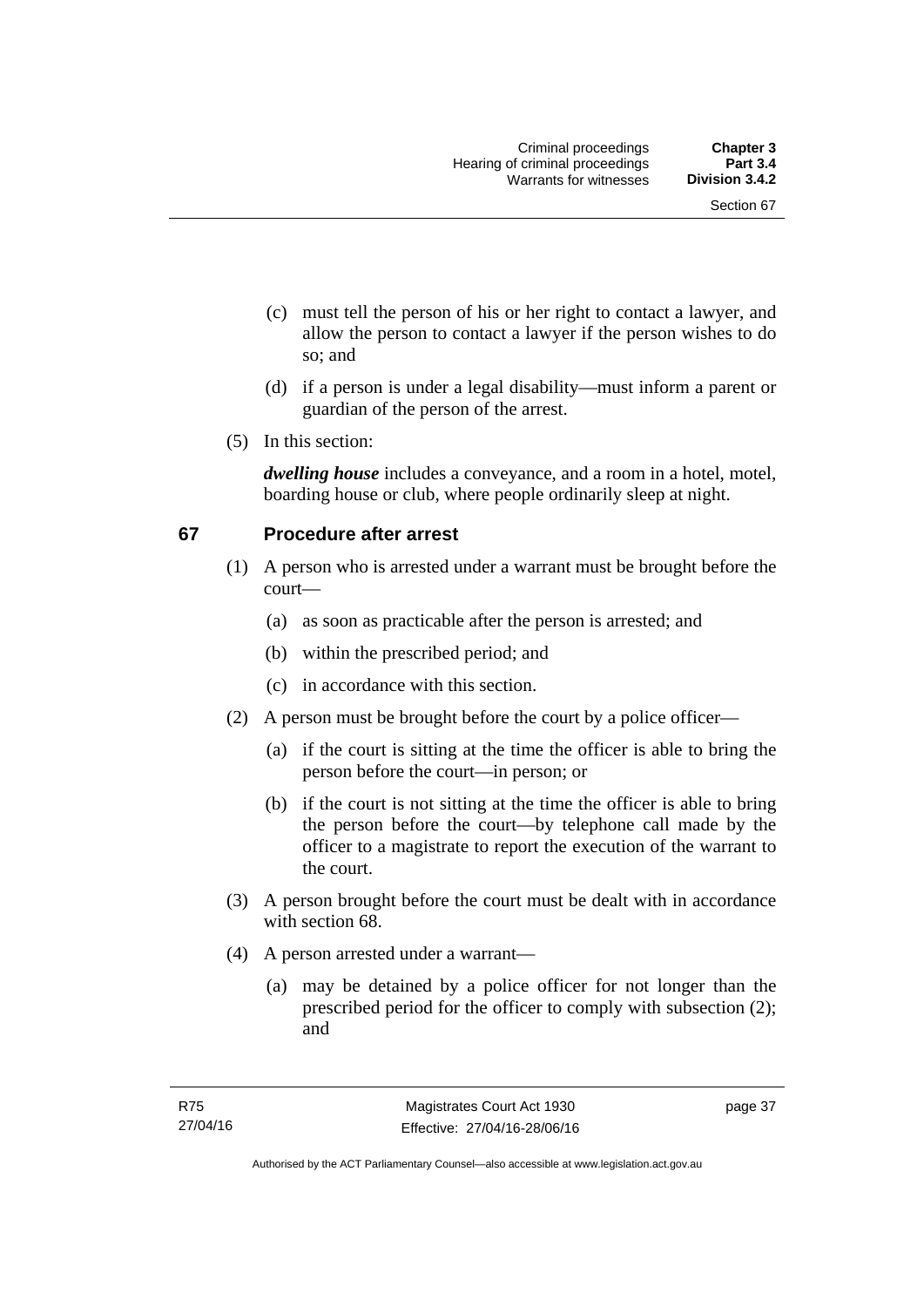(c) must tell the person of his or her right to contact a lawyer, and allow the person to contact a lawyer if the person wishes to do so; and

(d) if a person is under a legal disability—must inform a parent or guardian of the person of the arrest.

(5) In this section:

***dwelling house*** includes a conveyance, and a room in a hotel, motel, boarding house or club, where people ordinarily sleep at night.

## 67 Procedure after arrest

(1) A person who is arrested under a warrant must be brought before the court—

(a) as soon as practicable after the person is arrested; and

(b) within the prescribed period; and

(c) in accordance with this section.

(2) A person must be brought before the court by a police officer—

(a) if the court is sitting at the time the officer is able to bring the person before the court—in person; or

(b) if the court is not sitting at the time the officer is able to bring the person before the court—by telephone call made by the officer to a magistrate to report the execution of the warrant to the court.

(3) A person brought before the court must be dealt with in accordance with section 68.

(4) A person arrested under a warrant—

(a) may be detained by a police officer for not longer than the prescribed period for the officer to comply with subsection (2); and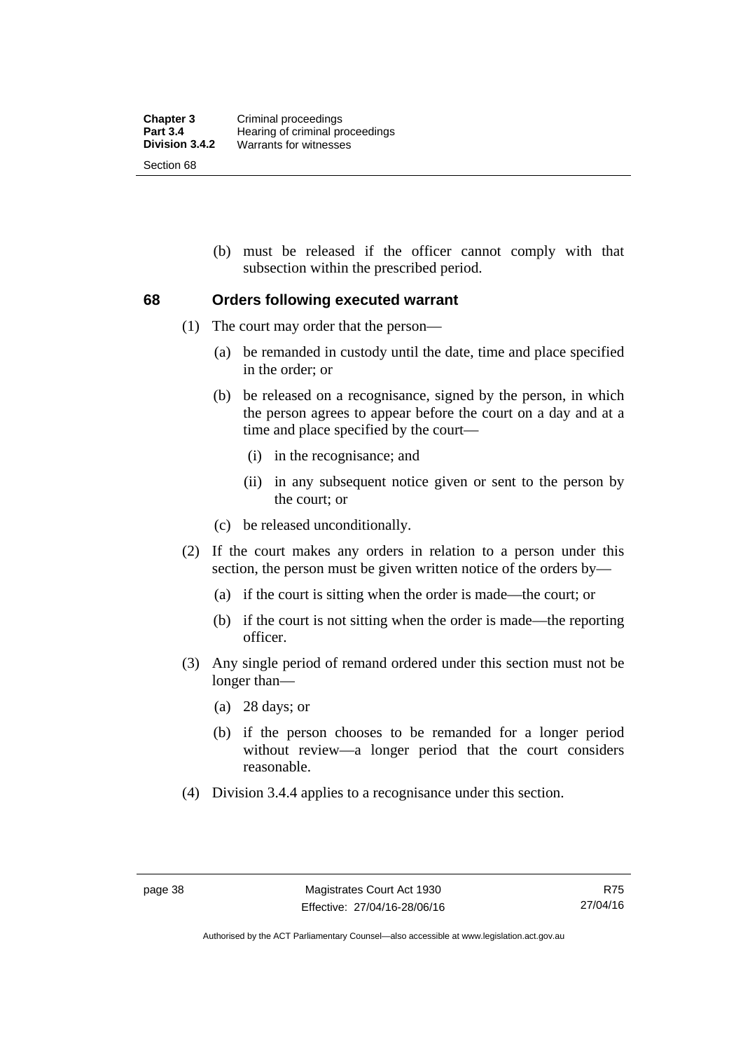(b) must be released if the officer cannot comply with that subsection within the prescribed period.

## 68 Orders following executed warrant

(1) The court may order that the person—

(a) be remanded in custody until the date, time and place specified in the order; or

(b) be released on a recognisance, signed by the person, in which the person agrees to appear before the court on a day and at a time and place specified by the court—

(i) in the recognisance; and

(ii) in any subsequent notice given or sent to the person by the court; or

(c) be released unconditionally.

(2) If the court makes any orders in relation to a person under this section, the person must be given written notice of the orders by—

(a) if the court is sitting when the order is made—the court; or

(b) if the court is not sitting when the order is made—the reporting officer.

(3) Any single period of remand ordered under this section must not be longer than—

(a) 28 days; or

(b) if the person chooses to be remanded for a longer period without review—a longer period that the court considers reasonable.

(4) Division 3.4.4 applies to a recognisance under this section.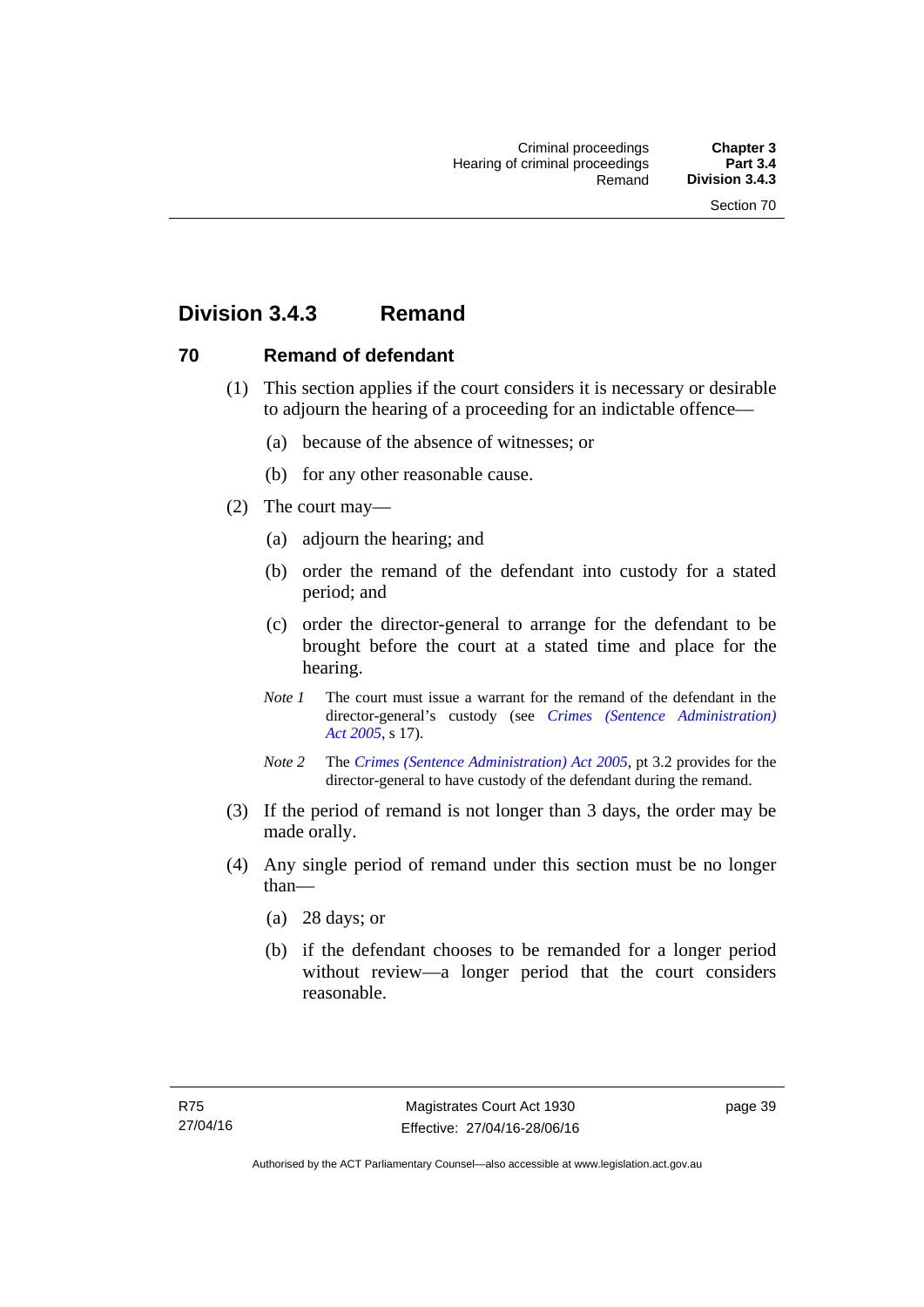## Division 3.4.3 Remand

### 70 Remand of defendant

(1) This section applies if the court considers it is necessary or desirable to adjourn the hearing of a proceeding for an indictable offence—

(a) because of the absence of witnesses; or

(b) for any other reasonable cause.

(2) The court may—

(a) adjourn the hearing; and

(b) order the remand of the defendant into custody for a stated period; and

(c) order the director-general to arrange for the defendant to be brought before the court at a stated time and place for the hearing.

*Note 1* The court must issue a warrant for the remand of the defendant in the director-general's custody (see *Crimes (Sentence Administration) Act 2005*, s 17).

*Note 2* The *Crimes (Sentence Administration) Act 2005*, pt 3.2 provides for the director-general to have custody of the defendant during the remand.

(3) If the period of remand is not longer than 3 days, the order may be made orally.

(4) Any single period of remand under this section must be no longer than—

(a) 28 days; or

(b) if the defendant chooses to be remanded for a longer period without review—a longer period that the court considers reasonable.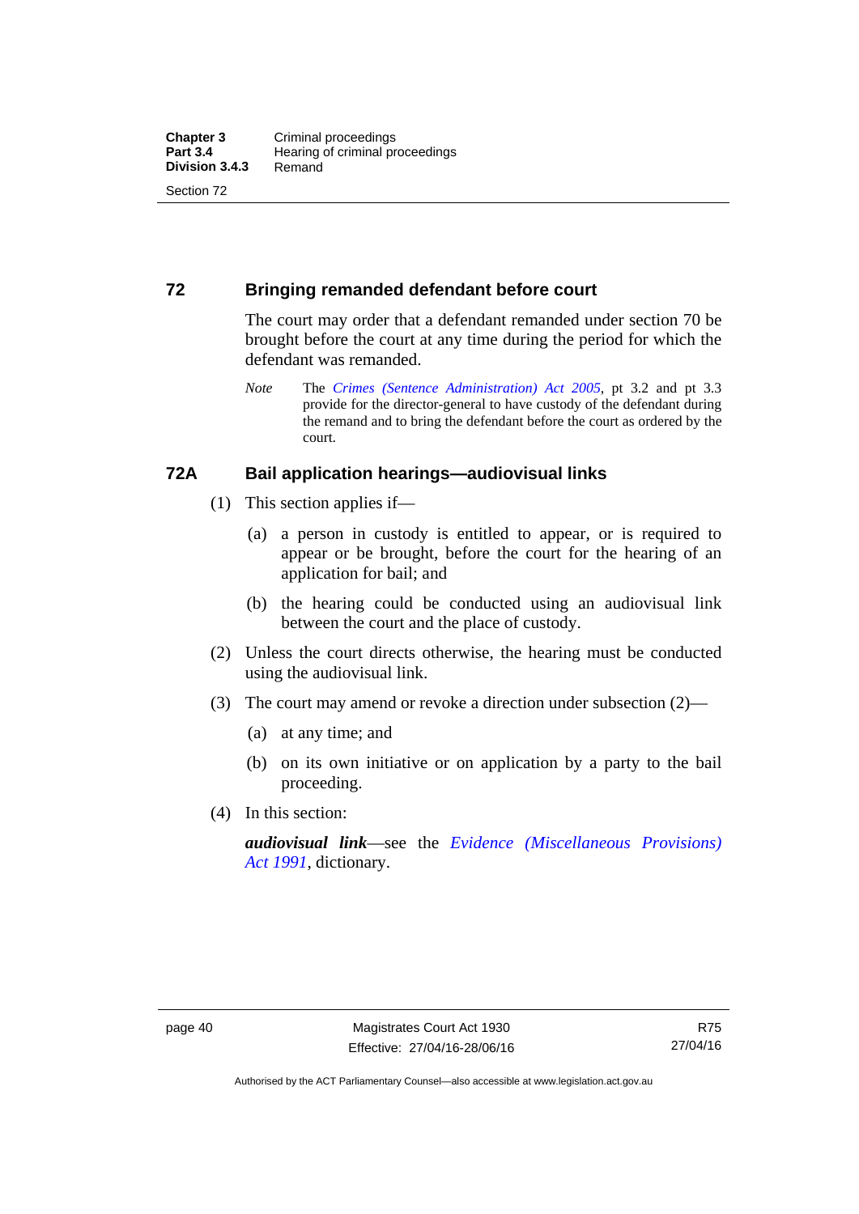## 72 Bringing remanded defendant before court

The court may order that a defendant remanded under section 70 be brought before the court at any time during the period for which the defendant was remanded.

*Note* The *Crimes (Sentence Administration) Act 2005*, pt 3.2 and pt 3.3 provide for the director-general to have custody of the defendant during the remand and to bring the defendant before the court as ordered by the court.

## 72A Bail application hearings—audiovisual links

(1) This section applies if—

(a) a person in custody is entitled to appear, or is required to appear or be brought, before the court for the hearing of an application for bail; and

(b) the hearing could be conducted using an audiovisual link between the court and the place of custody.

(2) Unless the court directs otherwise, the hearing must be conducted using the audiovisual link.

(3) The court may amend or revoke a direction under subsection (2)—

(a) at any time; and

(b) on its own initiative or on application by a party to the bail proceeding.

(4) In this section:

***audiovisual link***—see the *Evidence (Miscellaneous Provisions) Act 1991*, dictionary.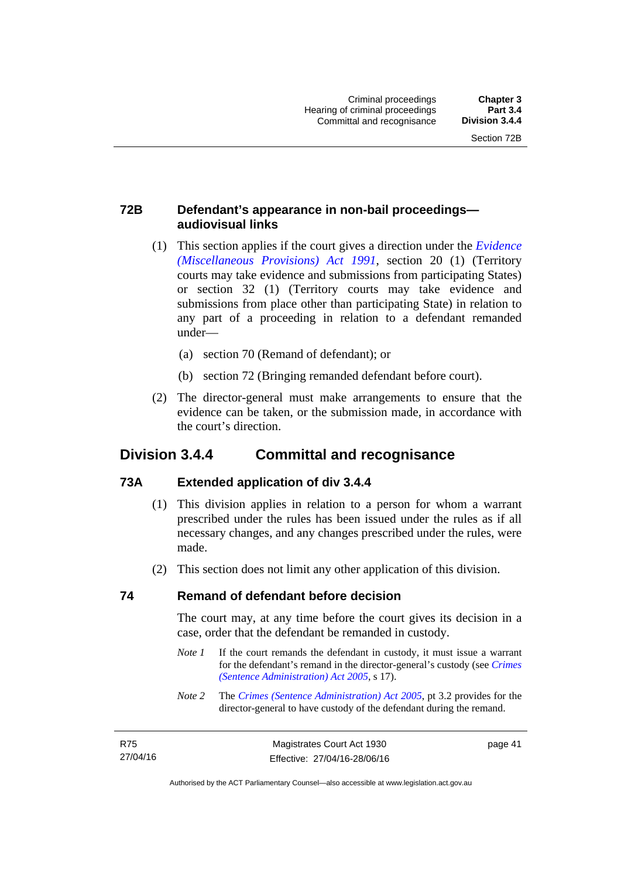### 72B Defendant's appearance in non-bail proceedings—audiovisual links

(1) This section applies if the court gives a direction under the *Evidence (Miscellaneous Provisions) Act 1991*, section 20 (1) (Territory courts may take evidence and submissions from participating States) or section 32 (1) (Territory courts may take evidence and submissions from place other than participating State) in relation to any part of a proceeding in relation to a defendant remanded under—

(a) section 70 (Remand of defendant); or

(b) section 72 (Bringing remanded defendant before court).

(2) The director-general must make arrangements to ensure that the evidence can be taken, or the submission made, in accordance with the court's direction.

## Division 3.4.4 Committal and recognisance

### 73A Extended application of div 3.4.4

(1) This division applies in relation to a person for whom a warrant prescribed under the rules has been issued under the rules as if all necessary changes, and any changes prescribed under the rules, were made.

(2) This section does not limit any other application of this division.

### 74 Remand of defendant before decision

The court may, at any time before the court gives its decision in a case, order that the defendant be remanded in custody.

*Note 1* If the court remands the defendant in custody, it must issue a warrant for the defendant's remand in the director-general's custody (see *Crimes (Sentence Administration) Act 2005*, s 17).

*Note 2* The *Crimes (Sentence Administration) Act 2005*, pt 3.2 provides for the director-general to have custody of the defendant during the remand.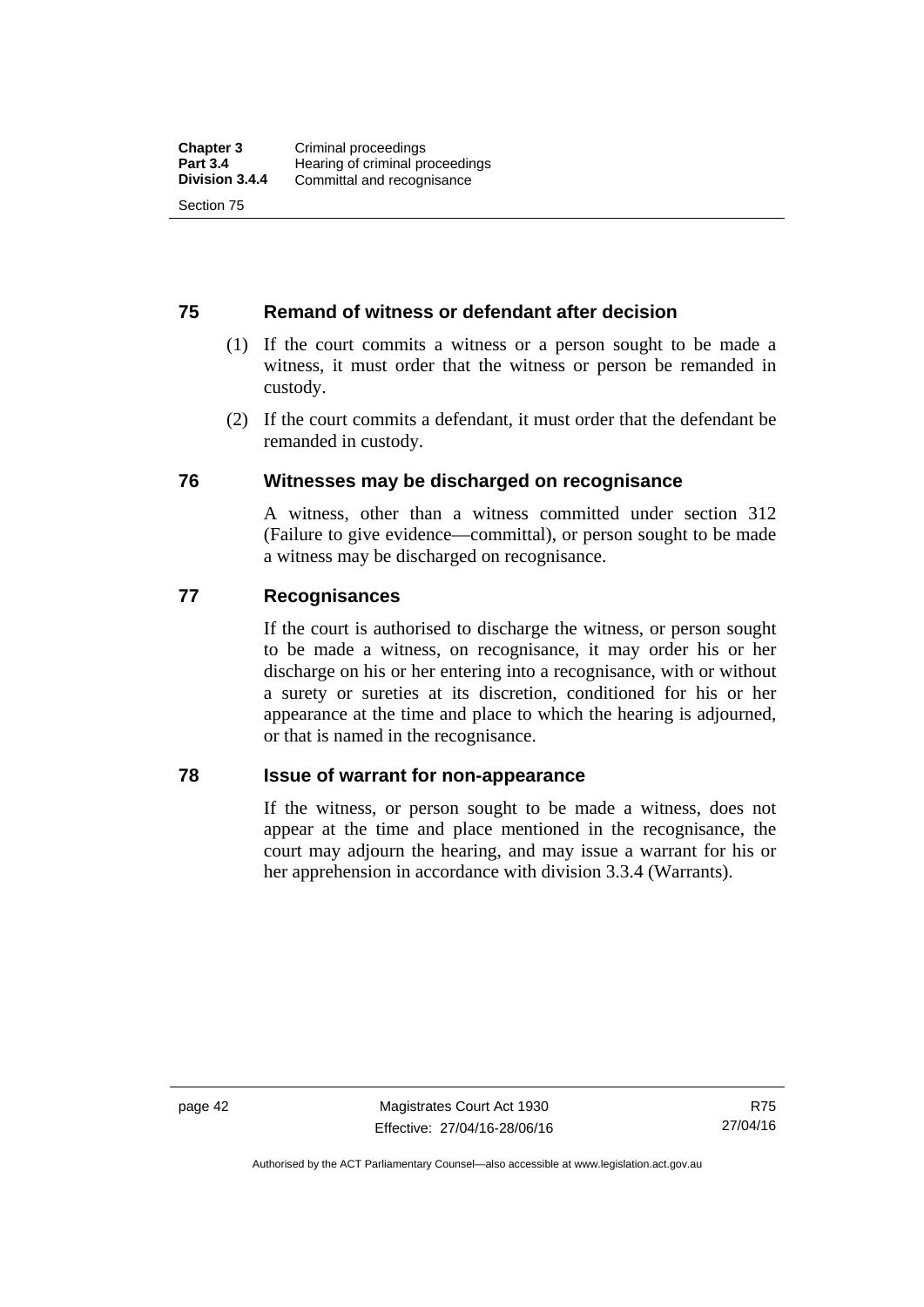## 75 Remand of witness or defendant after decision

(1) If the court commits a witness or a person sought to be made a witness, it must order that the witness or person be remanded in custody.

(2) If the court commits a defendant, it must order that the defendant be remanded in custody.

## 76 Witnesses may be discharged on recognisance

A witness, other than a witness committed under section 312 (Failure to give evidence—committal), or person sought to be made a witness may be discharged on recognisance.

## 77 Recognisances

If the court is authorised to discharge the witness, or person sought to be made a witness, on recognisance, it may order his or her discharge on his or her entering into a recognisance, with or without a surety or sureties at its discretion, conditioned for his or her appearance at the time and place to which the hearing is adjourned, or that is named in the recognisance.

## 78 Issue of warrant for non-appearance

If the witness, or person sought to be made a witness, does not appear at the time and place mentioned in the recognisance, the court may adjourn the hearing, and may issue a warrant for his or her apprehension in accordance with division 3.3.4 (Warrants).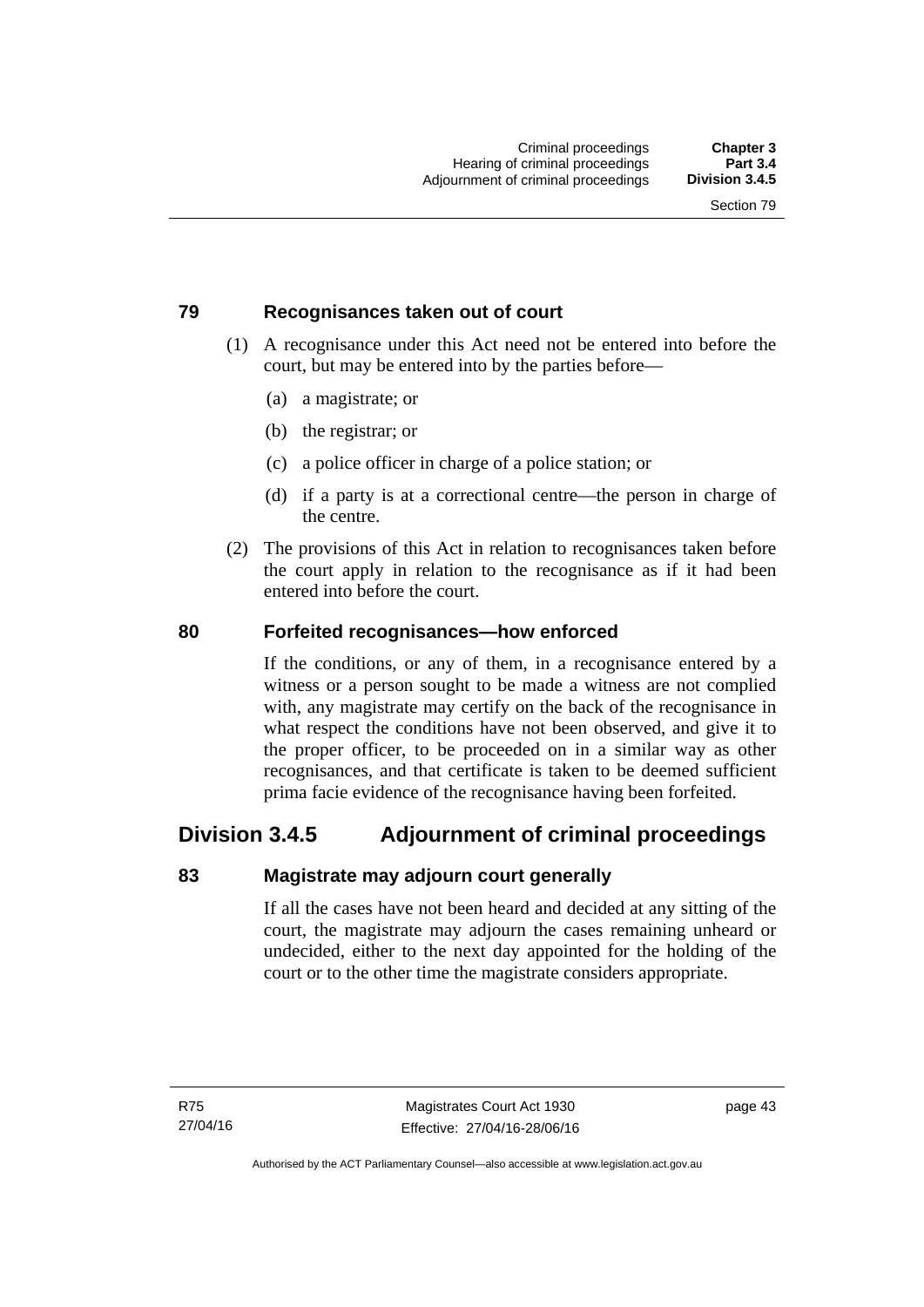### 79 Recognisances taken out of court

(1) A recognisance under this Act need not be entered into before the court, but may be entered into by the parties before—

(a) a magistrate; or

(b) the registrar; or

(c) a police officer in charge of a police station; or

(d) if a party is at a correctional centre—the person in charge of the centre.

(2) The provisions of this Act in relation to recognisances taken before the court apply in relation to the recognisance as if it had been entered into before the court.

### 80 Forfeited recognisances—how enforced

If the conditions, or any of them, in a recognisance entered by a witness or a person sought to be made a witness are not complied with, any magistrate may certify on the back of the recognisance in what respect the conditions have not been observed, and give it to the proper officer, to be proceeded on in a similar way as other recognisances, and that certificate is taken to be deemed sufficient prima facie evidence of the recognisance having been forfeited.

## Division 3.4.5 Adjournment of criminal proceedings

### 83 Magistrate may adjourn court generally

If all the cases have not been heard and decided at any sitting of the court, the magistrate may adjourn the cases remaining unheard or undecided, either to the next day appointed for the holding of the court or to the other time the magistrate considers appropriate.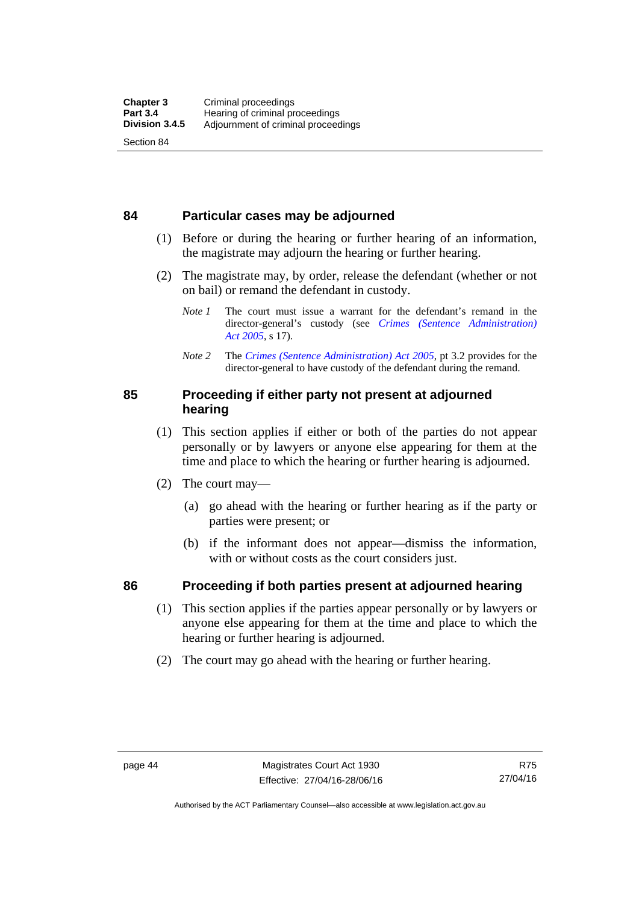## 84 Particular cases may be adjourned

(1) Before or during the hearing or further hearing of an information, the magistrate may adjourn the hearing or further hearing.

(2) The magistrate may, by order, release the defendant (whether or not on bail) or remand the defendant in custody.

*Note 1* The court must issue a warrant for the defendant's remand in the director-general's custody (see *Crimes (Sentence Administration) Act 2005*, s 17).

*Note 2* The *Crimes (Sentence Administration) Act 2005*, pt 3.2 provides for the director-general to have custody of the defendant during the remand.

## 85 Proceeding if either party not present at adjourned hearing

(1) This section applies if either or both of the parties do not appear personally or by lawyers or anyone else appearing for them at the time and place to which the hearing or further hearing is adjourned.

(2) The court may—

(a) go ahead with the hearing or further hearing as if the party or parties were present; or

(b) if the informant does not appear—dismiss the information, with or without costs as the court considers just.

## 86 Proceeding if both parties present at adjourned hearing

(1) This section applies if the parties appear personally or by lawyers or anyone else appearing for them at the time and place to which the hearing or further hearing is adjourned.

(2) The court may go ahead with the hearing or further hearing.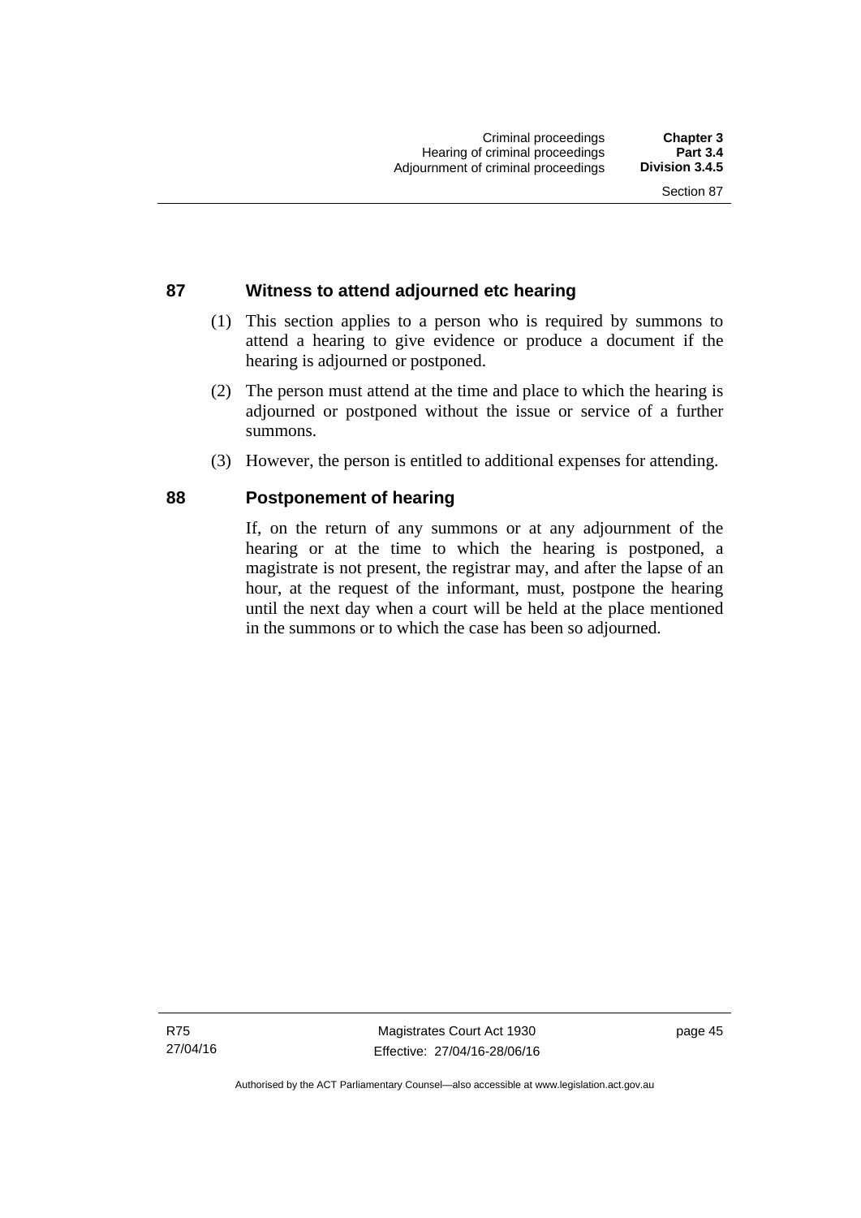## 87 Witness to attend adjourned etc hearing

(1) This section applies to a person who is required by summons to attend a hearing to give evidence or produce a document if the hearing is adjourned or postponed.

(2) The person must attend at the time and place to which the hearing is adjourned or postponed without the issue or service of a further summons.

(3) However, the person is entitled to additional expenses for attending.

## 88 Postponement of hearing

If, on the return of any summons or at any adjournment of the hearing or at the time to which the hearing is postponed, a magistrate is not present, the registrar may, and after the lapse of an hour, at the request of the informant, must, postpone the hearing until the next day when a court will be held at the place mentioned in the summons or to which the case has been so adjourned.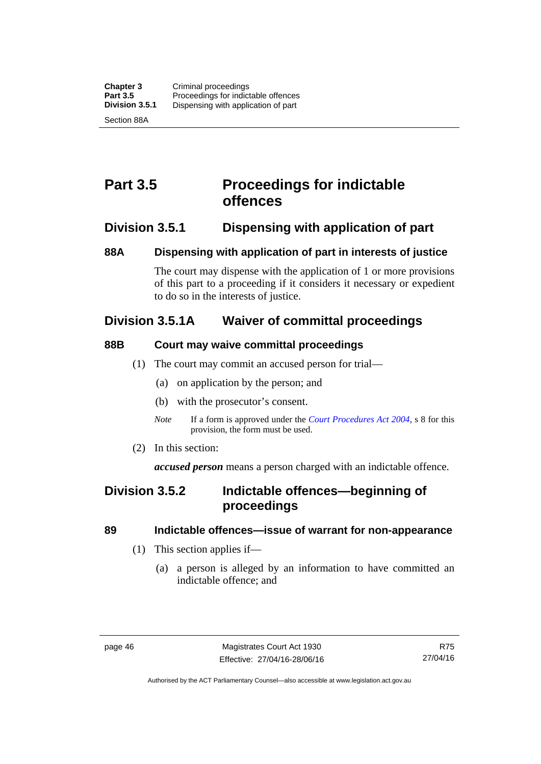# Part 3.5 Proceedings for indictable offences

## Division 3.5.1 Dispensing with application of part

### 88A Dispensing with application of part in interests of justice

The court may dispense with the application of 1 or more provisions of this part to a proceeding if it considers it necessary or expedient to do so in the interests of justice.

## Division 3.5.1A Waiver of committal proceedings

### 88B Court may waive committal proceedings

(1) The court may commit an accused person for trial—

(a) on application by the person; and

(b) with the prosecutor's consent.

*Note* If a form is approved under the *Court Procedures Act 2004*, s 8 for this provision, the form must be used.

(2) In this section:

***accused person*** means a person charged with an indictable offence.

## Division 3.5.2 Indictable offences—beginning of proceedings

### 89 Indictable offences—issue of warrant for non-appearance

(1) This section applies if—

(a) a person is alleged by an information to have committed an indictable offence; and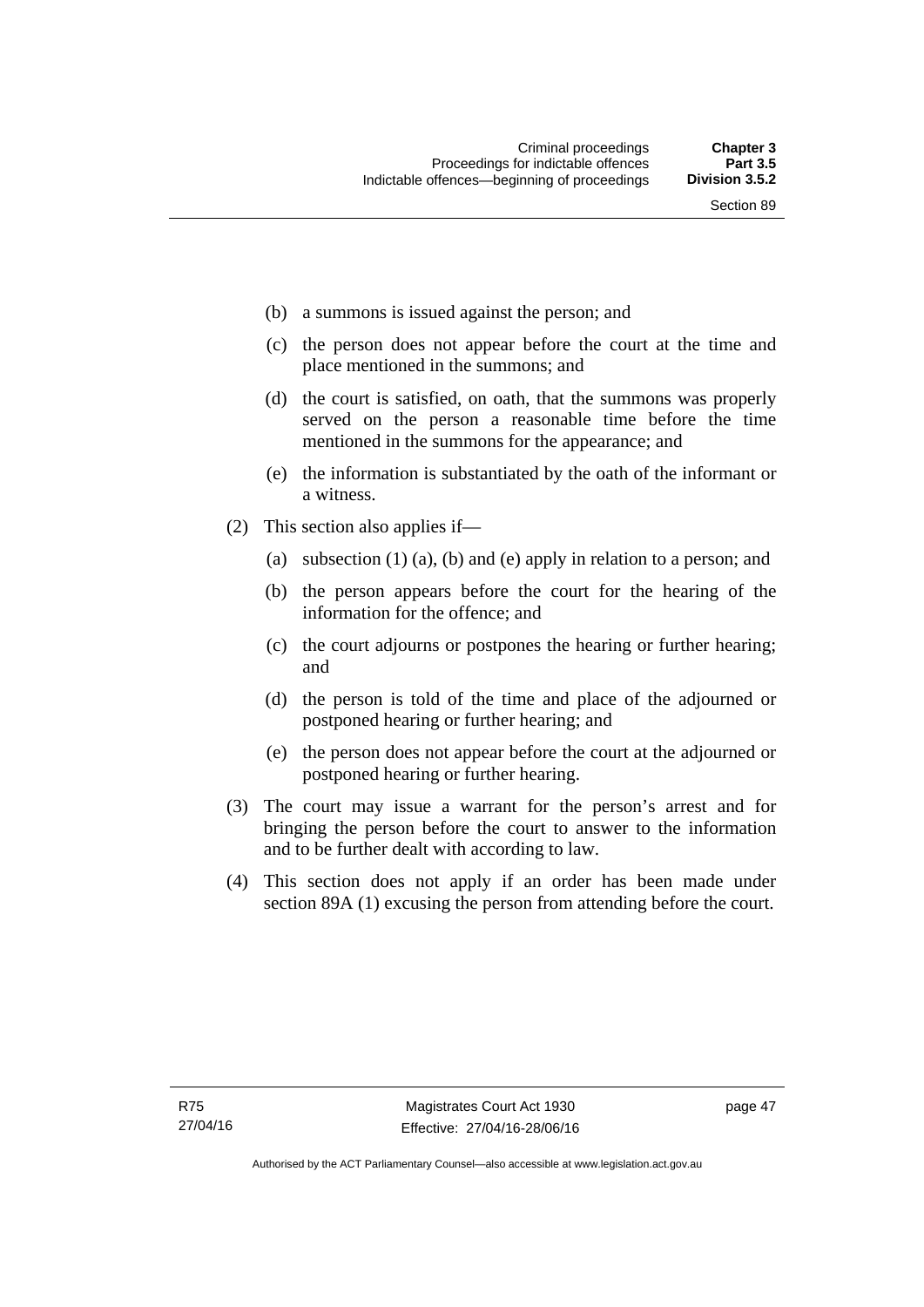(b) a summons is issued against the person; and

(c) the person does not appear before the court at the time and place mentioned in the summons; and

(d) the court is satisfied, on oath, that the summons was properly served on the person a reasonable time before the time mentioned in the summons for the appearance; and

(e) the information is substantiated by the oath of the informant or a witness.

(2) This section also applies if—

(a) subsection (1) (a), (b) and (e) apply in relation to a person; and

(b) the person appears before the court for the hearing of the information for the offence; and

(c) the court adjourns or postpones the hearing or further hearing; and

(d) the person is told of the time and place of the adjourned or postponed hearing or further hearing; and

(e) the person does not appear before the court at the adjourned or postponed hearing or further hearing.

(3) The court may issue a warrant for the person's arrest and for bringing the person before the court to answer to the information and to be further dealt with according to law.

(4) This section does not apply if an order has been made under section 89A (1) excusing the person from attending before the court.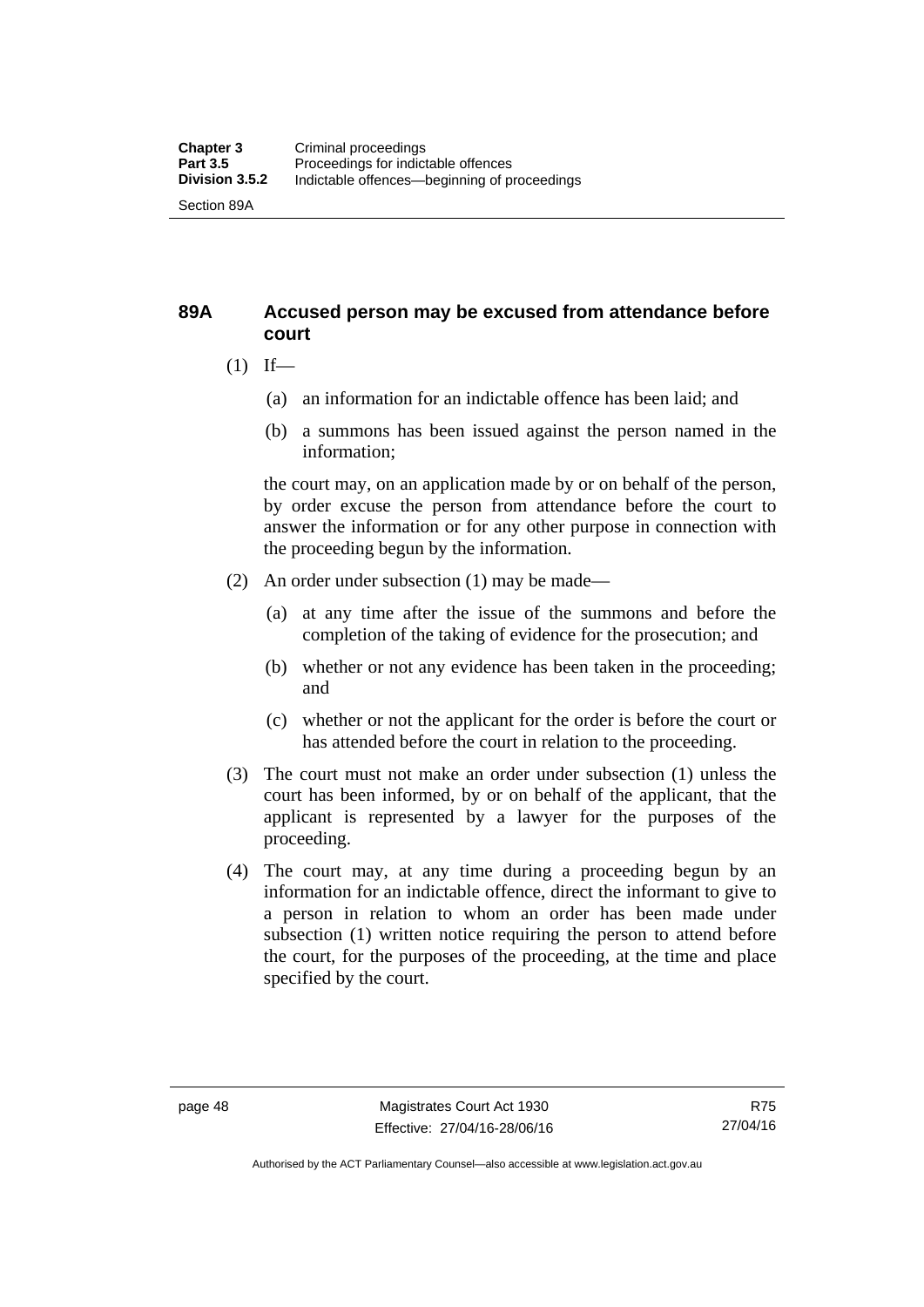## 89A Accused person may be excused from attendance before court

(1) If—

(a) an information for an indictable offence has been laid; and

(b) a summons has been issued against the person named in the information;

the court may, on an application made by or on behalf of the person, by order excuse the person from attendance before the court to answer the information or for any other purpose in connection with the proceeding begun by the information.

(2) An order under subsection (1) may be made—

(a) at any time after the issue of the summons and before the completion of the taking of evidence for the prosecution; and

(b) whether or not any evidence has been taken in the proceeding; and

(c) whether or not the applicant for the order is before the court or has attended before the court in relation to the proceeding.

(3) The court must not make an order under subsection (1) unless the court has been informed, by or on behalf of the applicant, that the applicant is represented by a lawyer for the purposes of the proceeding.

(4) The court may, at any time during a proceeding begun by an information for an indictable offence, direct the informant to give to a person in relation to whom an order has been made under subsection (1) written notice requiring the person to attend before the court, for the purposes of the proceeding, at the time and place specified by the court.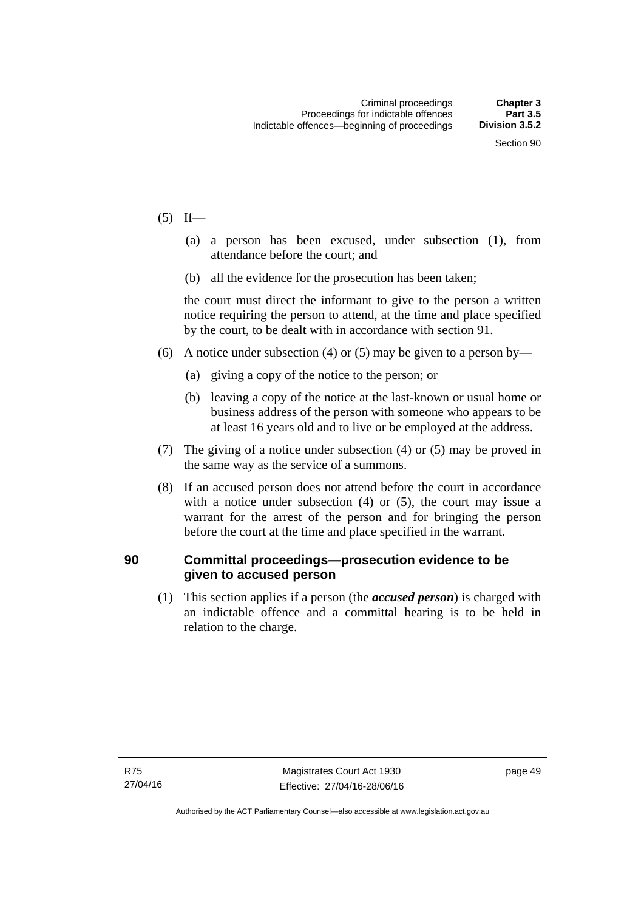(5) If—

(a) a person has been excused, under subsection (1), from attendance before the court; and

(b) all the evidence for the prosecution has been taken;

the court must direct the informant to give to the person a written notice requiring the person to attend, at the time and place specified by the court, to be dealt with in accordance with section 91.

(6) A notice under subsection (4) or (5) may be given to a person by—

(a) giving a copy of the notice to the person; or

(b) leaving a copy of the notice at the last-known or usual home or business address of the person with someone who appears to be at least 16 years old and to live or be employed at the address.

(7) The giving of a notice under subsection (4) or (5) may be proved in the same way as the service of a summons.

(8) If an accused person does not attend before the court in accordance with a notice under subsection (4) or (5), the court may issue a warrant for the arrest of the person and for bringing the person before the court at the time and place specified in the warrant.

## 90 Committal proceedings—prosecution evidence to be given to accused person

(1) This section applies if a person (the ***accused person***) is charged with an indictable offence and a committal hearing is to be held in relation to the charge.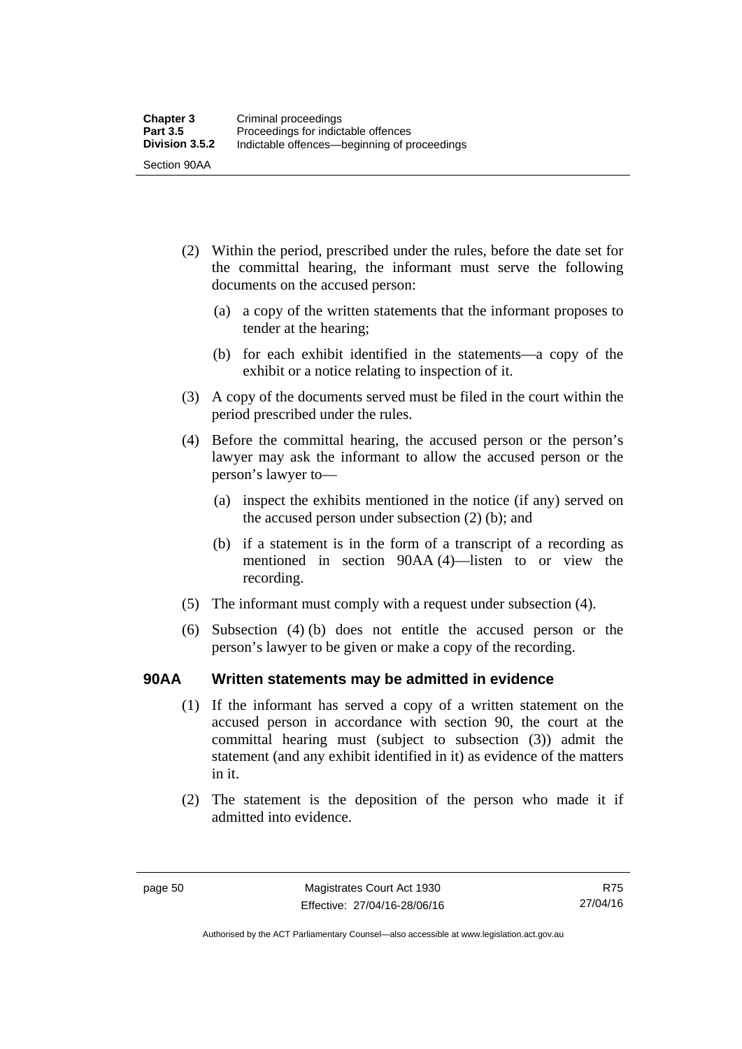(2) Within the period, prescribed under the rules, before the date set for the committal hearing, the informant must serve the following documents on the accused person:

(a) a copy of the written statements that the informant proposes to tender at the hearing;

(b) for each exhibit identified in the statements—a copy of the exhibit or a notice relating to inspection of it.

(3) A copy of the documents served must be filed in the court within the period prescribed under the rules.

(4) Before the committal hearing, the accused person or the person's lawyer may ask the informant to allow the accused person or the person's lawyer to—

(a) inspect the exhibits mentioned in the notice (if any) served on the accused person under subsection (2) (b); and

(b) if a statement is in the form of a transcript of a recording as mentioned in section 90AA (4)—listen to or view the recording.

(5) The informant must comply with a request under subsection (4).

(6) Subsection (4) (b) does not entitle the accused person or the person's lawyer to be given or make a copy of the recording.

### 90AA Written statements may be admitted in evidence

(1) If the informant has served a copy of a written statement on the accused person in accordance with section 90, the court at the committal hearing must (subject to subsection (3)) admit the statement (and any exhibit identified in it) as evidence of the matters in it.

(2) The statement is the deposition of the person who made it if admitted into evidence.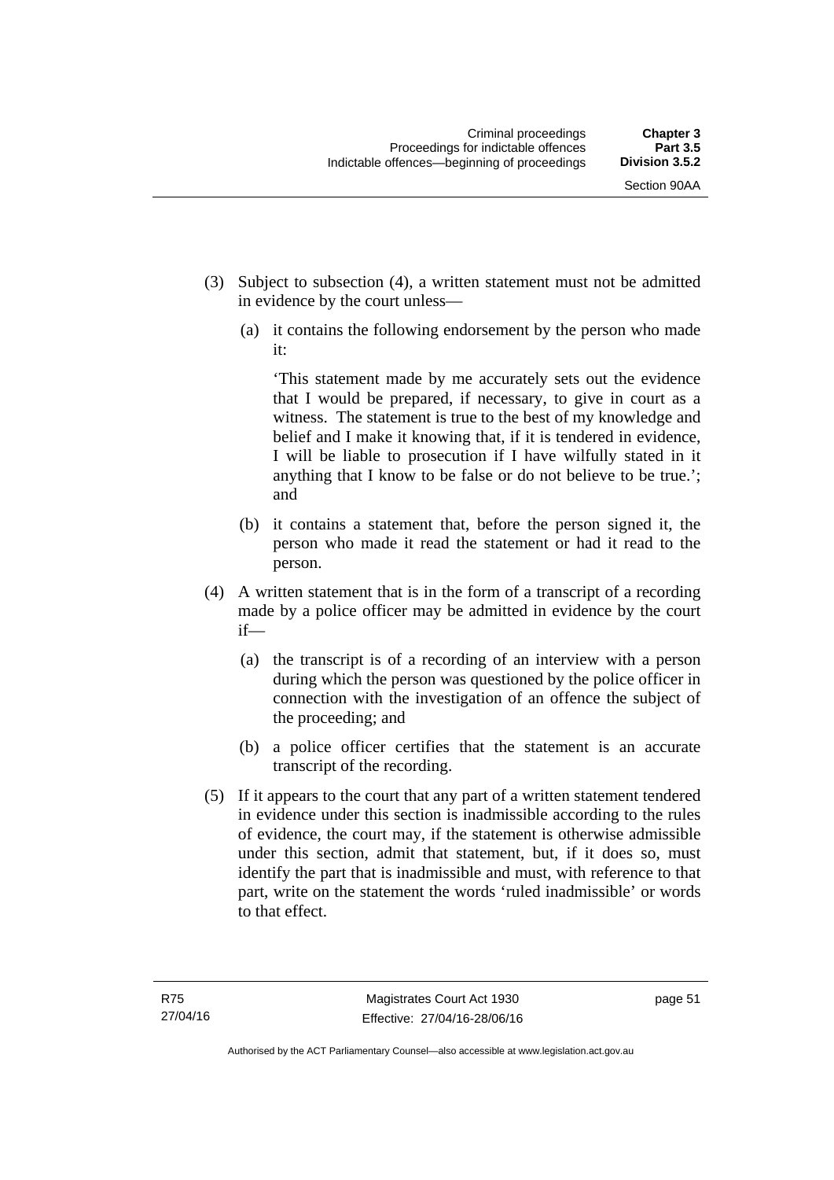(3) Subject to subsection (4), a written statement must not be admitted in evidence by the court unless—

(a) it contains the following endorsement by the person who made it:

'This statement made by me accurately sets out the evidence that I would be prepared, if necessary, to give in court as a witness. The statement is true to the best of my knowledge and belief and I make it knowing that, if it is tendered in evidence, I will be liable to prosecution if I have wilfully stated in it anything that I know to be false or do not believe to be true.'; and

(b) it contains a statement that, before the person signed it, the person who made it read the statement or had it read to the person.

(4) A written statement that is in the form of a transcript of a recording made by a police officer may be admitted in evidence by the court if—

(a) the transcript is of a recording of an interview with a person during which the person was questioned by the police officer in connection with the investigation of an offence the subject of the proceeding; and

(b) a police officer certifies that the statement is an accurate transcript of the recording.

(5) If it appears to the court that any part of a written statement tendered in evidence under this section is inadmissible according to the rules of evidence, the court may, if the statement is otherwise admissible under this section, admit that statement, but, if it does so, must identify the part that is inadmissible and must, with reference to that part, write on the statement the words 'ruled inadmissible' or words to that effect.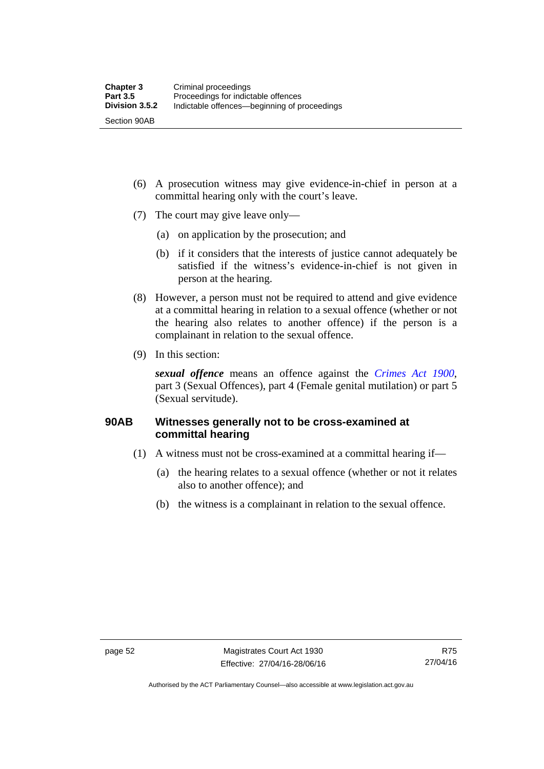(6) A prosecution witness may give evidence-in-chief in person at a committal hearing only with the court's leave.

(7) The court may give leave only—

(a) on application by the prosecution; and

(b) if it considers that the interests of justice cannot adequately be satisfied if the witness's evidence-in-chief is not given in person at the hearing.

(8) However, a person must not be required to attend and give evidence at a committal hearing in relation to a sexual offence (whether or not the hearing also relates to another offence) if the person is a complainant in relation to the sexual offence.

(9) In this section:

***sexual offence*** means an offence against the *Crimes Act 1900*, part 3 (Sexual Offences), part 4 (Female genital mutilation) or part 5 (Sexual servitude).

### 90AB Witnesses generally not to be cross-examined at committal hearing

(1) A witness must not be cross-examined at a committal hearing if—

(a) the hearing relates to a sexual offence (whether or not it relates also to another offence); and

(b) the witness is a complainant in relation to the sexual offence.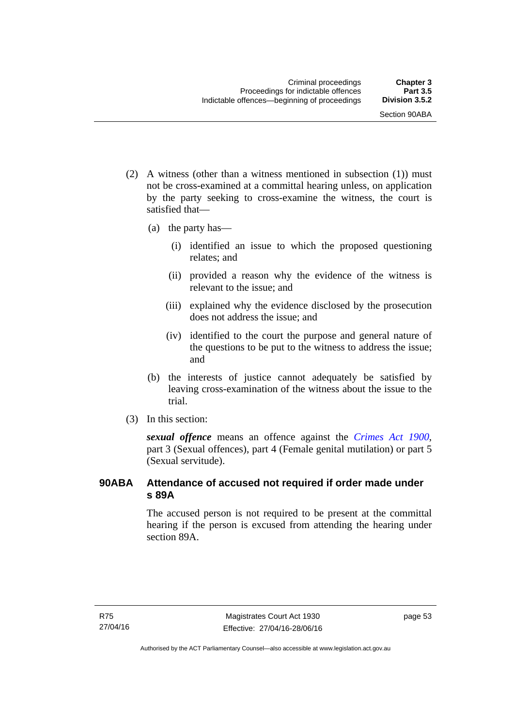(2) A witness (other than a witness mentioned in subsection (1)) must not be cross-examined at a committal hearing unless, on application by the party seeking to cross-examine the witness, the court is satisfied that—

(a) the party has—

(i) identified an issue to which the proposed questioning relates; and

(ii) provided a reason why the evidence of the witness is relevant to the issue; and

(iii) explained why the evidence disclosed by the prosecution does not address the issue; and

(iv) identified to the court the purpose and general nature of the questions to be put to the witness to address the issue; and

(b) the interests of justice cannot adequately be satisfied by leaving cross-examination of the witness about the issue to the trial.

(3) In this section:

***sexual offence*** means an offence against the *Crimes Act 1900*, part 3 (Sexual offences), part 4 (Female genital mutilation) or part 5 (Sexual servitude).

### 90ABA Attendance of accused not required if order made under s 89A

The accused person is not required to be present at the committal hearing if the person is excused from attending the hearing under section 89A.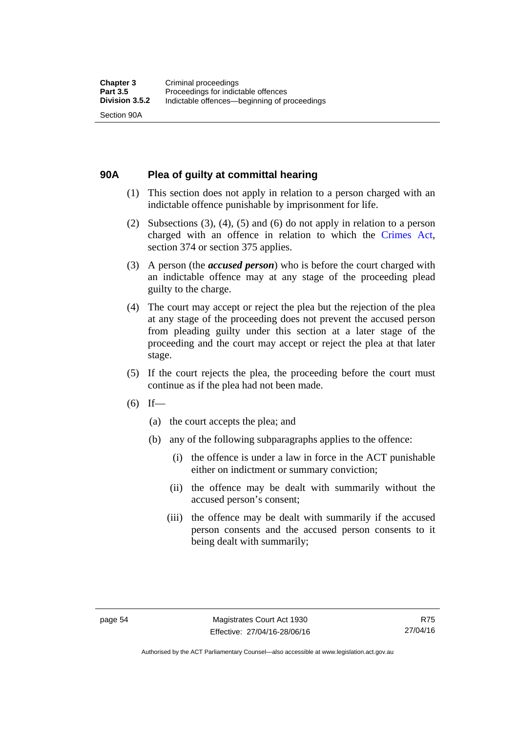## 90A Plea of guilty at committal hearing

(1) This section does not apply in relation to a person charged with an indictable offence punishable by imprisonment for life.

(2) Subsections (3), (4), (5) and (6) do not apply in relation to a person charged with an offence in relation to which the Crimes Act, section 374 or section 375 applies.

(3) A person (the ***accused person***) who is before the court charged with an indictable offence may at any stage of the proceeding plead guilty to the charge.

(4) The court may accept or reject the plea but the rejection of the plea at any stage of the proceeding does not prevent the accused person from pleading guilty under this section at a later stage of the proceeding and the court may accept or reject the plea at that later stage.

(5) If the court rejects the plea, the proceeding before the court must continue as if the plea had not been made.

(6) If—

(a) the court accepts the plea; and

(b) any of the following subparagraphs applies to the offence:

(i) the offence is under a law in force in the ACT punishable either on indictment or summary conviction;

(ii) the offence may be dealt with summarily without the accused person's consent;

(iii) the offence may be dealt with summarily if the accused person consents and the accused person consents to it being dealt with summarily;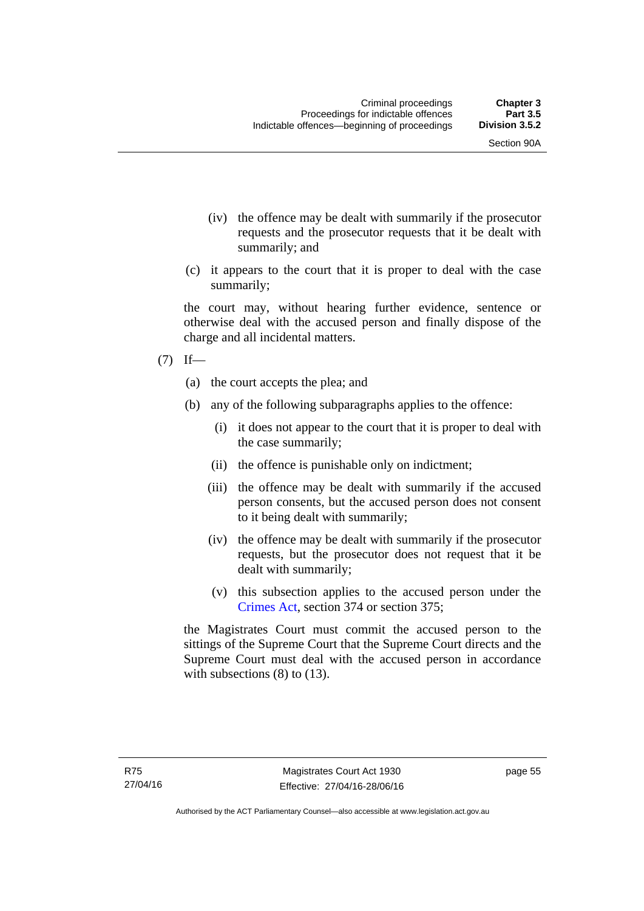(iv) the offence may be dealt with summarily if the prosecutor requests and the prosecutor requests that it be dealt with summarily; and

(c) it appears to the court that it is proper to deal with the case summarily;

the court may, without hearing further evidence, sentence or otherwise deal with the accused person and finally dispose of the charge and all incidental matters.

(7) If—

(a) the court accepts the plea; and

(b) any of the following subparagraphs applies to the offence:

(i) it does not appear to the court that it is proper to deal with the case summarily;

(ii) the offence is punishable only on indictment;

(iii) the offence may be dealt with summarily if the accused person consents, but the accused person does not consent to it being dealt with summarily;

(iv) the offence may be dealt with summarily if the prosecutor requests, but the prosecutor does not request that it be dealt with summarily;

(v) this subsection applies to the accused person under the Crimes Act, section 374 or section 375;

the Magistrates Court must commit the accused person to the sittings of the Supreme Court that the Supreme Court directs and the Supreme Court must deal with the accused person in accordance with subsections (8) to (13).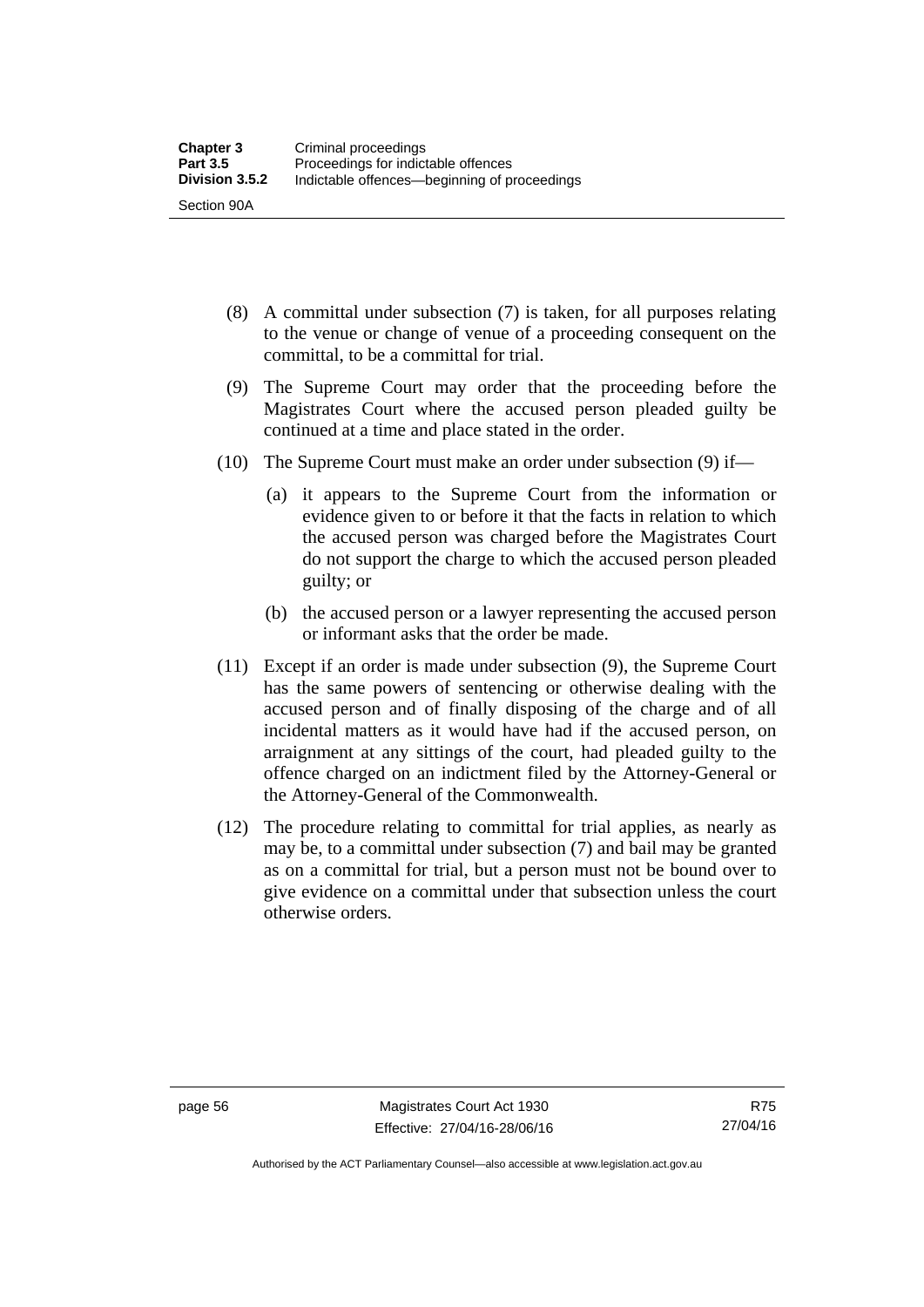(8) A committal under subsection (7) is taken, for all purposes relating to the venue or change of venue of a proceeding consequent on the committal, to be a committal for trial.

(9) The Supreme Court may order that the proceeding before the Magistrates Court where the accused person pleaded guilty be continued at a time and place stated in the order.

(10) The Supreme Court must make an order under subsection (9) if—

(a) it appears to the Supreme Court from the information or evidence given to or before it that the facts in relation to which the accused person was charged before the Magistrates Court do not support the charge to which the accused person pleaded guilty; or

(b) the accused person or a lawyer representing the accused person or informant asks that the order be made.

(11) Except if an order is made under subsection (9), the Supreme Court has the same powers of sentencing or otherwise dealing with the accused person and of finally disposing of the charge and of all incidental matters as it would have had if the accused person, on arraignment at any sittings of the court, had pleaded guilty to the offence charged on an indictment filed by the Attorney-General or the Attorney-General of the Commonwealth.

(12) The procedure relating to committal for trial applies, as nearly as may be, to a committal under subsection (7) and bail may be granted as on a committal for trial, but a person must not be bound over to give evidence on a committal under that subsection unless the court otherwise orders.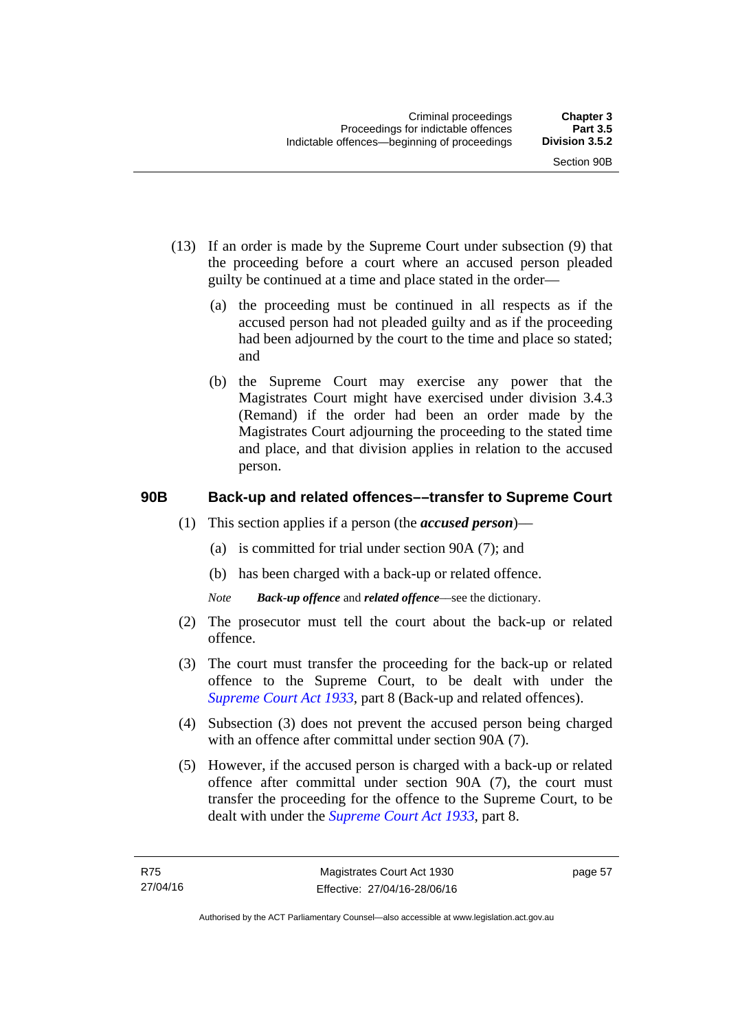(13) If an order is made by the Supreme Court under subsection (9) that the proceeding before a court where an accused person pleaded guilty be continued at a time and place stated in the order—

(a) the proceeding must be continued in all respects as if the accused person had not pleaded guilty and as if the proceeding had been adjourned by the court to the time and place so stated; and

(b) the Supreme Court may exercise any power that the Magistrates Court might have exercised under division 3.4.3 (Remand) if the order had been an order made by the Magistrates Court adjourning the proceeding to the stated time and place, and that division applies in relation to the accused person.

### 90B Back-up and related offences––transfer to Supreme Court

(1) This section applies if a person (the ***accused person***)—

(a) is committed for trial under section 90A (7); and

(b) has been charged with a back-up or related offence.

*Note* ***Back-up offence*** and ***related offence***—see the dictionary.

(2) The prosecutor must tell the court about the back-up or related offence.

(3) The court must transfer the proceeding for the back-up or related offence to the Supreme Court, to be dealt with under the *Supreme Court Act 1933*, part 8 (Back-up and related offences).

(4) Subsection (3) does not prevent the accused person being charged with an offence after committal under section 90A (7).

(5) However, if the accused person is charged with a back-up or related offence after committal under section 90A (7), the court must transfer the proceeding for the offence to the Supreme Court, to be dealt with under the *Supreme Court Act 1933*, part 8.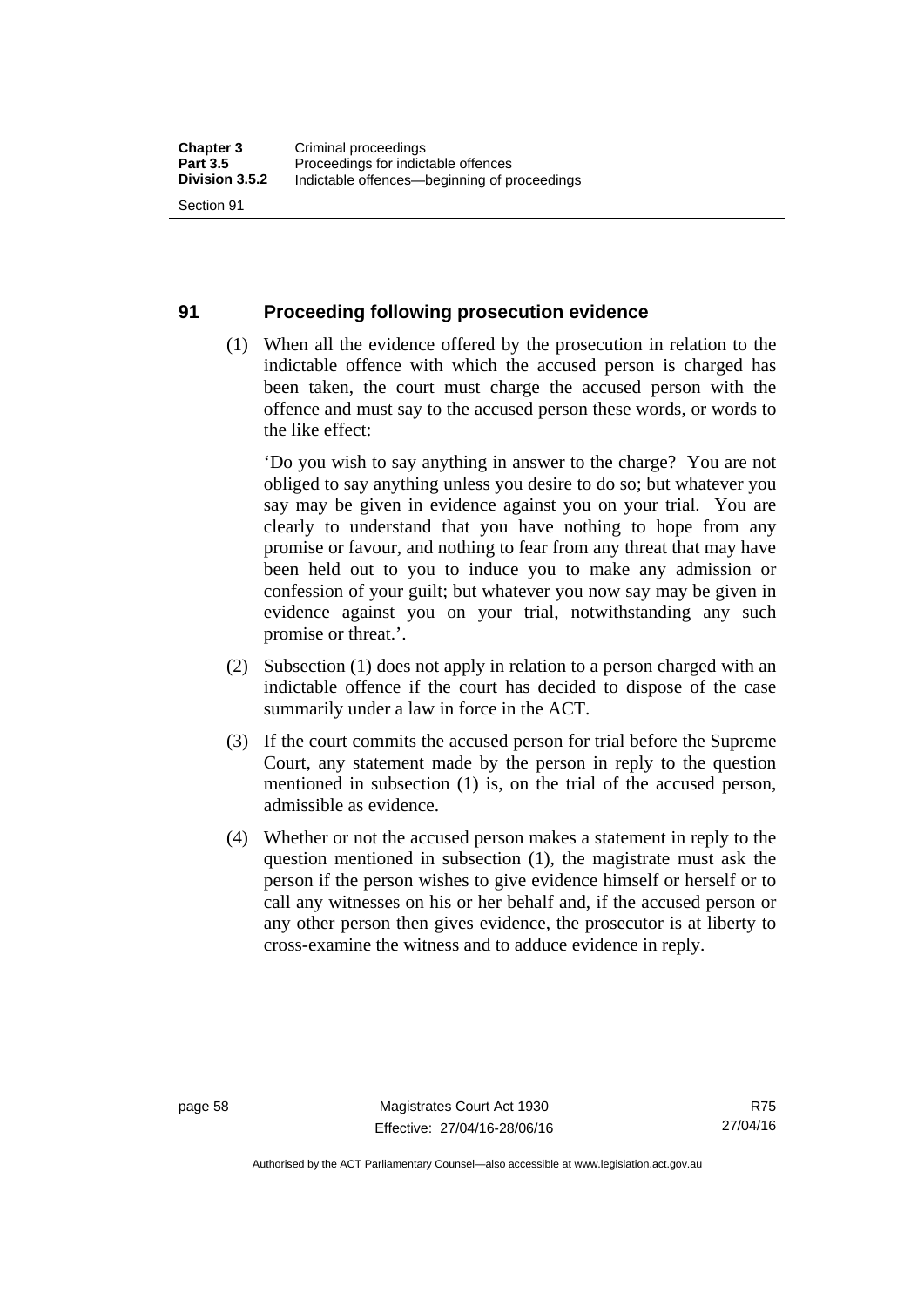## 91 Proceeding following prosecution evidence

(1) When all the evidence offered by the prosecution in relation to the indictable offence with which the accused person is charged has been taken, the court must charge the accused person with the offence and must say to the accused person these words, or words to the like effect:

'Do you wish to say anything in answer to the charge? You are not obliged to say anything unless you desire to do so; but whatever you say may be given in evidence against you on your trial. You are clearly to understand that you have nothing to hope from any promise or favour, and nothing to fear from any threat that may have been held out to you to induce you to make any admission or confession of your guilt; but whatever you now say may be given in evidence against you on your trial, notwithstanding any such promise or threat.'.

(2) Subsection (1) does not apply in relation to a person charged with an indictable offence if the court has decided to dispose of the case summarily under a law in force in the ACT.

(3) If the court commits the accused person for trial before the Supreme Court, any statement made by the person in reply to the question mentioned in subsection (1) is, on the trial of the accused person, admissible as evidence.

(4) Whether or not the accused person makes a statement in reply to the question mentioned in subsection (1), the magistrate must ask the person if the person wishes to give evidence himself or herself or to call any witnesses on his or her behalf and, if the accused person or any other person then gives evidence, the prosecutor is at liberty to cross-examine the witness and to adduce evidence in reply.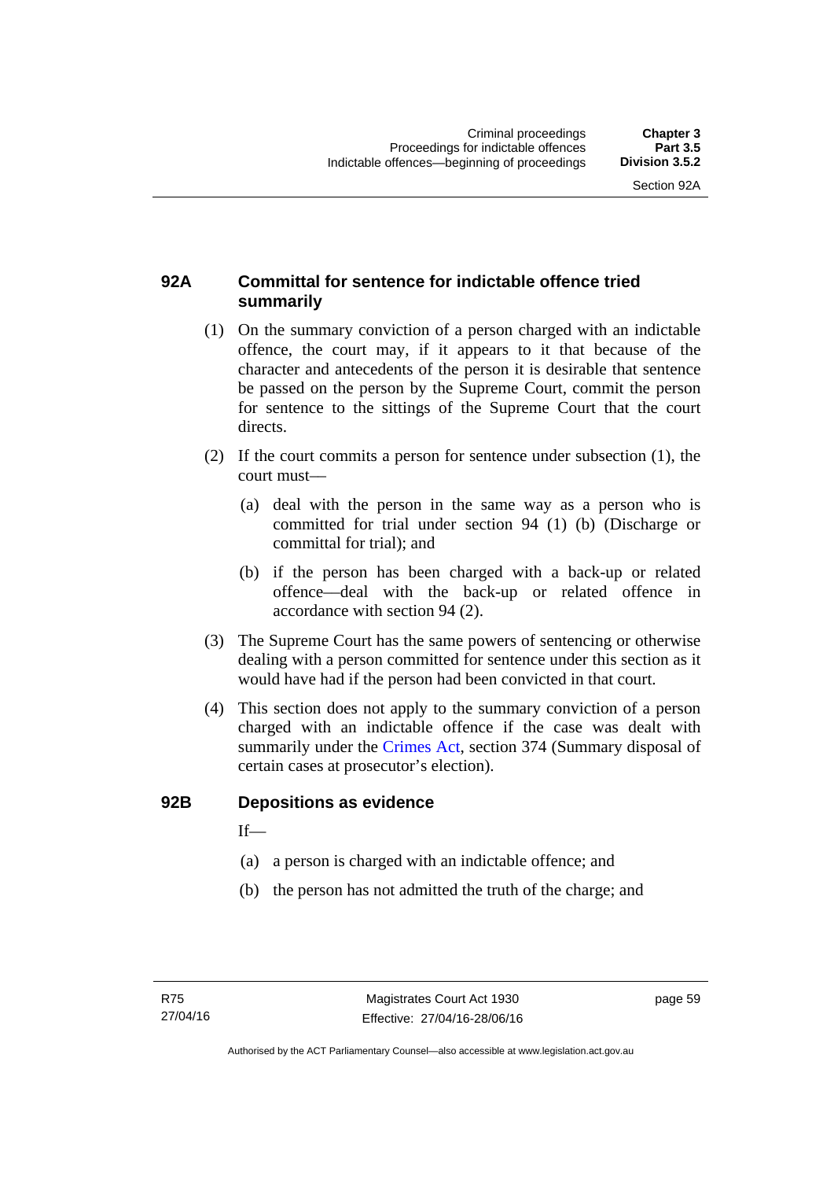### 92A Committal for sentence for indictable offence tried summarily

(1) On the summary conviction of a person charged with an indictable offence, the court may, if it appears to it that because of the character and antecedents of the person it is desirable that sentence be passed on the person by the Supreme Court, commit the person for sentence to the sittings of the Supreme Court that the court directs.

(2) If the court commits a person for sentence under subsection (1), the court must—

(a) deal with the person in the same way as a person who is committed for trial under section 94 (1) (b) (Discharge or committal for trial); and

(b) if the person has been charged with a back-up or related offence—deal with the back-up or related offence in accordance with section 94 (2).

(3) The Supreme Court has the same powers of sentencing or otherwise dealing with a person committed for sentence under this section as it would have had if the person had been convicted in that court.

(4) This section does not apply to the summary conviction of a person charged with an indictable offence if the case was dealt with summarily under the Crimes Act, section 374 (Summary disposal of certain cases at prosecutor's election).

### 92B Depositions as evidence

If—

(a) a person is charged with an indictable offence; and

(b) the person has not admitted the truth of the charge; and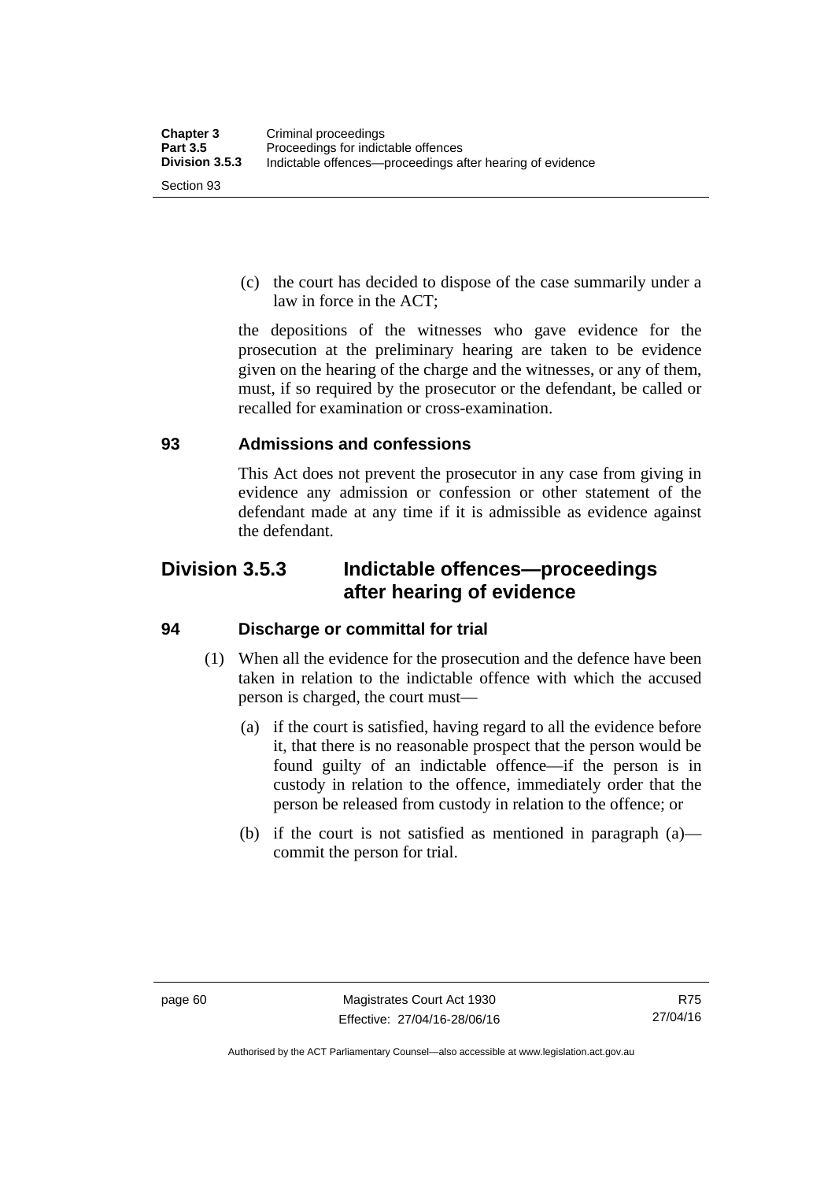(c) the court has decided to dispose of the case summarily under a law in force in the ACT;

the depositions of the witnesses who gave evidence for the prosecution at the preliminary hearing are taken to be evidence given on the hearing of the charge and the witnesses, or any of them, must, if so required by the prosecutor or the defendant, be called or recalled for examination or cross-examination.

### 93 Admissions and confessions

This Act does not prevent the prosecutor in any case from giving in evidence any admission or confession or other statement of the defendant made at any time if it is admissible as evidence against the defendant.

## Division 3.5.3 Indictable offences—proceedings after hearing of evidence

### 94 Discharge or committal for trial

(1) When all the evidence for the prosecution and the defence have been taken in relation to the indictable offence with which the accused person is charged, the court must—

(a) if the court is satisfied, having regard to all the evidence before it, that there is no reasonable prospect that the person would be found guilty of an indictable offence—if the person is in custody in relation to the offence, immediately order that the person be released from custody in relation to the offence; or

(b) if the court is not satisfied as mentioned in paragraph (a)—commit the person for trial.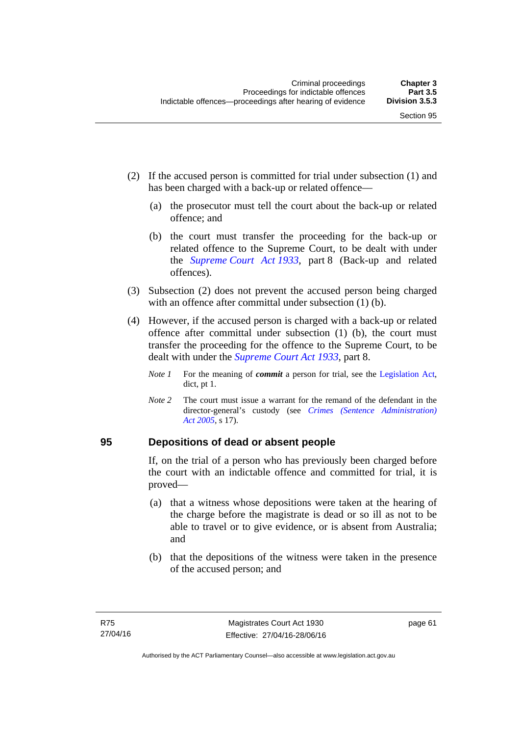(2) If the accused person is committed for trial under subsection (1) and has been charged with a back-up or related offence—

  (a) the prosecutor must tell the court about the back-up or related offence; and

  (b) the court must transfer the proceeding for the back-up or related offence to the Supreme Court, to be dealt with under the *Supreme Court Act 1933*, part 8 (Back-up and related offences).

(3) Subsection (2) does not prevent the accused person being charged with an offence after committal under subsection (1) (b).

(4) However, if the accused person is charged with a back-up or related offence after committal under subsection (1) (b), the court must transfer the proceeding for the offence to the Supreme Court, to be dealt with under the *Supreme Court Act 1933*, part 8.

*Note 1* For the meaning of ***commit*** a person for trial, see the Legislation Act, dict, pt 1.

*Note 2* The court must issue a warrant for the remand of the defendant in the director-general's custody (see *Crimes (Sentence Administration) Act 2005*, s 17).

## 95 Depositions of dead or absent people

If, on the trial of a person who has previously been charged before the court with an indictable offence and committed for trial, it is proved—

  (a) that a witness whose depositions were taken at the hearing of the charge before the magistrate is dead or so ill as not to be able to travel or to give evidence, or is absent from Australia; and

  (b) that the depositions of the witness were taken in the presence of the accused person; and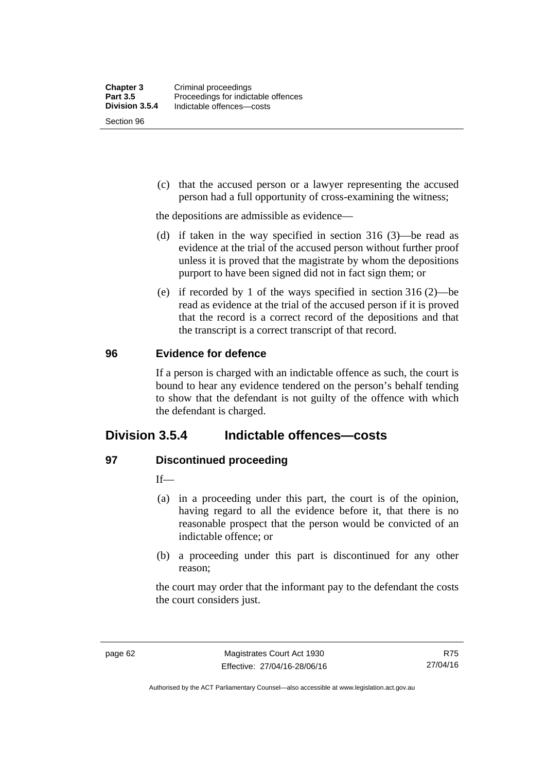(c) that the accused person or a lawyer representing the accused person had a full opportunity of cross-examining the witness;

the depositions are admissible as evidence—

(d) if taken in the way specified in section 316 (3)—be read as evidence at the trial of the accused person without further proof unless it is proved that the magistrate by whom the depositions purport to have been signed did not in fact sign them; or

(e) if recorded by 1 of the ways specified in section 316 (2)—be read as evidence at the trial of the accused person if it is proved that the record is a correct record of the depositions and that the transcript is a correct transcript of that record.

### 96 Evidence for defence

If a person is charged with an indictable offence as such, the court is bound to hear any evidence tendered on the person's behalf tending to show that the defendant is not guilty of the offence with which the defendant is charged.

## Division 3.5.4 Indictable offences—costs

### 97 Discontinued proceeding

If—

(a) in a proceeding under this part, the court is of the opinion, having regard to all the evidence before it, that there is no reasonable prospect that the person would be convicted of an indictable offence; or

(b) a proceeding under this part is discontinued for any other reason;

the court may order that the informant pay to the defendant the costs the court considers just.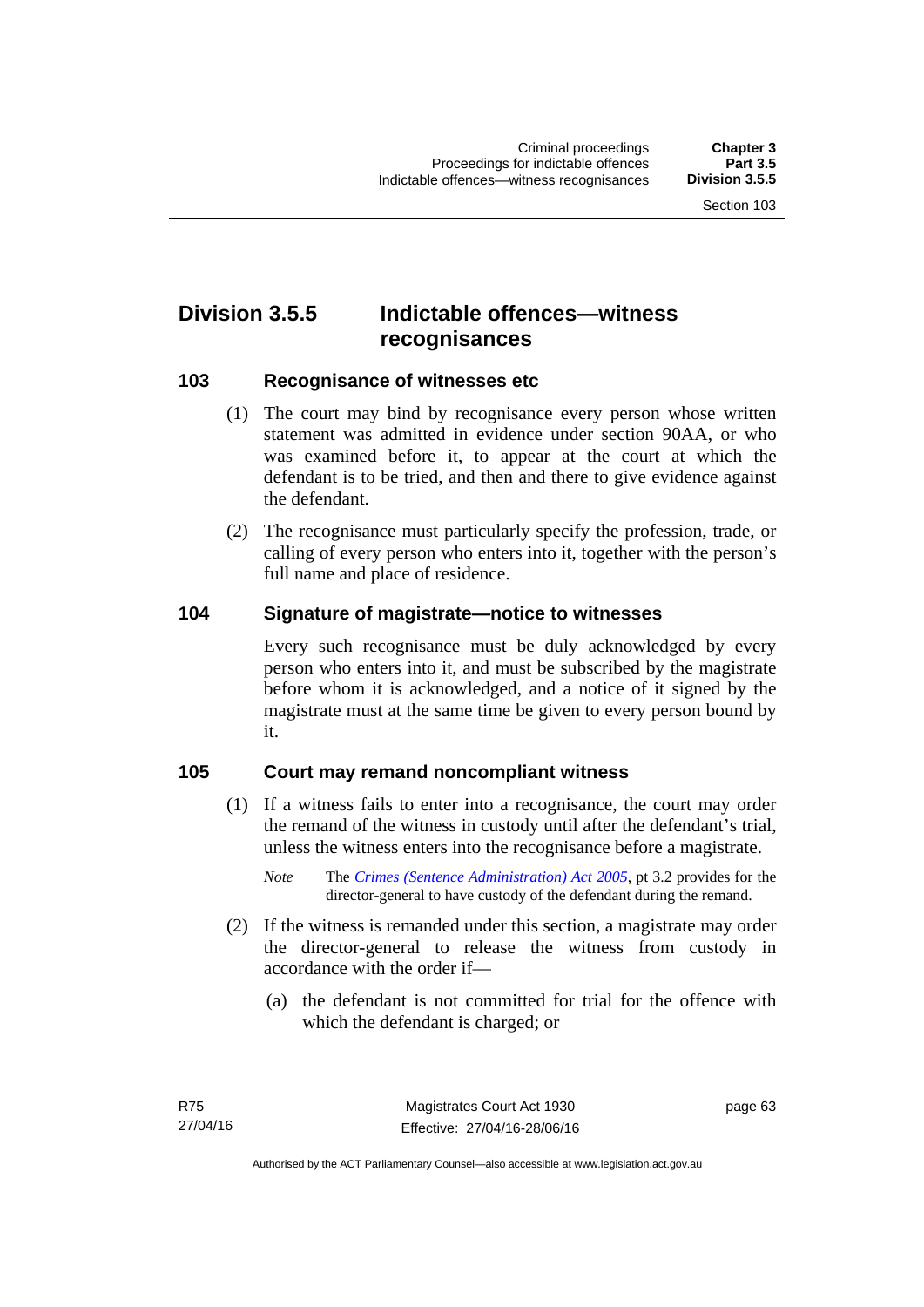## Division 3.5.5 Indictable offences—witness recognisances

### 103 Recognisance of witnesses etc

(1) The court may bind by recognisance every person whose written statement was admitted in evidence under section 90AA, or who was examined before it, to appear at the court at which the defendant is to be tried, and then and there to give evidence against the defendant.

(2) The recognisance must particularly specify the profession, trade, or calling of every person who enters into it, together with the person's full name and place of residence.

### 104 Signature of magistrate—notice to witnesses

Every such recognisance must be duly acknowledged by every person who enters into it, and must be subscribed by the magistrate before whom it is acknowledged, and a notice of it signed by the magistrate must at the same time be given to every person bound by it.

### 105 Court may remand noncompliant witness

(1) If a witness fails to enter into a recognisance, the court may order the remand of the witness in custody until after the defendant's trial, unless the witness enters into the recognisance before a magistrate.

*Note* The *Crimes (Sentence Administration) Act 2005*, pt 3.2 provides for the director-general to have custody of the defendant during the remand.

(2) If the witness is remanded under this section, a magistrate may order the director-general to release the witness from custody in accordance with the order if—

(a) the defendant is not committed for trial for the offence with which the defendant is charged; or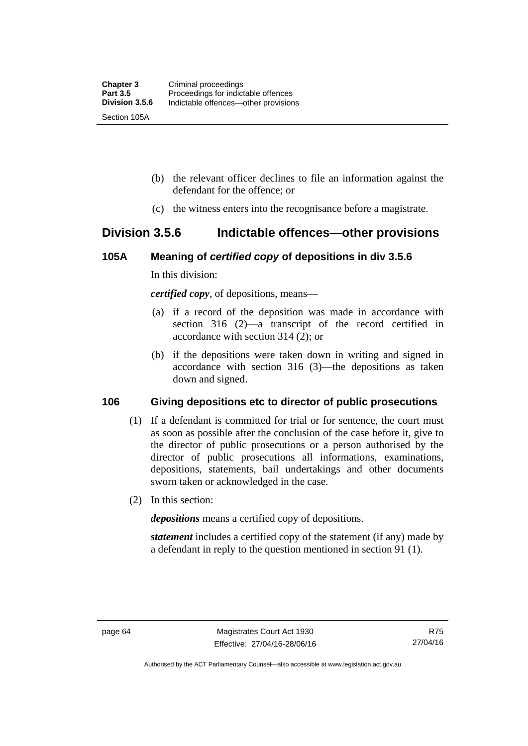(b) the relevant officer declines to file an information against the defendant for the offence; or

(c) the witness enters into the recognisance before a magistrate.

## Division 3.5.6 Indictable offences—other provisions

### 105A Meaning of *certified copy* of depositions in div 3.5.6

In this division:

***certified copy***, of depositions, means—

(a) if a record of the deposition was made in accordance with section 316 (2)—a transcript of the record certified in accordance with section 314 (2); or

(b) if the depositions were taken down in writing and signed in accordance with section 316 (3)—the depositions as taken down and signed.

### 106 Giving depositions etc to director of public prosecutions

(1) If a defendant is committed for trial or for sentence, the court must as soon as possible after the conclusion of the case before it, give to the director of public prosecutions or a person authorised by the director of public prosecutions all informations, examinations, depositions, statements, bail undertakings and other documents sworn taken or acknowledged in the case.

(2) In this section:

***depositions*** means a certified copy of depositions.

***statement*** includes a certified copy of the statement (if any) made by a defendant in reply to the question mentioned in section 91 (1).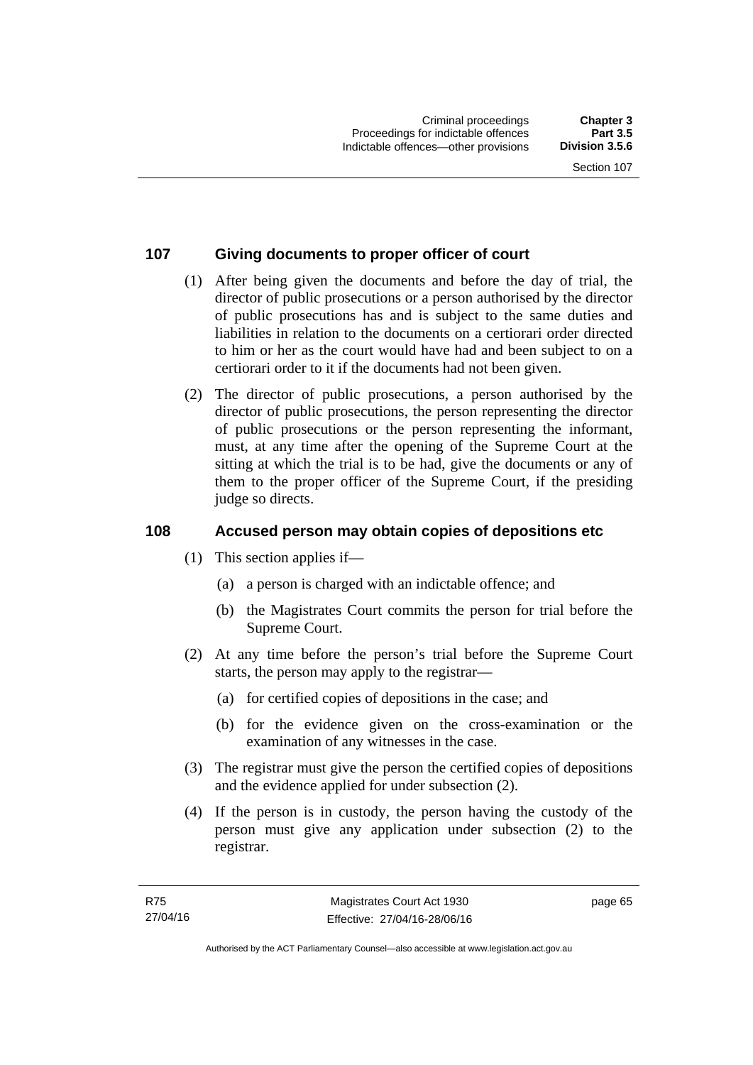## 107 Giving documents to proper officer of court

(1) After being given the documents and before the day of trial, the director of public prosecutions or a person authorised by the director of public prosecutions has and is subject to the same duties and liabilities in relation to the documents on a certiorari order directed to him or her as the court would have had and been subject to on a certiorari order to it if the documents had not been given.

(2) The director of public prosecutions, a person authorised by the director of public prosecutions, the person representing the director of public prosecutions or the person representing the informant, must, at any time after the opening of the Supreme Court at the sitting at which the trial is to be had, give the documents or any of them to the proper officer of the Supreme Court, if the presiding judge so directs.

## 108 Accused person may obtain copies of depositions etc

(1) This section applies if—

(a) a person is charged with an indictable offence; and

(b) the Magistrates Court commits the person for trial before the Supreme Court.

(2) At any time before the person's trial before the Supreme Court starts, the person may apply to the registrar—

(a) for certified copies of depositions in the case; and

(b) for the evidence given on the cross-examination or the examination of any witnesses in the case.

(3) The registrar must give the person the certified copies of depositions and the evidence applied for under subsection (2).

(4) If the person is in custody, the person having the custody of the person must give any application under subsection (2) to the registrar.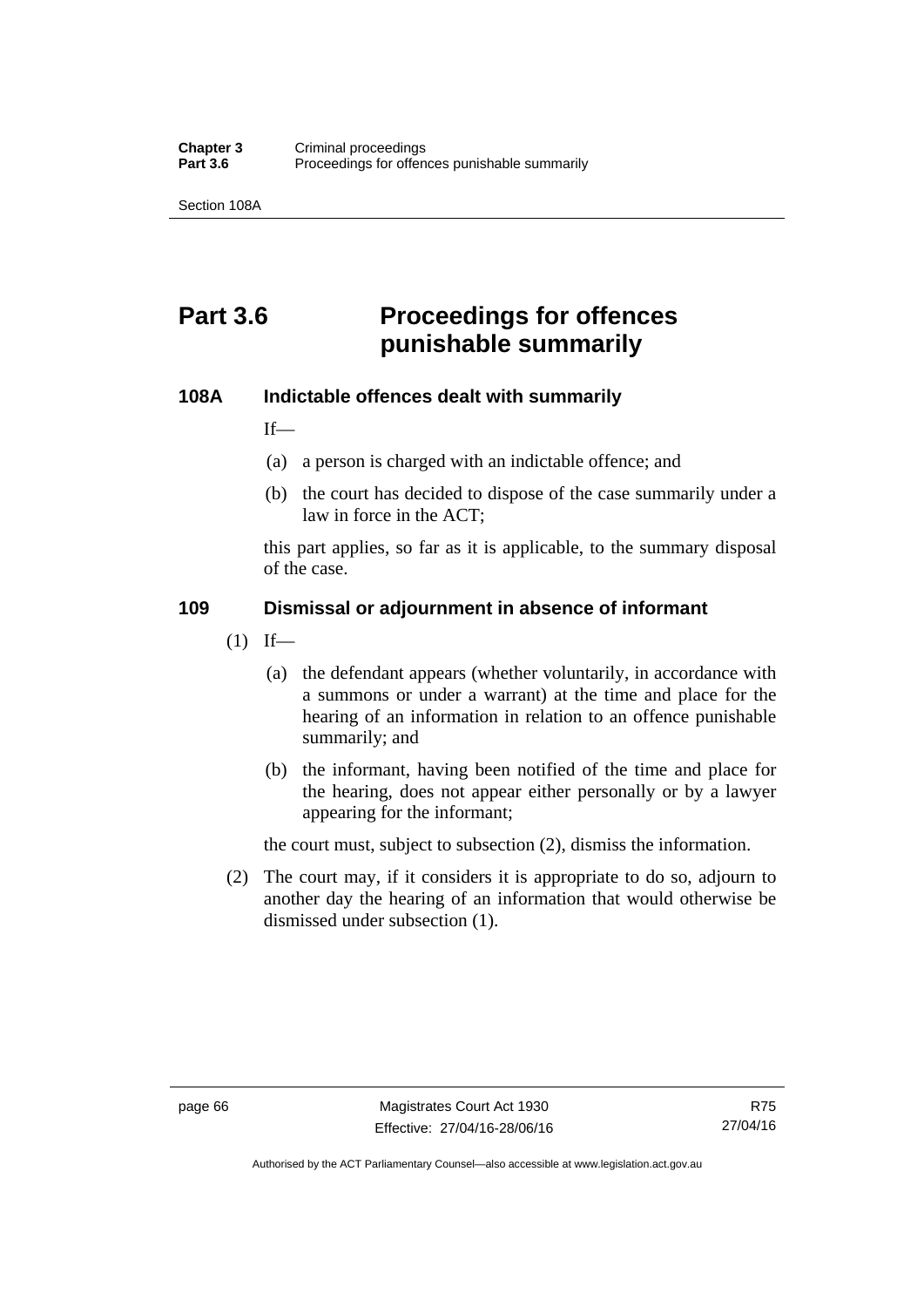# Part 3.6 Proceedings for offences punishable summarily

## 108A Indictable offences dealt with summarily

If—

(a) a person is charged with an indictable offence; and

(b) the court has decided to dispose of the case summarily under a law in force in the ACT;

this part applies, so far as it is applicable, to the summary disposal of the case.

## 109 Dismissal or adjournment in absence of informant

(1) If—

(a) the defendant appears (whether voluntarily, in accordance with a summons or under a warrant) at the time and place for the hearing of an information in relation to an offence punishable summarily; and

(b) the informant, having been notified of the time and place for the hearing, does not appear either personally or by a lawyer appearing for the informant;

the court must, subject to subsection (2), dismiss the information.

(2) The court may, if it considers it is appropriate to do so, adjourn to another day the hearing of an information that would otherwise be dismissed under subsection (1).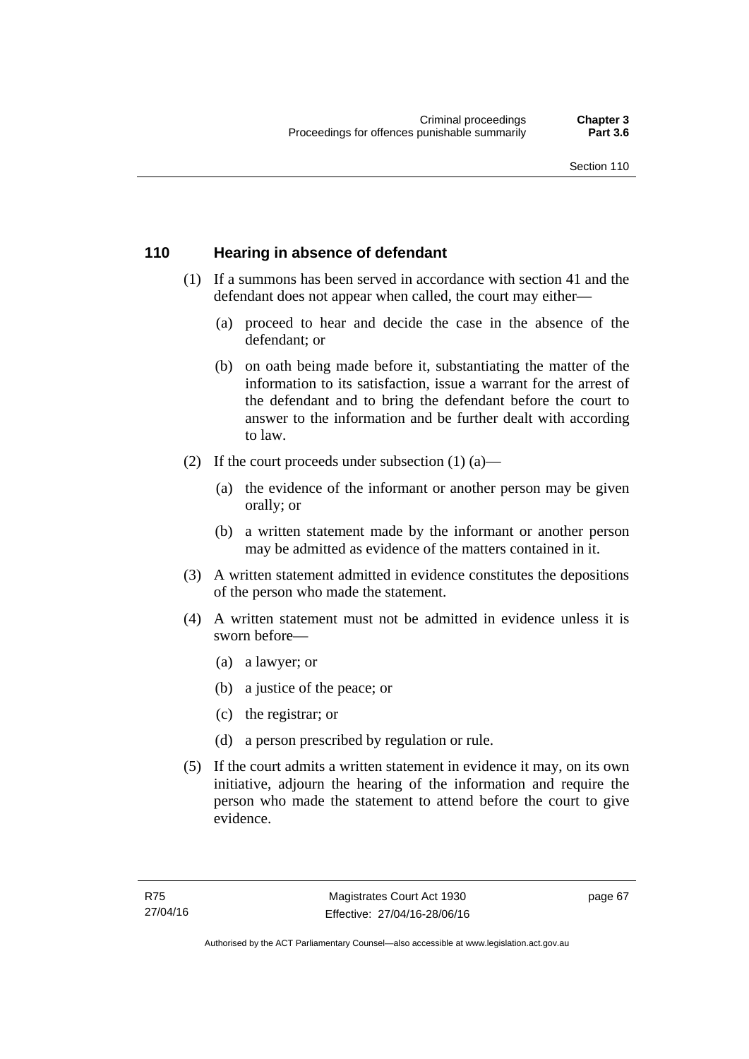## 110 Hearing in absence of defendant

(1) If a summons has been served in accordance with section 41 and the defendant does not appear when called, the court may either—

(a) proceed to hear and decide the case in the absence of the defendant; or

(b) on oath being made before it, substantiating the matter of the information to its satisfaction, issue a warrant for the arrest of the defendant and to bring the defendant before the court to answer to the information and be further dealt with according to law.

(2) If the court proceeds under subsection (1) (a)—

(a) the evidence of the informant or another person may be given orally; or

(b) a written statement made by the informant or another person may be admitted as evidence of the matters contained in it.

(3) A written statement admitted in evidence constitutes the depositions of the person who made the statement.

(4) A written statement must not be admitted in evidence unless it is sworn before—

(a) a lawyer; or

(b) a justice of the peace; or

(c) the registrar; or

(d) a person prescribed by regulation or rule.

(5) If the court admits a written statement in evidence it may, on its own initiative, adjourn the hearing of the information and require the person who made the statement to attend before the court to give evidence.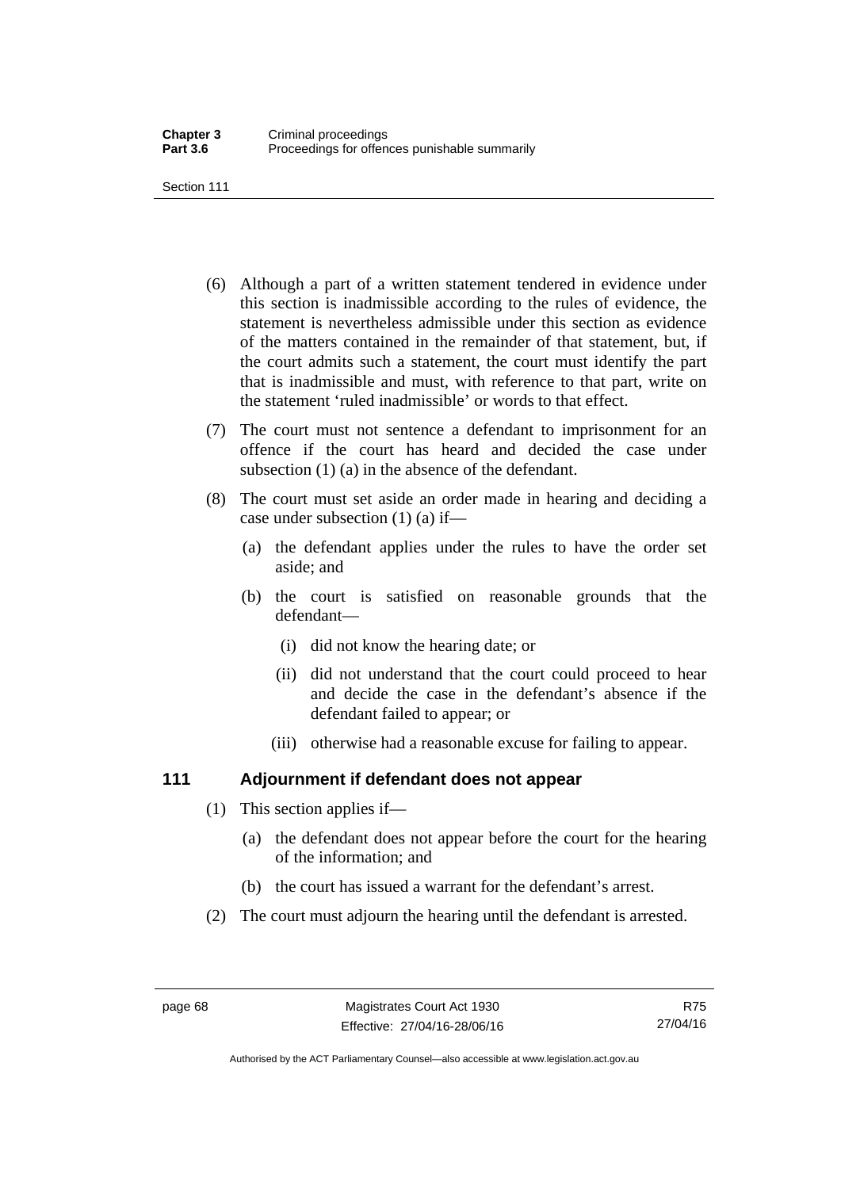(6) Although a part of a written statement tendered in evidence under this section is inadmissible according to the rules of evidence, the statement is nevertheless admissible under this section as evidence of the matters contained in the remainder of that statement, but, if the court admits such a statement, the court must identify the part that is inadmissible and must, with reference to that part, write on the statement 'ruled inadmissible' or words to that effect.

(7) The court must not sentence a defendant to imprisonment for an offence if the court has heard and decided the case under subsection (1) (a) in the absence of the defendant.

(8) The court must set aside an order made in hearing and deciding a case under subsection (1) (a) if—

- (a) the defendant applies under the rules to have the order set aside; and
- (b) the court is satisfied on reasonable grounds that the defendant—
  - (i) did not know the hearing date; or
  - (ii) did not understand that the court could proceed to hear and decide the case in the defendant's absence if the defendant failed to appear; or
  - (iii) otherwise had a reasonable excuse for failing to appear.

### 111 Adjournment if defendant does not appear

(1) This section applies if—

- (a) the defendant does not appear before the court for the hearing of the information; and
- (b) the court has issued a warrant for the defendant's arrest.

(2) The court must adjourn the hearing until the defendant is arrested.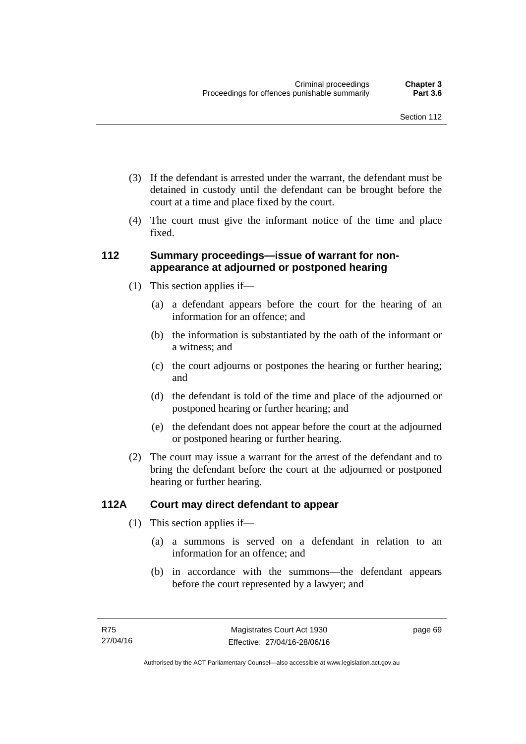(3) If the defendant is arrested under the warrant, the defendant must be detained in custody until the defendant can be brought before the court at a time and place fixed by the court.

(4) The court must give the informant notice of the time and place fixed.

### 112 Summary proceedings—issue of warrant for non-appearance at adjourned or postponed hearing

(1) This section applies if—

(a) a defendant appears before the court for the hearing of an information for an offence; and

(b) the information is substantiated by the oath of the informant or a witness; and

(c) the court adjourns or postpones the hearing or further hearing; and

(d) the defendant is told of the time and place of the adjourned or postponed hearing or further hearing; and

(e) the defendant does not appear before the court at the adjourned or postponed hearing or further hearing.

(2) The court may issue a warrant for the arrest of the defendant and to bring the defendant before the court at the adjourned or postponed hearing or further hearing.

### 112A Court may direct defendant to appear

(1) This section applies if—

(a) a summons is served on a defendant in relation to an information for an offence; and

(b) in accordance with the summons—the defendant appears before the court represented by a lawyer; and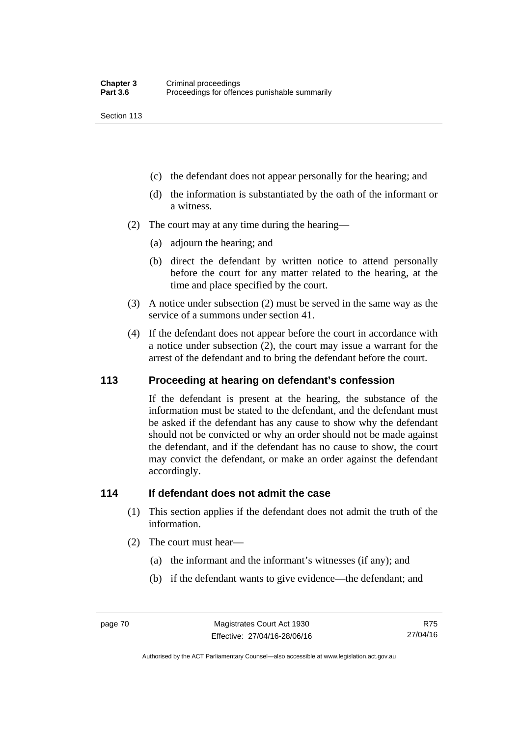- (c) the defendant does not appear personally for the hearing; and
- (d) the information is substantiated by the oath of the informant or a witness.

(2) The court may at any time during the hearing—

- (a) adjourn the hearing; and
- (b) direct the defendant by written notice to attend personally before the court for any matter related to the hearing, at the time and place specified by the court.

(3) A notice under subsection (2) must be served in the same way as the service of a summons under section 41.

(4) If the defendant does not appear before the court in accordance with a notice under subsection (2), the court may issue a warrant for the arrest of the defendant and to bring the defendant before the court.

## 113 Proceeding at hearing on defendant's confession

If the defendant is present at the hearing, the substance of the information must be stated to the defendant, and the defendant must be asked if the defendant has any cause to show why the defendant should not be convicted or why an order should not be made against the defendant, and if the defendant has no cause to show, the court may convict the defendant, or make an order against the defendant accordingly.

## 114 If defendant does not admit the case

(1) This section applies if the defendant does not admit the truth of the information.

(2) The court must hear—

- (a) the informant and the informant's witnesses (if any); and
- (b) if the defendant wants to give evidence—the defendant; and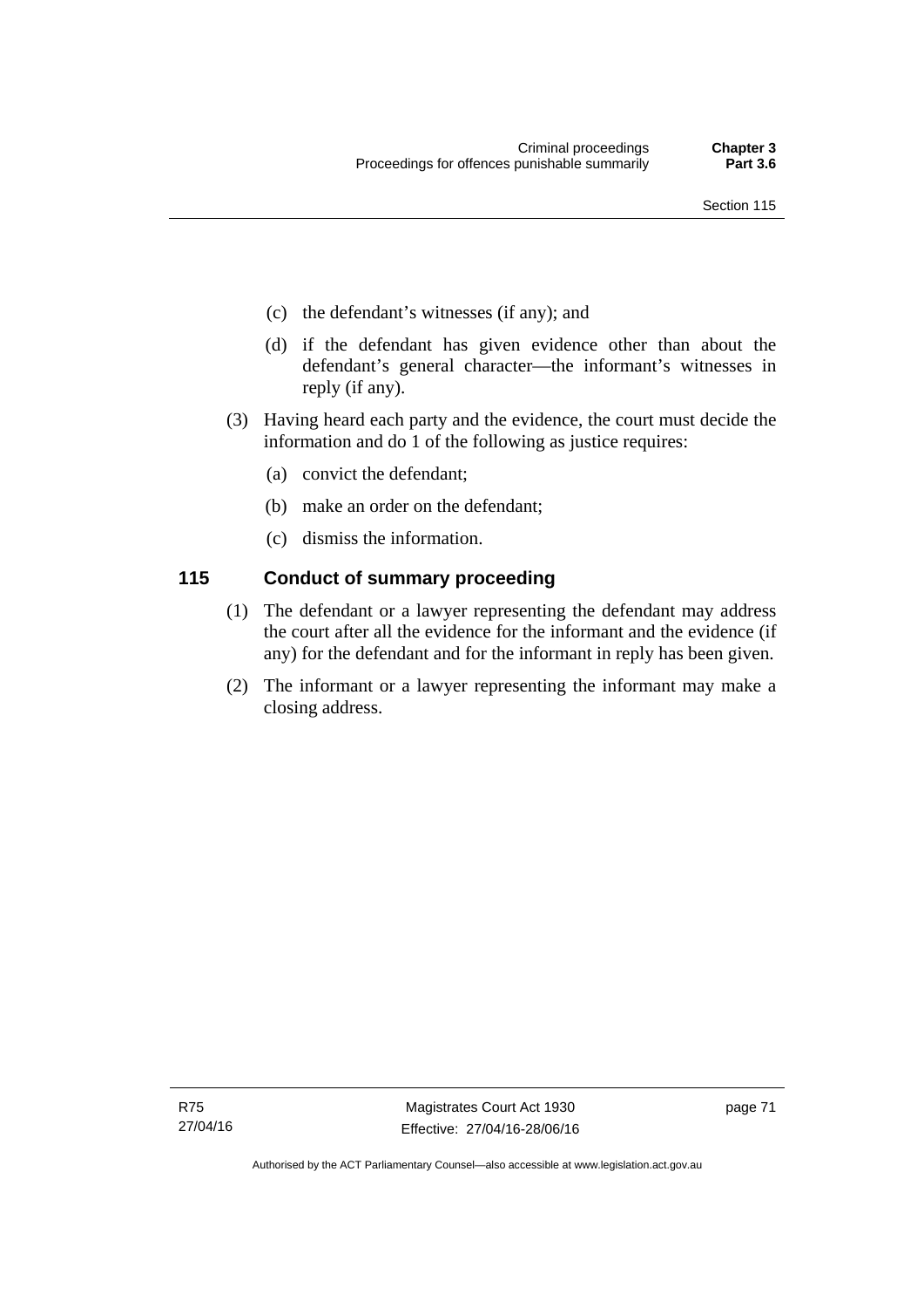(c) the defendant's witnesses (if any); and

(d) if the defendant has given evidence other than about the defendant's general character—the informant's witnesses in reply (if any).

(3) Having heard each party and the evidence, the court must decide the information and do 1 of the following as justice requires:

(a) convict the defendant;

(b) make an order on the defendant;

(c) dismiss the information.

## 115 Conduct of summary proceeding

(1) The defendant or a lawyer representing the defendant may address the court after all the evidence for the informant and the evidence (if any) for the defendant and for the informant in reply has been given.

(2) The informant or a lawyer representing the informant may make a closing address.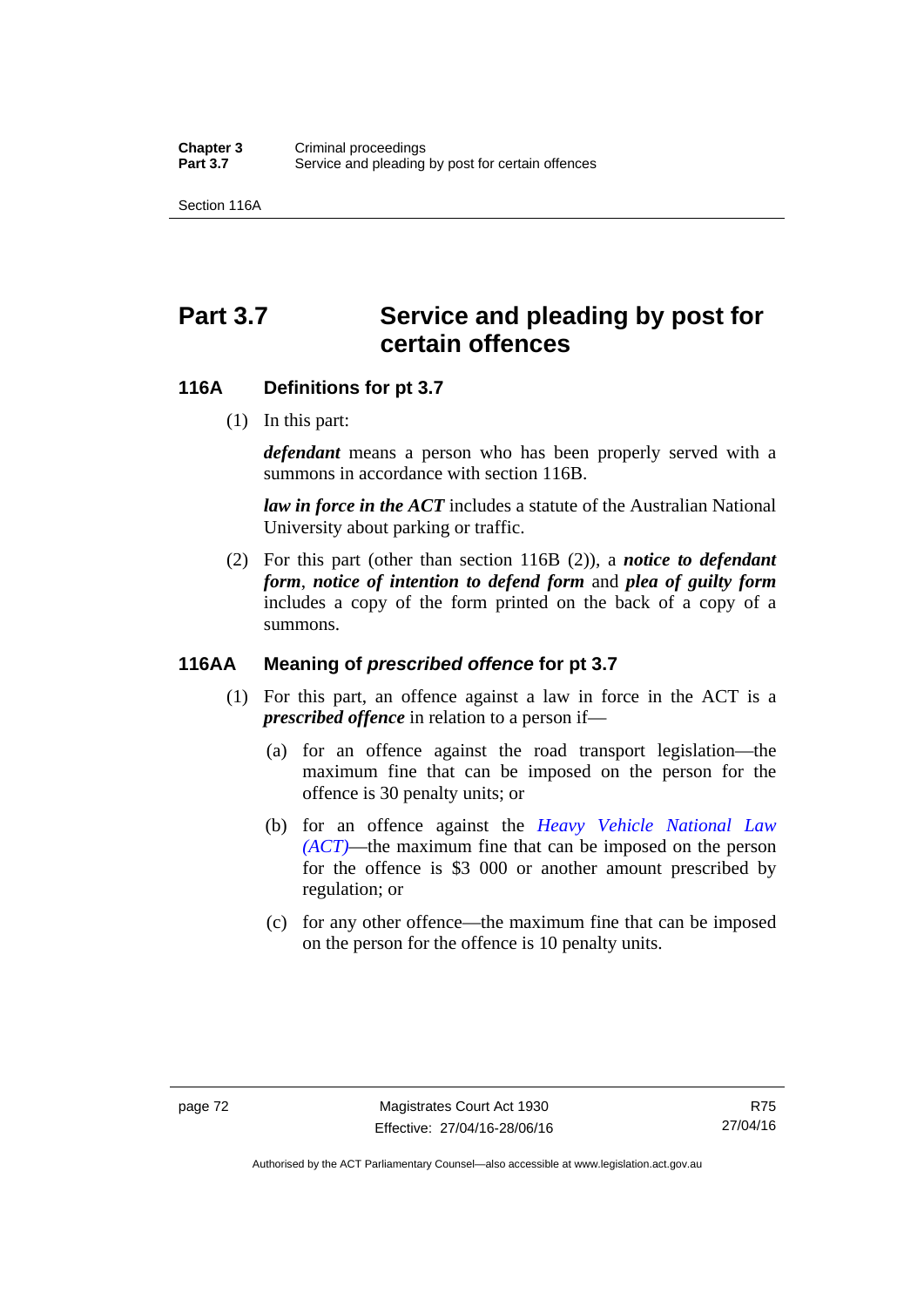# Part 3.7 Service and pleading by post for certain offences

## 116A Definitions for pt 3.7

(1) In this part:

***defendant*** means a person who has been properly served with a summons in accordance with section 116B.

***law in force in the ACT*** includes a statute of the Australian National University about parking or traffic.

(2) For this part (other than section 116B (2)), a ***notice to defendant form***, ***notice of intention to defend form*** and ***plea of guilty form*** includes a copy of the form printed on the back of a copy of a summons.

## 116AA Meaning of *prescribed offence* for pt 3.7

(1) For this part, an offence against a law in force in the ACT is a ***prescribed offence*** in relation to a person if—

(a) for an offence against the road transport legislation—the maximum fine that can be imposed on the person for the offence is 30 penalty units; or

(b) for an offence against the *Heavy Vehicle National Law (ACT)*—the maximum fine that can be imposed on the person for the offence is $3 000 or another amount prescribed by regulation; or

(c) for any other offence—the maximum fine that can be imposed on the person for the offence is 10 penalty units.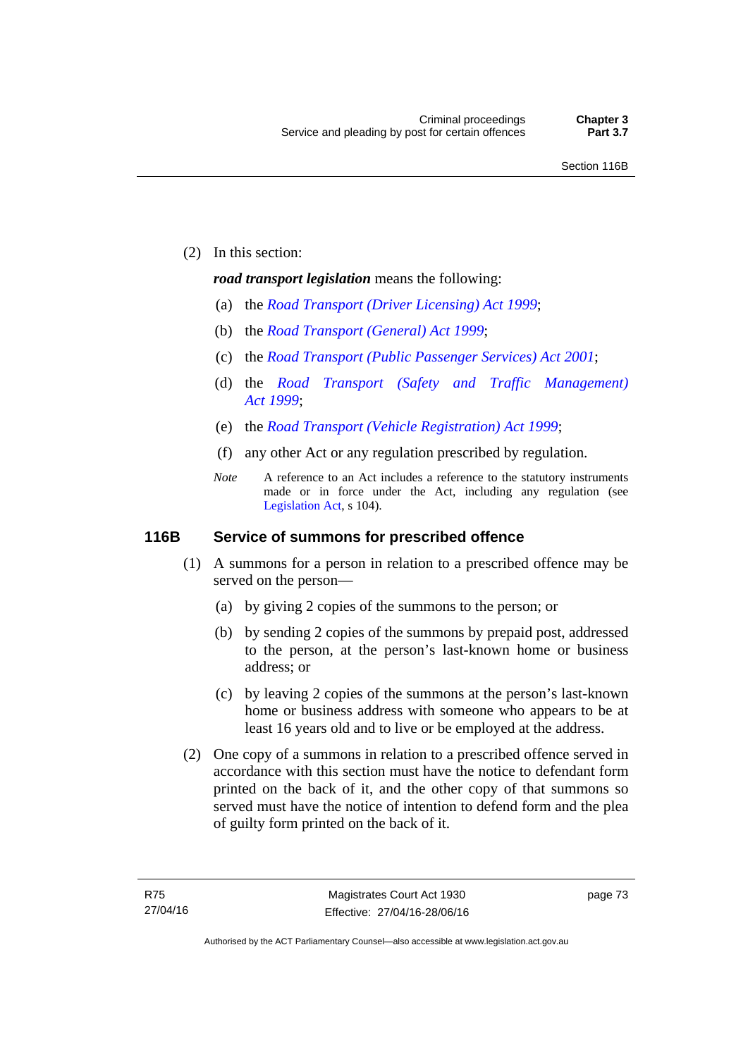(2) In this section:

***road transport legislation*** means the following:

(a) the *Road Transport (Driver Licensing) Act 1999*;

(b) the *Road Transport (General) Act 1999*;

(c) the *Road Transport (Public Passenger Services) Act 2001*;

(d) the *Road Transport (Safety and Traffic Management) Act 1999*;

(e) the *Road Transport (Vehicle Registration) Act 1999*;

(f) any other Act or any regulation prescribed by regulation.

*Note* A reference to an Act includes a reference to the statutory instruments made or in force under the Act, including any regulation (see Legislation Act, s 104).

### 116B Service of summons for prescribed offence

(1) A summons for a person in relation to a prescribed offence may be served on the person—

(a) by giving 2 copies of the summons to the person; or

(b) by sending 2 copies of the summons by prepaid post, addressed to the person, at the person's last-known home or business address; or

(c) by leaving 2 copies of the summons at the person's last-known home or business address with someone who appears to be at least 16 years old and to live or be employed at the address.

(2) One copy of a summons in relation to a prescribed offence served in accordance with this section must have the notice to defendant form printed on the back of it, and the other copy of that summons so served must have the notice of intention to defend form and the plea of guilty form printed on the back of it.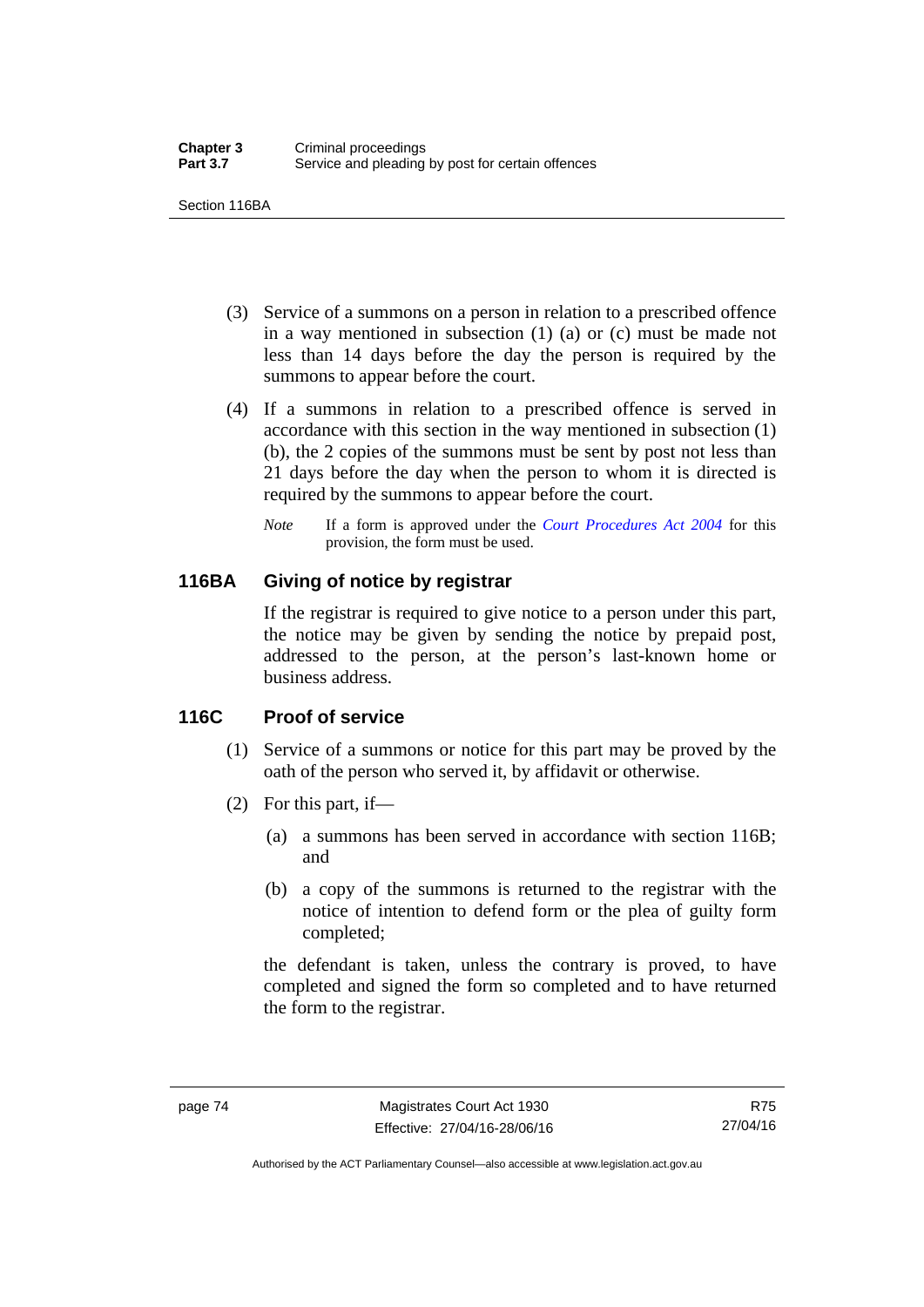(3) Service of a summons on a person in relation to a prescribed offence in a way mentioned in subsection (1) (a) or (c) must be made not less than 14 days before the day the person is required by the summons to appear before the court.

(4) If a summons in relation to a prescribed offence is served in accordance with this section in the way mentioned in subsection (1) (b), the 2 copies of the summons must be sent by post not less than 21 days before the day when the person to whom it is directed is required by the summons to appear before the court.

*Note* If a form is approved under the *Court Procedures Act 2004* for this provision, the form must be used.

## 116BA Giving of notice by registrar

If the registrar is required to give notice to a person under this part, the notice may be given by sending the notice by prepaid post, addressed to the person, at the person's last-known home or business address.

## 116C Proof of service

(1) Service of a summons or notice for this part may be proved by the oath of the person who served it, by affidavit or otherwise.

(2) For this part, if—

(a) a summons has been served in accordance with section 116B; and

(b) a copy of the summons is returned to the registrar with the notice of intention to defend form or the plea of guilty form completed;

the defendant is taken, unless the contrary is proved, to have completed and signed the form so completed and to have returned the form to the registrar.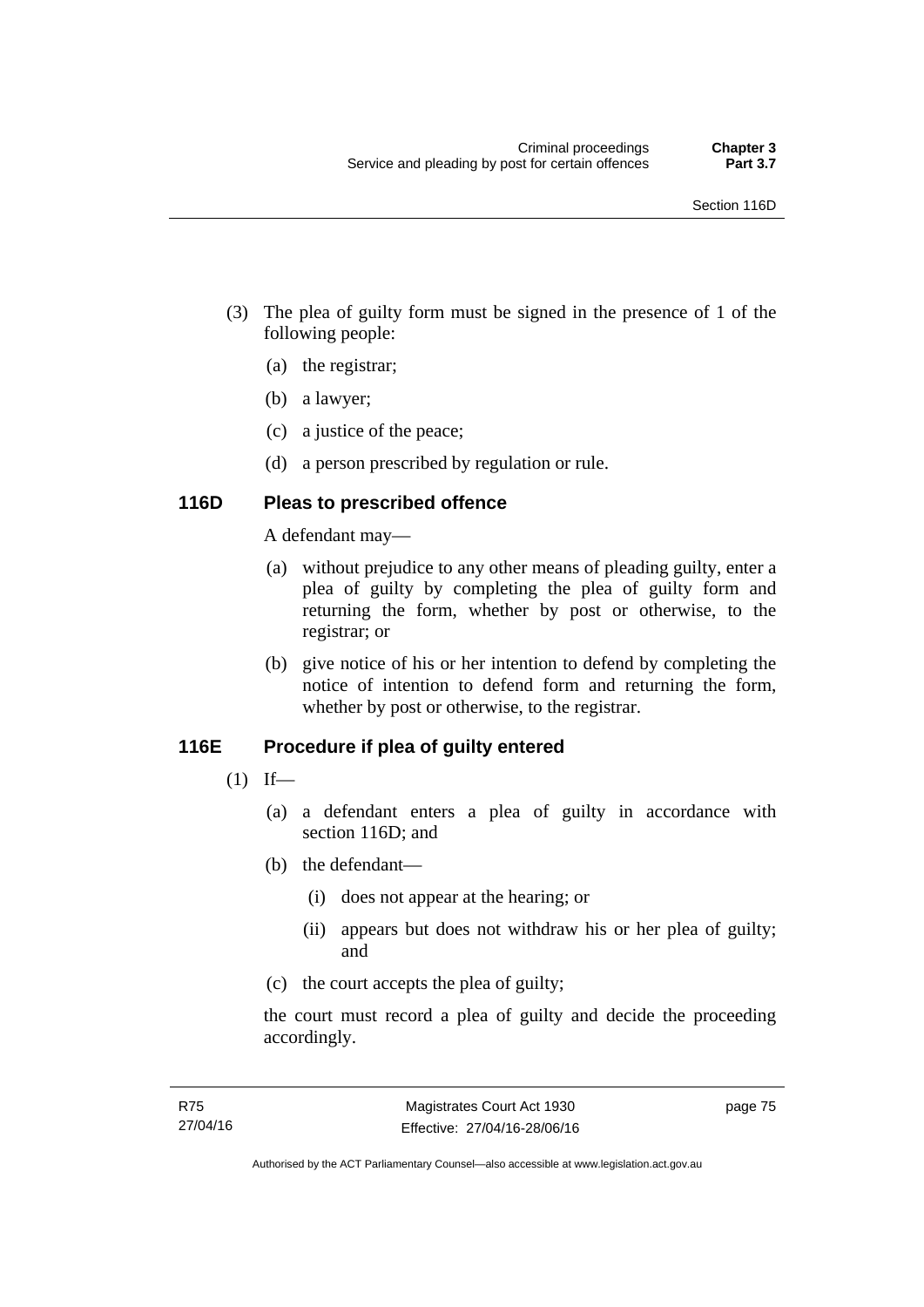(3) The plea of guilty form must be signed in the presence of 1 of the following people:

   (a) the registrar;

   (b) a lawyer;

   (c) a justice of the peace;

   (d) a person prescribed by regulation or rule.

### 116D Pleas to prescribed offence

A defendant may—

   (a) without prejudice to any other means of pleading guilty, enter a plea of guilty by completing the plea of guilty form and returning the form, whether by post or otherwise, to the registrar; or

   (b) give notice of his or her intention to defend by completing the notice of intention to defend form and returning the form, whether by post or otherwise, to the registrar.

### 116E Procedure if plea of guilty entered

(1) If—

   (a) a defendant enters a plea of guilty in accordance with section 116D; and

   (b) the defendant—

      (i) does not appear at the hearing; or

      (ii) appears but does not withdraw his or her plea of guilty; and

   (c) the court accepts the plea of guilty;

the court must record a plea of guilty and decide the proceeding accordingly.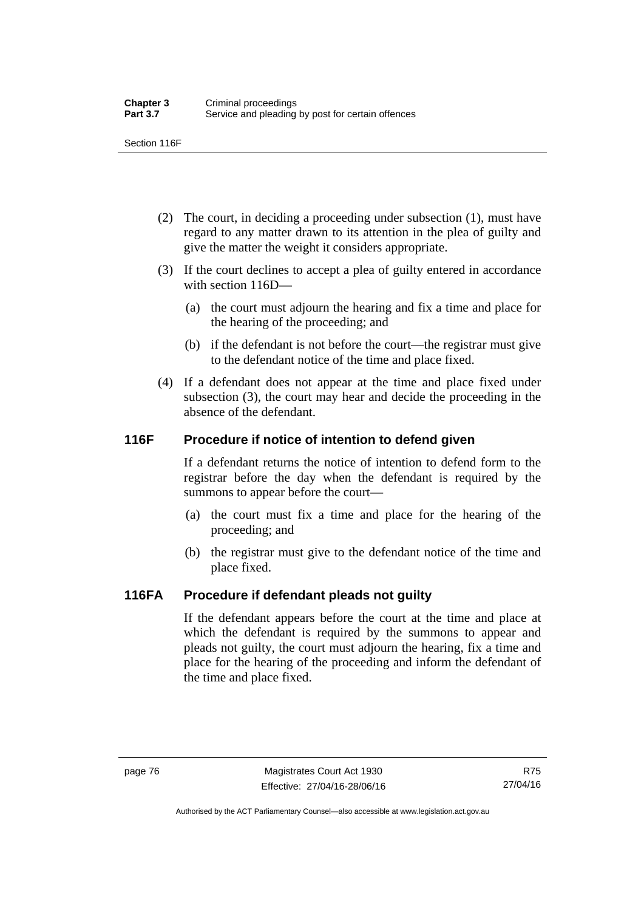(2) The court, in deciding a proceeding under subsection (1), must have regard to any matter drawn to its attention in the plea of guilty and give the matter the weight it considers appropriate.

(3) If the court declines to accept a plea of guilty entered in accordance with section 116D—

(a) the court must adjourn the hearing and fix a time and place for the hearing of the proceeding; and

(b) if the defendant is not before the court—the registrar must give to the defendant notice of the time and place fixed.

(4) If a defendant does not appear at the time and place fixed under subsection (3), the court may hear and decide the proceeding in the absence of the defendant.

## 116F Procedure if notice of intention to defend given

If a defendant returns the notice of intention to defend form to the registrar before the day when the defendant is required by the summons to appear before the court—

(a) the court must fix a time and place for the hearing of the proceeding; and

(b) the registrar must give to the defendant notice of the time and place fixed.

## 116FA Procedure if defendant pleads not guilty

If the defendant appears before the court at the time and place at which the defendant is required by the summons to appear and pleads not guilty, the court must adjourn the hearing, fix a time and place for the hearing of the proceeding and inform the defendant of the time and place fixed.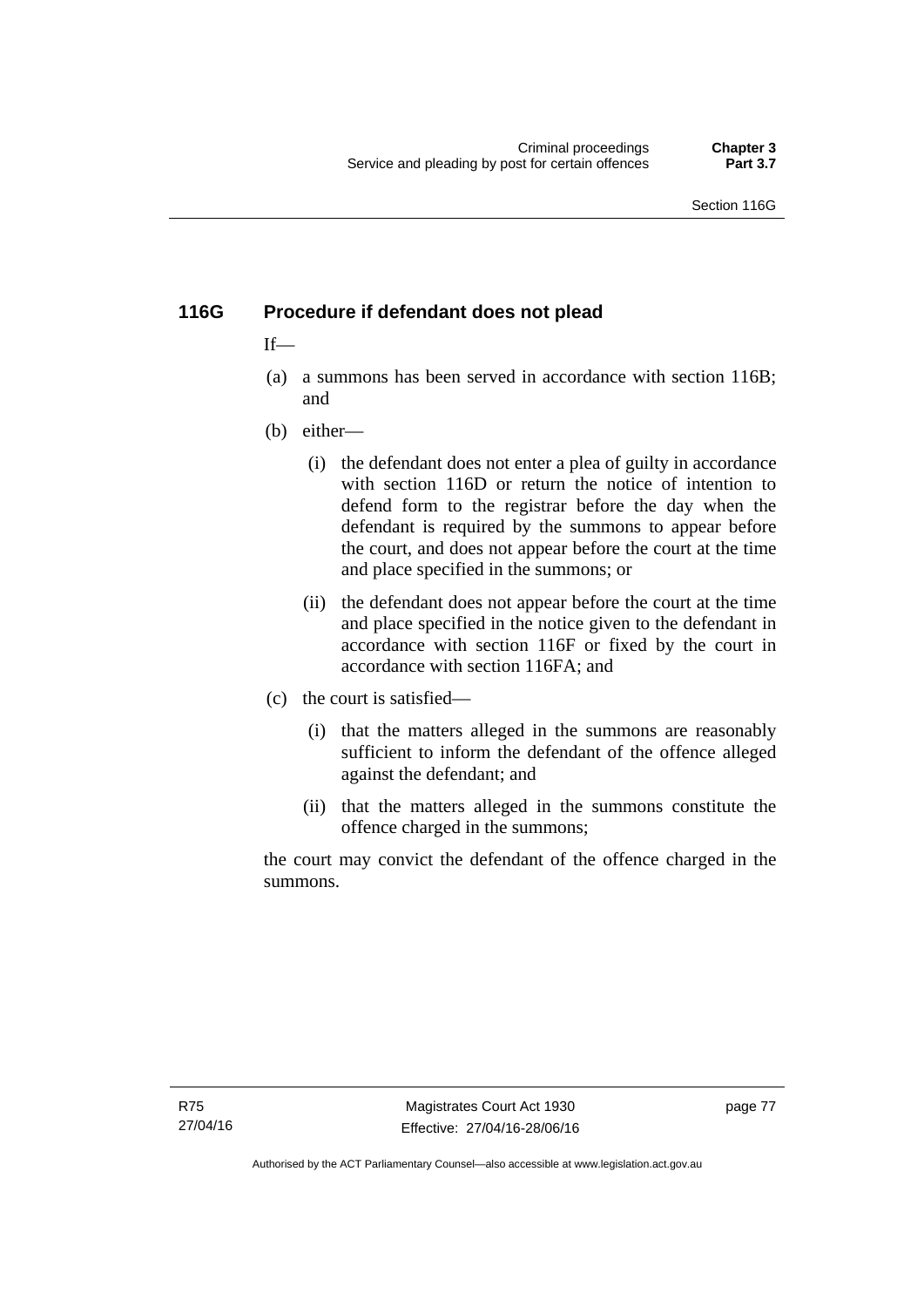### 116G Procedure if defendant does not plead

If—

(a) a summons has been served in accordance with section 116B; and

(b) either—

   (i) the defendant does not enter a plea of guilty in accordance with section 116D or return the notice of intention to defend form to the registrar before the day when the defendant is required by the summons to appear before the court, and does not appear before the court at the time and place specified in the summons; or

   (ii) the defendant does not appear before the court at the time and place specified in the notice given to the defendant in accordance with section 116F or fixed by the court in accordance with section 116FA; and

(c) the court is satisfied—

   (i) that the matters alleged in the summons are reasonably sufficient to inform the defendant of the offence alleged against the defendant; and

   (ii) that the matters alleged in the summons constitute the offence charged in the summons;

the court may convict the defendant of the offence charged in the summons.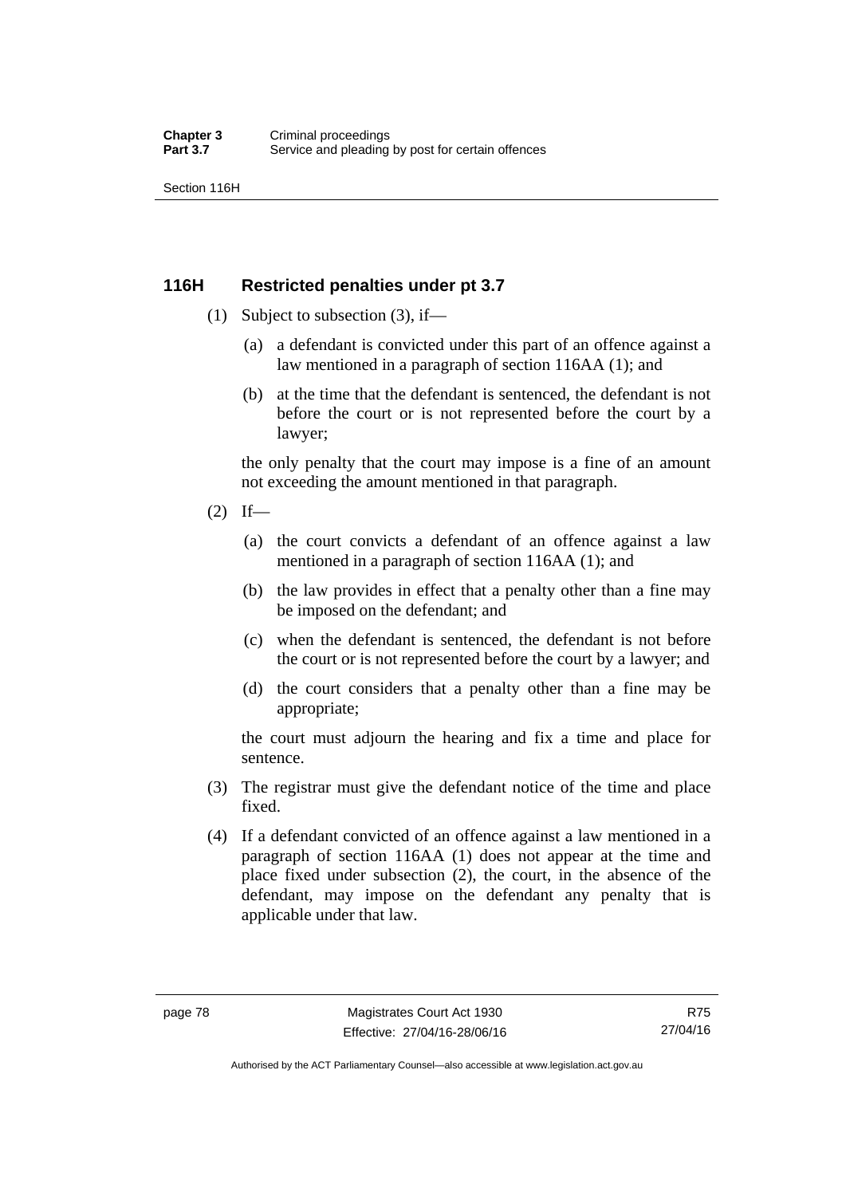## 116H Restricted penalties under pt 3.7

(1) Subject to subsection (3), if—

(a) a defendant is convicted under this part of an offence against a law mentioned in a paragraph of section 116AA (1); and

(b) at the time that the defendant is sentenced, the defendant is not before the court or is not represented before the court by a lawyer;

the only penalty that the court may impose is a fine of an amount not exceeding the amount mentioned in that paragraph.

(2) If—

(a) the court convicts a defendant of an offence against a law mentioned in a paragraph of section 116AA (1); and

(b) the law provides in effect that a penalty other than a fine may be imposed on the defendant; and

(c) when the defendant is sentenced, the defendant is not before the court or is not represented before the court by a lawyer; and

(d) the court considers that a penalty other than a fine may be appropriate;

the court must adjourn the hearing and fix a time and place for sentence.

(3) The registrar must give the defendant notice of the time and place fixed.

(4) If a defendant convicted of an offence against a law mentioned in a paragraph of section 116AA (1) does not appear at the time and place fixed under subsection (2), the court, in the absence of the defendant, may impose on the defendant any penalty that is applicable under that law.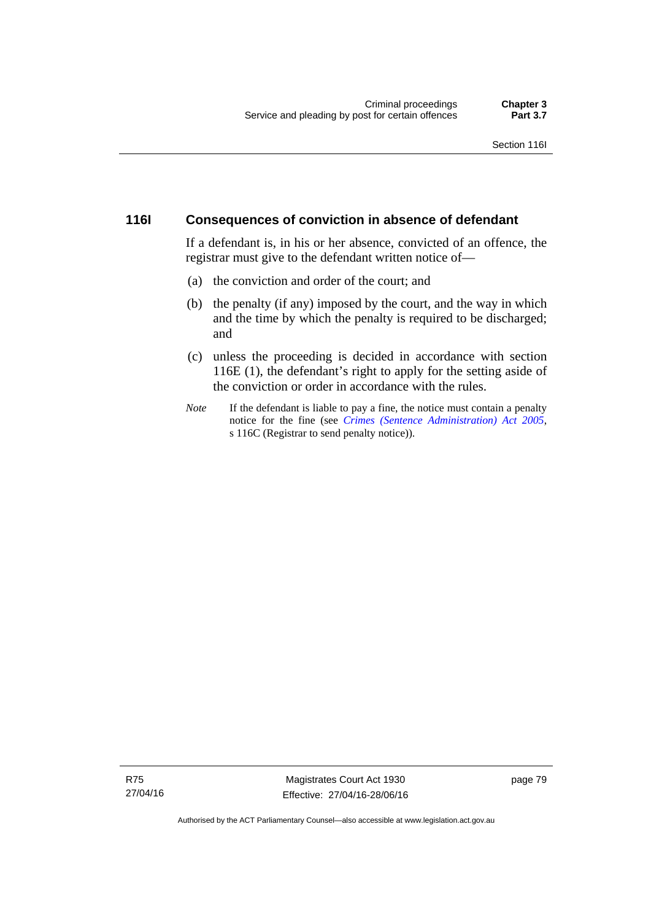## 116I Consequences of conviction in absence of defendant

If a defendant is, in his or her absence, convicted of an offence, the registrar must give to the defendant written notice of—

(a) the conviction and order of the court; and

(b) the penalty (if any) imposed by the court, and the way in which and the time by which the penalty is required to be discharged; and

(c) unless the proceeding is decided in accordance with section 116E (1), the defendant's right to apply for the setting aside of the conviction or order in accordance with the rules.

*Note* If the defendant is liable to pay a fine, the notice must contain a penalty notice for the fine (see *Crimes (Sentence Administration) Act 2005*, s 116C (Registrar to send penalty notice)).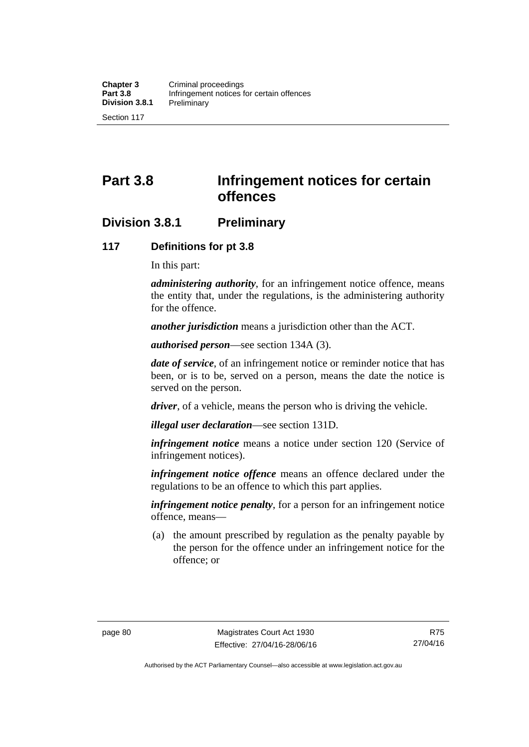# Part 3.8 Infringement notices for certain offences

## Division 3.8.1 Preliminary

### 117 Definitions for pt 3.8

In this part:

***administering authority***, for an infringement notice offence, means the entity that, under the regulations, is the administering authority for the offence.

***another jurisdiction*** means a jurisdiction other than the ACT.

***authorised person***—see section 134A (3).

***date of service***, of an infringement notice or reminder notice that has been, or is to be, served on a person, means the date the notice is served on the person.

***driver***, of a vehicle, means the person who is driving the vehicle.

***illegal user declaration***—see section 131D.

***infringement notice*** means a notice under section 120 (Service of infringement notices).

***infringement notice offence*** means an offence declared under the regulations to be an offence to which this part applies.

***infringement notice penalty***, for a person for an infringement notice offence, means—

(a) the amount prescribed by regulation as the penalty payable by the person for the offence under an infringement notice for the offence; or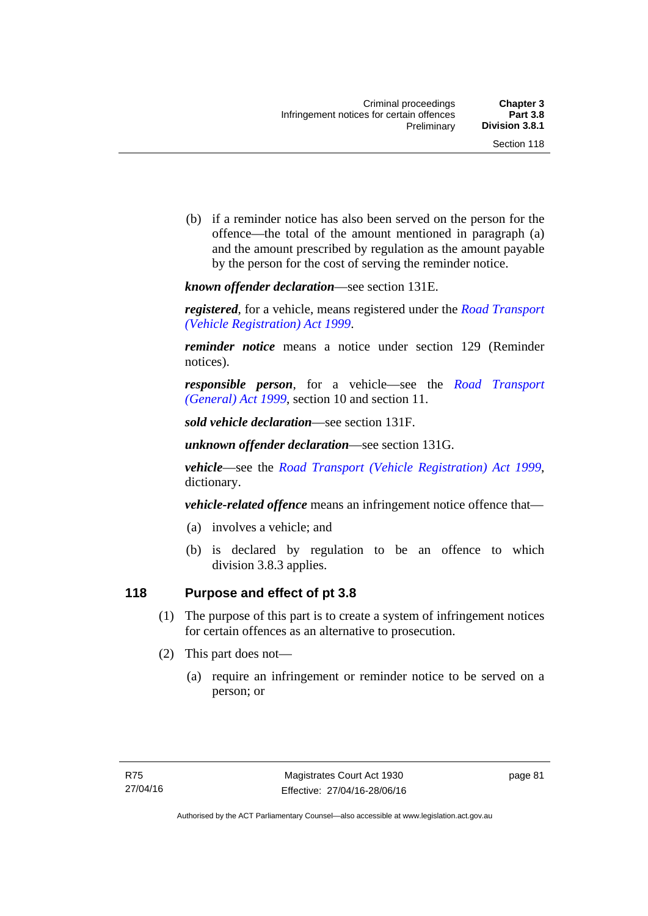(b) if a reminder notice has also been served on the person for the offence—the total of the amount mentioned in paragraph (a) and the amount prescribed by regulation as the amount payable by the person for the cost of serving the reminder notice.

***known offender declaration***—see section 131E.

***registered***, for a vehicle, means registered under the *Road Transport (Vehicle Registration) Act 1999*.

***reminder notice*** means a notice under section 129 (Reminder notices).

***responsible person***, for a vehicle—see the *Road Transport (General) Act 1999*, section 10 and section 11.

***sold vehicle declaration***—see section 131F.

***unknown offender declaration***—see section 131G.

***vehicle***—see the *Road Transport (Vehicle Registration) Act 1999*, dictionary.

***vehicle-related offence*** means an infringement notice offence that—

(a) involves a vehicle; and

(b) is declared by regulation to be an offence to which division 3.8.3 applies.

## 118 Purpose and effect of pt 3.8

(1) The purpose of this part is to create a system of infringement notices for certain offences as an alternative to prosecution.

(2) This part does not—

(a) require an infringement or reminder notice to be served on a person; or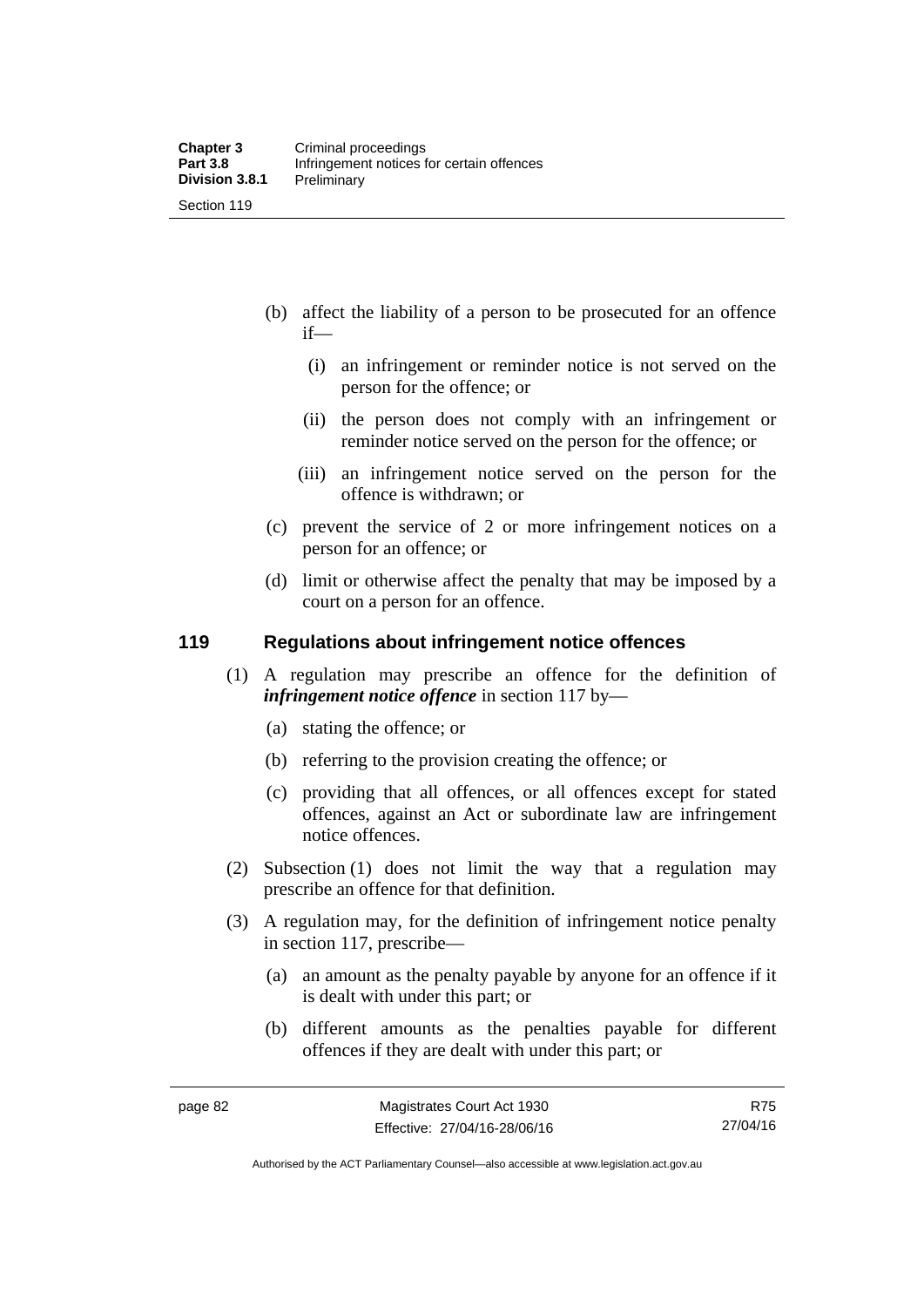(b) affect the liability of a person to be prosecuted for an offence if—

  (i) an infringement or reminder notice is not served on the person for the offence; or

  (ii) the person does not comply with an infringement or reminder notice served on the person for the offence; or

  (iii) an infringement notice served on the person for the offence is withdrawn; or

(c) prevent the service of 2 or more infringement notices on a person for an offence; or

(d) limit or otherwise affect the penalty that may be imposed by a court on a person for an offence.

## 119 Regulations about infringement notice offences

(1) A regulation may prescribe an offence for the definition of ***infringement notice offence*** in section 117 by—

  (a) stating the offence; or

  (b) referring to the provision creating the offence; or

  (c) providing that all offences, or all offences except for stated offences, against an Act or subordinate law are infringement notice offences.

(2) Subsection (1) does not limit the way that a regulation may prescribe an offence for that definition.

(3) A regulation may, for the definition of infringement notice penalty in section 117, prescribe—

  (a) an amount as the penalty payable by anyone for an offence if it is dealt with under this part; or

  (b) different amounts as the penalties payable for different offences if they are dealt with under this part; or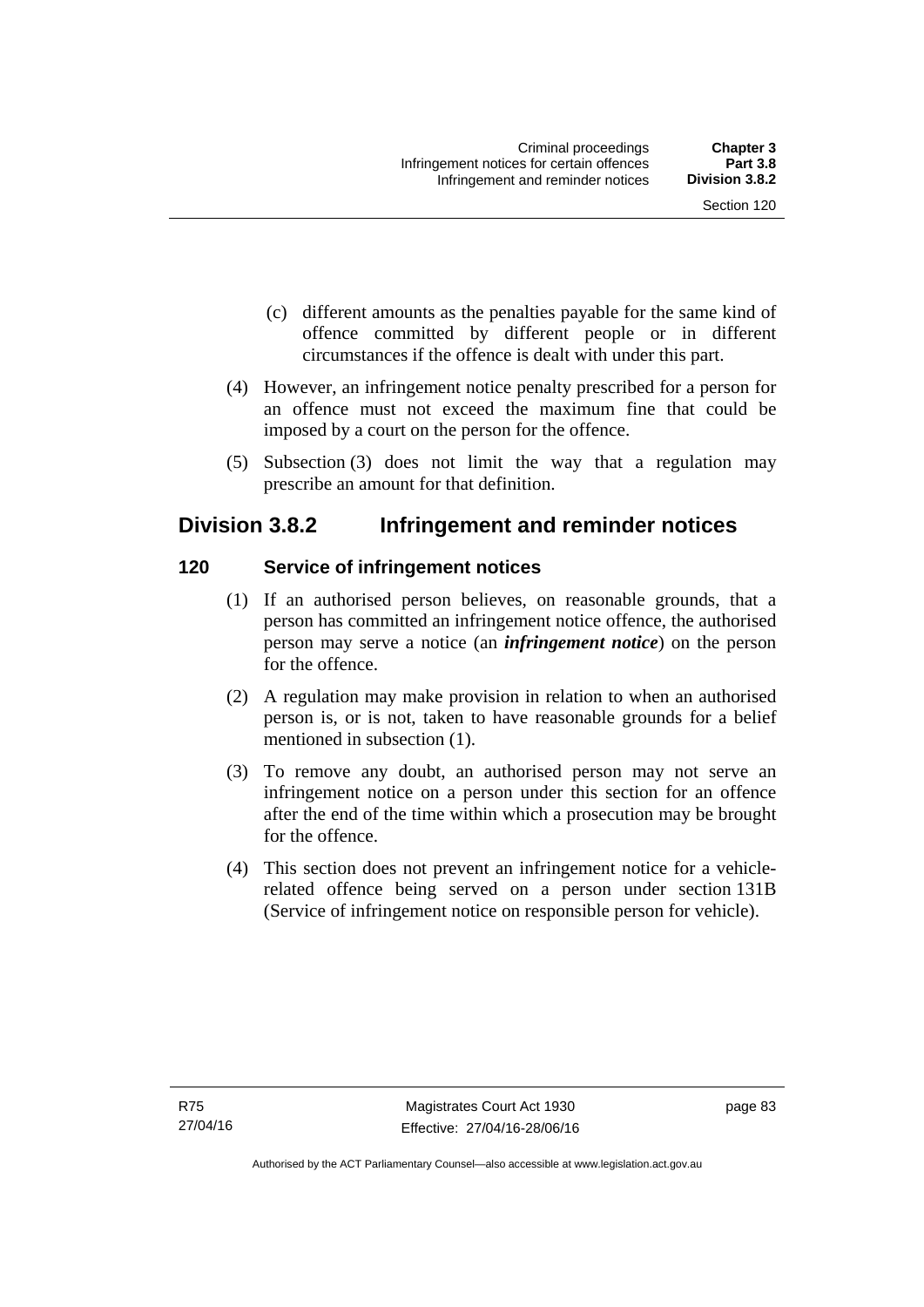(c) different amounts as the penalties payable for the same kind of offence committed by different people or in different circumstances if the offence is dealt with under this part.

(4) However, an infringement notice penalty prescribed for a person for an offence must not exceed the maximum fine that could be imposed by a court on the person for the offence.

(5) Subsection (3) does not limit the way that a regulation may prescribe an amount for that definition.

## Division 3.8.2 Infringement and reminder notices

### 120 Service of infringement notices

(1) If an authorised person believes, on reasonable grounds, that a person has committed an infringement notice offence, the authorised person may serve a notice (an ***infringement notice***) on the person for the offence.

(2) A regulation may make provision in relation to when an authorised person is, or is not, taken to have reasonable grounds for a belief mentioned in subsection (1).

(3) To remove any doubt, an authorised person may not serve an infringement notice on a person under this section for an offence after the end of the time within which a prosecution may be brought for the offence.

(4) This section does not prevent an infringement notice for a vehicle-related offence being served on a person under section 131B (Service of infringement notice on responsible person for vehicle).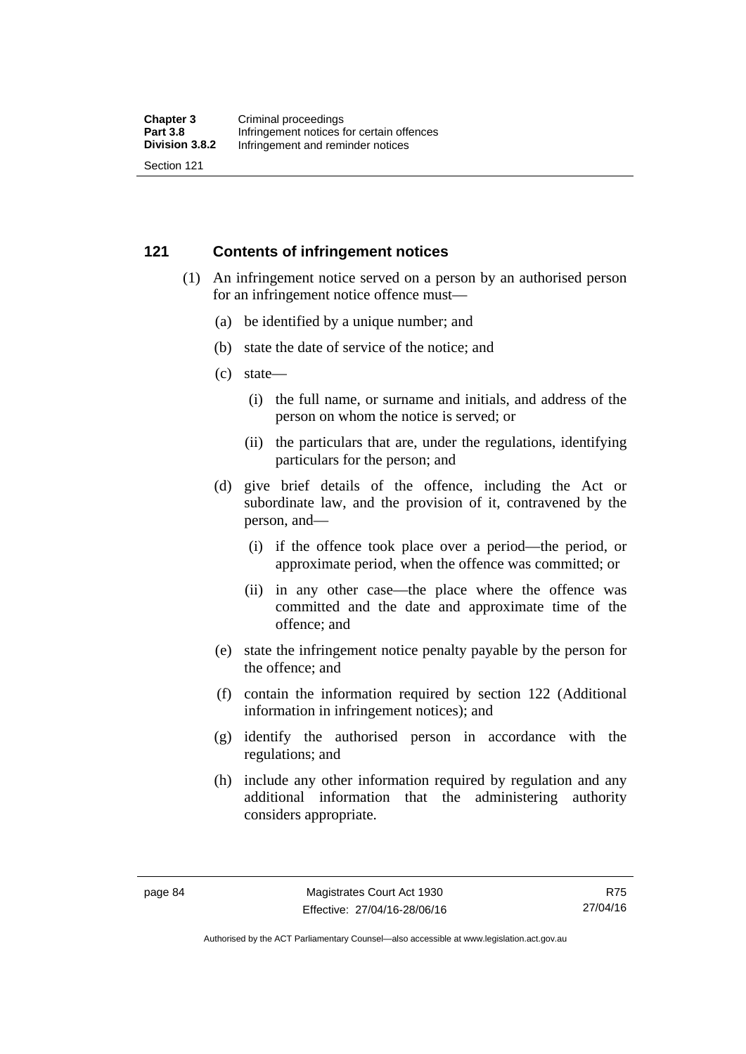## 121 Contents of infringement notices

(1) An infringement notice served on a person by an authorised person for an infringement notice offence must—

(a) be identified by a unique number; and

(b) state the date of service of the notice; and

(c) state—

(i) the full name, or surname and initials, and address of the person on whom the notice is served; or

(ii) the particulars that are, under the regulations, identifying particulars for the person; and

(d) give brief details of the offence, including the Act or subordinate law, and the provision of it, contravened by the person, and—

(i) if the offence took place over a period—the period, or approximate period, when the offence was committed; or

(ii) in any other case—the place where the offence was committed and the date and approximate time of the offence; and

(e) state the infringement notice penalty payable by the person for the offence; and

(f) contain the information required by section 122 (Additional information in infringement notices); and

(g) identify the authorised person in accordance with the regulations; and

(h) include any other information required by regulation and any additional information that the administering authority considers appropriate.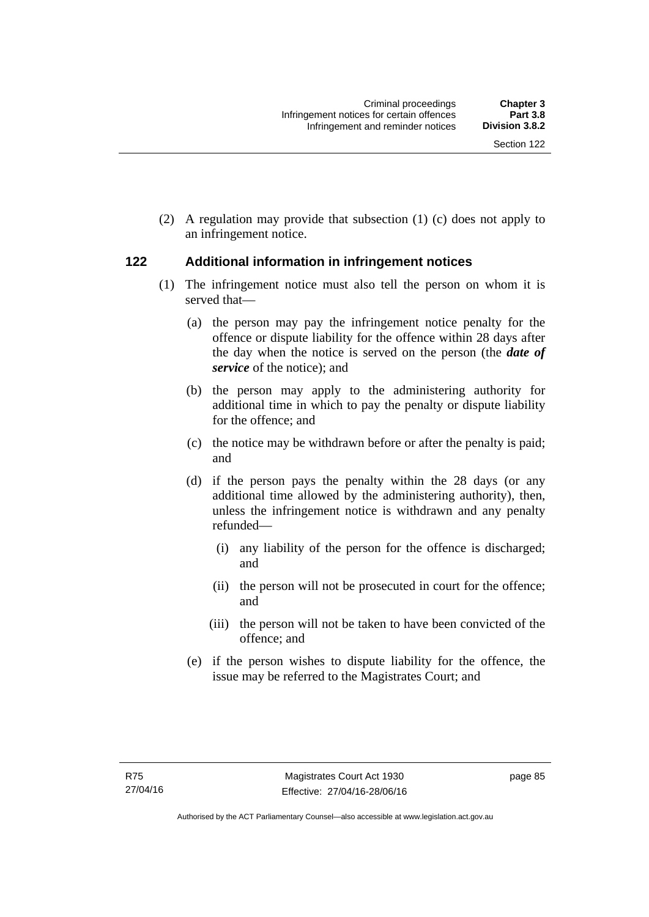(2) A regulation may provide that subsection (1) (c) does not apply to an infringement notice.

## 122 Additional information in infringement notices

(1) The infringement notice must also tell the person on whom it is served that—

(a) the person may pay the infringement notice penalty for the offence or dispute liability for the offence within 28 days after the day when the notice is served on the person (the ***date of service*** of the notice); and

(b) the person may apply to the administering authority for additional time in which to pay the penalty or dispute liability for the offence; and

(c) the notice may be withdrawn before or after the penalty is paid; and

(d) if the person pays the penalty within the 28 days (or any additional time allowed by the administering authority), then, unless the infringement notice is withdrawn and any penalty refunded—

(i) any liability of the person for the offence is discharged; and

(ii) the person will not be prosecuted in court for the offence; and

(iii) the person will not be taken to have been convicted of the offence; and

(e) if the person wishes to dispute liability for the offence, the issue may be referred to the Magistrates Court; and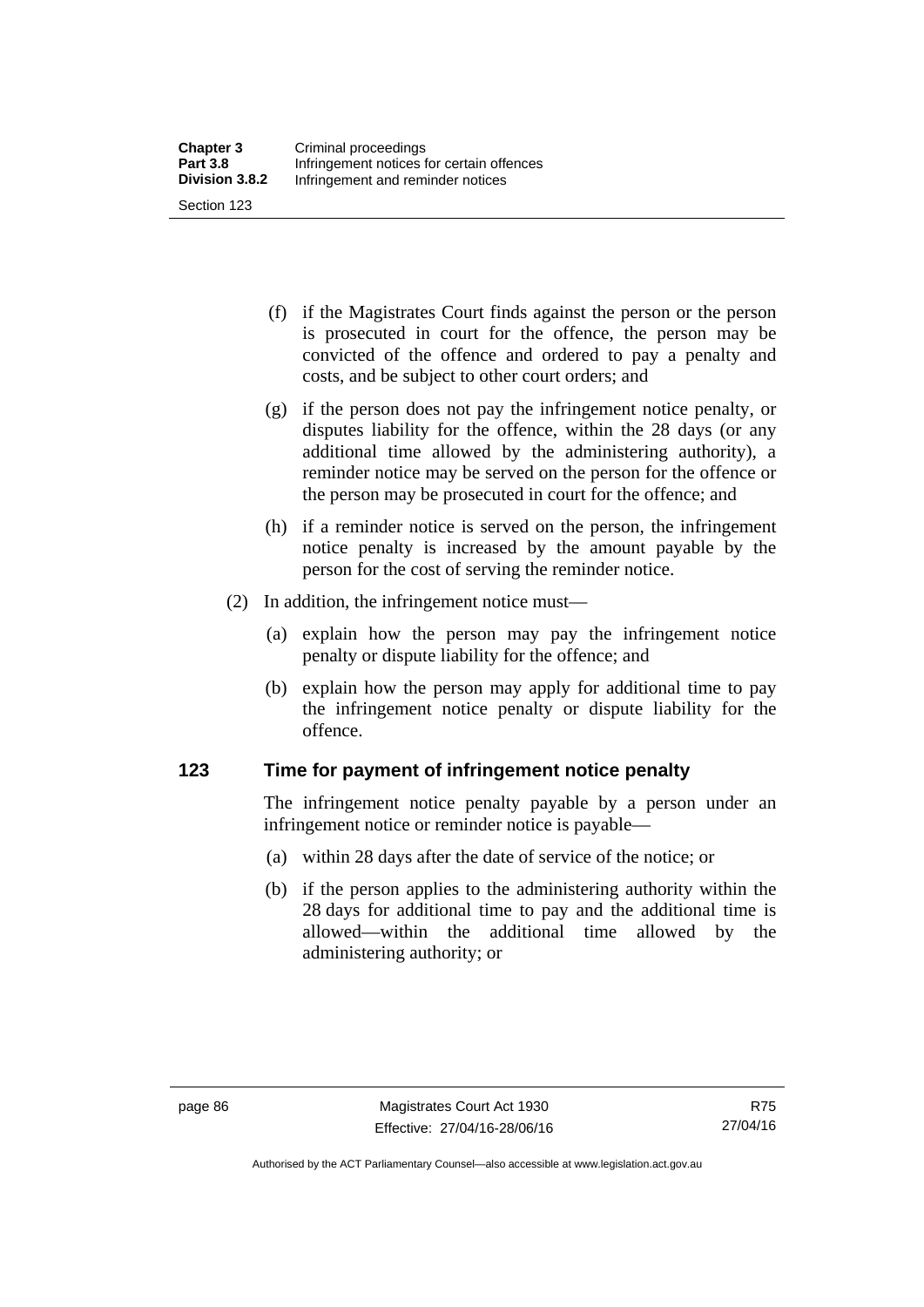(f) if the Magistrates Court finds against the person or the person is prosecuted in court for the offence, the person may be convicted of the offence and ordered to pay a penalty and costs, and be subject to other court orders; and

(g) if the person does not pay the infringement notice penalty, or disputes liability for the offence, within the 28 days (or any additional time allowed by the administering authority), a reminder notice may be served on the person for the offence or the person may be prosecuted in court for the offence; and

(h) if a reminder notice is served on the person, the infringement notice penalty is increased by the amount payable by the person for the cost of serving the reminder notice.

(2) In addition, the infringement notice must—

(a) explain how the person may pay the infringement notice penalty or dispute liability for the offence; and

(b) explain how the person may apply for additional time to pay the infringement notice penalty or dispute liability for the offence.

## 123 Time for payment of infringement notice penalty

The infringement notice penalty payable by a person under an infringement notice or reminder notice is payable—

(a) within 28 days after the date of service of the notice; or

(b) if the person applies to the administering authority within the 28 days for additional time to pay and the additional time is allowed—within the additional time allowed by the administering authority; or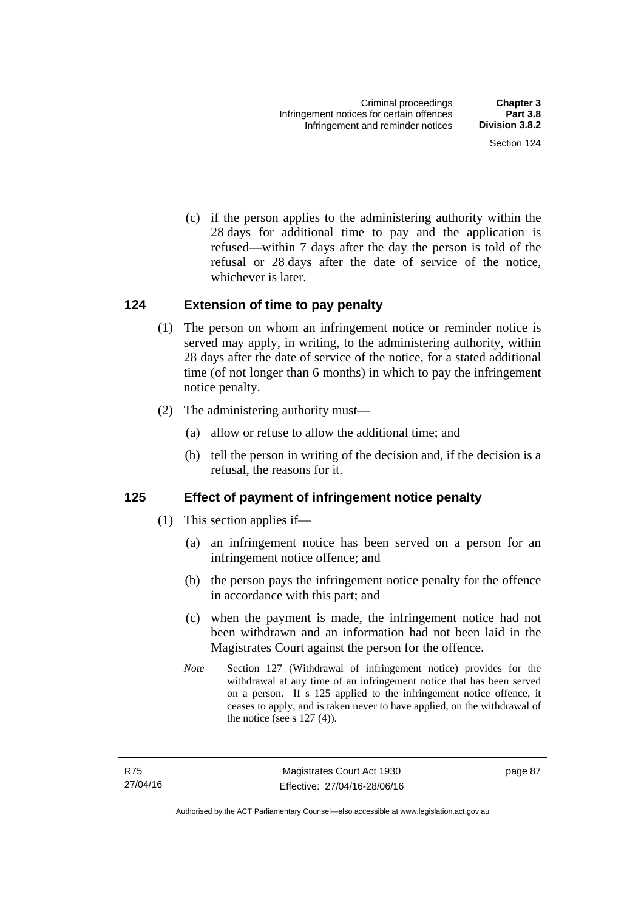(c) if the person applies to the administering authority within the 28 days for additional time to pay and the application is refused—within 7 days after the day the person is told of the refusal or 28 days after the date of service of the notice, whichever is later.

## 124 Extension of time to pay penalty

(1) The person on whom an infringement notice or reminder notice is served may apply, in writing, to the administering authority, within 28 days after the date of service of the notice, for a stated additional time (of not longer than 6 months) in which to pay the infringement notice penalty.

(2) The administering authority must—

(a) allow or refuse to allow the additional time; and

(b) tell the person in writing of the decision and, if the decision is a refusal, the reasons for it.

## 125 Effect of payment of infringement notice penalty

(1) This section applies if—

(a) an infringement notice has been served on a person for an infringement notice offence; and

(b) the person pays the infringement notice penalty for the offence in accordance with this part; and

(c) when the payment is made, the infringement notice had not been withdrawn and an information had not been laid in the Magistrates Court against the person for the offence.

*Note* Section 127 (Withdrawal of infringement notice) provides for the withdrawal at any time of an infringement notice that has been served on a person. If s 125 applied to the infringement notice offence, it ceases to apply, and is taken never to have applied, on the withdrawal of the notice (see s 127 (4)).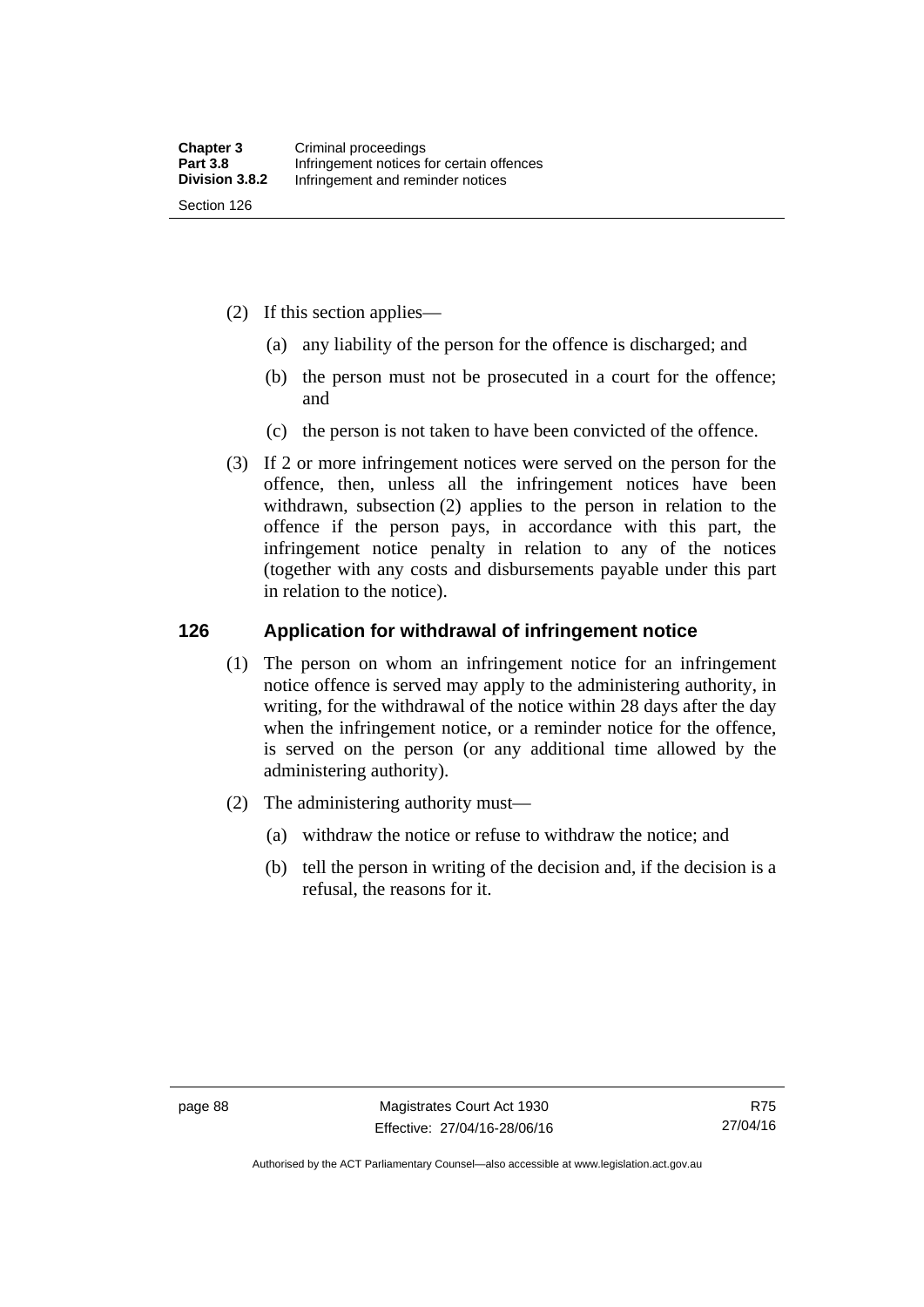(2) If this section applies—

  (a) any liability of the person for the offence is discharged; and

  (b) the person must not be prosecuted in a court for the offence; and

  (c) the person is not taken to have been convicted of the offence.

(3) If 2 or more infringement notices were served on the person for the offence, then, unless all the infringement notices have been withdrawn, subsection (2) applies to the person in relation to the offence if the person pays, in accordance with this part, the infringement notice penalty in relation to any of the notices (together with any costs and disbursements payable under this part in relation to the notice).

## 126 Application for withdrawal of infringement notice

(1) The person on whom an infringement notice for an infringement notice offence is served may apply to the administering authority, in writing, for the withdrawal of the notice within 28 days after the day when the infringement notice, or a reminder notice for the offence, is served on the person (or any additional time allowed by the administering authority).

(2) The administering authority must—

  (a) withdraw the notice or refuse to withdraw the notice; and

  (b) tell the person in writing of the decision and, if the decision is a refusal, the reasons for it.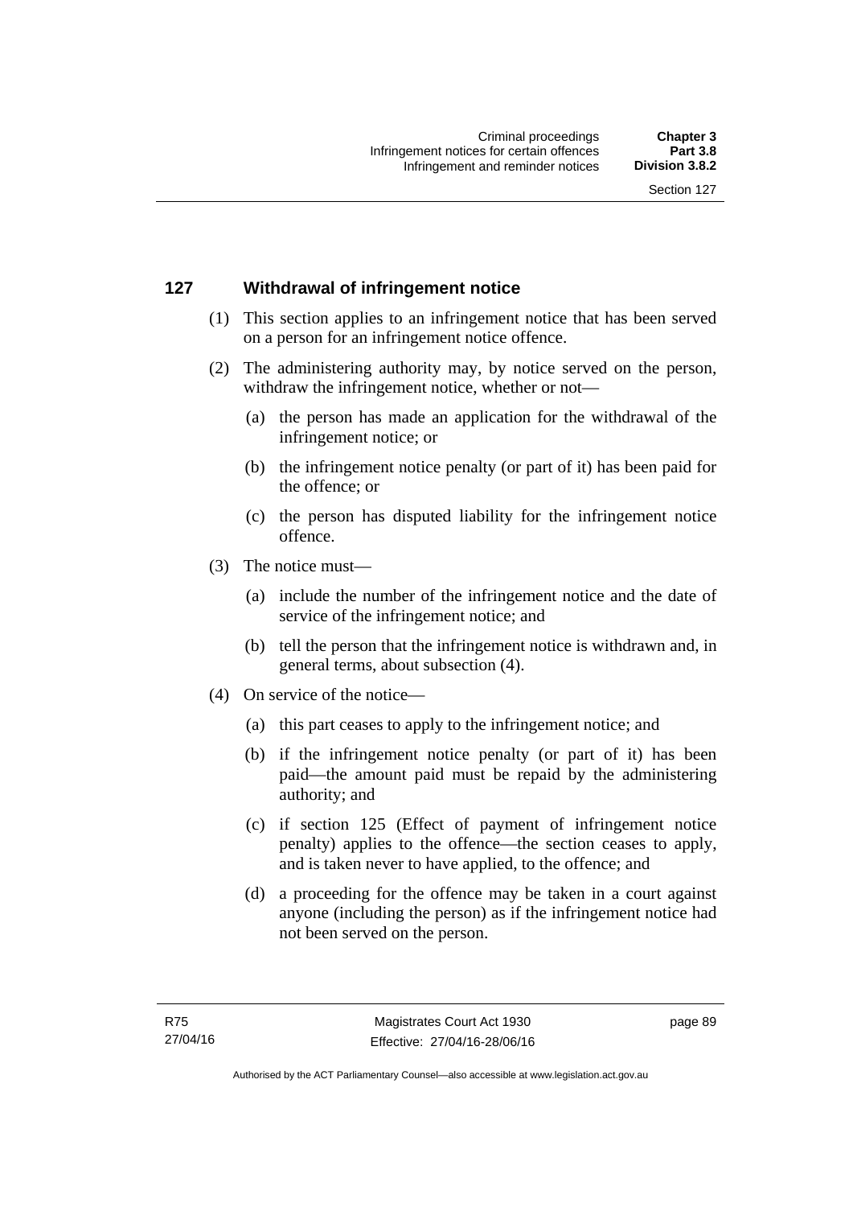## 127 Withdrawal of infringement notice

(1) This section applies to an infringement notice that has been served on a person for an infringement notice offence.

(2) The administering authority may, by notice served on the person, withdraw the infringement notice, whether or not—

   (a) the person has made an application for the withdrawal of the infringement notice; or

   (b) the infringement notice penalty (or part of it) has been paid for the offence; or

   (c) the person has disputed liability for the infringement notice offence.

(3) The notice must—

   (a) include the number of the infringement notice and the date of service of the infringement notice; and

   (b) tell the person that the infringement notice is withdrawn and, in general terms, about subsection (4).

(4) On service of the notice—

   (a) this part ceases to apply to the infringement notice; and

   (b) if the infringement notice penalty (or part of it) has been paid—the amount paid must be repaid by the administering authority; and

   (c) if section 125 (Effect of payment of infringement notice penalty) applies to the offence—the section ceases to apply, and is taken never to have applied, to the offence; and

   (d) a proceeding for the offence may be taken in a court against anyone (including the person) as if the infringement notice had not been served on the person.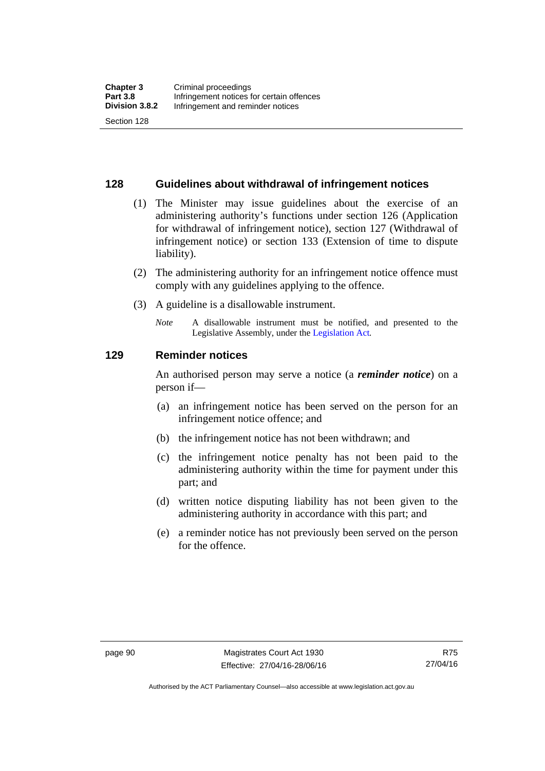## 128 Guidelines about withdrawal of infringement notices

(1) The Minister may issue guidelines about the exercise of an administering authority's functions under section 126 (Application for withdrawal of infringement notice), section 127 (Withdrawal of infringement notice) or section 133 (Extension of time to dispute liability).

(2) The administering authority for an infringement notice offence must comply with any guidelines applying to the offence.

(3) A guideline is a disallowable instrument.

*Note* A disallowable instrument must be notified, and presented to the Legislative Assembly, under the Legislation Act.

## 129 Reminder notices

An authorised person may serve a notice (a ***reminder notice***) on a person if—

(a) an infringement notice has been served on the person for an infringement notice offence; and

(b) the infringement notice has not been withdrawn; and

(c) the infringement notice penalty has not been paid to the administering authority within the time for payment under this part; and

(d) written notice disputing liability has not been given to the administering authority in accordance with this part; and

(e) a reminder notice has not previously been served on the person for the offence.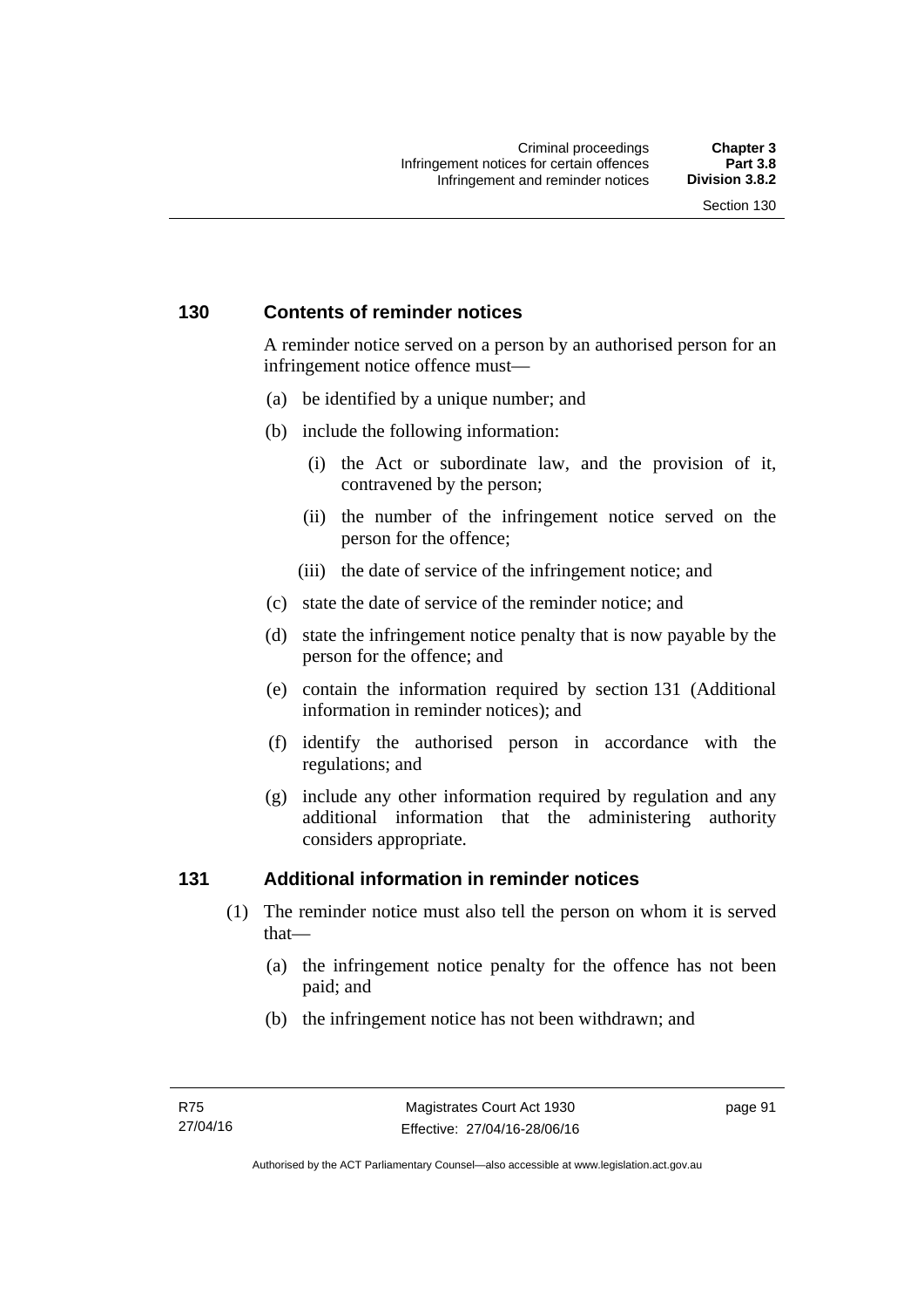## 130 Contents of reminder notices

A reminder notice served on a person by an authorised person for an infringement notice offence must—

(a) be identified by a unique number; and

(b) include the following information:

  (i) the Act or subordinate law, and the provision of it, contravened by the person;

  (ii) the number of the infringement notice served on the person for the offence;

  (iii) the date of service of the infringement notice; and

(c) state the date of service of the reminder notice; and

(d) state the infringement notice penalty that is now payable by the person for the offence; and

(e) contain the information required by section 131 (Additional information in reminder notices); and

(f) identify the authorised person in accordance with the regulations; and

(g) include any other information required by regulation and any additional information that the administering authority considers appropriate.

## 131 Additional information in reminder notices

(1) The reminder notice must also tell the person on whom it is served that—

  (a) the infringement notice penalty for the offence has not been paid; and

  (b) the infringement notice has not been withdrawn; and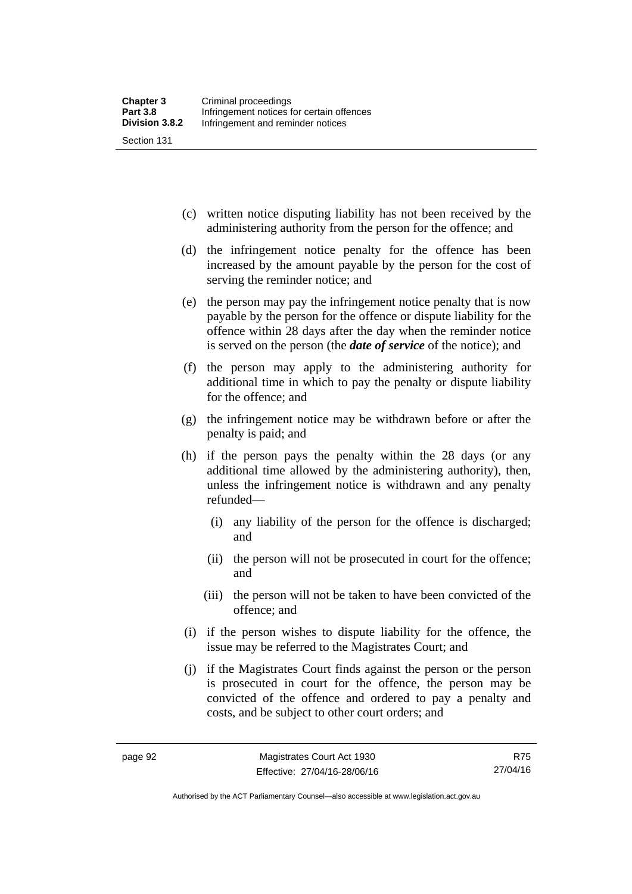(c) written notice disputing liability has not been received by the administering authority from the person for the offence; and

(d) the infringement notice penalty for the offence has been increased by the amount payable by the person for the cost of serving the reminder notice; and

(e) the person may pay the infringement notice penalty that is now payable by the person for the offence or dispute liability for the offence within 28 days after the day when the reminder notice is served on the person (the ***date of service*** of the notice); and

(f) the person may apply to the administering authority for additional time in which to pay the penalty or dispute liability for the offence; and

(g) the infringement notice may be withdrawn before or after the penalty is paid; and

(h) if the person pays the penalty within the 28 days (or any additional time allowed by the administering authority), then, unless the infringement notice is withdrawn and any penalty refunded—

(i) any liability of the person for the offence is discharged; and

(ii) the person will not be prosecuted in court for the offence; and

(iii) the person will not be taken to have been convicted of the offence; and

(i) if the person wishes to dispute liability for the offence, the issue may be referred to the Magistrates Court; and

(j) if the Magistrates Court finds against the person or the person is prosecuted in court for the offence, the person may be convicted of the offence and ordered to pay a penalty and costs, and be subject to other court orders; and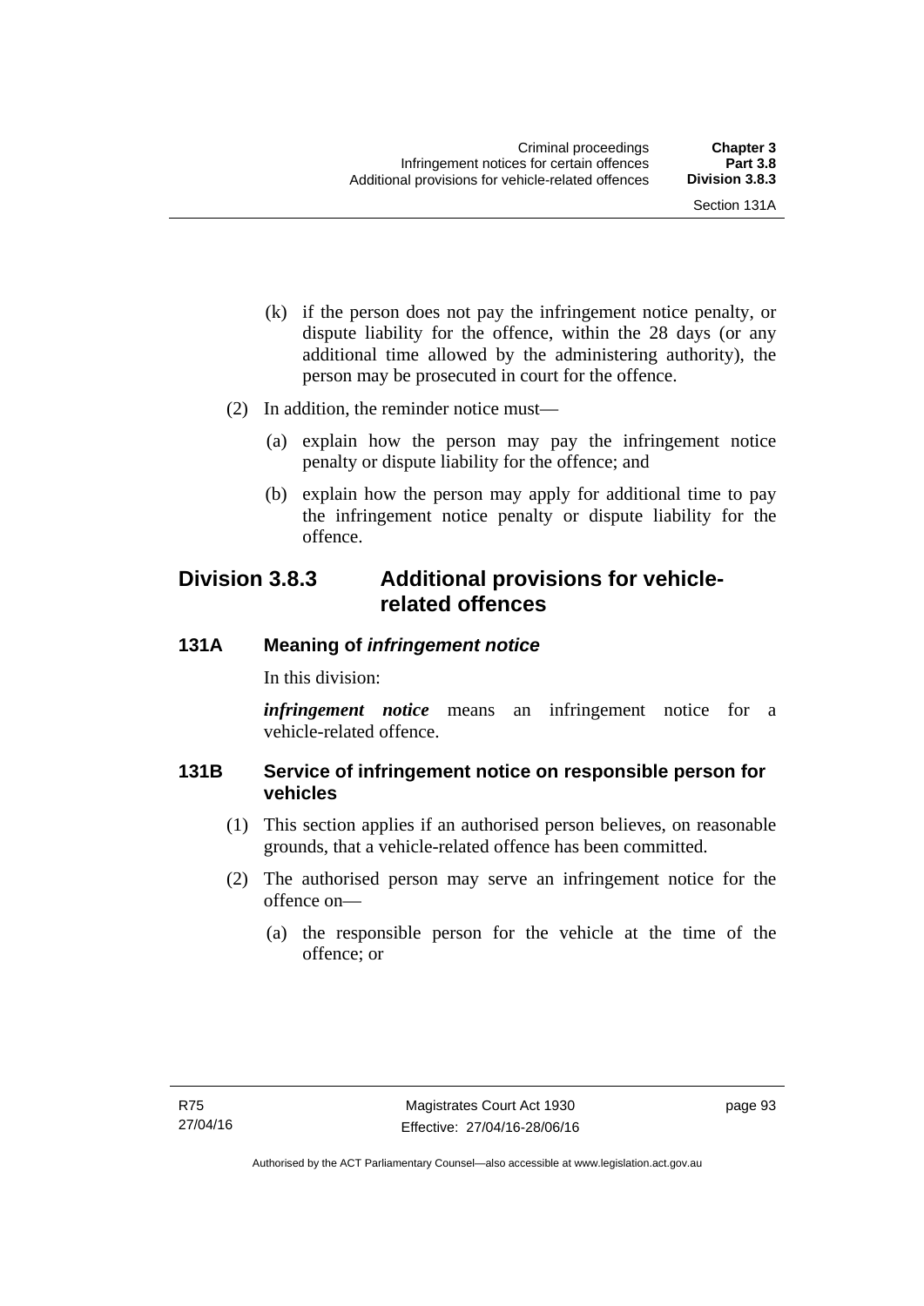(k) if the person does not pay the infringement notice penalty, or dispute liability for the offence, within the 28 days (or any additional time allowed by the administering authority), the person may be prosecuted in court for the offence.

(2) In addition, the reminder notice must—

(a) explain how the person may pay the infringement notice penalty or dispute liability for the offence; and

(b) explain how the person may apply for additional time to pay the infringement notice penalty or dispute liability for the offence.

## Division 3.8.3 Additional provisions for vehicle-related offences

### 131A Meaning of *infringement notice*

In this division:

***infringement notice*** means an infringement notice for a vehicle-related offence.

### 131B Service of infringement notice on responsible person for vehicles

(1) This section applies if an authorised person believes, on reasonable grounds, that a vehicle-related offence has been committed.

(2) The authorised person may serve an infringement notice for the offence on—

(a) the responsible person for the vehicle at the time of the offence; or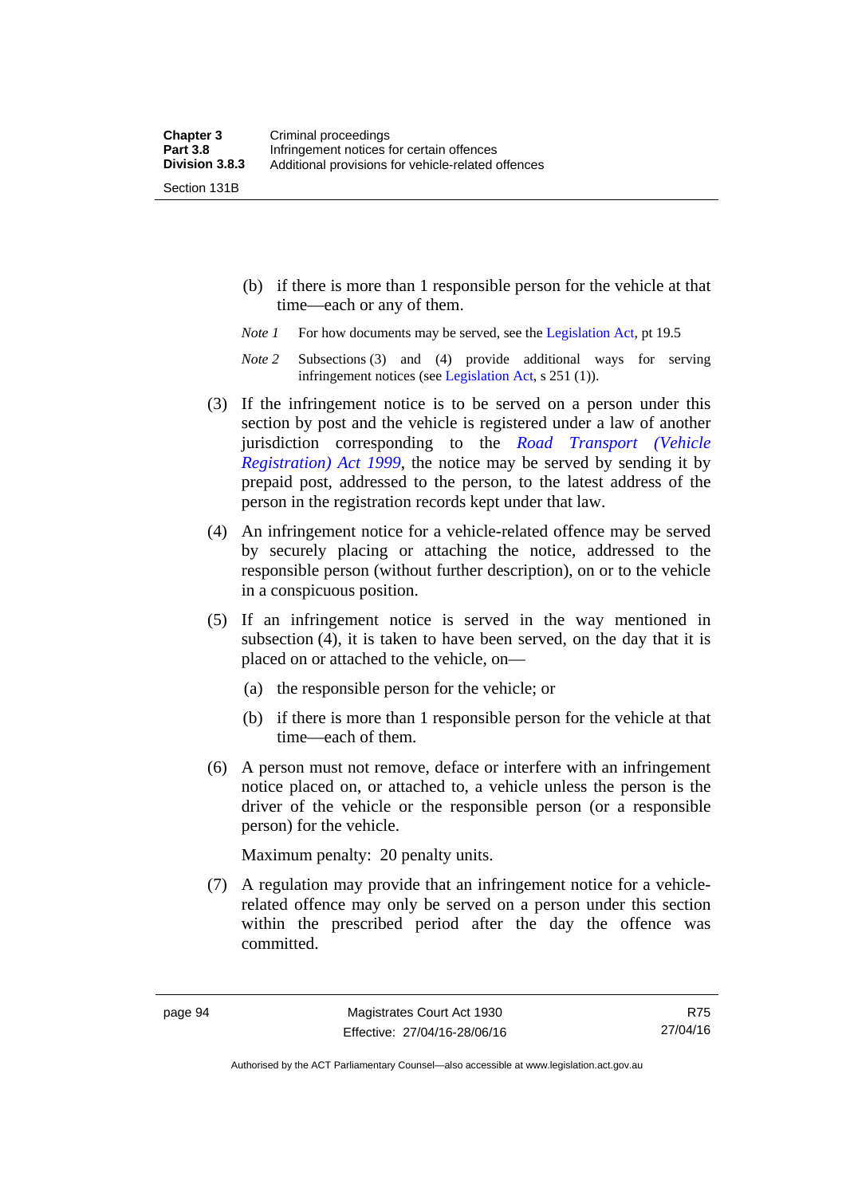(b) if there is more than 1 responsible person for the vehicle at that time—each or any of them.

*Note 1* For how documents may be served, see the Legislation Act, pt 19.5

*Note 2* Subsections (3) and (4) provide additional ways for serving infringement notices (see Legislation Act, s 251 (1)).

(3) If the infringement notice is to be served on a person under this section by post and the vehicle is registered under a law of another jurisdiction corresponding to the *Road Transport (Vehicle Registration) Act 1999*, the notice may be served by sending it by prepaid post, addressed to the person, to the latest address of the person in the registration records kept under that law.

(4) An infringement notice for a vehicle-related offence may be served by securely placing or attaching the notice, addressed to the responsible person (without further description), on or to the vehicle in a conspicuous position.

(5) If an infringement notice is served in the way mentioned in subsection (4), it is taken to have been served, on the day that it is placed on or attached to the vehicle, on—

(a) the responsible person for the vehicle; or

(b) if there is more than 1 responsible person for the vehicle at that time—each of them.

(6) A person must not remove, deface or interfere with an infringement notice placed on, or attached to, a vehicle unless the person is the driver of the vehicle or the responsible person (or a responsible person) for the vehicle.

Maximum penalty: 20 penalty units.

(7) A regulation may provide that an infringement notice for a vehicle-related offence may only be served on a person under this section within the prescribed period after the day the offence was committed.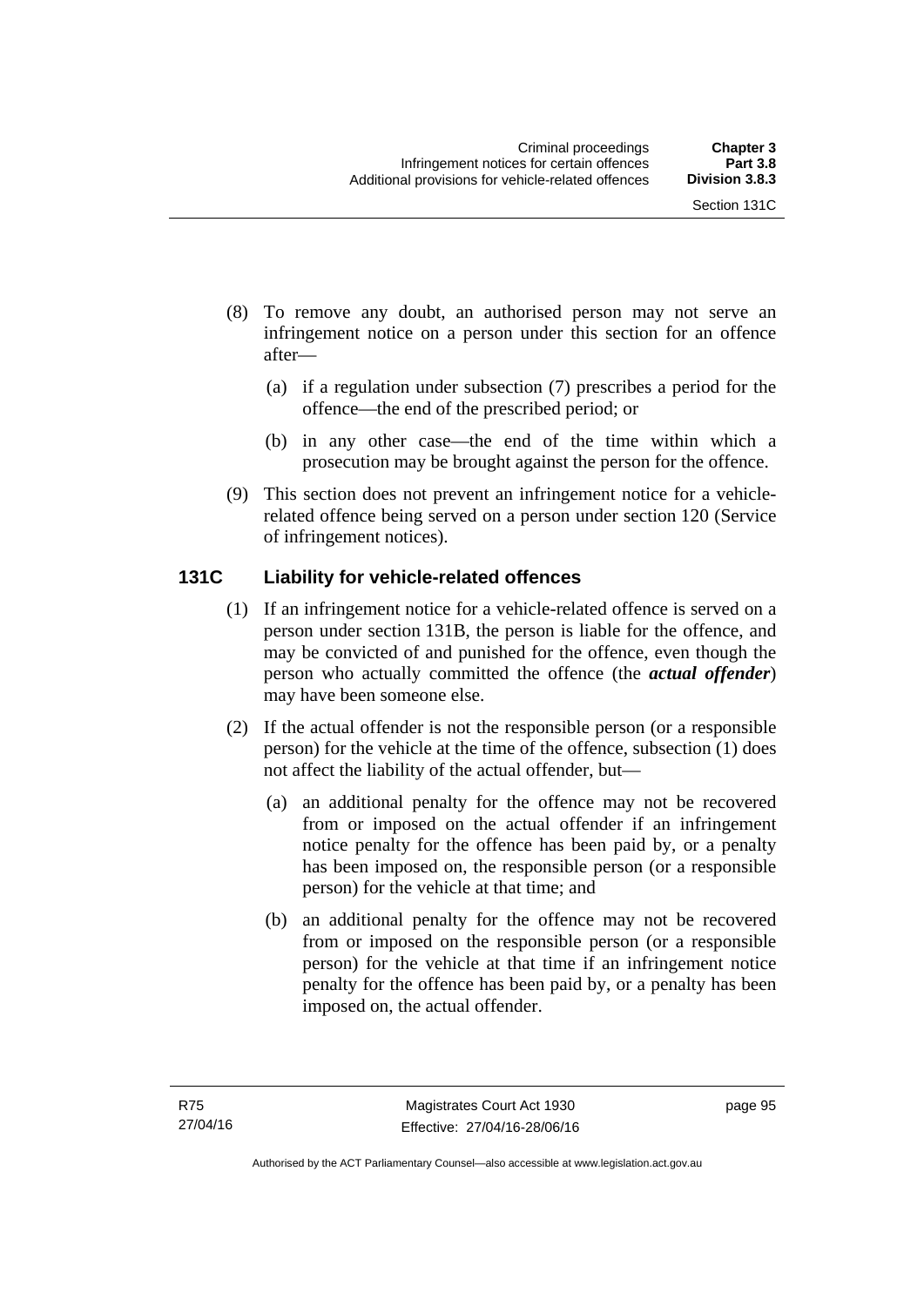(8) To remove any doubt, an authorised person may not serve an infringement notice on a person under this section for an offence after—

  (a) if a regulation under subsection (7) prescribes a period for the offence—the end of the prescribed period; or

  (b) in any other case—the end of the time within which a prosecution may be brought against the person for the offence.

(9) This section does not prevent an infringement notice for a vehicle-related offence being served on a person under section 120 (Service of infringement notices).

### 131C Liability for vehicle-related offences

(1) If an infringement notice for a vehicle-related offence is served on a person under section 131B, the person is liable for the offence, and may be convicted of and punished for the offence, even though the person who actually committed the offence (the ***actual offender***) may have been someone else.

(2) If the actual offender is not the responsible person (or a responsible person) for the vehicle at the time of the offence, subsection (1) does not affect the liability of the actual offender, but—

  (a) an additional penalty for the offence may not be recovered from or imposed on the actual offender if an infringement notice penalty for the offence has been paid by, or a penalty has been imposed on, the responsible person (or a responsible person) for the vehicle at that time; and

  (b) an additional penalty for the offence may not be recovered from or imposed on the responsible person (or a responsible person) for the vehicle at that time if an infringement notice penalty for the offence has been paid by, or a penalty has been imposed on, the actual offender.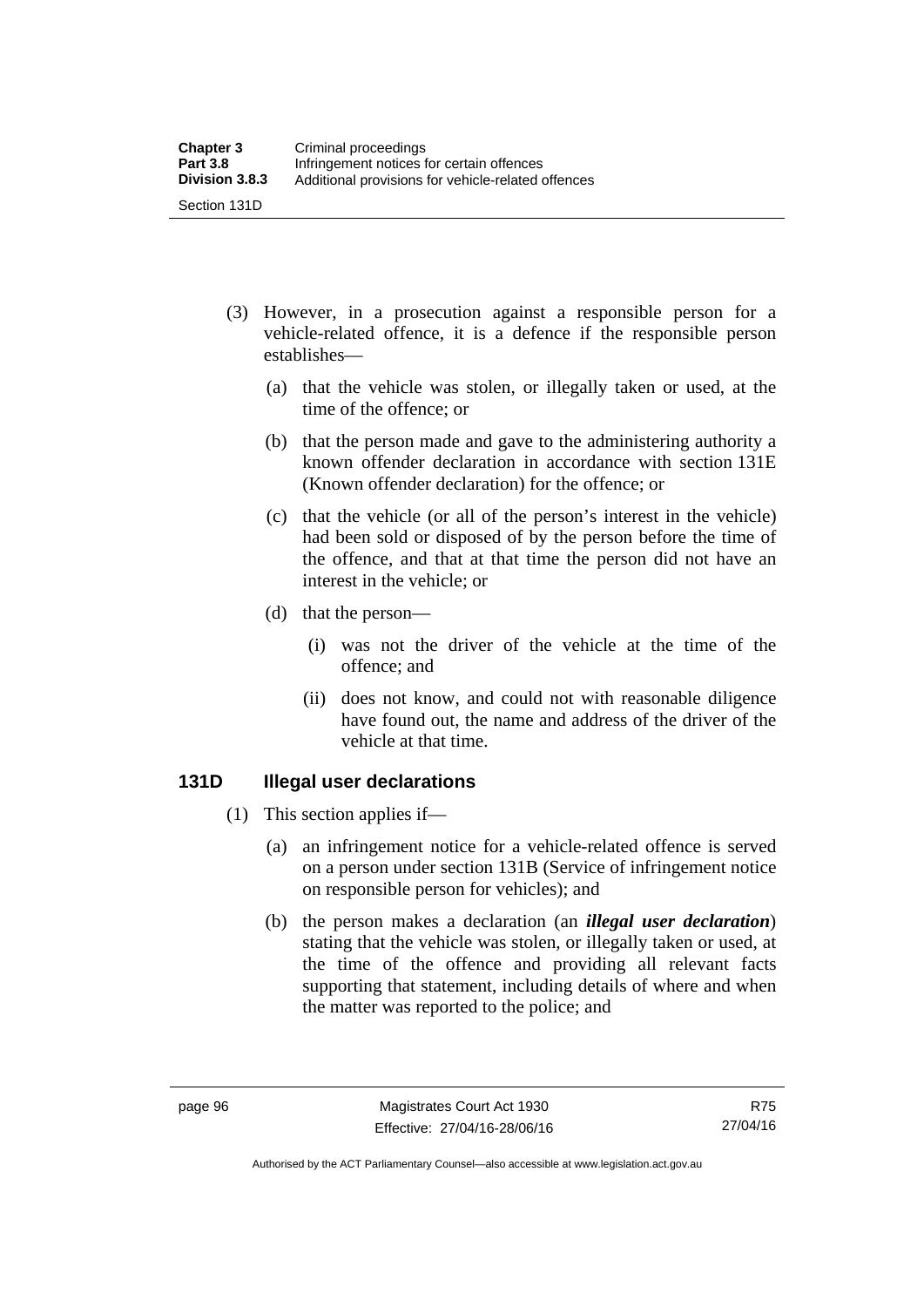(3) However, in a prosecution against a responsible person for a vehicle-related offence, it is a defence if the responsible person establishes—

(a) that the vehicle was stolen, or illegally taken or used, at the time of the offence; or

(b) that the person made and gave to the administering authority a known offender declaration in accordance with section 131E (Known offender declaration) for the offence; or

(c) that the vehicle (or all of the person's interest in the vehicle) had been sold or disposed of by the person before the time of the offence, and that at that time the person did not have an interest in the vehicle; or

(d) that the person—

(i) was not the driver of the vehicle at the time of the offence; and

(ii) does not know, and could not with reasonable diligence have found out, the name and address of the driver of the vehicle at that time.

### 131D Illegal user declarations

(1) This section applies if—

(a) an infringement notice for a vehicle-related offence is served on a person under section 131B (Service of infringement notice on responsible person for vehicles); and

(b) the person makes a declaration (an ***illegal user declaration***) stating that the vehicle was stolen, or illegally taken or used, at the time of the offence and providing all relevant facts supporting that statement, including details of where and when the matter was reported to the police; and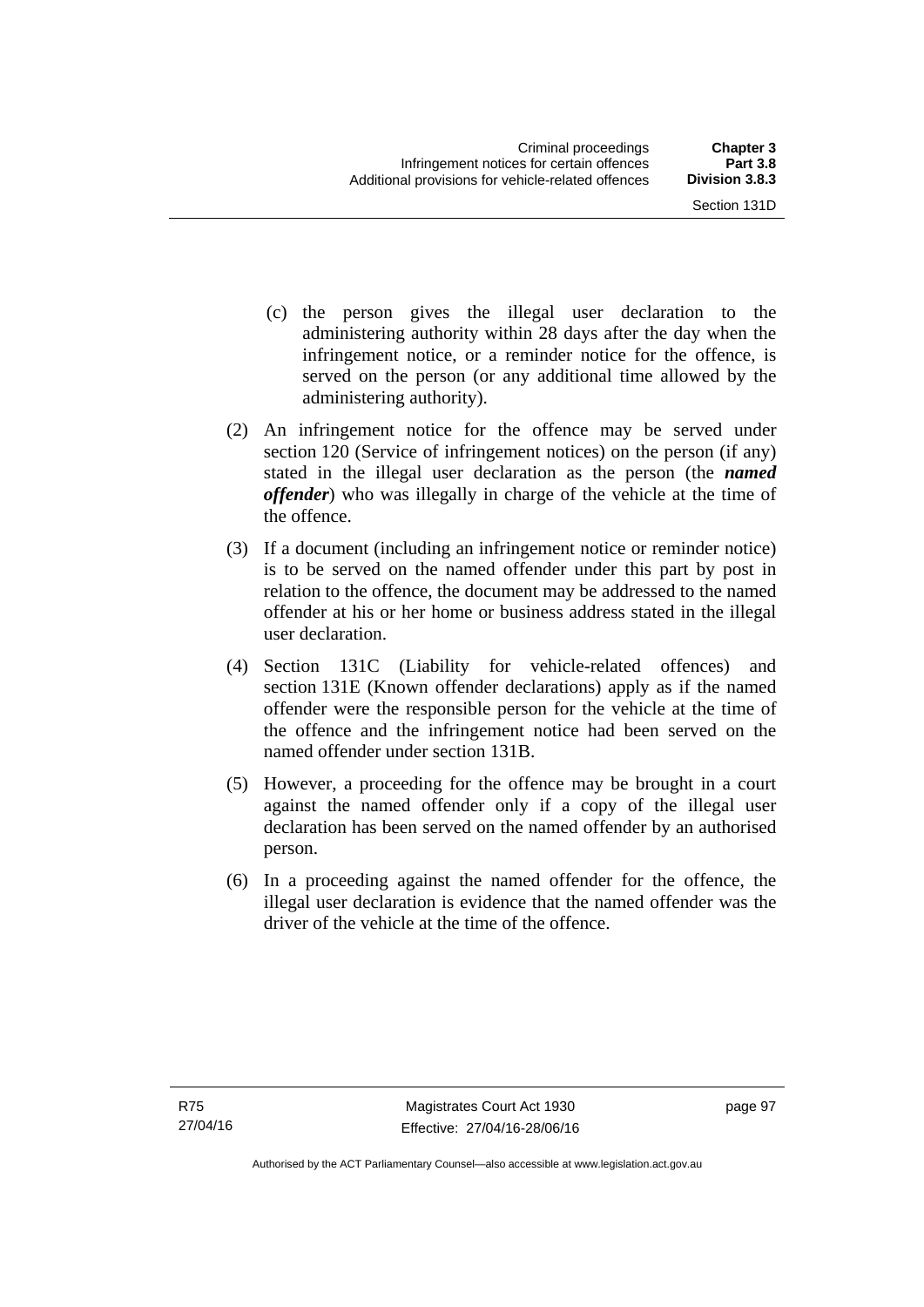(c) the person gives the illegal user declaration to the administering authority within 28 days after the day when the infringement notice, or a reminder notice for the offence, is served on the person (or any additional time allowed by the administering authority).

(2) An infringement notice for the offence may be served under section 120 (Service of infringement notices) on the person (if any) stated in the illegal user declaration as the person (the ***named offender***) who was illegally in charge of the vehicle at the time of the offence.

(3) If a document (including an infringement notice or reminder notice) is to be served on the named offender under this part by post in relation to the offence, the document may be addressed to the named offender at his or her home or business address stated in the illegal user declaration.

(4) Section 131C (Liability for vehicle-related offences) and section 131E (Known offender declarations) apply as if the named offender were the responsible person for the vehicle at the time of the offence and the infringement notice had been served on the named offender under section 131B.

(5) However, a proceeding for the offence may be brought in a court against the named offender only if a copy of the illegal user declaration has been served on the named offender by an authorised person.

(6) In a proceeding against the named offender for the offence, the illegal user declaration is evidence that the named offender was the driver of the vehicle at the time of the offence.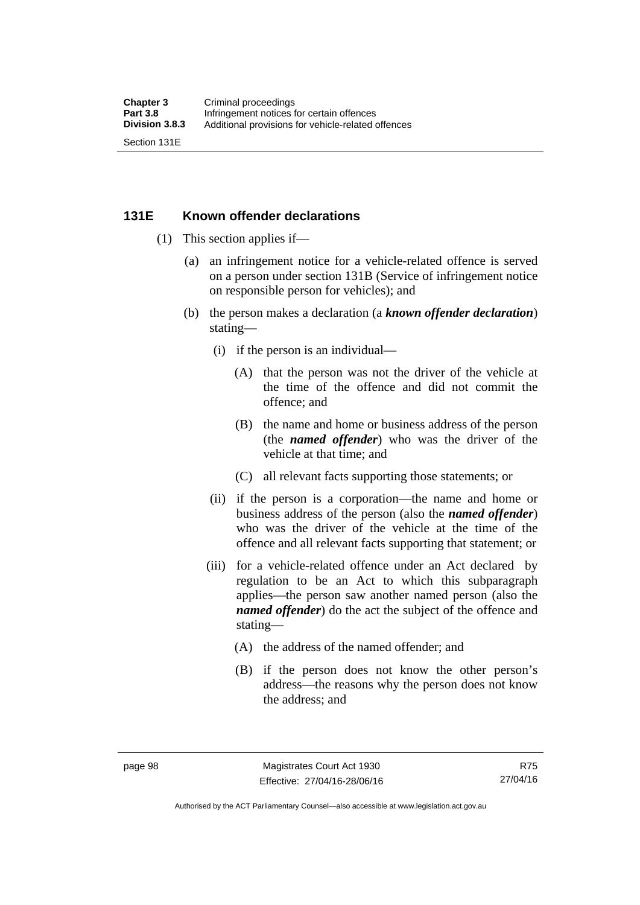## 131E Known offender declarations

(1) This section applies if—

  (a) an infringement notice for a vehicle-related offence is served on a person under section 131B (Service of infringement notice on responsible person for vehicles); and

  (b) the person makes a declaration (a ***known offender declaration***) stating—

    (i) if the person is an individual—

      (A) that the person was not the driver of the vehicle at the time of the offence and did not commit the offence; and

      (B) the name and home or business address of the person (the ***named offender***) who was the driver of the vehicle at that time; and

      (C) all relevant facts supporting those statements; or

    (ii) if the person is a corporation—the name and home or business address of the person (also the ***named offender***) who was the driver of the vehicle at the time of the offence and all relevant facts supporting that statement; or

    (iii) for a vehicle-related offence under an Act declared by regulation to be an Act to which this subparagraph applies—the person saw another named person (also the ***named offender***) do the act the subject of the offence and stating—

      (A) the address of the named offender; and

      (B) if the person does not know the other person's address—the reasons why the person does not know the address; and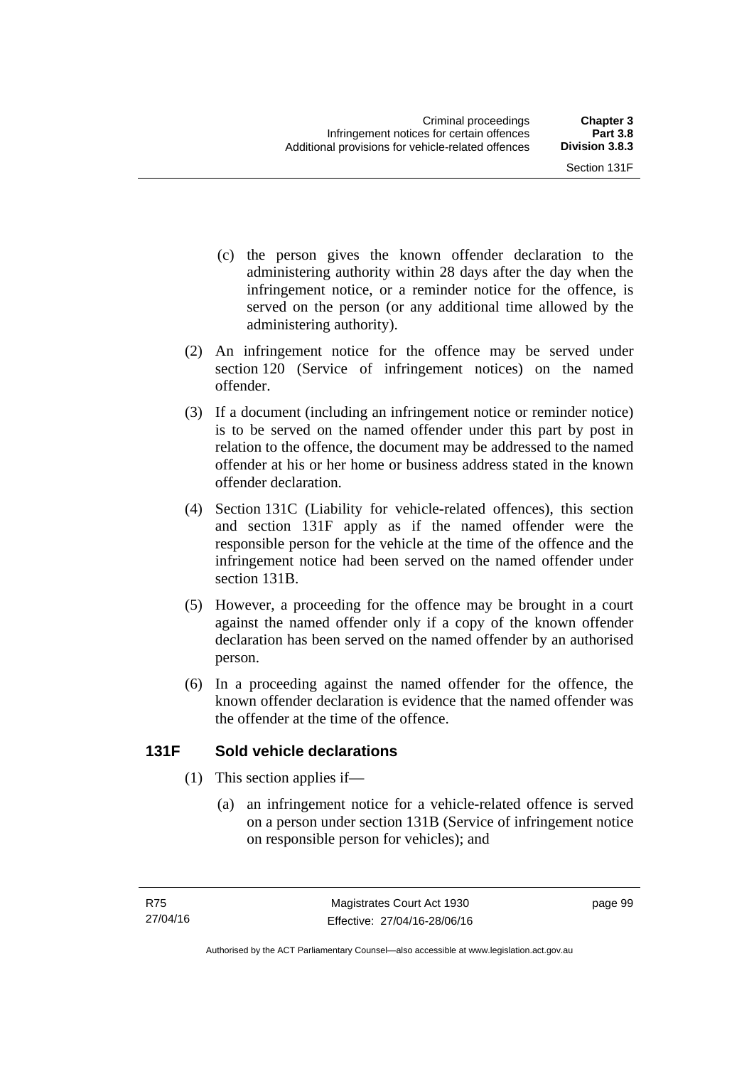(c) the person gives the known offender declaration to the administering authority within 28 days after the day when the infringement notice, or a reminder notice for the offence, is served on the person (or any additional time allowed by the administering authority).

(2) An infringement notice for the offence may be served under section 120 (Service of infringement notices) on the named offender.

(3) If a document (including an infringement notice or reminder notice) is to be served on the named offender under this part by post in relation to the offence, the document may be addressed to the named offender at his or her home or business address stated in the known offender declaration.

(4) Section 131C (Liability for vehicle-related offences), this section and section 131F apply as if the named offender were the responsible person for the vehicle at the time of the offence and the infringement notice had been served on the named offender under section 131B.

(5) However, a proceeding for the offence may be brought in a court against the named offender only if a copy of the known offender declaration has been served on the named offender by an authorised person.

(6) In a proceeding against the named offender for the offence, the known offender declaration is evidence that the named offender was the offender at the time of the offence.

## 131F Sold vehicle declarations

(1) This section applies if—

(a) an infringement notice for a vehicle-related offence is served on a person under section 131B (Service of infringement notice on responsible person for vehicles); and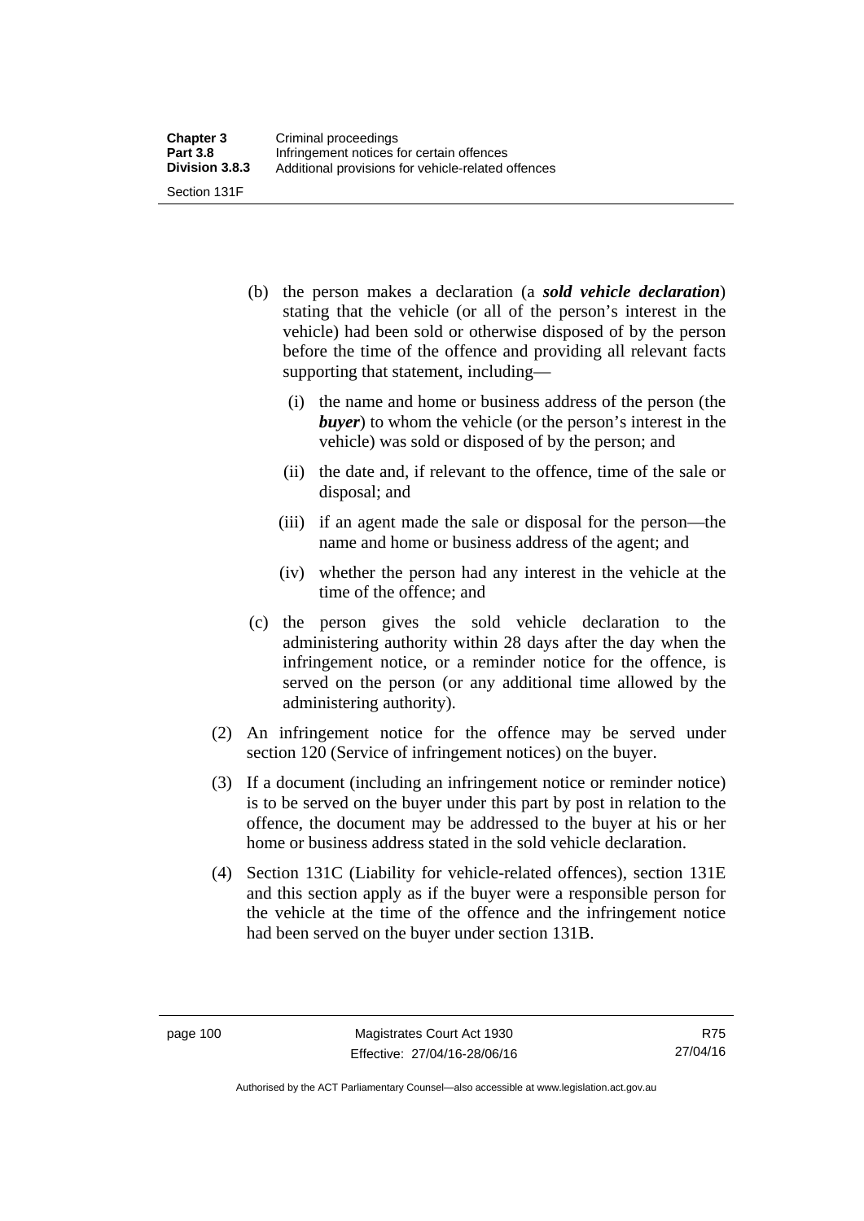(b) the person makes a declaration (a ***sold vehicle declaration***) stating that the vehicle (or all of the person's interest in the vehicle) had been sold or otherwise disposed of by the person before the time of the offence and providing all relevant facts supporting that statement, including—

  (i) the name and home or business address of the person (the ***buyer***) to whom the vehicle (or the person's interest in the vehicle) was sold or disposed of by the person; and

  (ii) the date and, if relevant to the offence, time of the sale or disposal; and

  (iii) if an agent made the sale or disposal for the person—the name and home or business address of the agent; and

  (iv) whether the person had any interest in the vehicle at the time of the offence; and

(c) the person gives the sold vehicle declaration to the administering authority within 28 days after the day when the infringement notice, or a reminder notice for the offence, is served on the person (or any additional time allowed by the administering authority).

(2) An infringement notice for the offence may be served under section 120 (Service of infringement notices) on the buyer.

(3) If a document (including an infringement notice or reminder notice) is to be served on the buyer under this part by post in relation to the offence, the document may be addressed to the buyer at his or her home or business address stated in the sold vehicle declaration.

(4) Section 131C (Liability for vehicle-related offences), section 131E and this section apply as if the buyer were a responsible person for the vehicle at the time of the offence and the infringement notice had been served on the buyer under section 131B.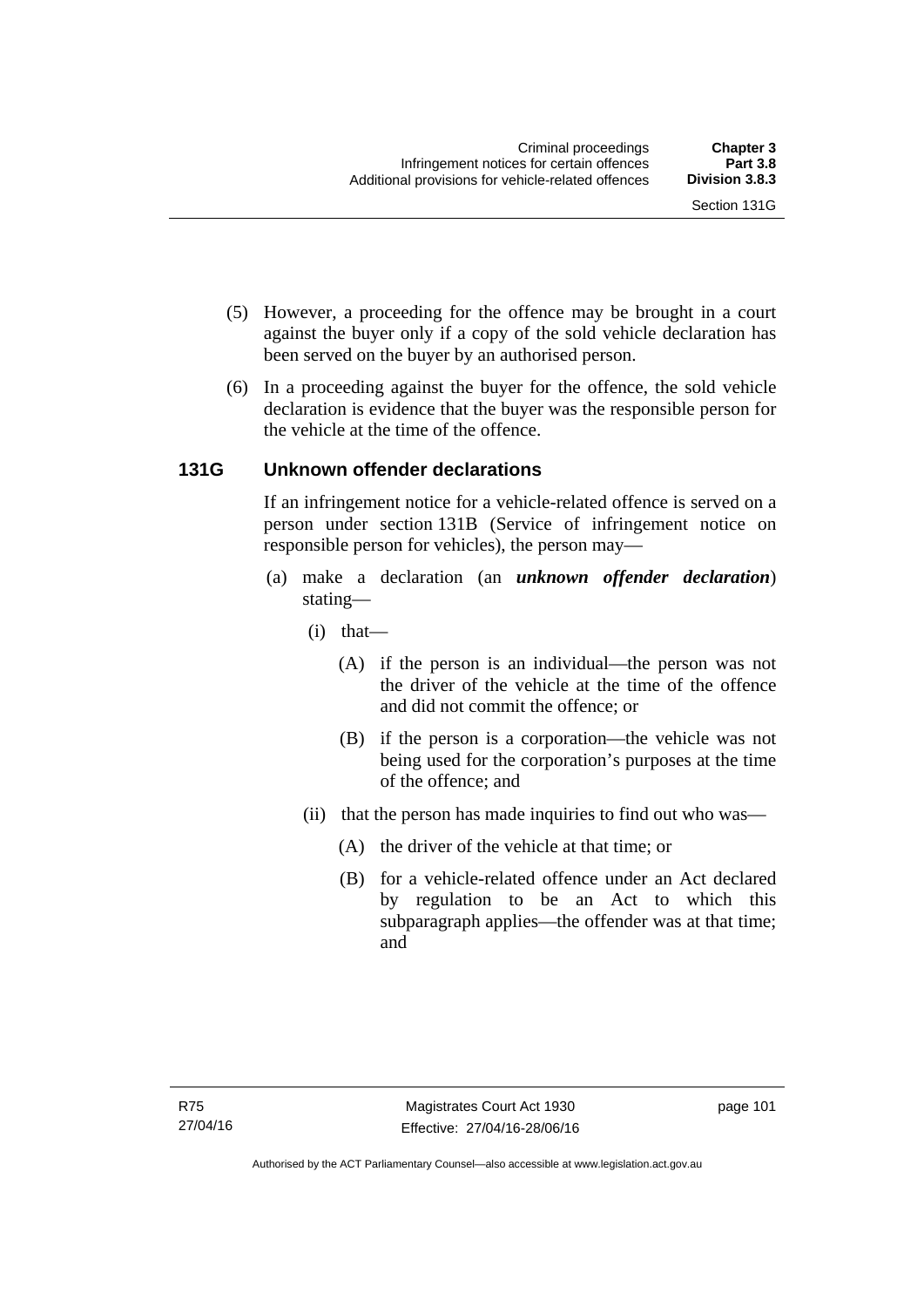(5) However, a proceeding for the offence may be brought in a court against the buyer only if a copy of the sold vehicle declaration has been served on the buyer by an authorised person.

(6) In a proceeding against the buyer for the offence, the sold vehicle declaration is evidence that the buyer was the responsible person for the vehicle at the time of the offence.

## 131G Unknown offender declarations

If an infringement notice for a vehicle-related offence is served on a person under section 131B (Service of infringement notice on responsible person for vehicles), the person may—

(a) make a declaration (an ***unknown offender declaration***) stating—

(i) that—

(A) if the person is an individual—the person was not the driver of the vehicle at the time of the offence and did not commit the offence; or

(B) if the person is a corporation—the vehicle was not being used for the corporation's purposes at the time of the offence; and

(ii) that the person has made inquiries to find out who was—

(A) the driver of the vehicle at that time; or

(B) for a vehicle-related offence under an Act declared by regulation to be an Act to which this subparagraph applies—the offender was at that time; and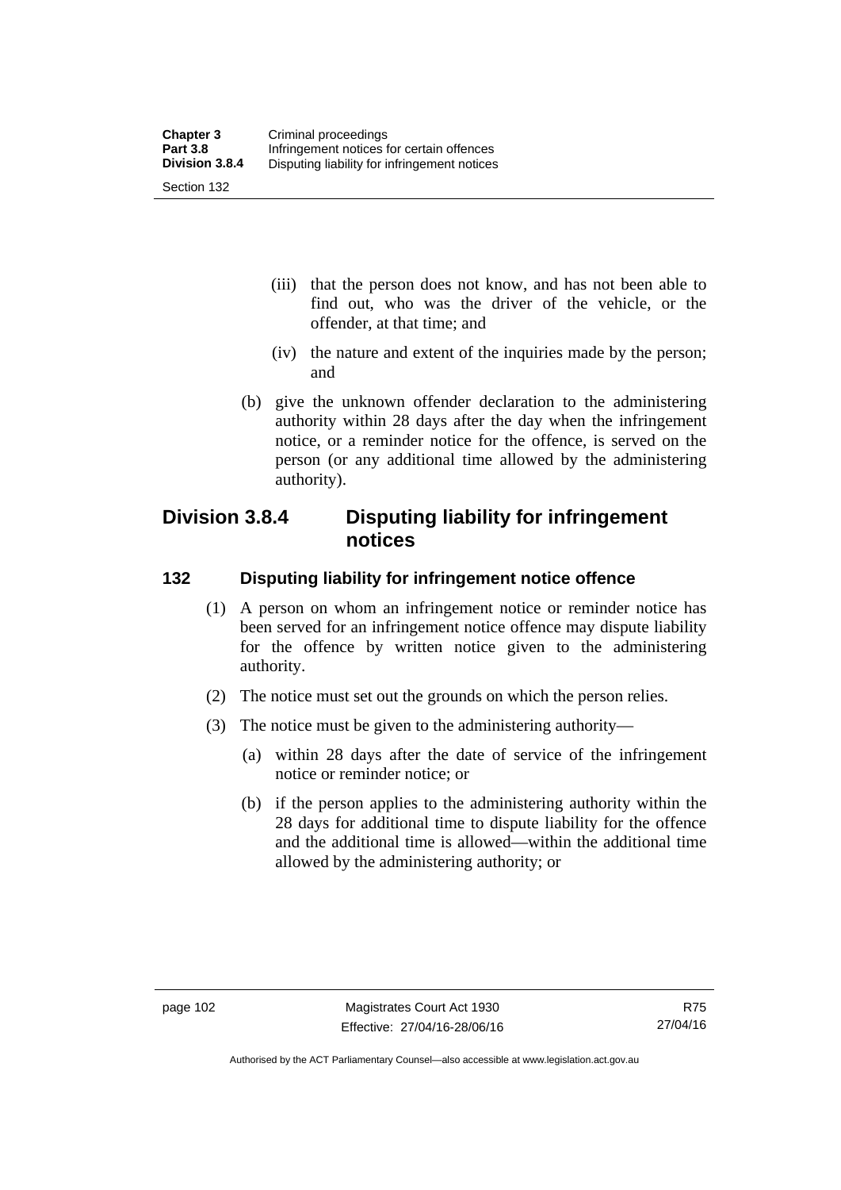(iii) that the person does not know, and has not been able to find out, who was the driver of the vehicle, or the offender, at that time; and

(iv) the nature and extent of the inquiries made by the person; and

(b) give the unknown offender declaration to the administering authority within 28 days after the day when the infringement notice, or a reminder notice for the offence, is served on the person (or any additional time allowed by the administering authority).

## Division 3.8.4 Disputing liability for infringement notices

### 132 Disputing liability for infringement notice offence

(1) A person on whom an infringement notice or reminder notice has been served for an infringement notice offence may dispute liability for the offence by written notice given to the administering authority.

(2) The notice must set out the grounds on which the person relies.

(3) The notice must be given to the administering authority—

(a) within 28 days after the date of service of the infringement notice or reminder notice; or

(b) if the person applies to the administering authority within the 28 days for additional time to dispute liability for the offence and the additional time is allowed—within the additional time allowed by the administering authority; or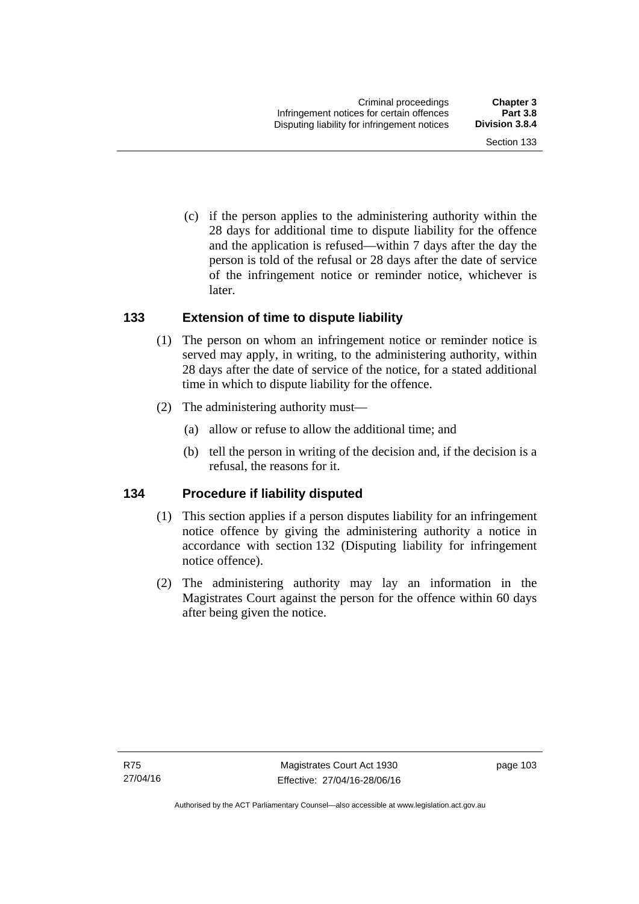(c) if the person applies to the administering authority within the 28 days for additional time to dispute liability for the offence and the application is refused—within 7 days after the day the person is told of the refusal or 28 days after the date of service of the infringement notice or reminder notice, whichever is later.

### 133 Extension of time to dispute liability

(1) The person on whom an infringement notice or reminder notice is served may apply, in writing, to the administering authority, within 28 days after the date of service of the notice, for a stated additional time in which to dispute liability for the offence.

(2) The administering authority must—

(a) allow or refuse to allow the additional time; and

(b) tell the person in writing of the decision and, if the decision is a refusal, the reasons for it.

### 134 Procedure if liability disputed

(1) This section applies if a person disputes liability for an infringement notice offence by giving the administering authority a notice in accordance with section 132 (Disputing liability for infringement notice offence).

(2) The administering authority may lay an information in the Magistrates Court against the person for the offence within 60 days after being given the notice.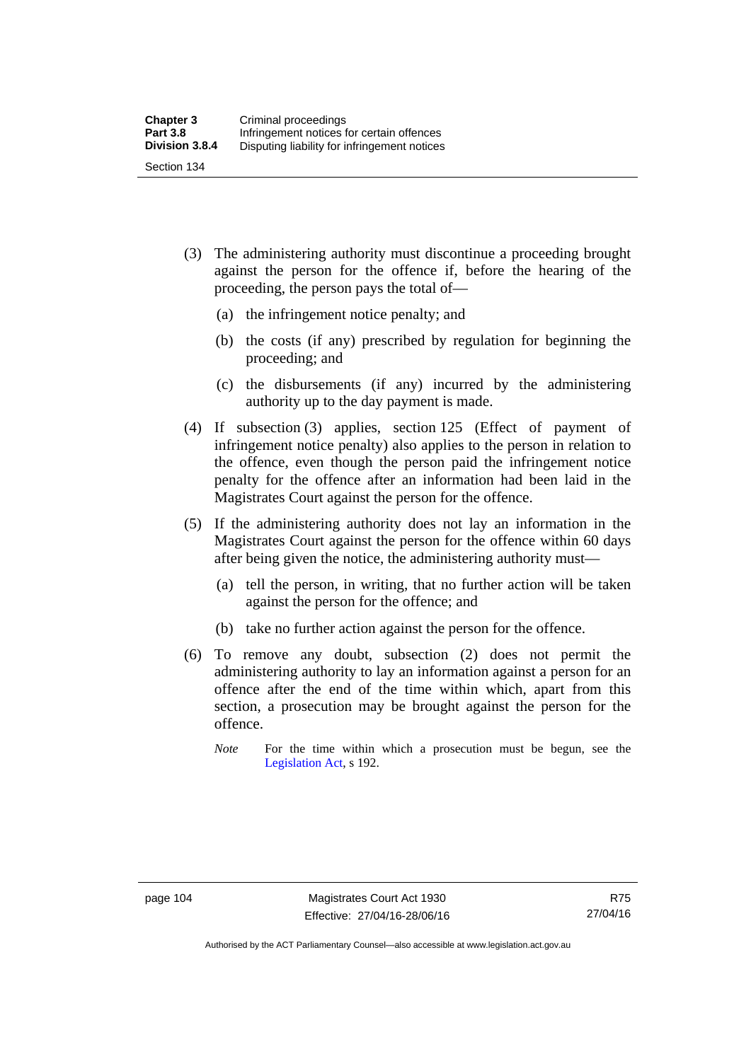(3) The administering authority must discontinue a proceeding brought against the person for the offence if, before the hearing of the proceeding, the person pays the total of—

(a) the infringement notice penalty; and

(b) the costs (if any) prescribed by regulation for beginning the proceeding; and

(c) the disbursements (if any) incurred by the administering authority up to the day payment is made.

(4) If subsection (3) applies, section 125 (Effect of payment of infringement notice penalty) also applies to the person in relation to the offence, even though the person paid the infringement notice penalty for the offence after an information had been laid in the Magistrates Court against the person for the offence.

(5) If the administering authority does not lay an information in the Magistrates Court against the person for the offence within 60 days after being given the notice, the administering authority must—

(a) tell the person, in writing, that no further action will be taken against the person for the offence; and

(b) take no further action against the person for the offence.

(6) To remove any doubt, subsection (2) does not permit the administering authority to lay an information against a person for an offence after the end of the time within which, apart from this section, a prosecution may be brought against the person for the offence.

*Note* For the time within which a prosecution must be begun, see the Legislation Act, s 192.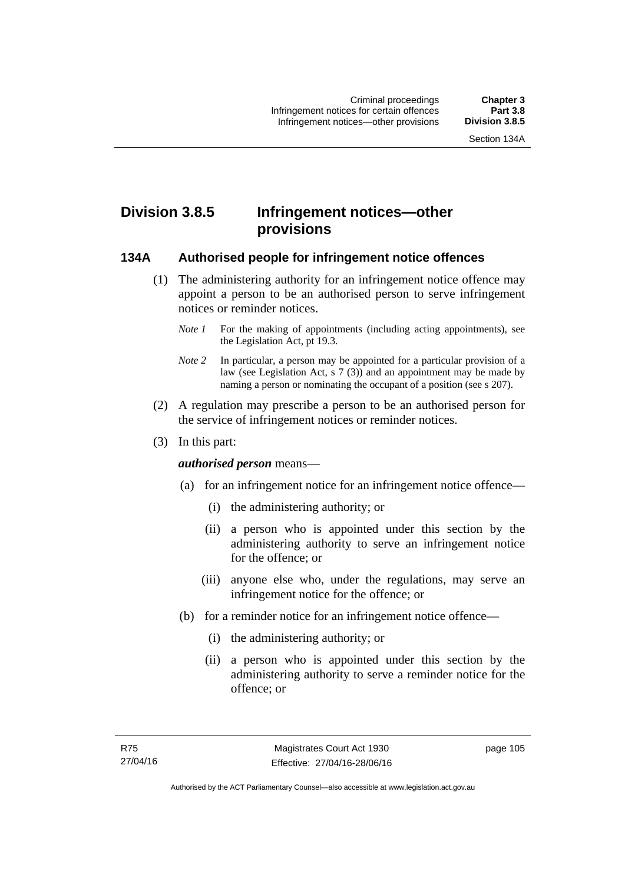## Division 3.8.5 Infringement notices—other provisions

### 134A Authorised people for infringement notice offences

(1) The administering authority for an infringement notice offence may appoint a person to be an authorised person to serve infringement notices or reminder notices.

*Note 1* For the making of appointments (including acting appointments), see the Legislation Act, pt 19.3.

*Note 2* In particular, a person may be appointed for a particular provision of a law (see Legislation Act, s 7 (3)) and an appointment may be made by naming a person or nominating the occupant of a position (see s 207).

(2) A regulation may prescribe a person to be an authorised person for the service of infringement notices or reminder notices.

(3) In this part:

***authorised person*** means—

(a) for an infringement notice for an infringement notice offence—

(i) the administering authority; or

(ii) a person who is appointed under this section by the administering authority to serve an infringement notice for the offence; or

(iii) anyone else who, under the regulations, may serve an infringement notice for the offence; or

(b) for a reminder notice for an infringement notice offence—

(i) the administering authority; or

(ii) a person who is appointed under this section by the administering authority to serve a reminder notice for the offence; or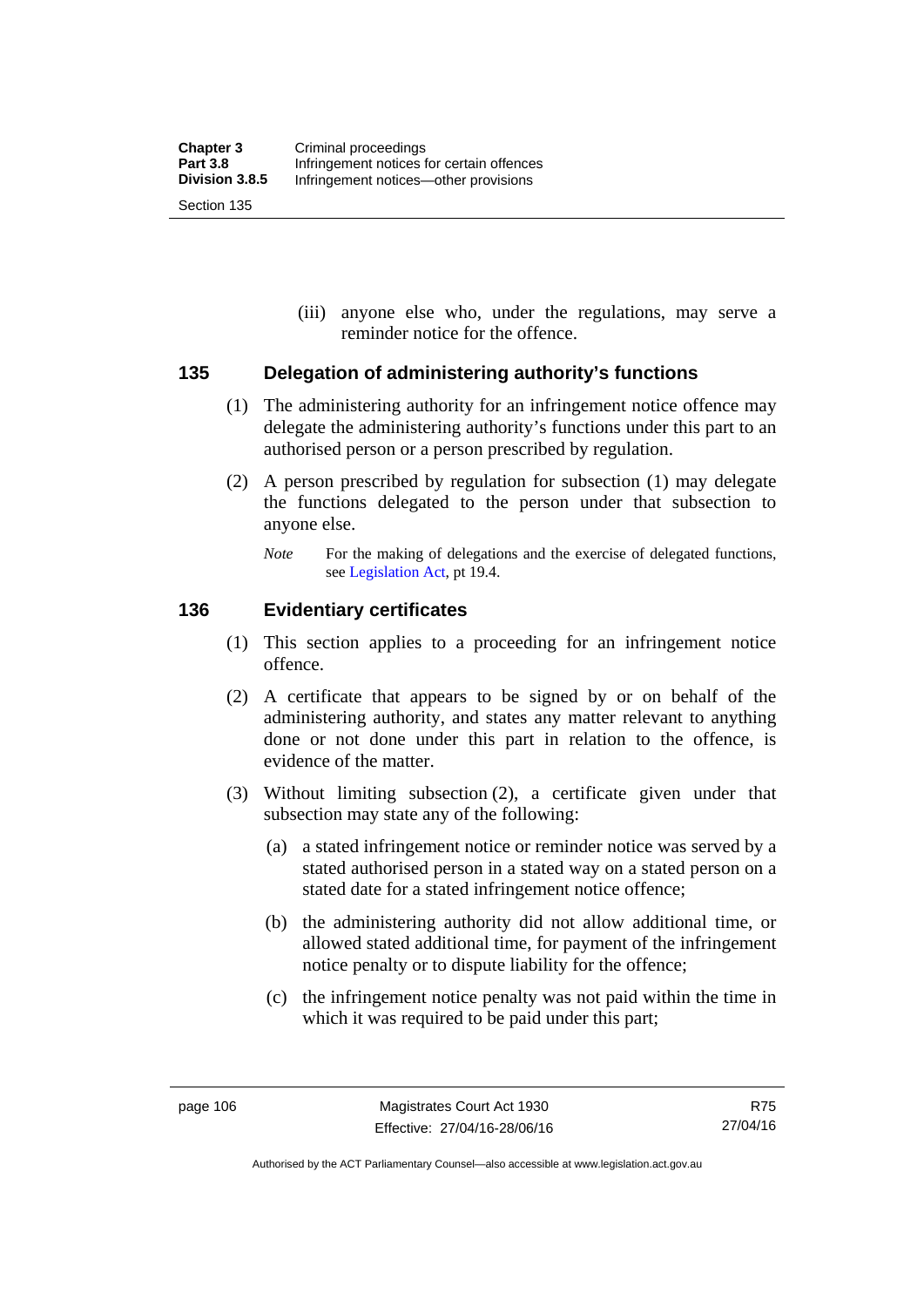(iii) anyone else who, under the regulations, may serve a reminder notice for the offence.

### 135 Delegation of administering authority's functions

(1) The administering authority for an infringement notice offence may delegate the administering authority's functions under this part to an authorised person or a person prescribed by regulation.

(2) A person prescribed by regulation for subsection (1) may delegate the functions delegated to the person under that subsection to anyone else.

*Note* For the making of delegations and the exercise of delegated functions, see Legislation Act, pt 19.4.

### 136 Evidentiary certificates

(1) This section applies to a proceeding for an infringement notice offence.

(2) A certificate that appears to be signed by or on behalf of the administering authority, and states any matter relevant to anything done or not done under this part in relation to the offence, is evidence of the matter.

(3) Without limiting subsection (2), a certificate given under that subsection may state any of the following:

(a) a stated infringement notice or reminder notice was served by a stated authorised person in a stated way on a stated person on a stated date for a stated infringement notice offence;

(b) the administering authority did not allow additional time, or allowed stated additional time, for payment of the infringement notice penalty or to dispute liability for the offence;

(c) the infringement notice penalty was not paid within the time in which it was required to be paid under this part;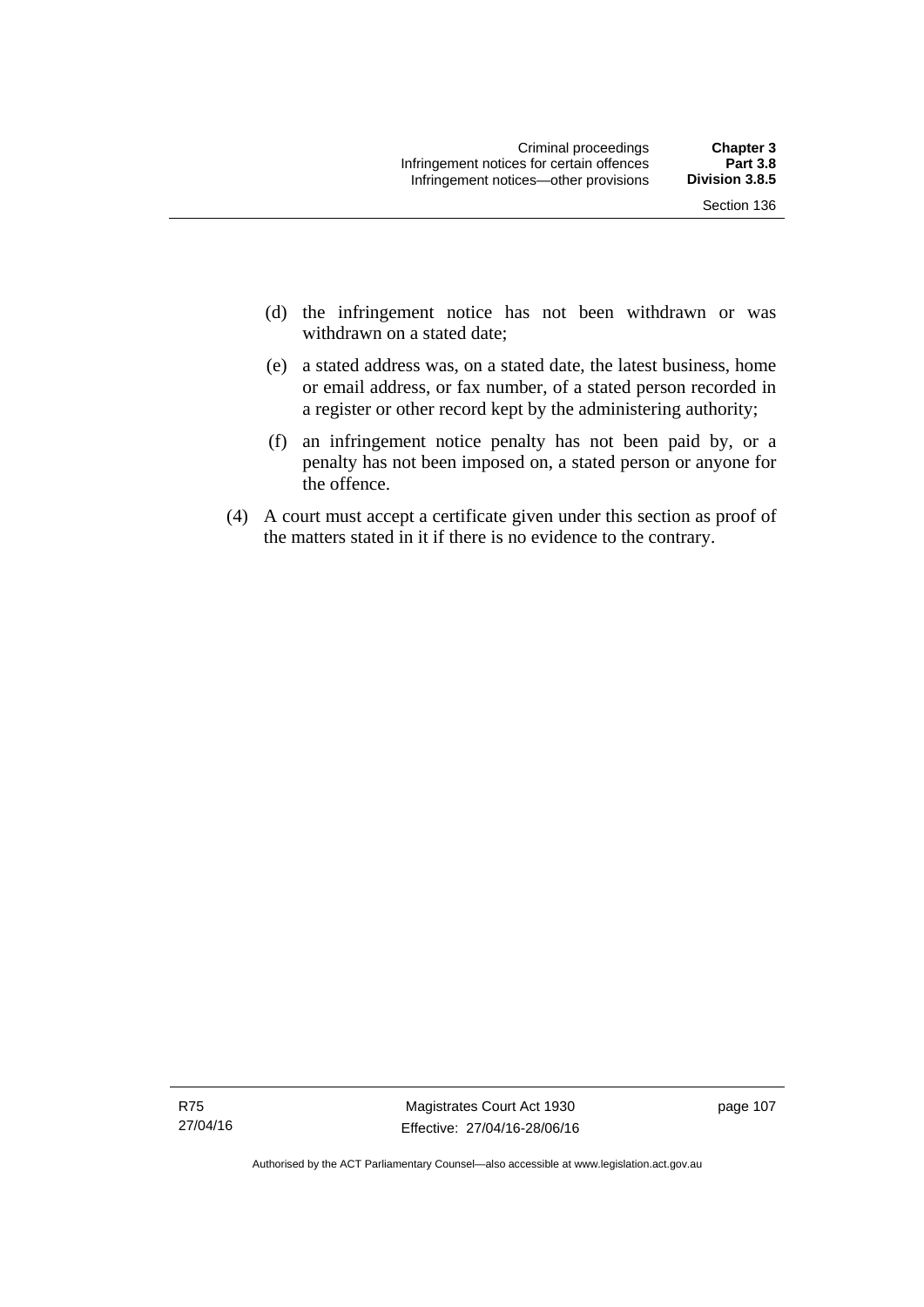(d) the infringement notice has not been withdrawn or was withdrawn on a stated date;

(e) a stated address was, on a stated date, the latest business, home or email address, or fax number, of a stated person recorded in a register or other record kept by the administering authority;

(f) an infringement notice penalty has not been paid by, or a penalty has not been imposed on, a stated person or anyone for the offence.

(4) A court must accept a certificate given under this section as proof of the matters stated in it if there is no evidence to the contrary.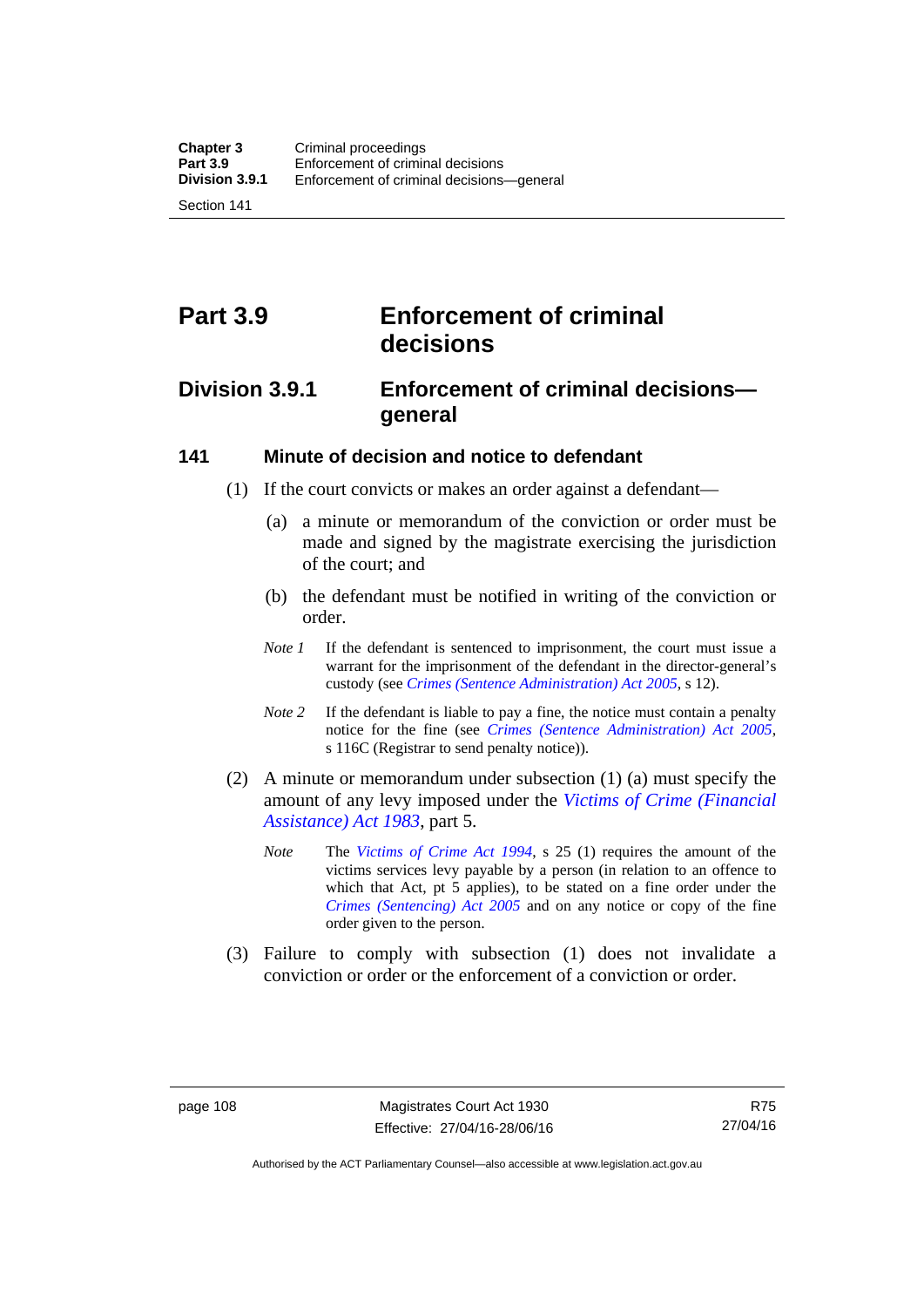# Part 3.9 Enforcement of criminal decisions

## Division 3.9.1 Enforcement of criminal decisions—general

### 141 Minute of decision and notice to defendant

(1) If the court convicts or makes an order against a defendant—

(a) a minute or memorandum of the conviction or order must be made and signed by the magistrate exercising the jurisdiction of the court; and

(b) the defendant must be notified in writing of the conviction or order.

*Note 1* If the defendant is sentenced to imprisonment, the court must issue a warrant for the imprisonment of the defendant in the director-general's custody (see *Crimes (Sentence Administration) Act 2005*, s 12).

*Note 2* If the defendant is liable to pay a fine, the notice must contain a penalty notice for the fine (see *Crimes (Sentence Administration) Act 2005*, s 116C (Registrar to send penalty notice)).

(2) A minute or memorandum under subsection (1) (a) must specify the amount of any levy imposed under the *Victims of Crime (Financial Assistance) Act 1983*, part 5.

*Note* The *Victims of Crime Act 1994*, s 25 (1) requires the amount of the victims services levy payable by a person (in relation to an offence to which that Act, pt 5 applies), to be stated on a fine order under the *Crimes (Sentencing) Act 2005* and on any notice or copy of the fine order given to the person.

(3) Failure to comply with subsection (1) does not invalidate a conviction or order or the enforcement of a conviction or order.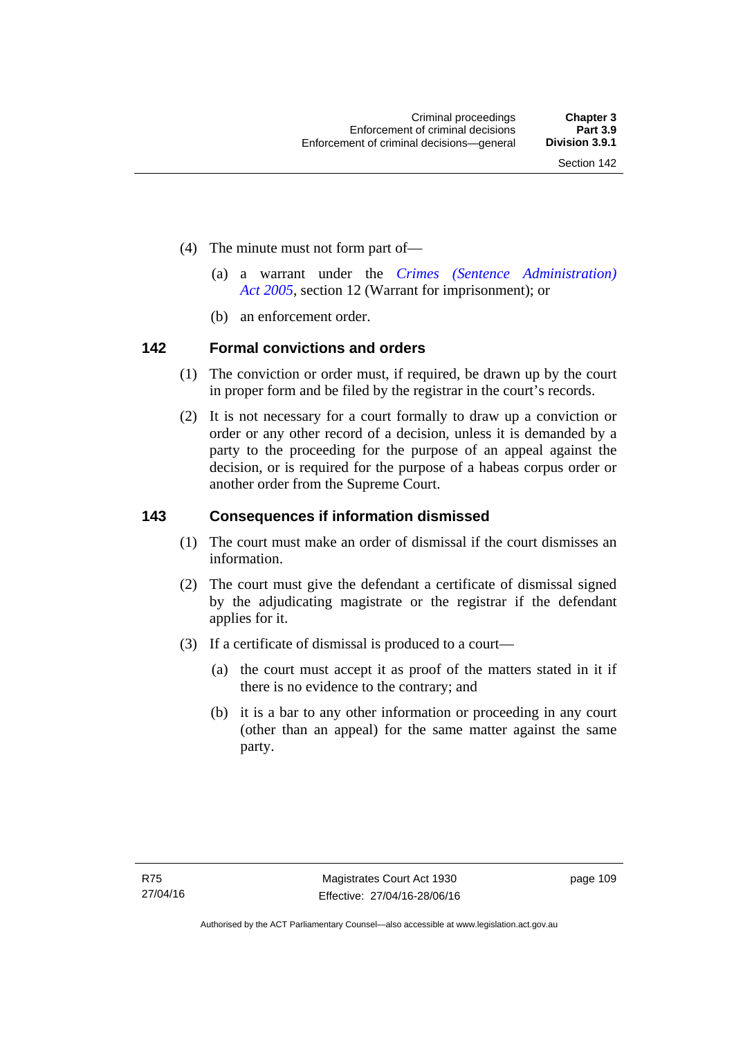(4) The minute must not form part of—

(a) a warrant under the *Crimes (Sentence Administration) Act 2005*, section 12 (Warrant for imprisonment); or

(b) an enforcement order.

## 142 Formal convictions and orders

(1) The conviction or order must, if required, be drawn up by the court in proper form and be filed by the registrar in the court's records.

(2) It is not necessary for a court formally to draw up a conviction or order or any other record of a decision, unless it is demanded by a party to the proceeding for the purpose of an appeal against the decision, or is required for the purpose of a habeas corpus order or another order from the Supreme Court.

## 143 Consequences if information dismissed

(1) The court must make an order of dismissal if the court dismisses an information.

(2) The court must give the defendant a certificate of dismissal signed by the adjudicating magistrate or the registrar if the defendant applies for it.

(3) If a certificate of dismissal is produced to a court—

(a) the court must accept it as proof of the matters stated in it if there is no evidence to the contrary; and

(b) it is a bar to any other information or proceeding in any court (other than an appeal) for the same matter against the same party.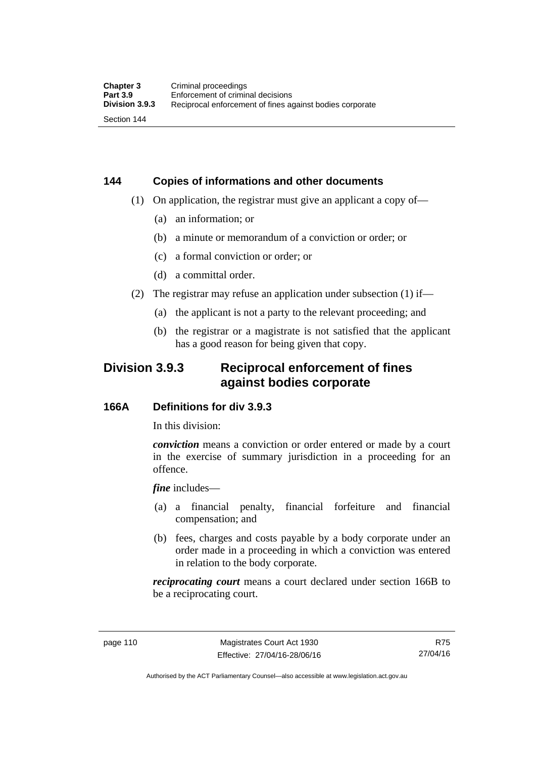### 144 Copies of informations and other documents

(1) On application, the registrar must give an applicant a copy of—

(a) an information; or

(b) a minute or memorandum of a conviction or order; or

(c) a formal conviction or order; or

(d) a committal order.

(2) The registrar may refuse an application under subsection (1) if—

(a) the applicant is not a party to the relevant proceeding; and

(b) the registrar or a magistrate is not satisfied that the applicant has a good reason for being given that copy.

## Division 3.9.3 Reciprocal enforcement of fines against bodies corporate

### 166A Definitions for div 3.9.3

In this division:

***conviction*** means a conviction or order entered or made by a court in the exercise of summary jurisdiction in a proceeding for an offence.

***fine*** includes—

(a) a financial penalty, financial forfeiture and financial compensation; and

(b) fees, charges and costs payable by a body corporate under an order made in a proceeding in which a conviction was entered in relation to the body corporate.

***reciprocating court*** means a court declared under section 166B to be a reciprocating court.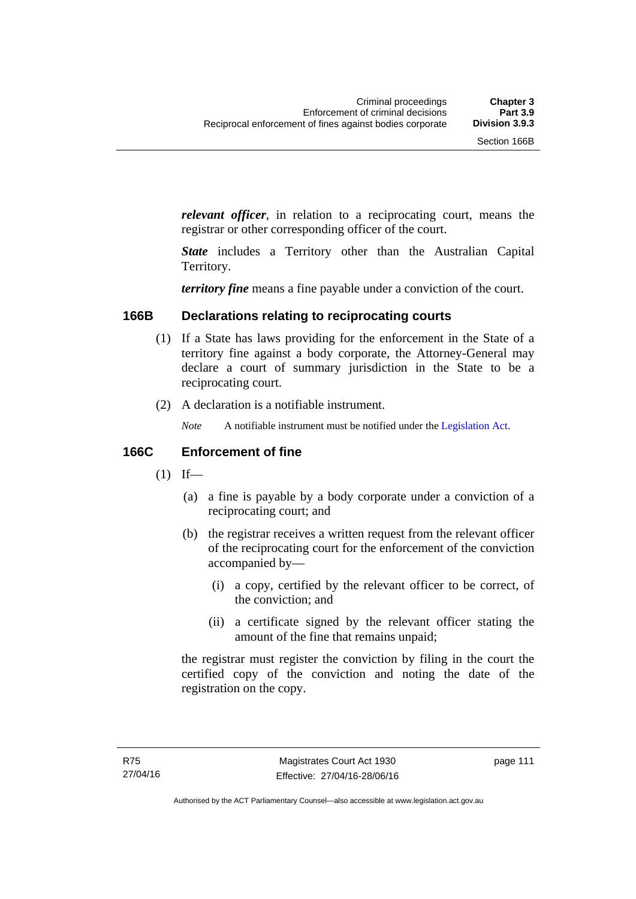***relevant officer***, in relation to a reciprocating court, means the registrar or other corresponding officer of the court.

***State*** includes a Territory other than the Australian Capital Territory.

***territory fine*** means a fine payable under a conviction of the court.

## 166B Declarations relating to reciprocating courts

(1) If a State has laws providing for the enforcement in the State of a territory fine against a body corporate, the Attorney-General may declare a court of summary jurisdiction in the State to be a reciprocating court.

(2) A declaration is a notifiable instrument.

*Note* A notifiable instrument must be notified under the Legislation Act.

## 166C Enforcement of fine

(1) If—

(a) a fine is payable by a body corporate under a conviction of a reciprocating court; and

(b) the registrar receives a written request from the relevant officer of the reciprocating court for the enforcement of the conviction accompanied by—

(i) a copy, certified by the relevant officer to be correct, of the conviction; and

(ii) a certificate signed by the relevant officer stating the amount of the fine that remains unpaid;

the registrar must register the conviction by filing in the court the certified copy of the conviction and noting the date of the registration on the copy.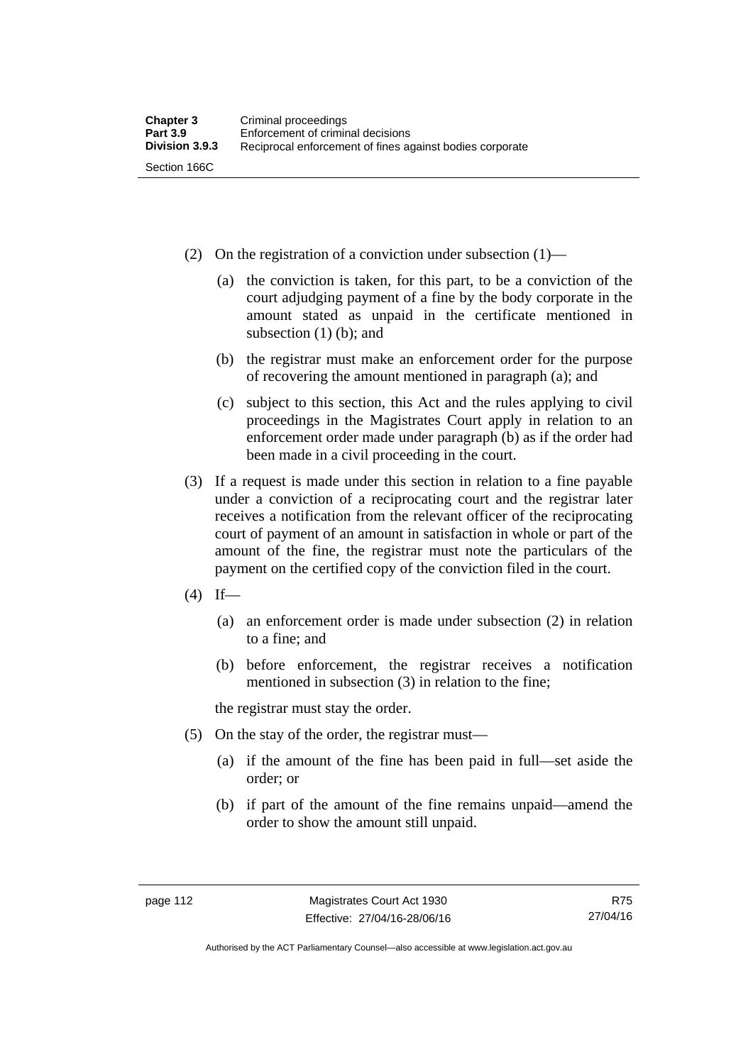(2) On the registration of a conviction under subsection (1)—

(a) the conviction is taken, for this part, to be a conviction of the court adjudging payment of a fine by the body corporate in the amount stated as unpaid in the certificate mentioned in subsection (1) (b); and

(b) the registrar must make an enforcement order for the purpose of recovering the amount mentioned in paragraph (a); and

(c) subject to this section, this Act and the rules applying to civil proceedings in the Magistrates Court apply in relation to an enforcement order made under paragraph (b) as if the order had been made in a civil proceeding in the court.

(3) If a request is made under this section in relation to a fine payable under a conviction of a reciprocating court and the registrar later receives a notification from the relevant officer of the reciprocating court of payment of an amount in satisfaction in whole or part of the amount of the fine, the registrar must note the particulars of the payment on the certified copy of the conviction filed in the court.

(4) If—

(a) an enforcement order is made under subsection (2) in relation to a fine; and

(b) before enforcement, the registrar receives a notification mentioned in subsection (3) in relation to the fine;

the registrar must stay the order.

(5) On the stay of the order, the registrar must—

(a) if the amount of the fine has been paid in full—set aside the order; or

(b) if part of the amount of the fine remains unpaid—amend the order to show the amount still unpaid.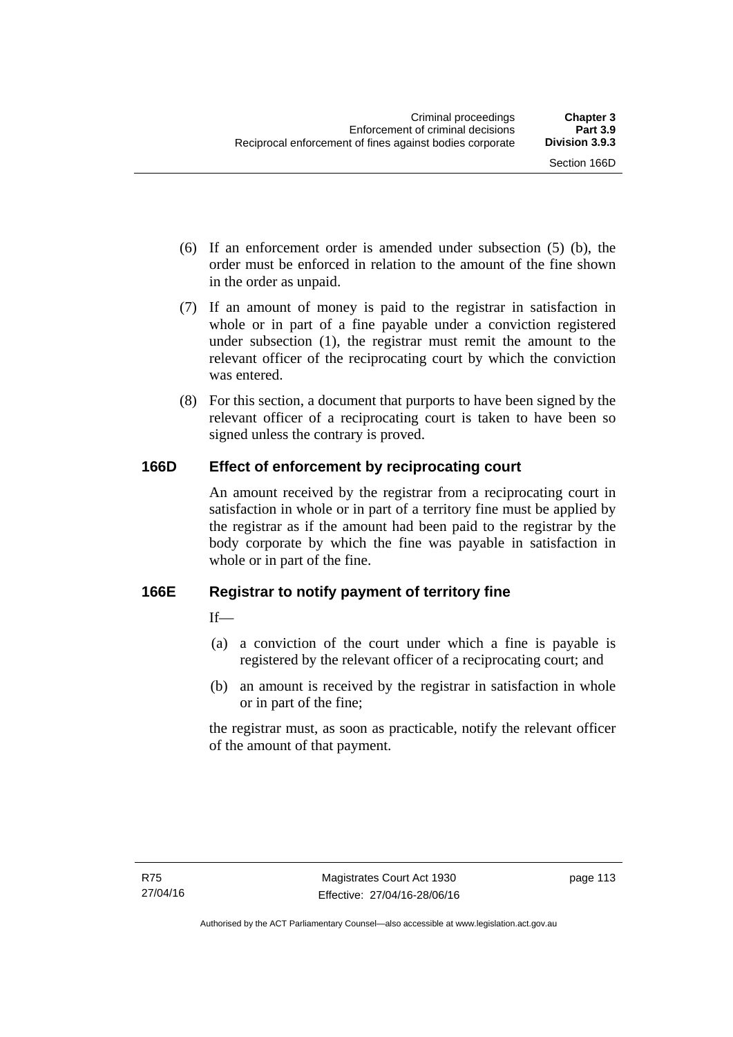(6) If an enforcement order is amended under subsection (5) (b), the order must be enforced in relation to the amount of the fine shown in the order as unpaid.

(7) If an amount of money is paid to the registrar in satisfaction in whole or in part of a fine payable under a conviction registered under subsection (1), the registrar must remit the amount to the relevant officer of the reciprocating court by which the conviction was entered.

(8) For this section, a document that purports to have been signed by the relevant officer of a reciprocating court is taken to have been so signed unless the contrary is proved.

## 166D Effect of enforcement by reciprocating court

An amount received by the registrar from a reciprocating court in satisfaction in whole or in part of a territory fine must be applied by the registrar as if the amount had been paid to the registrar by the body corporate by which the fine was payable in satisfaction in whole or in part of the fine.

## 166E Registrar to notify payment of territory fine

If—

(a) a conviction of the court under which a fine is payable is registered by the relevant officer of a reciprocating court; and

(b) an amount is received by the registrar in satisfaction in whole or in part of the fine;

the registrar must, as soon as practicable, notify the relevant officer of the amount of that payment.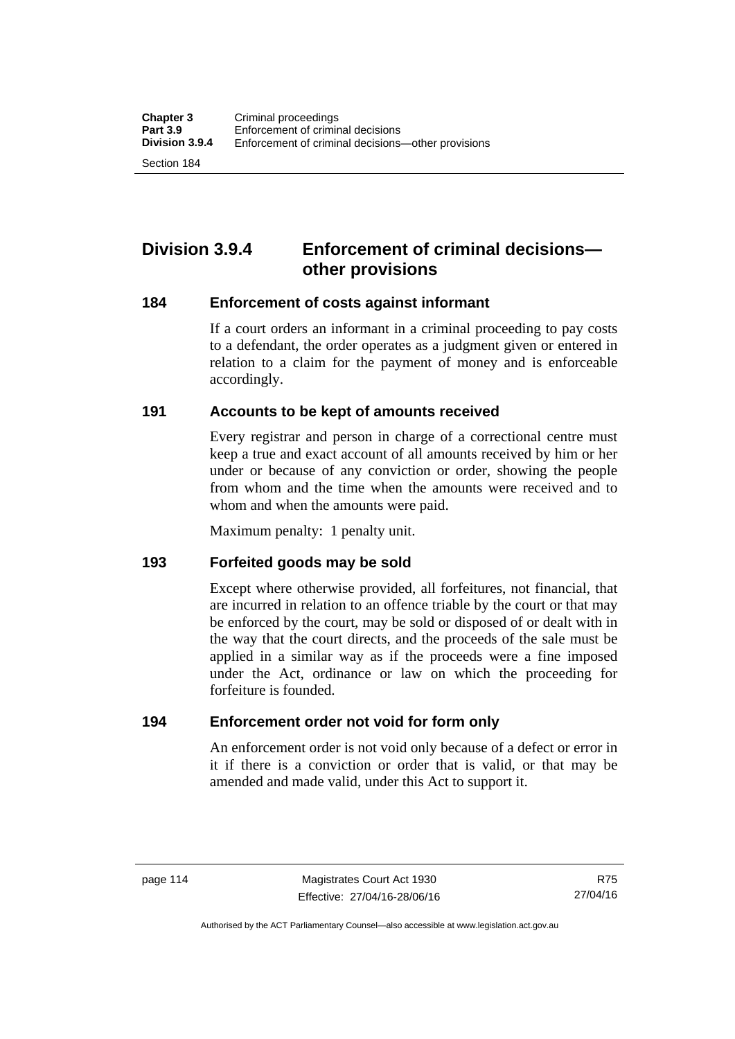## Division 3.9.4 Enforcement of criminal decisions—other provisions

### 184 Enforcement of costs against informant

If a court orders an informant in a criminal proceeding to pay costs to a defendant, the order operates as a judgment given or entered in relation to a claim for the payment of money and is enforceable accordingly.

### 191 Accounts to be kept of amounts received

Every registrar and person in charge of a correctional centre must keep a true and exact account of all amounts received by him or her under or because of any conviction or order, showing the people from whom and the time when the amounts were received and to whom and when the amounts were paid.

Maximum penalty: 1 penalty unit.

### 193 Forfeited goods may be sold

Except where otherwise provided, all forfeitures, not financial, that are incurred in relation to an offence triable by the court or that may be enforced by the court, may be sold or disposed of or dealt with in the way that the court directs, and the proceeds of the sale must be applied in a similar way as if the proceeds were a fine imposed under the Act, ordinance or law on which the proceeding for forfeiture is founded.

### 194 Enforcement order not void for form only

An enforcement order is not void only because of a defect or error in it if there is a conviction or order that is valid, or that may be amended and made valid, under this Act to support it.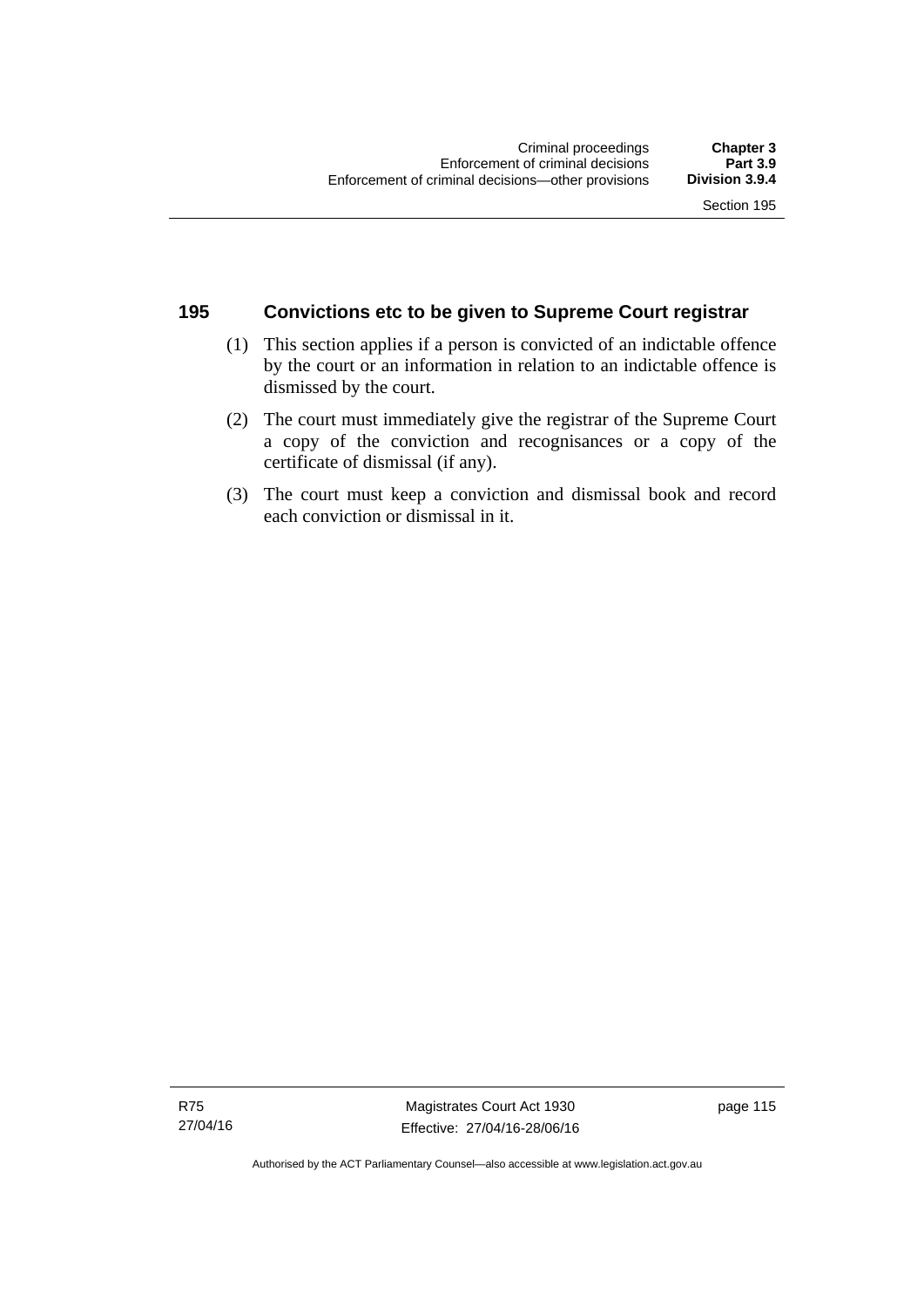## 195 Convictions etc to be given to Supreme Court registrar

(1) This section applies if a person is convicted of an indictable offence by the court or an information in relation to an indictable offence is dismissed by the court.

(2) The court must immediately give the registrar of the Supreme Court a copy of the conviction and recognisances or a copy of the certificate of dismissal (if any).

(3) The court must keep a conviction and dismissal book and record each conviction or dismissal in it.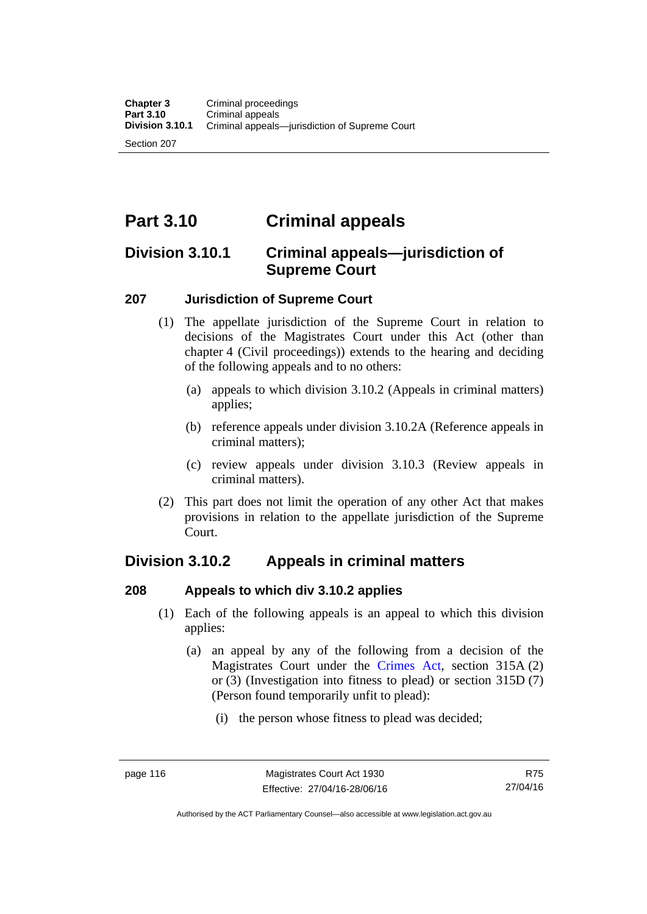# Part 3.10 Criminal appeals

## Division 3.10.1 Criminal appeals—jurisdiction of Supreme Court

### 207 Jurisdiction of Supreme Court

(1) The appellate jurisdiction of the Supreme Court in relation to decisions of the Magistrates Court under this Act (other than chapter 4 (Civil proceedings)) extends to the hearing and deciding of the following appeals and to no others:

(a) appeals to which division 3.10.2 (Appeals in criminal matters) applies;

(b) reference appeals under division 3.10.2A (Reference appeals in criminal matters);

(c) review appeals under division 3.10.3 (Review appeals in criminal matters).

(2) This part does not limit the operation of any other Act that makes provisions in relation to the appellate jurisdiction of the Supreme Court.

## Division 3.10.2 Appeals in criminal matters

### 208 Appeals to which div 3.10.2 applies

(1) Each of the following appeals is an appeal to which this division applies:

(a) an appeal by any of the following from a decision of the Magistrates Court under the Crimes Act, section 315A (2) or (3) (Investigation into fitness to plead) or section 315D (7) (Person found temporarily unfit to plead):

(i) the person whose fitness to plead was decided;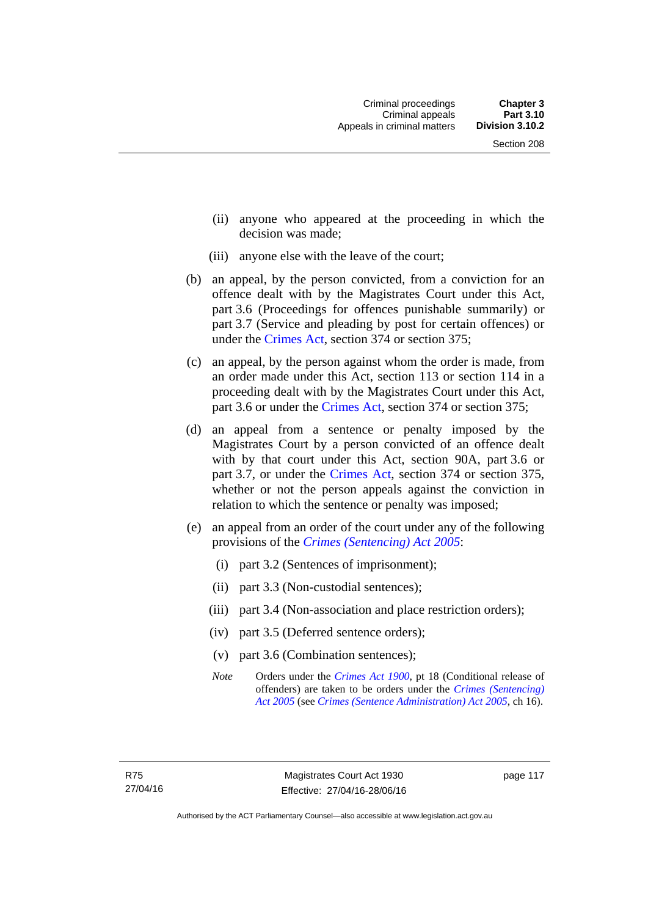(ii) anyone who appeared at the proceeding in which the decision was made;

(iii) anyone else with the leave of the court;

(b) an appeal, by the person convicted, from a conviction for an offence dealt with by the Magistrates Court under this Act, part 3.6 (Proceedings for offences punishable summarily) or part 3.7 (Service and pleading by post for certain offences) or under the Crimes Act, section 374 or section 375;

(c) an appeal, by the person against whom the order is made, from an order made under this Act, section 113 or section 114 in a proceeding dealt with by the Magistrates Court under this Act, part 3.6 or under the Crimes Act, section 374 or section 375;

(d) an appeal from a sentence or penalty imposed by the Magistrates Court by a person convicted of an offence dealt with by that court under this Act, section 90A, part 3.6 or part 3.7, or under the Crimes Act, section 374 or section 375, whether or not the person appeals against the conviction in relation to which the sentence or penalty was imposed;

(e) an appeal from an order of the court under any of the following provisions of the *Crimes (Sentencing) Act 2005*:

(i) part 3.2 (Sentences of imprisonment);

(ii) part 3.3 (Non-custodial sentences);

(iii) part 3.4 (Non-association and place restriction orders);

(iv) part 3.5 (Deferred sentence orders);

(v) part 3.6 (Combination sentences);

*Note* Orders under the *Crimes Act 1900*, pt 18 (Conditional release of offenders) are taken to be orders under the *Crimes (Sentencing) Act 2005* (see *Crimes (Sentence Administration) Act 2005*, ch 16).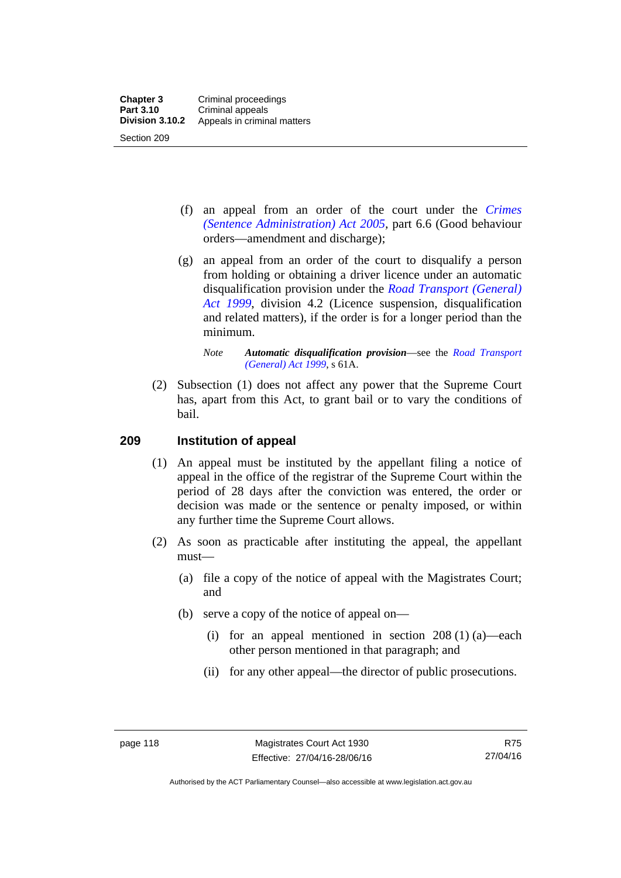(f) an appeal from an order of the court under the *Crimes (Sentence Administration) Act 2005*, part 6.6 (Good behaviour orders—amendment and discharge);

(g) an appeal from an order of the court to disqualify a person from holding or obtaining a driver licence under an automatic disqualification provision under the *Road Transport (General) Act 1999*, division 4.2 (Licence suspension, disqualification and related matters), if the order is for a longer period than the minimum.

*Note* ***Automatic disqualification provision***—see the *Road Transport (General) Act 1999*, s 61A.

(2) Subsection (1) does not affect any power that the Supreme Court has, apart from this Act, to grant bail or to vary the conditions of bail.

## 209 Institution of appeal

(1) An appeal must be instituted by the appellant filing a notice of appeal in the office of the registrar of the Supreme Court within the period of 28 days after the conviction was entered, the order or decision was made or the sentence or penalty imposed, or within any further time the Supreme Court allows.

(2) As soon as practicable after instituting the appeal, the appellant must—

(a) file a copy of the notice of appeal with the Magistrates Court; and

(b) serve a copy of the notice of appeal on—

(i) for an appeal mentioned in section 208 (1) (a)—each other person mentioned in that paragraph; and

(ii) for any other appeal—the director of public prosecutions.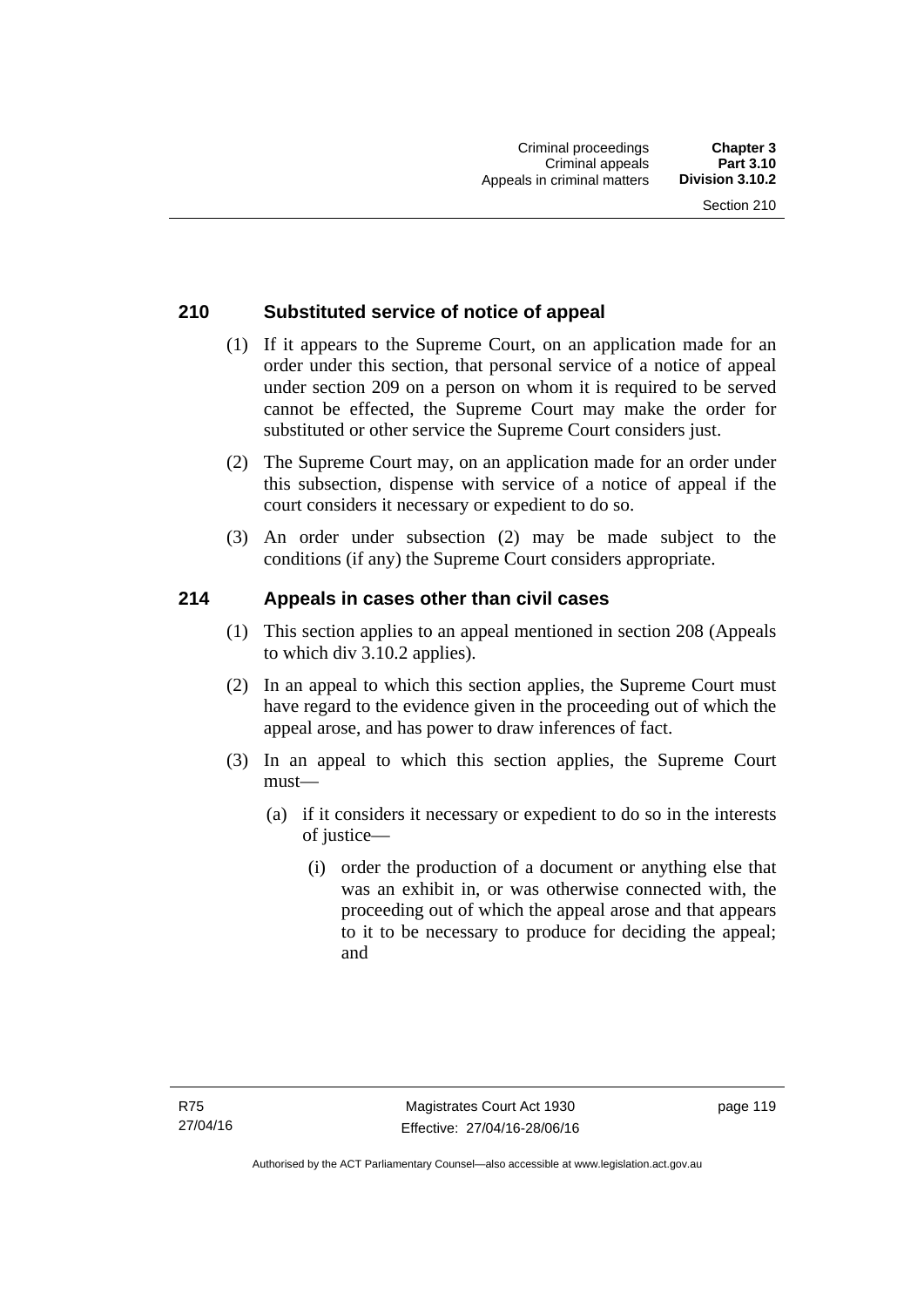## 210 Substituted service of notice of appeal

(1) If it appears to the Supreme Court, on an application made for an order under this section, that personal service of a notice of appeal under section 209 on a person on whom it is required to be served cannot be effected, the Supreme Court may make the order for substituted or other service the Supreme Court considers just.

(2) The Supreme Court may, on an application made for an order under this subsection, dispense with service of a notice of appeal if the court considers it necessary or expedient to do so.

(3) An order under subsection (2) may be made subject to the conditions (if any) the Supreme Court considers appropriate.

## 214 Appeals in cases other than civil cases

(1) This section applies to an appeal mentioned in section 208 (Appeals to which div 3.10.2 applies).

(2) In an appeal to which this section applies, the Supreme Court must have regard to the evidence given in the proceeding out of which the appeal arose, and has power to draw inferences of fact.

(3) In an appeal to which this section applies, the Supreme Court must—

(a) if it considers it necessary or expedient to do so in the interests of justice—

(i) order the production of a document or anything else that was an exhibit in, or was otherwise connected with, the proceeding out of which the appeal arose and that appears to it to be necessary to produce for deciding the appeal; and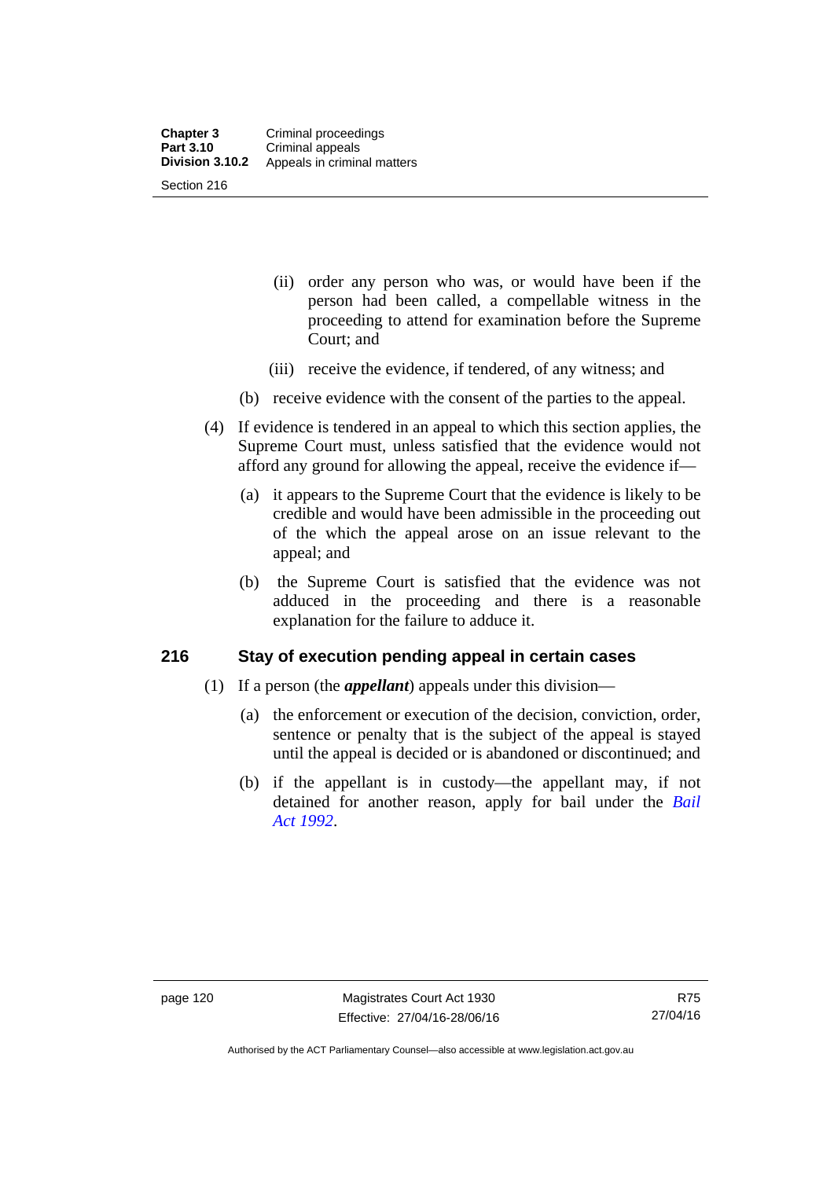(ii) order any person who was, or would have been if the person had been called, a compellable witness in the proceeding to attend for examination before the Supreme Court; and

(iii) receive the evidence, if tendered, of any witness; and

(b) receive evidence with the consent of the parties to the appeal.

(4) If evidence is tendered in an appeal to which this section applies, the Supreme Court must, unless satisfied that the evidence would not afford any ground for allowing the appeal, receive the evidence if—

(a) it appears to the Supreme Court that the evidence is likely to be credible and would have been admissible in the proceeding out of the which the appeal arose on an issue relevant to the appeal; and

(b) the Supreme Court is satisfied that the evidence was not adduced in the proceeding and there is a reasonable explanation for the failure to adduce it.

## 216 Stay of execution pending appeal in certain cases

(1) If a person (the ***appellant***) appeals under this division—

(a) the enforcement or execution of the decision, conviction, order, sentence or penalty that is the subject of the appeal is stayed until the appeal is decided or is abandoned or discontinued; and

(b) if the appellant is in custody—the appellant may, if not detained for another reason, apply for bail under the *Bail Act 1992*.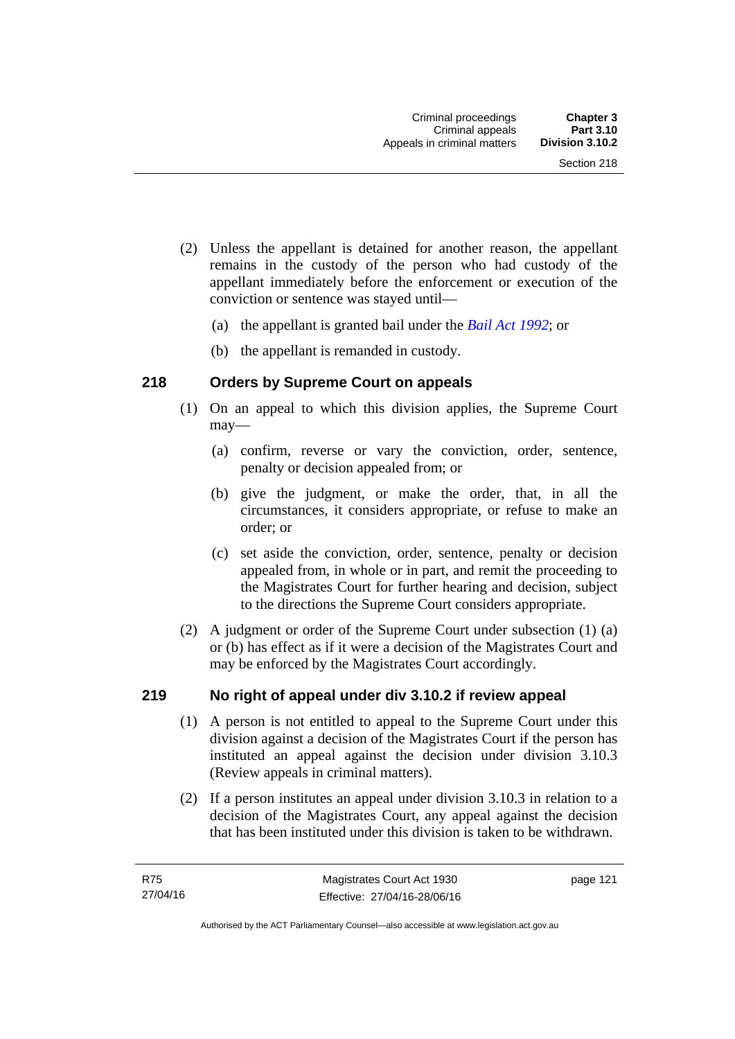(2) Unless the appellant is detained for another reason, the appellant remains in the custody of the person who had custody of the appellant immediately before the enforcement or execution of the conviction or sentence was stayed until—

(a) the appellant is granted bail under the *Bail Act 1992*; or

(b) the appellant is remanded in custody.

### 218 Orders by Supreme Court on appeals

(1) On an appeal to which this division applies, the Supreme Court may—

(a) confirm, reverse or vary the conviction, order, sentence, penalty or decision appealed from; or

(b) give the judgment, or make the order, that, in all the circumstances, it considers appropriate, or refuse to make an order; or

(c) set aside the conviction, order, sentence, penalty or decision appealed from, in whole or in part, and remit the proceeding to the Magistrates Court for further hearing and decision, subject to the directions the Supreme Court considers appropriate.

(2) A judgment or order of the Supreme Court under subsection (1) (a) or (b) has effect as if it were a decision of the Magistrates Court and may be enforced by the Magistrates Court accordingly.

### 219 No right of appeal under div 3.10.2 if review appeal

(1) A person is not entitled to appeal to the Supreme Court under this division against a decision of the Magistrates Court if the person has instituted an appeal against the decision under division 3.10.3 (Review appeals in criminal matters).

(2) If a person institutes an appeal under division 3.10.3 in relation to a decision of the Magistrates Court, any appeal against the decision that has been instituted under this division is taken to be withdrawn.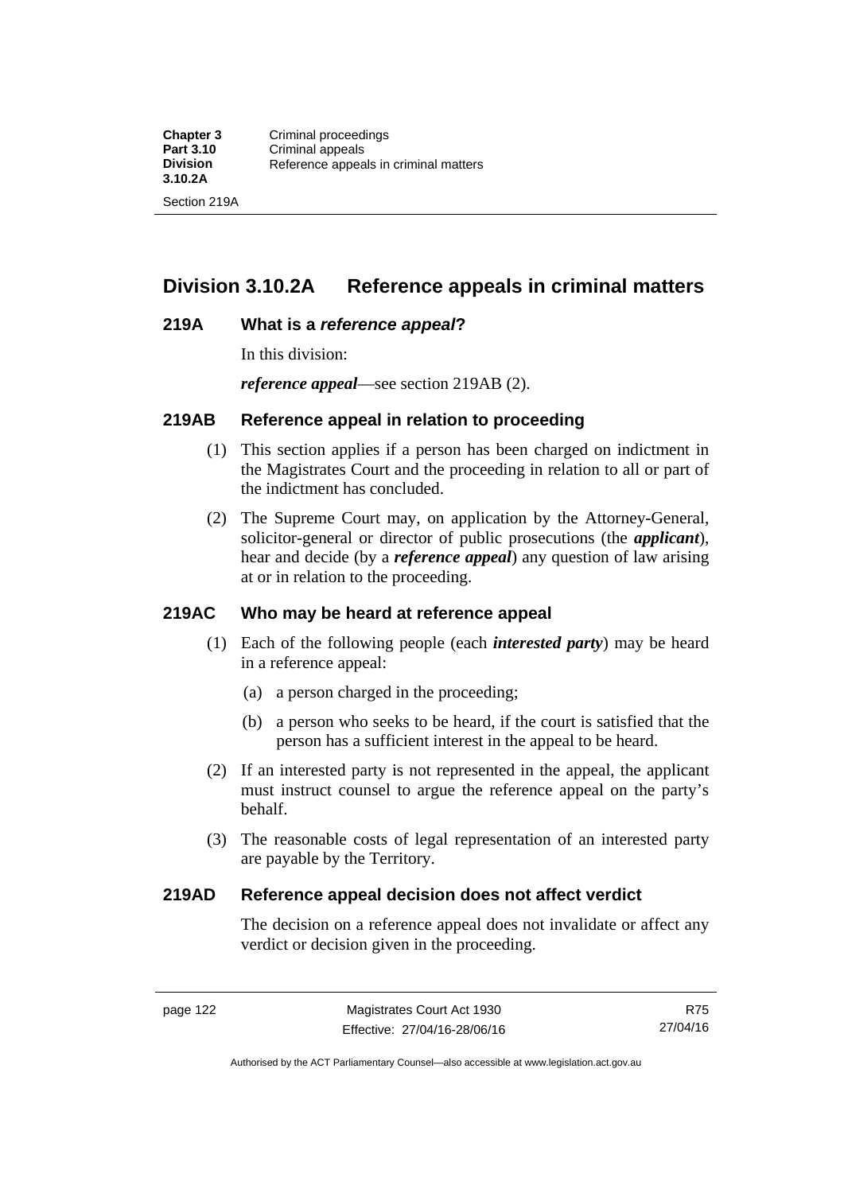## Division 3.10.2A Reference appeals in criminal matters

### 219A What is a *reference appeal*?

In this division:

***reference appeal***—see section 219AB (2).

### 219AB Reference appeal in relation to proceeding

(1) This section applies if a person has been charged on indictment in the Magistrates Court and the proceeding in relation to all or part of the indictment has concluded.

(2) The Supreme Court may, on application by the Attorney-General, solicitor-general or director of public prosecutions (the ***applicant***), hear and decide (by a ***reference appeal***) any question of law arising at or in relation to the proceeding.

### 219AC Who may be heard at reference appeal

(1) Each of the following people (each ***interested party***) may be heard in a reference appeal:

(a) a person charged in the proceeding;

(b) a person who seeks to be heard, if the court is satisfied that the person has a sufficient interest in the appeal to be heard.

(2) If an interested party is not represented in the appeal, the applicant must instruct counsel to argue the reference appeal on the party's behalf.

(3) The reasonable costs of legal representation of an interested party are payable by the Territory.

### 219AD Reference appeal decision does not affect verdict

The decision on a reference appeal does not invalidate or affect any verdict or decision given in the proceeding.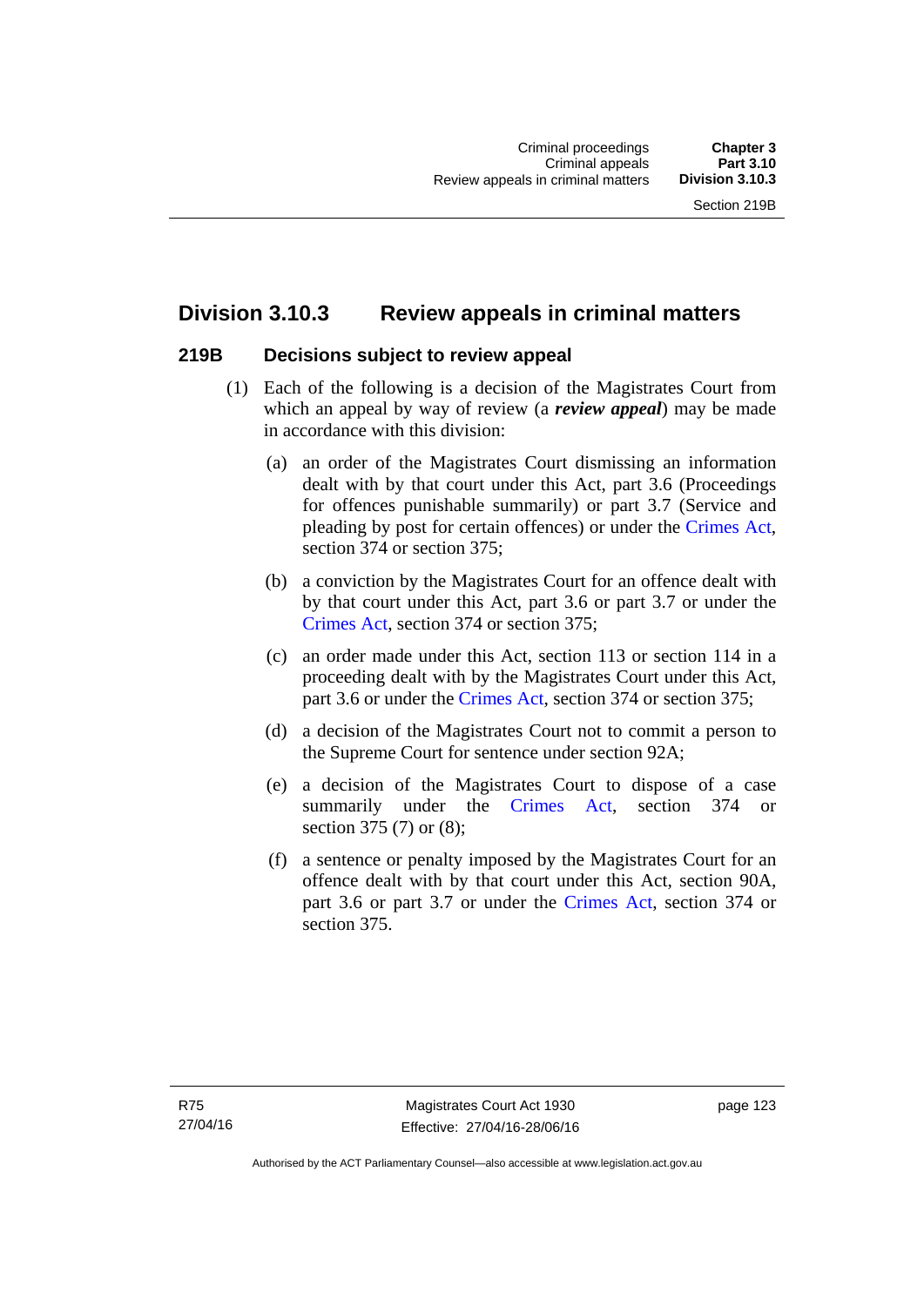## Division 3.10.3 Review appeals in criminal matters

### 219B Decisions subject to review appeal

(1) Each of the following is a decision of the Magistrates Court from which an appeal by way of review (a ***review appeal***) may be made in accordance with this division:

(a) an order of the Magistrates Court dismissing an information dealt with by that court under this Act, part 3.6 (Proceedings for offences punishable summarily) or part 3.7 (Service and pleading by post for certain offences) or under the Crimes Act, section 374 or section 375;

(b) a conviction by the Magistrates Court for an offence dealt with by that court under this Act, part 3.6 or part 3.7 or under the Crimes Act, section 374 or section 375;

(c) an order made under this Act, section 113 or section 114 in a proceeding dealt with by the Magistrates Court under this Act, part 3.6 or under the Crimes Act, section 374 or section 375;

(d) a decision of the Magistrates Court not to commit a person to the Supreme Court for sentence under section 92A;

(e) a decision of the Magistrates Court to dispose of a case summarily under the Crimes Act, section 374 or section 375 (7) or (8);

(f) a sentence or penalty imposed by the Magistrates Court for an offence dealt with by that court under this Act, section 90A, part 3.6 or part 3.7 or under the Crimes Act, section 374 or section 375.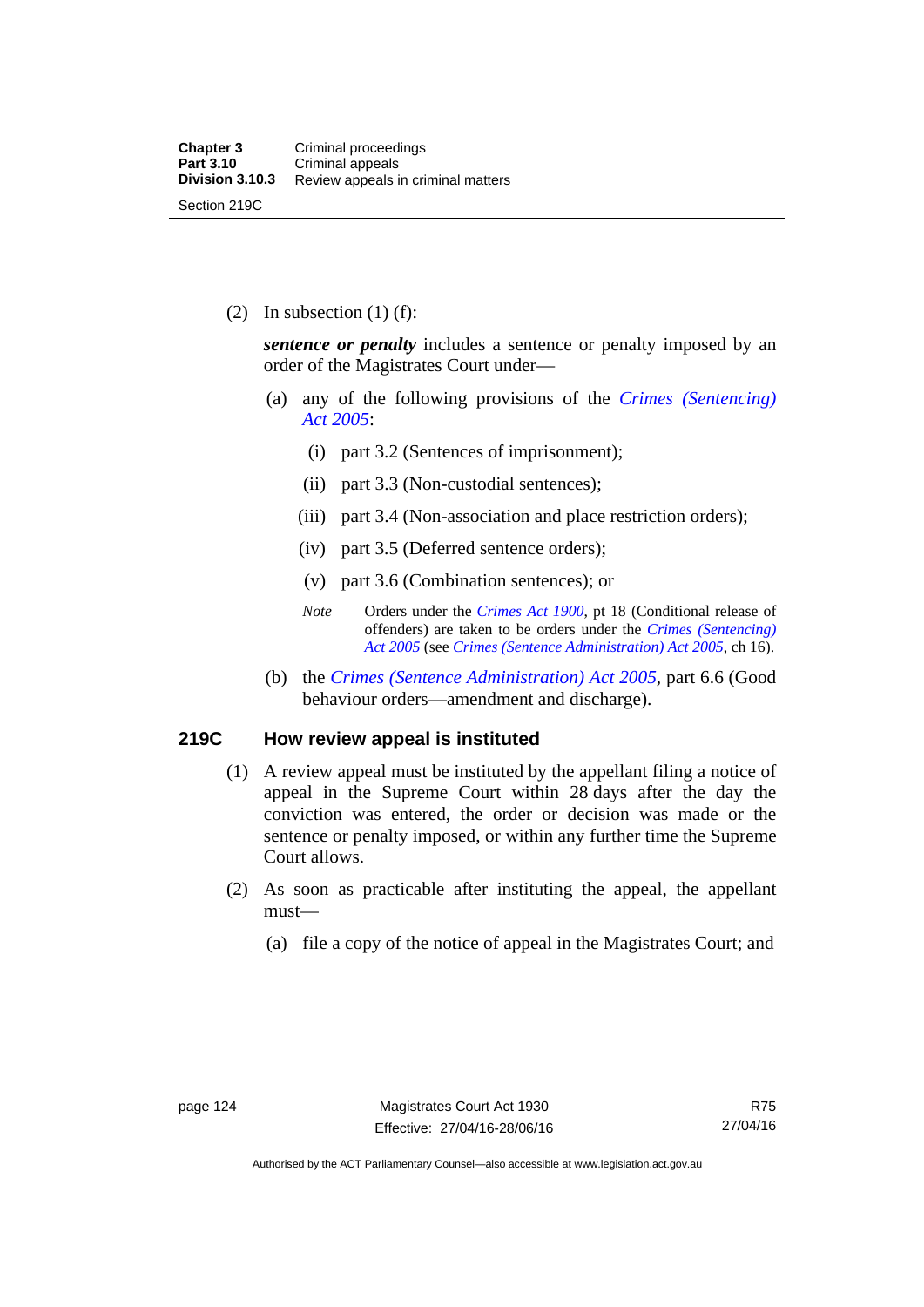(2) In subsection (1) (f):

***sentence or penalty*** includes a sentence or penalty imposed by an order of the Magistrates Court under—

(a) any of the following provisions of the *Crimes (Sentencing) Act 2005*:

(i) part 3.2 (Sentences of imprisonment);

(ii) part 3.3 (Non-custodial sentences);

(iii) part 3.4 (Non-association and place restriction orders);

(iv) part 3.5 (Deferred sentence orders);

(v) part 3.6 (Combination sentences); or

*Note* Orders under the *Crimes Act 1900*, pt 18 (Conditional release of offenders) are taken to be orders under the *Crimes (Sentencing) Act 2005* (see *Crimes (Sentence Administration) Act 2005*, ch 16).

(b) the *Crimes (Sentence Administration) Act 2005*, part 6.6 (Good behaviour orders—amendment and discharge).

## 219C How review appeal is instituted

(1) A review appeal must be instituted by the appellant filing a notice of appeal in the Supreme Court within 28 days after the day the conviction was entered, the order or decision was made or the sentence or penalty imposed, or within any further time the Supreme Court allows.

(2) As soon as practicable after instituting the appeal, the appellant must—

(a) file a copy of the notice of appeal in the Magistrates Court; and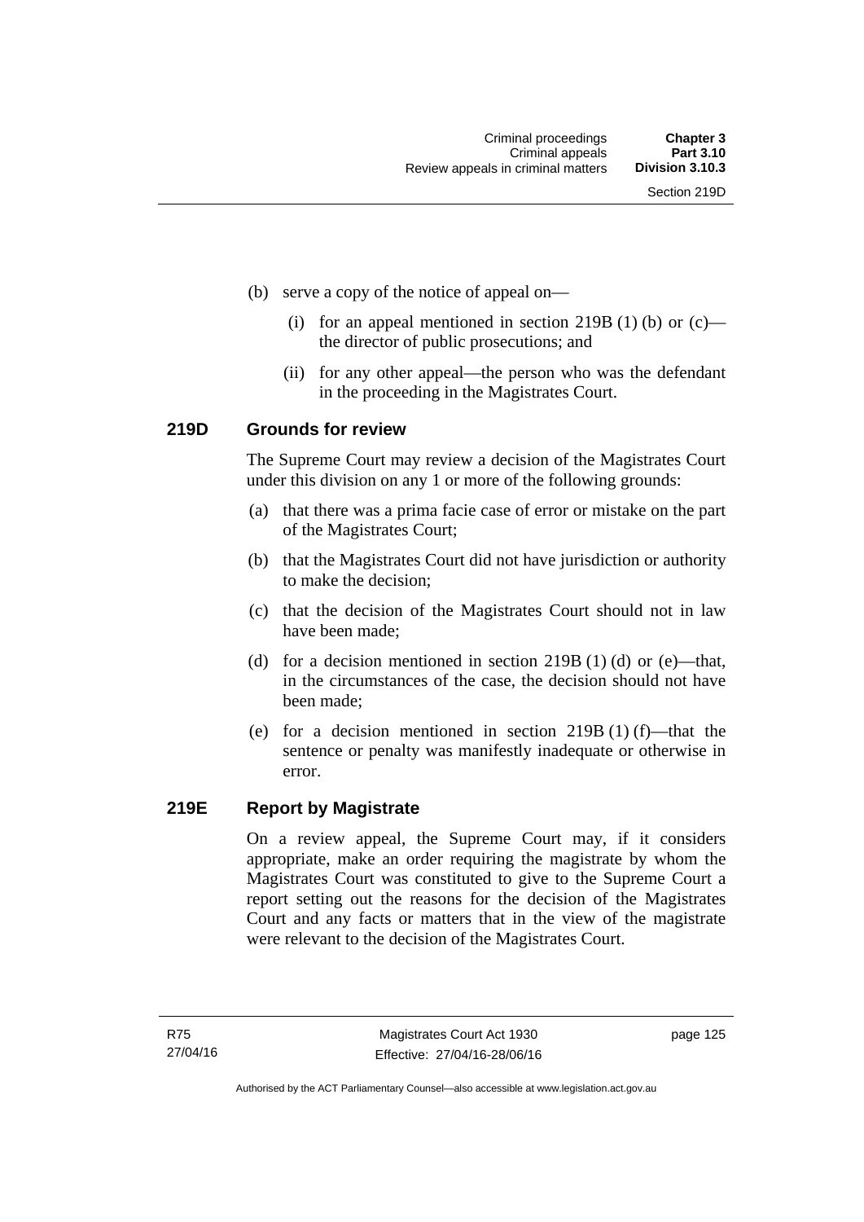(b) serve a copy of the notice of appeal on—

(i) for an appeal mentioned in section 219B (1) (b) or (c)—the director of public prosecutions; and

(ii) for any other appeal—the person who was the defendant in the proceeding in the Magistrates Court.

### 219D Grounds for review

The Supreme Court may review a decision of the Magistrates Court under this division on any 1 or more of the following grounds:

(a) that there was a prima facie case of error or mistake on the part of the Magistrates Court;

(b) that the Magistrates Court did not have jurisdiction or authority to make the decision;

(c) that the decision of the Magistrates Court should not in law have been made;

(d) for a decision mentioned in section 219B (1) (d) or (e)—that, in the circumstances of the case, the decision should not have been made;

(e) for a decision mentioned in section 219B (1) (f)—that the sentence or penalty was manifestly inadequate or otherwise in error.

### 219E Report by Magistrate

On a review appeal, the Supreme Court may, if it considers appropriate, make an order requiring the magistrate by whom the Magistrates Court was constituted to give to the Supreme Court a report setting out the reasons for the decision of the Magistrates Court and any facts or matters that in the view of the magistrate were relevant to the decision of the Magistrates Court.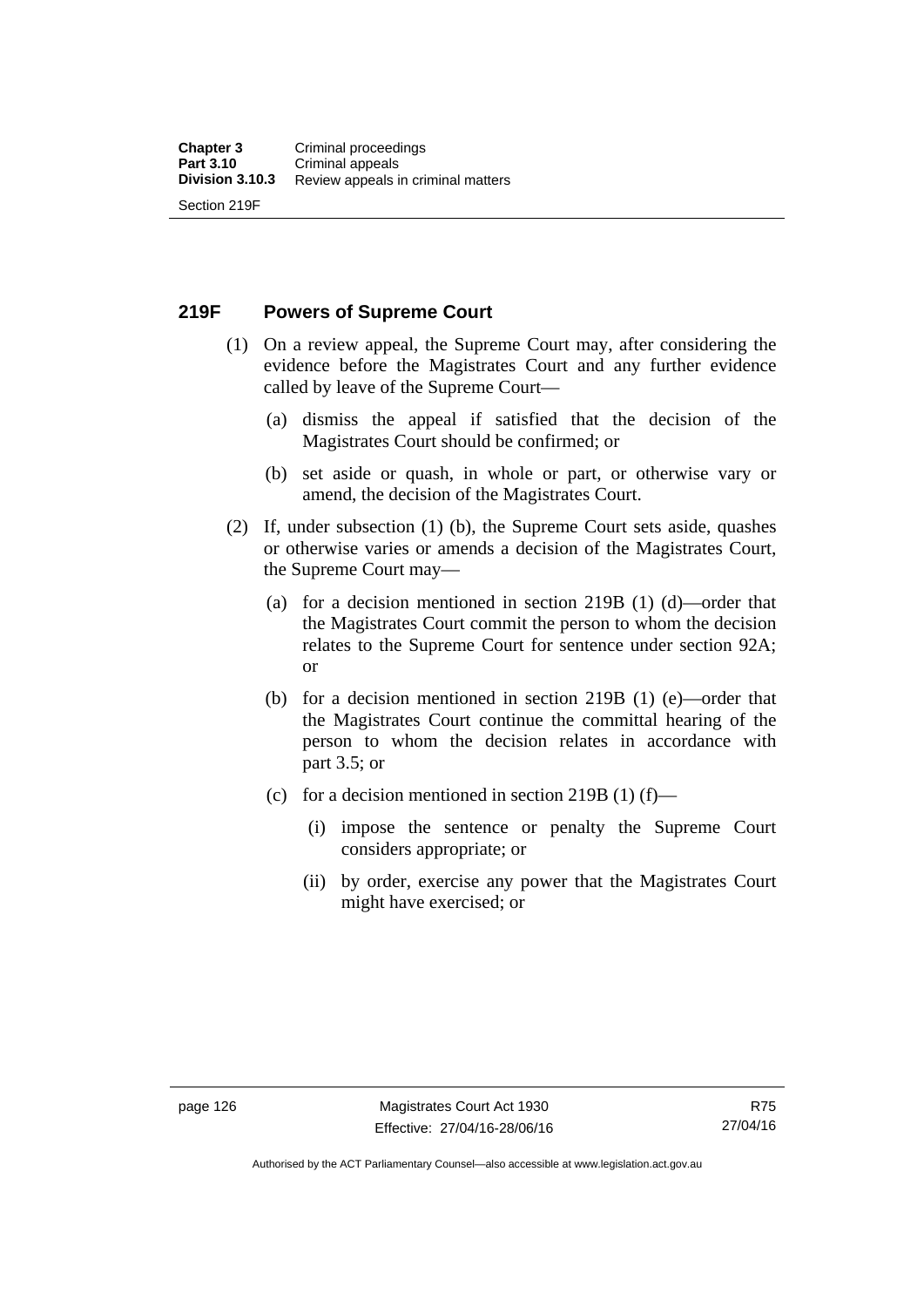### 219F Powers of Supreme Court

(1) On a review appeal, the Supreme Court may, after considering the evidence before the Magistrates Court and any further evidence called by leave of the Supreme Court—

(a) dismiss the appeal if satisfied that the decision of the Magistrates Court should be confirmed; or

(b) set aside or quash, in whole or part, or otherwise vary or amend, the decision of the Magistrates Court.

(2) If, under subsection (1) (b), the Supreme Court sets aside, quashes or otherwise varies or amends a decision of the Magistrates Court, the Supreme Court may—

(a) for a decision mentioned in section 219B (1) (d)—order that the Magistrates Court commit the person to whom the decision relates to the Supreme Court for sentence under section 92A; or

(b) for a decision mentioned in section 219B (1) (e)—order that the Magistrates Court continue the committal hearing of the person to whom the decision relates in accordance with part 3.5; or

(c) for a decision mentioned in section 219B (1) (f)—

(i) impose the sentence or penalty the Supreme Court considers appropriate; or

(ii) by order, exercise any power that the Magistrates Court might have exercised; or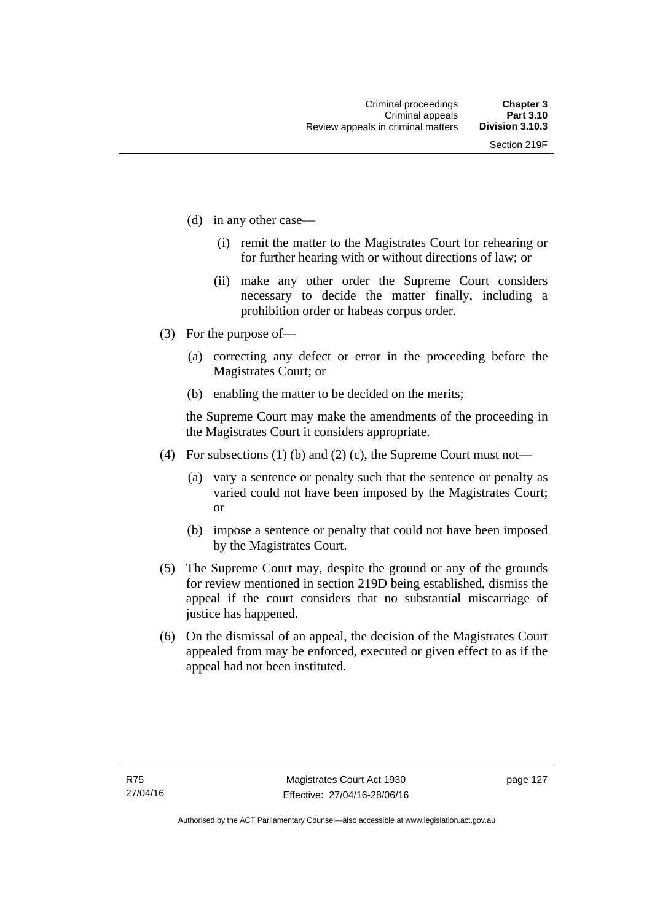(d) in any other case—

    (i) remit the matter to the Magistrates Court for rehearing or for further hearing with or without directions of law; or

    (ii) make any other order the Supreme Court considers necessary to decide the matter finally, including a prohibition order or habeas corpus order.

(3) For the purpose of—

    (a) correcting any defect or error in the proceeding before the Magistrates Court; or

    (b) enabling the matter to be decided on the merits;

    the Supreme Court may make the amendments of the proceeding in the Magistrates Court it considers appropriate.

(4) For subsections (1) (b) and (2) (c), the Supreme Court must not—

    (a) vary a sentence or penalty such that the sentence or penalty as varied could not have been imposed by the Magistrates Court; or

    (b) impose a sentence or penalty that could not have been imposed by the Magistrates Court.

(5) The Supreme Court may, despite the ground or any of the grounds for review mentioned in section 219D being established, dismiss the appeal if the court considers that no substantial miscarriage of justice has happened.

(6) On the dismissal of an appeal, the decision of the Magistrates Court appealed from may be enforced, executed or given effect to as if the appeal had not been instituted.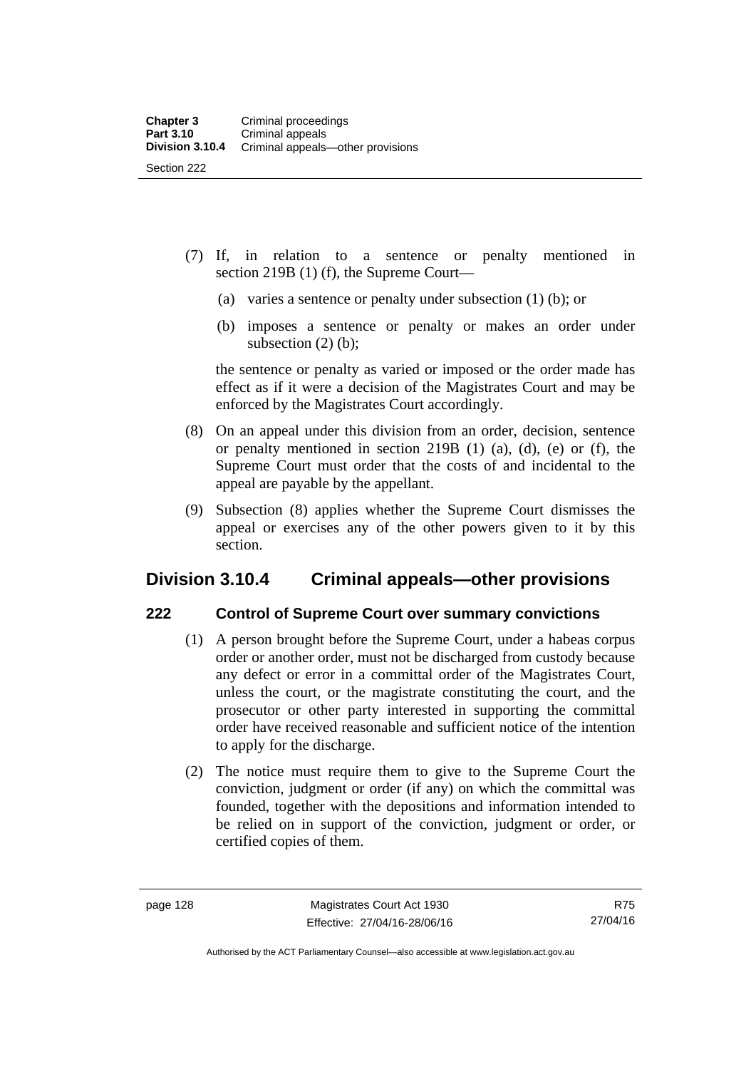(7) If, in relation to a sentence or penalty mentioned in section 219B (1) (f), the Supreme Court—

   (a) varies a sentence or penalty under subsection (1) (b); or

   (b) imposes a sentence or penalty or makes an order under subsection (2) (b);

   the sentence or penalty as varied or imposed or the order made has effect as if it were a decision of the Magistrates Court and may be enforced by the Magistrates Court accordingly.

(8) On an appeal under this division from an order, decision, sentence or penalty mentioned in section 219B (1) (a), (d), (e) or (f), the Supreme Court must order that the costs of and incidental to the appeal are payable by the appellant.

(9) Subsection (8) applies whether the Supreme Court dismisses the appeal or exercises any of the other powers given to it by this section.

## Division 3.10.4 Criminal appeals—other provisions

### 222 Control of Supreme Court over summary convictions

(1) A person brought before the Supreme Court, under a habeas corpus order or another order, must not be discharged from custody because any defect or error in a committal order of the Magistrates Court, unless the court, or the magistrate constituting the court, and the prosecutor or other party interested in supporting the committal order have received reasonable and sufficient notice of the intention to apply for the discharge.

(2) The notice must require them to give to the Supreme Court the conviction, judgment or order (if any) on which the committal was founded, together with the depositions and information intended to be relied on in support of the conviction, judgment or order, or certified copies of them.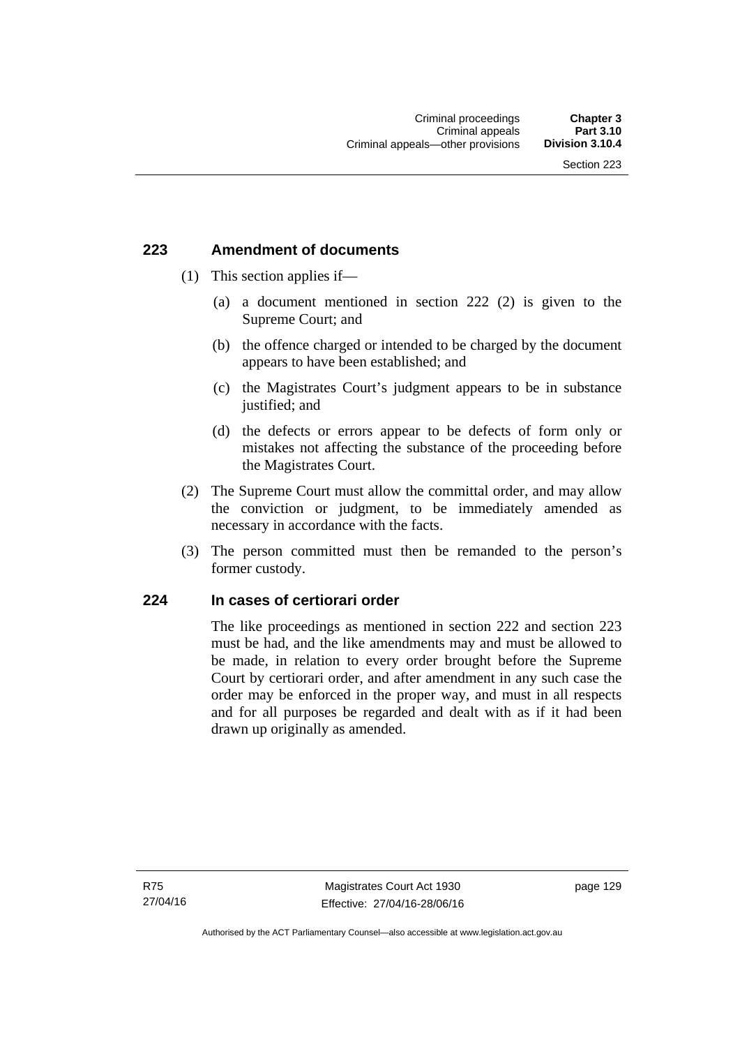## 223 Amendment of documents

(1) This section applies if—

(a) a document mentioned in section 222 (2) is given to the Supreme Court; and

(b) the offence charged or intended to be charged by the document appears to have been established; and

(c) the Magistrates Court's judgment appears to be in substance justified; and

(d) the defects or errors appear to be defects of form only or mistakes not affecting the substance of the proceeding before the Magistrates Court.

(2) The Supreme Court must allow the committal order, and may allow the conviction or judgment, to be immediately amended as necessary in accordance with the facts.

(3) The person committed must then be remanded to the person's former custody.

## 224 In cases of certiorari order

The like proceedings as mentioned in section 222 and section 223 must be had, and the like amendments may and must be allowed to be made, in relation to every order brought before the Supreme Court by certiorari order, and after amendment in any such case the order may be enforced in the proper way, and must in all respects and for all purposes be regarded and dealt with as if it had been drawn up originally as amended.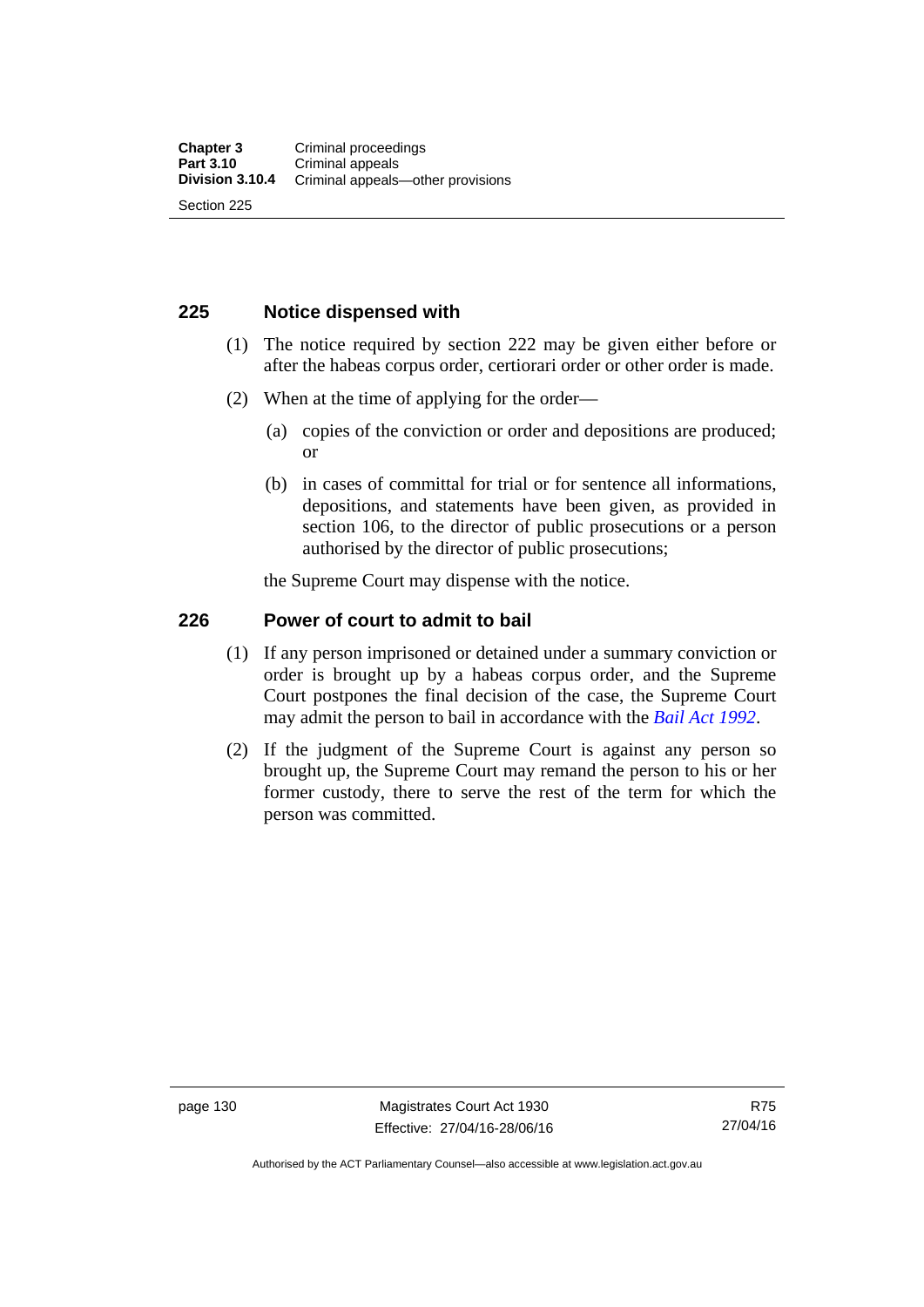## 225 Notice dispensed with

(1) The notice required by section 222 may be given either before or after the habeas corpus order, certiorari order or other order is made.

(2) When at the time of applying for the order—

(a) copies of the conviction or order and depositions are produced; or

(b) in cases of committal for trial or for sentence all informations, depositions, and statements have been given, as provided in section 106, to the director of public prosecutions or a person authorised by the director of public prosecutions;

the Supreme Court may dispense with the notice.

## 226 Power of court to admit to bail

(1) If any person imprisoned or detained under a summary conviction or order is brought up by a habeas corpus order, and the Supreme Court postpones the final decision of the case, the Supreme Court may admit the person to bail in accordance with the *Bail Act 1992*.

(2) If the judgment of the Supreme Court is against any person so brought up, the Supreme Court may remand the person to his or her former custody, there to serve the rest of the term for which the person was committed.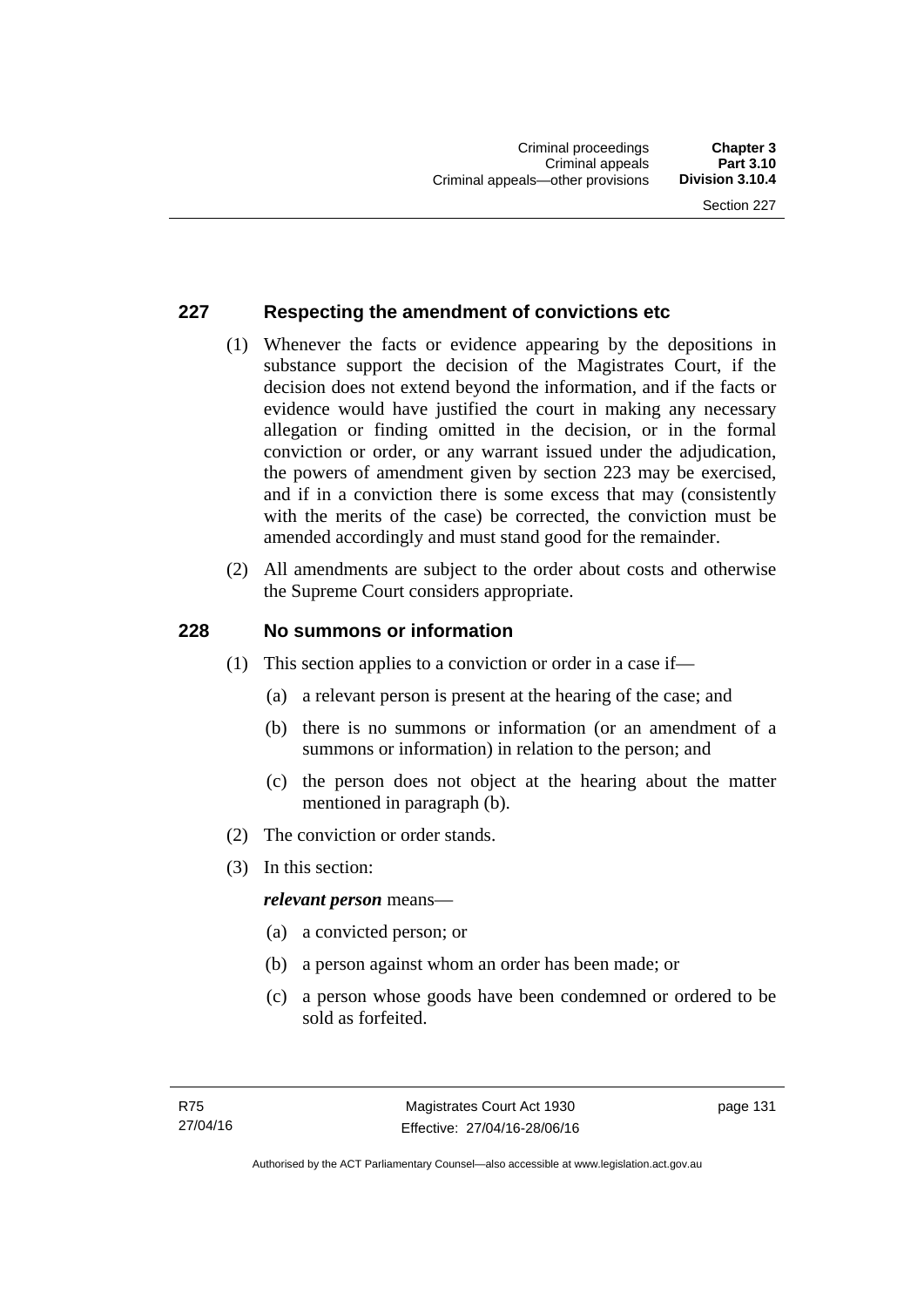## 227 Respecting the amendment of convictions etc

(1) Whenever the facts or evidence appearing by the depositions in substance support the decision of the Magistrates Court, if the decision does not extend beyond the information, and if the facts or evidence would have justified the court in making any necessary allegation or finding omitted in the decision, or in the formal conviction or order, or any warrant issued under the adjudication, the powers of amendment given by section 223 may be exercised, and if in a conviction there is some excess that may (consistently with the merits of the case) be corrected, the conviction must be amended accordingly and must stand good for the remainder.

(2) All amendments are subject to the order about costs and otherwise the Supreme Court considers appropriate.

## 228 No summons or information

(1) This section applies to a conviction or order in a case if—

- (a) a relevant person is present at the hearing of the case; and
- (b) there is no summons or information (or an amendment of a summons or information) in relation to the person; and
- (c) the person does not object at the hearing about the matter mentioned in paragraph (b).

(2) The conviction or order stands.

(3) In this section:

***relevant person*** means—

- (a) a convicted person; or
- (b) a person against whom an order has been made; or
- (c) a person whose goods have been condemned or ordered to be sold as forfeited.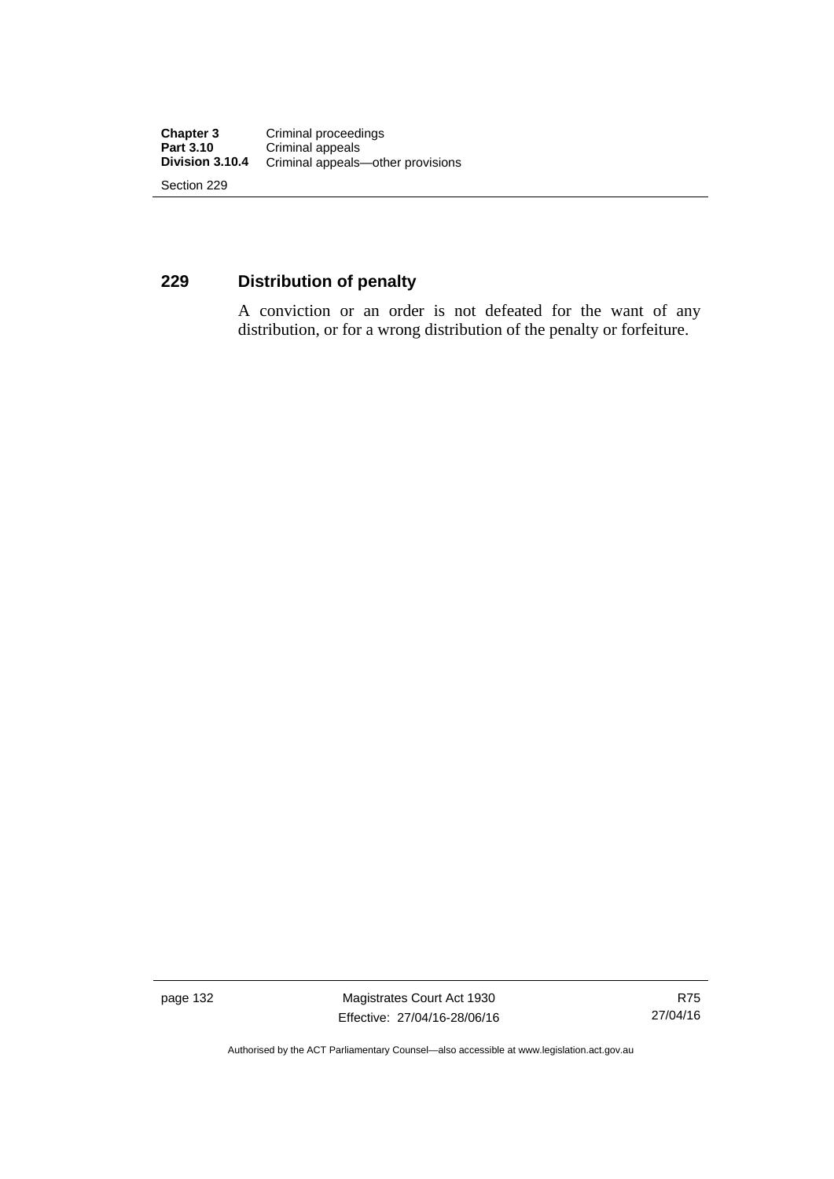## 229 Distribution of penalty

A conviction or an order is not defeated for the want of any distribution, or for a wrong distribution of the penalty or forfeiture.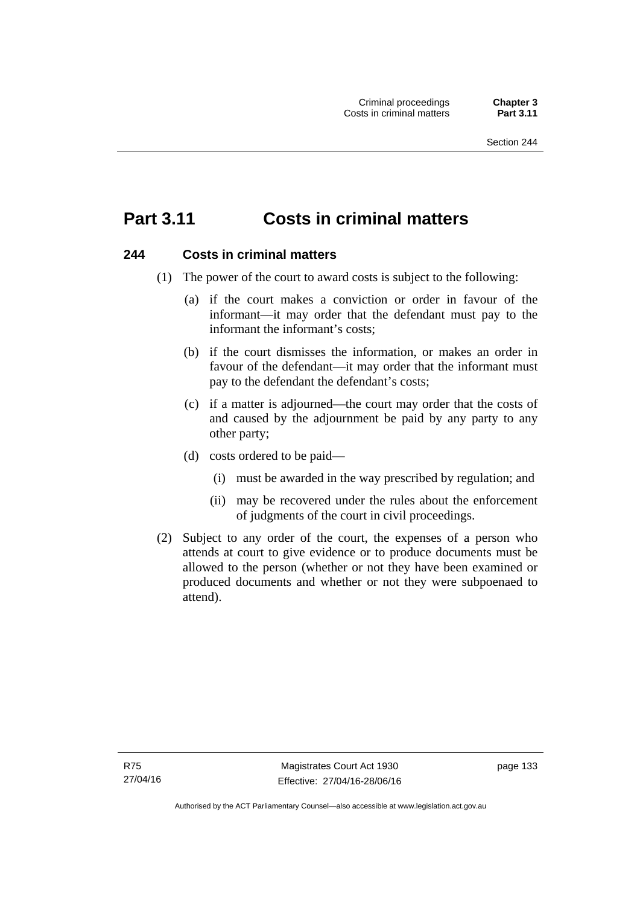# Part 3.11 Costs in criminal matters

## 244 Costs in criminal matters

(1) The power of the court to award costs is subject to the following:

(a) if the court makes a conviction or order in favour of the informant—it may order that the defendant must pay to the informant the informant's costs;

(b) if the court dismisses the information, or makes an order in favour of the defendant—it may order that the informant must pay to the defendant the defendant's costs;

(c) if a matter is adjourned—the court may order that the costs of and caused by the adjournment be paid by any party to any other party;

(d) costs ordered to be paid—

(i) must be awarded in the way prescribed by regulation; and

(ii) may be recovered under the rules about the enforcement of judgments of the court in civil proceedings.

(2) Subject to any order of the court, the expenses of a person who attends at court to give evidence or to produce documents must be allowed to the person (whether or not they have been examined or produced documents and whether or not they were subpoenaed to attend).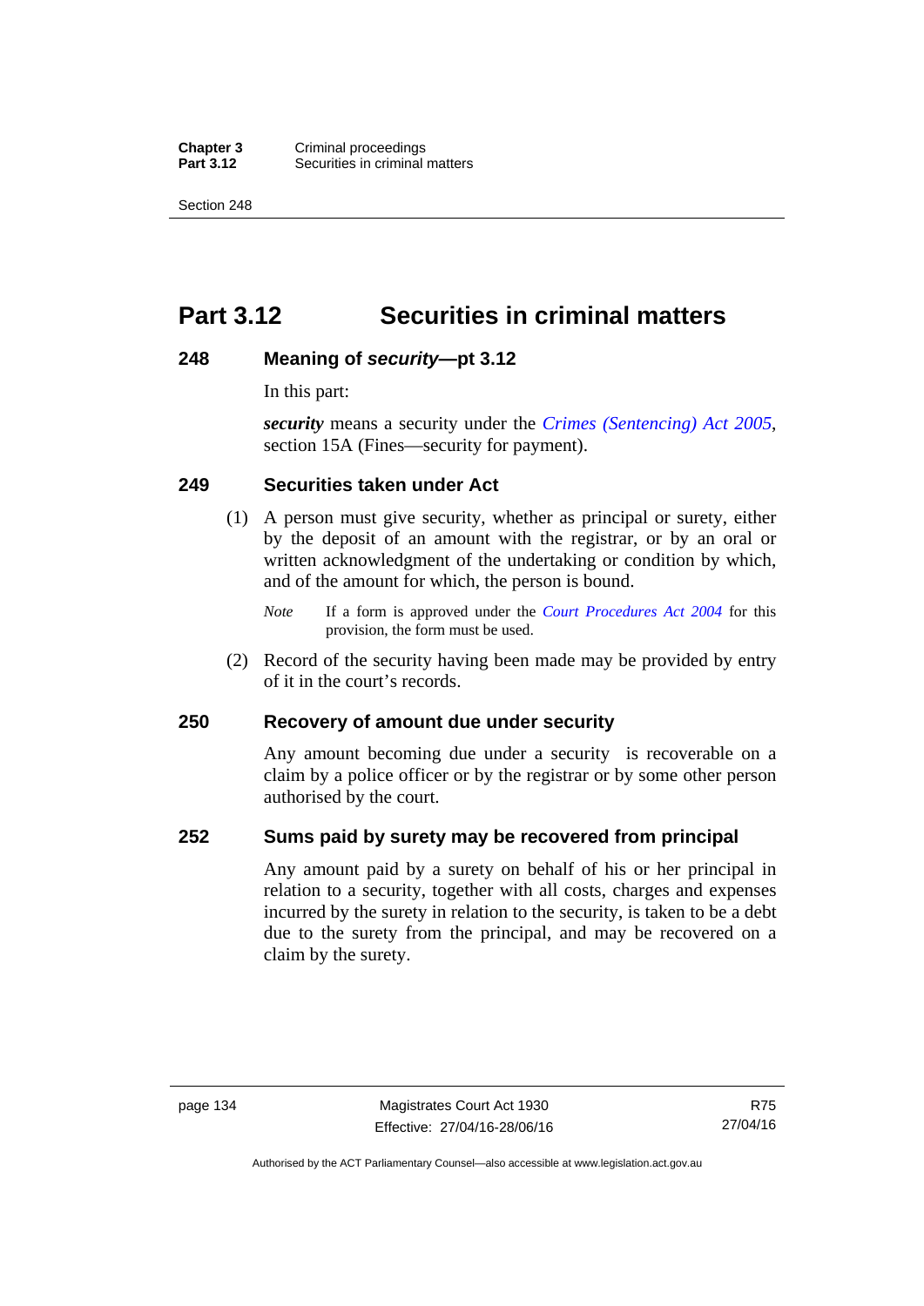# Part 3.12 Securities in criminal matters

## 248 Meaning of *security*—pt 3.12

In this part:

***security*** means a security under the *Crimes (Sentencing) Act 2005*, section 15A (Fines—security for payment).

## 249 Securities taken under Act

(1) A person must give security, whether as principal or surety, either by the deposit of an amount with the registrar, or by an oral or written acknowledgment of the undertaking or condition by which, and of the amount for which, the person is bound.

*Note* If a form is approved under the *Court Procedures Act 2004* for this provision, the form must be used.

(2) Record of the security having been made may be provided by entry of it in the court's records.

## 250 Recovery of amount due under security

Any amount becoming due under a security is recoverable on a claim by a police officer or by the registrar or by some other person authorised by the court.

## 252 Sums paid by surety may be recovered from principal

Any amount paid by a surety on behalf of his or her principal in relation to a security, together with all costs, charges and expenses incurred by the surety in relation to the security, is taken to be a debt due to the surety from the principal, and may be recovered on a claim by the surety.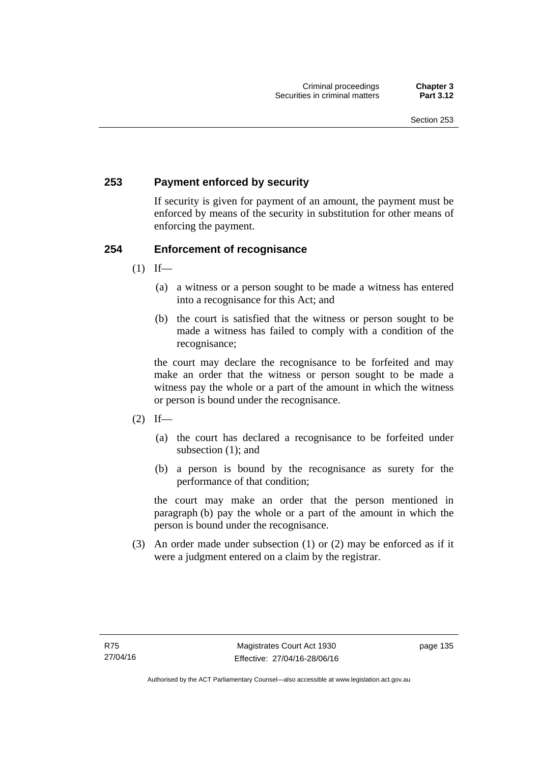## 253 Payment enforced by security

If security is given for payment of an amount, the payment must be enforced by means of the security in substitution for other means of enforcing the payment.

## 254 Enforcement of recognisance

(1) If—

(a) a witness or a person sought to be made a witness has entered into a recognisance for this Act; and

(b) the court is satisfied that the witness or person sought to be made a witness has failed to comply with a condition of the recognisance;

the court may declare the recognisance to be forfeited and may make an order that the witness or person sought to be made a witness pay the whole or a part of the amount in which the witness or person is bound under the recognisance.

(2) If—

(a) the court has declared a recognisance to be forfeited under subsection (1); and

(b) a person is bound by the recognisance as surety for the performance of that condition;

the court may make an order that the person mentioned in paragraph (b) pay the whole or a part of the amount in which the person is bound under the recognisance.

(3) An order made under subsection (1) or (2) may be enforced as if it were a judgment entered on a claim by the registrar.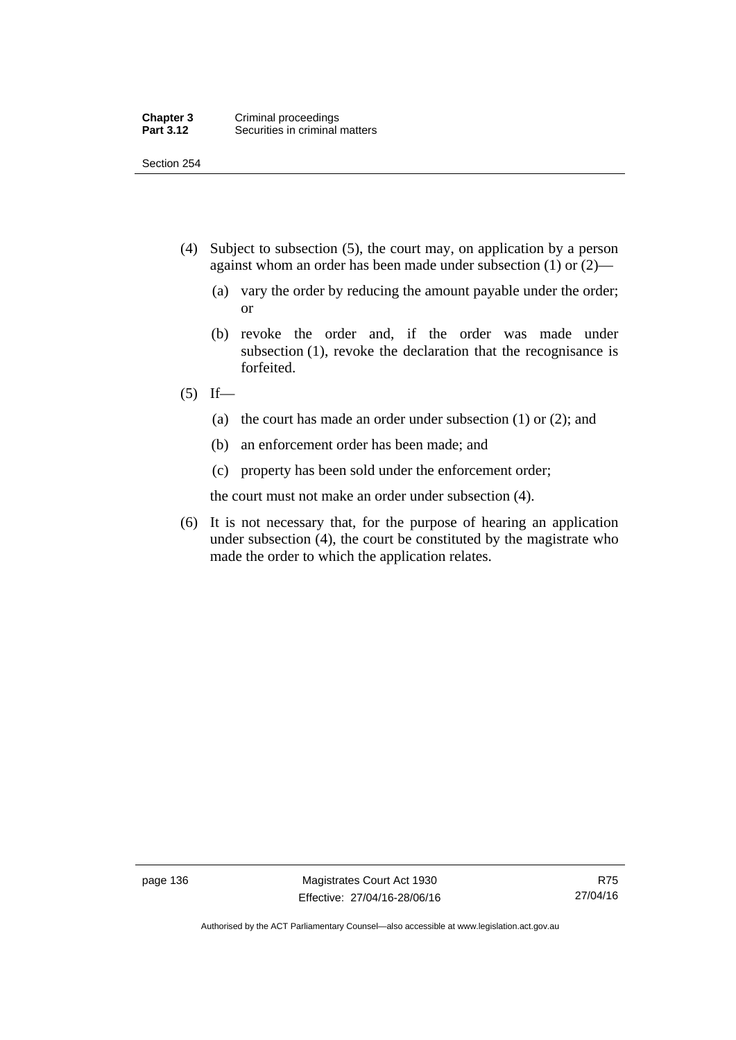(4) Subject to subsection (5), the court may, on application by a person against whom an order has been made under subsection (1) or (2)—

   (a) vary the order by reducing the amount payable under the order; or

   (b) revoke the order and, if the order was made under subsection (1), revoke the declaration that the recognisance is forfeited.

(5) If—

   (a) the court has made an order under subsection (1) or (2); and

   (b) an enforcement order has been made; and

   (c) property has been sold under the enforcement order;

   the court must not make an order under subsection (4).

(6) It is not necessary that, for the purpose of hearing an application under subsection (4), the court be constituted by the magistrate who made the order to which the application relates.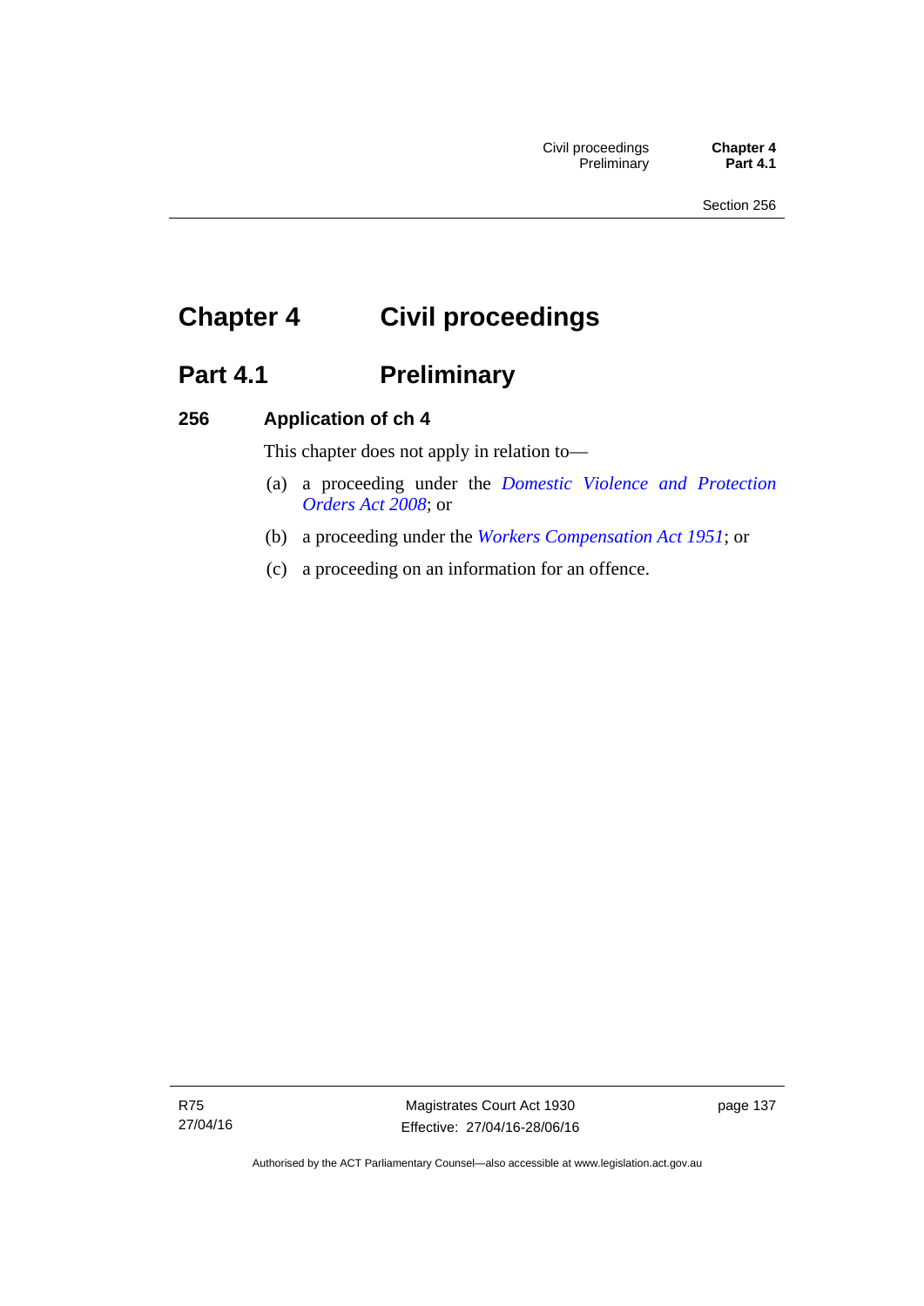# Chapter 4 Civil proceedings

## Part 4.1 Preliminary

### 256 Application of ch 4

This chapter does not apply in relation to—

(a) a proceeding under the *Domestic Violence and Protection Orders Act 2008*; or

(b) a proceeding under the *Workers Compensation Act 1951*; or

(c) a proceeding on an information for an offence.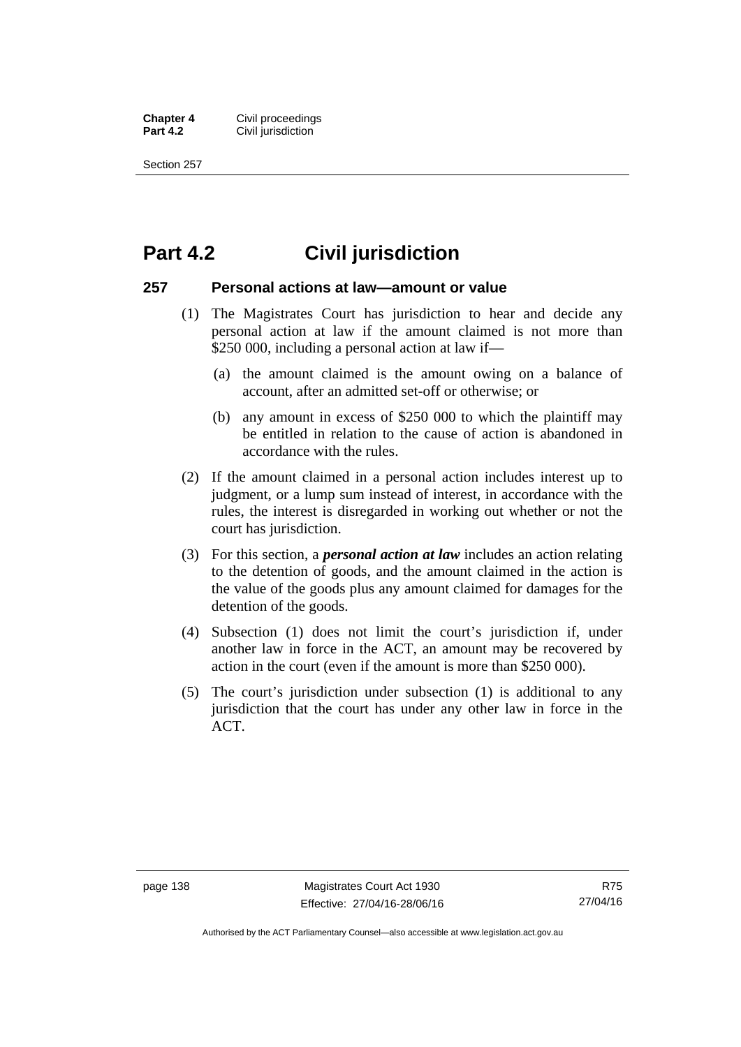# Part 4.2 Civil jurisdiction

## 257 Personal actions at law—amount or value

(1) The Magistrates Court has jurisdiction to hear and decide any personal action at law if the amount claimed is not more than $250 000, including a personal action at law if—

(a) the amount claimed is the amount owing on a balance of account, after an admitted set-off or otherwise; or

(b) any amount in excess of $250 000 to which the plaintiff may be entitled in relation to the cause of action is abandoned in accordance with the rules.

(2) If the amount claimed in a personal action includes interest up to judgment, or a lump sum instead of interest, in accordance with the rules, the interest is disregarded in working out whether or not the court has jurisdiction.

(3) For this section, a ***personal action at law*** includes an action relating to the detention of goods, and the amount claimed in the action is the value of the goods plus any amount claimed for damages for the detention of the goods.

(4) Subsection (1) does not limit the court's jurisdiction if, under another law in force in the ACT, an amount may be recovered by action in the court (even if the amount is more than $250 000).

(5) The court's jurisdiction under subsection (1) is additional to any jurisdiction that the court has under any other law in force in the ACT.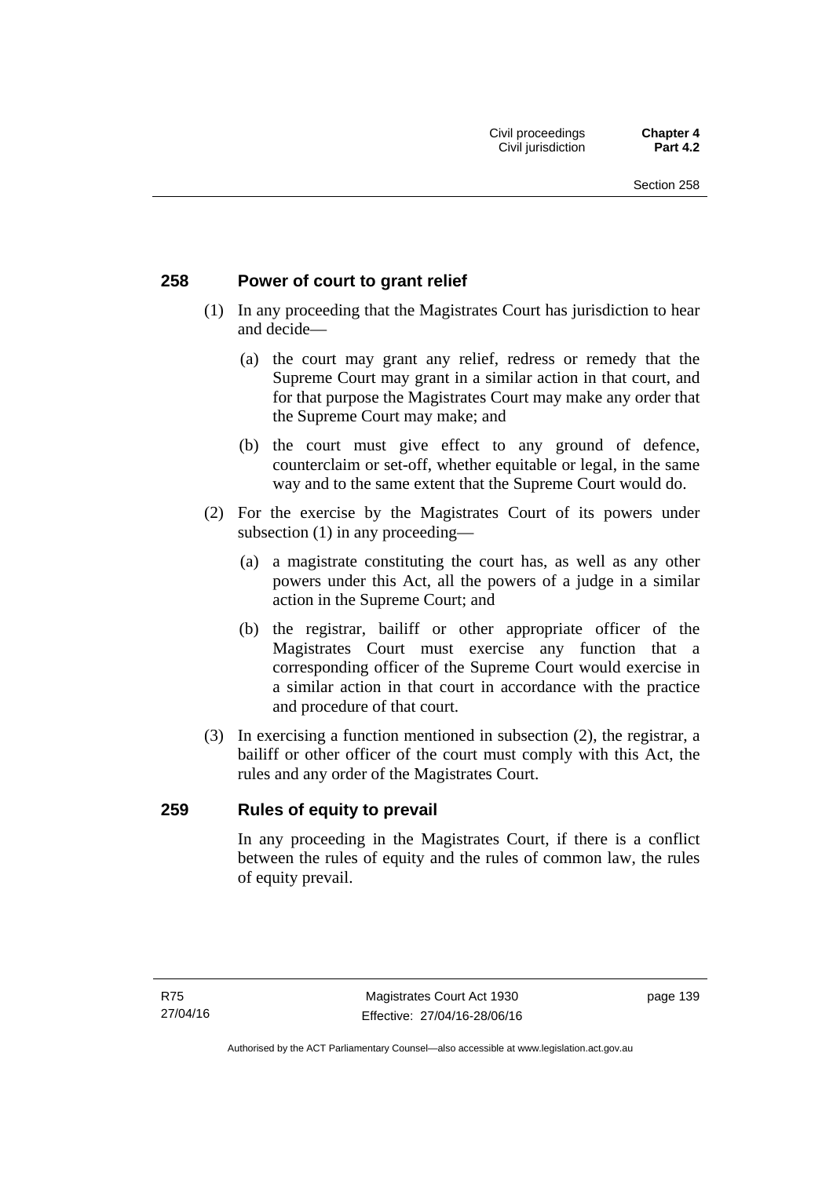## 258 Power of court to grant relief

(1) In any proceeding that the Magistrates Court has jurisdiction to hear and decide—

(a) the court may grant any relief, redress or remedy that the Supreme Court may grant in a similar action in that court, and for that purpose the Magistrates Court may make any order that the Supreme Court may make; and

(b) the court must give effect to any ground of defence, counterclaim or set-off, whether equitable or legal, in the same way and to the same extent that the Supreme Court would do.

(2) For the exercise by the Magistrates Court of its powers under subsection (1) in any proceeding—

(a) a magistrate constituting the court has, as well as any other powers under this Act, all the powers of a judge in a similar action in the Supreme Court; and

(b) the registrar, bailiff or other appropriate officer of the Magistrates Court must exercise any function that a corresponding officer of the Supreme Court would exercise in a similar action in that court in accordance with the practice and procedure of that court.

(3) In exercising a function mentioned in subsection (2), the registrar, a bailiff or other officer of the court must comply with this Act, the rules and any order of the Magistrates Court.

## 259 Rules of equity to prevail

In any proceeding in the Magistrates Court, if there is a conflict between the rules of equity and the rules of common law, the rules of equity prevail.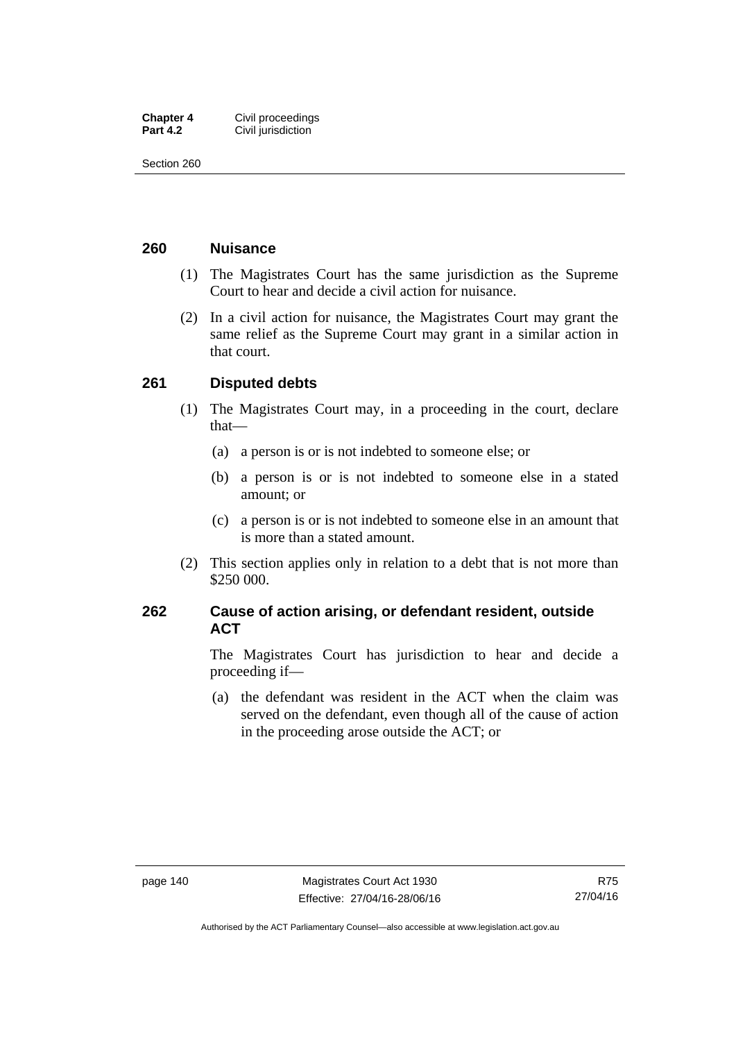## 260 Nuisance

(1) The Magistrates Court has the same jurisdiction as the Supreme Court to hear and decide a civil action for nuisance.

(2) In a civil action for nuisance, the Magistrates Court may grant the same relief as the Supreme Court may grant in a similar action in that court.

## 261 Disputed debts

(1) The Magistrates Court may, in a proceeding in the court, declare that—

(a) a person is or is not indebted to someone else; or

(b) a person is or is not indebted to someone else in a stated amount; or

(c) a person is or is not indebted to someone else in an amount that is more than a stated amount.

(2) This section applies only in relation to a debt that is not more than $250 000.

## 262 Cause of action arising, or defendant resident, outside ACT

The Magistrates Court has jurisdiction to hear and decide a proceeding if—

(a) the defendant was resident in the ACT when the claim was served on the defendant, even though all of the cause of action in the proceeding arose outside the ACT; or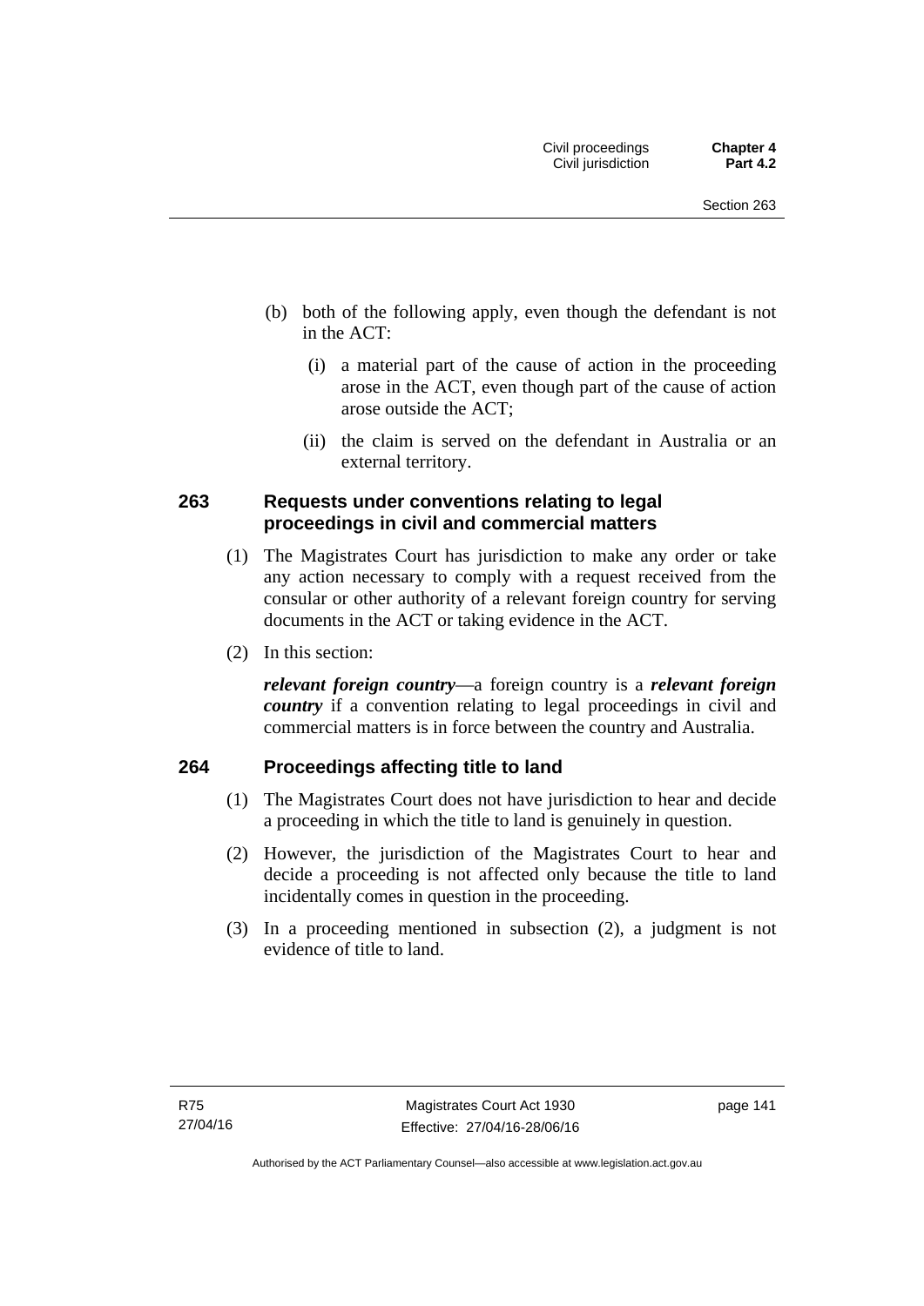(b) both of the following apply, even though the defendant is not in the ACT:

  (i) a material part of the cause of action in the proceeding arose in the ACT, even though part of the cause of action arose outside the ACT;

  (ii) the claim is served on the defendant in Australia or an external territory.

## 263 Requests under conventions relating to legal proceedings in civil and commercial matters

(1) The Magistrates Court has jurisdiction to make any order or take any action necessary to comply with a request received from the consular or other authority of a relevant foreign country for serving documents in the ACT or taking evidence in the ACT.

(2) In this section:

***relevant foreign country***—a foreign country is a ***relevant foreign country*** if a convention relating to legal proceedings in civil and commercial matters is in force between the country and Australia.

## 264 Proceedings affecting title to land

(1) The Magistrates Court does not have jurisdiction to hear and decide a proceeding in which the title to land is genuinely in question.

(2) However, the jurisdiction of the Magistrates Court to hear and decide a proceeding is not affected only because the title to land incidentally comes in question in the proceeding.

(3) In a proceeding mentioned in subsection (2), a judgment is not evidence of title to land.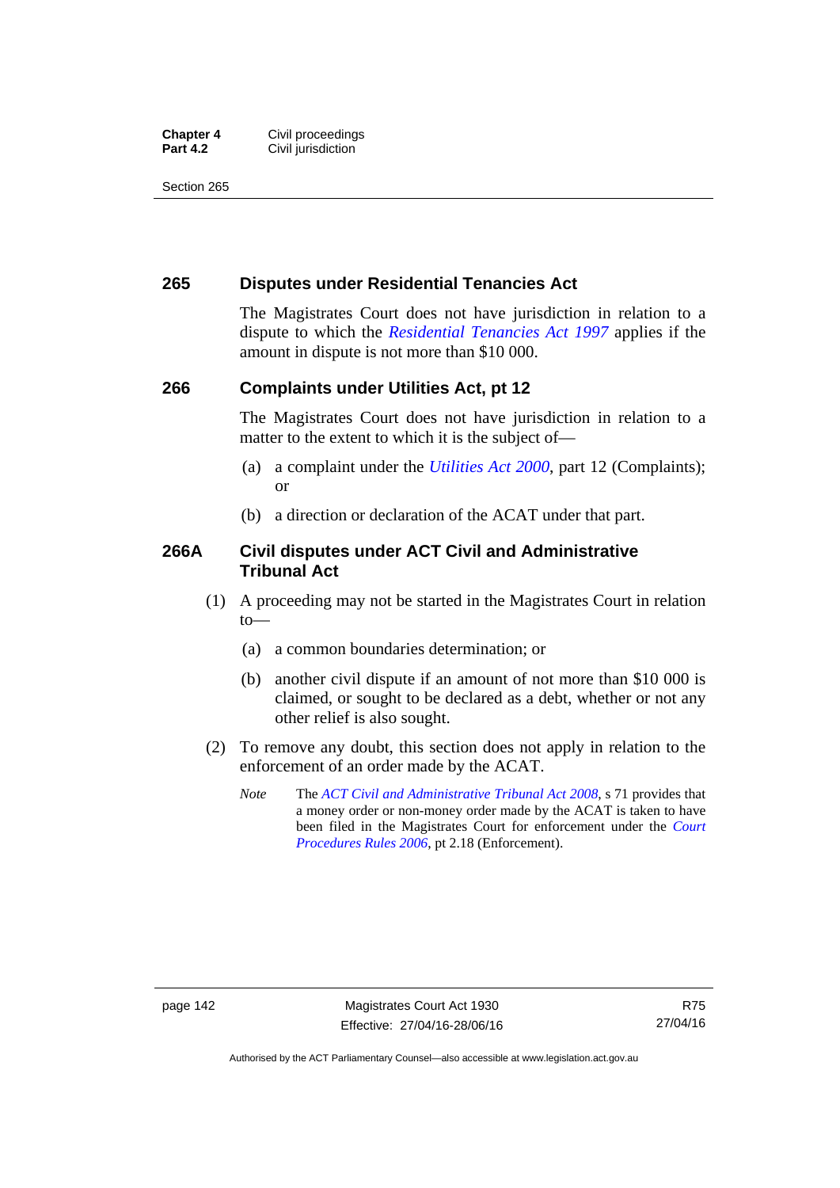## 265 Disputes under Residential Tenancies Act

The Magistrates Court does not have jurisdiction in relation to a dispute to which the *Residential Tenancies Act 1997* applies if the amount in dispute is not more than $10 000.

## 266 Complaints under Utilities Act, pt 12

The Magistrates Court does not have jurisdiction in relation to a matter to the extent to which it is the subject of—

(a) a complaint under the *Utilities Act 2000*, part 12 (Complaints); or

(b) a direction or declaration of the ACAT under that part.

## 266A Civil disputes under ACT Civil and Administrative Tribunal Act

(1) A proceeding may not be started in the Magistrates Court in relation to—

(a) a common boundaries determination; or

(b) another civil dispute if an amount of not more than $10 000 is claimed, or sought to be declared as a debt, whether or not any other relief is also sought.

(2) To remove any doubt, this section does not apply in relation to the enforcement of an order made by the ACAT.

*Note* The *ACT Civil and Administrative Tribunal Act 2008*, s 71 provides that a money order or non-money order made by the ACAT is taken to have been filed in the Magistrates Court for enforcement under the *Court Procedures Rules 2006*, pt 2.18 (Enforcement).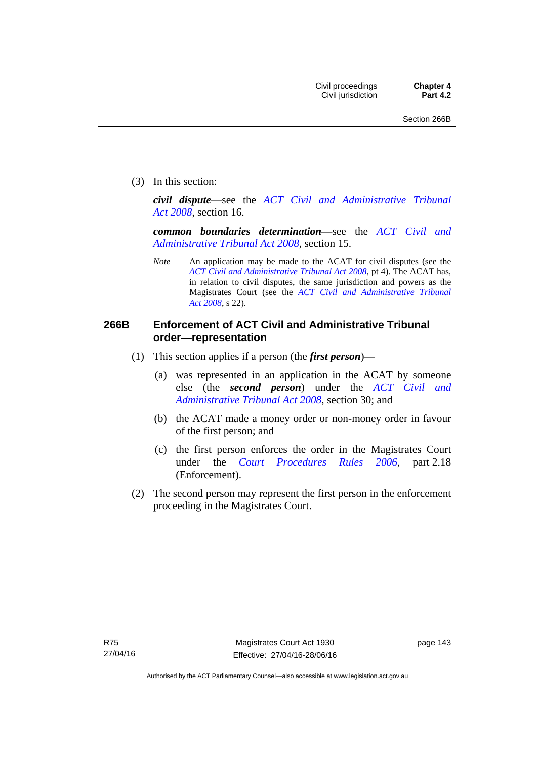(3) In this section:

***civil dispute***—see the *ACT Civil and Administrative Tribunal Act 2008*, section 16.

***common boundaries determination***—see the *ACT Civil and Administrative Tribunal Act 2008*, section 15.

*Note* An application may be made to the ACAT for civil disputes (see the *ACT Civil and Administrative Tribunal Act 2008*, pt 4). The ACAT has, in relation to civil disputes, the same jurisdiction and powers as the Magistrates Court (see the *ACT Civil and Administrative Tribunal Act 2008*, s 22).

### 266B Enforcement of ACT Civil and Administrative Tribunal order—representation

(1) This section applies if a person (the ***first person***)—

(a) was represented in an application in the ACAT by someone else (the ***second person***) under the *ACT Civil and Administrative Tribunal Act 2008*, section 30; and

(b) the ACAT made a money order or non-money order in favour of the first person; and

(c) the first person enforces the order in the Magistrates Court under the *Court Procedures Rules 2006*, part 2.18 (Enforcement).

(2) The second person may represent the first person in the enforcement proceeding in the Magistrates Court.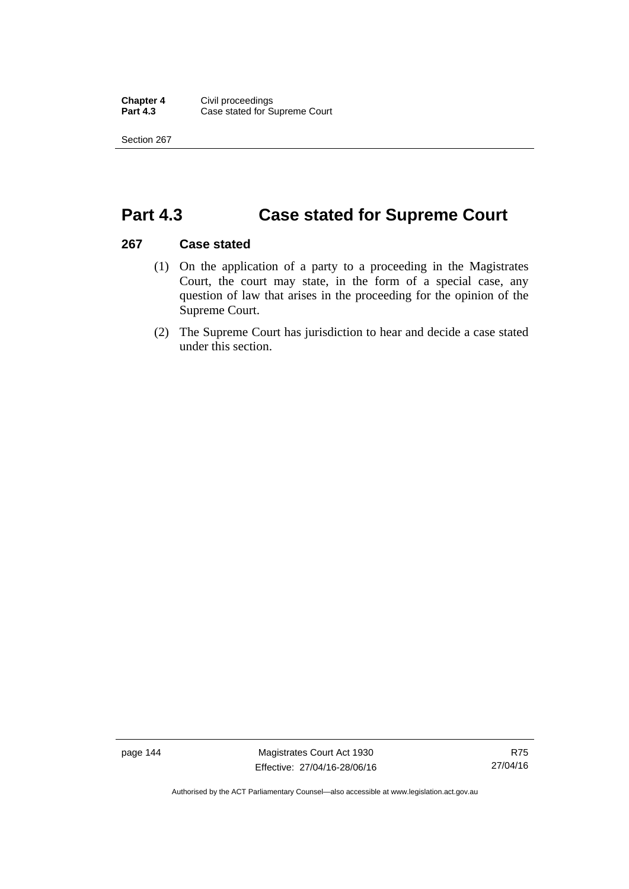# Part 4.3 Case stated for Supreme Court

## 267 Case stated

(1) On the application of a party to a proceeding in the Magistrates Court, the court may state, in the form of a special case, any question of law that arises in the proceeding for the opinion of the Supreme Court.

(2) The Supreme Court has jurisdiction to hear and decide a case stated under this section.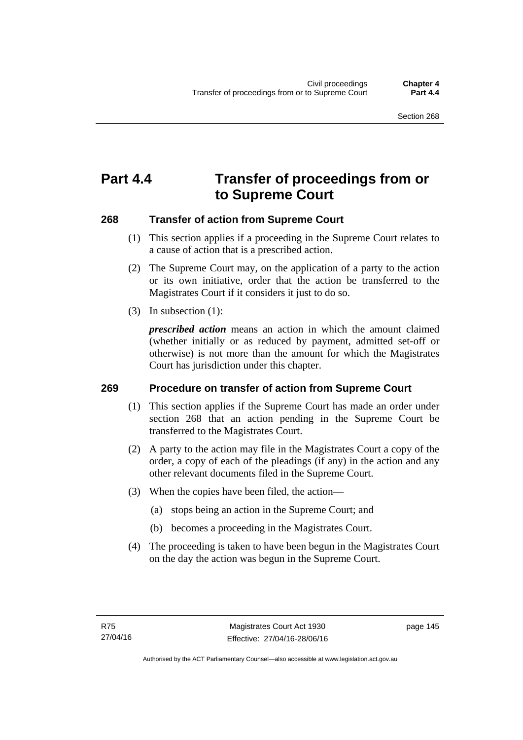# Part 4.4 Transfer of proceedings from or to Supreme Court

## 268 Transfer of action from Supreme Court

(1) This section applies if a proceeding in the Supreme Court relates to a cause of action that is a prescribed action.

(2) The Supreme Court may, on the application of a party to the action or its own initiative, order that the action be transferred to the Magistrates Court if it considers it just to do so.

(3) In subsection (1):

***prescribed action*** means an action in which the amount claimed (whether initially or as reduced by payment, admitted set-off or otherwise) is not more than the amount for which the Magistrates Court has jurisdiction under this chapter.

## 269 Procedure on transfer of action from Supreme Court

(1) This section applies if the Supreme Court has made an order under section 268 that an action pending in the Supreme Court be transferred to the Magistrates Court.

(2) A party to the action may file in the Magistrates Court a copy of the order, a copy of each of the pleadings (if any) in the action and any other relevant documents filed in the Supreme Court.

(3) When the copies have been filed, the action—

(a) stops being an action in the Supreme Court; and

(b) becomes a proceeding in the Magistrates Court.

(4) The proceeding is taken to have been begun in the Magistrates Court on the day the action was begun in the Supreme Court.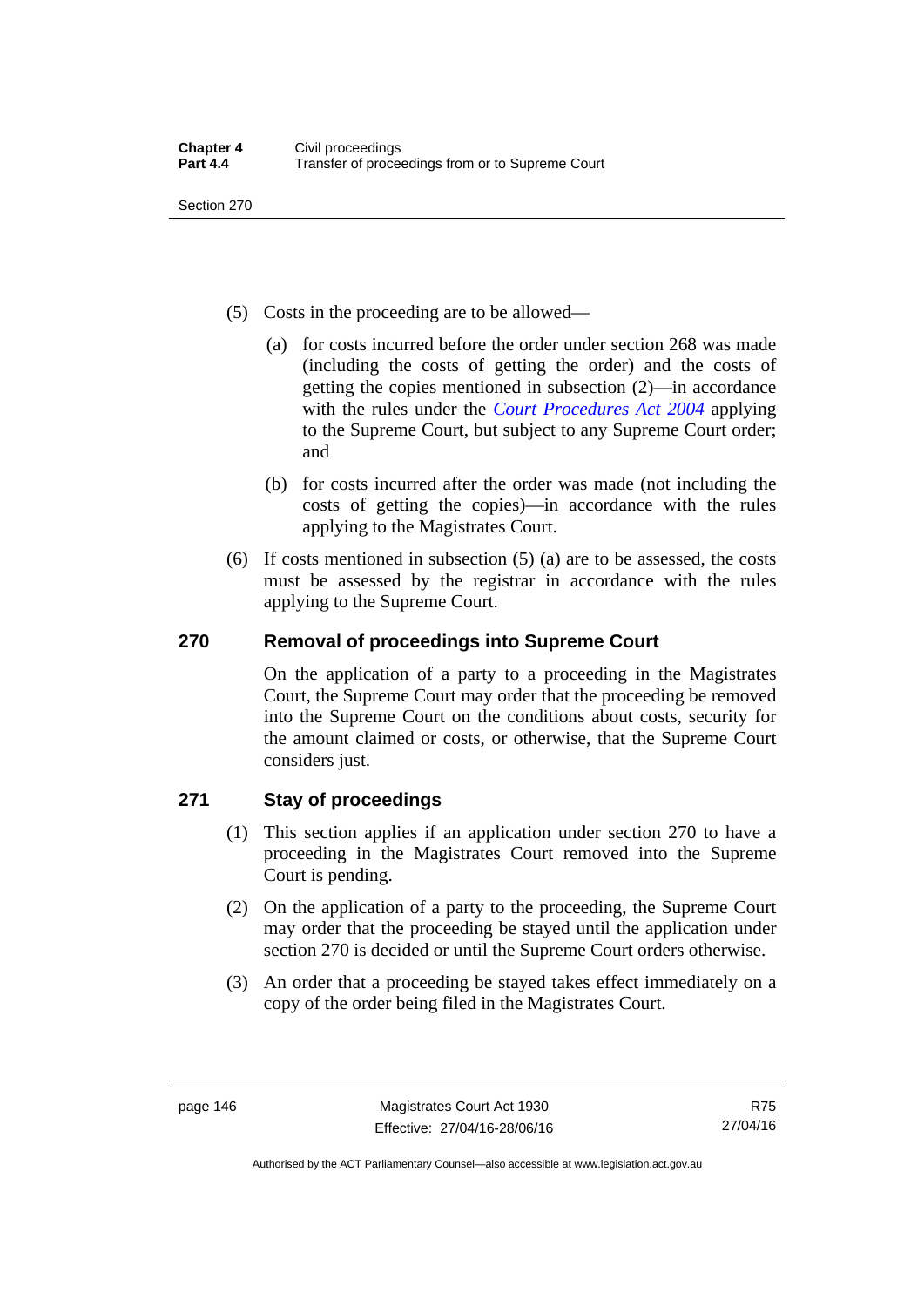(5) Costs in the proceeding are to be allowed—

(a) for costs incurred before the order under section 268 was made (including the costs of getting the order) and the costs of getting the copies mentioned in subsection (2)—in accordance with the rules under the *Court Procedures Act 2004* applying to the Supreme Court, but subject to any Supreme Court order; and

(b) for costs incurred after the order was made (not including the costs of getting the copies)—in accordance with the rules applying to the Magistrates Court.

(6) If costs mentioned in subsection (5) (a) are to be assessed, the costs must be assessed by the registrar in accordance with the rules applying to the Supreme Court.

## 270 Removal of proceedings into Supreme Court

On the application of a party to a proceeding in the Magistrates Court, the Supreme Court may order that the proceeding be removed into the Supreme Court on the conditions about costs, security for the amount claimed or costs, or otherwise, that the Supreme Court considers just.

## 271 Stay of proceedings

(1) This section applies if an application under section 270 to have a proceeding in the Magistrates Court removed into the Supreme Court is pending.

(2) On the application of a party to the proceeding, the Supreme Court may order that the proceeding be stayed until the application under section 270 is decided or until the Supreme Court orders otherwise.

(3) An order that a proceeding be stayed takes effect immediately on a copy of the order being filed in the Magistrates Court.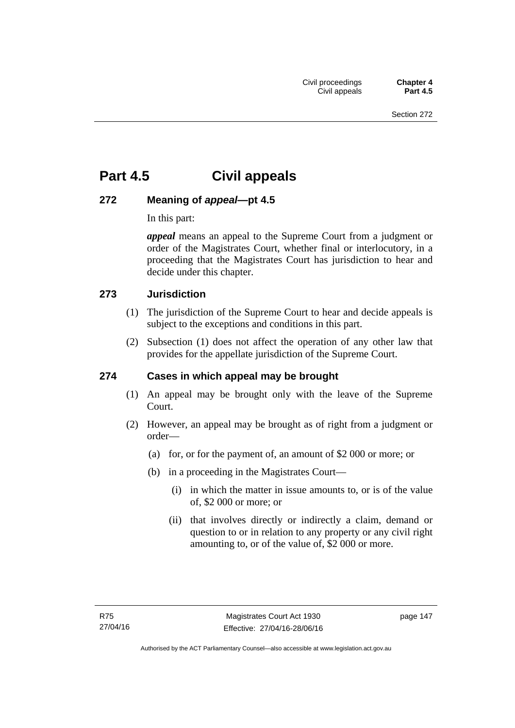# Part 4.5 Civil appeals

## 272 Meaning of *appeal*—pt 4.5

In this part:

***appeal*** means an appeal to the Supreme Court from a judgment or order of the Magistrates Court, whether final or interlocutory, in a proceeding that the Magistrates Court has jurisdiction to hear and decide under this chapter.

## 273 Jurisdiction

(1) The jurisdiction of the Supreme Court to hear and decide appeals is subject to the exceptions and conditions in this part.

(2) Subsection (1) does not affect the operation of any other law that provides for the appellate jurisdiction of the Supreme Court.

## 274 Cases in which appeal may be brought

(1) An appeal may be brought only with the leave of the Supreme Court.

(2) However, an appeal may be brought as of right from a judgment or order—

- (a) for, or for the payment of, an amount of $2 000 or more; or
- (b) in a proceeding in the Magistrates Court—
  - (i) in which the matter in issue amounts to, or is of the value of, $2 000 or more; or
  - (ii) that involves directly or indirectly a claim, demand or question to or in relation to any property or any civil right amounting to, or of the value of, $2 000 or more.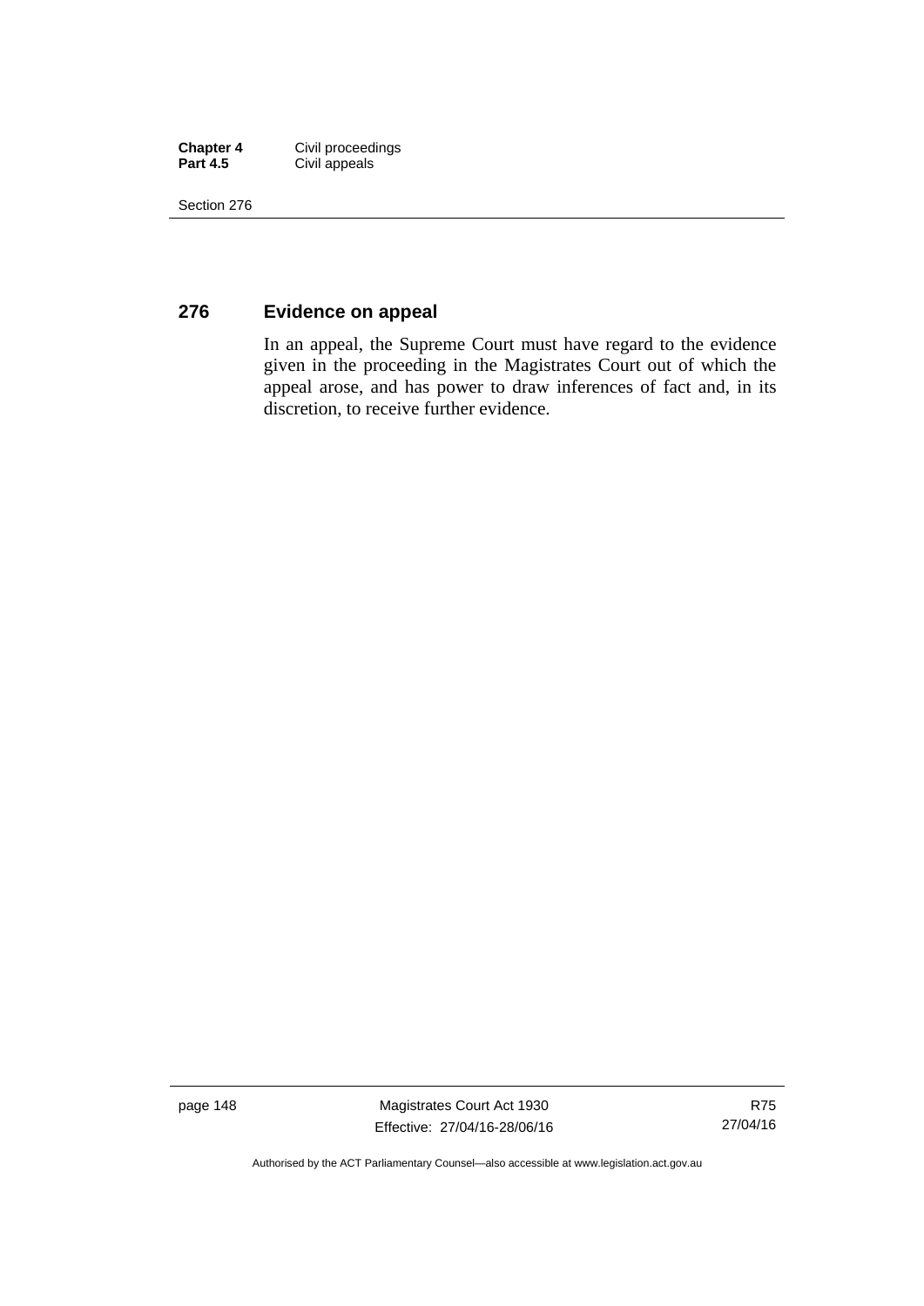## 276 Evidence on appeal

In an appeal, the Supreme Court must have regard to the evidence given in the proceeding in the Magistrates Court out of which the appeal arose, and has power to draw inferences of fact and, in its discretion, to receive further evidence.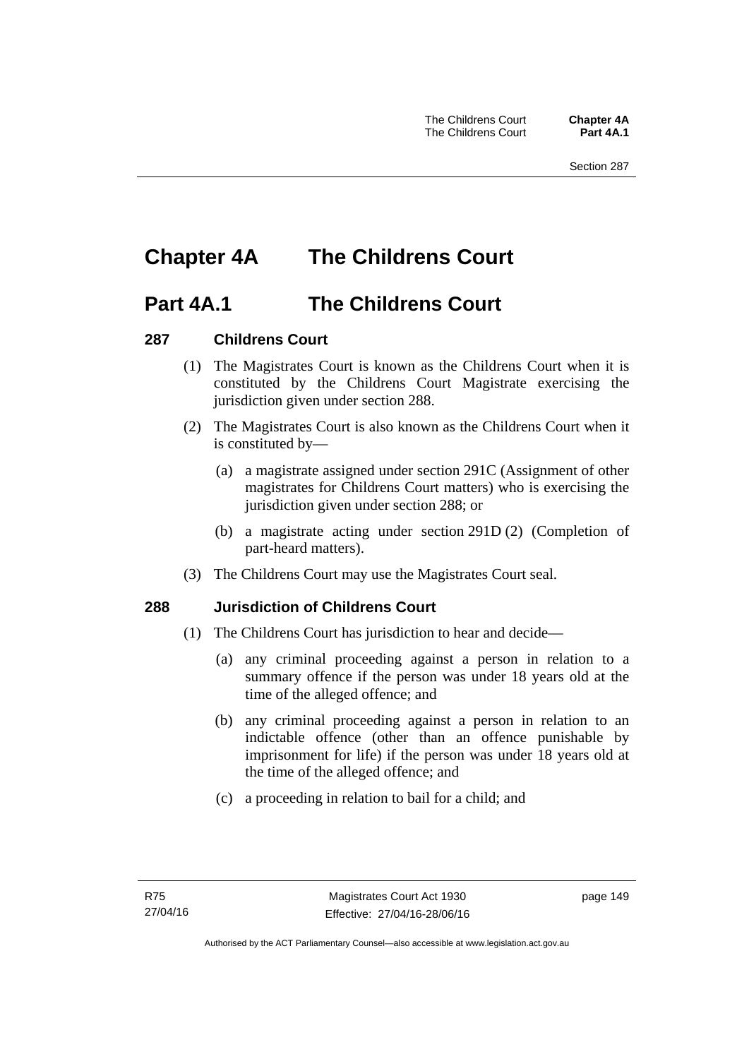# Chapter 4A The Childrens Court

## Part 4A.1 The Childrens Court

### 287 Childrens Court

(1) The Magistrates Court is known as the Childrens Court when it is constituted by the Childrens Court Magistrate exercising the jurisdiction given under section 288.

(2) The Magistrates Court is also known as the Childrens Court when it is constituted by—

(a) a magistrate assigned under section 291C (Assignment of other magistrates for Childrens Court matters) who is exercising the jurisdiction given under section 288; or

(b) a magistrate acting under section 291D (2) (Completion of part-heard matters).

(3) The Childrens Court may use the Magistrates Court seal.

### 288 Jurisdiction of Childrens Court

(1) The Childrens Court has jurisdiction to hear and decide—

(a) any criminal proceeding against a person in relation to a summary offence if the person was under 18 years old at the time of the alleged offence; and

(b) any criminal proceeding against a person in relation to an indictable offence (other than an offence punishable by imprisonment for life) if the person was under 18 years old at the time of the alleged offence; and

(c) a proceeding in relation to bail for a child; and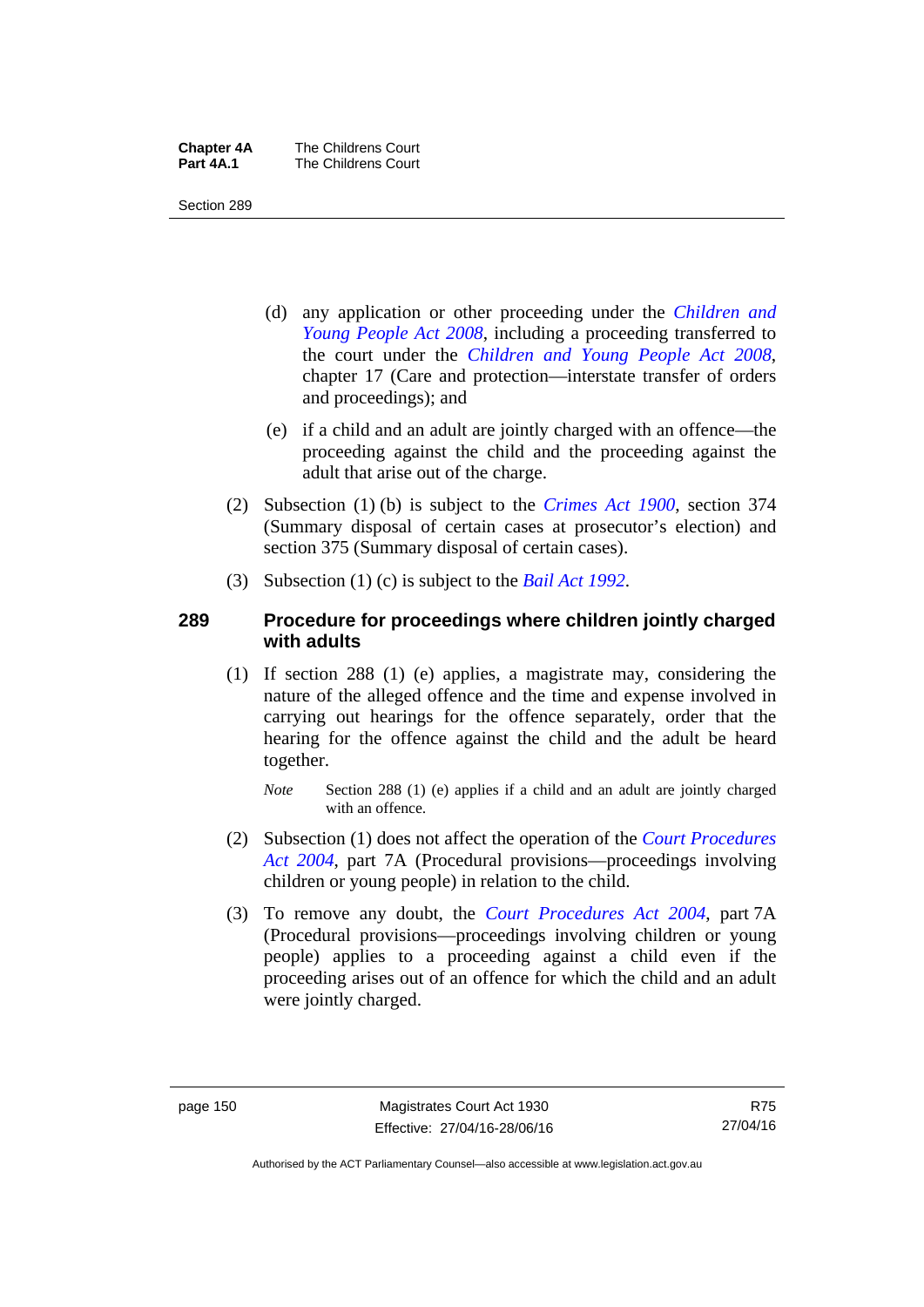(d) any application or other proceeding under the *Children and Young People Act 2008*, including a proceeding transferred to the court under the *Children and Young People Act 2008*, chapter 17 (Care and protection—interstate transfer of orders and proceedings); and

(e) if a child and an adult are jointly charged with an offence—the proceeding against the child and the proceeding against the adult that arise out of the charge.

(2) Subsection (1) (b) is subject to the *Crimes Act 1900*, section 374 (Summary disposal of certain cases at prosecutor's election) and section 375 (Summary disposal of certain cases).

(3) Subsection (1) (c) is subject to the *Bail Act 1992*.

## 289 Procedure for proceedings where children jointly charged with adults

(1) If section 288 (1) (e) applies, a magistrate may, considering the nature of the alleged offence and the time and expense involved in carrying out hearings for the offence separately, order that the hearing for the offence against the child and the adult be heard together.

*Note* Section 288 (1) (e) applies if a child and an adult are jointly charged with an offence.

(2) Subsection (1) does not affect the operation of the *Court Procedures Act 2004*, part 7A (Procedural provisions—proceedings involving children or young people) in relation to the child.

(3) To remove any doubt, the *Court Procedures Act 2004*, part 7A (Procedural provisions—proceedings involving children or young people) applies to a proceeding against a child even if the proceeding arises out of an offence for which the child and an adult were jointly charged.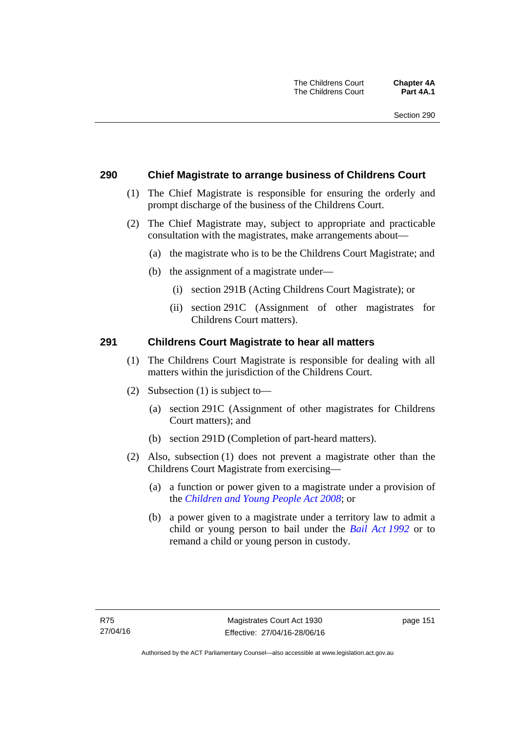## 290 Chief Magistrate to arrange business of Childrens Court

(1) The Chief Magistrate is responsible for ensuring the orderly and prompt discharge of the business of the Childrens Court.

(2) The Chief Magistrate may, subject to appropriate and practicable consultation with the magistrates, make arrangements about—

- (a) the magistrate who is to be the Childrens Court Magistrate; and
- (b) the assignment of a magistrate under—
  - (i) section 291B (Acting Childrens Court Magistrate); or
  - (ii) section 291C (Assignment of other magistrates for Childrens Court matters).

## 291 Childrens Court Magistrate to hear all matters

(1) The Childrens Court Magistrate is responsible for dealing with all matters within the jurisdiction of the Childrens Court.

(2) Subsection (1) is subject to—

- (a) section 291C (Assignment of other magistrates for Childrens Court matters); and
- (b) section 291D (Completion of part-heard matters).

(2) Also, subsection (1) does not prevent a magistrate other than the Childrens Court Magistrate from exercising—

- (a) a function or power given to a magistrate under a provision of the *Children and Young People Act 2008*; or
- (b) a power given to a magistrate under a territory law to admit a child or young person to bail under the *Bail Act 1992* or to remand a child or young person in custody.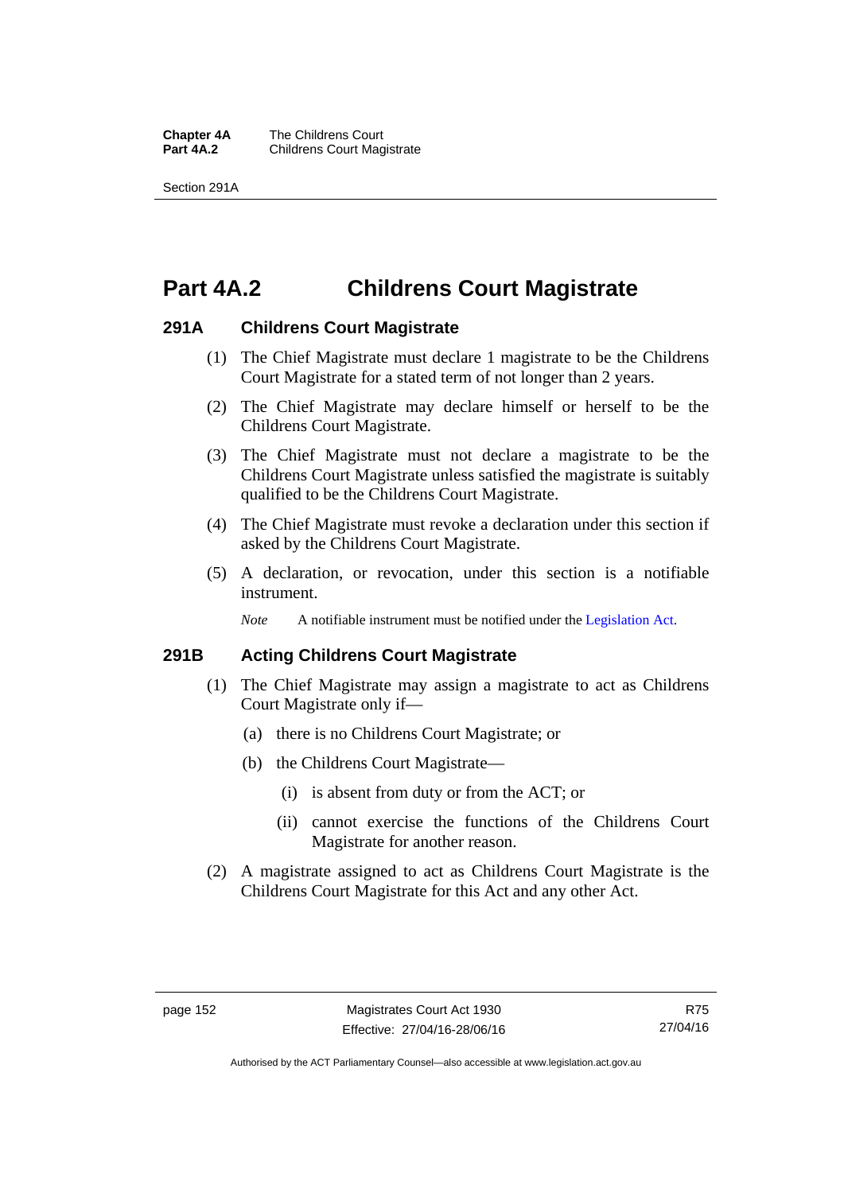# Part 4A.2 Childrens Court Magistrate

## 291A Childrens Court Magistrate

(1) The Chief Magistrate must declare 1 magistrate to be the Childrens Court Magistrate for a stated term of not longer than 2 years.

(2) The Chief Magistrate may declare himself or herself to be the Childrens Court Magistrate.

(3) The Chief Magistrate must not declare a magistrate to be the Childrens Court Magistrate unless satisfied the magistrate is suitably qualified to be the Childrens Court Magistrate.

(4) The Chief Magistrate must revoke a declaration under this section if asked by the Childrens Court Magistrate.

(5) A declaration, or revocation, under this section is a notifiable instrument.

*Note* A notifiable instrument must be notified under the Legislation Act.

## 291B Acting Childrens Court Magistrate

(1) The Chief Magistrate may assign a magistrate to act as Childrens Court Magistrate only if—

(a) there is no Childrens Court Magistrate; or

(b) the Childrens Court Magistrate—

(i) is absent from duty or from the ACT; or

(ii) cannot exercise the functions of the Childrens Court Magistrate for another reason.

(2) A magistrate assigned to act as Childrens Court Magistrate is the Childrens Court Magistrate for this Act and any other Act.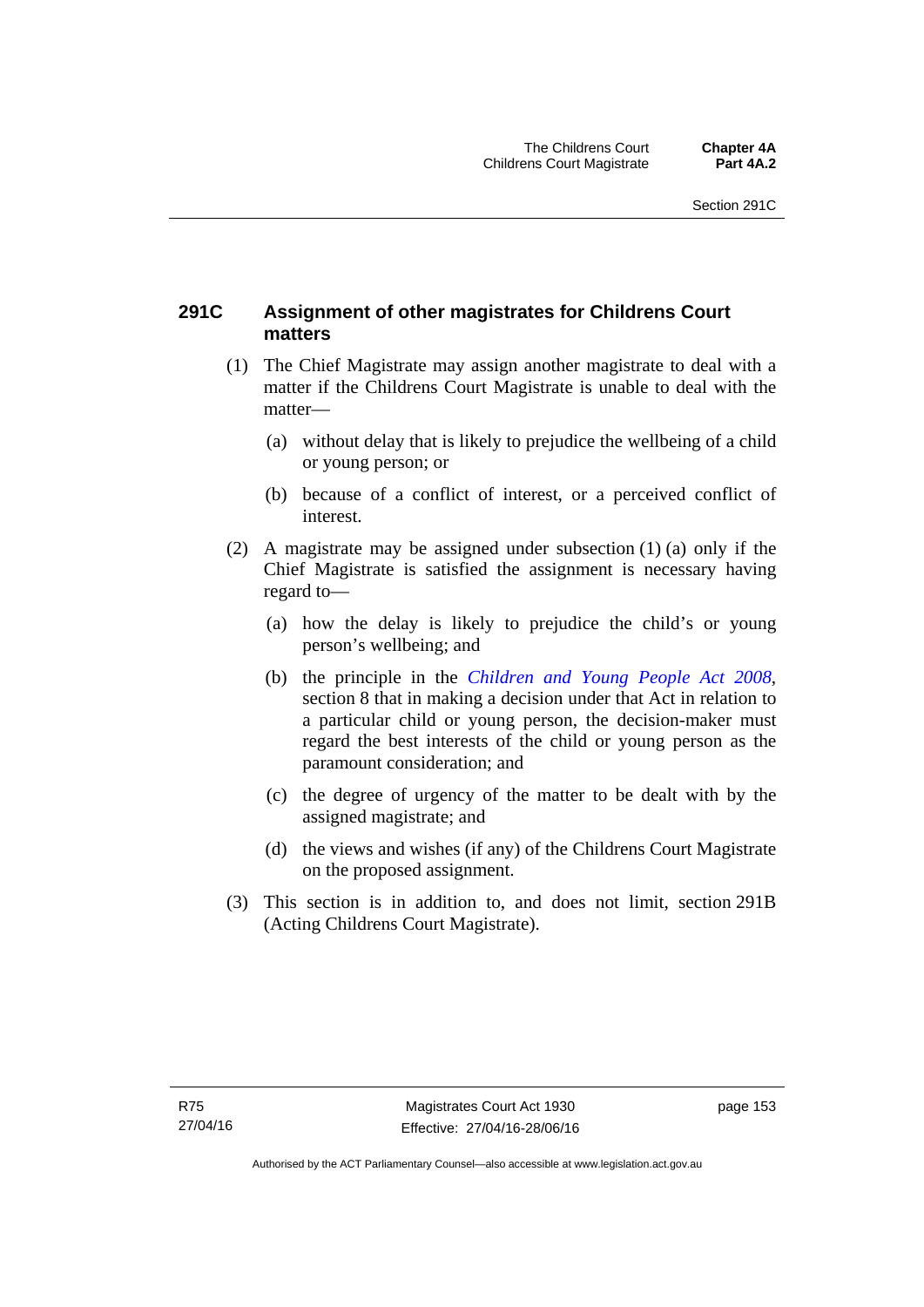## 291C Assignment of other magistrates for Childrens Court matters

(1) The Chief Magistrate may assign another magistrate to deal with a matter if the Childrens Court Magistrate is unable to deal with the matter—

(a) without delay that is likely to prejudice the wellbeing of a child or young person; or

(b) because of a conflict of interest, or a perceived conflict of interest.

(2) A magistrate may be assigned under subsection (1) (a) only if the Chief Magistrate is satisfied the assignment is necessary having regard to—

(a) how the delay is likely to prejudice the child's or young person's wellbeing; and

(b) the principle in the *Children and Young People Act 2008*, section 8 that in making a decision under that Act in relation to a particular child or young person, the decision-maker must regard the best interests of the child or young person as the paramount consideration; and

(c) the degree of urgency of the matter to be dealt with by the assigned magistrate; and

(d) the views and wishes (if any) of the Childrens Court Magistrate on the proposed assignment.

(3) This section is in addition to, and does not limit, section 291B (Acting Childrens Court Magistrate).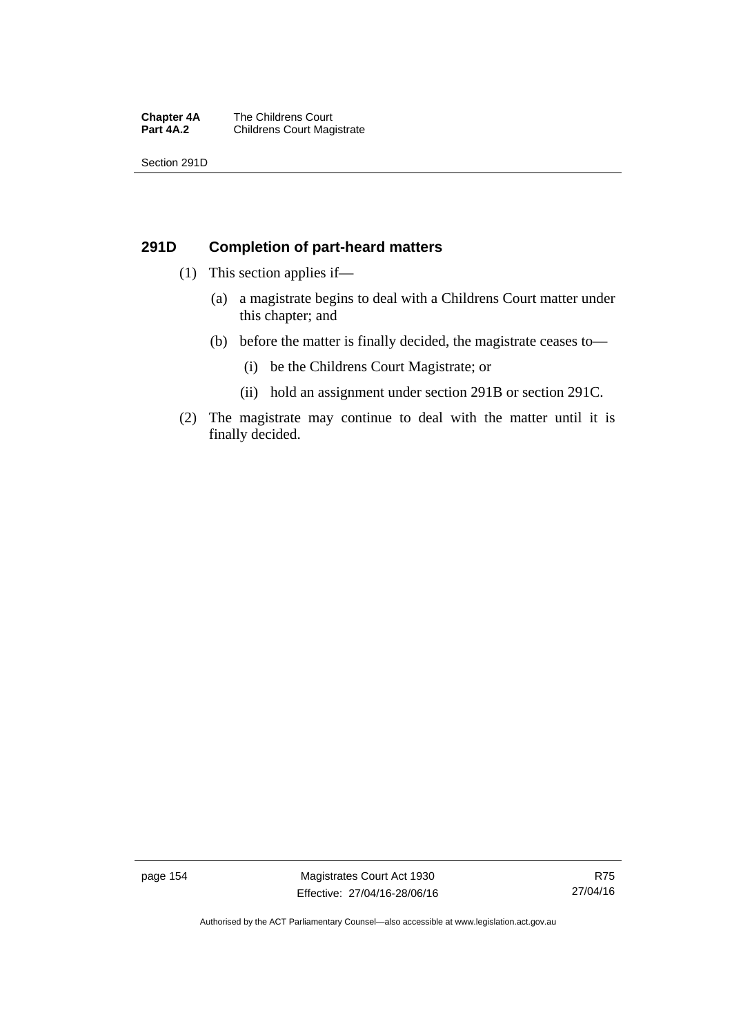## 291D Completion of part-heard matters

(1) This section applies if—

   (a) a magistrate begins to deal with a Childrens Court matter under this chapter; and

   (b) before the matter is finally decided, the magistrate ceases to—

      (i) be the Childrens Court Magistrate; or

      (ii) hold an assignment under section 291B or section 291C.

(2) The magistrate may continue to deal with the matter until it is finally decided.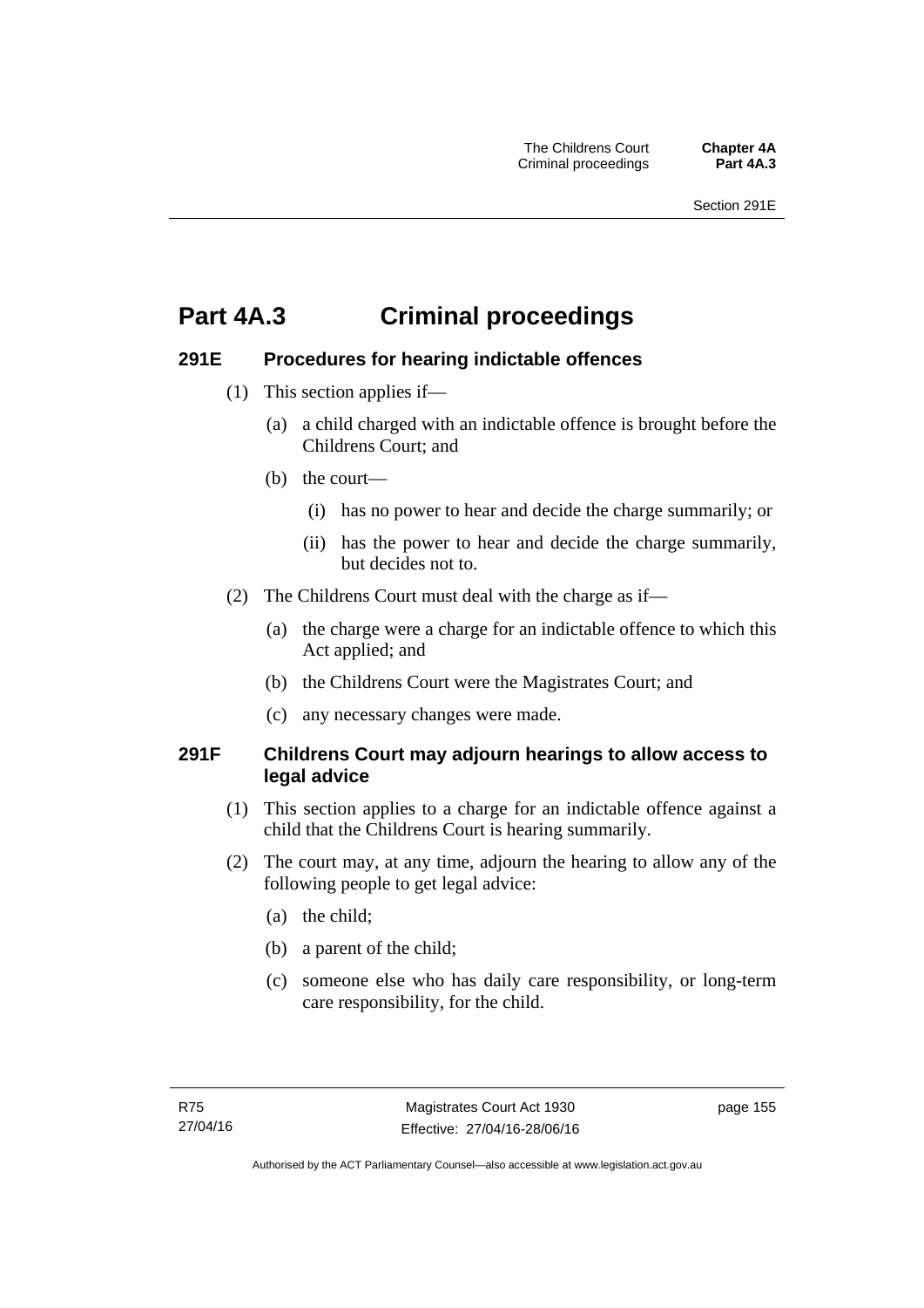# Part 4A.3 Criminal proceedings

### 291E Procedures for hearing indictable offences

(1) This section applies if—

(a) a child charged with an indictable offence is brought before the Childrens Court; and

(b) the court—

(i) has no power to hear and decide the charge summarily; or

(ii) has the power to hear and decide the charge summarily, but decides not to.

(2) The Childrens Court must deal with the charge as if—

(a) the charge were a charge for an indictable offence to which this Act applied; and

(b) the Childrens Court were the Magistrates Court; and

(c) any necessary changes were made.

### 291F Childrens Court may adjourn hearings to allow access to legal advice

(1) This section applies to a charge for an indictable offence against a child that the Childrens Court is hearing summarily.

(2) The court may, at any time, adjourn the hearing to allow any of the following people to get legal advice:

(a) the child;

(b) a parent of the child;

(c) someone else who has daily care responsibility, or long-term care responsibility, for the child.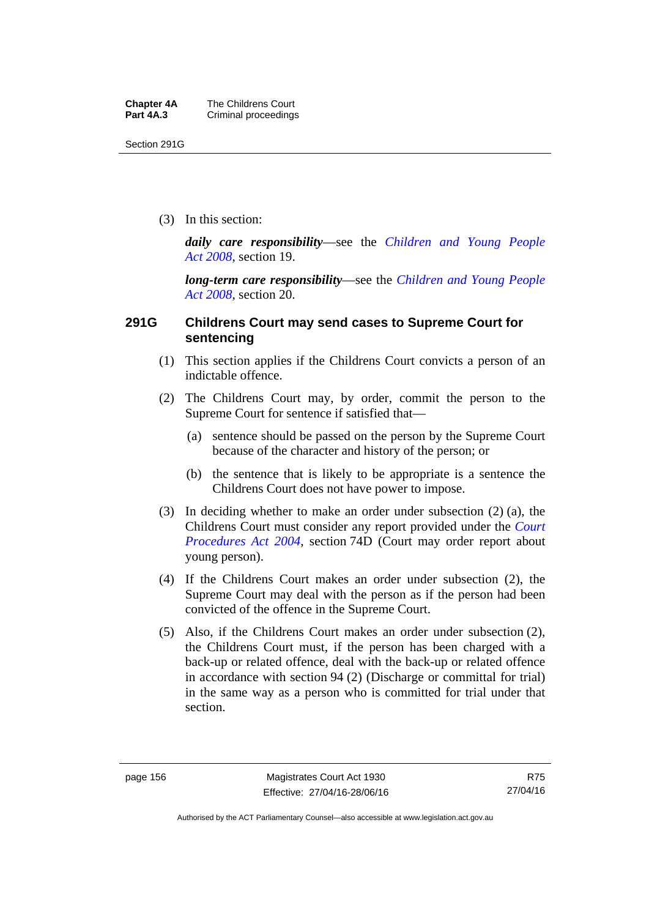(3) In this section:

***daily care responsibility***—see the *Children and Young People Act 2008*, section 19.

***long-term care responsibility***—see the *Children and Young People Act 2008*, section 20.

### 291G Childrens Court may send cases to Supreme Court for sentencing

(1) This section applies if the Childrens Court convicts a person of an indictable offence.

(2) The Childrens Court may, by order, commit the person to the Supreme Court for sentence if satisfied that—

(a) sentence should be passed on the person by the Supreme Court because of the character and history of the person; or

(b) the sentence that is likely to be appropriate is a sentence the Childrens Court does not have power to impose.

(3) In deciding whether to make an order under subsection (2) (a), the Childrens Court must consider any report provided under the *Court Procedures Act 2004*, section 74D (Court may order report about young person).

(4) If the Childrens Court makes an order under subsection (2), the Supreme Court may deal with the person as if the person had been convicted of the offence in the Supreme Court.

(5) Also, if the Childrens Court makes an order under subsection (2), the Childrens Court must, if the person has been charged with a back-up or related offence, deal with the back-up or related offence in accordance with section 94 (2) (Discharge or committal for trial) in the same way as a person who is committed for trial under that section.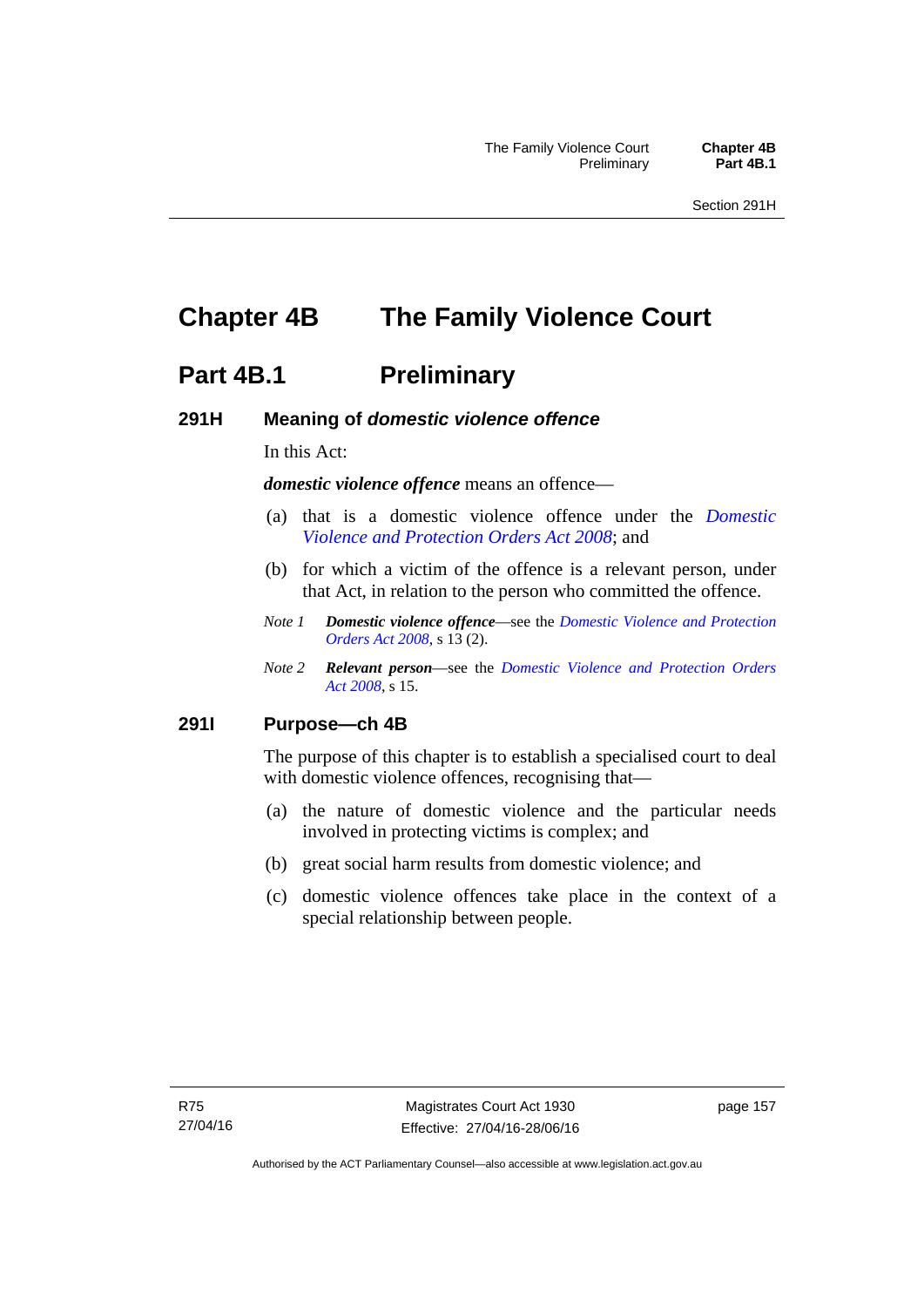# Chapter 4B The Family Violence Court

## Part 4B.1 Preliminary

### 291H Meaning of *domestic violence offence*

In this Act:

***domestic violence offence*** means an offence—

(a) that is a domestic violence offence under the *Domestic Violence and Protection Orders Act 2008*; and

(b) for which a victim of the offence is a relevant person, under that Act, in relation to the person who committed the offence.

*Note 1* ***Domestic violence offence***—see the *Domestic Violence and Protection Orders Act 2008*, s 13 (2).

*Note 2* ***Relevant person***—see the *Domestic Violence and Protection Orders Act 2008*, s 15.

### 291I Purpose—ch 4B

The purpose of this chapter is to establish a specialised court to deal with domestic violence offences, recognising that—

(a) the nature of domestic violence and the particular needs involved in protecting victims is complex; and

(b) great social harm results from domestic violence; and

(c) domestic violence offences take place in the context of a special relationship between people.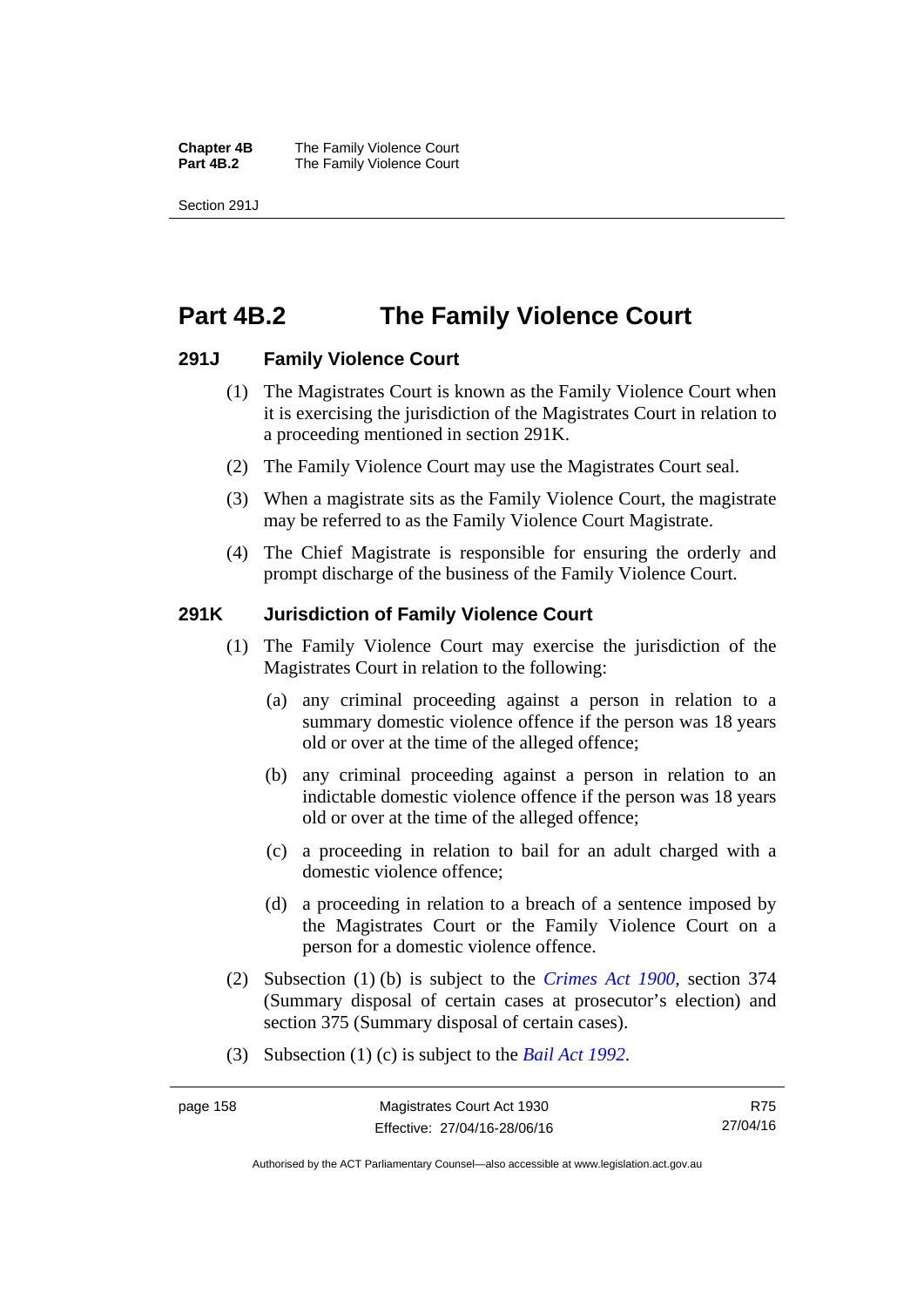# Part 4B.2 The Family Violence Court

### 291J Family Violence Court

(1) The Magistrates Court is known as the Family Violence Court when it is exercising the jurisdiction of the Magistrates Court in relation to a proceeding mentioned in section 291K.

(2) The Family Violence Court may use the Magistrates Court seal.

(3) When a magistrate sits as the Family Violence Court, the magistrate may be referred to as the Family Violence Court Magistrate.

(4) The Chief Magistrate is responsible for ensuring the orderly and prompt discharge of the business of the Family Violence Court.

### 291K Jurisdiction of Family Violence Court

(1) The Family Violence Court may exercise the jurisdiction of the Magistrates Court in relation to the following:

(a) any criminal proceeding against a person in relation to a summary domestic violence offence if the person was 18 years old or over at the time of the alleged offence;

(b) any criminal proceeding against a person in relation to an indictable domestic violence offence if the person was 18 years old or over at the time of the alleged offence;

(c) a proceeding in relation to bail for an adult charged with a domestic violence offence;

(d) a proceeding in relation to a breach of a sentence imposed by the Magistrates Court or the Family Violence Court on a person for a domestic violence offence.

(2) Subsection (1) (b) is subject to the *Crimes Act 1900*, section 374 (Summary disposal of certain cases at prosecutor's election) and section 375 (Summary disposal of certain cases).

(3) Subsection (1) (c) is subject to the *Bail Act 1992*.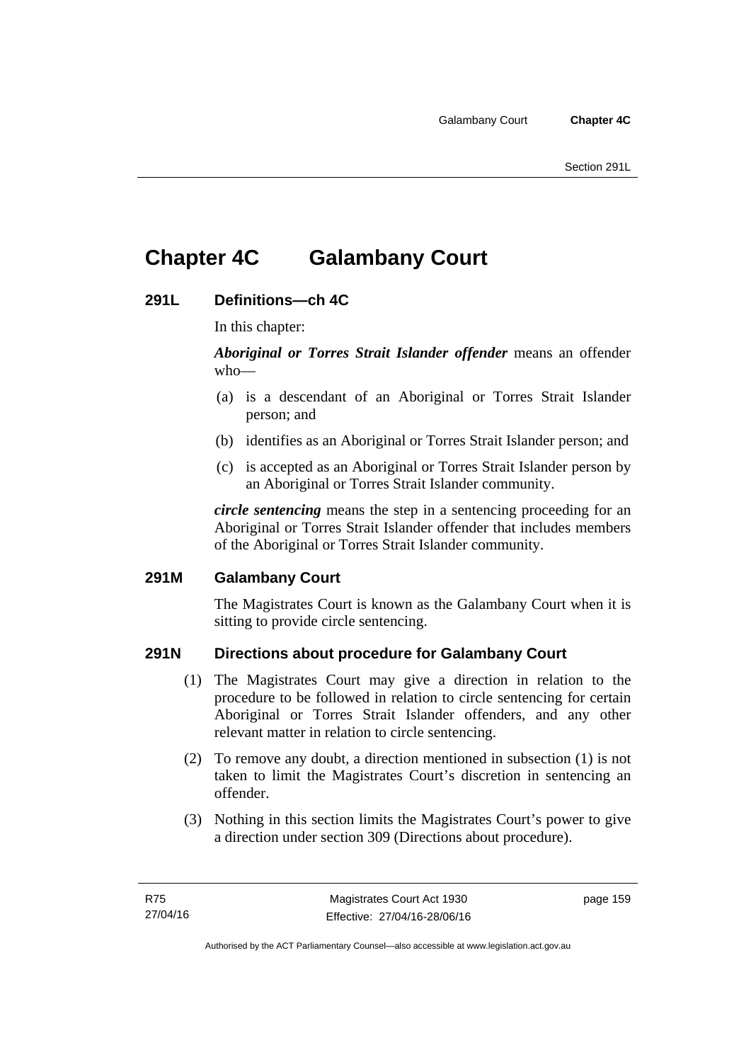# Chapter 4C Galambany Court

## 291L Definitions—ch 4C

In this chapter:

***Aboriginal or Torres Strait Islander offender*** means an offender who—

(a) is a descendant of an Aboriginal or Torres Strait Islander person; and

(b) identifies as an Aboriginal or Torres Strait Islander person; and

(c) is accepted as an Aboriginal or Torres Strait Islander person by an Aboriginal or Torres Strait Islander community.

***circle sentencing*** means the step in a sentencing proceeding for an Aboriginal or Torres Strait Islander offender that includes members of the Aboriginal or Torres Strait Islander community.

## 291M Galambany Court

The Magistrates Court is known as the Galambany Court when it is sitting to provide circle sentencing.

## 291N Directions about procedure for Galambany Court

(1) The Magistrates Court may give a direction in relation to the procedure to be followed in relation to circle sentencing for certain Aboriginal or Torres Strait Islander offenders, and any other relevant matter in relation to circle sentencing.

(2) To remove any doubt, a direction mentioned in subsection (1) is not taken to limit the Magistrates Court's discretion in sentencing an offender.

(3) Nothing in this section limits the Magistrates Court's power to give a direction under section 309 (Directions about procedure).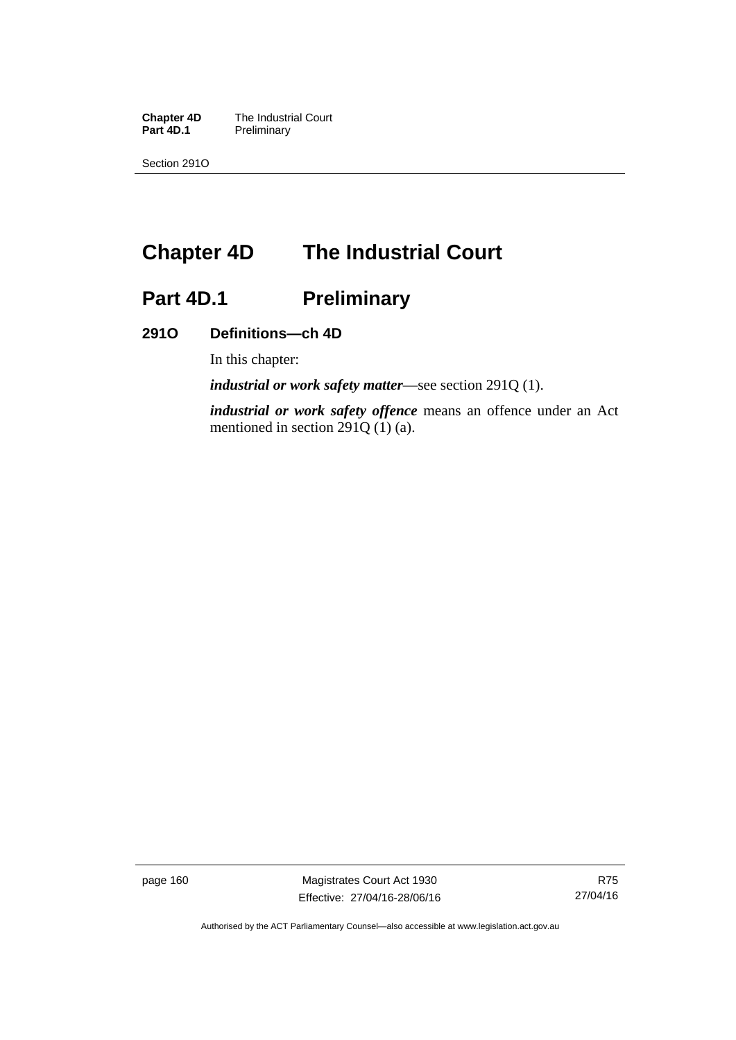# Chapter 4D The Industrial Court

## Part 4D.1 Preliminary

### 291O Definitions—ch 4D

In this chapter:

***industrial or work safety matter***—see section 291Q (1).

***industrial or work safety offence*** means an offence under an Act mentioned in section 291Q (1) (a).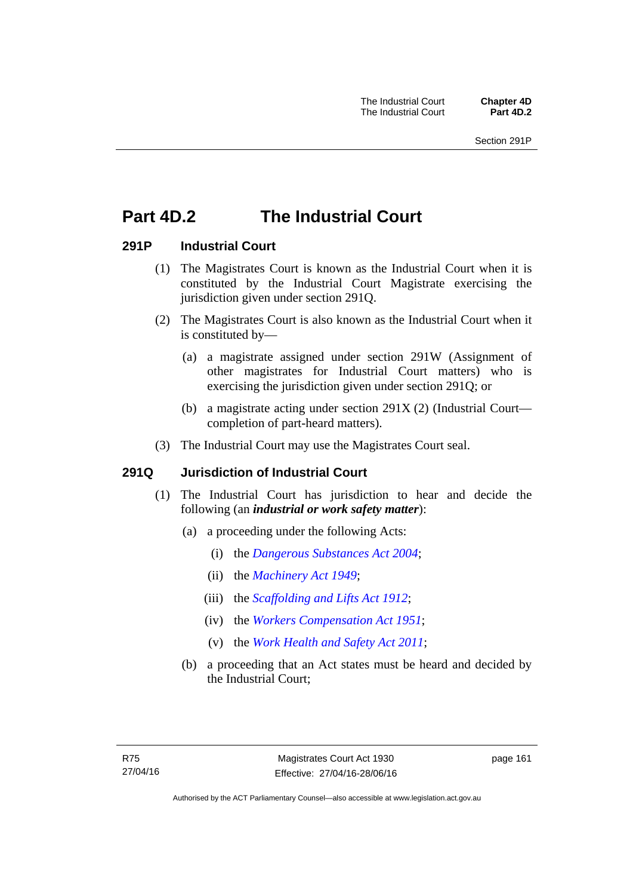# Part 4D.2 The Industrial Court

## 291P Industrial Court

(1) The Magistrates Court is known as the Industrial Court when it is constituted by the Industrial Court Magistrate exercising the jurisdiction given under section 291Q.

(2) The Magistrates Court is also known as the Industrial Court when it is constituted by—

(a) a magistrate assigned under section 291W (Assignment of other magistrates for Industrial Court matters) who is exercising the jurisdiction given under section 291Q; or

(b) a magistrate acting under section 291X (2) (Industrial Court—completion of part-heard matters).

(3) The Industrial Court may use the Magistrates Court seal.

## 291Q Jurisdiction of Industrial Court

(1) The Industrial Court has jurisdiction to hear and decide the following (an ***industrial or work safety matter***):

(a) a proceeding under the following Acts:

(i) the *Dangerous Substances Act 2004*;

(ii) the *Machinery Act 1949*;

(iii) the *Scaffolding and Lifts Act 1912*;

(iv) the *Workers Compensation Act 1951*;

(v) the *Work Health and Safety Act 2011*;

(b) a proceeding that an Act states must be heard and decided by the Industrial Court;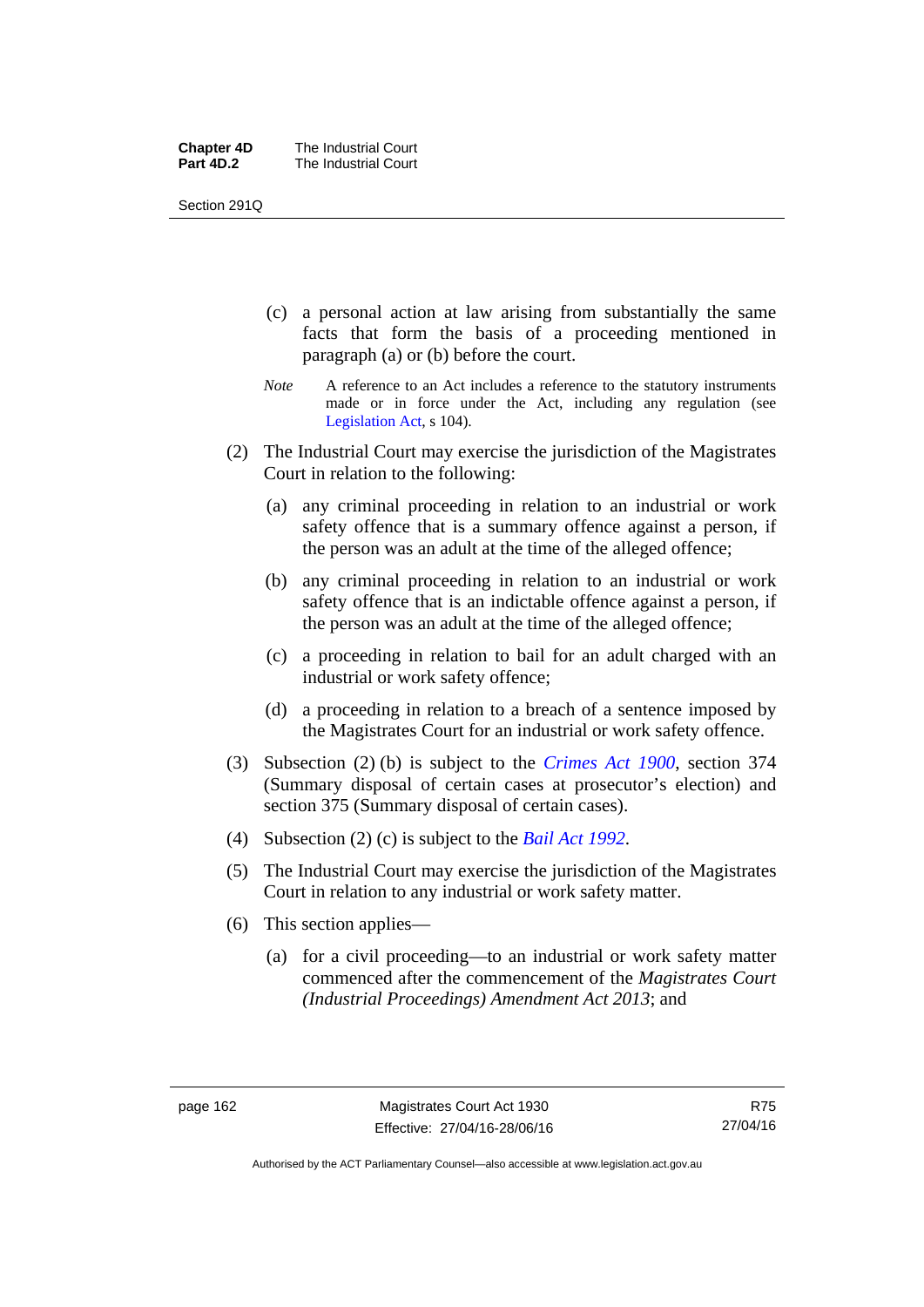(c) a personal action at law arising from substantially the same facts that form the basis of a proceeding mentioned in paragraph (a) or (b) before the court.

*Note* A reference to an Act includes a reference to the statutory instruments made or in force under the Act, including any regulation (see Legislation Act, s 104).

(2) The Industrial Court may exercise the jurisdiction of the Magistrates Court in relation to the following:

(a) any criminal proceeding in relation to an industrial or work safety offence that is a summary offence against a person, if the person was an adult at the time of the alleged offence;

(b) any criminal proceeding in relation to an industrial or work safety offence that is an indictable offence against a person, if the person was an adult at the time of the alleged offence;

(c) a proceeding in relation to bail for an adult charged with an industrial or work safety offence;

(d) a proceeding in relation to a breach of a sentence imposed by the Magistrates Court for an industrial or work safety offence.

(3) Subsection (2) (b) is subject to the *Crimes Act 1900*, section 374 (Summary disposal of certain cases at prosecutor's election) and section 375 (Summary disposal of certain cases).

(4) Subsection (2) (c) is subject to the *Bail Act 1992*.

(5) The Industrial Court may exercise the jurisdiction of the Magistrates Court in relation to any industrial or work safety matter.

(6) This section applies—

(a) for a civil proceeding—to an industrial or work safety matter commenced after the commencement of the *Magistrates Court (Industrial Proceedings) Amendment Act 2013*; and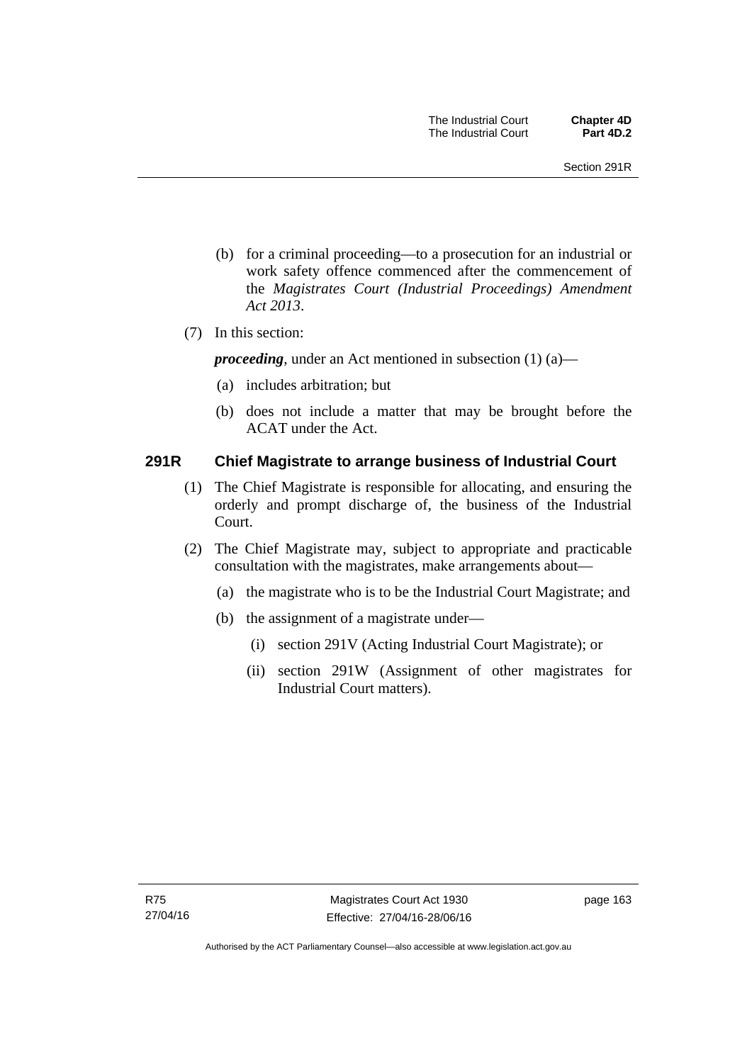(b) for a criminal proceeding—to a prosecution for an industrial or work safety offence commenced after the commencement of the *Magistrates Court (Industrial Proceedings) Amendment Act 2013*.

(7) In this section:

***proceeding***, under an Act mentioned in subsection (1) (a)—

(a) includes arbitration; but

(b) does not include a matter that may be brought before the ACAT under the Act.

### 291R Chief Magistrate to arrange business of Industrial Court

(1) The Chief Magistrate is responsible for allocating, and ensuring the orderly and prompt discharge of, the business of the Industrial Court.

(2) The Chief Magistrate may, subject to appropriate and practicable consultation with the magistrates, make arrangements about—

(a) the magistrate who is to be the Industrial Court Magistrate; and

(b) the assignment of a magistrate under—

(i) section 291V (Acting Industrial Court Magistrate); or

(ii) section 291W (Assignment of other magistrates for Industrial Court matters).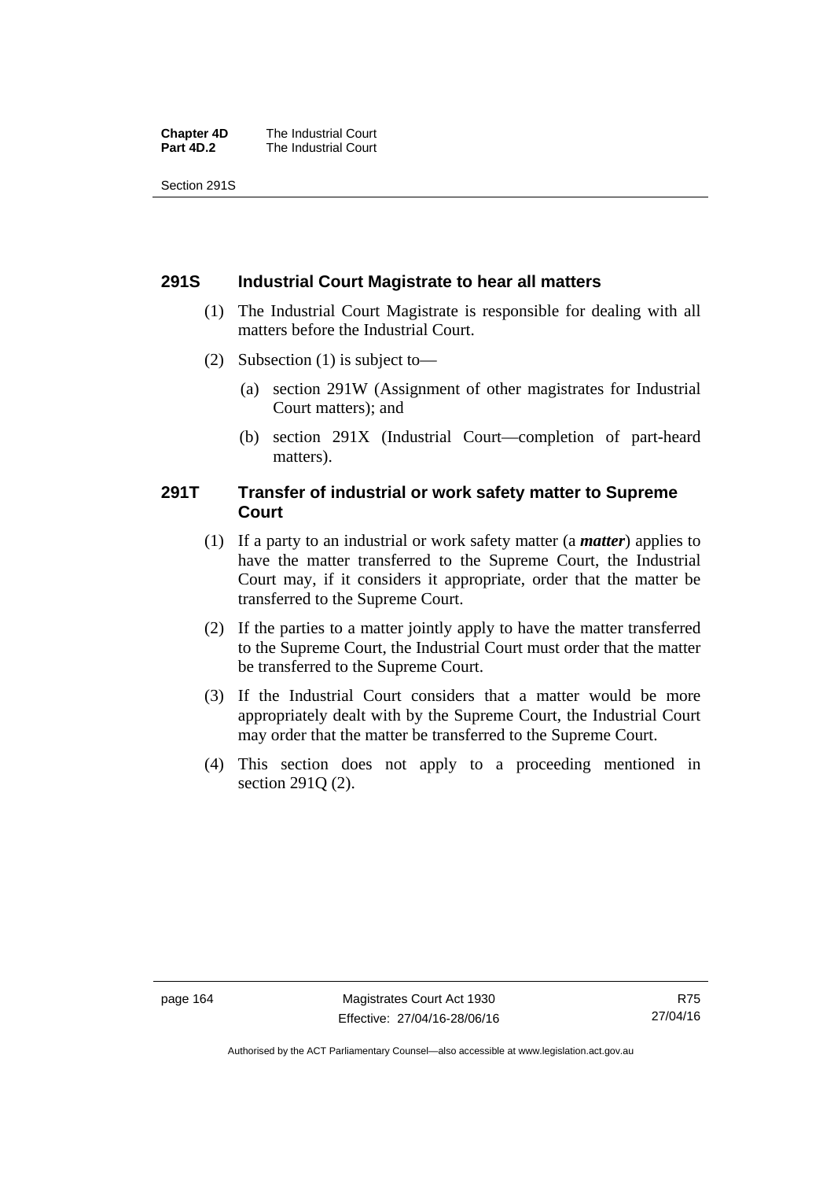## 291S Industrial Court Magistrate to hear all matters

(1) The Industrial Court Magistrate is responsible for dealing with all matters before the Industrial Court.

(2) Subsection (1) is subject to—

(a) section 291W (Assignment of other magistrates for Industrial Court matters); and

(b) section 291X (Industrial Court—completion of part-heard matters).

## 291T Transfer of industrial or work safety matter to Supreme Court

(1) If a party to an industrial or work safety matter (a ***matter***) applies to have the matter transferred to the Supreme Court, the Industrial Court may, if it considers it appropriate, order that the matter be transferred to the Supreme Court.

(2) If the parties to a matter jointly apply to have the matter transferred to the Supreme Court, the Industrial Court must order that the matter be transferred to the Supreme Court.

(3) If the Industrial Court considers that a matter would be more appropriately dealt with by the Supreme Court, the Industrial Court may order that the matter be transferred to the Supreme Court.

(4) This section does not apply to a proceeding mentioned in section 291Q (2).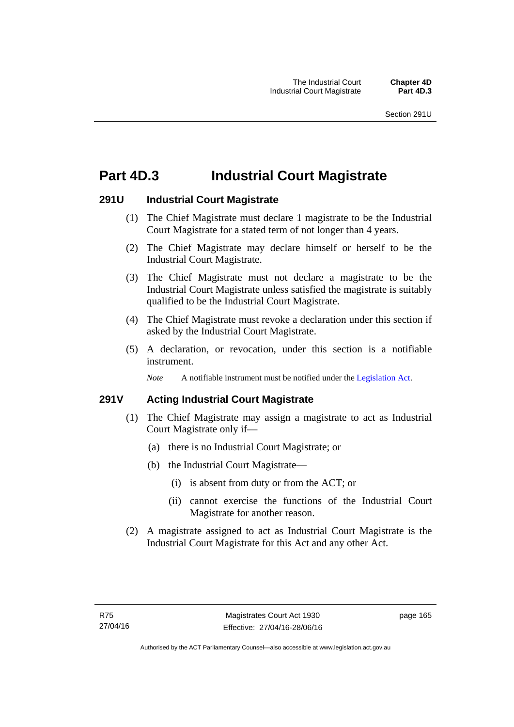# Part 4D.3 Industrial Court Magistrate

## 291U Industrial Court Magistrate

(1) The Chief Magistrate must declare 1 magistrate to be the Industrial Court Magistrate for a stated term of not longer than 4 years.

(2) The Chief Magistrate may declare himself or herself to be the Industrial Court Magistrate.

(3) The Chief Magistrate must not declare a magistrate to be the Industrial Court Magistrate unless satisfied the magistrate is suitably qualified to be the Industrial Court Magistrate.

(4) The Chief Magistrate must revoke a declaration under this section if asked by the Industrial Court Magistrate.

(5) A declaration, or revocation, under this section is a notifiable instrument.

*Note* A notifiable instrument must be notified under the Legislation Act.

## 291V Acting Industrial Court Magistrate

(1) The Chief Magistrate may assign a magistrate to act as Industrial Court Magistrate only if—

(a) there is no Industrial Court Magistrate; or

(b) the Industrial Court Magistrate—

(i) is absent from duty or from the ACT; or

(ii) cannot exercise the functions of the Industrial Court Magistrate for another reason.

(2) A magistrate assigned to act as Industrial Court Magistrate is the Industrial Court Magistrate for this Act and any other Act.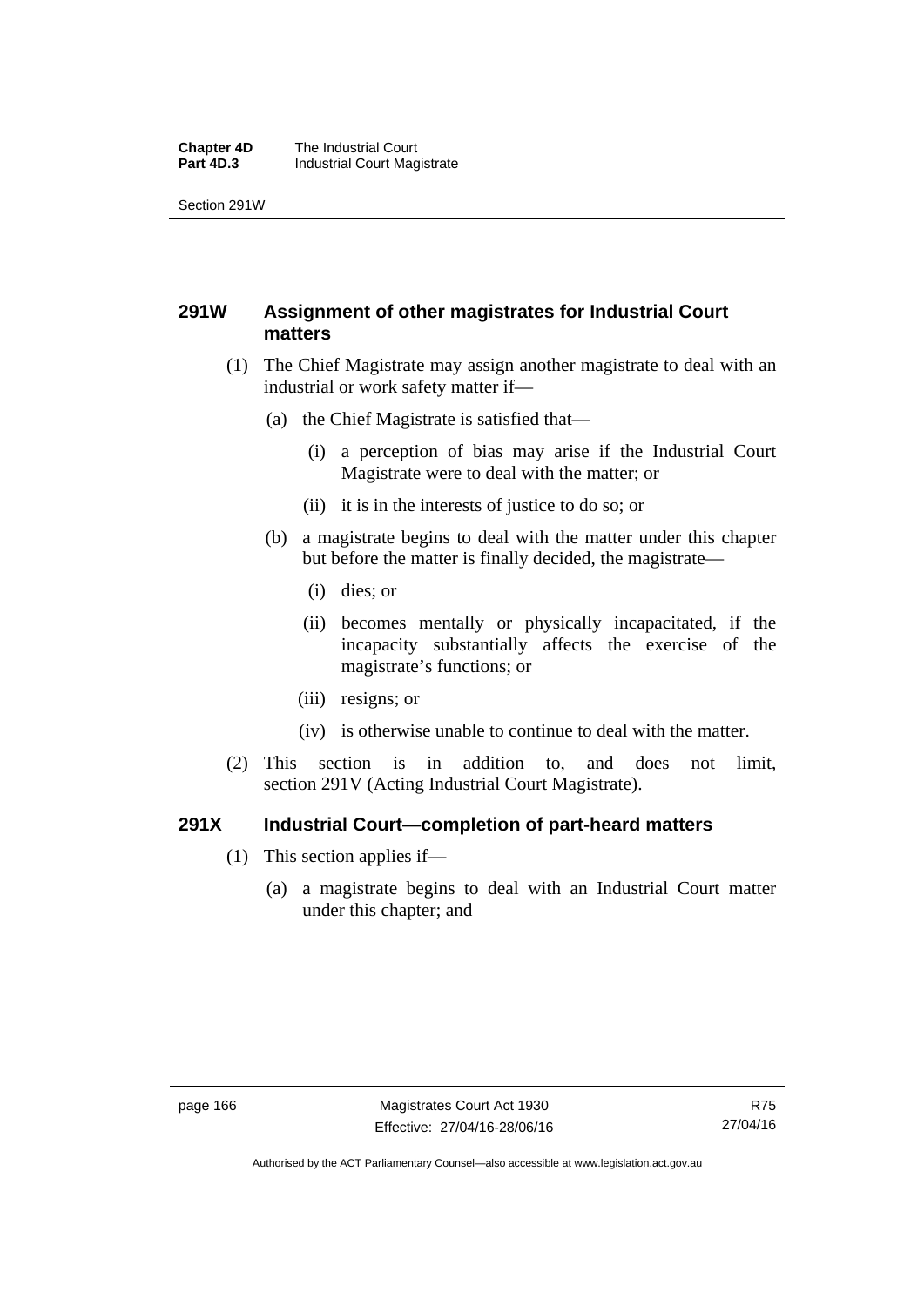## 291W Assignment of other magistrates for Industrial Court matters

(1) The Chief Magistrate may assign another magistrate to deal with an industrial or work safety matter if—

(a) the Chief Magistrate is satisfied that—

(i) a perception of bias may arise if the Industrial Court Magistrate were to deal with the matter; or

(ii) it is in the interests of justice to do so; or

(b) a magistrate begins to deal with the matter under this chapter but before the matter is finally decided, the magistrate—

(i) dies; or

(ii) becomes mentally or physically incapacitated, if the incapacity substantially affects the exercise of the magistrate's functions; or

(iii) resigns; or

(iv) is otherwise unable to continue to deal with the matter.

(2) This section is in addition to, and does not limit, section 291V (Acting Industrial Court Magistrate).

## 291X Industrial Court—completion of part-heard matters

(1) This section applies if—

(a) a magistrate begins to deal with an Industrial Court matter under this chapter; and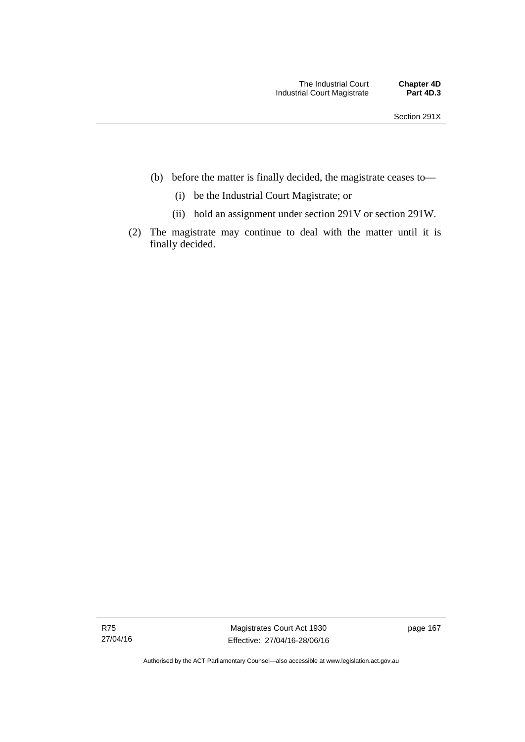(b) before the matter is finally decided, the magistrate ceases to—

  (i) be the Industrial Court Magistrate; or

  (ii) hold an assignment under section 291V or section 291W.

(2) The magistrate may continue to deal with the matter until it is finally decided.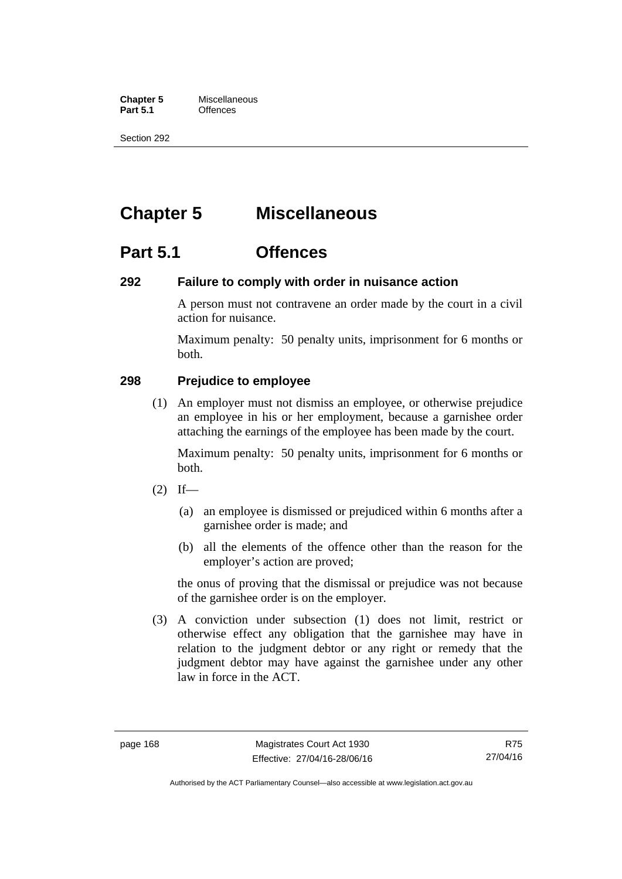# Chapter 5 Miscellaneous

## Part 5.1 Offences

### 292 Failure to comply with order in nuisance action

A person must not contravene an order made by the court in a civil action for nuisance.

Maximum penalty: 50 penalty units, imprisonment for 6 months or both.

### 298 Prejudice to employee

(1) An employer must not dismiss an employee, or otherwise prejudice an employee in his or her employment, because a garnishee order attaching the earnings of the employee has been made by the court.

Maximum penalty: 50 penalty units, imprisonment for 6 months or both.

(2) If—

(a) an employee is dismissed or prejudiced within 6 months after a garnishee order is made; and

(b) all the elements of the offence other than the reason for the employer's action are proved;

the onus of proving that the dismissal or prejudice was not because of the garnishee order is on the employer.

(3) A conviction under subsection (1) does not limit, restrict or otherwise effect any obligation that the garnishee may have in relation to the judgment debtor or any right or remedy that the judgment debtor may have against the garnishee under any other law in force in the ACT.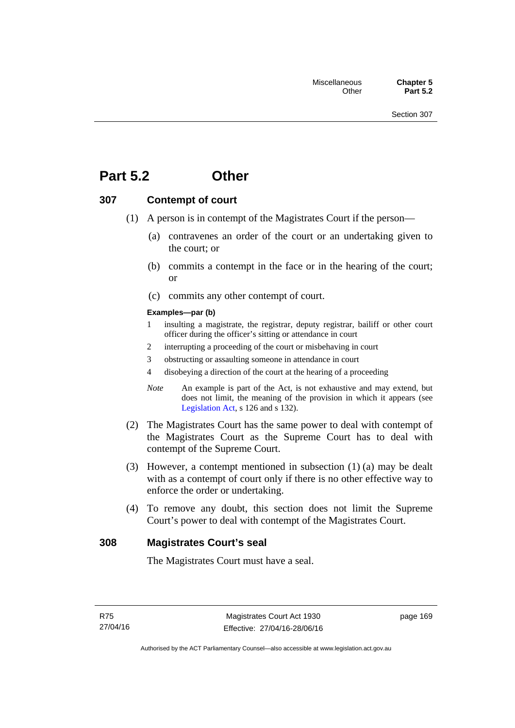# Part 5.2 Other

## 307 Contempt of court

(1) A person is in contempt of the Magistrates Court if the person—

(a) contravenes an order of the court or an undertaking given to the court; or

(b) commits a contempt in the face or in the hearing of the court; or

(c) commits any other contempt of court.

**Examples—par (b)**

1 insulting a magistrate, the registrar, deputy registrar, bailiff or other court officer during the officer's sitting or attendance in court

2 interrupting a proceeding of the court or misbehaving in court

3 obstructing or assaulting someone in attendance in court

4 disobeying a direction of the court at the hearing of a proceeding

*Note* An example is part of the Act, is not exhaustive and may extend, but does not limit, the meaning of the provision in which it appears (see Legislation Act, s 126 and s 132).

(2) The Magistrates Court has the same power to deal with contempt of the Magistrates Court as the Supreme Court has to deal with contempt of the Supreme Court.

(3) However, a contempt mentioned in subsection (1) (a) may be dealt with as a contempt of court only if there is no other effective way to enforce the order or undertaking.

(4) To remove any doubt, this section does not limit the Supreme Court's power to deal with contempt of the Magistrates Court.

## 308 Magistrates Court's seal

The Magistrates Court must have a seal.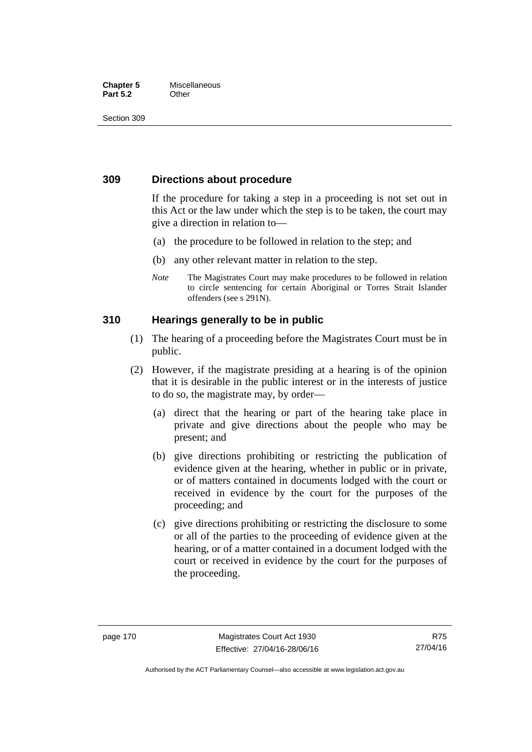## 309 Directions about procedure

If the procedure for taking a step in a proceeding is not set out in this Act or the law under which the step is to be taken, the court may give a direction in relation to—

(a) the procedure to be followed in relation to the step; and

(b) any other relevant matter in relation to the step.

*Note* The Magistrates Court may make procedures to be followed in relation to circle sentencing for certain Aboriginal or Torres Strait Islander offenders (see s 291N).

## 310 Hearings generally to be in public

(1) The hearing of a proceeding before the Magistrates Court must be in public.

(2) However, if the magistrate presiding at a hearing is of the opinion that it is desirable in the public interest or in the interests of justice to do so, the magistrate may, by order—

(a) direct that the hearing or part of the hearing take place in private and give directions about the people who may be present; and

(b) give directions prohibiting or restricting the publication of evidence given at the hearing, whether in public or in private, or of matters contained in documents lodged with the court or received in evidence by the court for the purposes of the proceeding; and

(c) give directions prohibiting or restricting the disclosure to some or all of the parties to the proceeding of evidence given at the hearing, or of a matter contained in a document lodged with the court or received in evidence by the court for the purposes of the proceeding.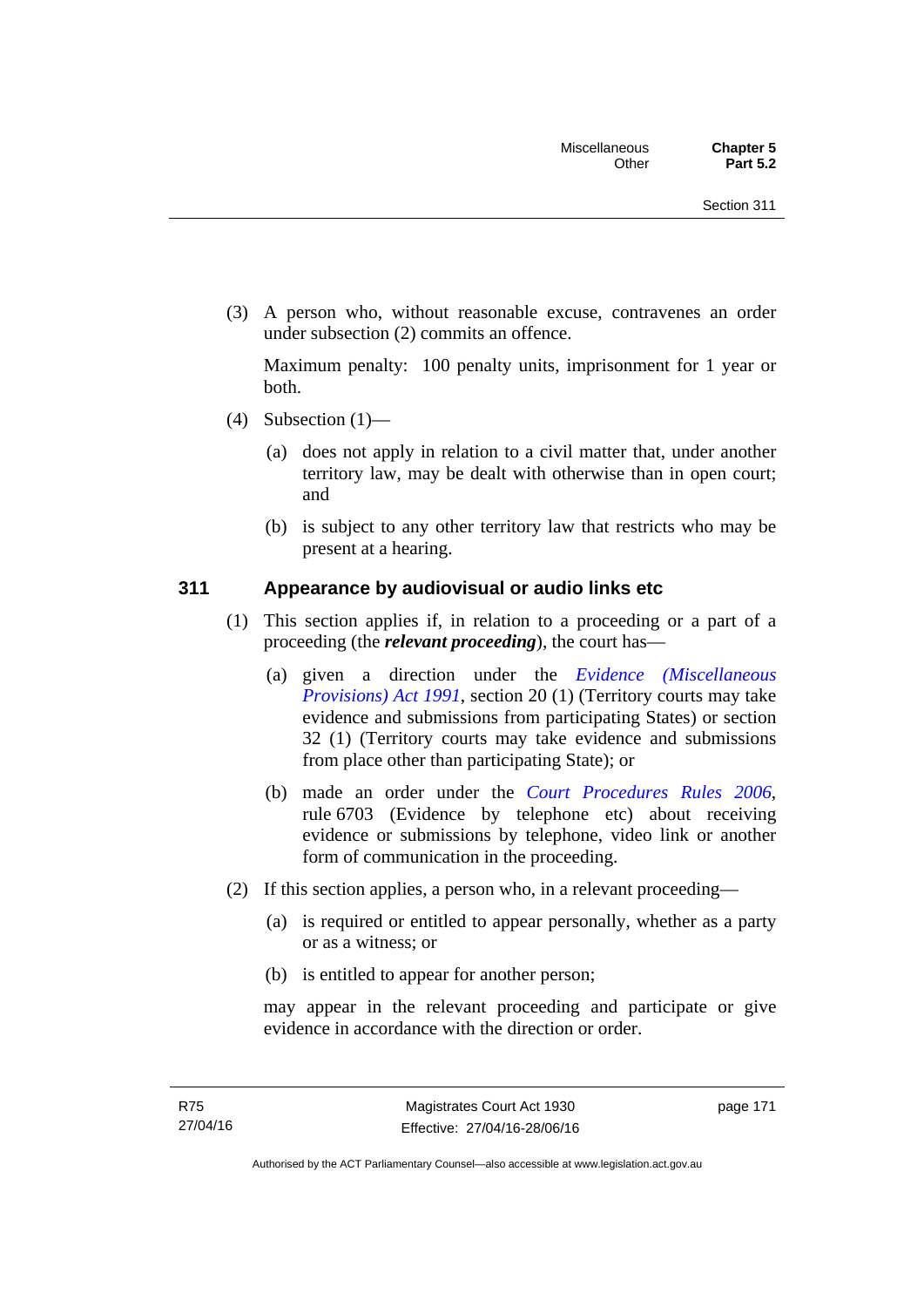(3) A person who, without reasonable excuse, contravenes an order under subsection (2) commits an offence.

Maximum penalty: 100 penalty units, imprisonment for 1 year or both.

(4) Subsection (1)—

(a) does not apply in relation to a civil matter that, under another territory law, may be dealt with otherwise than in open court; and

(b) is subject to any other territory law that restricts who may be present at a hearing.

### 311 Appearance by audiovisual or audio links etc

(1) This section applies if, in relation to a proceeding or a part of a proceeding (the ***relevant proceeding***), the court has—

(a) given a direction under the *Evidence (Miscellaneous Provisions) Act 1991*, section 20 (1) (Territory courts may take evidence and submissions from participating States) or section 32 (1) (Territory courts may take evidence and submissions from place other than participating State); or

(b) made an order under the *Court Procedures Rules 2006*, rule 6703 (Evidence by telephone etc) about receiving evidence or submissions by telephone, video link or another form of communication in the proceeding.

(2) If this section applies, a person who, in a relevant proceeding—

(a) is required or entitled to appear personally, whether as a party or as a witness; or

(b) is entitled to appear for another person;

may appear in the relevant proceeding and participate or give evidence in accordance with the direction or order.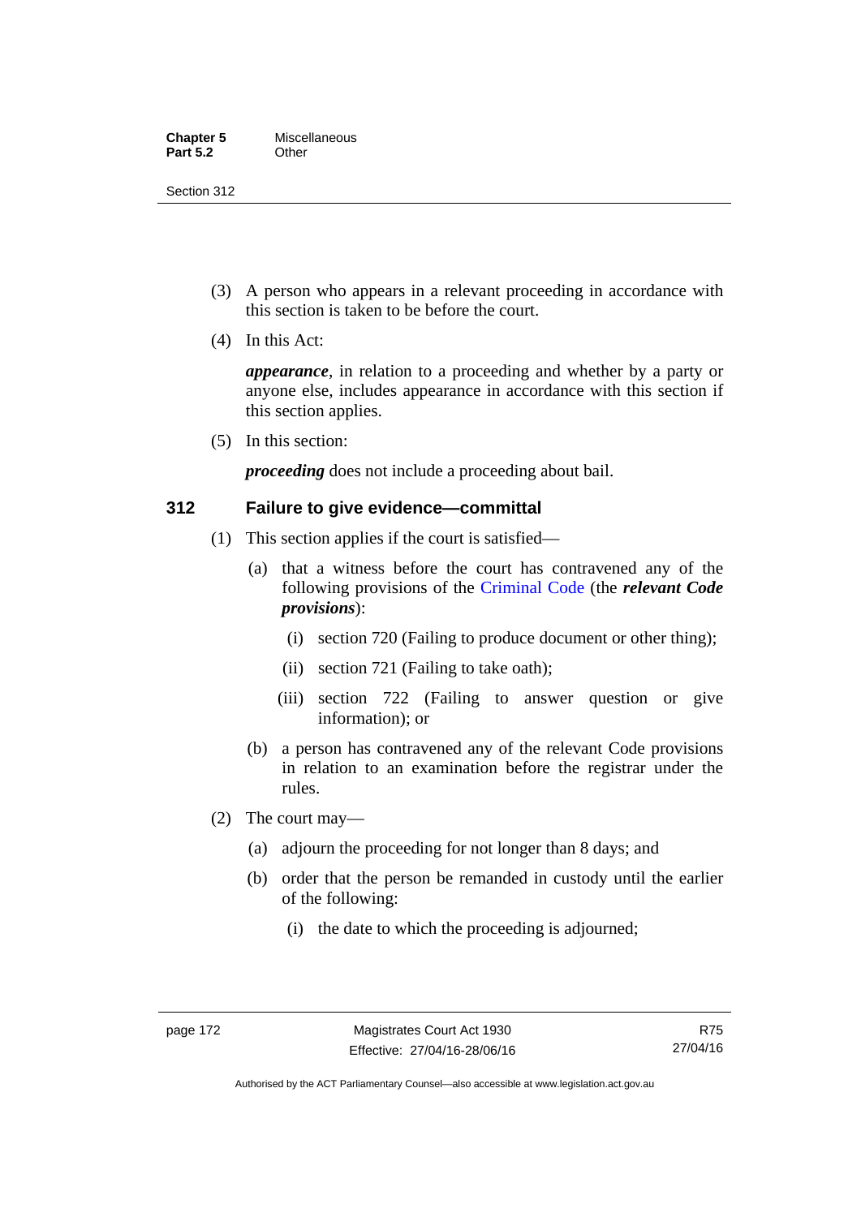(3) A person who appears in a relevant proceeding in accordance with this section is taken to be before the court.

(4) In this Act:

***appearance***, in relation to a proceeding and whether by a party or anyone else, includes appearance in accordance with this section if this section applies.

(5) In this section:

***proceeding*** does not include a proceeding about bail.

## 312 Failure to give evidence—committal

(1) This section applies if the court is satisfied—

(a) that a witness before the court has contravened any of the following provisions of the Criminal Code (the ***relevant Code provisions***):

(i) section 720 (Failing to produce document or other thing);

(ii) section 721 (Failing to take oath);

(iii) section 722 (Failing to answer question or give information); or

(b) a person has contravened any of the relevant Code provisions in relation to an examination before the registrar under the rules.

(2) The court may—

(a) adjourn the proceeding for not longer than 8 days; and

(b) order that the person be remanded in custody until the earlier of the following:

(i) the date to which the proceeding is adjourned;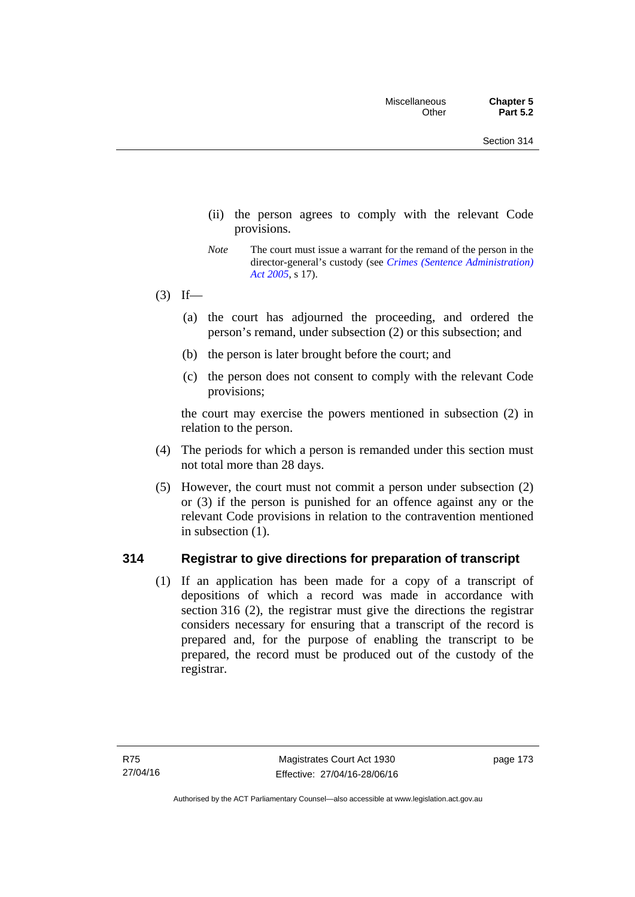(ii) the person agrees to comply with the relevant Code provisions.

*Note* The court must issue a warrant for the remand of the person in the director-general's custody (see *Crimes (Sentence Administration) Act 2005*, s 17).

(3) If—

(a) the court has adjourned the proceeding, and ordered the person's remand, under subsection (2) or this subsection; and

(b) the person is later brought before the court; and

(c) the person does not consent to comply with the relevant Code provisions;

the court may exercise the powers mentioned in subsection (2) in relation to the person.

(4) The periods for which a person is remanded under this section must not total more than 28 days.

(5) However, the court must not commit a person under subsection (2) or (3) if the person is punished for an offence against any or the relevant Code provisions in relation to the contravention mentioned in subsection (1).

## 314 Registrar to give directions for preparation of transcript

(1) If an application has been made for a copy of a transcript of depositions of which a record was made in accordance with section 316 (2), the registrar must give the directions the registrar considers necessary for ensuring that a transcript of the record is prepared and, for the purpose of enabling the transcript to be prepared, the record must be produced out of the custody of the registrar.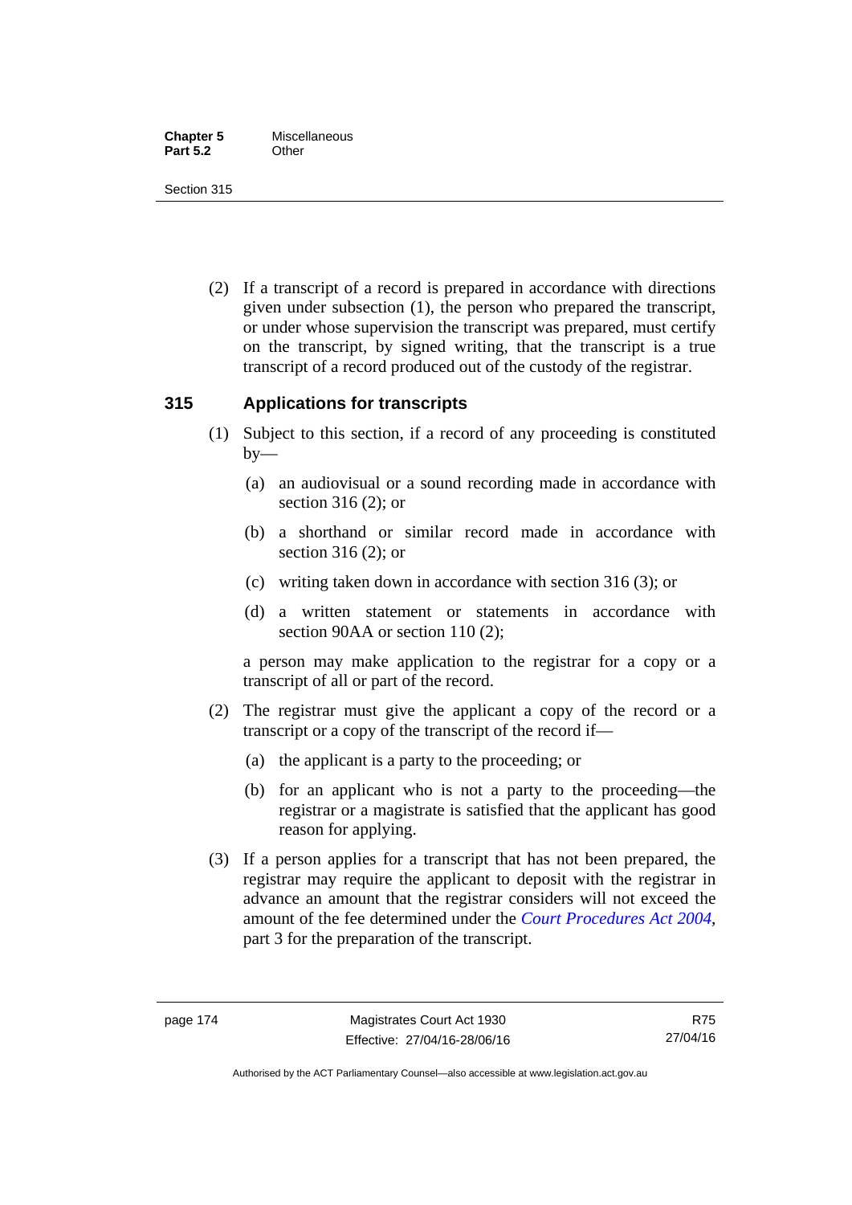(2) If a transcript of a record is prepared in accordance with directions given under subsection (1), the person who prepared the transcript, or under whose supervision the transcript was prepared, must certify on the transcript, by signed writing, that the transcript is a true transcript of a record produced out of the custody of the registrar.

## 315 Applications for transcripts

(1) Subject to this section, if a record of any proceeding is constituted by—

(a) an audiovisual or a sound recording made in accordance with section 316 (2); or

(b) a shorthand or similar record made in accordance with section 316 (2); or

(c) writing taken down in accordance with section 316 (3); or

(d) a written statement or statements in accordance with section 90AA or section 110 (2);

a person may make application to the registrar for a copy or a transcript of all or part of the record.

(2) The registrar must give the applicant a copy of the record or a transcript or a copy of the transcript of the record if—

(a) the applicant is a party to the proceeding; or

(b) for an applicant who is not a party to the proceeding—the registrar or a magistrate is satisfied that the applicant has good reason for applying.

(3) If a person applies for a transcript that has not been prepared, the registrar may require the applicant to deposit with the registrar in advance an amount that the registrar considers will not exceed the amount of the fee determined under the *Court Procedures Act 2004*, part 3 for the preparation of the transcript.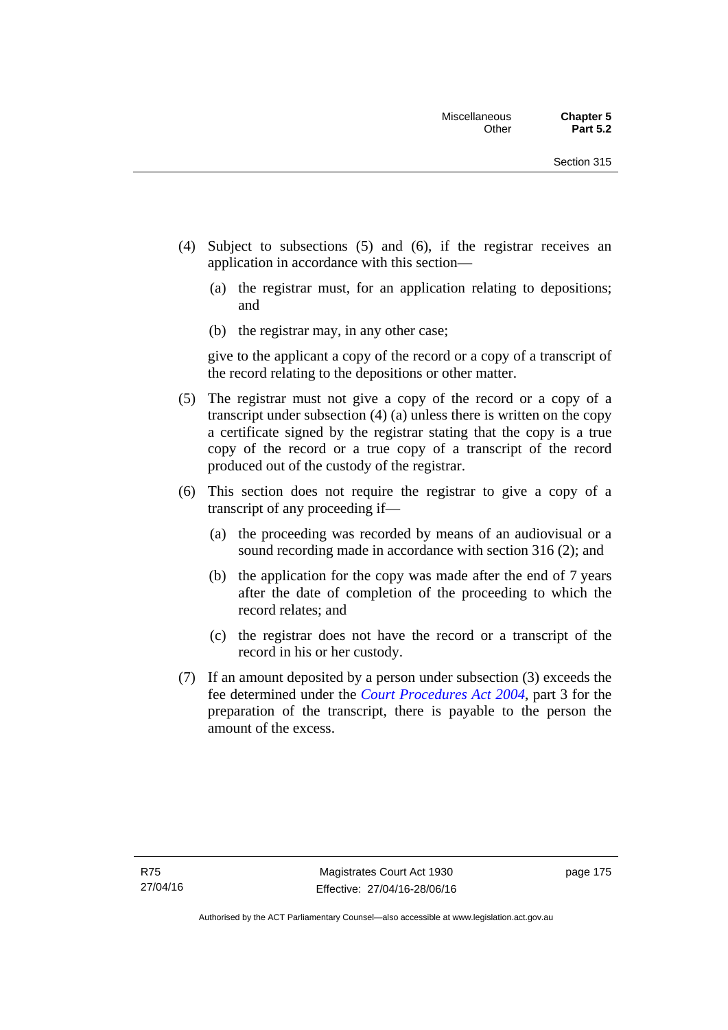(4) Subject to subsections (5) and (6), if the registrar receives an application in accordance with this section—

   (a) the registrar must, for an application relating to depositions; and

   (b) the registrar may, in any other case;

   give to the applicant a copy of the record or a copy of a transcript of the record relating to the depositions or other matter.

(5) The registrar must not give a copy of the record or a copy of a transcript under subsection (4) (a) unless there is written on the copy a certificate signed by the registrar stating that the copy is a true copy of the record or a true copy of a transcript of the record produced out of the custody of the registrar.

(6) This section does not require the registrar to give a copy of a transcript of any proceeding if—

   (a) the proceeding was recorded by means of an audiovisual or a sound recording made in accordance with section 316 (2); and

   (b) the application for the copy was made after the end of 7 years after the date of completion of the proceeding to which the record relates; and

   (c) the registrar does not have the record or a transcript of the record in his or her custody.

(7) If an amount deposited by a person under subsection (3) exceeds the fee determined under the *Court Procedures Act 2004*, part 3 for the preparation of the transcript, there is payable to the person the amount of the excess.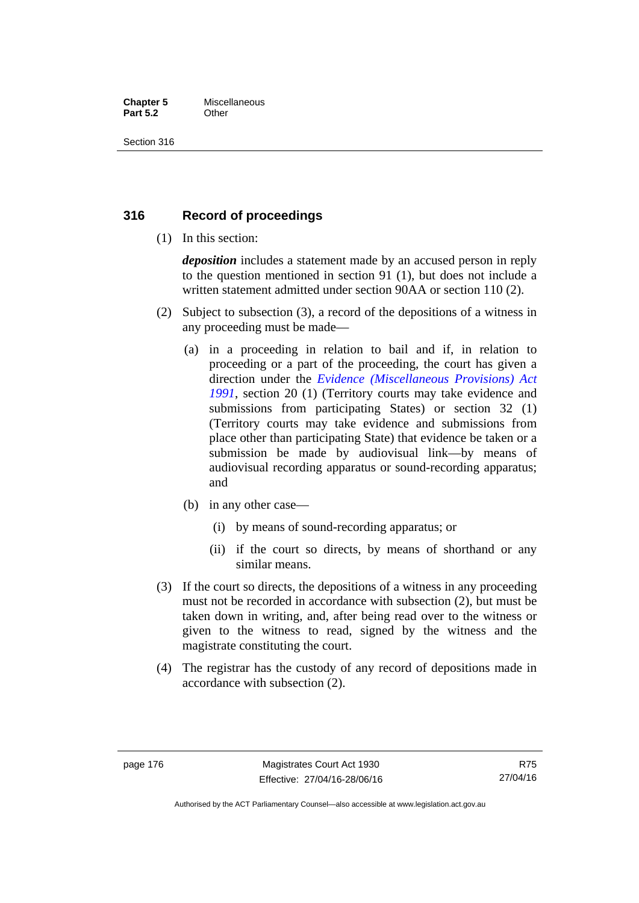## 316 Record of proceedings

(1) In this section:

***deposition*** includes a statement made by an accused person in reply to the question mentioned in section 91 (1), but does not include a written statement admitted under section 90AA or section 110 (2).

(2) Subject to subsection (3), a record of the depositions of a witness in any proceeding must be made—

(a) in a proceeding in relation to bail and if, in relation to proceeding or a part of the proceeding, the court has given a direction under the *Evidence (Miscellaneous Provisions) Act 1991*, section 20 (1) (Territory courts may take evidence and submissions from participating States) or section 32 (1) (Territory courts may take evidence and submissions from place other than participating State) that evidence be taken or a submission be made by audiovisual link—by means of audiovisual recording apparatus or sound-recording apparatus; and

(b) in any other case—

(i) by means of sound-recording apparatus; or

(ii) if the court so directs, by means of shorthand or any similar means.

(3) If the court so directs, the depositions of a witness in any proceeding must not be recorded in accordance with subsection (2), but must be taken down in writing, and, after being read over to the witness or given to the witness to read, signed by the witness and the magistrate constituting the court.

(4) The registrar has the custody of any record of depositions made in accordance with subsection (2).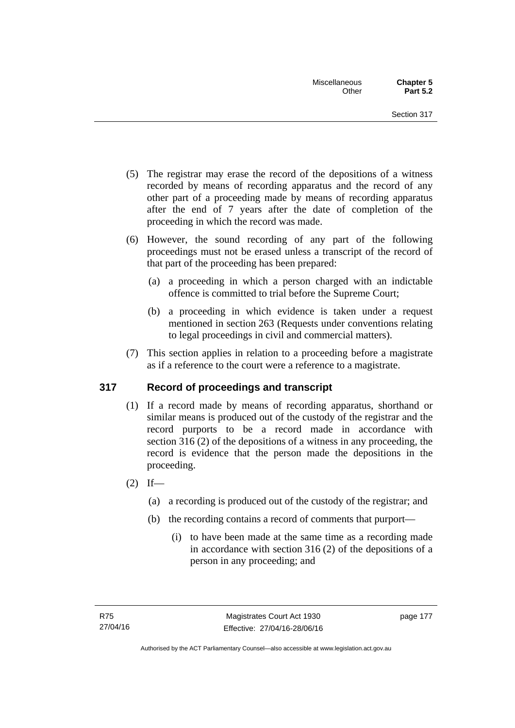(5) The registrar may erase the record of the depositions of a witness recorded by means of recording apparatus and the record of any other part of a proceeding made by means of recording apparatus after the end of 7 years after the date of completion of the proceeding in which the record was made.

(6) However, the sound recording of any part of the following proceedings must not be erased unless a transcript of the record of that part of the proceeding has been prepared:

(a) a proceeding in which a person charged with an indictable offence is committed to trial before the Supreme Court;

(b) a proceeding in which evidence is taken under a request mentioned in section 263 (Requests under conventions relating to legal proceedings in civil and commercial matters).

(7) This section applies in relation to a proceeding before a magistrate as if a reference to the court were a reference to a magistrate.

## 317 Record of proceedings and transcript

(1) If a record made by means of recording apparatus, shorthand or similar means is produced out of the custody of the registrar and the record purports to be a record made in accordance with section 316 (2) of the depositions of a witness in any proceeding, the record is evidence that the person made the depositions in the proceeding.

(2) If—

(a) a recording is produced out of the custody of the registrar; and

(b) the recording contains a record of comments that purport—

(i) to have been made at the same time as a recording made in accordance with section 316 (2) of the depositions of a person in any proceeding; and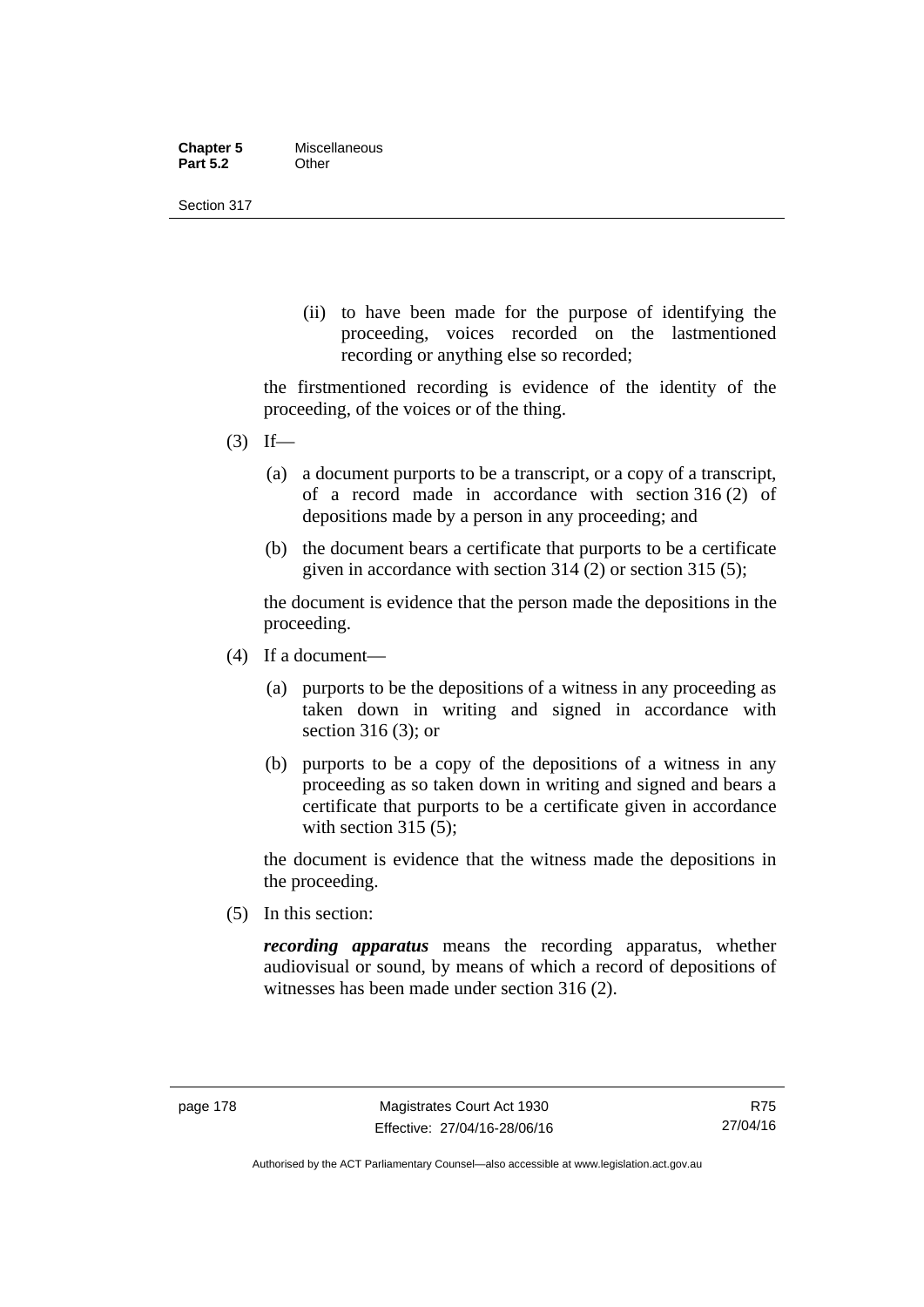(ii) to have been made for the purpose of identifying the proceeding, voices recorded on the lastmentioned recording or anything else so recorded;

the firstmentioned recording is evidence of the identity of the proceeding, of the voices or of the thing.

(3) If—

(a) a document purports to be a transcript, or a copy of a transcript, of a record made in accordance with section 316 (2) of depositions made by a person in any proceeding; and

(b) the document bears a certificate that purports to be a certificate given in accordance with section 314 (2) or section 315 (5);

the document is evidence that the person made the depositions in the proceeding.

(4) If a document—

(a) purports to be the depositions of a witness in any proceeding as taken down in writing and signed in accordance with section 316 (3); or

(b) purports to be a copy of the depositions of a witness in any proceeding as so taken down in writing and signed and bears a certificate that purports to be a certificate given in accordance with section 315 (5);

the document is evidence that the witness made the depositions in the proceeding.

(5) In this section:

***recording apparatus*** means the recording apparatus, whether audiovisual or sound, by means of which a record of depositions of witnesses has been made under section 316 (2).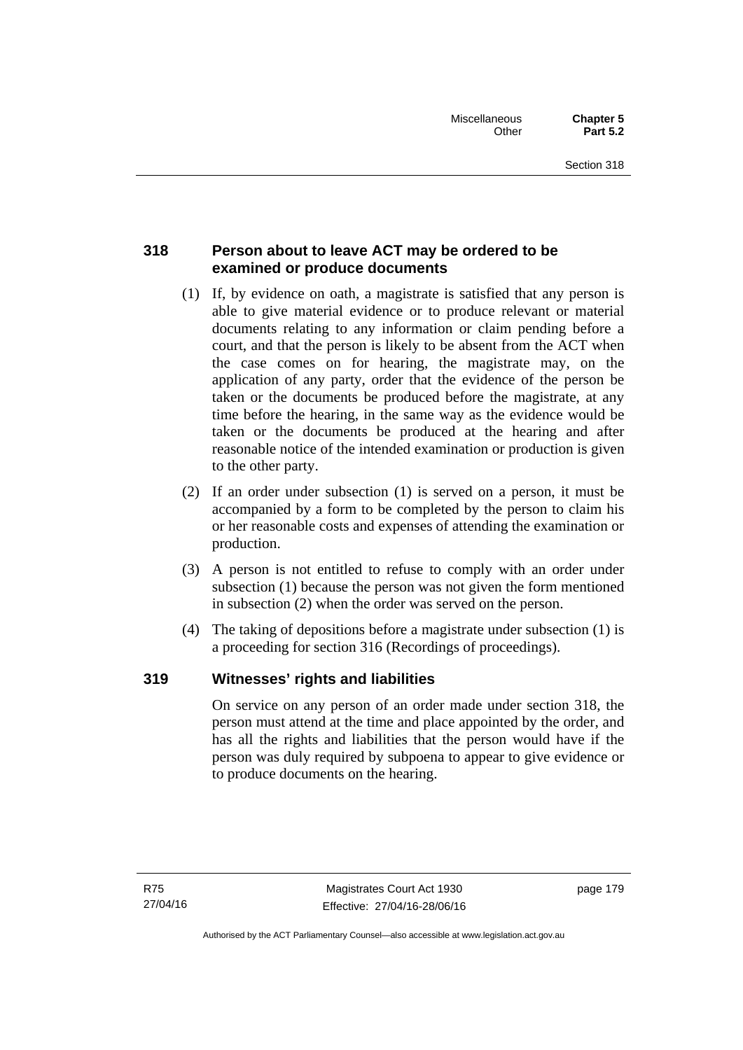## 318 Person about to leave ACT may be ordered to be examined or produce documents

(1) If, by evidence on oath, a magistrate is satisfied that any person is able to give material evidence or to produce relevant or material documents relating to any information or claim pending before a court, and that the person is likely to be absent from the ACT when the case comes on for hearing, the magistrate may, on the application of any party, order that the evidence of the person be taken or the documents be produced before the magistrate, at any time before the hearing, in the same way as the evidence would be taken or the documents be produced at the hearing and after reasonable notice of the intended examination or production is given to the other party.

(2) If an order under subsection (1) is served on a person, it must be accompanied by a form to be completed by the person to claim his or her reasonable costs and expenses of attending the examination or production.

(3) A person is not entitled to refuse to comply with an order under subsection (1) because the person was not given the form mentioned in subsection (2) when the order was served on the person.

(4) The taking of depositions before a magistrate under subsection (1) is a proceeding for section 316 (Recordings of proceedings).

## 319 Witnesses' rights and liabilities

On service on any person of an order made under section 318, the person must attend at the time and place appointed by the order, and has all the rights and liabilities that the person would have if the person was duly required by subpoena to appear to give evidence or to produce documents on the hearing.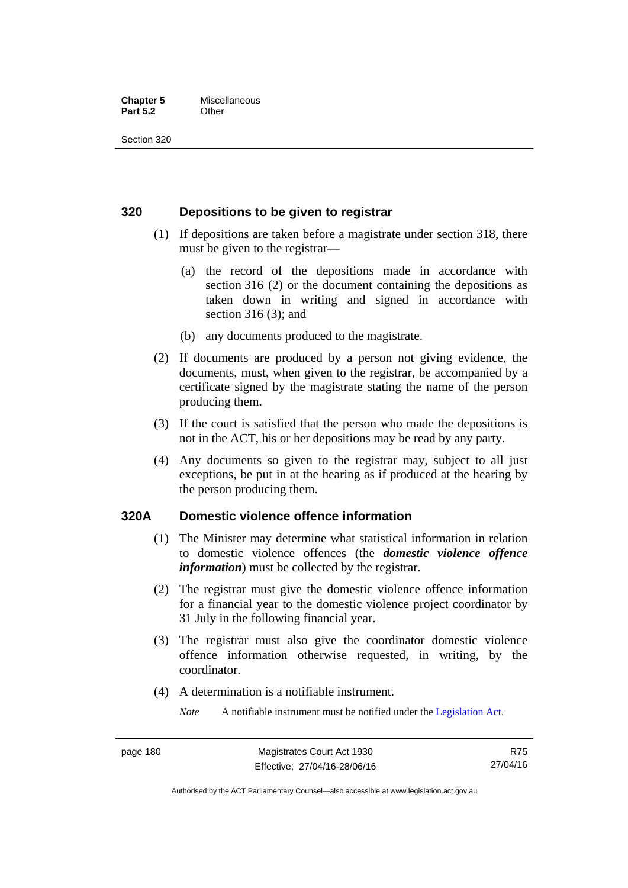### 320 Depositions to be given to registrar

(1) If depositions are taken before a magistrate under section 318, there must be given to the registrar—

(a) the record of the depositions made in accordance with section 316 (2) or the document containing the depositions as taken down in writing and signed in accordance with section 316 (3); and

(b) any documents produced to the magistrate.

(2) If documents are produced by a person not giving evidence, the documents, must, when given to the registrar, be accompanied by a certificate signed by the magistrate stating the name of the person producing them.

(3) If the court is satisfied that the person who made the depositions is not in the ACT, his or her depositions may be read by any party.

(4) Any documents so given to the registrar may, subject to all just exceptions, be put in at the hearing as if produced at the hearing by the person producing them.

### 320A Domestic violence offence information

(1) The Minister may determine what statistical information in relation to domestic violence offences (the ***domestic violence offence information***) must be collected by the registrar.

(2) The registrar must give the domestic violence offence information for a financial year to the domestic violence project coordinator by 31 July in the following financial year.

(3) The registrar must also give the coordinator domestic violence offence information otherwise requested, in writing, by the coordinator.

(4) A determination is a notifiable instrument.

*Note* A notifiable instrument must be notified under the Legislation Act.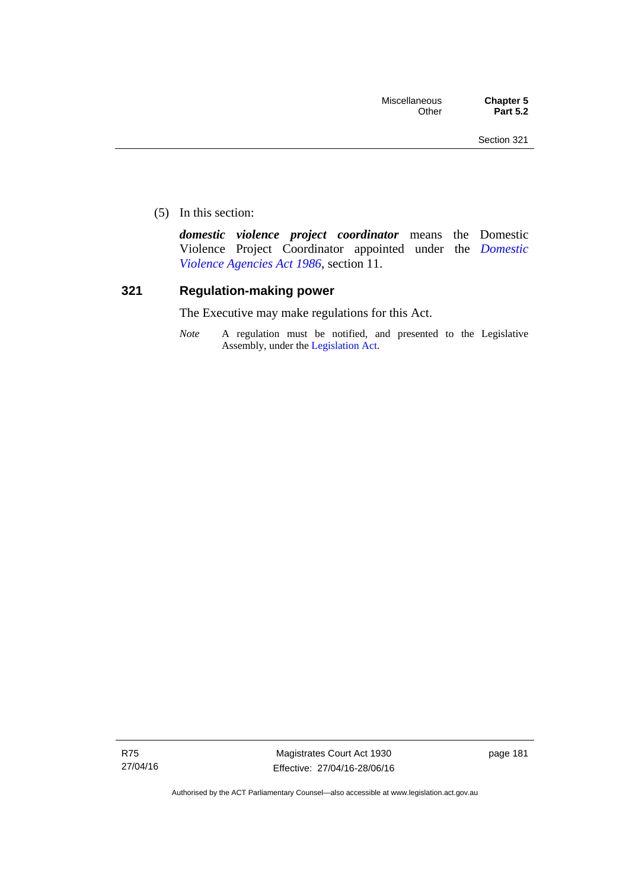(5) In this section:

***domestic violence project coordinator*** means the Domestic Violence Project Coordinator appointed under the *Domestic Violence Agencies Act 1986*, section 11.

### 321 Regulation-making power

The Executive may make regulations for this Act.

*Note* A regulation must be notified, and presented to the Legislative Assembly, under the Legislation Act.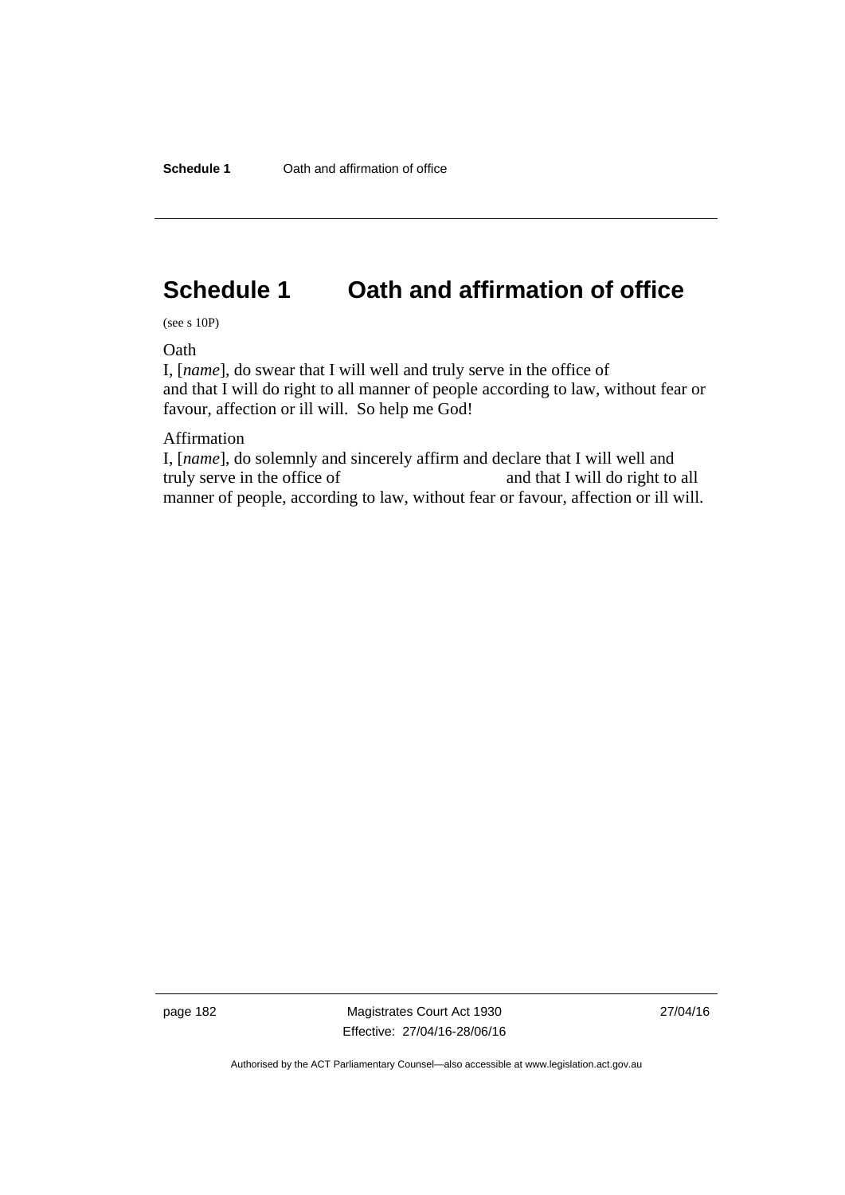# Schedule 1 Oath and affirmation of office

(see s 10P)

Oath

I, [*name*], do swear that I will well and truly serve in the office of and that I will do right to all manner of people according to law, without fear or favour, affection or ill will. So help me God!

Affirmation

I, [*name*], do solemnly and sincerely affirm and declare that I will well and truly serve in the office of and that I will do right to all manner of people, according to law, without fear or favour, affection or ill will.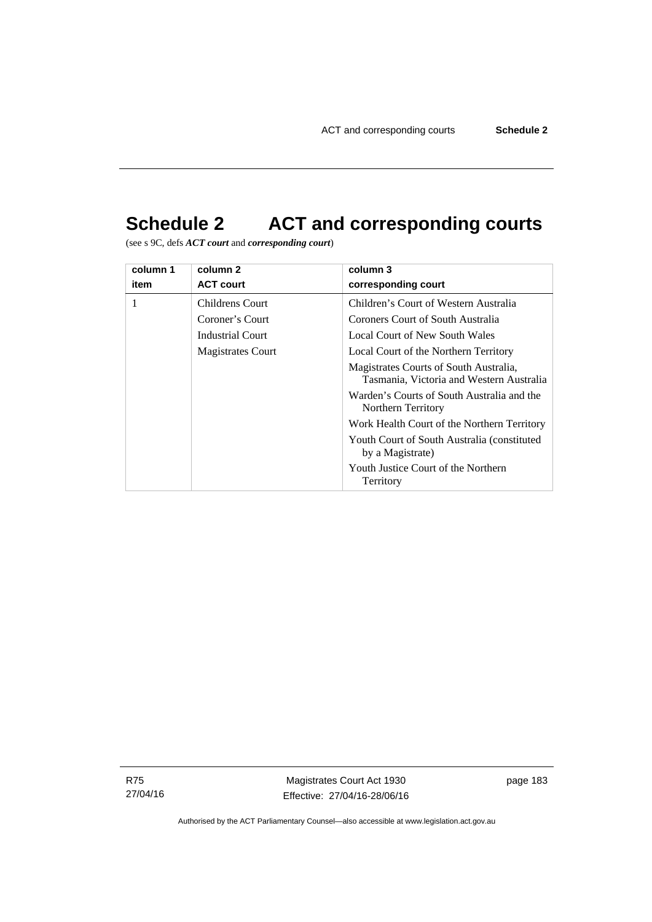# Schedule 2 ACT and corresponding courts

(see s 9C, defs ***ACT court*** and ***corresponding court***)

| column 1<br>item | column 2<br>ACT court | column 3<br>corresponding court |
|---|---|---|
| 1 | Childrens Court<br>Coroner's Court<br>Industrial Court<br>Magistrates Court | Children's Court of Western Australia<br>Coroners Court of South Australia<br>Local Court of New South Wales<br>Local Court of the Northern Territory<br>Magistrates Courts of South Australia, Tasmania, Victoria and Western Australia<br>Warden's Courts of South Australia and the Northern Territory<br>Work Health Court of the Northern Territory<br>Youth Court of South Australia (constituted by a Magistrate)<br>Youth Justice Court of the Northern Territory |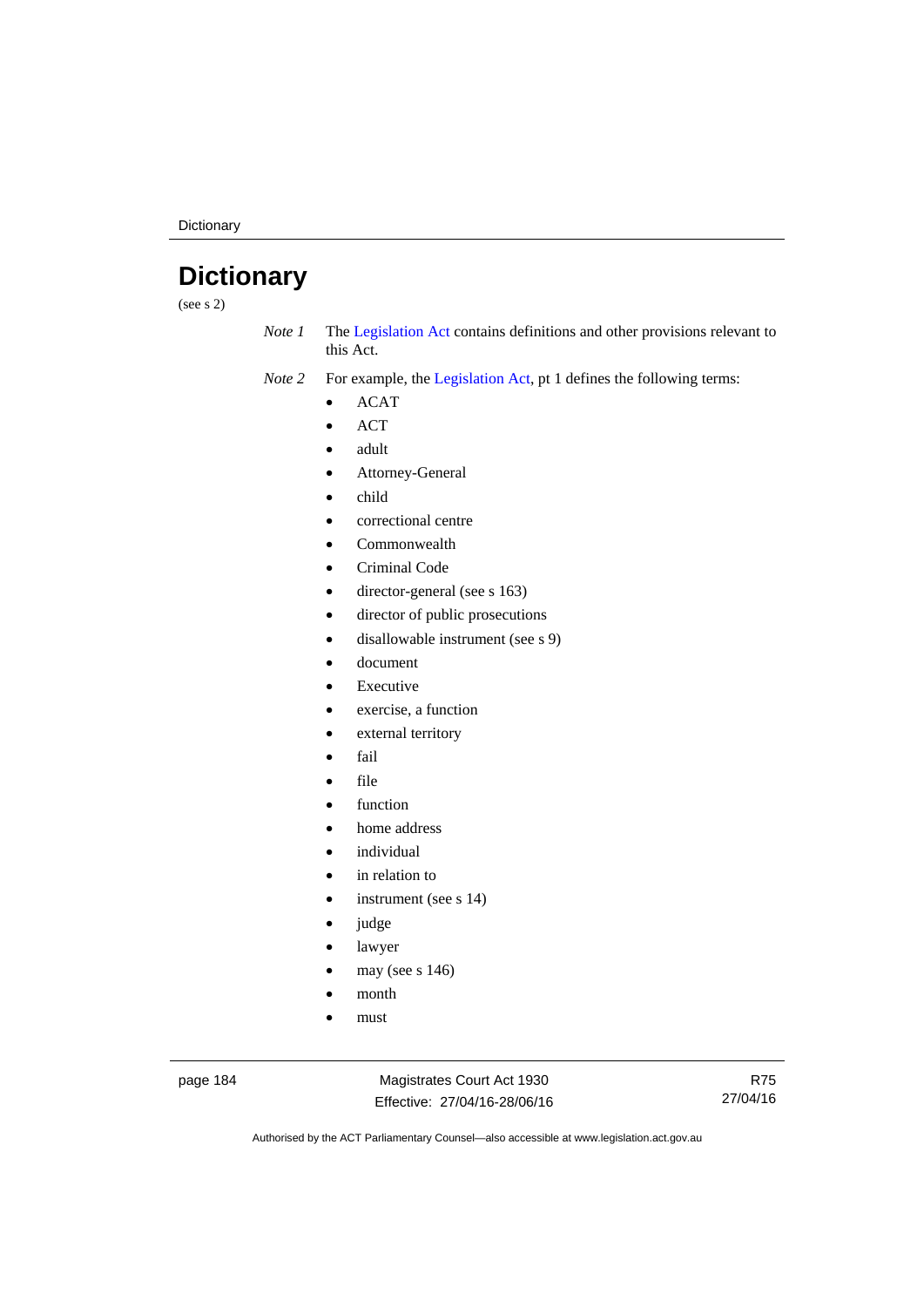# Dictionary

(see s 2)

*Note 1* The Legislation Act contains definitions and other provisions relevant to this Act.

*Note 2* For example, the Legislation Act, pt 1 defines the following terms:

- ACAT
- ACT
- adult
- Attorney-General
- child
- correctional centre
- Commonwealth
- Criminal Code
- director-general (see s 163)
- director of public prosecutions
- disallowable instrument (see s 9)
- document
- Executive
- exercise, a function
- external territory
- fail
- file
- function
- home address
- individual
- in relation to
- instrument (see s 14)
- judge
- lawyer
- may (see s 146)
- month
- must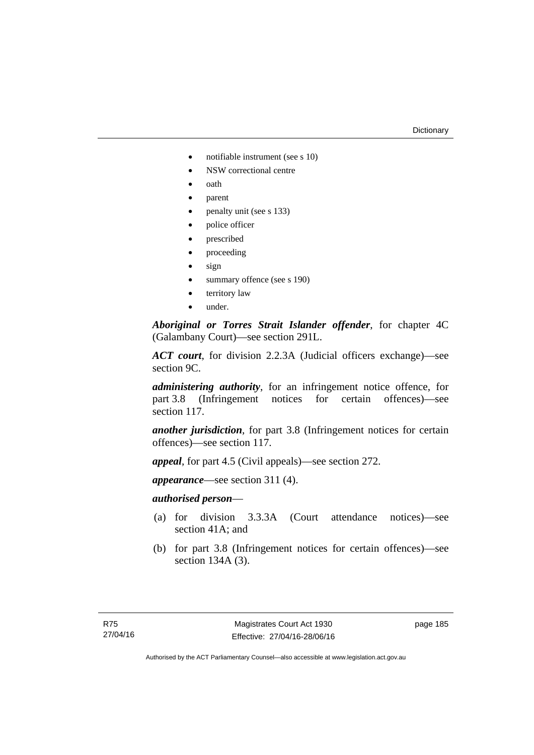- notifiable instrument (see s 10)
- NSW correctional centre
- oath
- parent
- penalty unit (see s 133)
- police officer
- prescribed
- proceeding
- sign
- summary offence (see s 190)
- territory law
- under.

***Aboriginal or Torres Strait Islander offender***, for chapter 4C (Galambany Court)—see section 291L.

***ACT court***, for division 2.2.3A (Judicial officers exchange)—see section 9C.

***administering authority***, for an infringement notice offence, for part 3.8 (Infringement notices for certain offences)—see section 117.

***another jurisdiction***, for part 3.8 (Infringement notices for certain offences)—see section 117.

***appeal***, for part 4.5 (Civil appeals)—see section 272.

***appearance***—see section 311 (4).

***authorised person***—

(a) for division 3.3.3A (Court attendance notices)—see section 41A; and

(b) for part 3.8 (Infringement notices for certain offences)—see section 134A (3).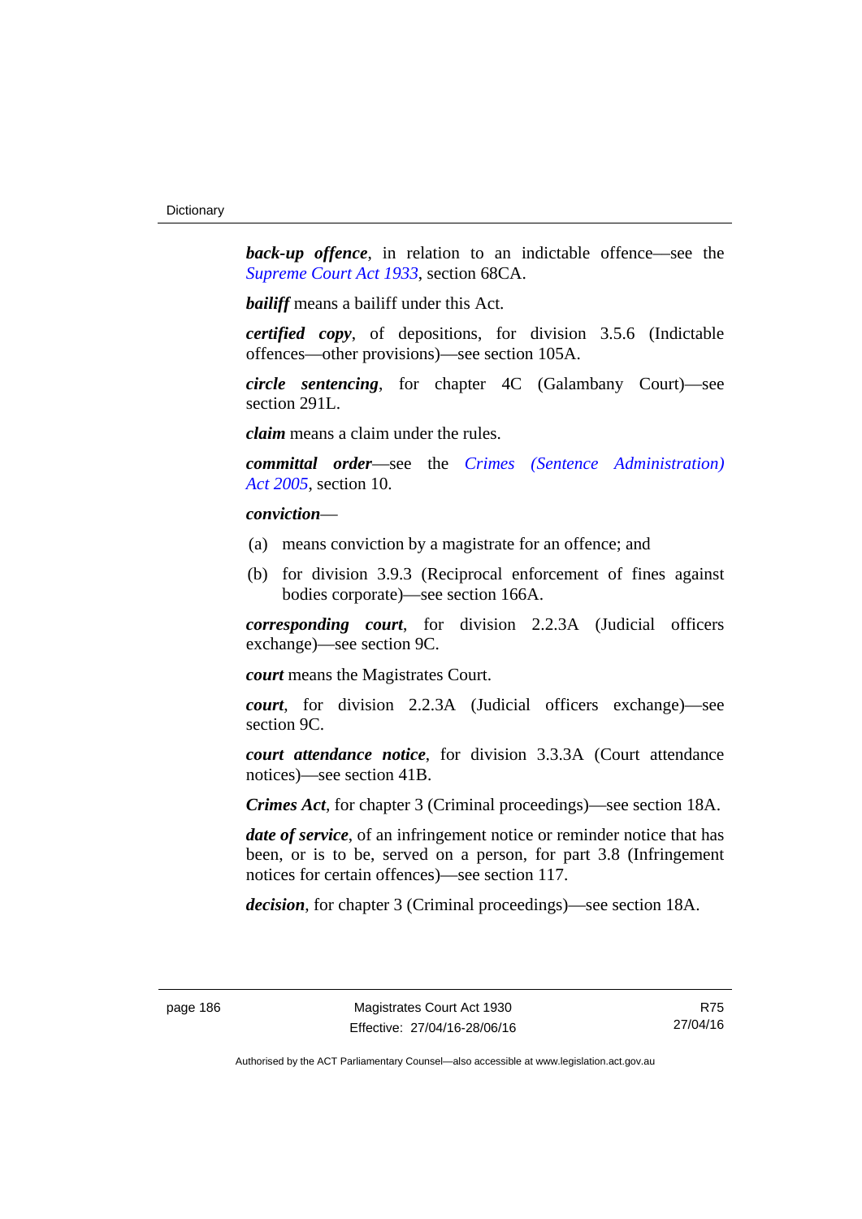***back-up offence***, in relation to an indictable offence—see the *Supreme Court Act 1933*, section 68CA.

***bailiff*** means a bailiff under this Act.

***certified copy***, of depositions, for division 3.5.6 (Indictable offences—other provisions)—see section 105A.

***circle sentencing***, for chapter 4C (Galambany Court)—see section 291L.

***claim*** means a claim under the rules.

***committal order***—see the *Crimes (Sentence Administration) Act 2005*, section 10.

***conviction***—

(a) means conviction by a magistrate for an offence; and

(b) for division 3.9.3 (Reciprocal enforcement of fines against bodies corporate)—see section 166A.

***corresponding court***, for division 2.2.3A (Judicial officers exchange)—see section 9C.

***court*** means the Magistrates Court.

***court***, for division 2.2.3A (Judicial officers exchange)—see section 9C.

***court attendance notice***, for division 3.3.3A (Court attendance notices)—see section 41B.

***Crimes Act***, for chapter 3 (Criminal proceedings)—see section 18A.

***date of service***, of an infringement notice or reminder notice that has been, or is to be, served on a person, for part 3.8 (Infringement notices for certain offences)—see section 117.

***decision***, for chapter 3 (Criminal proceedings)—see section 18A.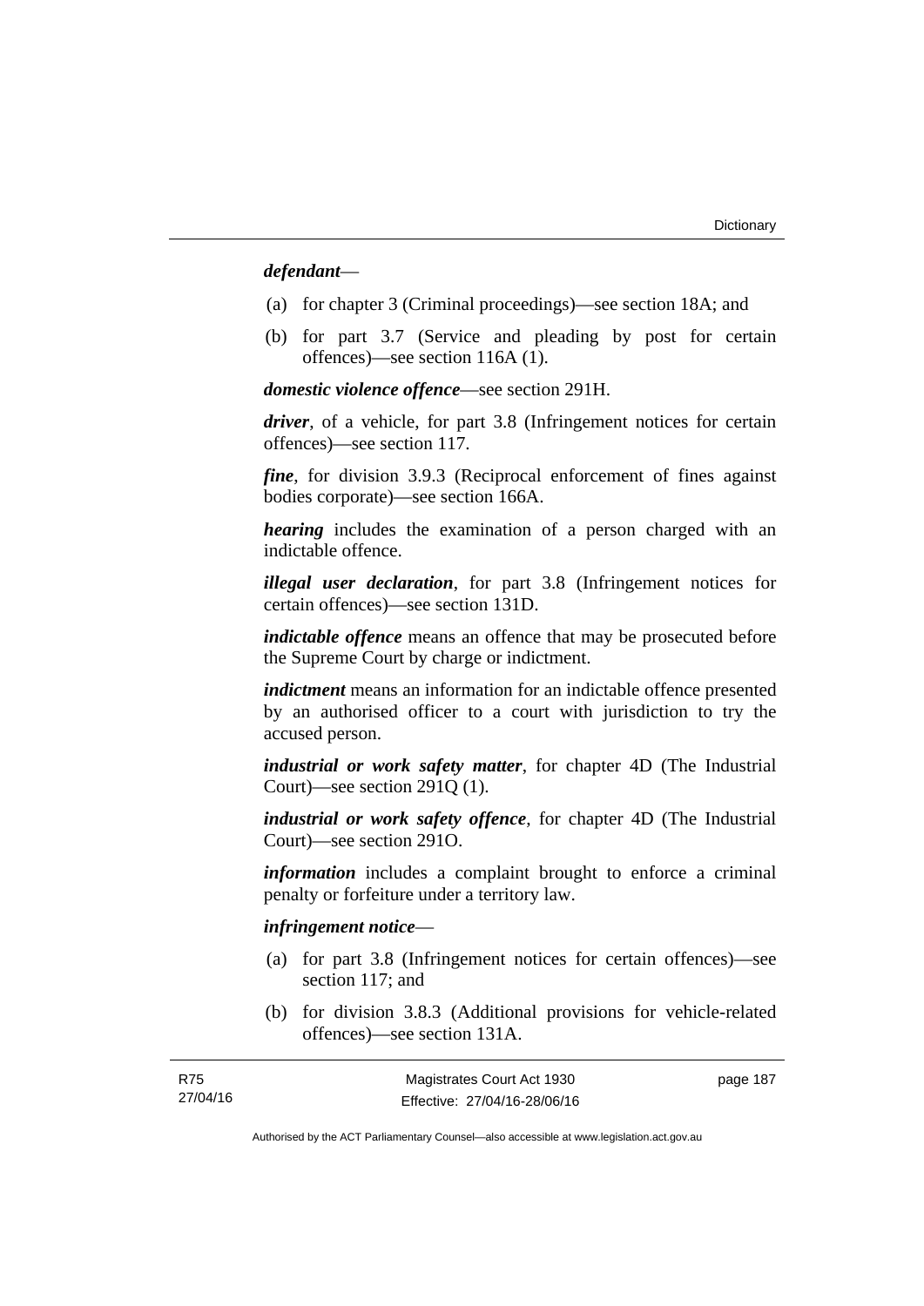***defendant***—

(a) for chapter 3 (Criminal proceedings)—see section 18A; and

(b) for part 3.7 (Service and pleading by post for certain offences)—see section 116A (1).

***domestic violence offence***—see section 291H.

***driver***, of a vehicle, for part 3.8 (Infringement notices for certain offences)—see section 117.

***fine***, for division 3.9.3 (Reciprocal enforcement of fines against bodies corporate)—see section 166A.

***hearing*** includes the examination of a person charged with an indictable offence.

***illegal user declaration***, for part 3.8 (Infringement notices for certain offences)—see section 131D.

***indictable offence*** means an offence that may be prosecuted before the Supreme Court by charge or indictment.

***indictment*** means an information for an indictable offence presented by an authorised officer to a court with jurisdiction to try the accused person.

***industrial or work safety matter***, for chapter 4D (The Industrial Court)—see section 291Q (1).

***industrial or work safety offence***, for chapter 4D (The Industrial Court)—see section 291O.

***information*** includes a complaint brought to enforce a criminal penalty or forfeiture under a territory law.

***infringement notice***—

(a) for part 3.8 (Infringement notices for certain offences)—see section 117; and

(b) for division 3.8.3 (Additional provisions for vehicle-related offences)—see section 131A.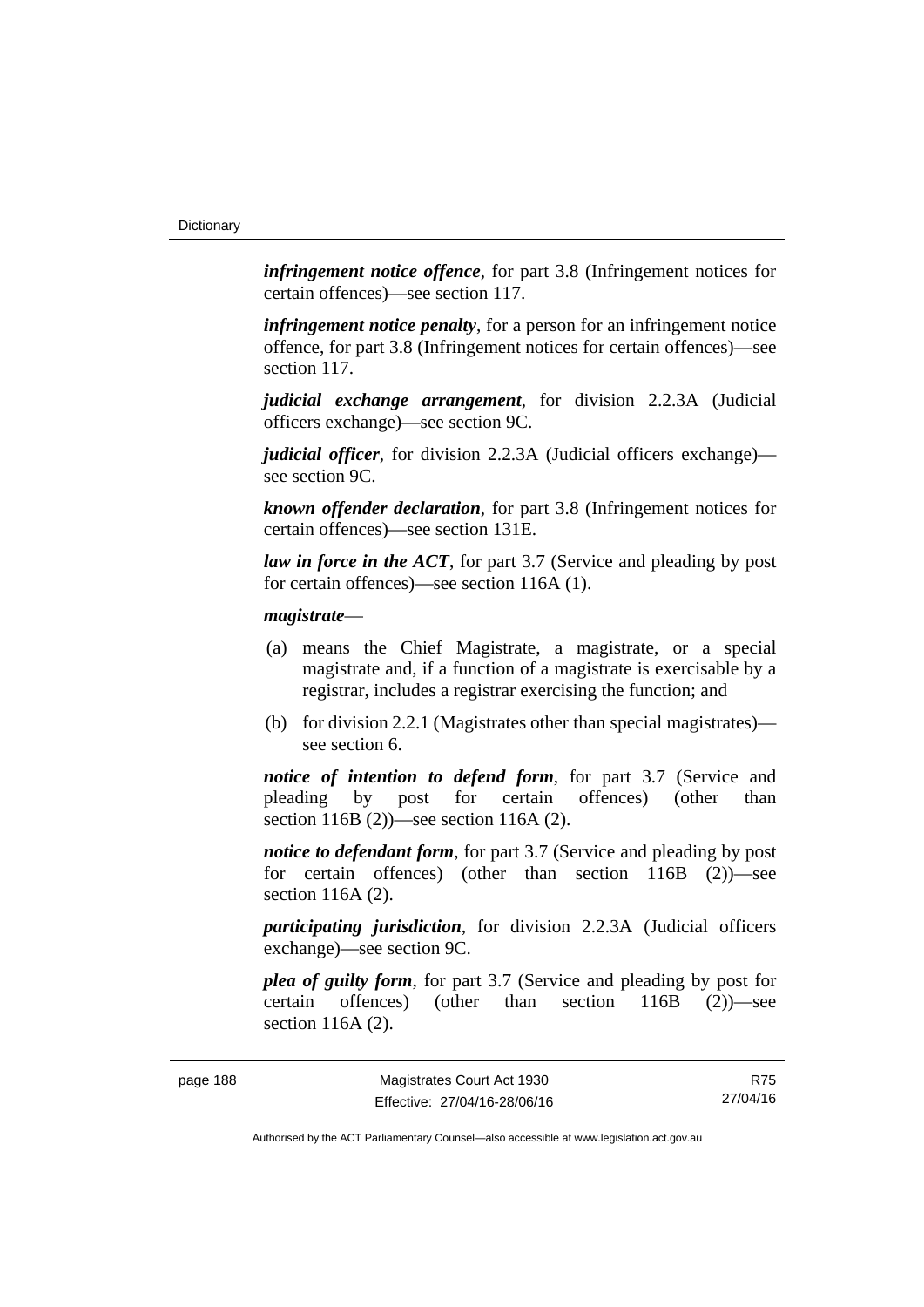***infringement notice offence***, for part 3.8 (Infringement notices for certain offences)—see section 117.

***infringement notice penalty***, for a person for an infringement notice offence, for part 3.8 (Infringement notices for certain offences)—see section 117.

***judicial exchange arrangement***, for division 2.2.3A (Judicial officers exchange)—see section 9C.

***judicial officer***, for division 2.2.3A (Judicial officers exchange)—see section 9C.

***known offender declaration***, for part 3.8 (Infringement notices for certain offences)—see section 131E.

***law in force in the ACT***, for part 3.7 (Service and pleading by post for certain offences)—see section 116A (1).

***magistrate***—

(a) means the Chief Magistrate, a magistrate, or a special magistrate and, if a function of a magistrate is exercisable by a registrar, includes a registrar exercising the function; and

(b) for division 2.2.1 (Magistrates other than special magistrates)—see section 6.

***notice of intention to defend form***, for part 3.7 (Service and pleading by post for certain offences) (other than section 116B (2))—see section 116A (2).

***notice to defendant form***, for part 3.7 (Service and pleading by post for certain offences) (other than section 116B (2))—see section 116A (2).

***participating jurisdiction***, for division 2.2.3A (Judicial officers exchange)—see section 9C.

***plea of guilty form***, for part 3.7 (Service and pleading by post for certain offences) (other than section 116B (2))—see section 116A (2).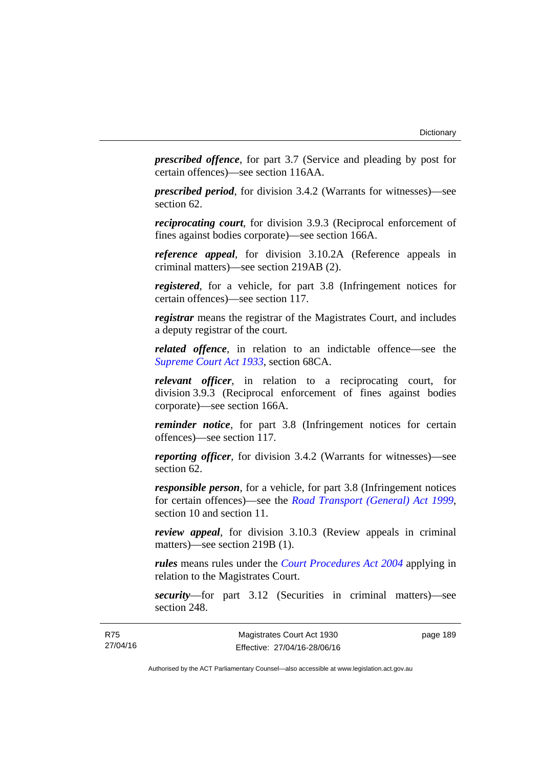***prescribed offence***, for part 3.7 (Service and pleading by post for certain offences)—see section 116AA.

***prescribed period***, for division 3.4.2 (Warrants for witnesses)—see section 62.

***reciprocating court***, for division 3.9.3 (Reciprocal enforcement of fines against bodies corporate)—see section 166A.

***reference appeal***, for division 3.10.2A (Reference appeals in criminal matters)—see section 219AB (2).

***registered***, for a vehicle, for part 3.8 (Infringement notices for certain offences)—see section 117.

***registrar*** means the registrar of the Magistrates Court, and includes a deputy registrar of the court.

***related offence***, in relation to an indictable offence—see the *Supreme Court Act 1933*, section 68CA.

***relevant officer***, in relation to a reciprocating court, for division 3.9.3 (Reciprocal enforcement of fines against bodies corporate)—see section 166A.

***reminder notice***, for part 3.8 (Infringement notices for certain offences)—see section 117.

***reporting officer***, for division 3.4.2 (Warrants for witnesses)—see section 62.

***responsible person***, for a vehicle, for part 3.8 (Infringement notices for certain offences)—see the *Road Transport (General) Act 1999*, section 10 and section 11.

***review appeal***, for division 3.10.3 (Review appeals in criminal matters)—see section 219B (1).

***rules*** means rules under the *Court Procedures Act 2004* applying in relation to the Magistrates Court.

***security***—for part 3.12 (Securities in criminal matters)—see section 248.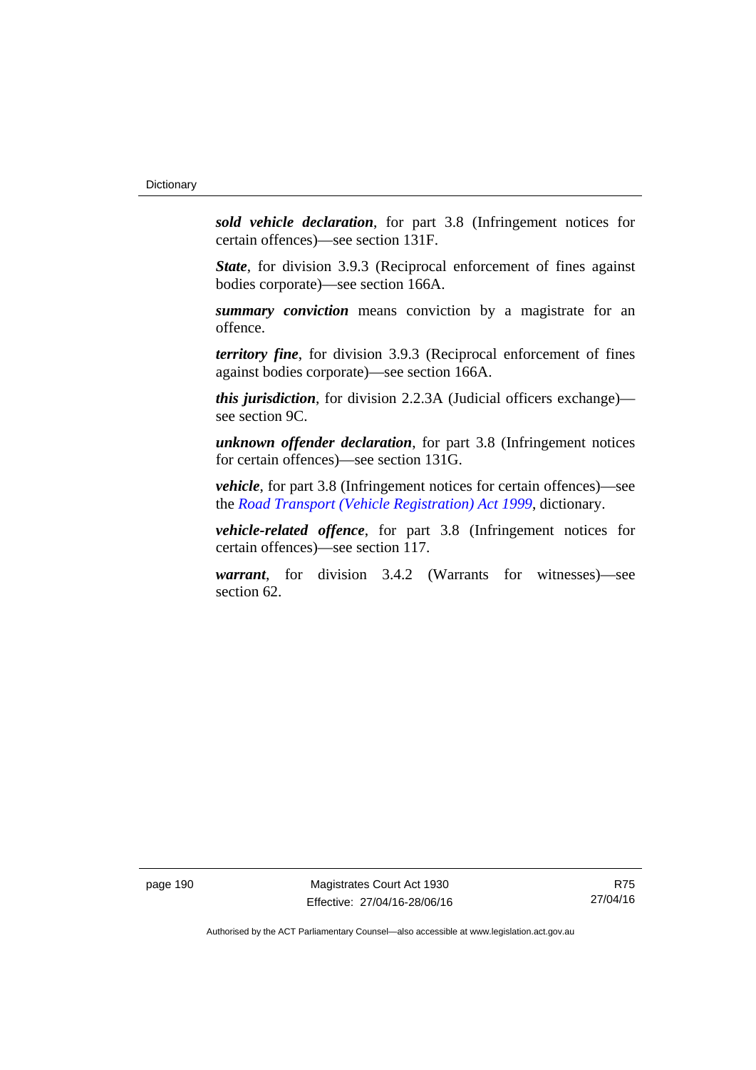***sold vehicle declaration***, for part 3.8 (Infringement notices for certain offences)—see section 131F.

***State***, for division 3.9.3 (Reciprocal enforcement of fines against bodies corporate)—see section 166A.

***summary conviction*** means conviction by a magistrate for an offence.

***territory fine***, for division 3.9.3 (Reciprocal enforcement of fines against bodies corporate)—see section 166A.

***this jurisdiction***, for division 2.2.3A (Judicial officers exchange)—see section 9C.

***unknown offender declaration***, for part 3.8 (Infringement notices for certain offences)—see section 131G.

***vehicle***, for part 3.8 (Infringement notices for certain offences)—see the *Road Transport (Vehicle Registration) Act 1999*, dictionary.

***vehicle-related offence***, for part 3.8 (Infringement notices for certain offences)—see section 117.

***warrant***, for division 3.4.2 (Warrants for witnesses)—see section 62.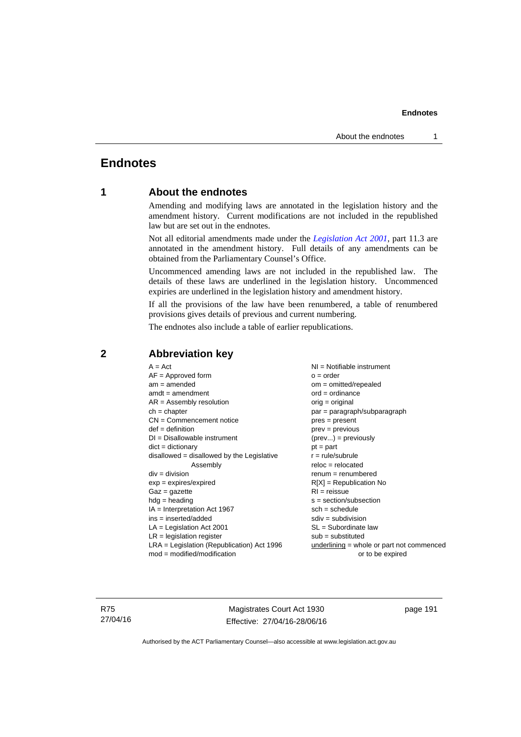# Endnotes

## 1 About the endnotes

Amending and modifying laws are annotated in the legislation history and the amendment history. Current modifications are not included in the republished law but are set out in the endnotes.

Not all editorial amendments made under the *Legislation Act 2001*, part 11.3 are annotated in the amendment history. Full details of any amendments can be obtained from the Parliamentary Counsel's Office.

Uncommenced amending laws are not included in the republished law. The details of these laws are underlined in the legislation history. Uncommenced expiries are underlined in the legislation history and amendment history.

If all the provisions of the law have been renumbered, a table of renumbered provisions gives details of previous and current numbering.

The endnotes also include a table of earlier republications.

## 2 Abbreviation key

A = Act
AF = Approved form
am = amended
amdt = amendment
AR = Assembly resolution
ch = chapter
CN = Commencement notice
def = definition
DI = Disallowable instrument
dict = dictionary
disallowed = disallowed by the Legislative Assembly
div = division
exp = expires/expired
Gaz = gazette
hdg = heading
IA = Interpretation Act 1967
ins = inserted/added
LA = Legislation Act 2001
LR = legislation register
LRA = Legislation (Republication) Act 1996
mod = modified/modification
NI = Notifiable instrument
o = order
om = omitted/repealed
ord = ordinance
orig = original
par = paragraph/subparagraph
pres = present
prev = previous
(prev...) = previously
pt = part
r = rule/subrule
reloc = relocated
renum = renumbered
R[X] = Republication No
RI = reissue
s = section/subsection
sch = schedule
sdiv = subdivision
SL = Subordinate law
sub = substituted
underlining = whole or part not commenced or to be expired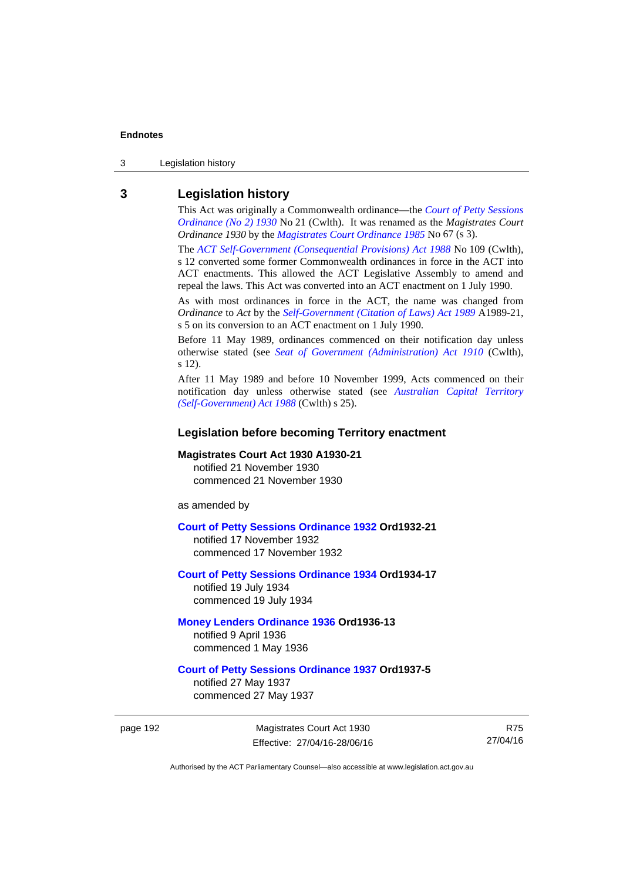## 3 Legislation history

This Act was originally a Commonwealth ordinance—the *Court of Petty Sessions Ordinance (No 2) 1930* No 21 (Cwlth). It was renamed as the *Magistrates Court Ordinance 1930* by the *Magistrates Court Ordinance 1985* No 67 (s 3).

The *ACT Self-Government (Consequential Provisions) Act 1988* No 109 (Cwlth), s 12 converted some former Commonwealth ordinances in force in the ACT into ACT enactments. This allowed the ACT Legislative Assembly to amend and repeal the laws. This Act was converted into an ACT enactment on 1 July 1990.

As with most ordinances in force in the ACT, the name was changed from *Ordinance* to *Act* by the *Self-Government (Citation of Laws) Act 1989* A1989-21, s 5 on its conversion to an ACT enactment on 1 July 1990.

Before 11 May 1989, ordinances commenced on their notification day unless otherwise stated (see *Seat of Government (Administration) Act 1910* (Cwlth), s 12).

After 11 May 1989 and before 10 November 1999, Acts commenced on their notification day unless otherwise stated (see *Australian Capital Territory (Self-Government) Act 1988* (Cwlth) s 25).

### Legislation before becoming Territory enactment

**Magistrates Court Act 1930 A1930-21**
notified 21 November 1930
commenced 21 November 1930

as amended by

**Court of Petty Sessions Ordinance 1932 Ord1932-21**
notified 17 November 1932
commenced 17 November 1932

**Court of Petty Sessions Ordinance 1934 Ord1934-17**
notified 19 July 1934
commenced 19 July 1934

**Money Lenders Ordinance 1936 Ord1936-13**
notified 9 April 1936
commenced 1 May 1936

**Court of Petty Sessions Ordinance 1937 Ord1937-5**
notified 27 May 1937
commenced 27 May 1937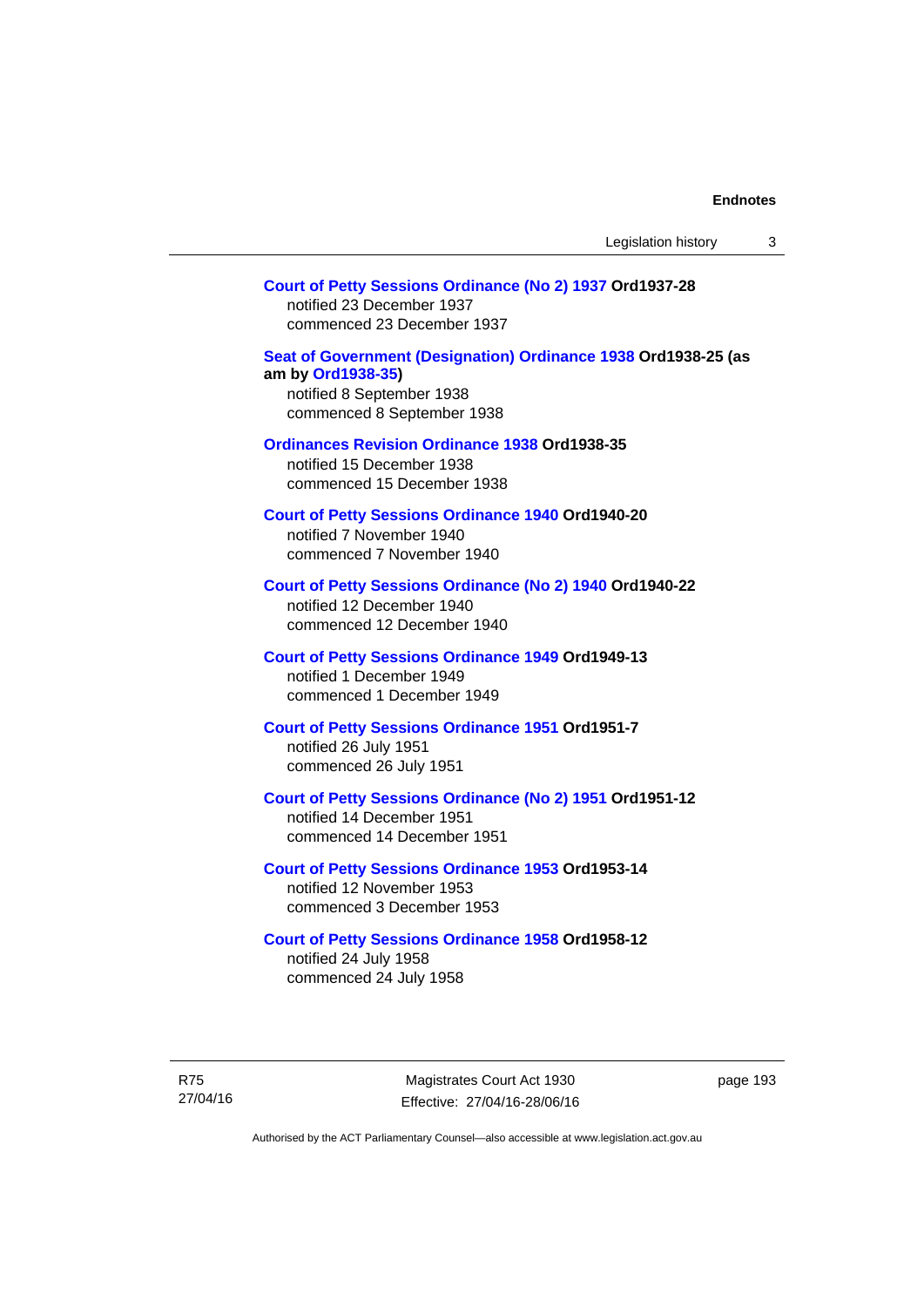**Court of Petty Sessions Ordinance (No 2) 1937 Ord1937-28**
notified 23 December 1937
commenced 23 December 1937

**Seat of Government (Designation) Ordinance 1938 Ord1938-25 (as am by Ord1938-35)**
notified 8 September 1938
commenced 8 September 1938

**Ordinances Revision Ordinance 1938 Ord1938-35**
notified 15 December 1938
commenced 15 December 1938

**Court of Petty Sessions Ordinance 1940 Ord1940-20**
notified 7 November 1940
commenced 7 November 1940

**Court of Petty Sessions Ordinance (No 2) 1940 Ord1940-22**
notified 12 December 1940
commenced 12 December 1940

**Court of Petty Sessions Ordinance 1949 Ord1949-13**
notified 1 December 1949
commenced 1 December 1949

**Court of Petty Sessions Ordinance 1951 Ord1951-7**
notified 26 July 1951
commenced 26 July 1951

**Court of Petty Sessions Ordinance (No 2) 1951 Ord1951-12**
notified 14 December 1951
commenced 14 December 1951

**Court of Petty Sessions Ordinance 1953 Ord1953-14**
notified 12 November 1953
commenced 3 December 1953

**Court of Petty Sessions Ordinance 1958 Ord1958-12**
notified 24 July 1958
commenced 24 July 1958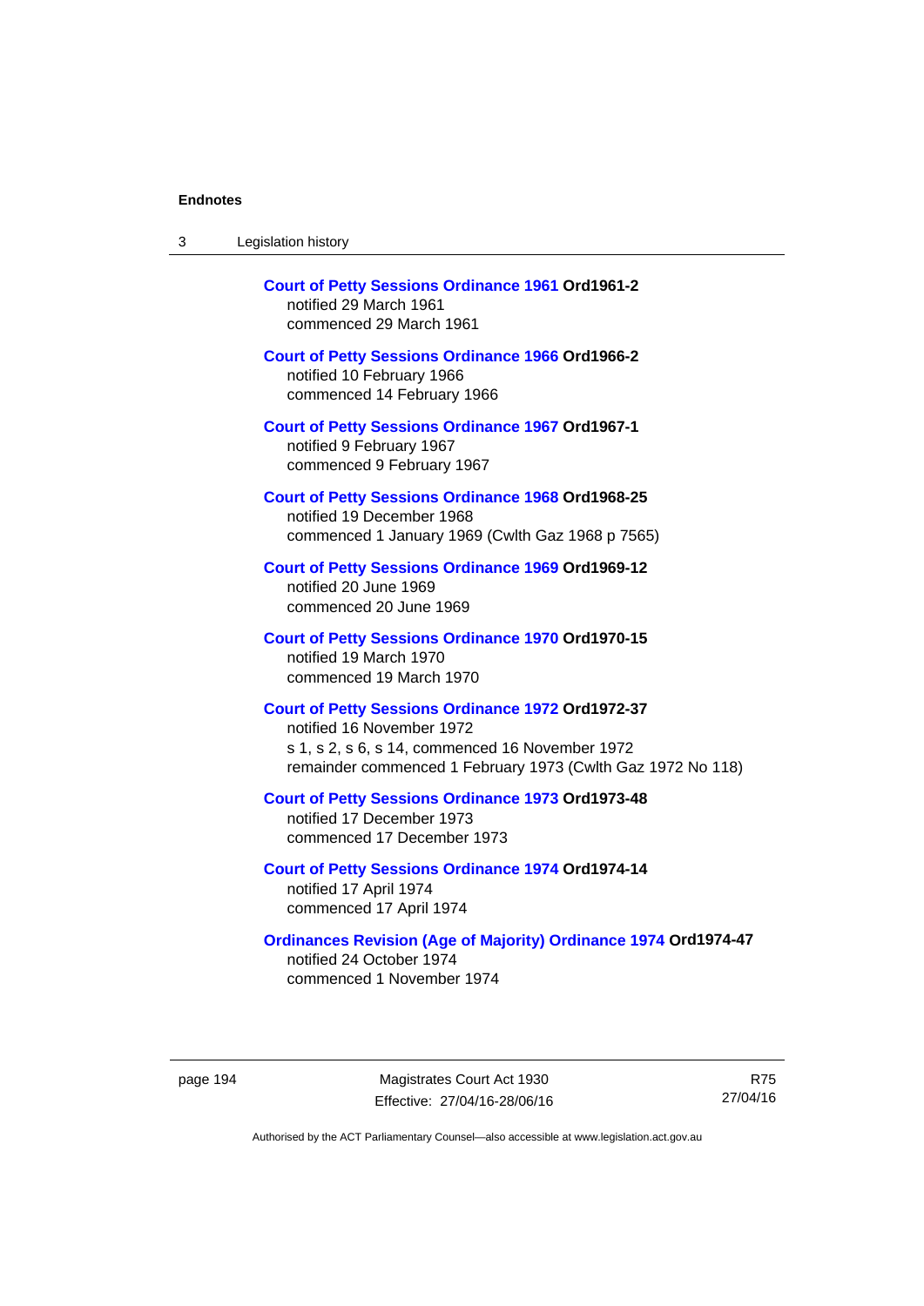**Court of Petty Sessions Ordinance 1961 Ord1961-2**
notified 29 March 1961
commenced 29 March 1961

**Court of Petty Sessions Ordinance 1966 Ord1966-2**
notified 10 February 1966
commenced 14 February 1966

**Court of Petty Sessions Ordinance 1967 Ord1967-1**
notified 9 February 1967
commenced 9 February 1967

**Court of Petty Sessions Ordinance 1968 Ord1968-25**
notified 19 December 1968
commenced 1 January 1969 (Cwlth Gaz 1968 p 7565)

**Court of Petty Sessions Ordinance 1969 Ord1969-12**
notified 20 June 1969
commenced 20 June 1969

**Court of Petty Sessions Ordinance 1970 Ord1970-15**
notified 19 March 1970
commenced 19 March 1970

**Court of Petty Sessions Ordinance 1972 Ord1972-37**
notified 16 November 1972
s 1, s 2, s 6, s 14, commenced 16 November 1972
remainder commenced 1 February 1973 (Cwlth Gaz 1972 No 118)

**Court of Petty Sessions Ordinance 1973 Ord1973-48**
notified 17 December 1973
commenced 17 December 1973

**Court of Petty Sessions Ordinance 1974 Ord1974-14**
notified 17 April 1974
commenced 17 April 1974

**Ordinances Revision (Age of Majority) Ordinance 1974 Ord1974-47**
notified 24 October 1974
commenced 1 November 1974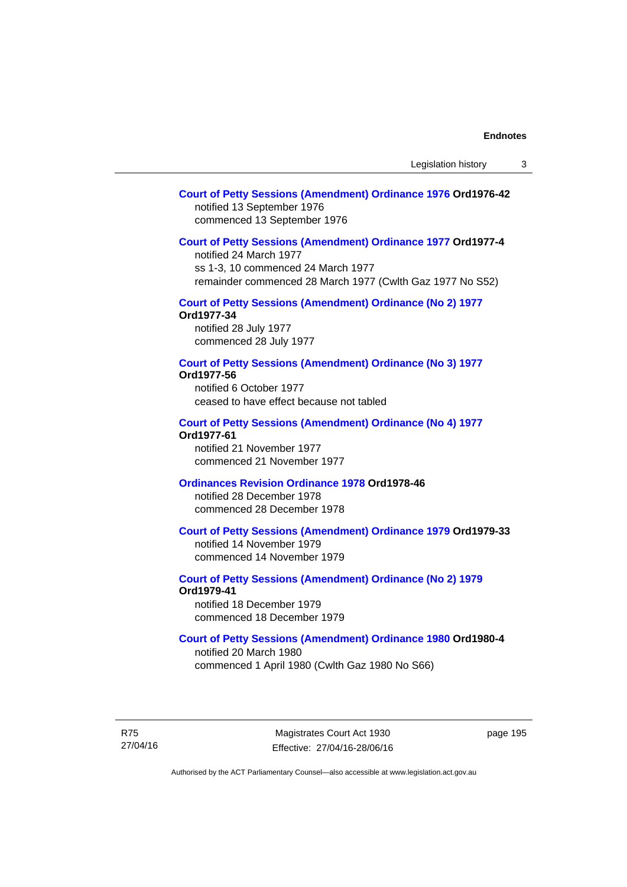**Court of Petty Sessions (Amendment) Ordinance 1976 Ord1976-42**
notified 13 September 1976
commenced 13 September 1976

**Court of Petty Sessions (Amendment) Ordinance 1977 Ord1977-4**
notified 24 March 1977
ss 1-3, 10 commenced 24 March 1977
remainder commenced 28 March 1977 (Cwlth Gaz 1977 No S52)

**Court of Petty Sessions (Amendment) Ordinance (No 2) 1977 Ord1977-34**
notified 28 July 1977
commenced 28 July 1977

**Court of Petty Sessions (Amendment) Ordinance (No 3) 1977 Ord1977-56**
notified 6 October 1977
ceased to have effect because not tabled

**Court of Petty Sessions (Amendment) Ordinance (No 4) 1977 Ord1977-61**
notified 21 November 1977
commenced 21 November 1977

**Ordinances Revision Ordinance 1978 Ord1978-46**
notified 28 December 1978
commenced 28 December 1978

**Court of Petty Sessions (Amendment) Ordinance 1979 Ord1979-33**
notified 14 November 1979
commenced 14 November 1979

**Court of Petty Sessions (Amendment) Ordinance (No 2) 1979 Ord1979-41**
notified 18 December 1979
commenced 18 December 1979

**Court of Petty Sessions (Amendment) Ordinance 1980 Ord1980-4**
notified 20 March 1980
commenced 1 April 1980 (Cwlth Gaz 1980 No S66)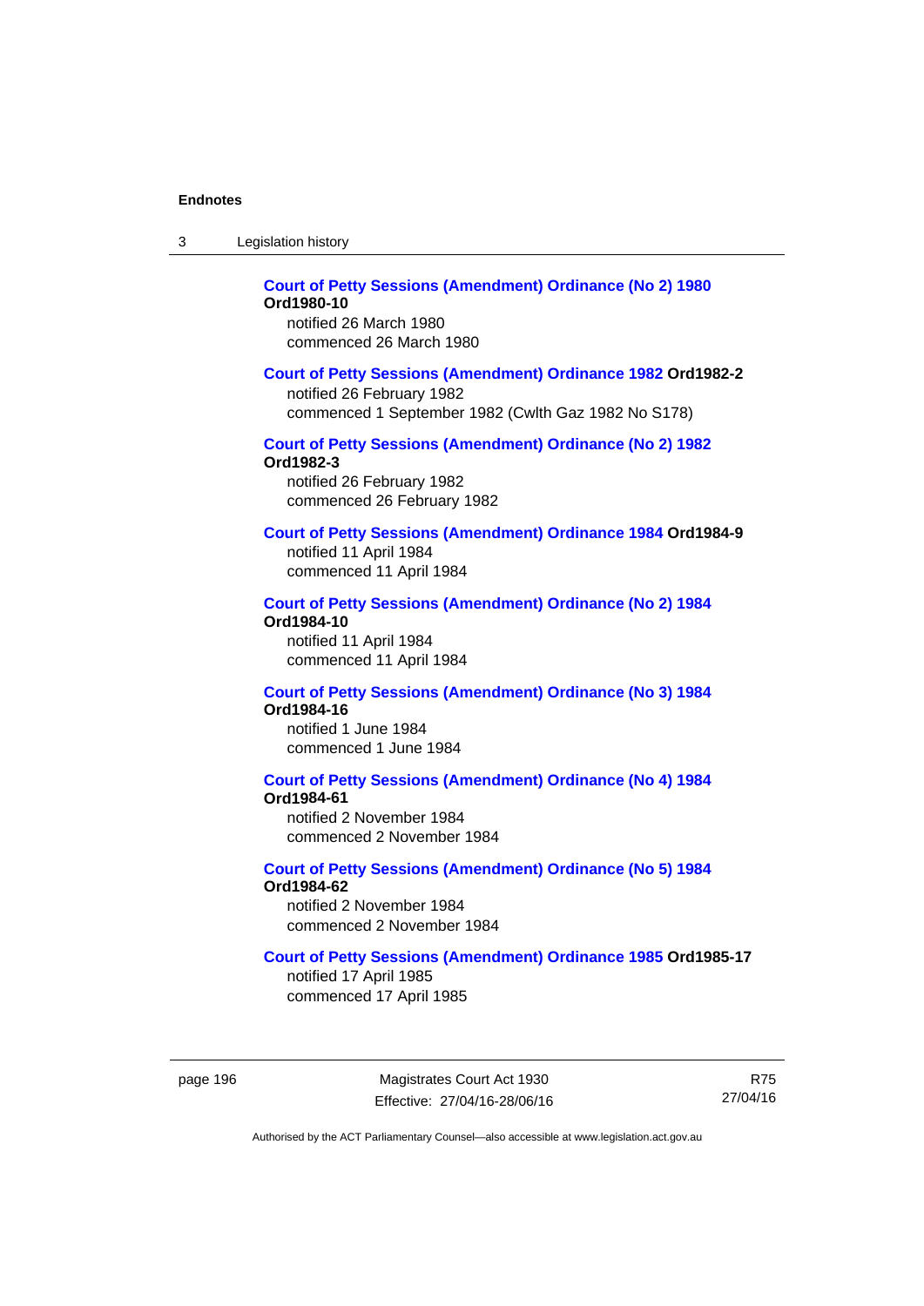**Court of Petty Sessions (Amendment) Ordinance (No 2) 1980 Ord1980-10**

notified 26 March 1980

commenced 26 March 1980

**Court of Petty Sessions (Amendment) Ordinance 1982 Ord1982-2**

notified 26 February 1982

commenced 1 September 1982 (Cwlth Gaz 1982 No S178)

**Court of Petty Sessions (Amendment) Ordinance (No 2) 1982 Ord1982-3**

notified 26 February 1982

commenced 26 February 1982

**Court of Petty Sessions (Amendment) Ordinance 1984 Ord1984-9**

notified 11 April 1984

commenced 11 April 1984

**Court of Petty Sessions (Amendment) Ordinance (No 2) 1984 Ord1984-10**

notified 11 April 1984

commenced 11 April 1984

**Court of Petty Sessions (Amendment) Ordinance (No 3) 1984 Ord1984-16**

notified 1 June 1984

commenced 1 June 1984

**Court of Petty Sessions (Amendment) Ordinance (No 4) 1984 Ord1984-61**

notified 2 November 1984

commenced 2 November 1984

**Court of Petty Sessions (Amendment) Ordinance (No 5) 1984 Ord1984-62**

notified 2 November 1984

commenced 2 November 1984

**Court of Petty Sessions (Amendment) Ordinance 1985 Ord1985-17**

notified 17 April 1985

commenced 17 April 1985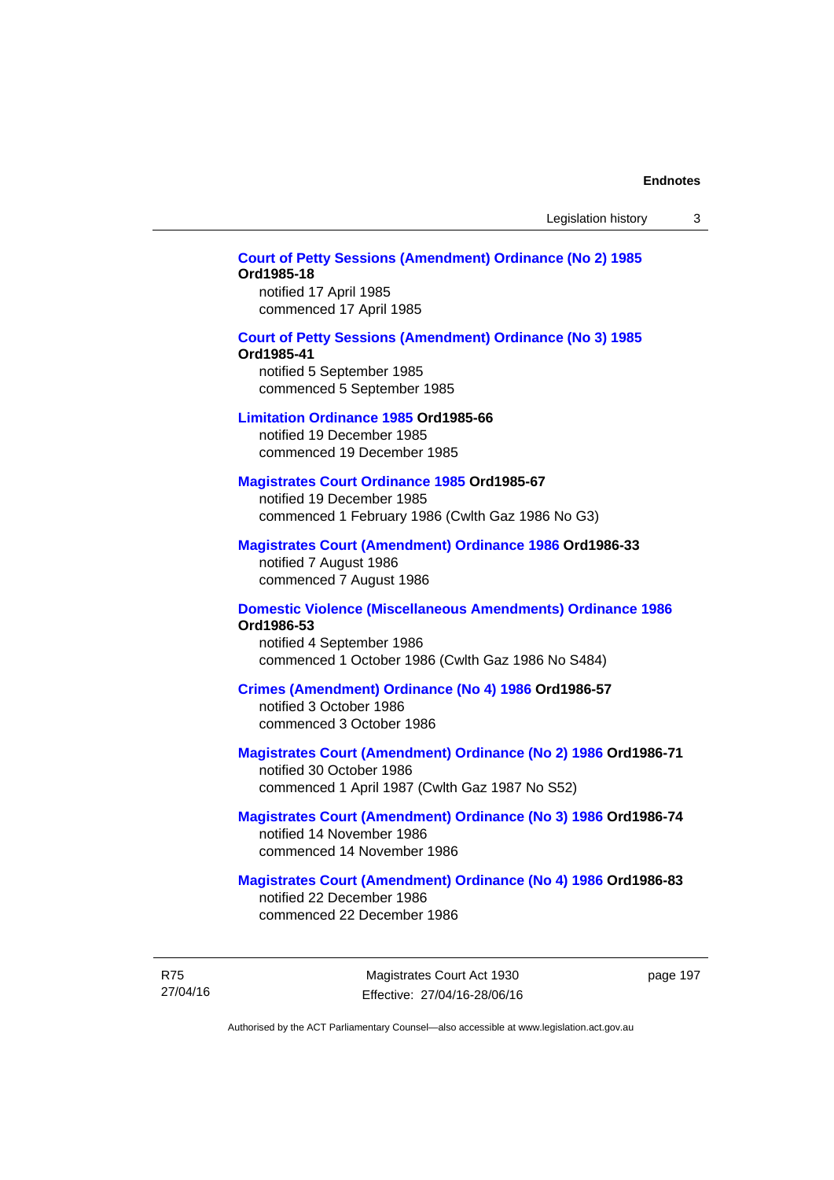**Court of Petty Sessions (Amendment) Ordinance (No 2) 1985 Ord1985-18**
notified 17 April 1985
commenced 17 April 1985

**Court of Petty Sessions (Amendment) Ordinance (No 3) 1985 Ord1985-41**
notified 5 September 1985
commenced 5 September 1985

**Limitation Ordinance 1985 Ord1985-66**
notified 19 December 1985
commenced 19 December 1985

**Magistrates Court Ordinance 1985 Ord1985-67**
notified 19 December 1985
commenced 1 February 1986 (Cwlth Gaz 1986 No G3)

**Magistrates Court (Amendment) Ordinance 1986 Ord1986-33**
notified 7 August 1986
commenced 7 August 1986

**Domestic Violence (Miscellaneous Amendments) Ordinance 1986 Ord1986-53**
notified 4 September 1986
commenced 1 October 1986 (Cwlth Gaz 1986 No S484)

**Crimes (Amendment) Ordinance (No 4) 1986 Ord1986-57**
notified 3 October 1986
commenced 3 October 1986

**Magistrates Court (Amendment) Ordinance (No 2) 1986 Ord1986-71**
notified 30 October 1986
commenced 1 April 1987 (Cwlth Gaz 1987 No S52)

**Magistrates Court (Amendment) Ordinance (No 3) 1986 Ord1986-74**
notified 14 November 1986
commenced 14 November 1986

**Magistrates Court (Amendment) Ordinance (No 4) 1986 Ord1986-83**
notified 22 December 1986
commenced 22 December 1986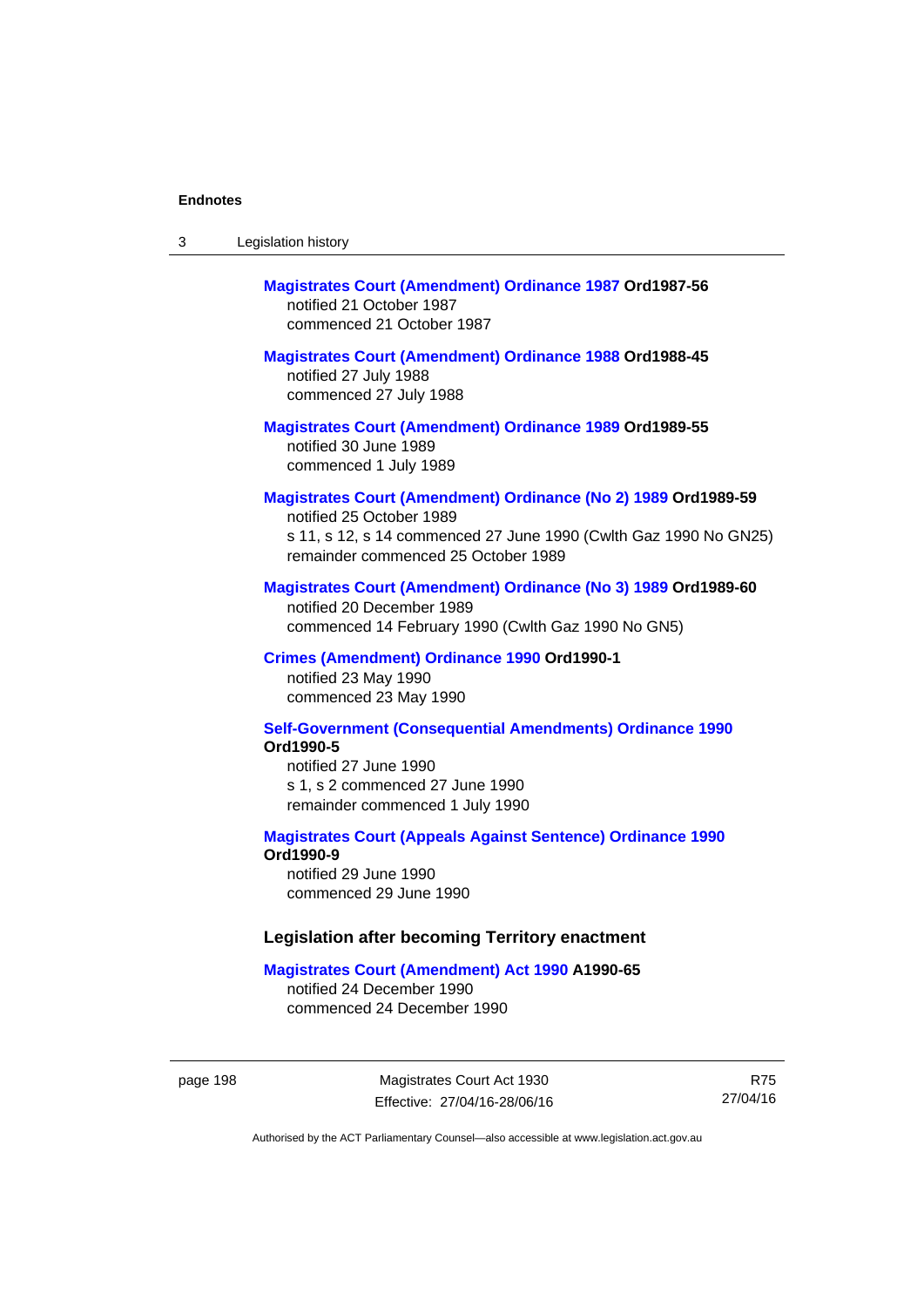**Magistrates Court (Amendment) Ordinance 1987 Ord1987-56**
notified 21 October 1987
commenced 21 October 1987

**Magistrates Court (Amendment) Ordinance 1988 Ord1988-45**
notified 27 July 1988
commenced 27 July 1988

**Magistrates Court (Amendment) Ordinance 1989 Ord1989-55**
notified 30 June 1989
commenced 1 July 1989

**Magistrates Court (Amendment) Ordinance (No 2) 1989 Ord1989-59**
notified 25 October 1989
s 11, s 12, s 14 commenced 27 June 1990 (Cwlth Gaz 1990 No GN25)
remainder commenced 25 October 1989

**Magistrates Court (Amendment) Ordinance (No 3) 1989 Ord1989-60**
notified 20 December 1989
commenced 14 February 1990 (Cwlth Gaz 1990 No GN5)

**Crimes (Amendment) Ordinance 1990 Ord1990-1**
notified 23 May 1990
commenced 23 May 1990

**Self-Government (Consequential Amendments) Ordinance 1990 Ord1990-5**
notified 27 June 1990
s 1, s 2 commenced 27 June 1990
remainder commenced 1 July 1990

**Magistrates Court (Appeals Against Sentence) Ordinance 1990 Ord1990-9**
notified 29 June 1990
commenced 29 June 1990

### Legislation after becoming Territory enactment

**Magistrates Court (Amendment) Act 1990 A1990-65**
notified 24 December 1990
commenced 24 December 1990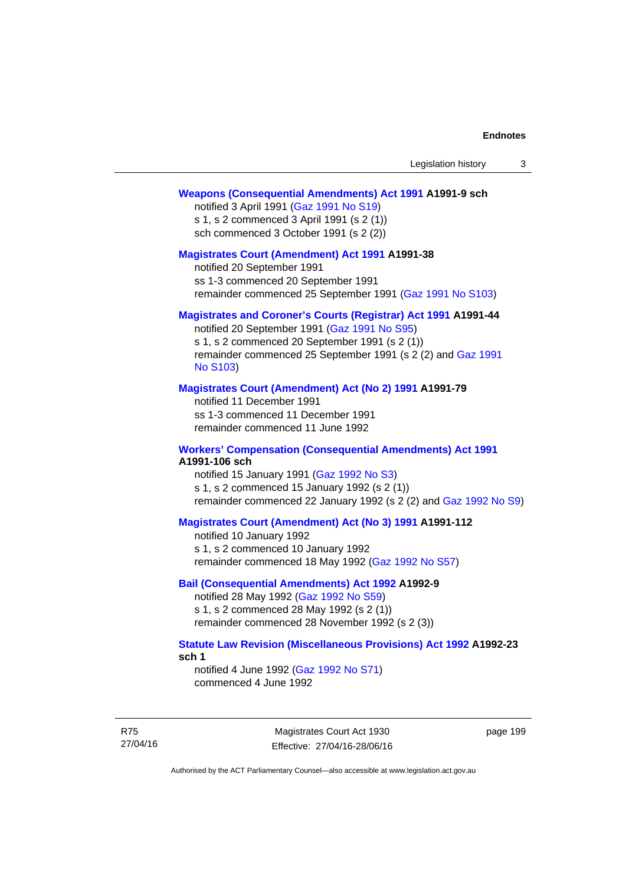**Weapons (Consequential Amendments) Act 1991 A1991-9 sch**

notified 3 April 1991 (Gaz 1991 No S19)
s 1, s 2 commenced 3 April 1991 (s 2 (1))
sch commenced 3 October 1991 (s 2 (2))

**Magistrates Court (Amendment) Act 1991 A1991-38**

notified 20 September 1991
ss 1-3 commenced 20 September 1991
remainder commenced 25 September 1991 (Gaz 1991 No S103)

**Magistrates and Coroner's Courts (Registrar) Act 1991 A1991-44**

notified 20 September 1991 (Gaz 1991 No S95)
s 1, s 2 commenced 20 September 1991 (s 2 (1))
remainder commenced 25 September 1991 (s 2 (2) and Gaz 1991 No S103)

**Magistrates Court (Amendment) Act (No 2) 1991 A1991-79**

notified 11 December 1991
ss 1-3 commenced 11 December 1991
remainder commenced 11 June 1992

**Workers' Compensation (Consequential Amendments) Act 1991 A1991-106 sch**

notified 15 January 1991 (Gaz 1992 No S3)
s 1, s 2 commenced 15 January 1992 (s 2 (1))
remainder commenced 22 January 1992 (s 2 (2) and Gaz 1992 No S9)

**Magistrates Court (Amendment) Act (No 3) 1991 A1991-112**

notified 10 January 1992
s 1, s 2 commenced 10 January 1992
remainder commenced 18 May 1992 (Gaz 1992 No S57)

**Bail (Consequential Amendments) Act 1992 A1992-9**

notified 28 May 1992 (Gaz 1992 No S59)
s 1, s 2 commenced 28 May 1992 (s 2 (1))
remainder commenced 28 November 1992 (s 2 (3))

**Statute Law Revision (Miscellaneous Provisions) Act 1992 A1992-23 sch 1**

notified 4 June 1992 (Gaz 1992 No S71)
commenced 4 June 1992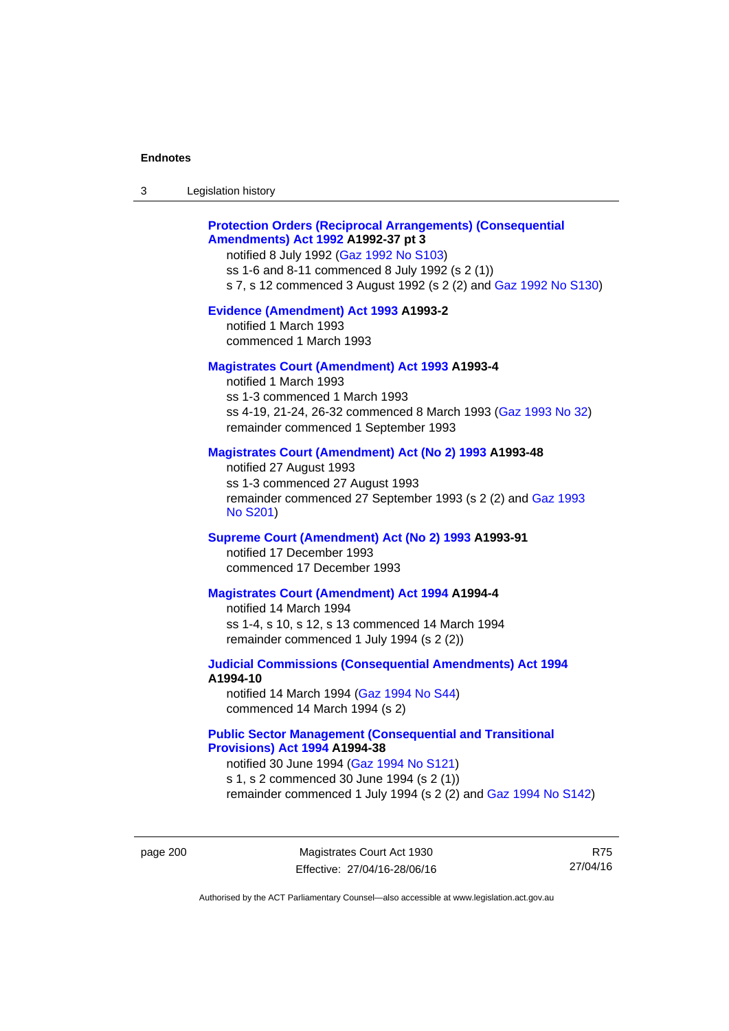**Protection Orders (Reciprocal Arrangements) (Consequential Amendments) Act 1992 A1992-37 pt 3**

notified 8 July 1992 (Gaz 1992 No S103)
ss 1-6 and 8-11 commenced 8 July 1992 (s 2 (1))
s 7, s 12 commenced 3 August 1992 (s 2 (2) and Gaz 1992 No S130)

**Evidence (Amendment) Act 1993 A1993-2**

notified 1 March 1993
commenced 1 March 1993

**Magistrates Court (Amendment) Act 1993 A1993-4**

notified 1 March 1993
ss 1-3 commenced 1 March 1993
ss 4-19, 21-24, 26-32 commenced 8 March 1993 (Gaz 1993 No 32)
remainder commenced 1 September 1993

**Magistrates Court (Amendment) Act (No 2) 1993 A1993-48**

notified 27 August 1993
ss 1-3 commenced 27 August 1993
remainder commenced 27 September 1993 (s 2 (2) and Gaz 1993 No S201)

**Supreme Court (Amendment) Act (No 2) 1993 A1993-91**

notified 17 December 1993
commenced 17 December 1993

**Magistrates Court (Amendment) Act 1994 A1994-4**

notified 14 March 1994
ss 1-4, s 10, s 12, s 13 commenced 14 March 1994
remainder commenced 1 July 1994 (s 2 (2))

**Judicial Commissions (Consequential Amendments) Act 1994 A1994-10**

notified 14 March 1994 (Gaz 1994 No S44)
commenced 14 March 1994 (s 2)

**Public Sector Management (Consequential and Transitional Provisions) Act 1994 A1994-38**

notified 30 June 1994 (Gaz 1994 No S121)
s 1, s 2 commenced 30 June 1994 (s 2 (1))
remainder commenced 1 July 1994 (s 2 (2) and Gaz 1994 No S142)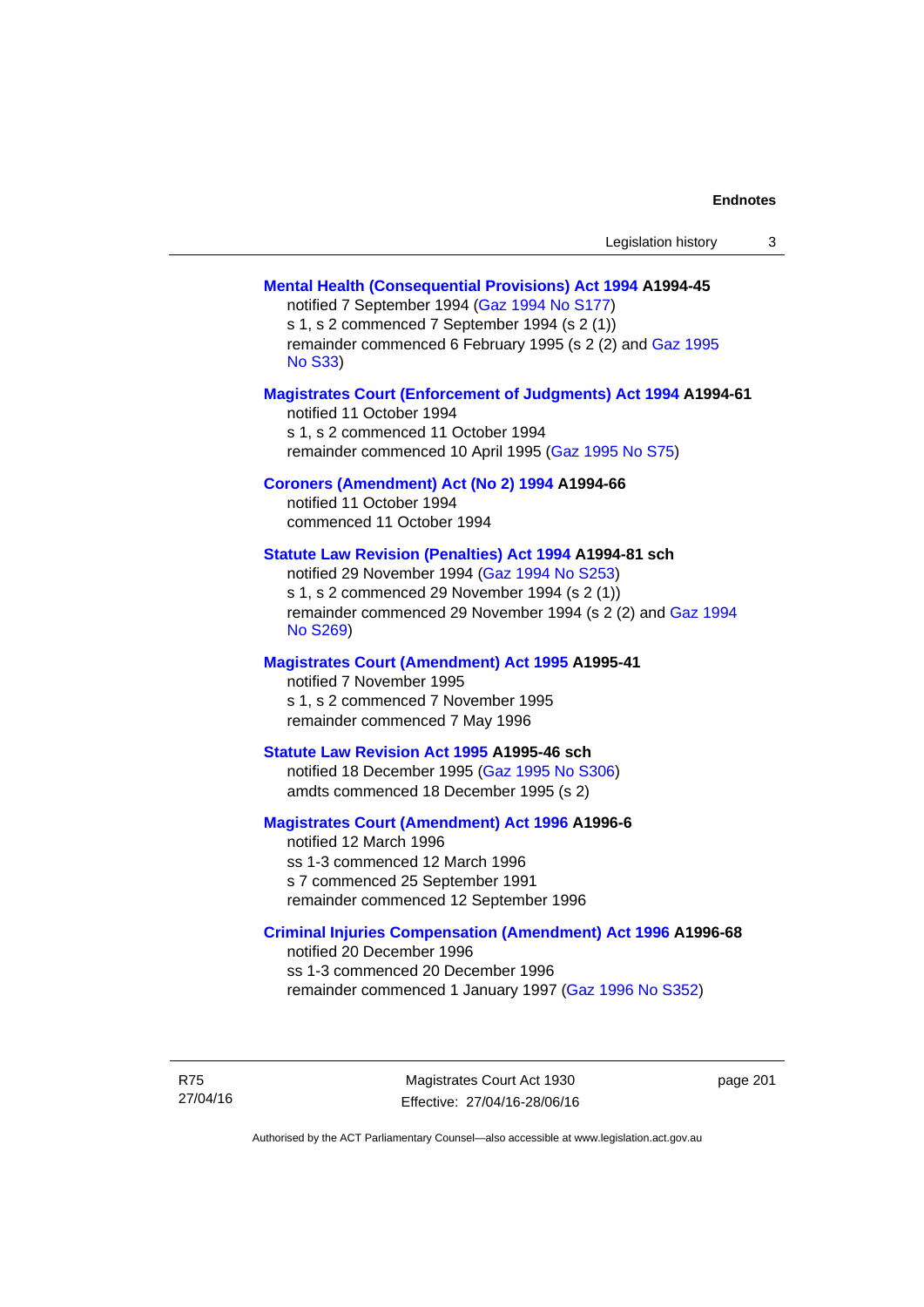**Mental Health (Consequential Provisions) Act 1994 A1994-45**
notified 7 September 1994 (Gaz 1994 No S177)
s 1, s 2 commenced 7 September 1994 (s 2 (1))
remainder commenced 6 February 1995 (s 2 (2) and Gaz 1995 No S33)

**Magistrates Court (Enforcement of Judgments) Act 1994 A1994-61**
notified 11 October 1994
s 1, s 2 commenced 11 October 1994
remainder commenced 10 April 1995 (Gaz 1995 No S75)

**Coroners (Amendment) Act (No 2) 1994 A1994-66**
notified 11 October 1994
commenced 11 October 1994

**Statute Law Revision (Penalties) Act 1994 A1994-81 sch**
notified 29 November 1994 (Gaz 1994 No S253)
s 1, s 2 commenced 29 November 1994 (s 2 (1))
remainder commenced 29 November 1994 (s 2 (2) and Gaz 1994 No S269)

**Magistrates Court (Amendment) Act 1995 A1995-41**
notified 7 November 1995
s 1, s 2 commenced 7 November 1995
remainder commenced 7 May 1996

**Statute Law Revision Act 1995 A1995-46 sch**
notified 18 December 1995 (Gaz 1995 No S306)
amdts commenced 18 December 1995 (s 2)

**Magistrates Court (Amendment) Act 1996 A1996-6**
notified 12 March 1996
ss 1-3 commenced 12 March 1996
s 7 commenced 25 September 1991
remainder commenced 12 September 1996

**Criminal Injuries Compensation (Amendment) Act 1996 A1996-68**
notified 20 December 1996
ss 1-3 commenced 20 December 1996
remainder commenced 1 January 1997 (Gaz 1996 No S352)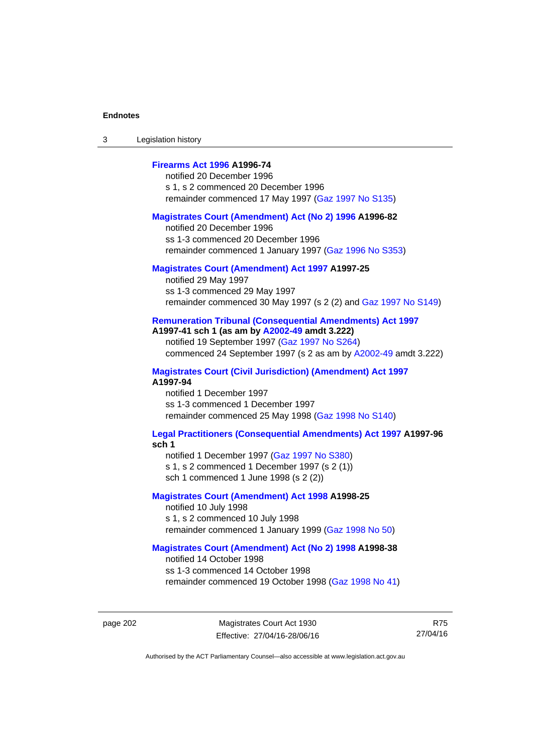**Firearms Act 1996 A1996-74**
notified 20 December 1996
s 1, s 2 commenced 20 December 1996
remainder commenced 17 May 1997 (Gaz 1997 No S135)

**Magistrates Court (Amendment) Act (No 2) 1996 A1996-82**
notified 20 December 1996
ss 1-3 commenced 20 December 1996
remainder commenced 1 January 1997 (Gaz 1996 No S353)

**Magistrates Court (Amendment) Act 1997 A1997-25**
notified 29 May 1997
ss 1-3 commenced 29 May 1997
remainder commenced 30 May 1997 (s 2 (2) and Gaz 1997 No S149)

**Remuneration Tribunal (Consequential Amendments) Act 1997 A1997-41 sch 1 (as am by A2002-49 amdt 3.222)**
notified 19 September 1997 (Gaz 1997 No S264)
commenced 24 September 1997 (s 2 as am by A2002-49 amdt 3.222)

**Magistrates Court (Civil Jurisdiction) (Amendment) Act 1997 A1997-94**
notified 1 December 1997
ss 1-3 commenced 1 December 1997
remainder commenced 25 May 1998 (Gaz 1998 No S140)

**Legal Practitioners (Consequential Amendments) Act 1997 A1997-96 sch 1**
notified 1 December 1997 (Gaz 1997 No S380)
s 1, s 2 commenced 1 December 1997 (s 2 (1))
sch 1 commenced 1 June 1998 (s 2 (2))

**Magistrates Court (Amendment) Act 1998 A1998-25**
notified 10 July 1998
s 1, s 2 commenced 10 July 1998
remainder commenced 1 January 1999 (Gaz 1998 No 50)

**Magistrates Court (Amendment) Act (No 2) 1998 A1998-38**
notified 14 October 1998
ss 1-3 commenced 14 October 1998
remainder commenced 19 October 1998 (Gaz 1998 No 41)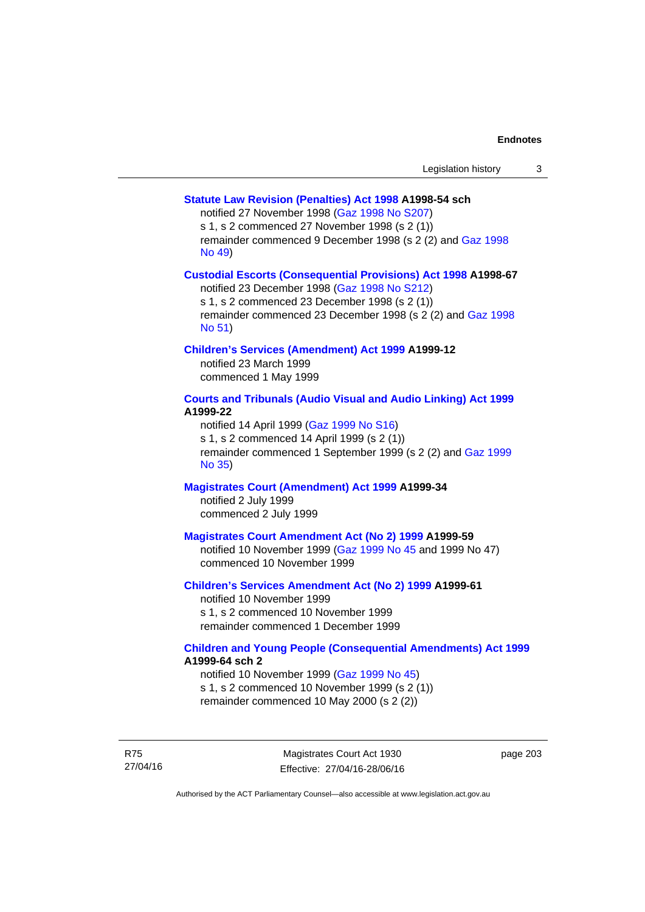**Statute Law Revision (Penalties) Act 1998 A1998-54 sch**

notified 27 November 1998 (Gaz 1998 No S207)
s 1, s 2 commenced 27 November 1998 (s 2 (1))
remainder commenced 9 December 1998 (s 2 (2) and Gaz 1998 No 49)

**Custodial Escorts (Consequential Provisions) Act 1998 A1998-67**

notified 23 December 1998 (Gaz 1998 No S212)
s 1, s 2 commenced 23 December 1998 (s 2 (1))
remainder commenced 23 December 1998 (s 2 (2) and Gaz 1998 No 51)

**Children's Services (Amendment) Act 1999 A1999-12**

notified 23 March 1999
commenced 1 May 1999

**Courts and Tribunals (Audio Visual and Audio Linking) Act 1999 A1999-22**

notified 14 April 1999 (Gaz 1999 No S16)
s 1, s 2 commenced 14 April 1999 (s 2 (1))
remainder commenced 1 September 1999 (s 2 (2) and Gaz 1999 No 35)

**Magistrates Court (Amendment) Act 1999 A1999-34**

notified 2 July 1999
commenced 2 July 1999

**Magistrates Court Amendment Act (No 2) 1999 A1999-59**

notified 10 November 1999 (Gaz 1999 No 45 and 1999 No 47)
commenced 10 November 1999

**Children's Services Amendment Act (No 2) 1999 A1999-61**

notified 10 November 1999
s 1, s 2 commenced 10 November 1999
remainder commenced 1 December 1999

**Children and Young People (Consequential Amendments) Act 1999 A1999-64 sch 2**

notified 10 November 1999 (Gaz 1999 No 45)
s 1, s 2 commenced 10 November 1999 (s 2 (1))
remainder commenced 10 May 2000 (s 2 (2))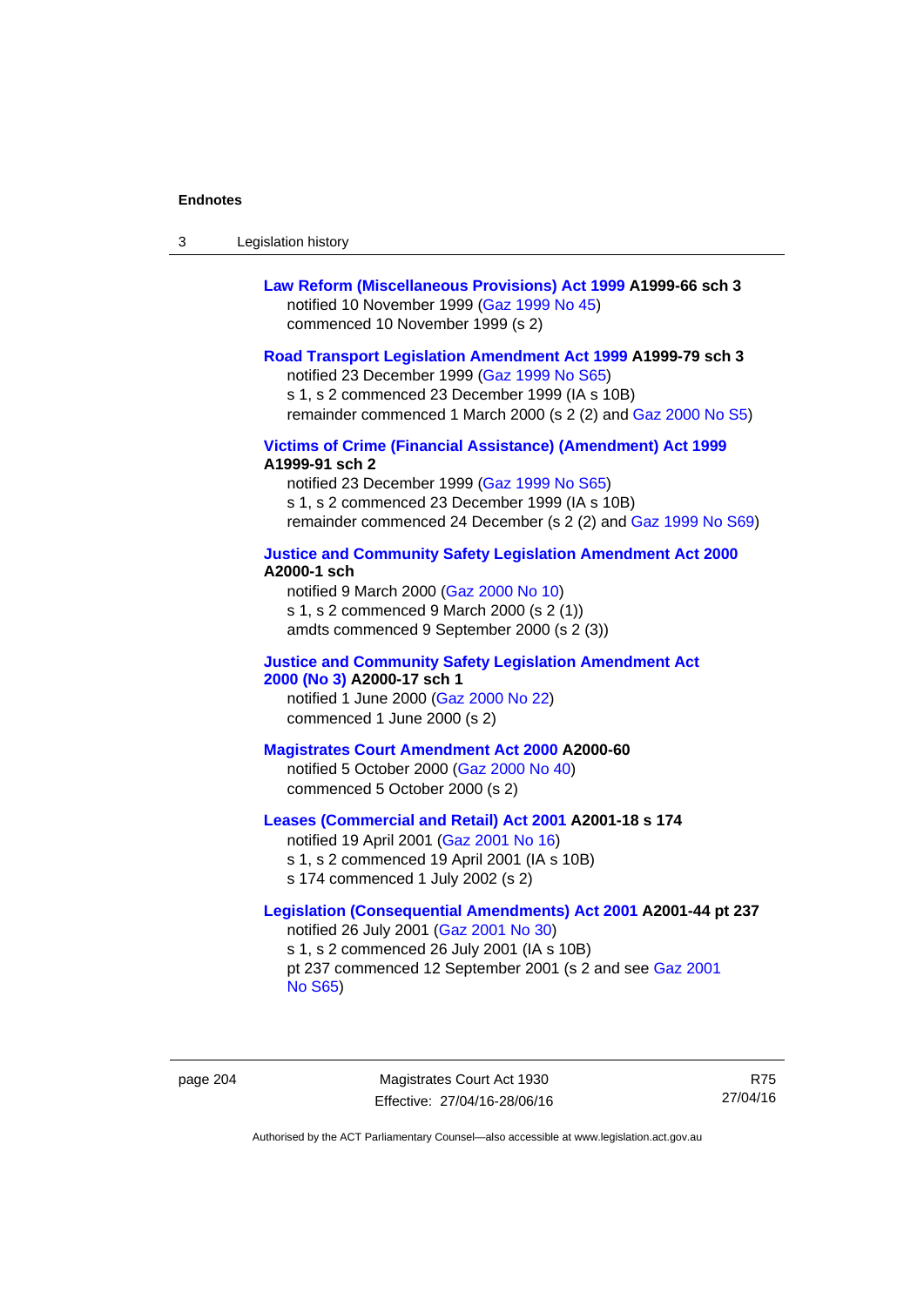**Law Reform (Miscellaneous Provisions) Act 1999 A1999-66 sch 3**
notified 10 November 1999 (Gaz 1999 No 45)
commenced 10 November 1999 (s 2)

**Road Transport Legislation Amendment Act 1999 A1999-79 sch 3**
notified 23 December 1999 (Gaz 1999 No S65)
s 1, s 2 commenced 23 December 1999 (IA s 10B)
remainder commenced 1 March 2000 (s 2 (2) and Gaz 2000 No S5)

**Victims of Crime (Financial Assistance) (Amendment) Act 1999 A1999-91 sch 2**
notified 23 December 1999 (Gaz 1999 No S65)
s 1, s 2 commenced 23 December 1999 (IA s 10B)
remainder commenced 24 December (s 2 (2) and Gaz 1999 No S69)

**Justice and Community Safety Legislation Amendment Act 2000 A2000-1 sch**
notified 9 March 2000 (Gaz 2000 No 10)
s 1, s 2 commenced 9 March 2000 (s 2 (1))
amdts commenced 9 September 2000 (s 2 (3))

**Justice and Community Safety Legislation Amendment Act 2000 (No 3) A2000-17 sch 1**
notified 1 June 2000 (Gaz 2000 No 22)
commenced 1 June 2000 (s 2)

**Magistrates Court Amendment Act 2000 A2000-60**
notified 5 October 2000 (Gaz 2000 No 40)
commenced 5 October 2000 (s 2)

**Leases (Commercial and Retail) Act 2001 A2001-18 s 174**
notified 19 April 2001 (Gaz 2001 No 16)
s 1, s 2 commenced 19 April 2001 (IA s 10B)
s 174 commenced 1 July 2002 (s 2)

**Legislation (Consequential Amendments) Act 2001 A2001-44 pt 237**
notified 26 July 2001 (Gaz 2001 No 30)
s 1, s 2 commenced 26 July 2001 (IA s 10B)
pt 237 commenced 12 September 2001 (s 2 and see Gaz 2001 No S65)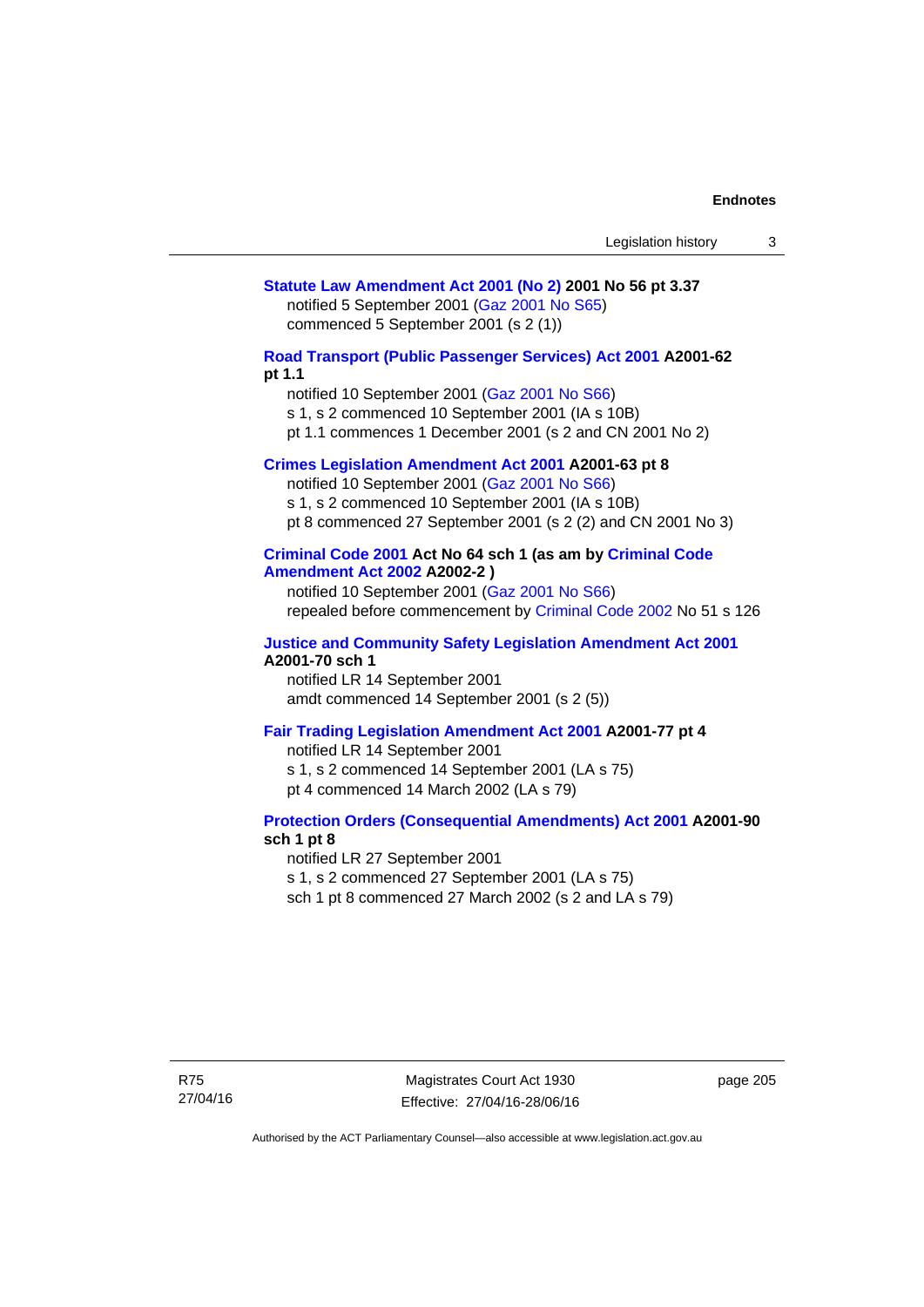**Statute Law Amendment Act 2001 (No 2) 2001 No 56 pt 3.37**
notified 5 September 2001 (Gaz 2001 No S65)
commenced 5 September 2001 (s 2 (1))

**Road Transport (Public Passenger Services) Act 2001 A2001-62 pt 1.1**
notified 10 September 2001 (Gaz 2001 No S66)
s 1, s 2 commenced 10 September 2001 (IA s 10B)
pt 1.1 commences 1 December 2001 (s 2 and CN 2001 No 2)

**Crimes Legislation Amendment Act 2001 A2001-63 pt 8**
notified 10 September 2001 (Gaz 2001 No S66)
s 1, s 2 commenced 10 September 2001 (IA s 10B)
pt 8 commenced 27 September 2001 (s 2 (2) and CN 2001 No 3)

**Criminal Code 2001 Act No 64 sch 1 (as am by Criminal Code Amendment Act 2002 A2002-2 )**
notified 10 September 2001 (Gaz 2001 No S66)
repealed before commencement by Criminal Code 2002 No 51 s 126

**Justice and Community Safety Legislation Amendment Act 2001 A2001-70 sch 1**
notified LR 14 September 2001
amdt commenced 14 September 2001 (s 2 (5))

**Fair Trading Legislation Amendment Act 2001 A2001-77 pt 4**
notified LR 14 September 2001
s 1, s 2 commenced 14 September 2001 (LA s 75)
pt 4 commenced 14 March 2002 (LA s 79)

**Protection Orders (Consequential Amendments) Act 2001 A2001-90 sch 1 pt 8**
notified LR 27 September 2001
s 1, s 2 commenced 27 September 2001 (LA s 75)
sch 1 pt 8 commenced 27 March 2002 (s 2 and LA s 79)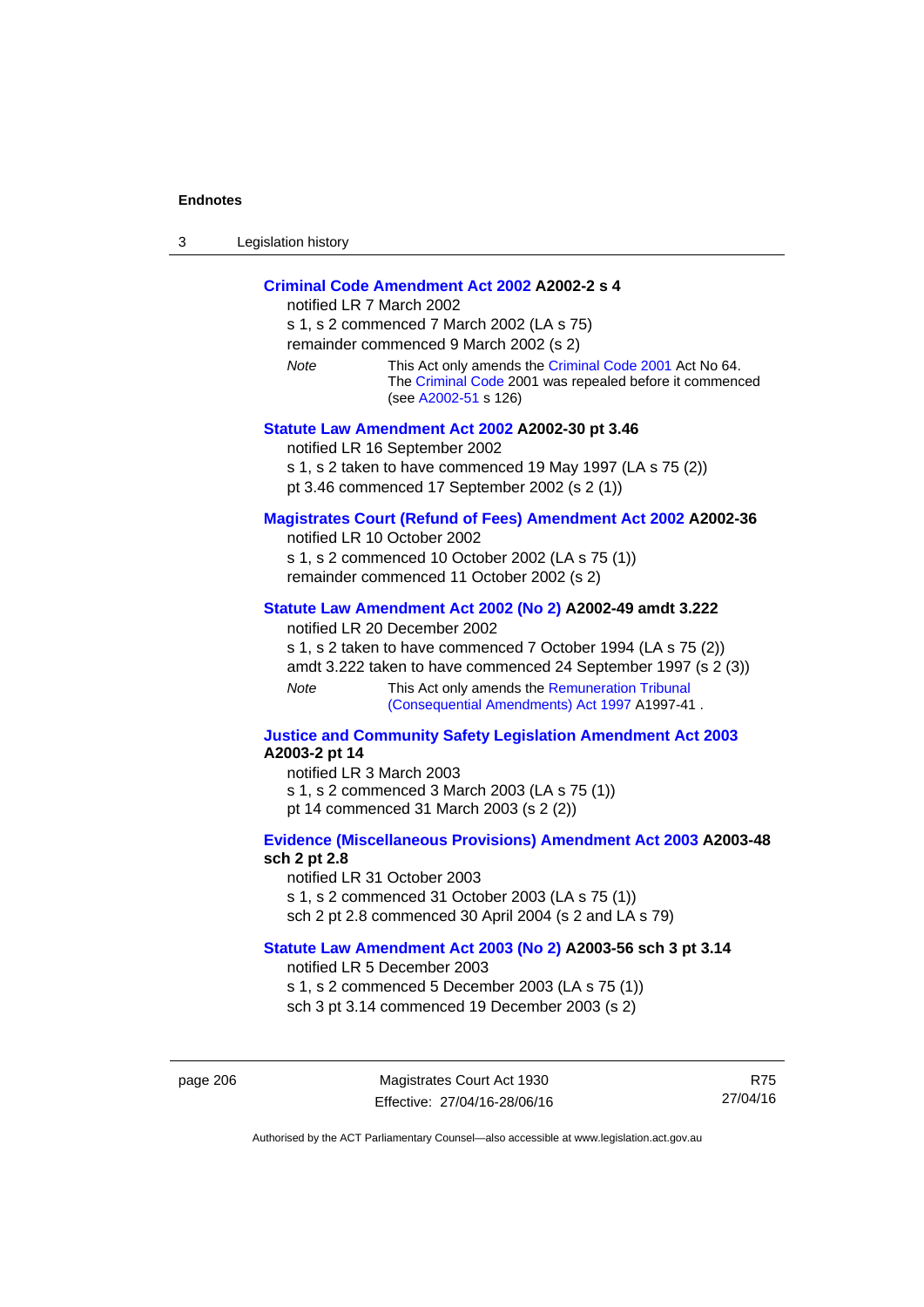**Criminal Code Amendment Act 2002 A2002-2 s 4**

notified LR 7 March 2002

s 1, s 2 commenced 7 March 2002 (LA s 75)

remainder commenced 9 March 2002 (s 2)

*Note* This Act only amends the Criminal Code 2001 Act No 64. The Criminal Code 2001 was repealed before it commenced (see A2002-51 s 126)

**Statute Law Amendment Act 2002 A2002-30 pt 3.46**

notified LR 16 September 2002

s 1, s 2 taken to have commenced 19 May 1997 (LA s 75 (2))

pt 3.46 commenced 17 September 2002 (s 2 (1))

**Magistrates Court (Refund of Fees) Amendment Act 2002 A2002-36**

notified LR 10 October 2002

s 1, s 2 commenced 10 October 2002 (LA s 75 (1))

remainder commenced 11 October 2002 (s 2)

**Statute Law Amendment Act 2002 (No 2) A2002-49 amdt 3.222**

notified LR 20 December 2002

s 1, s 2 taken to have commenced 7 October 1994 (LA s 75 (2))

amdt 3.222 taken to have commenced 24 September 1997 (s 2 (3))

*Note* This Act only amends the Remuneration Tribunal (Consequential Amendments) Act 1997 A1997-41 .

**Justice and Community Safety Legislation Amendment Act 2003 A2003-2 pt 14**

notified LR 3 March 2003

s 1, s 2 commenced 3 March 2003 (LA s 75 (1))

pt 14 commenced 31 March 2003 (s 2 (2))

**Evidence (Miscellaneous Provisions) Amendment Act 2003 A2003-48 sch 2 pt 2.8**

notified LR 31 October 2003

s 1, s 2 commenced 31 October 2003 (LA s 75 (1))

sch 2 pt 2.8 commenced 30 April 2004 (s 2 and LA s 79)

**Statute Law Amendment Act 2003 (No 2) A2003-56 sch 3 pt 3.14**

notified LR 5 December 2003

s 1, s 2 commenced 5 December 2003 (LA s 75 (1))

sch 3 pt 3.14 commenced 19 December 2003 (s 2)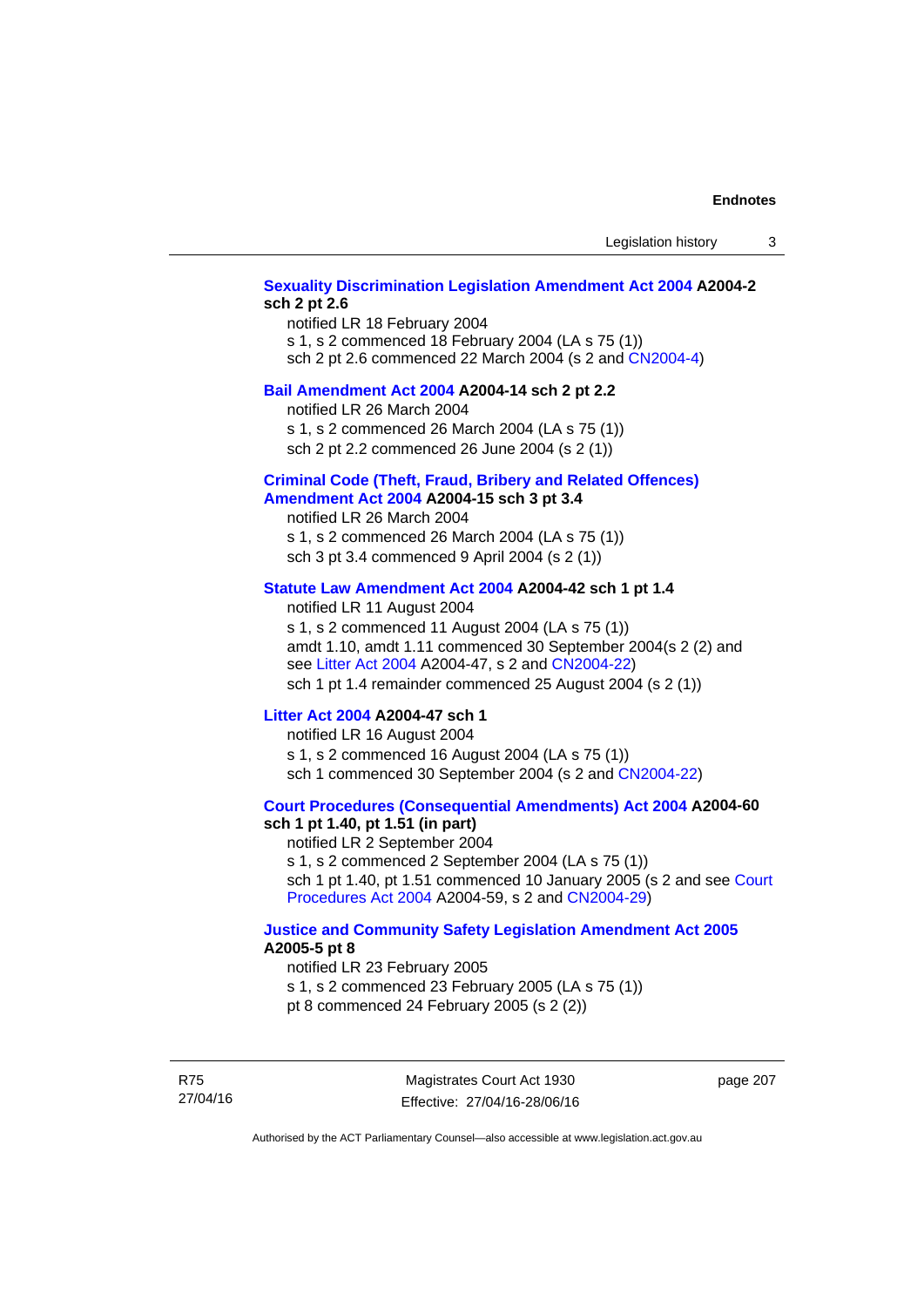**Sexuality Discrimination Legislation Amendment Act 2004 A2004-2 sch 2 pt 2.6**

notified LR 18 February 2004
s 1, s 2 commenced 18 February 2004 (LA s 75 (1))
sch 2 pt 2.6 commenced 22 March 2004 (s 2 and CN2004-4)

**Bail Amendment Act 2004 A2004-14 sch 2 pt 2.2**

notified LR 26 March 2004
s 1, s 2 commenced 26 March 2004 (LA s 75 (1))
sch 2 pt 2.2 commenced 26 June 2004 (s 2 (1))

**Criminal Code (Theft, Fraud, Bribery and Related Offences) Amendment Act 2004 A2004-15 sch 3 pt 3.4**

notified LR 26 March 2004
s 1, s 2 commenced 26 March 2004 (LA s 75 (1))
sch 3 pt 3.4 commenced 9 April 2004 (s 2 (1))

**Statute Law Amendment Act 2004 A2004-42 sch 1 pt 1.4**

notified LR 11 August 2004
s 1, s 2 commenced 11 August 2004 (LA s 75 (1))
amdt 1.10, amdt 1.11 commenced 30 September 2004(s 2 (2) and see Litter Act 2004 A2004-47, s 2 and CN2004-22)
sch 1 pt 1.4 remainder commenced 25 August 2004 (s 2 (1))

**Litter Act 2004 A2004-47 sch 1**

notified LR 16 August 2004
s 1, s 2 commenced 16 August 2004 (LA s 75 (1))
sch 1 commenced 30 September 2004 (s 2 and CN2004-22)

**Court Procedures (Consequential Amendments) Act 2004 A2004-60 sch 1 pt 1.40, pt 1.51 (in part)**

notified LR 2 September 2004
s 1, s 2 commenced 2 September 2004 (LA s 75 (1))
sch 1 pt 1.40, pt 1.51 commenced 10 January 2005 (s 2 and see Court Procedures Act 2004 A2004-59, s 2 and CN2004-29)

**Justice and Community Safety Legislation Amendment Act 2005 A2005-5 pt 8**

notified LR 23 February 2005
s 1, s 2 commenced 23 February 2005 (LA s 75 (1))
pt 8 commenced 24 February 2005 (s 2 (2))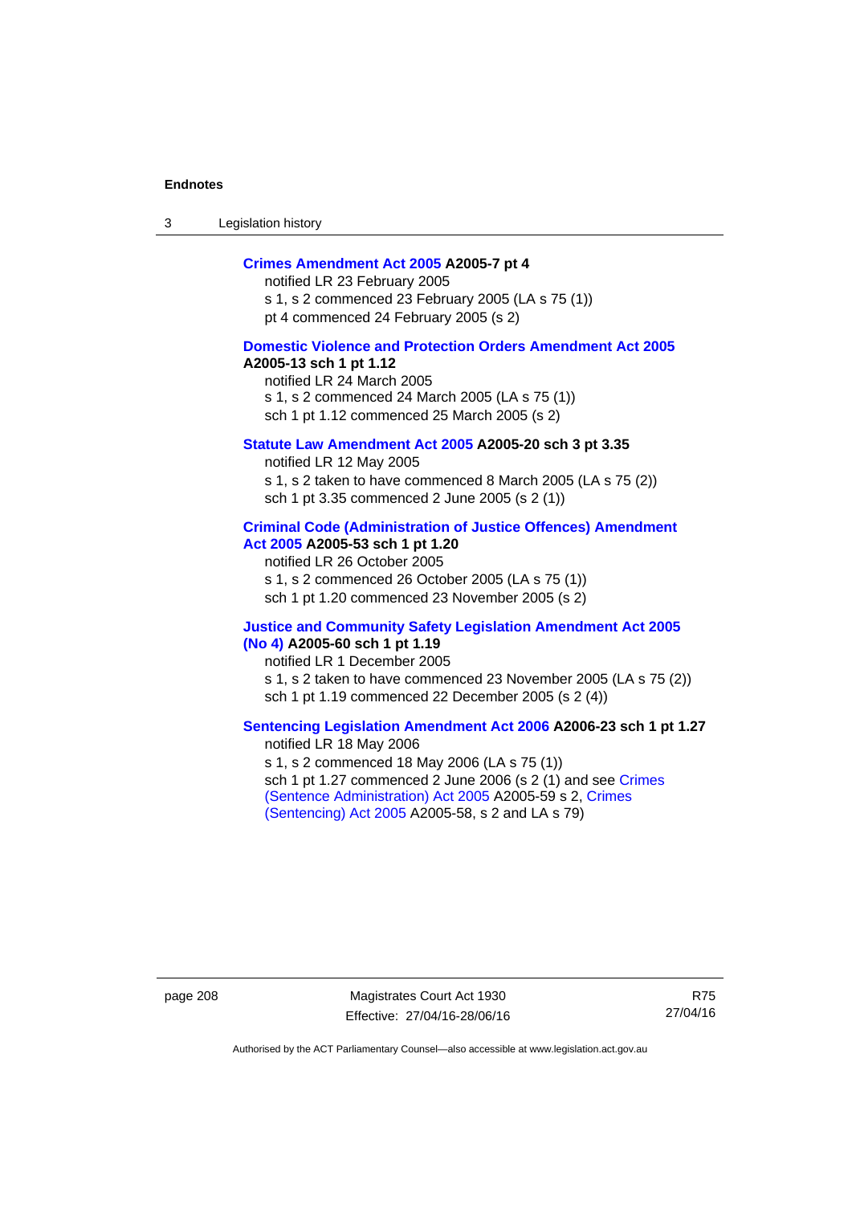**Crimes Amendment Act 2005 A2005-7 pt 4**

notified LR 23 February 2005

s 1, s 2 commenced 23 February 2005 (LA s 75 (1))

pt 4 commenced 24 February 2005 (s 2)

**Domestic Violence and Protection Orders Amendment Act 2005 A2005-13 sch 1 pt 1.12**

notified LR 24 March 2005

s 1, s 2 commenced 24 March 2005 (LA s 75 (1))

sch 1 pt 1.12 commenced 25 March 2005 (s 2)

**Statute Law Amendment Act 2005 A2005-20 sch 3 pt 3.35**

notified LR 12 May 2005

s 1, s 2 taken to have commenced 8 March 2005 (LA s 75 (2))

sch 1 pt 3.35 commenced 2 June 2005 (s 2 (1))

**Criminal Code (Administration of Justice Offences) Amendment Act 2005 A2005-53 sch 1 pt 1.20**

notified LR 26 October 2005

s 1, s 2 commenced 26 October 2005 (LA s 75 (1))

sch 1 pt 1.20 commenced 23 November 2005 (s 2)

**Justice and Community Safety Legislation Amendment Act 2005 (No 4) A2005-60 sch 1 pt 1.19**

notified LR 1 December 2005

s 1, s 2 taken to have commenced 23 November 2005 (LA s 75 (2))

sch 1 pt 1.19 commenced 22 December 2005 (s 2 (4))

**Sentencing Legislation Amendment Act 2006 A2006-23 sch 1 pt 1.27**

notified LR 18 May 2006

s 1, s 2 commenced 18 May 2006 (LA s 75 (1))

sch 1 pt 1.27 commenced 2 June 2006 (s 2 (1) and see Crimes (Sentence Administration) Act 2005 A2005-59 s 2, Crimes (Sentencing) Act 2005 A2005-58, s 2 and LA s 79)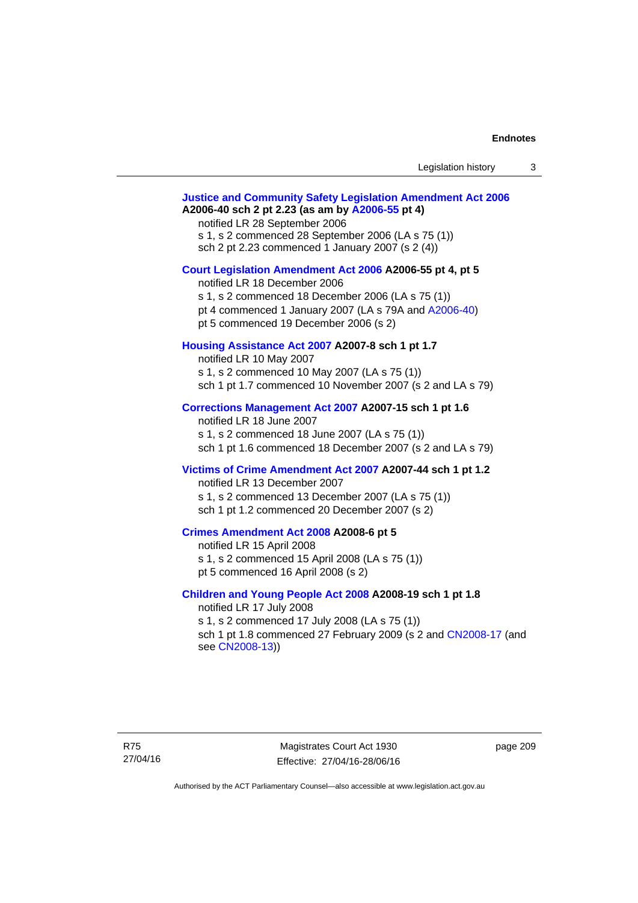**Justice and Community Safety Legislation Amendment Act 2006 A2006-40 sch 2 pt 2.23 (as am by A2006-55 pt 4)**

notified LR 28 September 2006
s 1, s 2 commenced 28 September 2006 (LA s 75 (1))
sch 2 pt 2.23 commenced 1 January 2007 (s 2 (4))

**Court Legislation Amendment Act 2006 A2006-55 pt 4, pt 5**

notified LR 18 December 2006
s 1, s 2 commenced 18 December 2006 (LA s 75 (1))
pt 4 commenced 1 January 2007 (LA s 79A and A2006-40)
pt 5 commenced 19 December 2006 (s 2)

**Housing Assistance Act 2007 A2007-8 sch 1 pt 1.7**

notified LR 10 May 2007
s 1, s 2 commenced 10 May 2007 (LA s 75 (1))
sch 1 pt 1.7 commenced 10 November 2007 (s 2 and LA s 79)

**Corrections Management Act 2007 A2007-15 sch 1 pt 1.6**

notified LR 18 June 2007
s 1, s 2 commenced 18 June 2007 (LA s 75 (1))
sch 1 pt 1.6 commenced 18 December 2007 (s 2 and LA s 79)

**Victims of Crime Amendment Act 2007 A2007-44 sch 1 pt 1.2**

notified LR 13 December 2007
s 1, s 2 commenced 13 December 2007 (LA s 75 (1))
sch 1 pt 1.2 commenced 20 December 2007 (s 2)

**Crimes Amendment Act 2008 A2008-6 pt 5**

notified LR 15 April 2008
s 1, s 2 commenced 15 April 2008 (LA s 75 (1))
pt 5 commenced 16 April 2008 (s 2)

**Children and Young People Act 2008 A2008-19 sch 1 pt 1.8**

notified LR 17 July 2008
s 1, s 2 commenced 17 July 2008 (LA s 75 (1))
sch 1 pt 1.8 commenced 27 February 2009 (s 2 and CN2008-17 (and see CN2008-13))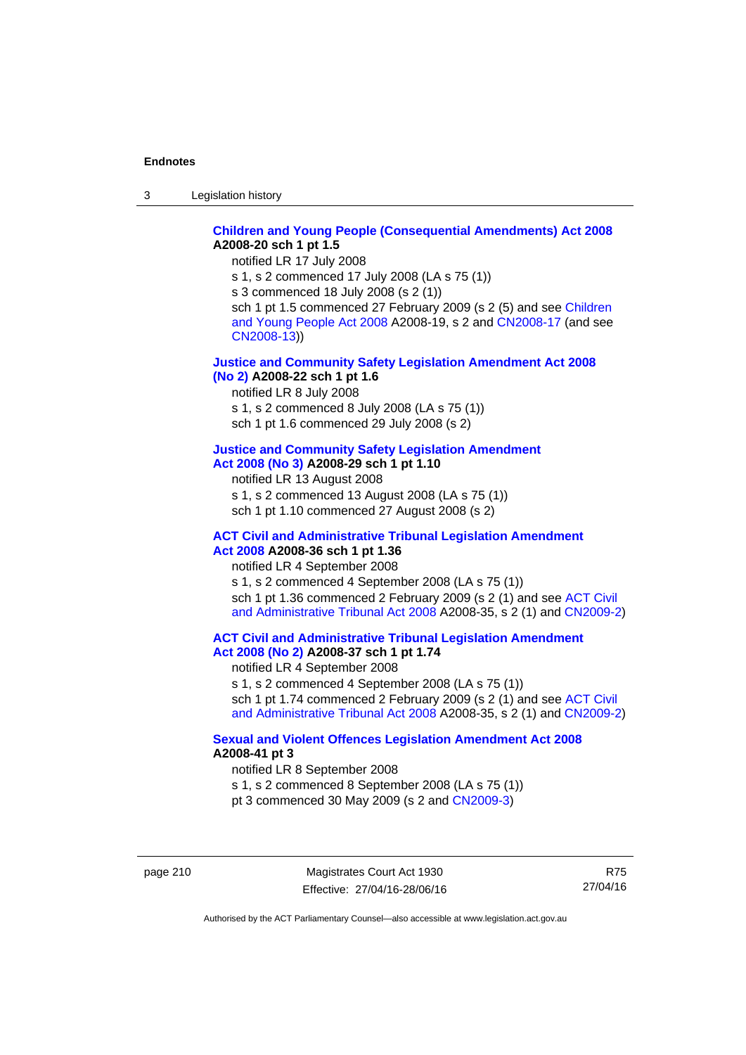**Children and Young People (Consequential Amendments) Act 2008 A2008-20 sch 1 pt 1.5**

notified LR 17 July 2008

s 1, s 2 commenced 17 July 2008 (LA s 75 (1))

s 3 commenced 18 July 2008 (s 2 (1))

sch 1 pt 1.5 commenced 27 February 2009 (s 2 (5) and see Children and Young People Act 2008 A2008-19, s 2 and CN2008-17 (and see CN2008-13))

**Justice and Community Safety Legislation Amendment Act 2008 (No 2) A2008-22 sch 1 pt 1.6**

notified LR 8 July 2008

s 1, s 2 commenced 8 July 2008 (LA s 75 (1))

sch 1 pt 1.6 commenced 29 July 2008 (s 2)

**Justice and Community Safety Legislation Amendment Act 2008 (No 3) A2008-29 sch 1 pt 1.10**

notified LR 13 August 2008

s 1, s 2 commenced 13 August 2008 (LA s 75 (1))

sch 1 pt 1.10 commenced 27 August 2008 (s 2)

**ACT Civil and Administrative Tribunal Legislation Amendment Act 2008 A2008-36 sch 1 pt 1.36**

notified LR 4 September 2008

s 1, s 2 commenced 4 September 2008 (LA s 75 (1))

sch 1 pt 1.36 commenced 2 February 2009 (s 2 (1) and see ACT Civil and Administrative Tribunal Act 2008 A2008-35, s 2 (1) and CN2009-2)

**ACT Civil and Administrative Tribunal Legislation Amendment Act 2008 (No 2) A2008-37 sch 1 pt 1.74**

notified LR 4 September 2008

s 1, s 2 commenced 4 September 2008 (LA s 75 (1))

sch 1 pt 1.74 commenced 2 February 2009 (s 2 (1) and see ACT Civil and Administrative Tribunal Act 2008 A2008-35, s 2 (1) and CN2009-2)

**Sexual and Violent Offences Legislation Amendment Act 2008 A2008-41 pt 3**

notified LR 8 September 2008

s 1, s 2 commenced 8 September 2008 (LA s 75 (1))

pt 3 commenced 30 May 2009 (s 2 and CN2009-3)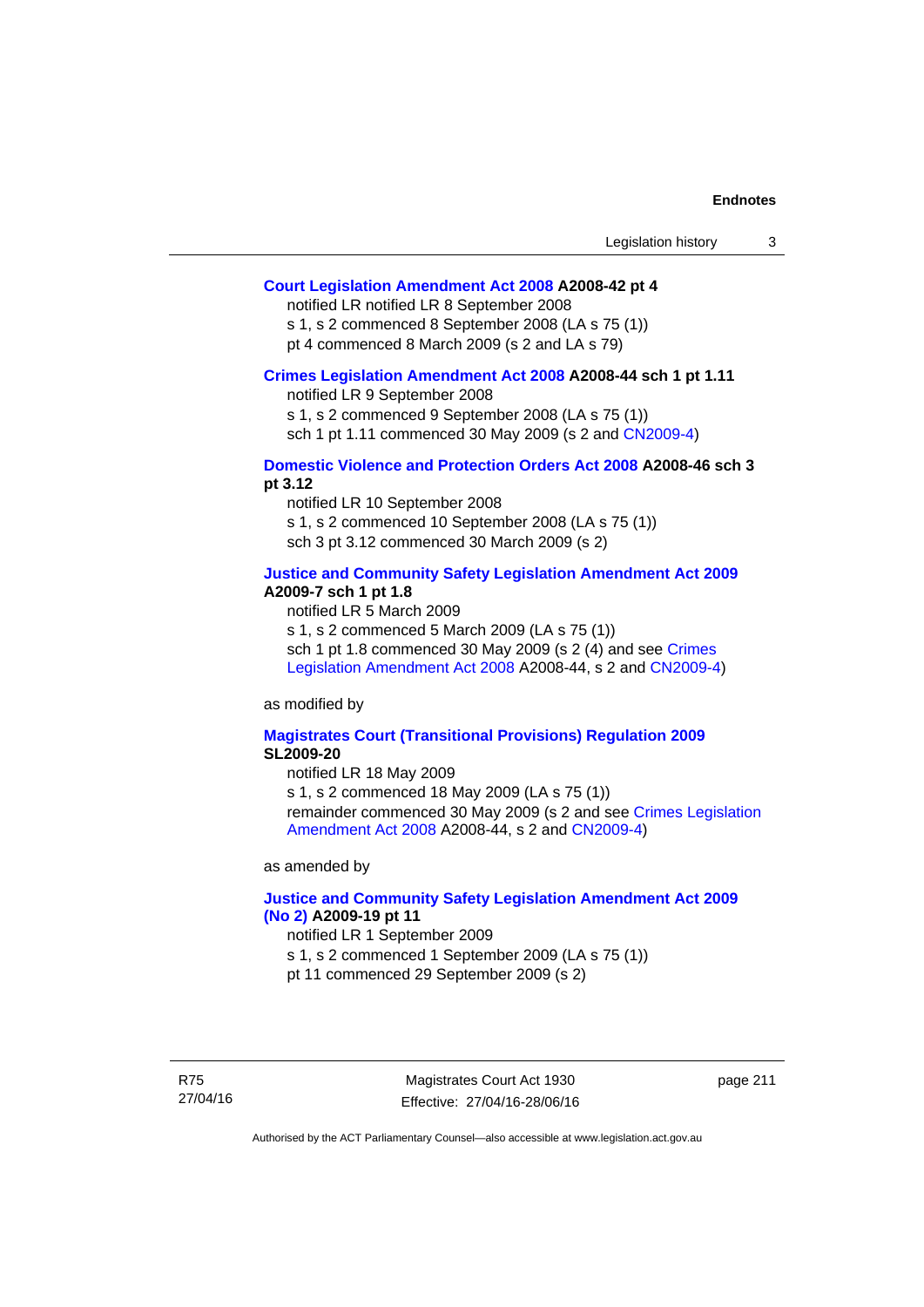**Court Legislation Amendment Act 2008 A2008-42 pt 4**

notified LR notified LR 8 September 2008

s 1, s 2 commenced 8 September 2008 (LA s 75 (1))

pt 4 commenced 8 March 2009 (s 2 and LA s 79)

**Crimes Legislation Amendment Act 2008 A2008-44 sch 1 pt 1.11**

notified LR 9 September 2008

s 1, s 2 commenced 9 September 2008 (LA s 75 (1))

sch 1 pt 1.11 commenced 30 May 2009 (s 2 and CN2009-4)

**Domestic Violence and Protection Orders Act 2008 A2008-46 sch 3 pt 3.12**

notified LR 10 September 2008

s 1, s 2 commenced 10 September 2008 (LA s 75 (1))

sch 3 pt 3.12 commenced 30 March 2009 (s 2)

**Justice and Community Safety Legislation Amendment Act 2009 A2009-7 sch 1 pt 1.8**

notified LR 5 March 2009

s 1, s 2 commenced 5 March 2009 (LA s 75 (1))

sch 1 pt 1.8 commenced 30 May 2009 (s 2 (4) and see Crimes Legislation Amendment Act 2008 A2008-44, s 2 and CN2009-4)

as modified by

**Magistrates Court (Transitional Provisions) Regulation 2009 SL2009-20**

notified LR 18 May 2009

s 1, s 2 commenced 18 May 2009 (LA s 75 (1))

remainder commenced 30 May 2009 (s 2 and see Crimes Legislation Amendment Act 2008 A2008-44, s 2 and CN2009-4)

as amended by

**Justice and Community Safety Legislation Amendment Act 2009 (No 2) A2009-19 pt 11**

notified LR 1 September 2009

s 1, s 2 commenced 1 September 2009 (LA s 75 (1))

pt 11 commenced 29 September 2009 (s 2)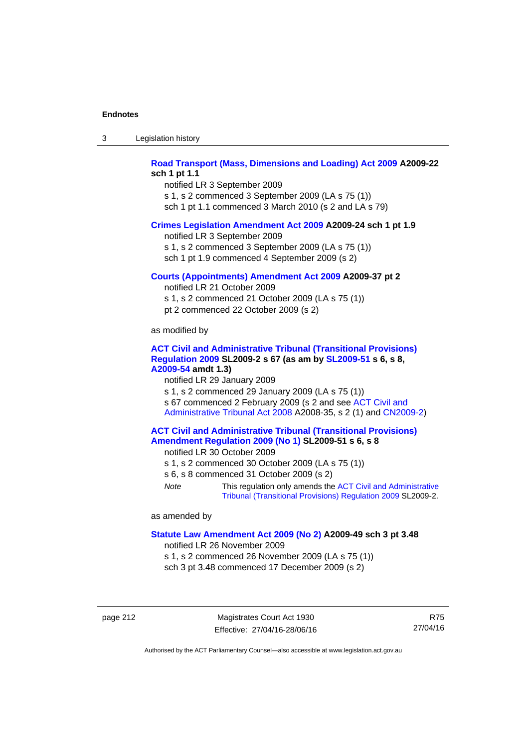**Road Transport (Mass, Dimensions and Loading) Act 2009 A2009-22 sch 1 pt 1.1**

notified LR 3 September 2009

s 1, s 2 commenced 3 September 2009 (LA s 75 (1))

sch 1 pt 1.1 commenced 3 March 2010 (s 2 and LA s 79)

**Crimes Legislation Amendment Act 2009 A2009-24 sch 1 pt 1.9**

notified LR 3 September 2009

s 1, s 2 commenced 3 September 2009 (LA s 75 (1))

sch 1 pt 1.9 commenced 4 September 2009 (s 2)

**Courts (Appointments) Amendment Act 2009 A2009-37 pt 2**

notified LR 21 October 2009

s 1, s 2 commenced 21 October 2009 (LA s 75 (1))

pt 2 commenced 22 October 2009 (s 2)

as modified by

**ACT Civil and Administrative Tribunal (Transitional Provisions) Regulation 2009 SL2009-2 s 67 (as am by SL2009-51 s 6, s 8, A2009-54 amdt 1.3)**

notified LR 29 January 2009

s 1, s 2 commenced 29 January 2009 (LA s 75 (1))

s 67 commenced 2 February 2009 (s 2 and see ACT Civil and Administrative Tribunal Act 2008 A2008-35, s 2 (1) and CN2009-2)

**ACT Civil and Administrative Tribunal (Transitional Provisions) Amendment Regulation 2009 (No 1) SL2009-51 s 6, s 8**

notified LR 30 October 2009

s 1, s 2 commenced 30 October 2009 (LA s 75 (1))

s 6, s 8 commenced 31 October 2009 (s 2)

*Note* This regulation only amends the ACT Civil and Administrative Tribunal (Transitional Provisions) Regulation 2009 SL2009-2.

as amended by

**Statute Law Amendment Act 2009 (No 2) A2009-49 sch 3 pt 3.48**

notified LR 26 November 2009

s 1, s 2 commenced 26 November 2009 (LA s 75 (1))

sch 3 pt 3.48 commenced 17 December 2009 (s 2)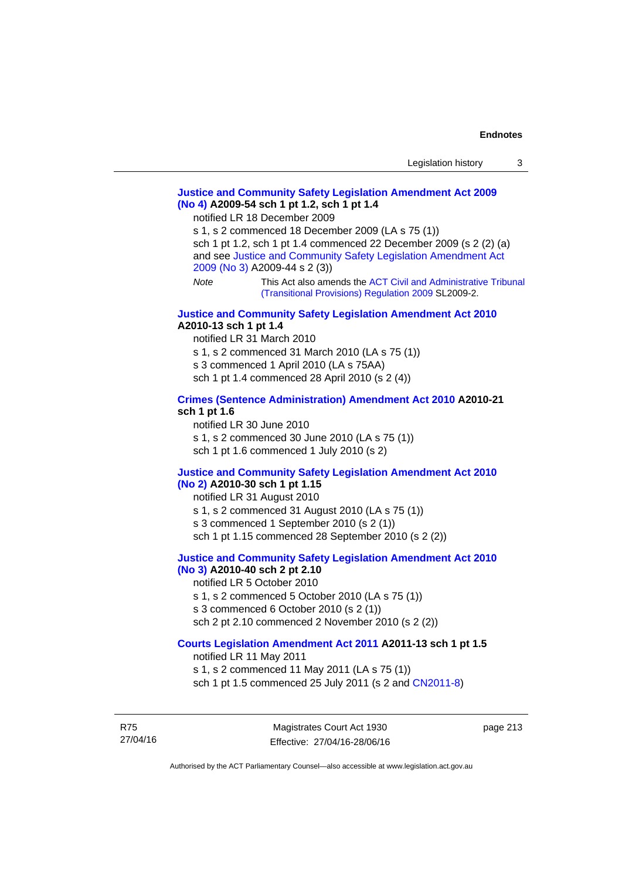**Justice and Community Safety Legislation Amendment Act 2009 (No 4) A2009-54 sch 1 pt 1.2, sch 1 pt 1.4**

notified LR 18 December 2009

s 1, s 2 commenced 18 December 2009 (LA s 75 (1))

sch 1 pt 1.2, sch 1 pt 1.4 commenced 22 December 2009 (s 2 (2) (a) and see Justice and Community Safety Legislation Amendment Act 2009 (No 3) A2009-44 s 2 (3))

*Note* This Act also amends the ACT Civil and Administrative Tribunal (Transitional Provisions) Regulation 2009 SL2009-2.

**Justice and Community Safety Legislation Amendment Act 2010 A2010-13 sch 1 pt 1.4**

notified LR 31 March 2010

s 1, s 2 commenced 31 March 2010 (LA s 75 (1))

s 3 commenced 1 April 2010 (LA s 75AA)

sch 1 pt 1.4 commenced 28 April 2010 (s 2 (4))

**Crimes (Sentence Administration) Amendment Act 2010 A2010-21 sch 1 pt 1.6**

notified LR 30 June 2010

s 1, s 2 commenced 30 June 2010 (LA s 75 (1))

sch 1 pt 1.6 commenced 1 July 2010 (s 2)

**Justice and Community Safety Legislation Amendment Act 2010 (No 2) A2010-30 sch 1 pt 1.15**

notified LR 31 August 2010

s 1, s 2 commenced 31 August 2010 (LA s 75 (1))

s 3 commenced 1 September 2010 (s 2 (1))

sch 1 pt 1.15 commenced 28 September 2010 (s 2 (2))

**Justice and Community Safety Legislation Amendment Act 2010 (No 3) A2010-40 sch 2 pt 2.10**

notified LR 5 October 2010

s 1, s 2 commenced 5 October 2010 (LA s 75 (1))

s 3 commenced 6 October 2010 (s 2 (1))

sch 2 pt 2.10 commenced 2 November 2010 (s 2 (2))

**Courts Legislation Amendment Act 2011 A2011-13 sch 1 pt 1.5**

notified LR 11 May 2011

s 1, s 2 commenced 11 May 2011 (LA s 75 (1))

sch 1 pt 1.5 commenced 25 July 2011 (s 2 and CN2011-8)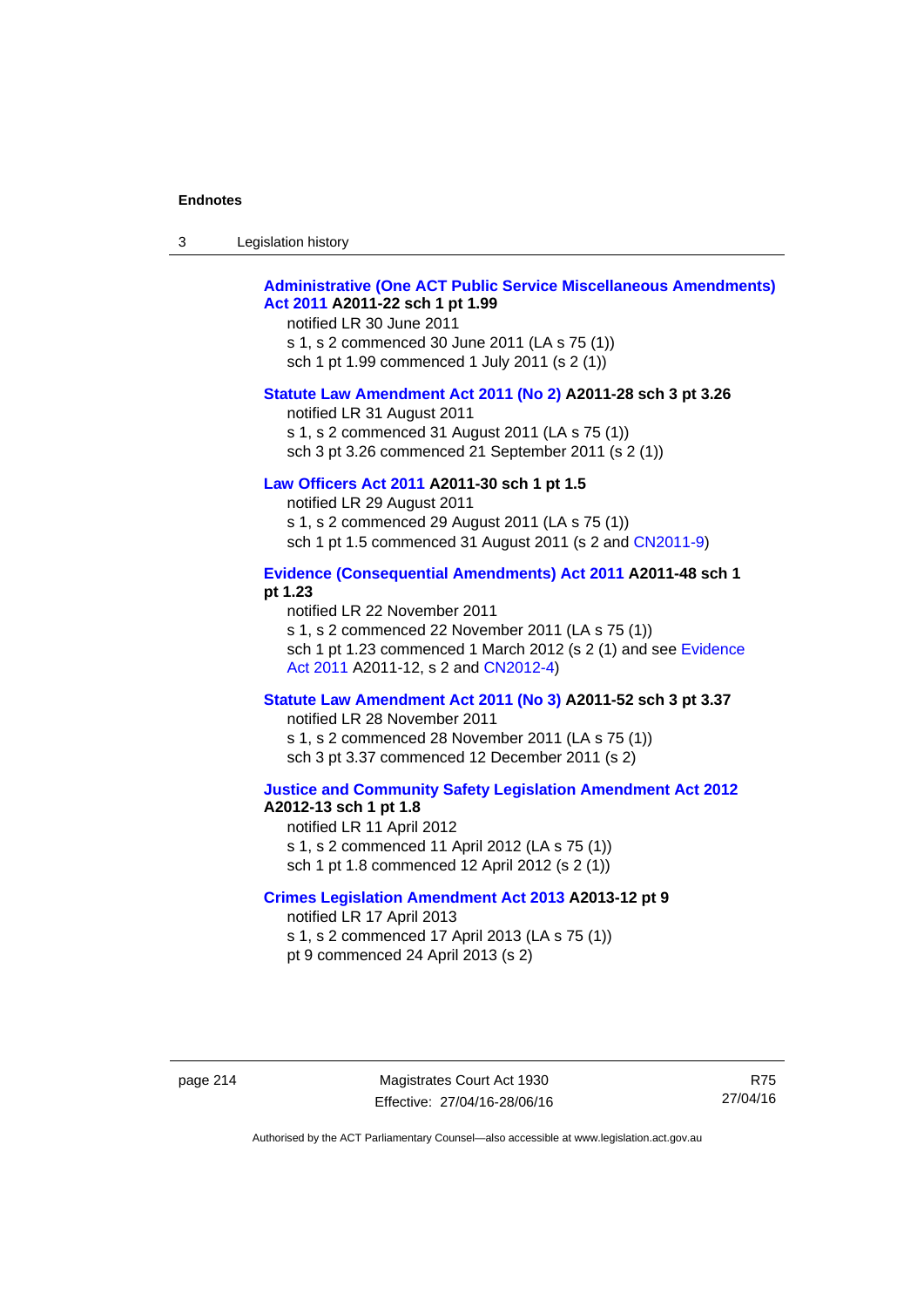**Administrative (One ACT Public Service Miscellaneous Amendments) Act 2011 A2011-22 sch 1 pt 1.99**

notified LR 30 June 2011
s 1, s 2 commenced 30 June 2011 (LA s 75 (1))
sch 1 pt 1.99 commenced 1 July 2011 (s 2 (1))

**Statute Law Amendment Act 2011 (No 2) A2011-28 sch 3 pt 3.26**

notified LR 31 August 2011
s 1, s 2 commenced 31 August 2011 (LA s 75 (1))
sch 3 pt 3.26 commenced 21 September 2011 (s 2 (1))

**Law Officers Act 2011 A2011-30 sch 1 pt 1.5**

notified LR 29 August 2011
s 1, s 2 commenced 29 August 2011 (LA s 75 (1))
sch 1 pt 1.5 commenced 31 August 2011 (s 2 and CN2011-9)

**Evidence (Consequential Amendments) Act 2011 A2011-48 sch 1 pt 1.23**

notified LR 22 November 2011
s 1, s 2 commenced 22 November 2011 (LA s 75 (1))
sch 1 pt 1.23 commenced 1 March 2012 (s 2 (1) and see Evidence Act 2011 A2011-12, s 2 and CN2012-4)

**Statute Law Amendment Act 2011 (No 3) A2011-52 sch 3 pt 3.37**

notified LR 28 November 2011
s 1, s 2 commenced 28 November 2011 (LA s 75 (1))
sch 3 pt 3.37 commenced 12 December 2011 (s 2)

**Justice and Community Safety Legislation Amendment Act 2012 A2012-13 sch 1 pt 1.8**

notified LR 11 April 2012
s 1, s 2 commenced 11 April 2012 (LA s 75 (1))
sch 1 pt 1.8 commenced 12 April 2012 (s 2 (1))

**Crimes Legislation Amendment Act 2013 A2013-12 pt 9**

notified LR 17 April 2013
s 1, s 2 commenced 17 April 2013 (LA s 75 (1))
pt 9 commenced 24 April 2013 (s 2)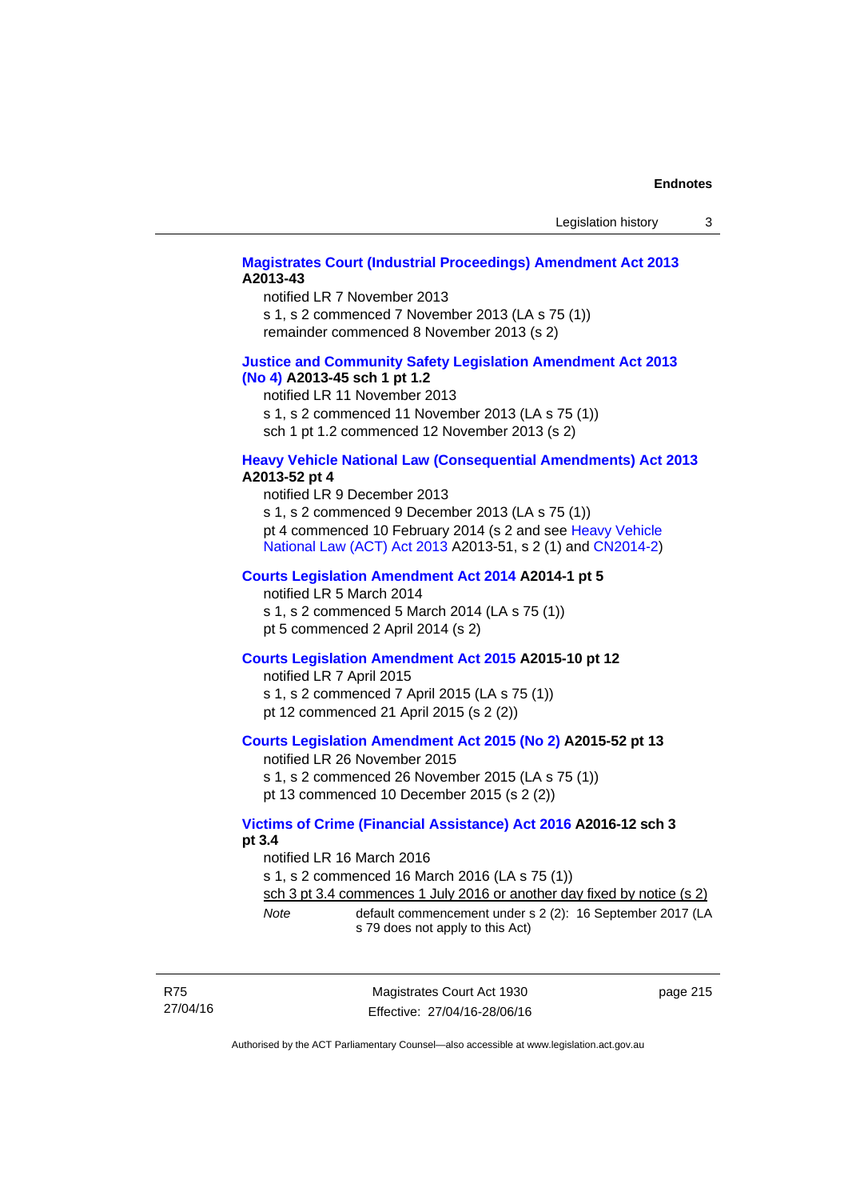**Magistrates Court (Industrial Proceedings) Amendment Act 2013 A2013-43**

notified LR 7 November 2013

s 1, s 2 commenced 7 November 2013 (LA s 75 (1))

remainder commenced 8 November 2013 (s 2)

**Justice and Community Safety Legislation Amendment Act 2013 (No 4) A2013-45 sch 1 pt 1.2**

notified LR 11 November 2013

s 1, s 2 commenced 11 November 2013 (LA s 75 (1))

sch 1 pt 1.2 commenced 12 November 2013 (s 2)

**Heavy Vehicle National Law (Consequential Amendments) Act 2013 A2013-52 pt 4**

notified LR 9 December 2013

s 1, s 2 commenced 9 December 2013 (LA s 75 (1))

pt 4 commenced 10 February 2014 (s 2 and see Heavy Vehicle National Law (ACT) Act 2013 A2013-51, s 2 (1) and CN2014-2)

**Courts Legislation Amendment Act 2014 A2014-1 pt 5**

notified LR 5 March 2014

s 1, s 2 commenced 5 March 2014 (LA s 75 (1))

pt 5 commenced 2 April 2014 (s 2)

**Courts Legislation Amendment Act 2015 A2015-10 pt 12**

notified LR 7 April 2015

s 1, s 2 commenced 7 April 2015 (LA s 75 (1))

pt 12 commenced 21 April 2015 (s 2 (2))

**Courts Legislation Amendment Act 2015 (No 2) A2015-52 pt 13**

notified LR 26 November 2015

s 1, s 2 commenced 26 November 2015 (LA s 75 (1))

pt 13 commenced 10 December 2015 (s 2 (2))

**Victims of Crime (Financial Assistance) Act 2016 A2016-12 sch 3 pt 3.4**

notified LR 16 March 2016

s 1, s 2 commenced 16 March 2016 (LA s 75 (1))

sch 3 pt 3.4 commences 1 July 2016 or another day fixed by notice (s 2)

*Note* default commencement under s 2 (2): 16 September 2017 (LA s 79 does not apply to this Act)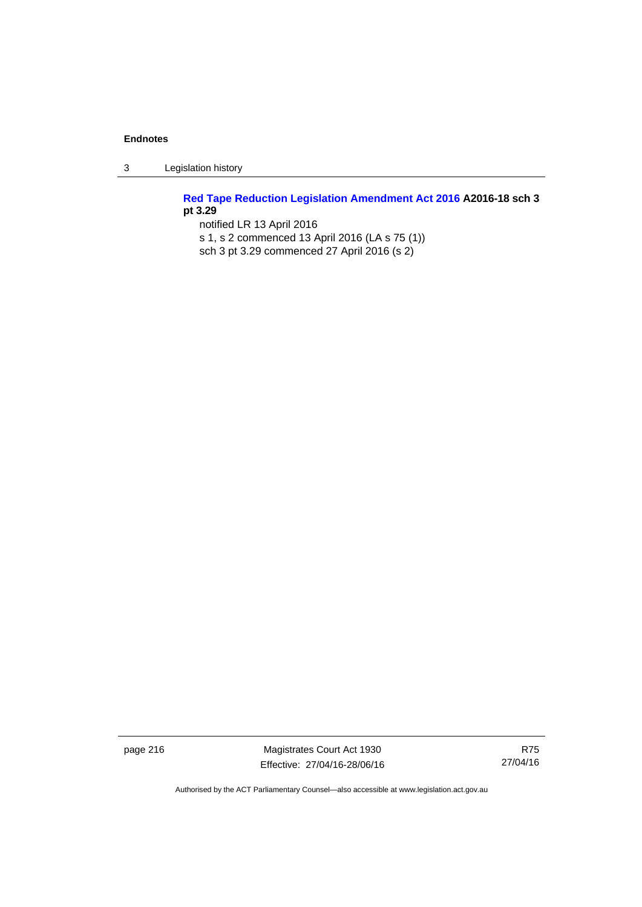**Red Tape Reduction Legislation Amendment Act 2016 A2016-18 sch 3 pt 3.29**

notified LR 13 April 2016

s 1, s 2 commenced 13 April 2016 (LA s 75 (1))

sch 3 pt 3.29 commenced 27 April 2016 (s 2)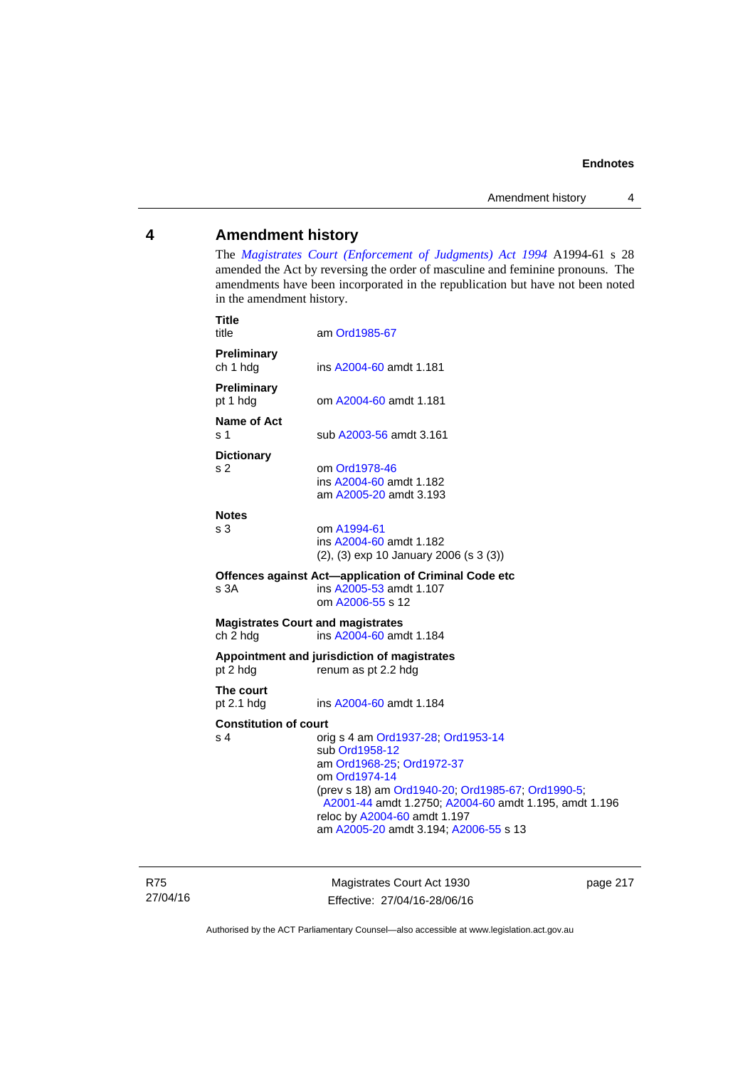# 4 Amendment history

The *Magistrates Court (Enforcement of Judgments) Act 1994* A1994-61 s 28 amended the Act by reversing the order of masculine and feminine pronouns. The amendments have been incorporated in the republication but have not been noted in the amendment history.

**Title**
title — am Ord1985-67

**Preliminary**
ch 1 hdg — ins A2004-60 amdt 1.181

**Preliminary**
pt 1 hdg — om A2004-60 amdt 1.181

**Name of Act**
s 1 — sub A2003-56 amdt 3.161

**Dictionary**
s 2 — om Ord1978-46
ins A2004-60 amdt 1.182
am A2005-20 amdt 3.193

**Notes**
s 3 — om A1994-61
ins A2004-60 amdt 1.182
(2), (3) exp 10 January 2006 (s 3 (3))

**Offences against Act—application of Criminal Code etc**
s 3A — ins A2005-53 amdt 1.107
om A2006-55 s 12

**Magistrates Court and magistrates**
ch 2 hdg — ins A2004-60 amdt 1.184

**Appointment and jurisdiction of magistrates**
pt 2 hdg — renum as pt 2.2 hdg

**The court**
pt 2.1 hdg — ins A2004-60 amdt 1.184

**Constitution of court**
s 4 — orig s 4 am Ord1937-28; Ord1953-14
sub Ord1958-12
am Ord1968-25; Ord1972-37
om Ord1974-14
(prev s 18) am Ord1940-20; Ord1985-67; Ord1990-5; A2001-44 amdt 1.2750; A2004-60 amdt 1.195, amdt 1.196
reloc by A2004-60 amdt 1.197
am A2005-20 amdt 3.194; A2006-55 s 13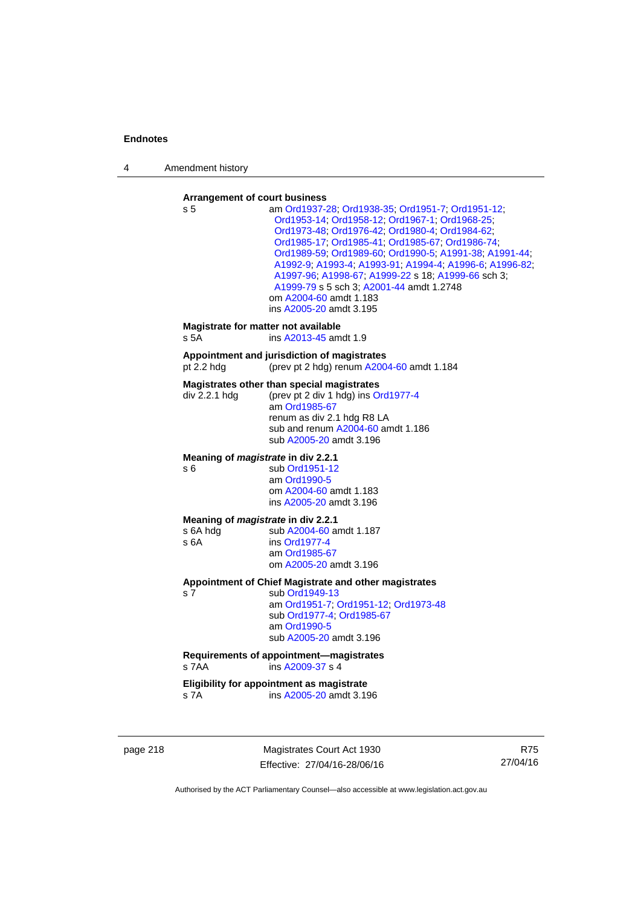**Arrangement of court business**

s 5 — am Ord1937-28; Ord1938-35; Ord1951-7; Ord1951-12; Ord1953-14; Ord1958-12; Ord1967-1; Ord1968-25; Ord1973-48; Ord1976-42; Ord1980-4; Ord1984-62; Ord1985-17; Ord1985-41; Ord1985-67; Ord1986-74; Ord1989-59; Ord1989-60; Ord1990-5; A1991-38; A1991-44; A1992-9; A1993-4; A1993-91; A1994-4; A1996-6; A1996-82; A1997-96; A1998-67; A1999-22 s 18; A1999-66 sch 3; A1999-79 s 5 sch 3; A2001-44 amdt 1.2748
om A2004-60 amdt 1.183
ins A2005-20 amdt 3.195

**Magistrate for matter not available**

s 5A — ins A2013-45 amdt 1.9

**Appointment and jurisdiction of magistrates**

pt 2.2 hdg — (prev pt 2 hdg) renum A2004-60 amdt 1.184

**Magistrates other than special magistrates**

div 2.2.1 hdg — (prev pt 2 div 1 hdg) ins Ord1977-4
am Ord1985-67
renum as div 2.1 hdg R8 LA
sub and renum A2004-60 amdt 1.186
sub A2005-20 amdt 3.196

**Meaning of *magistrate* in div 2.2.1**

s 6 — sub Ord1951-12
am Ord1990-5
om A2004-60 amdt 1.183
ins A2005-20 amdt 3.196

**Meaning of *magistrate* in div 2.2.1**

s 6A hdg — sub A2004-60 amdt 1.187
s 6A — ins Ord1977-4
am Ord1985-67
om A2005-20 amdt 3.196

**Appointment of Chief Magistrate and other magistrates**

s 7 — sub Ord1949-13
am Ord1951-7; Ord1951-12; Ord1973-48
sub Ord1977-4; Ord1985-67
am Ord1990-5
sub A2005-20 amdt 3.196

**Requirements of appointment—magistrates**

s 7AA — ins A2009-37 s 4

**Eligibility for appointment as magistrate**

s 7A — ins A2005-20 amdt 3.196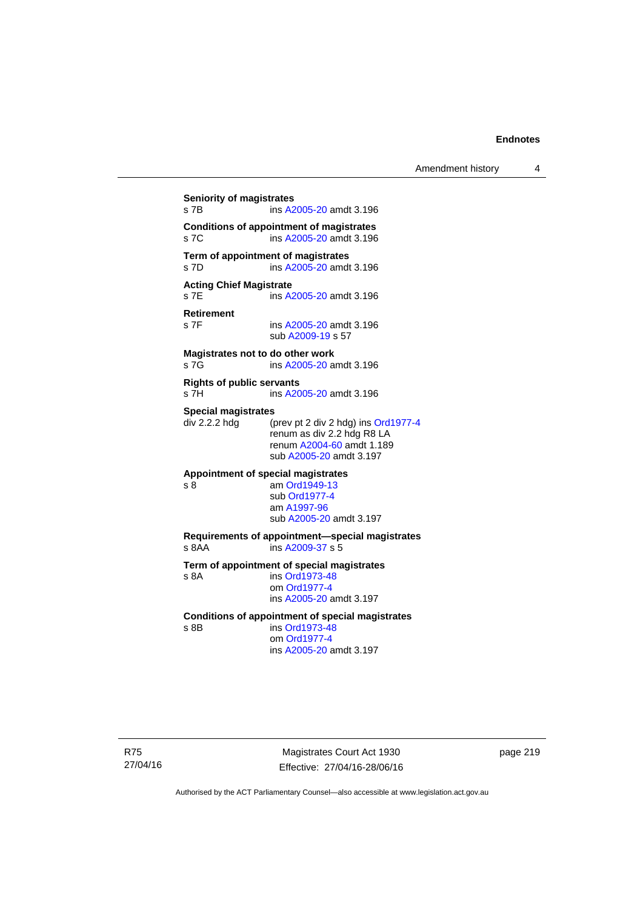**Seniority of magistrates**
s 7B ins A2005-20 amdt 3.196

**Conditions of appointment of magistrates**
s 7C ins A2005-20 amdt 3.196

**Term of appointment of magistrates**
s 7D ins A2005-20 amdt 3.196

**Acting Chief Magistrate**
s 7E ins A2005-20 amdt 3.196

**Retirement**
s 7F ins A2005-20 amdt 3.196
sub A2009-19 s 57

**Magistrates not to do other work**
s 7G ins A2005-20 amdt 3.196

**Rights of public servants**
s 7H ins A2005-20 amdt 3.196

**Special magistrates**
div 2.2.2 hdg (prev pt 2 div 2 hdg) ins Ord1977-4
renum as div 2.2 hdg R8 LA
renum A2004-60 amdt 1.189
sub A2005-20 amdt 3.197

**Appointment of special magistrates**
s 8 am Ord1949-13
sub Ord1977-4
am A1997-96
sub A2005-20 amdt 3.197

**Requirements of appointment—special magistrates**
s 8AA ins A2009-37 s 5

**Term of appointment of special magistrates**
s 8A ins Ord1973-48
om Ord1977-4
ins A2005-20 amdt 3.197

**Conditions of appointment of special magistrates**
s 8B ins Ord1973-48
om Ord1977-4
ins A2005-20 amdt 3.197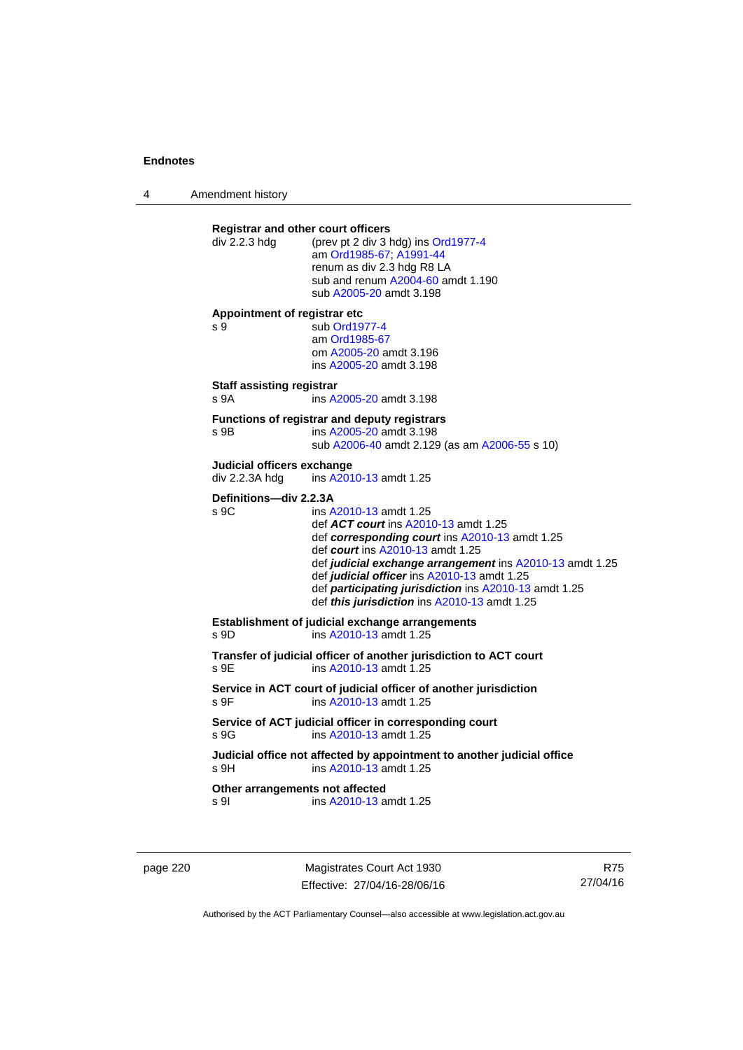**Registrar and other court officers**

div 2.2.3 hdg (prev pt 2 div 3 hdg) ins Ord1977-4
am Ord1985-67; A1991-44
renum as div 2.3 hdg R8 LA
sub and renum A2004-60 amdt 1.190
sub A2005-20 amdt 3.198

**Appointment of registrar etc**

s 9 sub Ord1977-4
am Ord1985-67
om A2005-20 amdt 3.196
ins A2005-20 amdt 3.198

**Staff assisting registrar**

s 9A ins A2005-20 amdt 3.198

**Functions of registrar and deputy registrars**

s 9B ins A2005-20 amdt 3.198
sub A2006-40 amdt 2.129 (as am A2006-55 s 10)

**Judicial officers exchange**

div 2.2.3A hdg ins A2010-13 amdt 1.25

**Definitions—div 2.2.3A**

s 9C ins A2010-13 amdt 1.25
def ***ACT court*** ins A2010-13 amdt 1.25
def ***corresponding court*** ins A2010-13 amdt 1.25
def ***court*** ins A2010-13 amdt 1.25
def ***judicial exchange arrangement*** ins A2010-13 amdt 1.25
def ***judicial officer*** ins A2010-13 amdt 1.25
def ***participating jurisdiction*** ins A2010-13 amdt 1.25
def ***this jurisdiction*** ins A2010-13 amdt 1.25

**Establishment of judicial exchange arrangements**

s 9D ins A2010-13 amdt 1.25

**Transfer of judicial officer of another jurisdiction to ACT court**

s 9E ins A2010-13 amdt 1.25

**Service in ACT court of judicial officer of another jurisdiction**

s 9F ins A2010-13 amdt 1.25

**Service of ACT judicial officer in corresponding court**

s 9G ins A2010-13 amdt 1.25

**Judicial office not affected by appointment to another judicial office**

s 9H ins A2010-13 amdt 1.25

**Other arrangements not affected**

s 9I ins A2010-13 amdt 1.25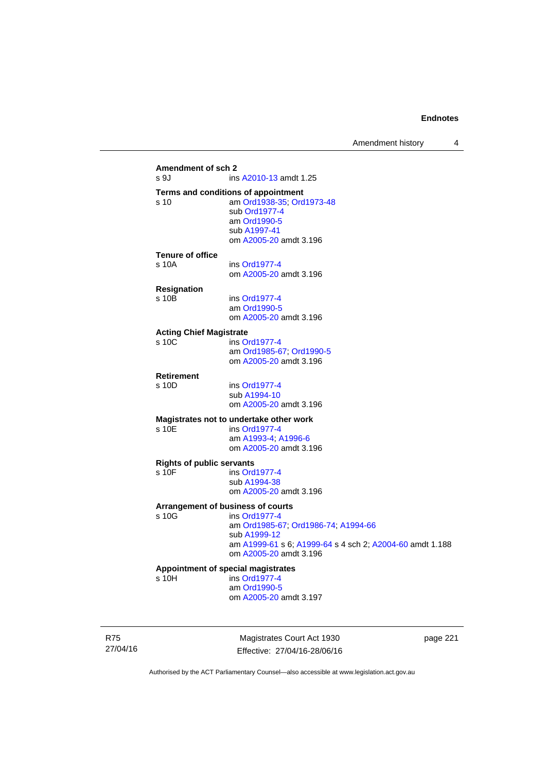**Amendment of sch 2**
s 9J ins A2010-13 amdt 1.25

**Terms and conditions of appointment**
s 10 am Ord1938-35; Ord1973-48
sub Ord1977-4
am Ord1990-5
sub A1997-41
om A2005-20 amdt 3.196

**Tenure of office**
s 10A ins Ord1977-4
om A2005-20 amdt 3.196

**Resignation**
s 10B ins Ord1977-4
am Ord1990-5
om A2005-20 amdt 3.196

**Acting Chief Magistrate**
s 10C ins Ord1977-4
am Ord1985-67; Ord1990-5
om A2005-20 amdt 3.196

**Retirement**
s 10D ins Ord1977-4
sub A1994-10
om A2005-20 amdt 3.196

**Magistrates not to undertake other work**
s 10E ins Ord1977-4
am A1993-4; A1996-6
om A2005-20 amdt 3.196

**Rights of public servants**
s 10F ins Ord1977-4
sub A1994-38
om A2005-20 amdt 3.196

**Arrangement of business of courts**
s 10G ins Ord1977-4
am Ord1985-67; Ord1986-74; A1994-66
sub A1999-12
am A1999-61 s 6; A1999-64 s 4 sch 2; A2004-60 amdt 1.188
om A2005-20 amdt 3.196

**Appointment of special magistrates**
s 10H ins Ord1977-4
am Ord1990-5
om A2005-20 amdt 3.197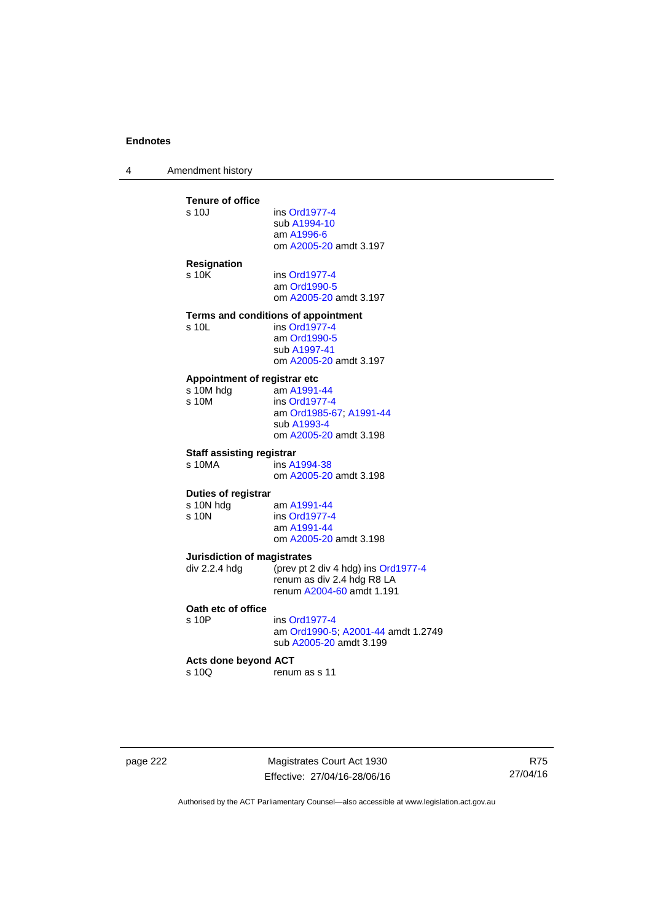**Tenure of office**

s 10J ins Ord1977-4
sub A1994-10
am A1996-6
om A2005-20 amdt 3.197

**Resignation**

s 10K ins Ord1977-4
am Ord1990-5
om A2005-20 amdt 3.197

**Terms and conditions of appointment**

s 10L ins Ord1977-4
am Ord1990-5
sub A1997-41
om A2005-20 amdt 3.197

**Appointment of registrar etc**

s 10M hdg am A1991-44
s 10M ins Ord1977-4
am Ord1985-67; A1991-44
sub A1993-4
om A2005-20 amdt 3.198

**Staff assisting registrar**

s 10MA ins A1994-38
om A2005-20 amdt 3.198

**Duties of registrar**

s 10N hdg am A1991-44
s 10N ins Ord1977-4
am A1991-44
om A2005-20 amdt 3.198

**Jurisdiction of magistrates**

div 2.2.4 hdg (prev pt 2 div 4 hdg) ins Ord1977-4
renum as div 2.4 hdg R8 LA
renum A2004-60 amdt 1.191

**Oath etc of office**

s 10P ins Ord1977-4
am Ord1990-5; A2001-44 amdt 1.2749
sub A2005-20 amdt 3.199

**Acts done beyond ACT**

s 10Q renum as s 11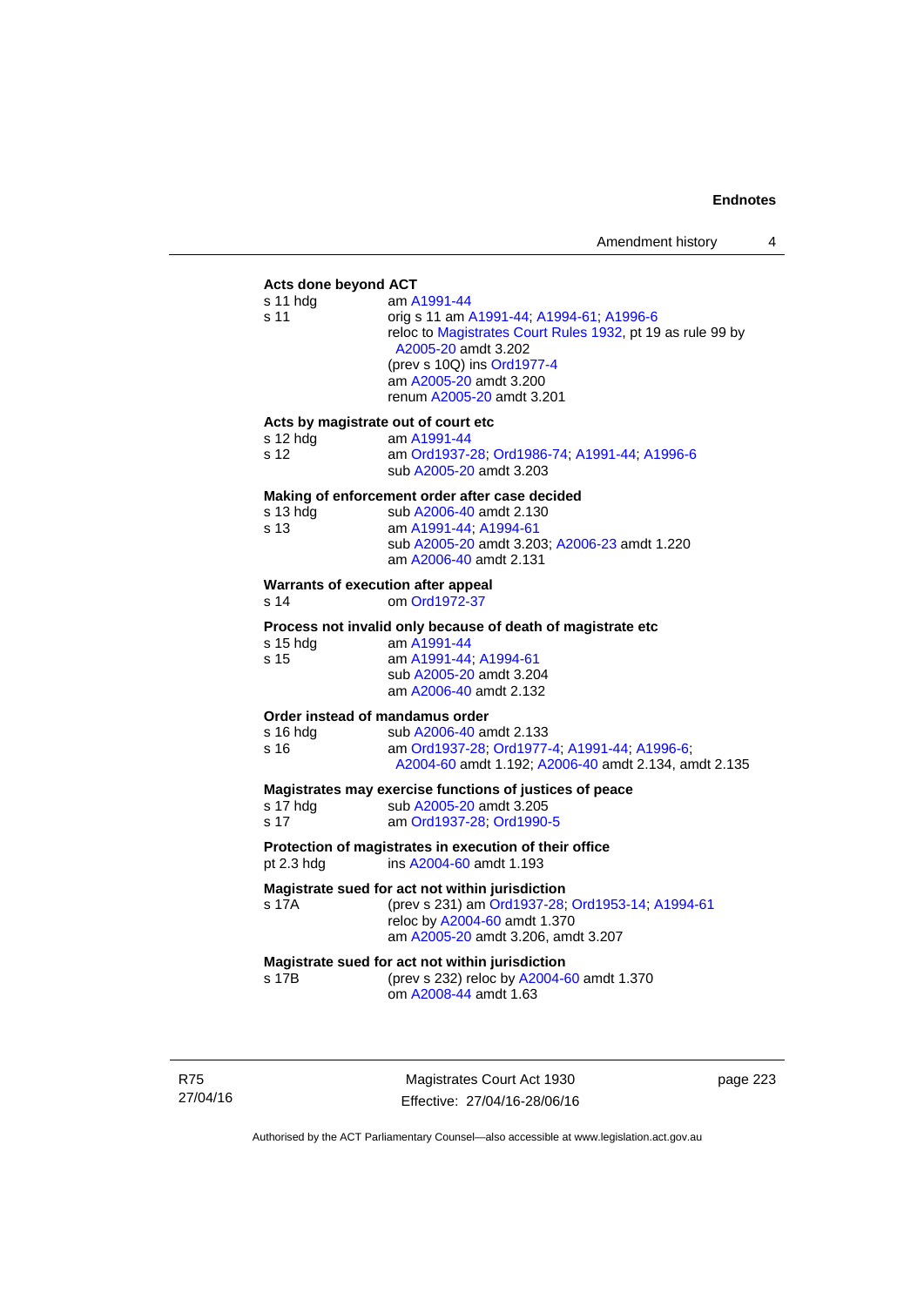**Acts done beyond ACT**

s 11 hdg — am A1991-44

s 11 — orig s 11 am A1991-44; A1994-61; A1996-6
reloc to Magistrates Court Rules 1932, pt 19 as rule 99 by A2005-20 amdt 3.202
(prev s 10Q) ins Ord1977-4
am A2005-20 amdt 3.200
renum A2005-20 amdt 3.201

**Acts by magistrate out of court etc**

s 12 hdg — am A1991-44

s 12 — am Ord1937-28; Ord1986-74; A1991-44; A1996-6
sub A2005-20 amdt 3.203

**Making of enforcement order after case decided**

s 13 hdg — sub A2006-40 amdt 2.130

s 13 — am A1991-44; A1994-61
sub A2005-20 amdt 3.203; A2006-23 amdt 1.220
am A2006-40 amdt 2.131

**Warrants of execution after appeal**

s 14 — om Ord1972-37

**Process not invalid only because of death of magistrate etc**

s 15 hdg — am A1991-44

s 15 — am A1991-44; A1994-61
sub A2005-20 amdt 3.204
am A2006-40 amdt 2.132

**Order instead of mandamus order**

s 16 hdg — sub A2006-40 amdt 2.133

s 16 — am Ord1937-28; Ord1977-4; A1991-44; A1996-6; A2004-60 amdt 1.192; A2006-40 amdt 2.134, amdt 2.135

**Magistrates may exercise functions of justices of peace**

s 17 hdg — sub A2005-20 amdt 3.205

s 17 — am Ord1937-28; Ord1990-5

**Protection of magistrates in execution of their office**

pt 2.3 hdg — ins A2004-60 amdt 1.193

**Magistrate sued for act not within jurisdiction**

s 17A — (prev s 231) am Ord1937-28; Ord1953-14; A1994-61
reloc by A2004-60 amdt 1.370
am A2005-20 amdt 3.206, amdt 3.207

**Magistrate sued for act not within jurisdiction**

s 17B — (prev s 232) reloc by A2004-60 amdt 1.370
om A2008-44 amdt 1.63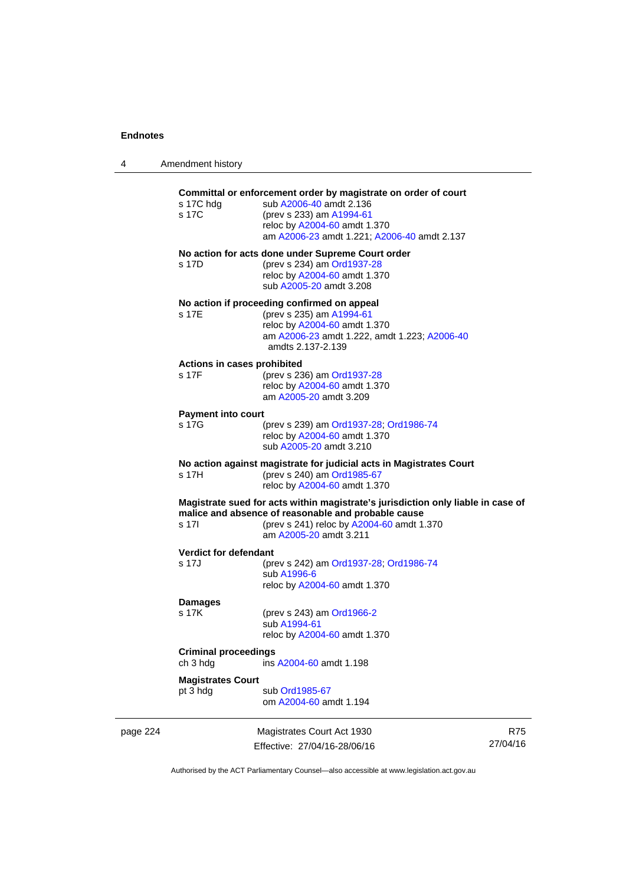**Committal or enforcement order by magistrate on order of court**

s 17C hdg sub A2006-40 amdt 2.136
s 17C (prev s 233) am A1994-61
reloc by A2004-60 amdt 1.370
am A2006-23 amdt 1.221; A2006-40 amdt 2.137

**No action for acts done under Supreme Court order**

s 17D (prev s 234) am Ord1937-28
reloc by A2004-60 amdt 1.370
sub A2005-20 amdt 3.208

**No action if proceeding confirmed on appeal**

s 17E (prev s 235) am A1994-61
reloc by A2004-60 amdt 1.370
am A2006-23 amdt 1.222, amdt 1.223; A2006-40 amdts 2.137-2.139

**Actions in cases prohibited**

s 17F (prev s 236) am Ord1937-28
reloc by A2004-60 amdt 1.370
am A2005-20 amdt 3.209

**Payment into court**

s 17G (prev s 239) am Ord1937-28; Ord1986-74
reloc by A2004-60 amdt 1.370
sub A2005-20 amdt 3.210

**No action against magistrate for judicial acts in Magistrates Court**

s 17H (prev s 240) am Ord1985-67
reloc by A2004-60 amdt 1.370

**Magistrate sued for acts within magistrate's jurisdiction only liable in case of malice and absence of reasonable and probable cause**

s 17I (prev s 241) reloc by A2004-60 amdt 1.370
am A2005-20 amdt 3.211

**Verdict for defendant**

s 17J (prev s 242) am Ord1937-28; Ord1986-74
sub A1996-6
reloc by A2004-60 amdt 1.370

**Damages**

s 17K (prev s 243) am Ord1966-2
sub A1994-61
reloc by A2004-60 amdt 1.370

**Criminal proceedings**

ch 3 hdg ins A2004-60 amdt 1.198

**Magistrates Court**

pt 3 hdg sub Ord1985-67
om A2004-60 amdt 1.194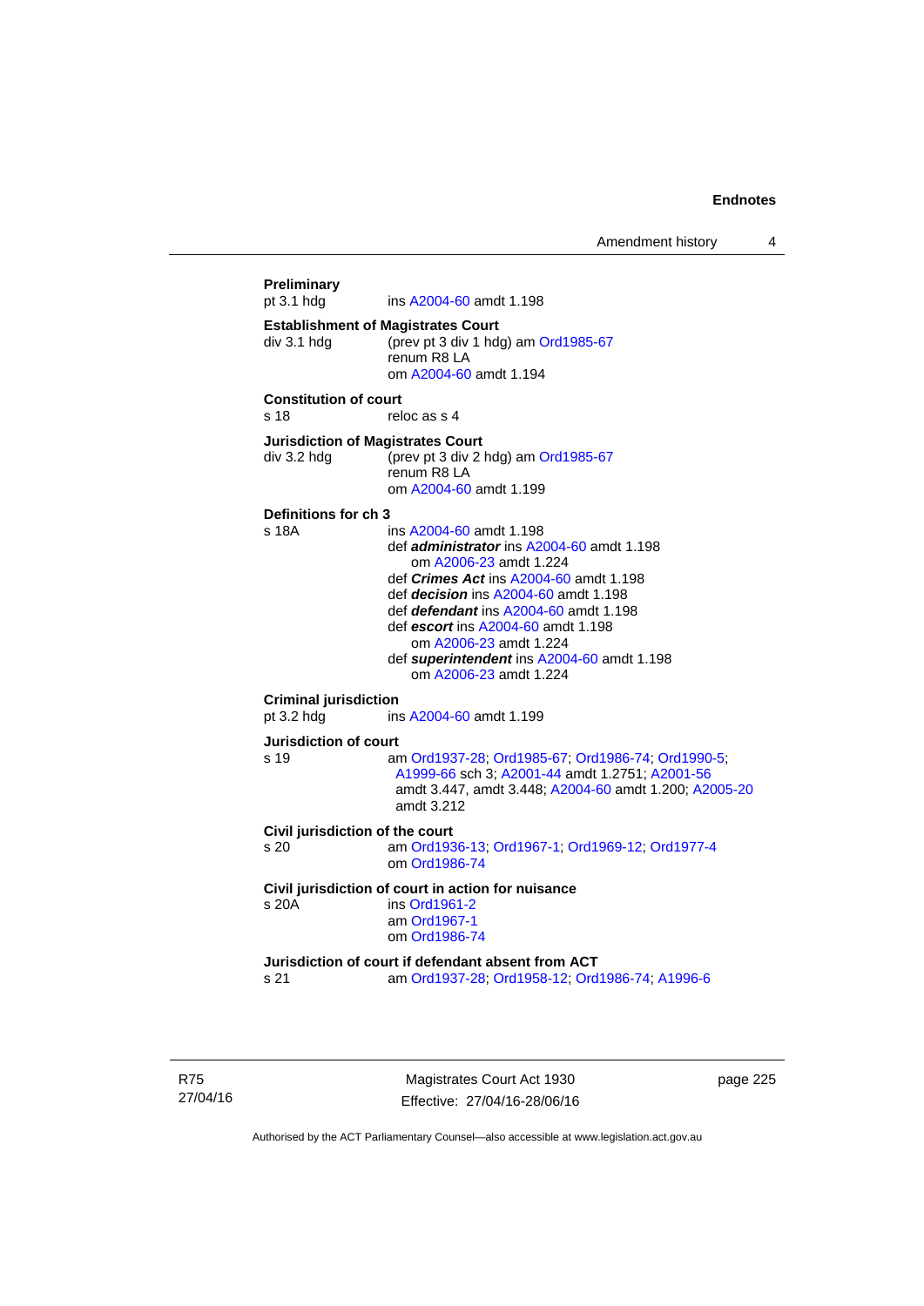**Preliminary**
pt 3.1 hdg ins A2004-60 amdt 1.198

**Establishment of Magistrates Court**
div 3.1 hdg (prev pt 3 div 1 hdg) am Ord1985-67
renum R8 LA
om A2004-60 amdt 1.194

**Constitution of court**
s 18 reloc as s 4

**Jurisdiction of Magistrates Court**
div 3.2 hdg (prev pt 3 div 2 hdg) am Ord1985-67
renum R8 LA
om A2004-60 amdt 1.199

**Definitions for ch 3**
s 18A ins A2004-60 amdt 1.198
def ***administrator*** ins A2004-60 amdt 1.198
om A2006-23 amdt 1.224
def ***Crimes Act*** ins A2004-60 amdt 1.198
def ***decision*** ins A2004-60 amdt 1.198
def ***defendant*** ins A2004-60 amdt 1.198
def ***escort*** ins A2004-60 amdt 1.198
om A2006-23 amdt 1.224
def ***superintendent*** ins A2004-60 amdt 1.198
om A2006-23 amdt 1.224

**Criminal jurisdiction**
pt 3.2 hdg ins A2004-60 amdt 1.199

**Jurisdiction of court**
s 19 am Ord1937-28; Ord1985-67; Ord1986-74; Ord1990-5; A1999-66 sch 3; A2001-44 amdt 1.2751; A2001-56 amdt 3.447, amdt 3.448; A2004-60 amdt 1.200; A2005-20 amdt 3.212

**Civil jurisdiction of the court**
s 20 am Ord1936-13; Ord1967-1; Ord1969-12; Ord1977-4
om Ord1986-74

**Civil jurisdiction of court in action for nuisance**
s 20A ins Ord1961-2
am Ord1967-1
om Ord1986-74

**Jurisdiction of court if defendant absent from ACT**
s 21 am Ord1937-28; Ord1958-12; Ord1986-74; A1996-6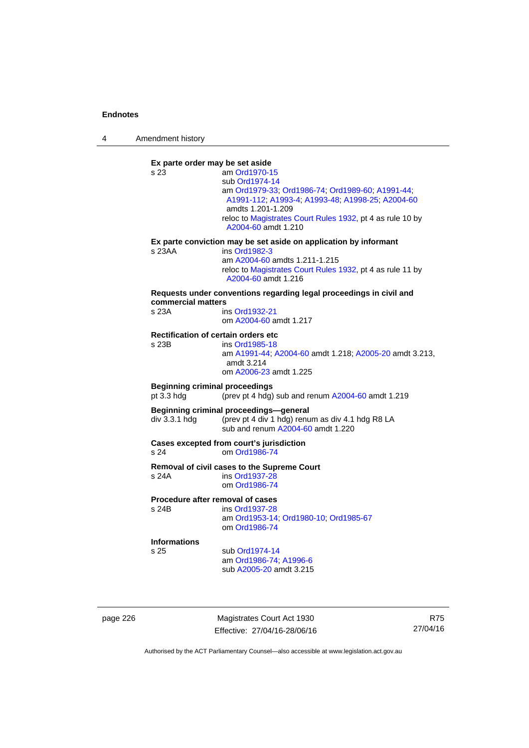**Ex parte order may be set aside**

s 23 am Ord1970-15
sub Ord1974-14
am Ord1979-33; Ord1986-74; Ord1989-60; A1991-44; A1991-112; A1993-4; A1993-48; A1998-25; A2004-60 amdts 1.201-1.209
reloc to Magistrates Court Rules 1932, pt 4 as rule 10 by A2004-60 amdt 1.210

**Ex parte conviction may be set aside on application by informant**

s 23AA ins Ord1982-3
am A2004-60 amdts 1.211-1.215
reloc to Magistrates Court Rules 1932, pt 4 as rule 11 by A2004-60 amdt 1.216

**Requests under conventions regarding legal proceedings in civil and commercial matters**

s 23A ins Ord1932-21
om A2004-60 amdt 1.217

**Rectification of certain orders etc**

s 23B ins Ord1985-18
am A1991-44; A2004-60 amdt 1.218; A2005-20 amdt 3.213, amdt 3.214
om A2006-23 amdt 1.225

**Beginning criminal proceedings**

pt 3.3 hdg (prev pt 4 hdg) sub and renum A2004-60 amdt 1.219

**Beginning criminal proceedings—general**

div 3.3.1 hdg (prev pt 4 div 1 hdg) renum as div 4.1 hdg R8 LA
sub and renum A2004-60 amdt 1.220

**Cases excepted from court's jurisdiction**

s 24 om Ord1986-74

**Removal of civil cases to the Supreme Court**

s 24A ins Ord1937-28
om Ord1986-74

**Procedure after removal of cases**

s 24B ins Ord1937-28
am Ord1953-14; Ord1980-10; Ord1985-67
om Ord1986-74

**Informations**

s 25 sub Ord1974-14
am Ord1986-74; A1996-6
sub A2005-20 amdt 3.215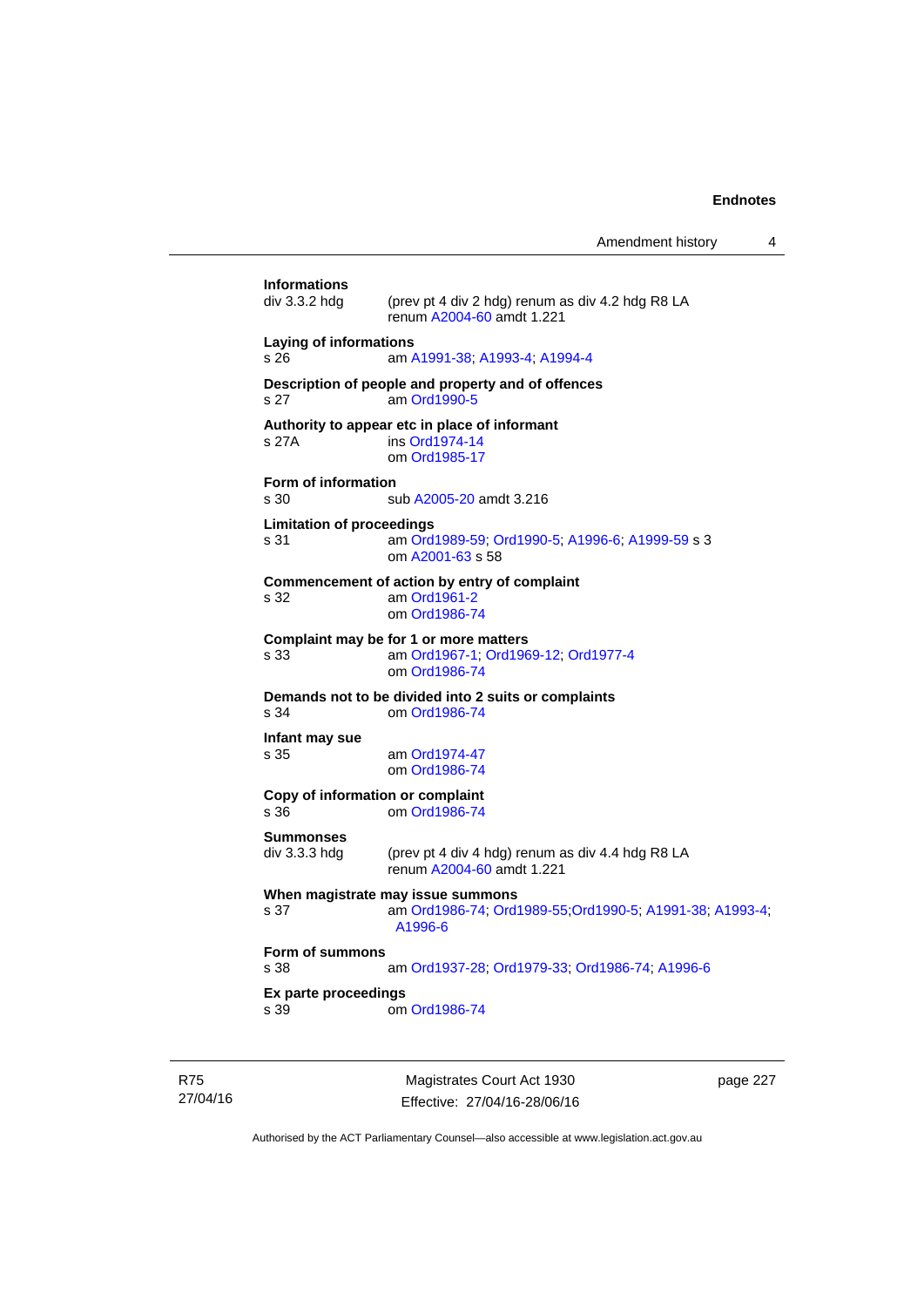**Informations**

div 3.3.2 hdg (prev pt 4 div 2 hdg) renum as div 4.2 hdg R8 LA
renum A2004-60 amdt 1.221

**Laying of informations**

s 26 am A1991-38; A1993-4; A1994-4

**Description of people and property and of offences**

s 27 am Ord1990-5

**Authority to appear etc in place of informant**

s 27A ins Ord1974-14
om Ord1985-17

**Form of information**

s 30 sub A2005-20 amdt 3.216

**Limitation of proceedings**

s 31 am Ord1989-59; Ord1990-5; A1996-6; A1999-59 s 3
om A2001-63 s 58

**Commencement of action by entry of complaint**

s 32 am Ord1961-2
om Ord1986-74

**Complaint may be for 1 or more matters**

s 33 am Ord1967-1; Ord1969-12; Ord1977-4
om Ord1986-74

**Demands not to be divided into 2 suits or complaints**

s 34 om Ord1986-74

**Infant may sue**

s 35 am Ord1974-47
om Ord1986-74

**Copy of information or complaint**

s 36 om Ord1986-74

**Summonses**

div 3.3.3 hdg (prev pt 4 div 4 hdg) renum as div 4.4 hdg R8 LA
renum A2004-60 amdt 1.221

**When magistrate may issue summons**

s 37 am Ord1986-74; Ord1989-55;Ord1990-5; A1991-38; A1993-4; A1996-6

**Form of summons**

s 38 am Ord1937-28; Ord1979-33; Ord1986-74; A1996-6

**Ex parte proceedings**

s 39 om Ord1986-74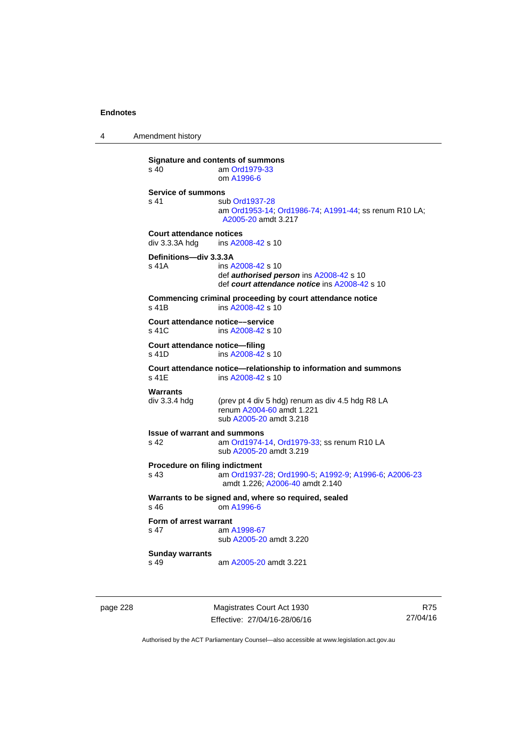**Signature and contents of summons**
s 40 am Ord1979-33
om A1996-6

**Service of summons**
s 41 sub Ord1937-28
am Ord1953-14; Ord1986-74; A1991-44; ss renum R10 LA; A2005-20 amdt 3.217

**Court attendance notices**
div 3.3.3A hdg ins A2008-42 s 10

**Definitions—div 3.3.3A**
s 41A ins A2008-42 s 10
def ***authorised person*** ins A2008-42 s 10
def ***court attendance notice*** ins A2008-42 s 10

**Commencing criminal proceeding by court attendance notice**
s 41B ins A2008-42 s 10

**Court attendance notice––service**
s 41C ins A2008-42 s 10

**Court attendance notice—filing**
s 41D ins A2008-42 s 10

**Court attendance notice—relationship to information and summons**
s 41E ins A2008-42 s 10

**Warrants**
div 3.3.4 hdg (prev pt 4 div 5 hdg) renum as div 4.5 hdg R8 LA
renum A2004-60 amdt 1.221
sub A2005-20 amdt 3.218

**Issue of warrant and summons**
s 42 am Ord1974-14, Ord1979-33; ss renum R10 LA
sub A2005-20 amdt 3.219

**Procedure on filing indictment**
s 43 am Ord1937-28; Ord1990-5; A1992-9; A1996-6; A2006-23 amdt 1.226; A2006-40 amdt 2.140

**Warrants to be signed and, where so required, sealed**
s 46 om A1996-6

**Form of arrest warrant**
s 47 am A1998-67
sub A2005-20 amdt 3.220

**Sunday warrants**
s 49 am A2005-20 amdt 3.221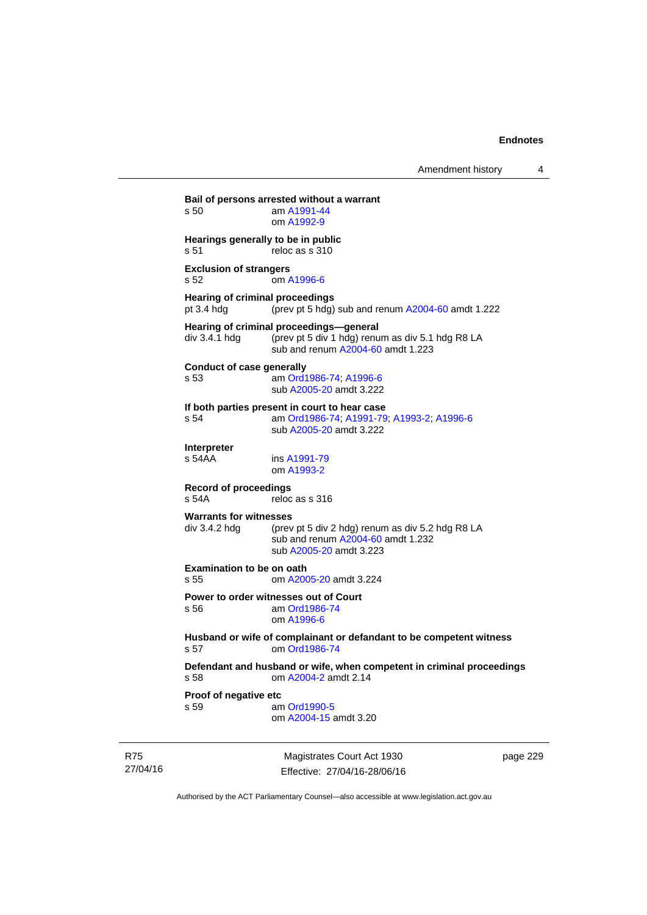**Bail of persons arrested without a warrant**

s 50 am A1991-44
om A1992-9

**Hearings generally to be in public**

s 51 reloc as s 310

**Exclusion of strangers**

s 52 om A1996-6

**Hearing of criminal proceedings**

pt 3.4 hdg (prev pt 5 hdg) sub and renum A2004-60 amdt 1.222

**Hearing of criminal proceedings—general**

div 3.4.1 hdg (prev pt 5 div 1 hdg) renum as div 5.1 hdg R8 LA
sub and renum A2004-60 amdt 1.223

**Conduct of case generally**

s 53 am Ord1986-74; A1996-6
sub A2005-20 amdt 3.222

**If both parties present in court to hear case**

s 54 am Ord1986-74; A1991-79; A1993-2; A1996-6
sub A2005-20 amdt 3.222

**Interpreter**

s 54AA ins A1991-79
om A1993-2

**Record of proceedings**

s 54A reloc as s 316

**Warrants for witnesses**

div 3.4.2 hdg (prev pt 5 div 2 hdg) renum as div 5.2 hdg R8 LA
sub and renum A2004-60 amdt 1.232
sub A2005-20 amdt 3.223

**Examination to be on oath**

s 55 om A2005-20 amdt 3.224

**Power to order witnesses out of Court**

s 56 am Ord1986-74
om A1996-6

**Husband or wife of complainant or defandant to be competent witness**

s 57 om Ord1986-74

**Defendant and husband or wife, when competent in criminal proceedings**

s 58 om A2004-2 amdt 2.14

**Proof of negative etc**

s 59 am Ord1990-5
om A2004-15 amdt 3.20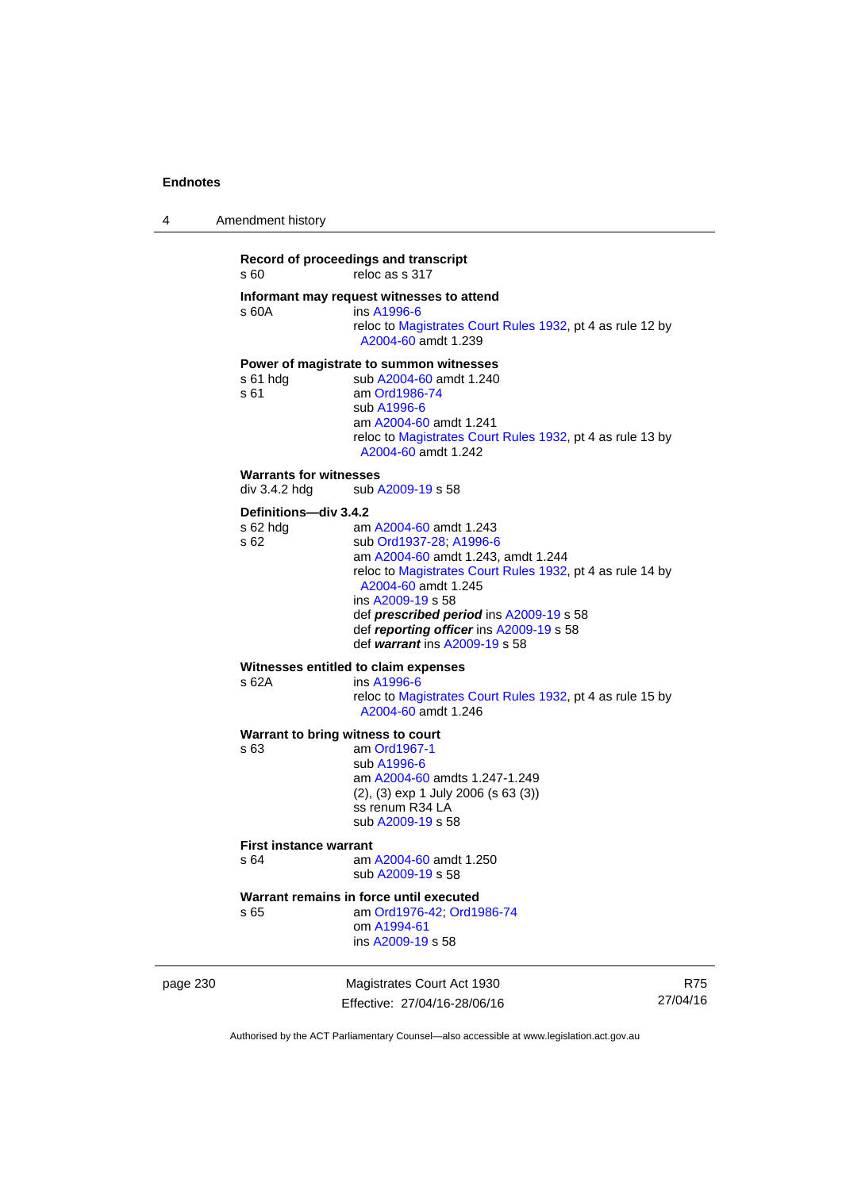**Record of proceedings and transcript**
s 60 reloc as s 317

**Informant may request witnesses to attend**
s 60A ins A1996-6
reloc to Magistrates Court Rules 1932, pt 4 as rule 12 by A2004-60 amdt 1.239

**Power of magistrate to summon witnesses**
s 61 hdg sub A2004-60 amdt 1.240
s 61 am Ord1986-74
sub A1996-6
am A2004-60 amdt 1.241
reloc to Magistrates Court Rules 1932, pt 4 as rule 13 by A2004-60 amdt 1.242

**Warrants for witnesses**
div 3.4.2 hdg sub A2009-19 s 58

**Definitions—div 3.4.2**
s 62 hdg am A2004-60 amdt 1.243
s 62 sub Ord1937-28; A1996-6
am A2004-60 amdt 1.243, amdt 1.244
reloc to Magistrates Court Rules 1932, pt 4 as rule 14 by A2004-60 amdt 1.245
ins A2009-19 s 58
def ***prescribed period*** ins A2009-19 s 58
def ***reporting officer*** ins A2009-19 s 58
def ***warrant*** ins A2009-19 s 58

**Witnesses entitled to claim expenses**
s 62A ins A1996-6
reloc to Magistrates Court Rules 1932, pt 4 as rule 15 by A2004-60 amdt 1.246

**Warrant to bring witness to court**
s 63 am Ord1967-1
sub A1996-6
am A2004-60 amdts 1.247-1.249
(2), (3) exp 1 July 2006 (s 63 (3))
ss renum R34 LA
sub A2009-19 s 58

**First instance warrant**
s 64 am A2004-60 amdt 1.250
sub A2009-19 s 58

**Warrant remains in force until executed**
s 65 am Ord1976-42; Ord1986-74
om A1994-61
ins A2009-19 s 58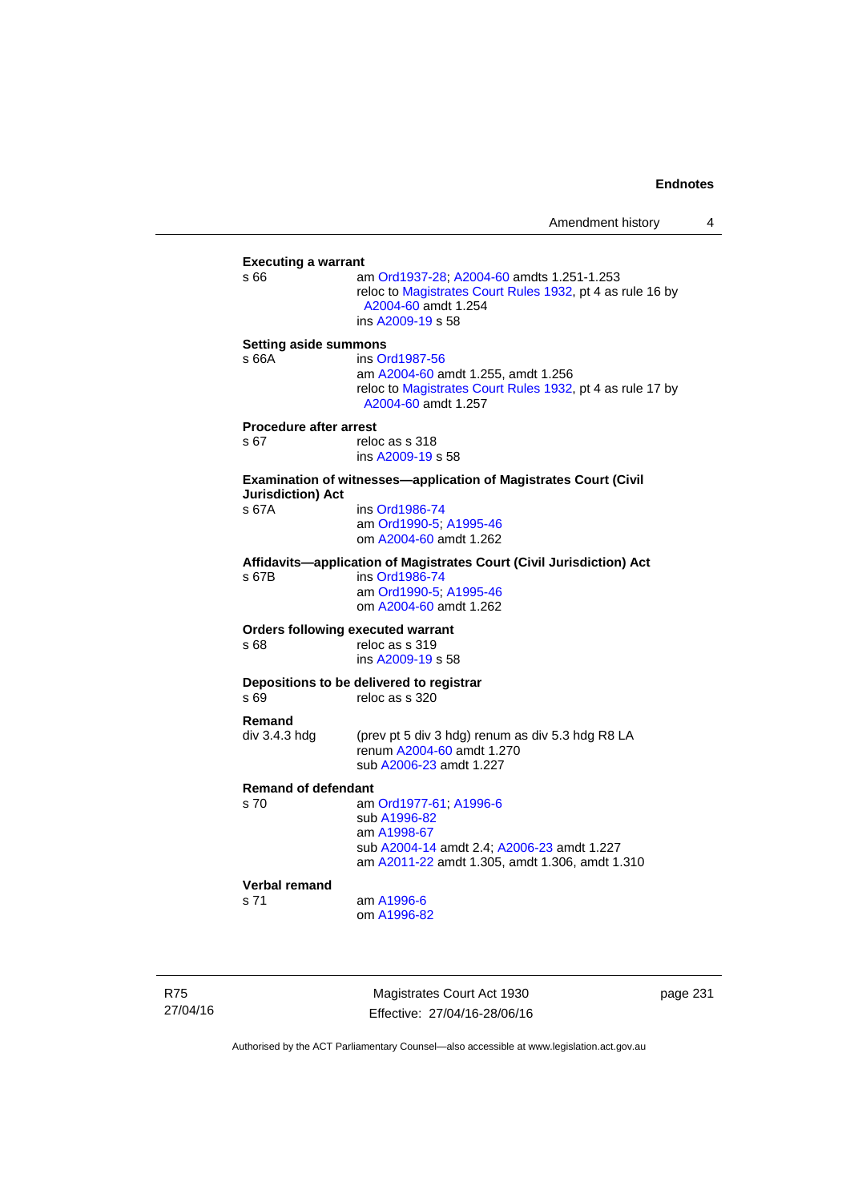**Executing a warrant**

s 66 am Ord1937-28; A2004-60 amdts 1.251-1.253
reloc to Magistrates Court Rules 1932, pt 4 as rule 16 by A2004-60 amdt 1.254
ins A2009-19 s 58

**Setting aside summons**

s 66A ins Ord1987-56
am A2004-60 amdt 1.255, amdt 1.256
reloc to Magistrates Court Rules 1932, pt 4 as rule 17 by A2004-60 amdt 1.257

**Procedure after arrest**

s 67 reloc as s 318
ins A2009-19 s 58

**Examination of witnesses—application of Magistrates Court (Civil Jurisdiction) Act**

s 67A ins Ord1986-74
am Ord1990-5; A1995-46
om A2004-60 amdt 1.262

**Affidavits—application of Magistrates Court (Civil Jurisdiction) Act**

s 67B ins Ord1986-74
am Ord1990-5; A1995-46
om A2004-60 amdt 1.262

**Orders following executed warrant**

s 68 reloc as s 319
ins A2009-19 s 58

**Depositions to be delivered to registrar**

s 69 reloc as s 320

**Remand**

div 3.4.3 hdg (prev pt 5 div 3 hdg) renum as div 5.3 hdg R8 LA
renum A2004-60 amdt 1.270
sub A2006-23 amdt 1.227

**Remand of defendant**

s 70 am Ord1977-61; A1996-6
sub A1996-82
am A1998-67
sub A2004-14 amdt 2.4; A2006-23 amdt 1.227
am A2011-22 amdt 1.305, amdt 1.306, amdt 1.310

**Verbal remand**

s 71 am A1996-6
om A1996-82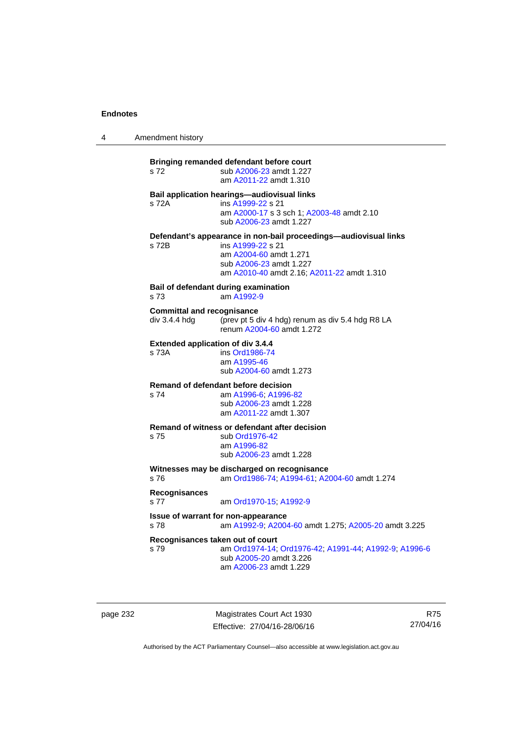**Bringing remanded defendant before court**

s 72 — sub A2006-23 amdt 1.227
am A2011-22 amdt 1.310

**Bail application hearings—audiovisual links**

s 72A — ins A1999-22 s 21
am A2000-17 s 3 sch 1; A2003-48 amdt 2.10
sub A2006-23 amdt 1.227

**Defendant's appearance in non-bail proceedings—audiovisual links**

s 72B — ins A1999-22 s 21
am A2004-60 amdt 1.271
sub A2006-23 amdt 1.227
am A2010-40 amdt 2.16; A2011-22 amdt 1.310

**Bail of defendant during examination**

s 73 — am A1992-9

**Committal and recognisance**

div 3.4.4 hdg — (prev pt 5 div 4 hdg) renum as div 5.4 hdg R8 LA
renum A2004-60 amdt 1.272

**Extended application of div 3.4.4**

s 73A — ins Ord1986-74
am A1995-46
sub A2004-60 amdt 1.273

**Remand of defendant before decision**

s 74 — am A1996-6; A1996-82
sub A2006-23 amdt 1.228
am A2011-22 amdt 1.307

**Remand of witness or defendant after decision**

s 75 — sub Ord1976-42
am A1996-82
sub A2006-23 amdt 1.228

**Witnesses may be discharged on recognisance**

s 76 — am Ord1986-74; A1994-61; A2004-60 amdt 1.274

**Recognisances**

s 77 — am Ord1970-15; A1992-9

**Issue of warrant for non-appearance**

s 78 — am A1992-9; A2004-60 amdt 1.275; A2005-20 amdt 3.225

**Recognisances taken out of court**

s 79 — am Ord1974-14; Ord1976-42; A1991-44; A1992-9; A1996-6
sub A2005-20 amdt 3.226
am A2006-23 amdt 1.229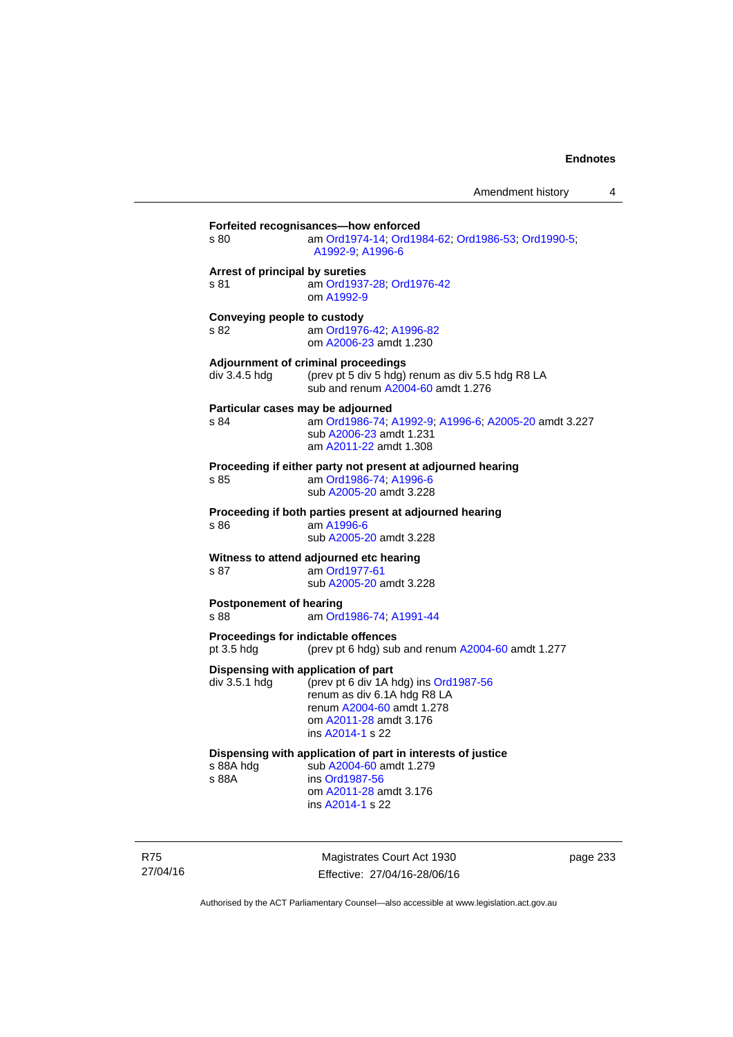**Forfeited recognisances—how enforced**

s 80 — am Ord1974-14; Ord1984-62; Ord1986-53; Ord1990-5; A1992-9; A1996-6

**Arrest of principal by sureties**

s 81 — am Ord1937-28; Ord1976-42
om A1992-9

**Conveying people to custody**

s 82 — am Ord1976-42; A1996-82
om A2006-23 amdt 1.230

**Adjournment of criminal proceedings**

div 3.4.5 hdg — (prev pt 5 div 5 hdg) renum as div 5.5 hdg R8 LA
sub and renum A2004-60 amdt 1.276

**Particular cases may be adjourned**

s 84 — am Ord1986-74; A1992-9; A1996-6; A2005-20 amdt 3.227
sub A2006-23 amdt 1.231
am A2011-22 amdt 1.308

**Proceeding if either party not present at adjourned hearing**

s 85 — am Ord1986-74; A1996-6
sub A2005-20 amdt 3.228

**Proceeding if both parties present at adjourned hearing**

s 86 — am A1996-6
sub A2005-20 amdt 3.228

**Witness to attend adjourned etc hearing**

s 87 — am Ord1977-61
sub A2005-20 amdt 3.228

**Postponement of hearing**

s 88 — am Ord1986-74; A1991-44

**Proceedings for indictable offences**

pt 3.5 hdg — (prev pt 6 hdg) sub and renum A2004-60 amdt 1.277

**Dispensing with application of part**

div 3.5.1 hdg — (prev pt 6 div 1A hdg) ins Ord1987-56
renum as div 6.1A hdg R8 LA
renum A2004-60 amdt 1.278
om A2011-28 amdt 3.176
ins A2014-1 s 22

**Dispensing with application of part in interests of justice**

s 88A hdg — sub A2004-60 amdt 1.279

s 88A — ins Ord1987-56
om A2011-28 amdt 3.176
ins A2014-1 s 22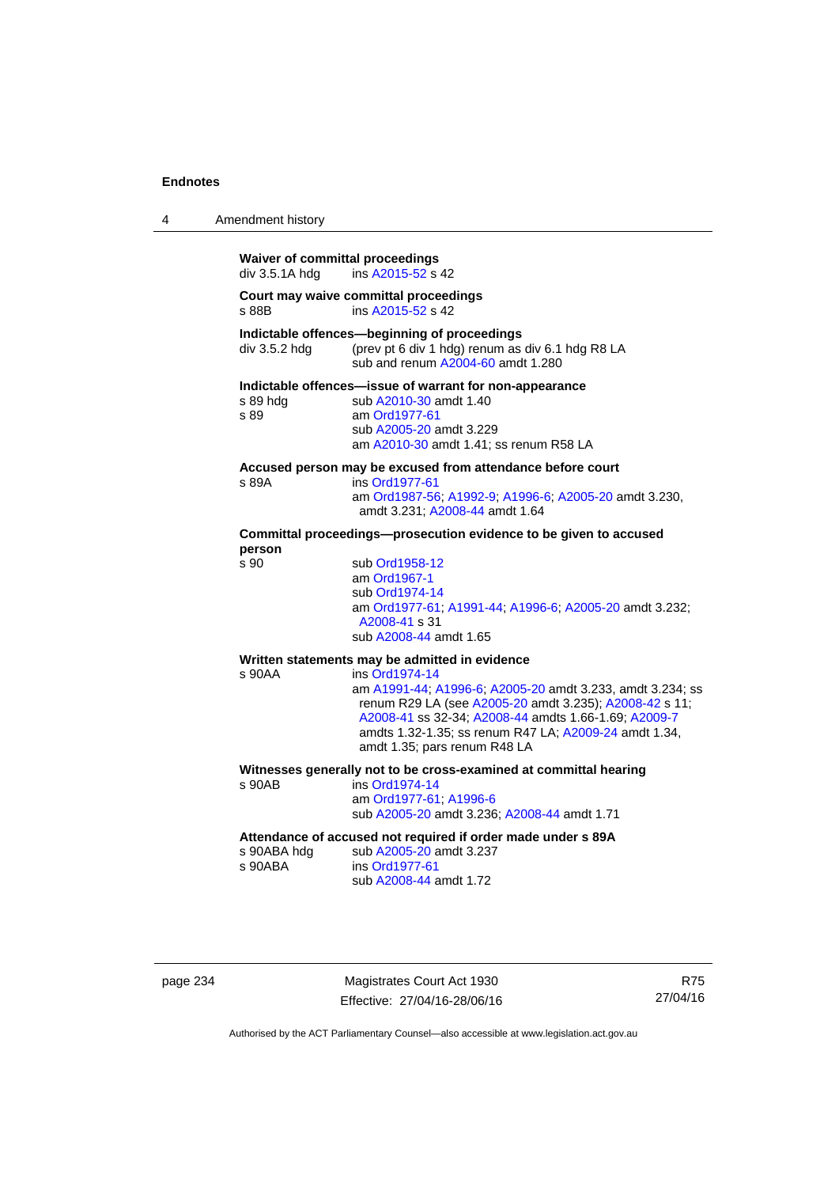**Waiver of committal proceedings**
div 3.5.1A hdg ins A2015-52 s 42

**Court may waive committal proceedings**
s 88B ins A2015-52 s 42

**Indictable offences—beginning of proceedings**
div 3.5.2 hdg (prev pt 6 div 1 hdg) renum as div 6.1 hdg R8 LA
sub and renum A2004-60 amdt 1.280

**Indictable offences—issue of warrant for non-appearance**
s 89 hdg sub A2010-30 amdt 1.40
s 89 am Ord1977-61
sub A2005-20 amdt 3.229
am A2010-30 amdt 1.41; ss renum R58 LA

**Accused person may be excused from attendance before court**
s 89A ins Ord1977-61
am Ord1987-56; A1992-9; A1996-6; A2005-20 amdt 3.230, amdt 3.231; A2008-44 amdt 1.64

**Committal proceedings—prosecution evidence to be given to accused person**
s 90 sub Ord1958-12
am Ord1967-1
sub Ord1974-14
am Ord1977-61; A1991-44; A1996-6; A2005-20 amdt 3.232; A2008-41 s 31
sub A2008-44 amdt 1.65

**Written statements may be admitted in evidence**
s 90AA ins Ord1974-14
am A1991-44; A1996-6; A2005-20 amdt 3.233, amdt 3.234; ss renum R29 LA (see A2005-20 amdt 3.235); A2008-42 s 11; A2008-41 ss 32-34; A2008-44 amdts 1.66-1.69; A2009-7 amdts 1.32-1.35; ss renum R47 LA; A2009-24 amdt 1.34, amdt 1.35; pars renum R48 LA

**Witnesses generally not to be cross-examined at committal hearing**
s 90AB ins Ord1974-14
am Ord1977-61; A1996-6
sub A2005-20 amdt 3.236; A2008-44 amdt 1.71

**Attendance of accused not required if order made under s 89A**
s 90ABA hdg sub A2005-20 amdt 3.237
s 90ABA ins Ord1977-61
sub A2008-44 amdt 1.72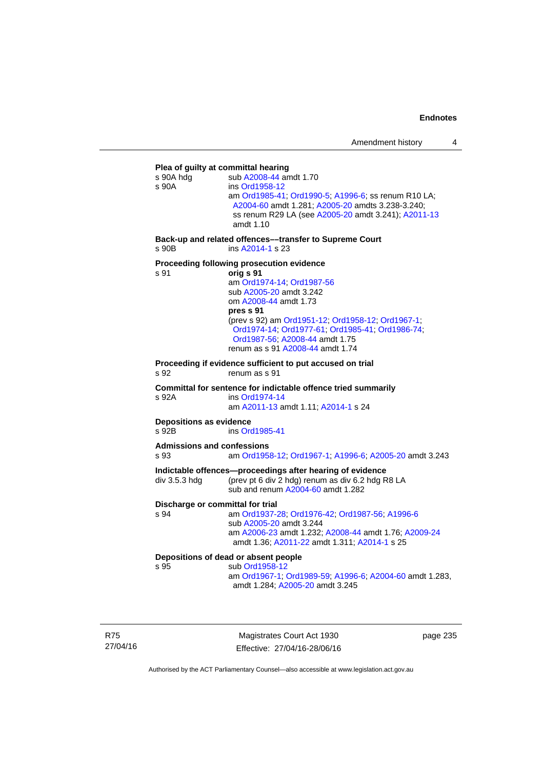**Plea of guilty at committal hearing**

s 90A hdg	sub A2008-44 amdt 1.70

s 90A	ins Ord1958-12
am Ord1985-41; Ord1990-5; A1996-6; ss renum R10 LA; A2004-60 amdt 1.281; A2005-20 amdts 3.238-3.240; ss renum R29 LA (see A2005-20 amdt 3.241); A2011-13 amdt 1.10

**Back-up and related offences––transfer to Supreme Court**

s 90B	ins A2014-1 s 23

**Proceeding following prosecution evidence**

s 91	**orig s 91**
am Ord1974-14; Ord1987-56
sub A2005-20 amdt 3.242
om A2008-44 amdt 1.73
**pres s 91**
(prev s 92) am Ord1951-12; Ord1958-12; Ord1967-1; Ord1974-14; Ord1977-61; Ord1985-41; Ord1986-74; Ord1987-56; A2008-44 amdt 1.75
renum as s 91 A2008-44 amdt 1.74

**Proceeding if evidence sufficient to put accused on trial**

s 92	renum as s 91

**Committal for sentence for indictable offence tried summarily**

s 92A	ins Ord1974-14
am A2011-13 amdt 1.11; A2014-1 s 24

**Depositions as evidence**

s 92B	ins Ord1985-41

**Admissions and confessions**

s 93	am Ord1958-12; Ord1967-1; A1996-6; A2005-20 amdt 3.243

**Indictable offences—proceedings after hearing of evidence**

div 3.5.3 hdg	(prev pt 6 div 2 hdg) renum as div 6.2 hdg R8 LA
sub and renum A2004-60 amdt 1.282

**Discharge or committal for trial**

s 94	am Ord1937-28; Ord1976-42; Ord1987-56; A1996-6
sub A2005-20 amdt 3.244
am A2006-23 amdt 1.232; A2008-44 amdt 1.76; A2009-24 amdt 1.36; A2011-22 amdt 1.311; A2014-1 s 25

**Depositions of dead or absent people**

s 95	sub Ord1958-12
am Ord1967-1; Ord1989-59; A1996-6; A2004-60 amdt 1.283, amdt 1.284; A2005-20 amdt 3.245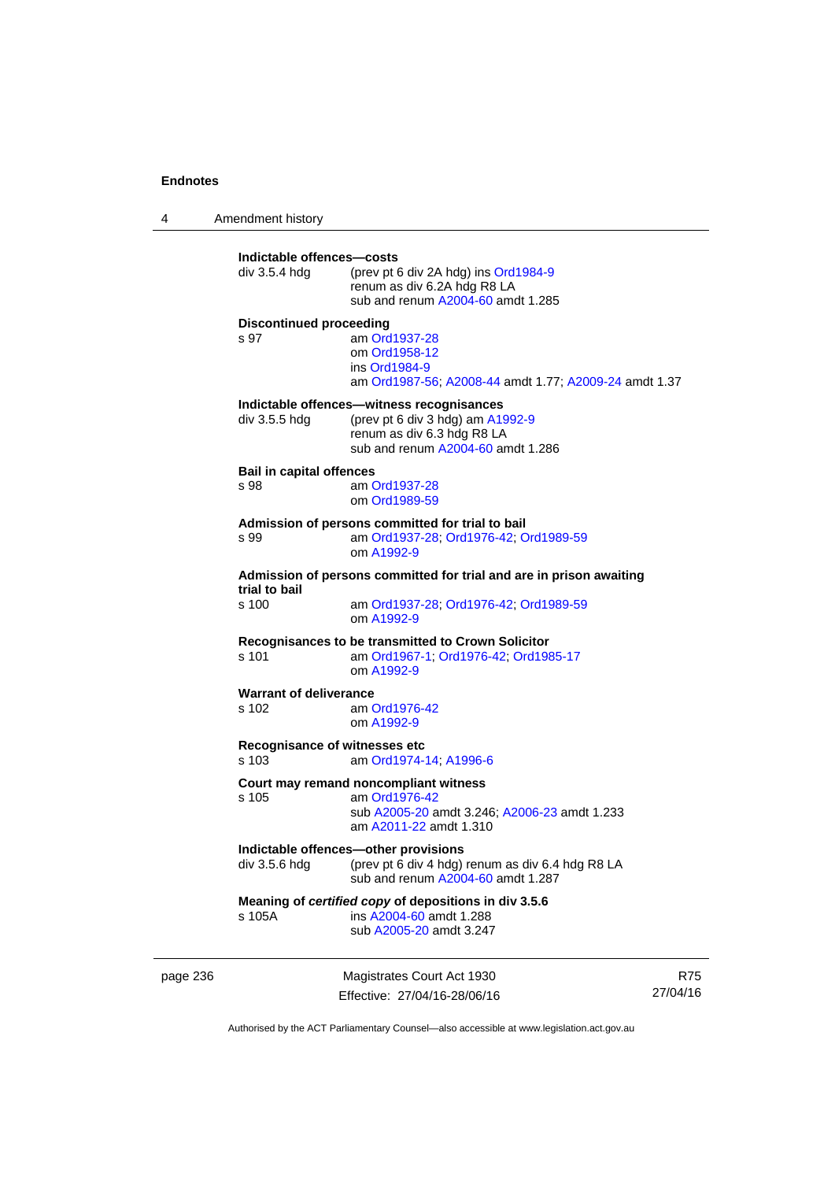**Indictable offences—costs**
div 3.5.4 hdg (prev pt 6 div 2A hdg) ins Ord1984-9
renum as div 6.2A hdg R8 LA
sub and renum A2004-60 amdt 1.285

**Discontinued proceeding**
s 97 am Ord1937-28
om Ord1958-12
ins Ord1984-9
am Ord1987-56; A2008-44 amdt 1.77; A2009-24 amdt 1.37

**Indictable offences—witness recognisances**
div 3.5.5 hdg (prev pt 6 div 3 hdg) am A1992-9
renum as div 6.3 hdg R8 LA
sub and renum A2004-60 amdt 1.286

**Bail in capital offences**
s 98 am Ord1937-28
om Ord1989-59

**Admission of persons committed for trial to bail**
s 99 am Ord1937-28; Ord1976-42; Ord1989-59
om A1992-9

**Admission of persons committed for trial and are in prison awaiting trial to bail**
s 100 am Ord1937-28; Ord1976-42; Ord1989-59
om A1992-9

**Recognisances to be transmitted to Crown Solicitor**
s 101 am Ord1967-1; Ord1976-42; Ord1985-17
om A1992-9

**Warrant of deliverance**
s 102 am Ord1976-42
om A1992-9

**Recognisance of witnesses etc**
s 103 am Ord1974-14; A1996-6

**Court may remand noncompliant witness**
s 105 am Ord1976-42
sub A2005-20 amdt 3.246; A2006-23 amdt 1.233
am A2011-22 amdt 1.310

**Indictable offences—other provisions**
div 3.5.6 hdg (prev pt 6 div 4 hdg) renum as div 6.4 hdg R8 LA
sub and renum A2004-60 amdt 1.287

**Meaning of *certified copy* of depositions in div 3.5.6**
s 105A ins A2004-60 amdt 1.288
sub A2005-20 amdt 3.247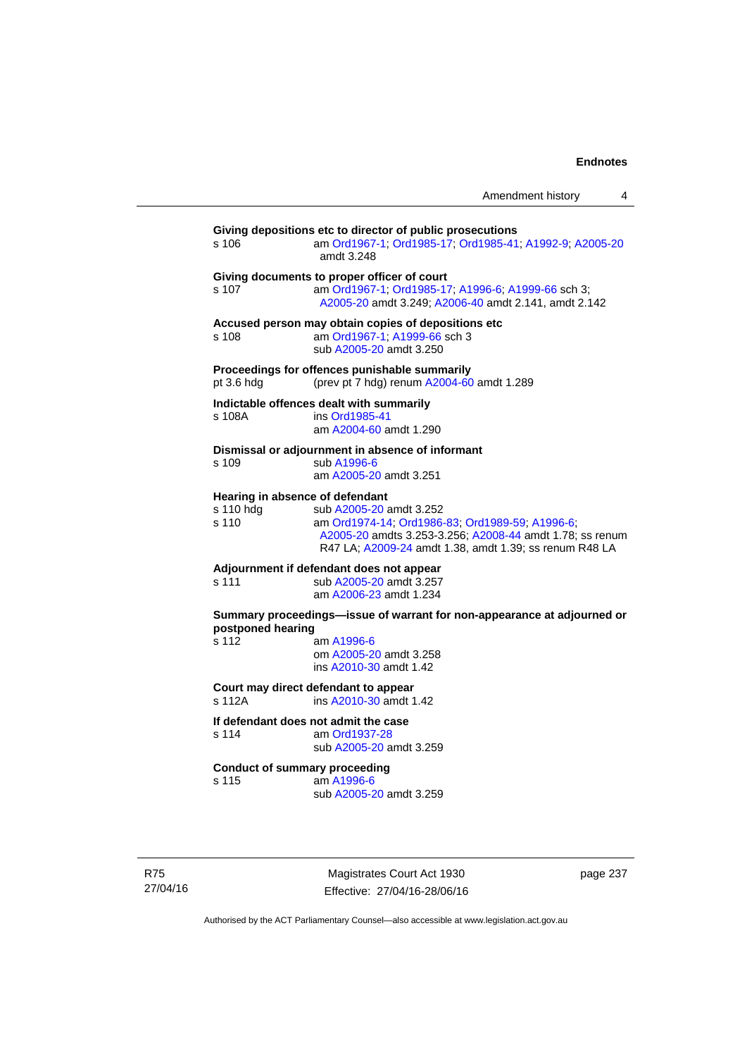**Giving depositions etc to director of public prosecutions**

s 106 — am Ord1967-1; Ord1985-17; Ord1985-41; A1992-9; A2005-20 amdt 3.248

**Giving documents to proper officer of court**

s 107 — am Ord1967-1; Ord1985-17; A1996-6; A1999-66 sch 3; A2005-20 amdt 3.249; A2006-40 amdt 2.141, amdt 2.142

**Accused person may obtain copies of depositions etc**

s 108 — am Ord1967-1; A1999-66 sch 3
sub A2005-20 amdt 3.250

**Proceedings for offences punishable summarily**

pt 3.6 hdg — (prev pt 7 hdg) renum A2004-60 amdt 1.289

**Indictable offences dealt with summarily**

s 108A — ins Ord1985-41
am A2004-60 amdt 1.290

**Dismissal or adjournment in absence of informant**

s 109 — sub A1996-6
am A2005-20 amdt 3.251

**Hearing in absence of defendant**

s 110 hdg — sub A2005-20 amdt 3.252

s 110 — am Ord1974-14; Ord1986-83; Ord1989-59; A1996-6; A2005-20 amdts 3.253-3.256; A2008-44 amdt 1.78; ss renum R47 LA; A2009-24 amdt 1.38, amdt 1.39; ss renum R48 LA

**Adjournment if defendant does not appear**

s 111 — sub A2005-20 amdt 3.257
am A2006-23 amdt 1.234

**Summary proceedings—issue of warrant for non-appearance at adjourned or postponed hearing**

s 112 — am A1996-6
om A2005-20 amdt 3.258
ins A2010-30 amdt 1.42

**Court may direct defendant to appear**

s 112A — ins A2010-30 amdt 1.42

**If defendant does not admit the case**

s 114 — am Ord1937-28
sub A2005-20 amdt 3.259

**Conduct of summary proceeding**

s 115 — am A1996-6
sub A2005-20 amdt 3.259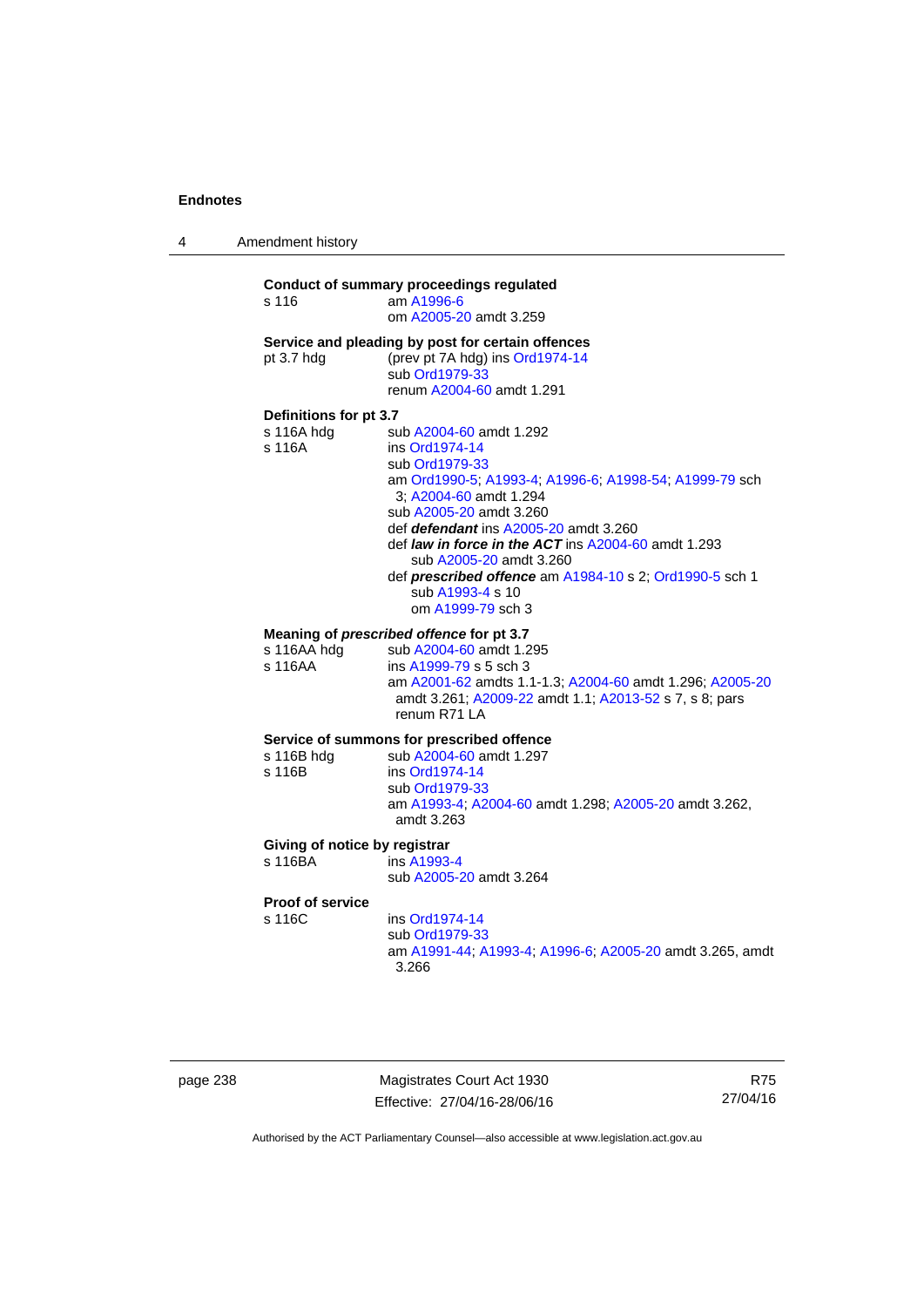**Conduct of summary proceedings regulated**

s 116 — am A1996-6
om A2005-20 amdt 3.259

**Service and pleading by post for certain offences**

pt 3.7 hdg — (prev pt 7A hdg) ins Ord1974-14
sub Ord1979-33
renum A2004-60 amdt 1.291

**Definitions for pt 3.7**

s 116A hdg — sub A2004-60 amdt 1.292

s 116A — ins Ord1974-14
sub Ord1979-33
am Ord1990-5; A1993-4; A1996-6; A1998-54; A1999-79 sch 3; A2004-60 amdt 1.294
sub A2005-20 amdt 3.260
def ***defendant*** ins A2005-20 amdt 3.260
def ***law in force in the ACT*** ins A2004-60 amdt 1.293
sub A2005-20 amdt 3.260
def ***prescribed offence*** am A1984-10 s 2; Ord1990-5 sch 1
sub A1993-4 s 10
om A1999-79 sch 3

**Meaning of *prescribed offence* for pt 3.7**

s 116AA hdg — sub A2004-60 amdt 1.295

s 116AA — ins A1999-79 s 5 sch 3
am A2001-62 amdts 1.1-1.3; A2004-60 amdt 1.296; A2005-20 amdt 3.261; A2009-22 amdt 1.1; A2013-52 s 7, s 8; pars renum R71 LA

**Service of summons for prescribed offence**

s 116B hdg — sub A2004-60 amdt 1.297

s 116B — ins Ord1974-14
sub Ord1979-33
am A1993-4; A2004-60 amdt 1.298; A2005-20 amdt 3.262, amdt 3.263

**Giving of notice by registrar**

s 116BA — ins A1993-4
sub A2005-20 amdt 3.264

**Proof of service**

s 116C — ins Ord1974-14
sub Ord1979-33
am A1991-44; A1993-4; A1996-6; A2005-20 amdt 3.265, amdt 3.266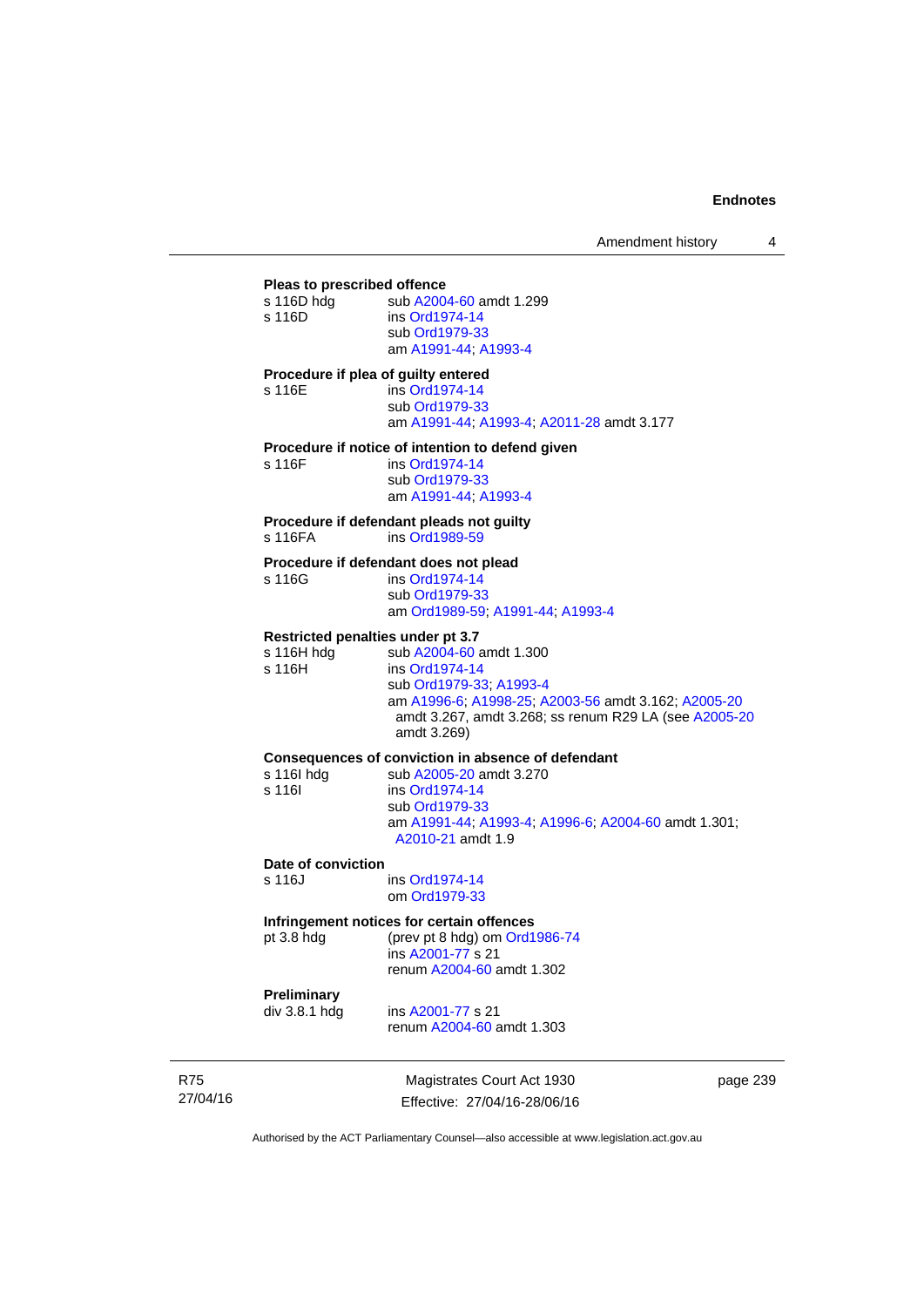**Pleas to prescribed offence**

s 116D hdg    sub A2004-60 amdt 1.299
s 116D    ins Ord1974-14
sub Ord1979-33
am A1991-44; A1993-4

**Procedure if plea of guilty entered**

s 116E    ins Ord1974-14
sub Ord1979-33
am A1991-44; A1993-4; A2011-28 amdt 3.177

**Procedure if notice of intention to defend given**

s 116F    ins Ord1974-14
sub Ord1979-33
am A1991-44; A1993-4

**Procedure if defendant pleads not guilty**

s 116FA    ins Ord1989-59

**Procedure if defendant does not plead**

s 116G    ins Ord1974-14
sub Ord1979-33
am Ord1989-59; A1991-44; A1993-4

**Restricted penalties under pt 3.7**

s 116H hdg    sub A2004-60 amdt 1.300
s 116H    ins Ord1974-14
sub Ord1979-33; A1993-4
am A1996-6; A1998-25; A2003-56 amdt 3.162; A2005-20 amdt 3.267, amdt 3.268; ss renum R29 LA (see A2005-20 amdt 3.269)

**Consequences of conviction in absence of defendant**

s 116I hdg    sub A2005-20 amdt 3.270
s 116I    ins Ord1974-14
sub Ord1979-33
am A1991-44; A1993-4; A1996-6; A2004-60 amdt 1.301; A2010-21 amdt 1.9

**Date of conviction**

s 116J    ins Ord1974-14
om Ord1979-33

**Infringement notices for certain offences**

pt 3.8 hdg    (prev pt 8 hdg) om Ord1986-74
ins A2001-77 s 21
renum A2004-60 amdt 1.302

**Preliminary**

div 3.8.1 hdg    ins A2001-77 s 21
renum A2004-60 amdt 1.303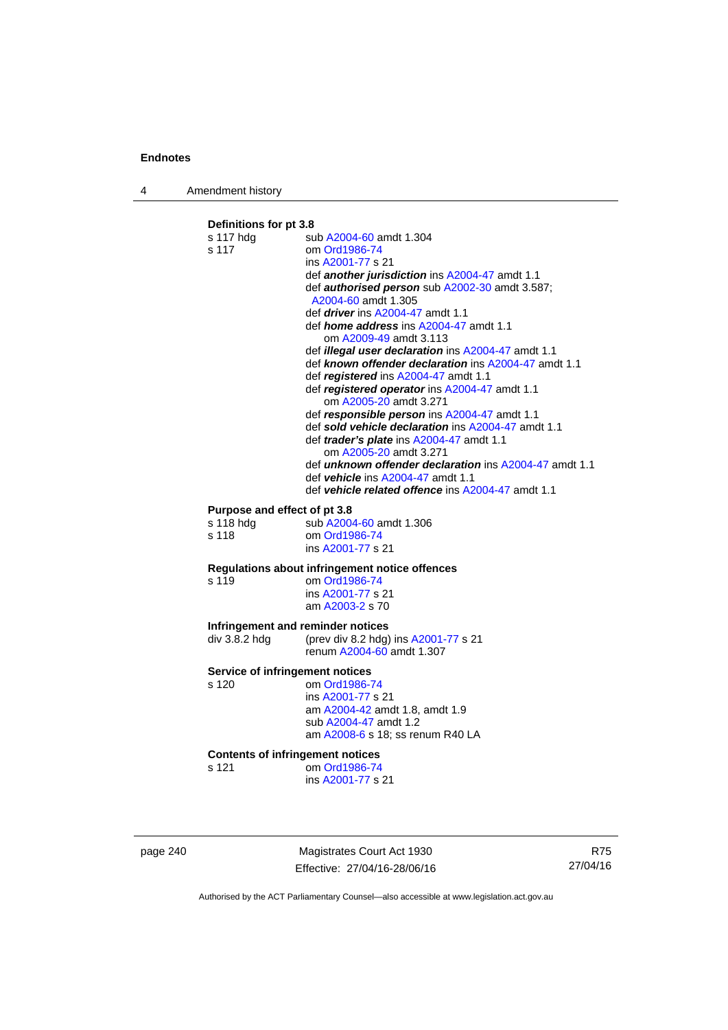**Definitions for pt 3.8**

s 117 hdg — sub A2004-60 amdt 1.304

s 117 — om Ord1986-74
ins A2001-77 s 21
def ***another jurisdiction*** ins A2004-47 amdt 1.1
def ***authorised person*** sub A2002-30 amdt 3.587; A2004-60 amdt 1.305
def ***driver*** ins A2004-47 amdt 1.1
def ***home address*** ins A2004-47 amdt 1.1
om A2009-49 amdt 3.113
def ***illegal user declaration*** ins A2004-47 amdt 1.1
def ***known offender declaration*** ins A2004-47 amdt 1.1
def ***registered*** ins A2004-47 amdt 1.1
def ***registered operator*** ins A2004-47 amdt 1.1
om A2005-20 amdt 3.271
def ***responsible person*** ins A2004-47 amdt 1.1
def ***sold vehicle declaration*** ins A2004-47 amdt 1.1
def ***trader's plate*** ins A2004-47 amdt 1.1
om A2005-20 amdt 3.271
def ***unknown offender declaration*** ins A2004-47 amdt 1.1
def ***vehicle*** ins A2004-47 amdt 1.1
def ***vehicle related offence*** ins A2004-47 amdt 1.1

**Purpose and effect of pt 3.8**

s 118 hdg — sub A2004-60 amdt 1.306

s 118 — om Ord1986-74
ins A2001-77 s 21

**Regulations about infringement notice offences**

s 119 — om Ord1986-74
ins A2001-77 s 21
am A2003-2 s 70

**Infringement and reminder notices**

div 3.8.2 hdg — (prev div 8.2 hdg) ins A2001-77 s 21
renum A2004-60 amdt 1.307

**Service of infringement notices**

s 120 — om Ord1986-74
ins A2001-77 s 21
am A2004-42 amdt 1.8, amdt 1.9
sub A2004-47 amdt 1.2
am A2008-6 s 18; ss renum R40 LA

**Contents of infringement notices**

s 121 — om Ord1986-74
ins A2001-77 s 21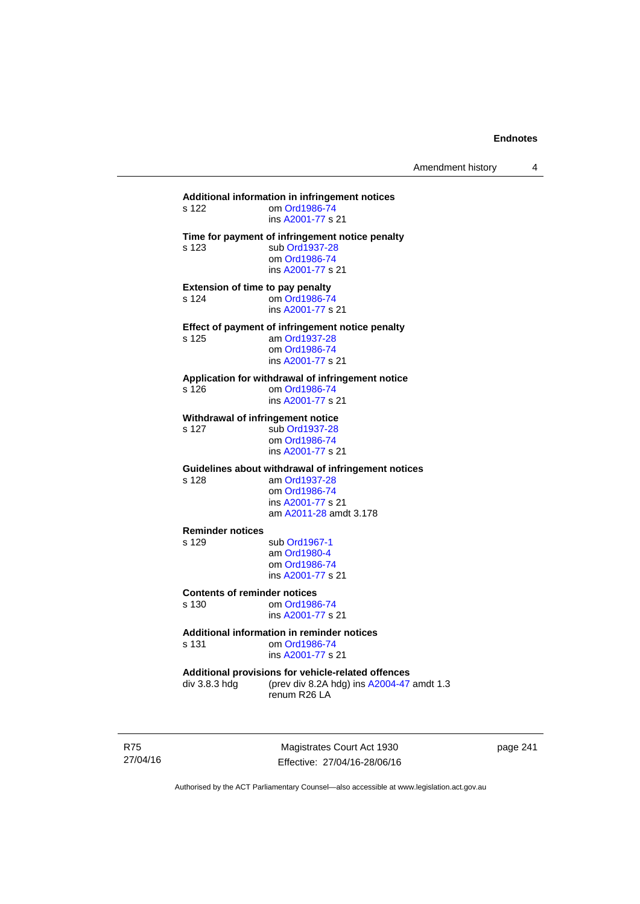**Additional information in infringement notices**

s 122 om Ord1986-74
ins A2001-77 s 21

**Time for payment of infringement notice penalty**

s 123 sub Ord1937-28
om Ord1986-74
ins A2001-77 s 21

**Extension of time to pay penalty**

s 124 om Ord1986-74
ins A2001-77 s 21

**Effect of payment of infringement notice penalty**

s 125 am Ord1937-28
om Ord1986-74
ins A2001-77 s 21

**Application for withdrawal of infringement notice**

s 126 om Ord1986-74
ins A2001-77 s 21

**Withdrawal of infringement notice**

s 127 sub Ord1937-28
om Ord1986-74
ins A2001-77 s 21

**Guidelines about withdrawal of infringement notices**

s 128 am Ord1937-28
om Ord1986-74
ins A2001-77 s 21
am A2011-28 amdt 3.178

**Reminder notices**

s 129 sub Ord1967-1
am Ord1980-4
om Ord1986-74
ins A2001-77 s 21

**Contents of reminder notices**

s 130 om Ord1986-74
ins A2001-77 s 21

**Additional information in reminder notices**

s 131 om Ord1986-74
ins A2001-77 s 21

**Additional provisions for vehicle-related offences**

div 3.8.3 hdg (prev div 8.2A hdg) ins A2004-47 amdt 1.3
renum R26 LA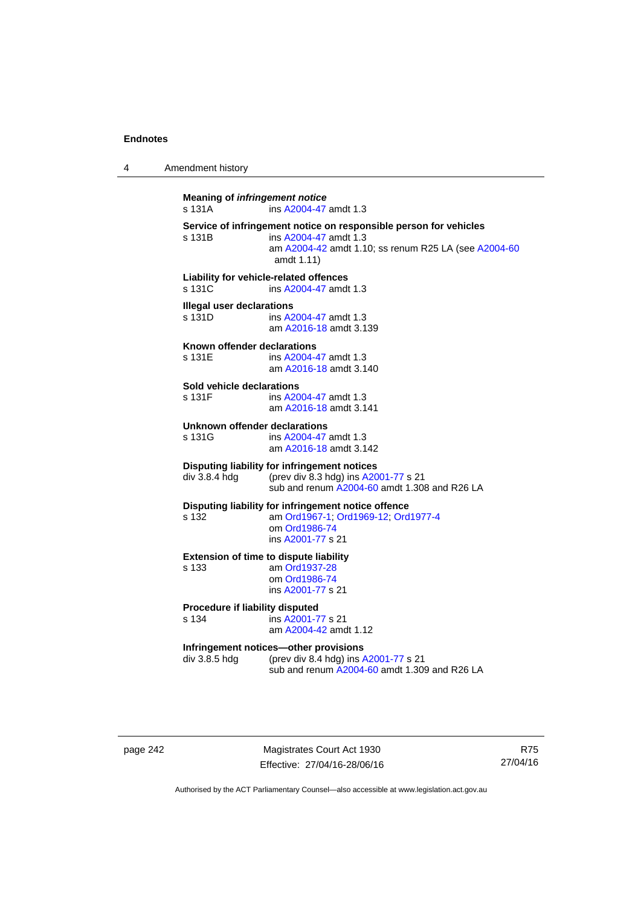**Meaning of *infringement notice***
s 131A ins A2004-47 amdt 1.3

**Service of infringement notice on responsible person for vehicles**
s 131B ins A2004-47 amdt 1.3
am A2004-42 amdt 1.10; ss renum R25 LA (see A2004-60 amdt 1.11)

**Liability for vehicle-related offences**
s 131C ins A2004-47 amdt 1.3

**Illegal user declarations**
s 131D ins A2004-47 amdt 1.3
am A2016-18 amdt 3.139

**Known offender declarations**
s 131E ins A2004-47 amdt 1.3
am A2016-18 amdt 3.140

**Sold vehicle declarations**
s 131F ins A2004-47 amdt 1.3
am A2016-18 amdt 3.141

**Unknown offender declarations**
s 131G ins A2004-47 amdt 1.3
am A2016-18 amdt 3.142

**Disputing liability for infringement notices**
div 3.8.4 hdg (prev div 8.3 hdg) ins A2001-77 s 21
sub and renum A2004-60 amdt 1.308 and R26 LA

**Disputing liability for infringement notice offence**
s 132 am Ord1967-1; Ord1969-12; Ord1977-4
om Ord1986-74
ins A2001-77 s 21

**Extension of time to dispute liability**
s 133 am Ord1937-28
om Ord1986-74
ins A2001-77 s 21

**Procedure if liability disputed**
s 134 ins A2001-77 s 21
am A2004-42 amdt 1.12

**Infringement notices—other provisions**
div 3.8.5 hdg (prev div 8.4 hdg) ins A2001-77 s 21
sub and renum A2004-60 amdt 1.309 and R26 LA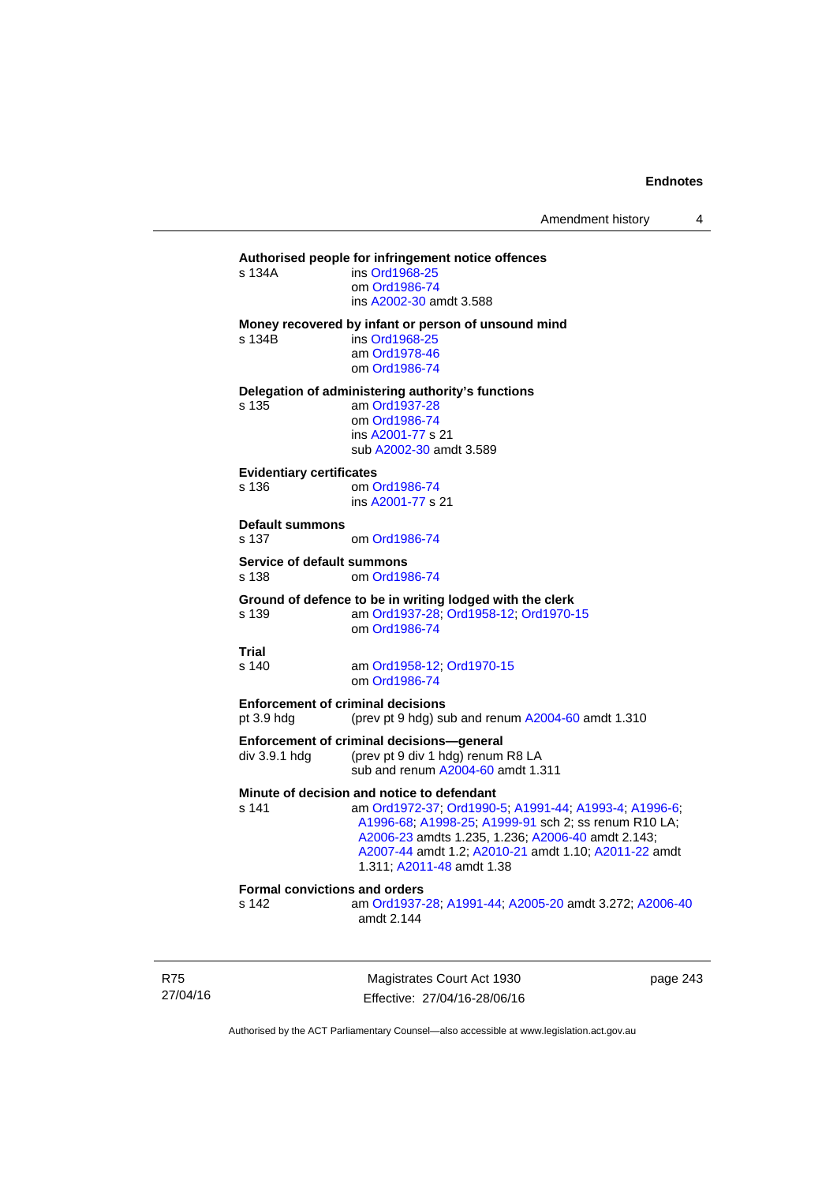**Authorised people for infringement notice offences**

s 134A ins Ord1968-25
om Ord1986-74
ins A2002-30 amdt 3.588

**Money recovered by infant or person of unsound mind**

s 134B ins Ord1968-25
am Ord1978-46
om Ord1986-74

**Delegation of administering authority's functions**

s 135 am Ord1937-28
om Ord1986-74
ins A2001-77 s 21
sub A2002-30 amdt 3.589

**Evidentiary certificates**

s 136 om Ord1986-74
ins A2001-77 s 21

**Default summons**

s 137 om Ord1986-74

**Service of default summons**

s 138 om Ord1986-74

**Ground of defence to be in writing lodged with the clerk**

s 139 am Ord1937-28; Ord1958-12; Ord1970-15
om Ord1986-74

**Trial**

s 140 am Ord1958-12; Ord1970-15
om Ord1986-74

**Enforcement of criminal decisions**

pt 3.9 hdg (prev pt 9 hdg) sub and renum A2004-60 amdt 1.310

**Enforcement of criminal decisions—general**

div 3.9.1 hdg (prev pt 9 div 1 hdg) renum R8 LA
sub and renum A2004-60 amdt 1.311

**Minute of decision and notice to defendant**

s 141 am Ord1972-37; Ord1990-5; A1991-44; A1993-4; A1996-6; A1996-68; A1998-25; A1999-91 sch 2; ss renum R10 LA; A2006-23 amdts 1.235, 1.236; A2006-40 amdt 2.143; A2007-44 amdt 1.2; A2010-21 amdt 1.10; A2011-22 amdt 1.311; A2011-48 amdt 1.38

**Formal convictions and orders**

s 142 am Ord1937-28; A1991-44; A2005-20 amdt 3.272; A2006-40 amdt 2.144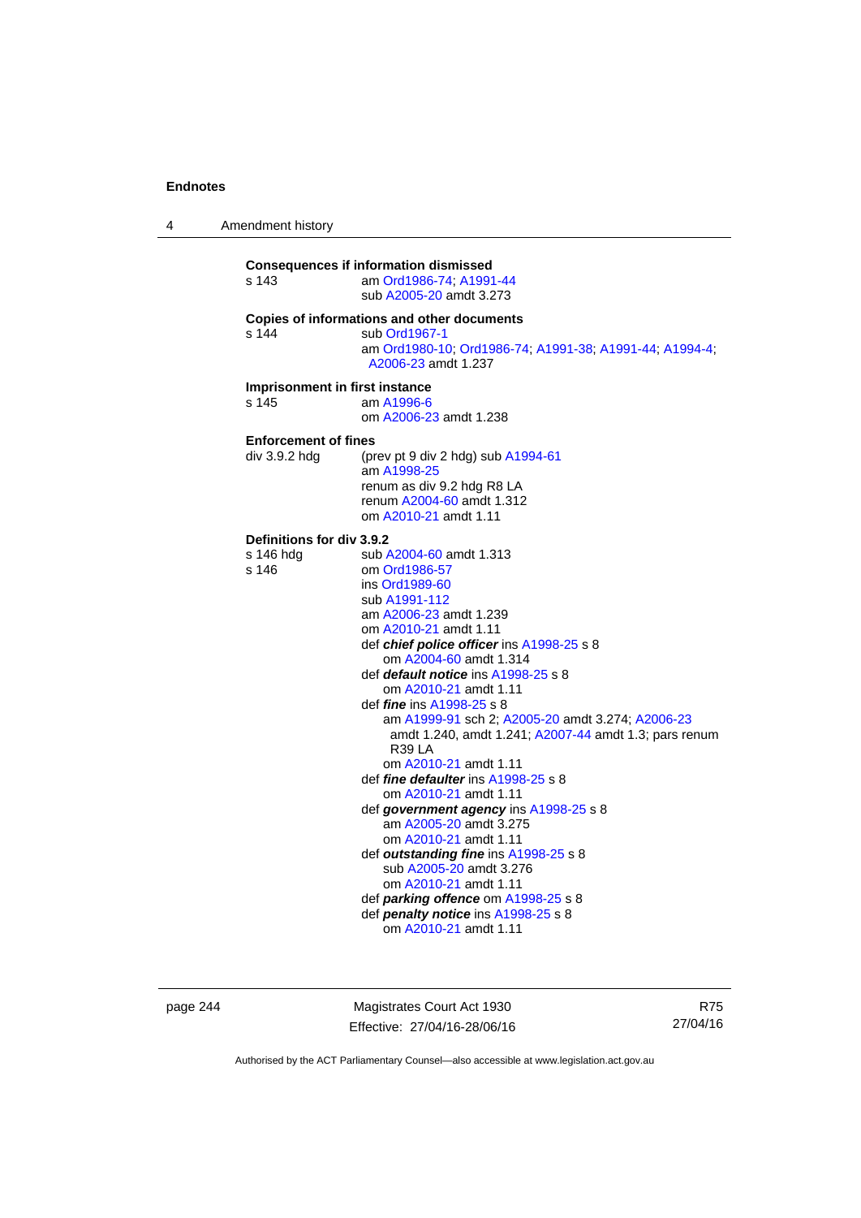**Consequences if information dismissed**

s 143 am Ord1986-74; A1991-44
sub A2005-20 amdt 3.273

**Copies of informations and other documents**

s 144 sub Ord1967-1
am Ord1980-10; Ord1986-74; A1991-38; A1991-44; A1994-4; A2006-23 amdt 1.237

**Imprisonment in first instance**

s 145 am A1996-6
om A2006-23 amdt 1.238

**Enforcement of fines**

div 3.9.2 hdg (prev pt 9 div 2 hdg) sub A1994-61
am A1998-25
renum as div 9.2 hdg R8 LA
renum A2004-60 amdt 1.312
om A2010-21 amdt 1.11

**Definitions for div 3.9.2**

s 146 hdg sub A2004-60 amdt 1.313

s 146 om Ord1986-57
ins Ord1989-60
sub A1991-112
am A2006-23 amdt 1.239
om A2010-21 amdt 1.11
def ***chief police officer*** ins A1998-25 s 8
om A2004-60 amdt 1.314
def ***default notice*** ins A1998-25 s 8
om A2010-21 amdt 1.11
def ***fine*** ins A1998-25 s 8
am A1999-91 sch 2; A2005-20 amdt 3.274; A2006-23 amdt 1.240, amdt 1.241; A2007-44 amdt 1.3; pars renum R39 LA
om A2010-21 amdt 1.11
def ***fine defaulter*** ins A1998-25 s 8
om A2010-21 amdt 1.11
def ***government agency*** ins A1998-25 s 8
am A2005-20 amdt 3.275
om A2010-21 amdt 1.11
def ***outstanding fine*** ins A1998-25 s 8
sub A2005-20 amdt 3.276
om A2010-21 amdt 1.11
def ***parking offence*** om A1998-25 s 8
def ***penalty notice*** ins A1998-25 s 8
om A2010-21 amdt 1.11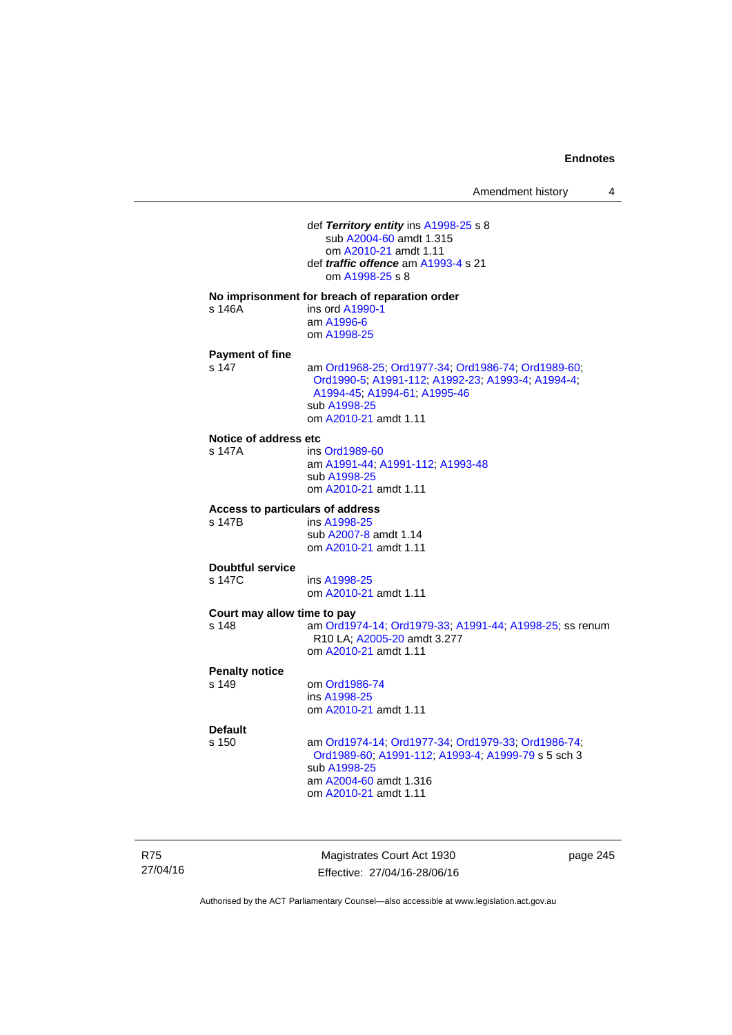def ***Territory entity*** ins A1998-25 s 8
    sub A2004-60 amdt 1.315
    om A2010-21 amdt 1.11
def ***traffic offence*** am A1993-4 s 21
    om A1998-25 s 8

**No imprisonment for breach of reparation order**
s 146A    ins ord A1990-1
    am A1996-6
    om A1998-25

**Payment of fine**
s 147    am Ord1968-25; Ord1977-34; Ord1986-74; Ord1989-60; Ord1990-5; A1991-112; A1992-23; A1993-4; A1994-4; A1994-45; A1994-61; A1995-46
    sub A1998-25
    om A2010-21 amdt 1.11

**Notice of address etc**
s 147A    ins Ord1989-60
    am A1991-44; A1991-112; A1993-48
    sub A1998-25
    om A2010-21 amdt 1.11

**Access to particulars of address**
s 147B    ins A1998-25
    sub A2007-8 amdt 1.14
    om A2010-21 amdt 1.11

**Doubtful service**
s 147C    ins A1998-25
    om A2010-21 amdt 1.11

**Court may allow time to pay**
s 148    am Ord1974-14; Ord1979-33; A1991-44; A1998-25; ss renum R10 LA; A2005-20 amdt 3.277
    om A2010-21 amdt 1.11

**Penalty notice**
s 149    om Ord1986-74
    ins A1998-25
    om A2010-21 amdt 1.11

**Default**
s 150    am Ord1974-14; Ord1977-34; Ord1979-33; Ord1986-74; Ord1989-60; A1991-112; A1993-4; A1999-79 s 5 sch 3
    sub A1998-25
    am A2004-60 amdt 1.316
    om A2010-21 amdt 1.11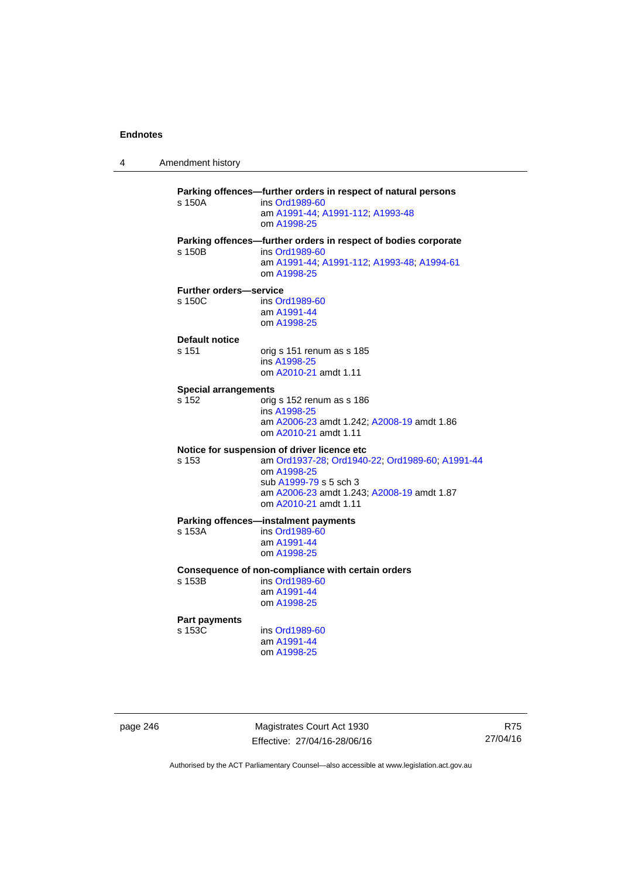**Parking offences—further orders in respect of natural persons**

s 150A ins Ord1989-60
am A1991-44; A1991-112; A1993-48
om A1998-25

**Parking offences—further orders in respect of bodies corporate**

s 150B ins Ord1989-60
am A1991-44; A1991-112; A1993-48; A1994-61
om A1998-25

**Further orders—service**

s 150C ins Ord1989-60
am A1991-44
om A1998-25

**Default notice**

s 151 orig s 151 renum as s 185
ins A1998-25
om A2010-21 amdt 1.11

**Special arrangements**

s 152 orig s 152 renum as s 186
ins A1998-25
am A2006-23 amdt 1.242; A2008-19 amdt 1.86
om A2010-21 amdt 1.11

**Notice for suspension of driver licence etc**

s 153 am Ord1937-28; Ord1940-22; Ord1989-60; A1991-44
om A1998-25
sub A1999-79 s 5 sch 3
am A2006-23 amdt 1.243; A2008-19 amdt 1.87
om A2010-21 amdt 1.11

**Parking offences—instalment payments**

s 153A ins Ord1989-60
am A1991-44
om A1998-25

**Consequence of non-compliance with certain orders**

s 153B ins Ord1989-60
am A1991-44
om A1998-25

**Part payments**

s 153C ins Ord1989-60
am A1991-44
om A1998-25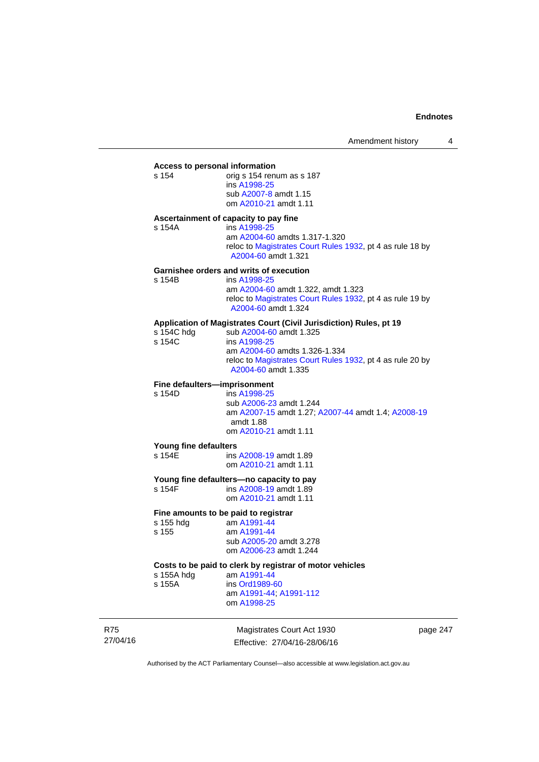**Access to personal information**

s 154 orig s 154 renum as s 187
ins A1998-25
sub A2007-8 amdt 1.15
om A2010-21 amdt 1.11

**Ascertainment of capacity to pay fine**

s 154A ins A1998-25
am A2004-60 amdts 1.317-1.320
reloc to Magistrates Court Rules 1932, pt 4 as rule 18 by A2004-60 amdt 1.321

**Garnishee orders and writs of execution**

s 154B ins A1998-25
am A2004-60 amdt 1.322, amdt 1.323
reloc to Magistrates Court Rules 1932, pt 4 as rule 19 by A2004-60 amdt 1.324

**Application of Magistrates Court (Civil Jurisdiction) Rules, pt 19**

s 154C hdg sub A2004-60 amdt 1.325
s 154C ins A1998-25
am A2004-60 amdts 1.326-1.334
reloc to Magistrates Court Rules 1932, pt 4 as rule 20 by A2004-60 amdt 1.335

**Fine defaulters—imprisonment**

s 154D ins A1998-25
sub A2006-23 amdt 1.244
am A2007-15 amdt 1.27; A2007-44 amdt 1.4; A2008-19 amdt 1.88
om A2010-21 amdt 1.11

**Young fine defaulters**

s 154E ins A2008-19 amdt 1.89
om A2010-21 amdt 1.11

**Young fine defaulters—no capacity to pay**

s 154F ins A2008-19 amdt 1.89
om A2010-21 amdt 1.11

**Fine amounts to be paid to registrar**

s 155 hdg am A1991-44
s 155 am A1991-44
sub A2005-20 amdt 3.278
om A2006-23 amdt 1.244

**Costs to be paid to clerk by registrar of motor vehicles**

s 155A hdg am A1991-44
s 155A ins Ord1989-60
am A1991-44; A1991-112
om A1998-25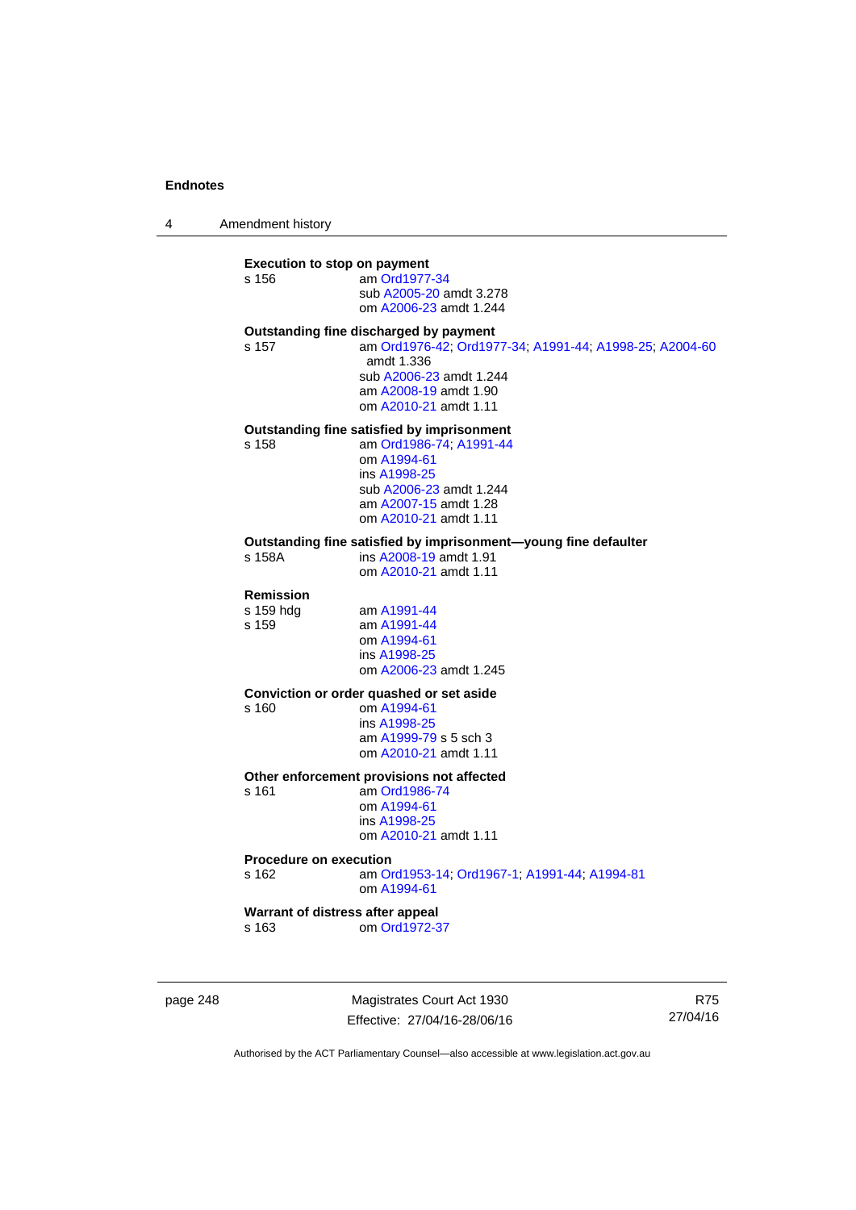**Execution to stop on payment**

s 156 — am Ord1977-34
sub A2005-20 amdt 3.278
om A2006-23 amdt 1.244

**Outstanding fine discharged by payment**

s 157 — am Ord1976-42; Ord1977-34; A1991-44; A1998-25; A2004-60 amdt 1.336
sub A2006-23 amdt 1.244
am A2008-19 amdt 1.90
om A2010-21 amdt 1.11

**Outstanding fine satisfied by imprisonment**

s 158 — am Ord1986-74; A1991-44
om A1994-61
ins A1998-25
sub A2006-23 amdt 1.244
am A2007-15 amdt 1.28
om A2010-21 amdt 1.11

**Outstanding fine satisfied by imprisonment—young fine defaulter**

s 158A — ins A2008-19 amdt 1.91
om A2010-21 amdt 1.11

**Remission**

s 159 hdg — am A1991-44

s 159 — am A1991-44
om A1994-61
ins A1998-25
om A2006-23 amdt 1.245

**Conviction or order quashed or set aside**

s 160 — om A1994-61
ins A1998-25
am A1999-79 s 5 sch 3
om A2010-21 amdt 1.11

**Other enforcement provisions not affected**

s 161 — am Ord1986-74
om A1994-61
ins A1998-25
om A2010-21 amdt 1.11

**Procedure on execution**

s 162 — am Ord1953-14; Ord1967-1; A1991-44; A1994-81
om A1994-61

**Warrant of distress after appeal**

s 163 — om Ord1972-37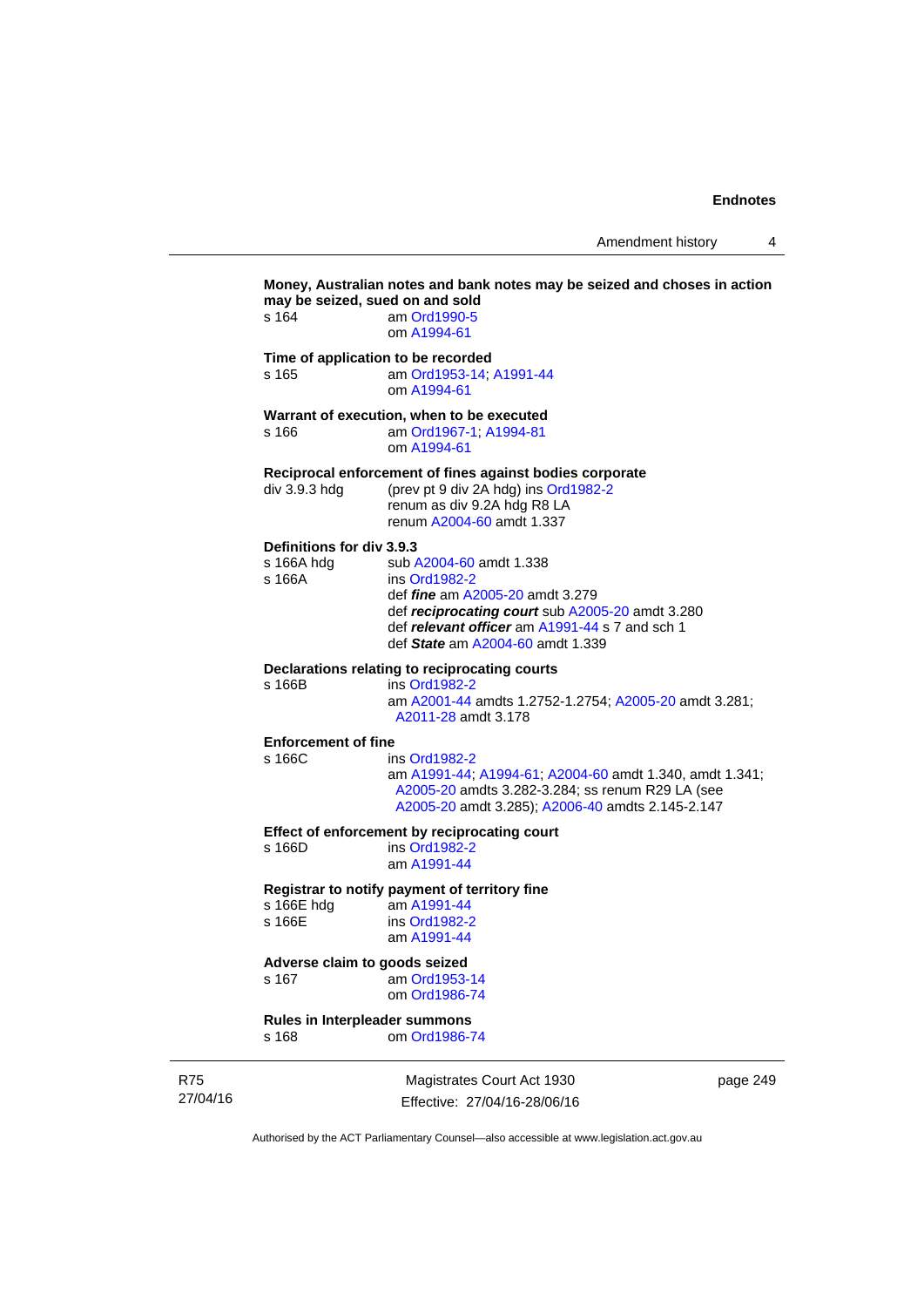**Money, Australian notes and bank notes may be seized and choses in action may be seized, sued on and sold**

s 164 am Ord1990-5
om A1994-61

**Time of application to be recorded**

s 165 am Ord1953-14; A1991-44
om A1994-61

**Warrant of execution, when to be executed**

s 166 am Ord1967-1; A1994-81
om A1994-61

**Reciprocal enforcement of fines against bodies corporate**

div 3.9.3 hdg (prev pt 9 div 2A hdg) ins Ord1982-2
renum as div 9.2A hdg R8 LA
renum A2004-60 amdt 1.337

**Definitions for div 3.9.3**

s 166A hdg sub A2004-60 amdt 1.338
s 166A ins Ord1982-2
def ***fine*** am A2005-20 amdt 3.279
def ***reciprocating court*** sub A2005-20 amdt 3.280
def ***relevant officer*** am A1991-44 s 7 and sch 1
def ***State*** am A2004-60 amdt 1.339

**Declarations relating to reciprocating courts**

s 166B ins Ord1982-2
am A2001-44 amdts 1.2752-1.2754; A2005-20 amdt 3.281; A2011-28 amdt 3.178

**Enforcement of fine**

s 166C ins Ord1982-2
am A1991-44; A1994-61; A2004-60 amdt 1.340, amdt 1.341; A2005-20 amdts 3.282-3.284; ss renum R29 LA (see A2005-20 amdt 3.285); A2006-40 amdts 2.145-2.147

**Effect of enforcement by reciprocating court**

s 166D ins Ord1982-2
am A1991-44

**Registrar to notify payment of territory fine**

s 166E hdg am A1991-44
s 166E ins Ord1982-2
am A1991-44

**Adverse claim to goods seized**

s 167 am Ord1953-14
om Ord1986-74

**Rules in Interpleader summons**

s 168 om Ord1986-74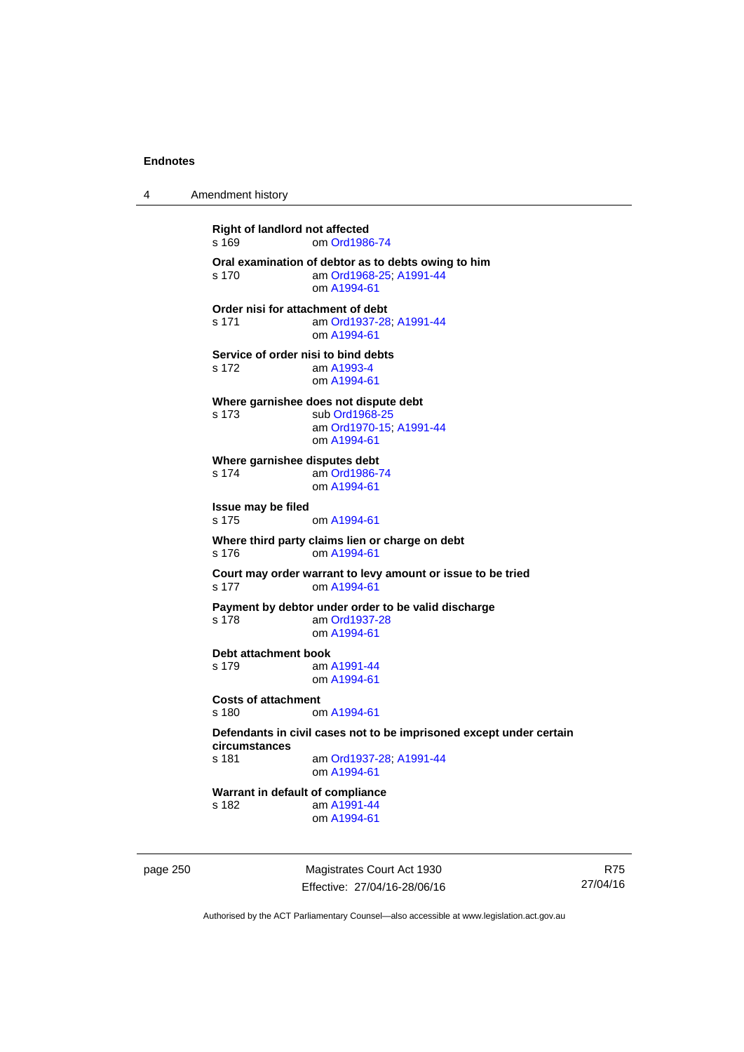**Right of landlord not affected**
s 169 om Ord1986-74

**Oral examination of debtor as to debts owing to him**
s 170 am Ord1968-25; A1991-44
om A1994-61

**Order nisi for attachment of debt**
s 171 am Ord1937-28; A1991-44
om A1994-61

**Service of order nisi to bind debts**
s 172 am A1993-4
om A1994-61

**Where garnishee does not dispute debt**
s 173 sub Ord1968-25
am Ord1970-15; A1991-44
om A1994-61

**Where garnishee disputes debt**
s 174 am Ord1986-74
om A1994-61

**Issue may be filed**
s 175 om A1994-61

**Where third party claims lien or charge on debt**
s 176 om A1994-61

**Court may order warrant to levy amount or issue to be tried**
s 177 om A1994-61

**Payment by debtor under order to be valid discharge**
s 178 am Ord1937-28
om A1994-61

**Debt attachment book**
s 179 am A1991-44
om A1994-61

**Costs of attachment**
s 180 om A1994-61

**Defendants in civil cases not to be imprisoned except under certain circumstances**
s 181 am Ord1937-28; A1991-44
om A1994-61

**Warrant in default of compliance**
s 182 am A1991-44
om A1994-61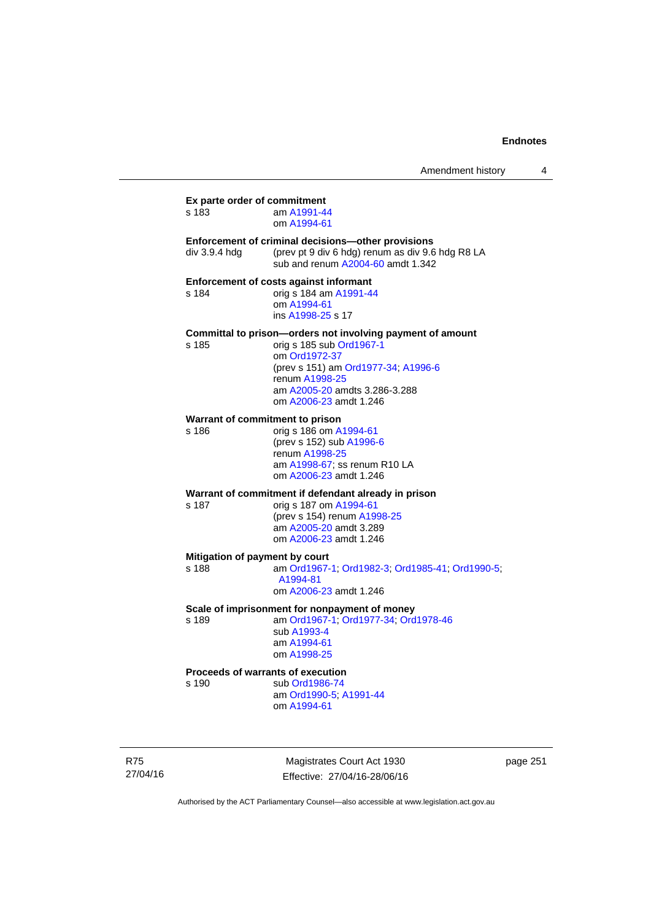**Ex parte order of commitment**

s 183 am A1991-44
om A1994-61

**Enforcement of criminal decisions—other provisions**

div 3.9.4 hdg (prev pt 9 div 6 hdg) renum as div 9.6 hdg R8 LA
sub and renum A2004-60 amdt 1.342

**Enforcement of costs against informant**

s 184 orig s 184 am A1991-44
om A1994-61
ins A1998-25 s 17

**Committal to prison—orders not involving payment of amount**

s 185 orig s 185 sub Ord1967-1
om Ord1972-37
(prev s 151) am Ord1977-34; A1996-6
renum A1998-25
am A2005-20 amdts 3.286-3.288
om A2006-23 amdt 1.246

**Warrant of commitment to prison**

s 186 orig s 186 om A1994-61
(prev s 152) sub A1996-6
renum A1998-25
am A1998-67; ss renum R10 LA
om A2006-23 amdt 1.246

**Warrant of commitment if defendant already in prison**

s 187 orig s 187 om A1994-61
(prev s 154) renum A1998-25
am A2005-20 amdt 3.289
om A2006-23 amdt 1.246

**Mitigation of payment by court**

s 188 am Ord1967-1; Ord1982-3; Ord1985-41; Ord1990-5; A1994-81
om A2006-23 amdt 1.246

**Scale of imprisonment for nonpayment of money**

s 189 am Ord1967-1; Ord1977-34; Ord1978-46
sub A1993-4
am A1994-61
om A1998-25

**Proceeds of warrants of execution**

s 190 sub Ord1986-74
am Ord1990-5; A1991-44
om A1994-61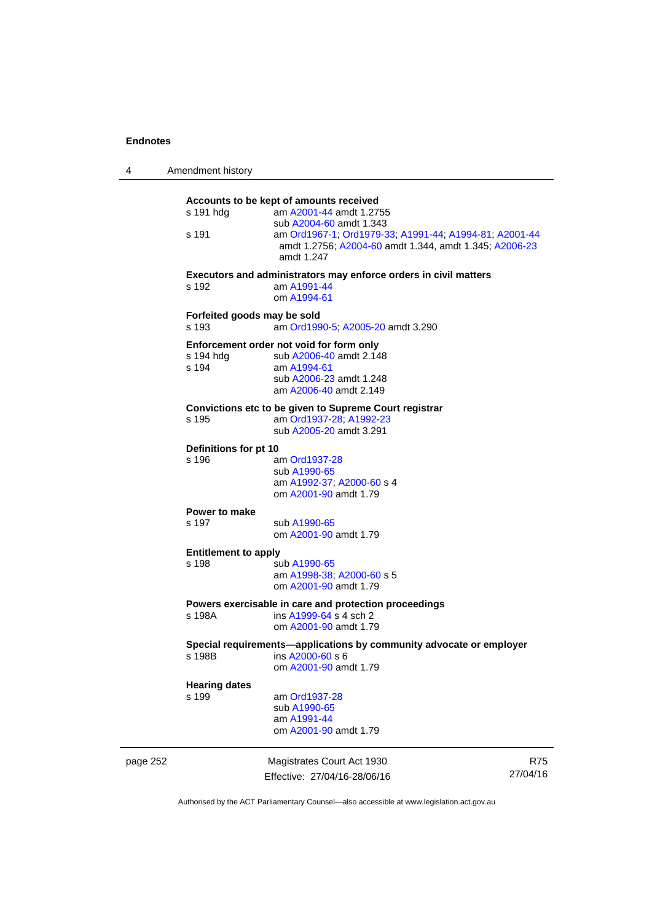**Accounts to be kept of amounts received**

s 191 hdg — am A2001-44 amdt 1.2755
sub A2004-60 amdt 1.343

s 191 — am Ord1967-1; Ord1979-33; A1991-44; A1994-81; A2001-44 amdt 1.2756; A2004-60 amdt 1.344, amdt 1.345; A2006-23 amdt 1.247

**Executors and administrators may enforce orders in civil matters**

s 192 — am A1991-44
om A1994-61

**Forfeited goods may be sold**

s 193 — am Ord1990-5; A2005-20 amdt 3.290

**Enforcement order not void for form only**

s 194 hdg — sub A2006-40 amdt 2.148

s 194 — am A1994-61
sub A2006-23 amdt 1.248
am A2006-40 amdt 2.149

**Convictions etc to be given to Supreme Court registrar**

s 195 — am Ord1937-28; A1992-23
sub A2005-20 amdt 3.291

**Definitions for pt 10**

s 196 — am Ord1937-28
sub A1990-65
am A1992-37; A2000-60 s 4
om A2001-90 amdt 1.79

**Power to make**

s 197 — sub A1990-65
om A2001-90 amdt 1.79

**Entitlement to apply**

s 198 — sub A1990-65
am A1998-38; A2000-60 s 5
om A2001-90 amdt 1.79

**Powers exercisable in care and protection proceedings**

s 198A — ins A1999-64 s 4 sch 2
om A2001-90 amdt 1.79

**Special requirements—applications by community advocate or employer**

s 198B — ins A2000-60 s 6
om A2001-90 amdt 1.79

**Hearing dates**

s 199 — am Ord1937-28
sub A1990-65
am A1991-44
om A2001-90 amdt 1.79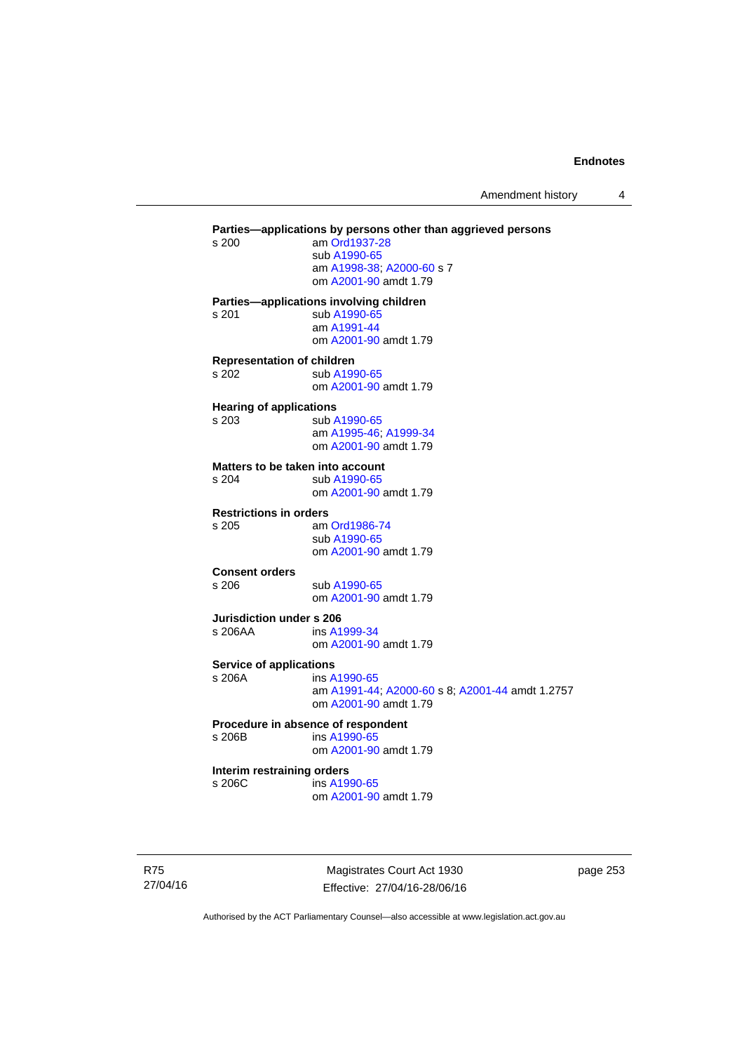**Parties—applications by persons other than aggrieved persons**

s 200 am Ord1937-28
sub A1990-65
am A1998-38; A2000-60 s 7
om A2001-90 amdt 1.79

**Parties—applications involving children**

s 201 sub A1990-65
am A1991-44
om A2001-90 amdt 1.79

**Representation of children**

s 202 sub A1990-65
om A2001-90 amdt 1.79

**Hearing of applications**

s 203 sub A1990-65
am A1995-46; A1999-34
om A2001-90 amdt 1.79

**Matters to be taken into account**

s 204 sub A1990-65
om A2001-90 amdt 1.79

**Restrictions in orders**

s 205 am Ord1986-74
sub A1990-65
om A2001-90 amdt 1.79

**Consent orders**

s 206 sub A1990-65
om A2001-90 amdt 1.79

**Jurisdiction under s 206**

s 206AA ins A1999-34
om A2001-90 amdt 1.79

**Service of applications**

s 206A ins A1990-65
am A1991-44; A2000-60 s 8; A2001-44 amdt 1.2757
om A2001-90 amdt 1.79

**Procedure in absence of respondent**

s 206B ins A1990-65
om A2001-90 amdt 1.79

**Interim restraining orders**

s 206C ins A1990-65
om A2001-90 amdt 1.79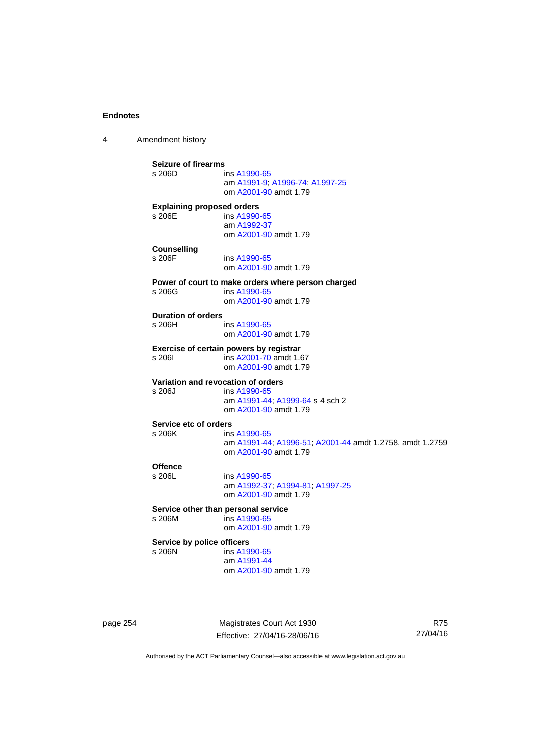**Seizure of firearms**
s 206D ins A1990-65
am A1991-9; A1996-74; A1997-25
om A2001-90 amdt 1.79

**Explaining proposed orders**
s 206E ins A1990-65
am A1992-37
om A2001-90 amdt 1.79

**Counselling**
s 206F ins A1990-65
om A2001-90 amdt 1.79

**Power of court to make orders where person charged**
s 206G ins A1990-65
om A2001-90 amdt 1.79

**Duration of orders**
s 206H ins A1990-65
om A2001-90 amdt 1.79

**Exercise of certain powers by registrar**
s 206I ins A2001-70 amdt 1.67
om A2001-90 amdt 1.79

**Variation and revocation of orders**
s 206J ins A1990-65
am A1991-44; A1999-64 s 4 sch 2
om A2001-90 amdt 1.79

**Service etc of orders**
s 206K ins A1990-65
am A1991-44; A1996-51; A2001-44 amdt 1.2758, amdt 1.2759
om A2001-90 amdt 1.79

**Offence**
s 206L ins A1990-65
am A1992-37; A1994-81; A1997-25
om A2001-90 amdt 1.79

**Service other than personal service**
s 206M ins A1990-65
om A2001-90 amdt 1.79

**Service by police officers**
s 206N ins A1990-65
am A1991-44
om A2001-90 amdt 1.79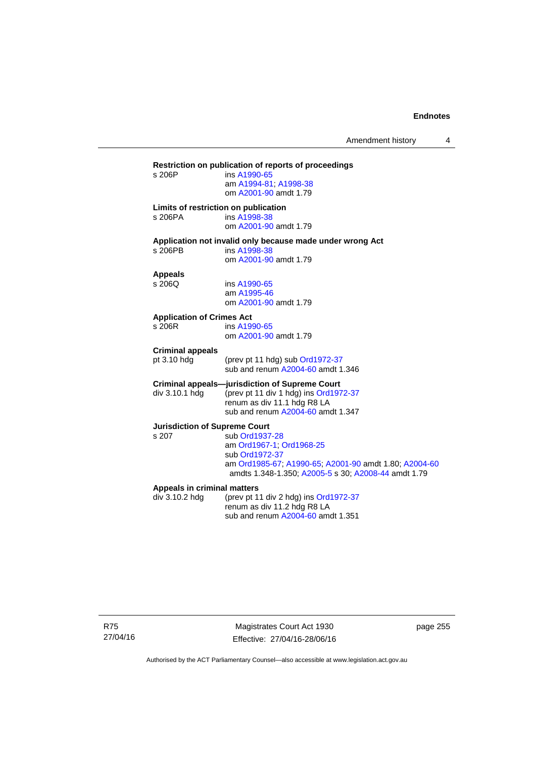**Restriction on publication of reports of proceedings**

s 206P — ins A1990-65
am A1994-81; A1998-38
om A2001-90 amdt 1.79

**Limits of restriction on publication**

s 206PA — ins A1998-38
om A2001-90 amdt 1.79

**Application not invalid only because made under wrong Act**

s 206PB — ins A1998-38
om A2001-90 amdt 1.79

**Appeals**

s 206Q — ins A1990-65
am A1995-46
om A2001-90 amdt 1.79

**Application of Crimes Act**

s 206R — ins A1990-65
om A2001-90 amdt 1.79

**Criminal appeals**

pt 3.10 hdg — (prev pt 11 hdg) sub Ord1972-37
sub and renum A2004-60 amdt 1.346

**Criminal appeals—jurisdiction of Supreme Court**

div 3.10.1 hdg — (prev pt 11 div 1 hdg) ins Ord1972-37
renum as div 11.1 hdg R8 LA
sub and renum A2004-60 amdt 1.347

**Jurisdiction of Supreme Court**

s 207 — sub Ord1937-28
am Ord1967-1; Ord1968-25
sub Ord1972-37
am Ord1985-67; A1990-65; A2001-90 amdt 1.80; A2004-60 amdts 1.348-1.350; A2005-5 s 30; A2008-44 amdt 1.79

**Appeals in criminal matters**

div 3.10.2 hdg — (prev pt 11 div 2 hdg) ins Ord1972-37
renum as div 11.2 hdg R8 LA
sub and renum A2004-60 amdt 1.351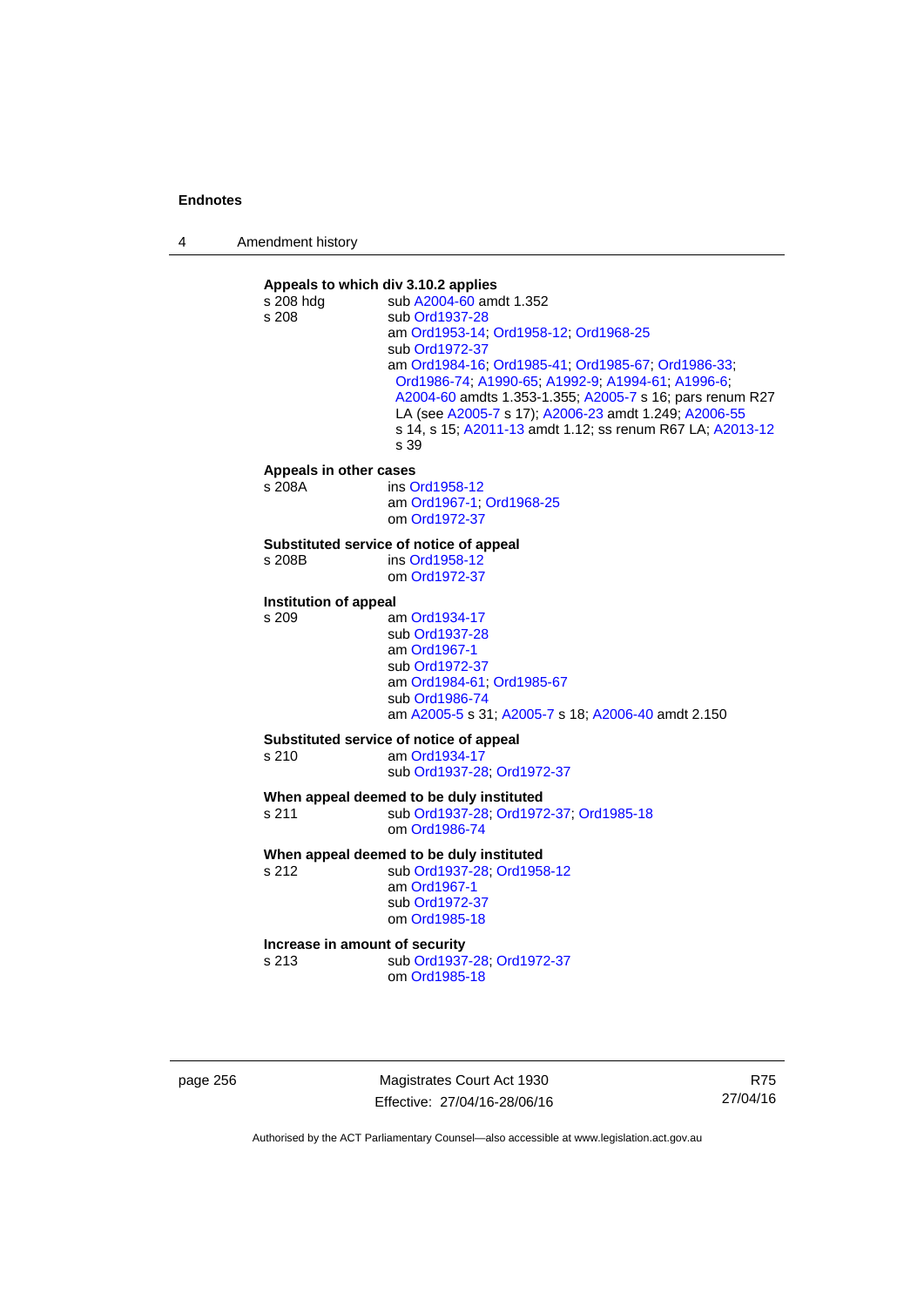**Appeals to which div 3.10.2 applies**

s 208 hdg sub A2004-60 amdt 1.352

s 208 sub Ord1937-28
am Ord1953-14; Ord1958-12; Ord1968-25
sub Ord1972-37
am Ord1984-16; Ord1985-41; Ord1985-67; Ord1986-33; Ord1986-74; A1990-65; A1992-9; A1994-61; A1996-6; A2004-60 amdts 1.353-1.355; A2005-7 s 16; pars renum R27 LA (see A2005-7 s 17); A2006-23 amdt 1.249; A2006-55 s 14, s 15; A2011-13 amdt 1.12; ss renum R67 LA; A2013-12 s 39

**Appeals in other cases**

s 208A ins Ord1958-12
am Ord1967-1; Ord1968-25
om Ord1972-37

**Substituted service of notice of appeal**

s 208B ins Ord1958-12
om Ord1972-37

**Institution of appeal**

s 209 am Ord1934-17
sub Ord1937-28
am Ord1967-1
sub Ord1972-37
am Ord1984-61; Ord1985-67
sub Ord1986-74
am A2005-5 s 31; A2005-7 s 18; A2006-40 amdt 2.150

**Substituted service of notice of appeal**

s 210 am Ord1934-17
sub Ord1937-28; Ord1972-37

**When appeal deemed to be duly instituted**

s 211 sub Ord1937-28; Ord1972-37; Ord1985-18
om Ord1986-74

**When appeal deemed to be duly instituted**

s 212 sub Ord1937-28; Ord1958-12
am Ord1967-1
sub Ord1972-37
om Ord1985-18

**Increase in amount of security**

s 213 sub Ord1937-28; Ord1972-37
om Ord1985-18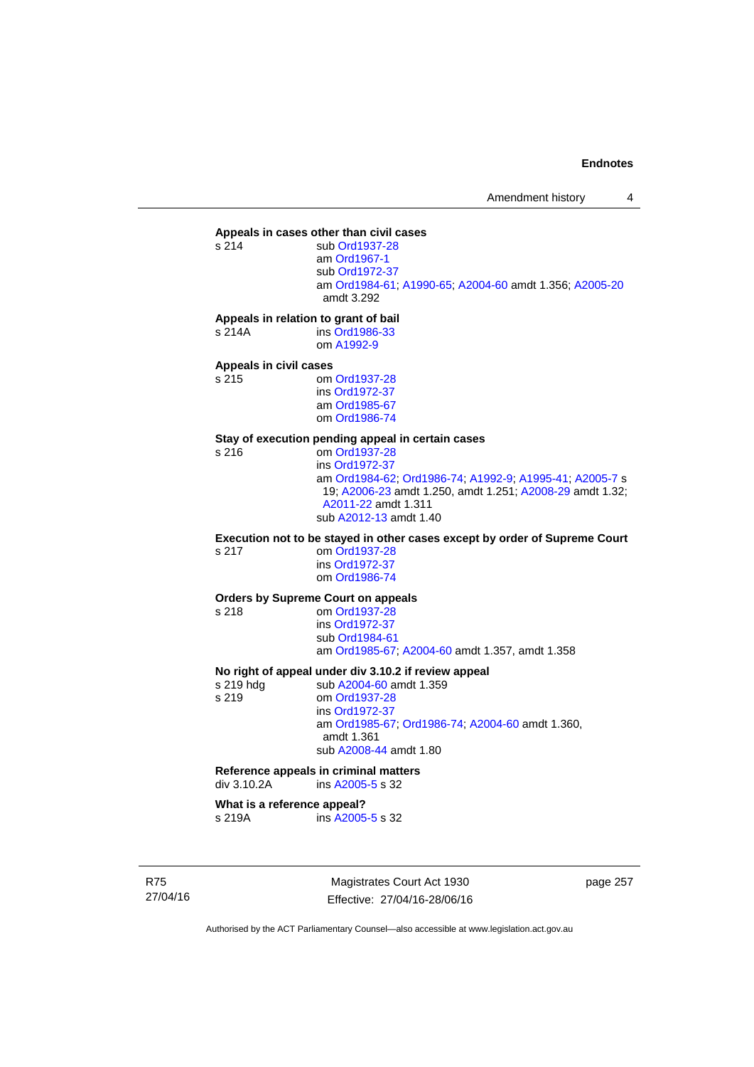**Appeals in cases other than civil cases**

s 214 sub Ord1937-28
am Ord1967-1
sub Ord1972-37
am Ord1984-61; A1990-65; A2004-60 amdt 1.356; A2005-20 amdt 3.292

**Appeals in relation to grant of bail**

s 214A ins Ord1986-33
om A1992-9

**Appeals in civil cases**

s 215 om Ord1937-28
ins Ord1972-37
am Ord1985-67
om Ord1986-74

**Stay of execution pending appeal in certain cases**

s 216 om Ord1937-28
ins Ord1972-37
am Ord1984-62; Ord1986-74; A1992-9; A1995-41; A2005-7 s 19; A2006-23 amdt 1.250, amdt 1.251; A2008-29 amdt 1.32; A2011-22 amdt 1.311
sub A2012-13 amdt 1.40

**Execution not to be stayed in other cases except by order of Supreme Court**

s 217 om Ord1937-28
ins Ord1972-37
om Ord1986-74

**Orders by Supreme Court on appeals**

s 218 om Ord1937-28
ins Ord1972-37
sub Ord1984-61
am Ord1985-67; A2004-60 amdt 1.357, amdt 1.358

**No right of appeal under div 3.10.2 if review appeal**

s 219 hdg sub A2004-60 amdt 1.359
s 219 om Ord1937-28
ins Ord1972-37
am Ord1985-67; Ord1986-74; A2004-60 amdt 1.360, amdt 1.361
sub A2008-44 amdt 1.80

**Reference appeals in criminal matters**

div 3.10.2A ins A2005-5 s 32

**What is a reference appeal?**

s 219A ins A2005-5 s 32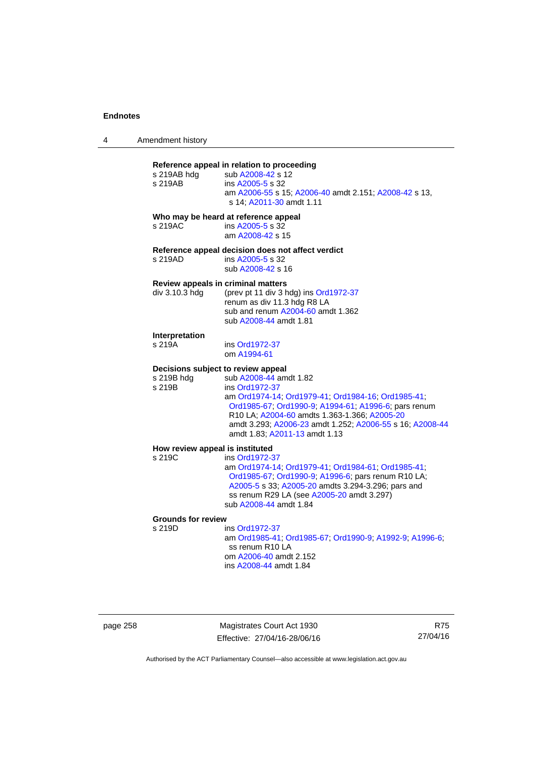**Reference appeal in relation to proceeding**

s 219AB hdg sub A2008-42 s 12

s 219AB ins A2005-5 s 32

am A2006-55 s 15; A2006-40 amdt 2.151; A2008-42 s 13, s 14; A2011-30 amdt 1.11

**Who may be heard at reference appeal**

s 219AC ins A2005-5 s 32

am A2008-42 s 15

**Reference appeal decision does not affect verdict**

s 219AD ins A2005-5 s 32

sub A2008-42 s 16

**Review appeals in criminal matters**

div 3.10.3 hdg (prev pt 11 div 3 hdg) ins Ord1972-37

renum as div 11.3 hdg R8 LA

sub and renum A2004-60 amdt 1.362

sub A2008-44 amdt 1.81

**Interpretation**

s 219A ins Ord1972-37

om A1994-61

**Decisions subject to review appeal**

s 219B hdg sub A2008-44 amdt 1.82

s 219B ins Ord1972-37

am Ord1974-14; Ord1979-41; Ord1984-16; Ord1985-41; Ord1985-67; Ord1990-9; A1994-61; A1996-6; pars renum R10 LA; A2004-60 amdts 1.363-1.366; A2005-20 amdt 3.293; A2006-23 amdt 1.252; A2006-55 s 16; A2008-44 amdt 1.83; A2011-13 amdt 1.13

**How review appeal is instituted**

s 219C ins Ord1972-37

am Ord1974-14; Ord1979-41; Ord1984-61; Ord1985-41; Ord1985-67; Ord1990-9; A1996-6; pars renum R10 LA; A2005-5 s 33; A2005-20 amdts 3.294-3.296; pars and ss renum R29 LA (see A2005-20 amdt 3.297)

sub A2008-44 amdt 1.84

**Grounds for review**

s 219D ins Ord1972-37

am Ord1985-41; Ord1985-67; Ord1990-9; A1992-9; A1996-6; ss renum R10 LA

om A2006-40 amdt 2.152

ins A2008-44 amdt 1.84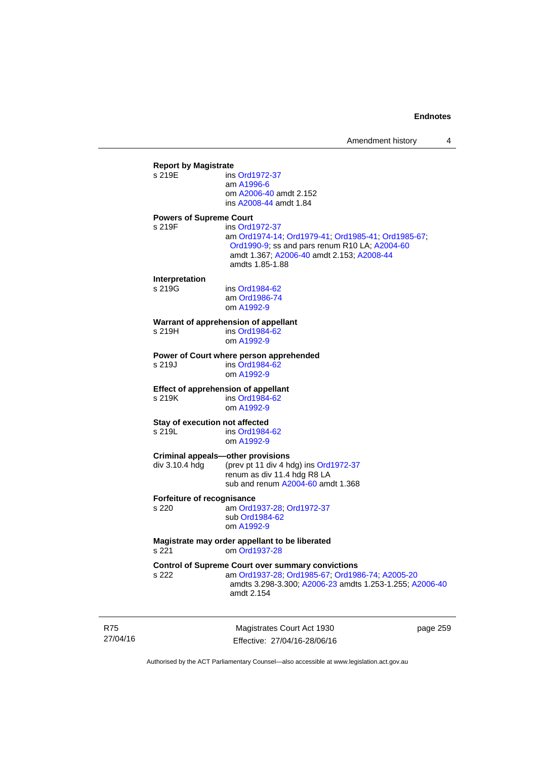**Report by Magistrate**

s 219E ins Ord1972-37
am A1996-6
om A2006-40 amdt 2.152
ins A2008-44 amdt 1.84

**Powers of Supreme Court**

s 219F ins Ord1972-37
am Ord1974-14; Ord1979-41; Ord1985-41; Ord1985-67; Ord1990-9; ss and pars renum R10 LA; A2004-60 amdt 1.367; A2006-40 amdt 2.153; A2008-44 amdts 1.85-1.88

**Interpretation**

s 219G ins Ord1984-62
am Ord1986-74
om A1992-9

**Warrant of apprehension of appellant**

s 219H ins Ord1984-62
om A1992-9

**Power of Court where person apprehended**

s 219J ins Ord1984-62
om A1992-9

**Effect of apprehension of appellant**

s 219K ins Ord1984-62
om A1992-9

**Stay of execution not affected**

s 219L ins Ord1984-62
om A1992-9

**Criminal appeals—other provisions**

div 3.10.4 hdg (prev pt 11 div 4 hdg) ins Ord1972-37
renum as div 11.4 hdg R8 LA
sub and renum A2004-60 amdt 1.368

**Forfeiture of recognisance**

s 220 am Ord1937-28; Ord1972-37
sub Ord1984-62
om A1992-9

**Magistrate may order appellant to be liberated**

s 221 om Ord1937-28

**Control of Supreme Court over summary convictions**

s 222 am Ord1937-28; Ord1985-67; Ord1986-74; A2005-20 amdts 3.298-3.300; A2006-23 amdts 1.253-1.255; A2006-40 amdt 2.154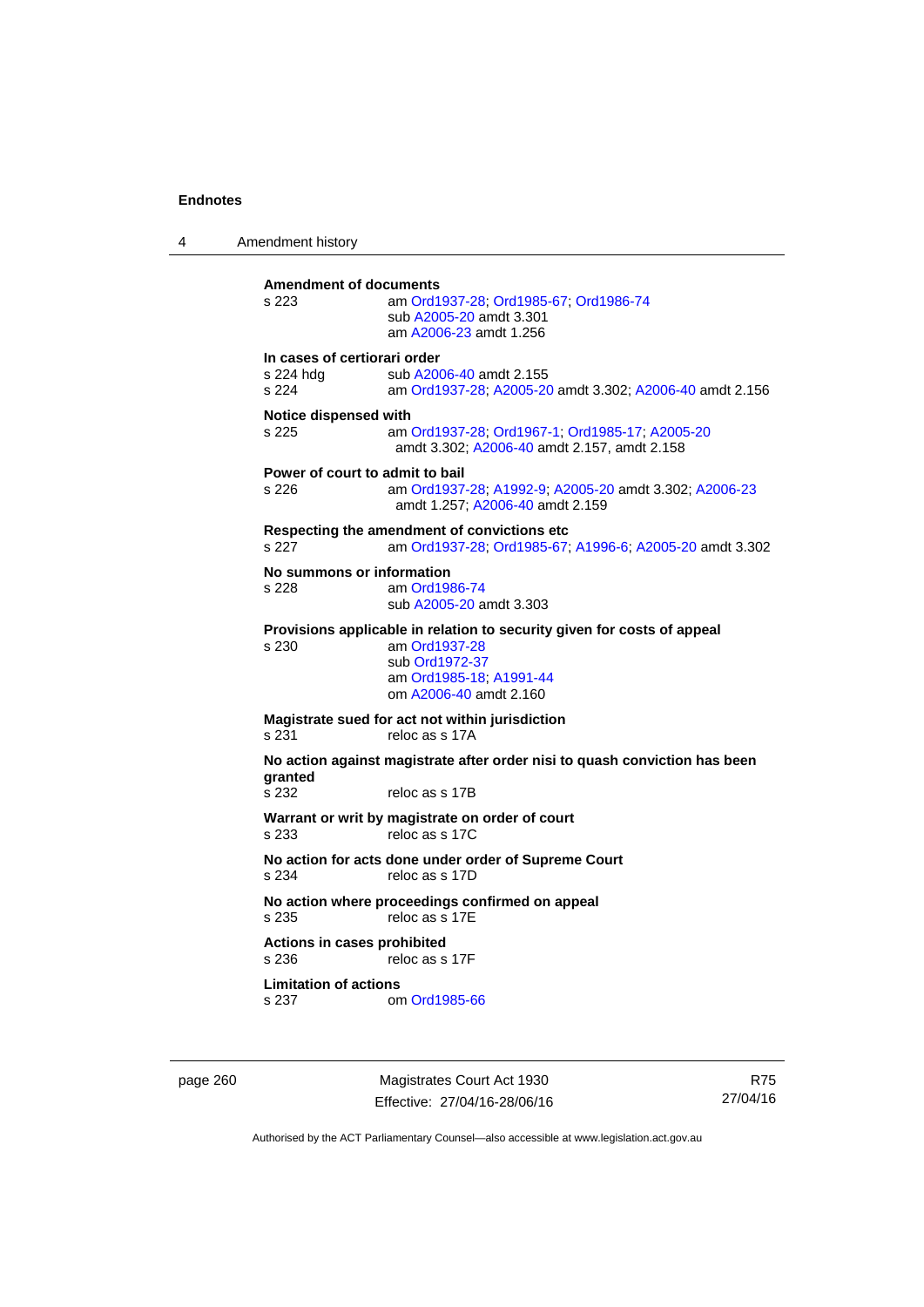**Amendment of documents**
s 223 am Ord1937-28; Ord1985-67; Ord1986-74
sub A2005-20 amdt 3.301
am A2006-23 amdt 1.256

**In cases of certiorari order**
s 224 hdg sub A2006-40 amdt 2.155
s 224 am Ord1937-28; A2005-20 amdt 3.302; A2006-40 amdt 2.156

**Notice dispensed with**
s 225 am Ord1937-28; Ord1967-1; Ord1985-17; A2005-20 amdt 3.302; A2006-40 amdt 2.157, amdt 2.158

**Power of court to admit to bail**
s 226 am Ord1937-28; A1992-9; A2005-20 amdt 3.302; A2006-23 amdt 1.257; A2006-40 amdt 2.159

**Respecting the amendment of convictions etc**
s 227 am Ord1937-28; Ord1985-67; A1996-6; A2005-20 amdt 3.302

**No summons or information**
s 228 am Ord1986-74
sub A2005-20 amdt 3.303

**Provisions applicable in relation to security given for costs of appeal**
s 230 am Ord1937-28
sub Ord1972-37
am Ord1985-18; A1991-44
om A2006-40 amdt 2.160

**Magistrate sued for act not within jurisdiction**
s 231 reloc as s 17A

**No action against magistrate after order nisi to quash conviction has been granted**
s 232 reloc as s 17B

**Warrant or writ by magistrate on order of court**
s 233 reloc as s 17C

**No action for acts done under order of Supreme Court**
s 234 reloc as s 17D

**No action where proceedings confirmed on appeal**
s 235 reloc as s 17E

**Actions in cases prohibited**
s 236 reloc as s 17F

**Limitation of actions**
s 237 om Ord1985-66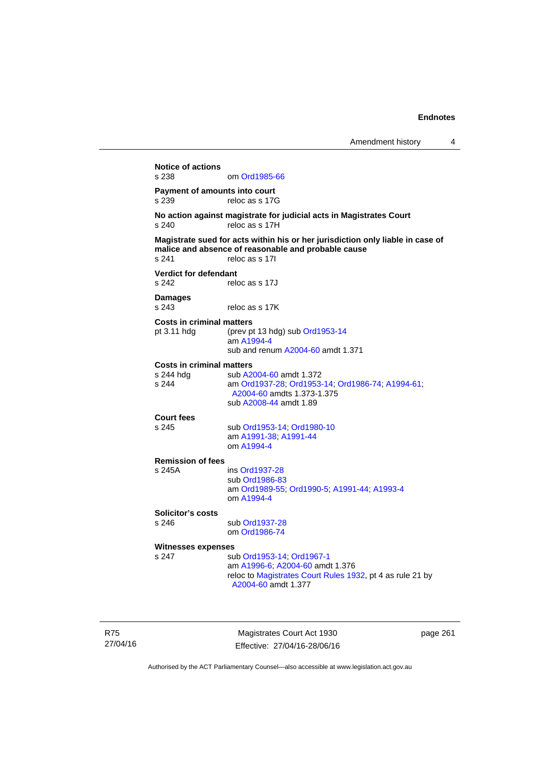**Notice of actions**
s 238 om Ord1985-66

**Payment of amounts into court**
s 239 reloc as s 17G

**No action against magistrate for judicial acts in Magistrates Court**
s 240 reloc as s 17H

**Magistrate sued for acts within his or her jurisdiction only liable in case of malice and absence of reasonable and probable cause**
s 241 reloc as s 17I

**Verdict for defendant**
s 242 reloc as s 17J

**Damages**
s 243 reloc as s 17K

**Costs in criminal matters**
pt 3.11 hdg (prev pt 13 hdg) sub Ord1953-14
am A1994-4
sub and renum A2004-60 amdt 1.371

**Costs in criminal matters**
s 244 hdg sub A2004-60 amdt 1.372
s 244 am Ord1937-28; Ord1953-14; Ord1986-74; A1994-61; A2004-60 amdts 1.373-1.375
sub A2008-44 amdt 1.89

**Court fees**
s 245 sub Ord1953-14; Ord1980-10
am A1991-38; A1991-44
om A1994-4

**Remission of fees**
s 245A ins Ord1937-28
sub Ord1986-83
am Ord1989-55; Ord1990-5; A1991-44; A1993-4
om A1994-4

**Solicitor's costs**
s 246 sub Ord1937-28
om Ord1986-74

**Witnesses expenses**
s 247 sub Ord1953-14; Ord1967-1
am A1996-6; A2004-60 amdt 1.376
reloc to Magistrates Court Rules 1932, pt 4 as rule 21 by A2004-60 amdt 1.377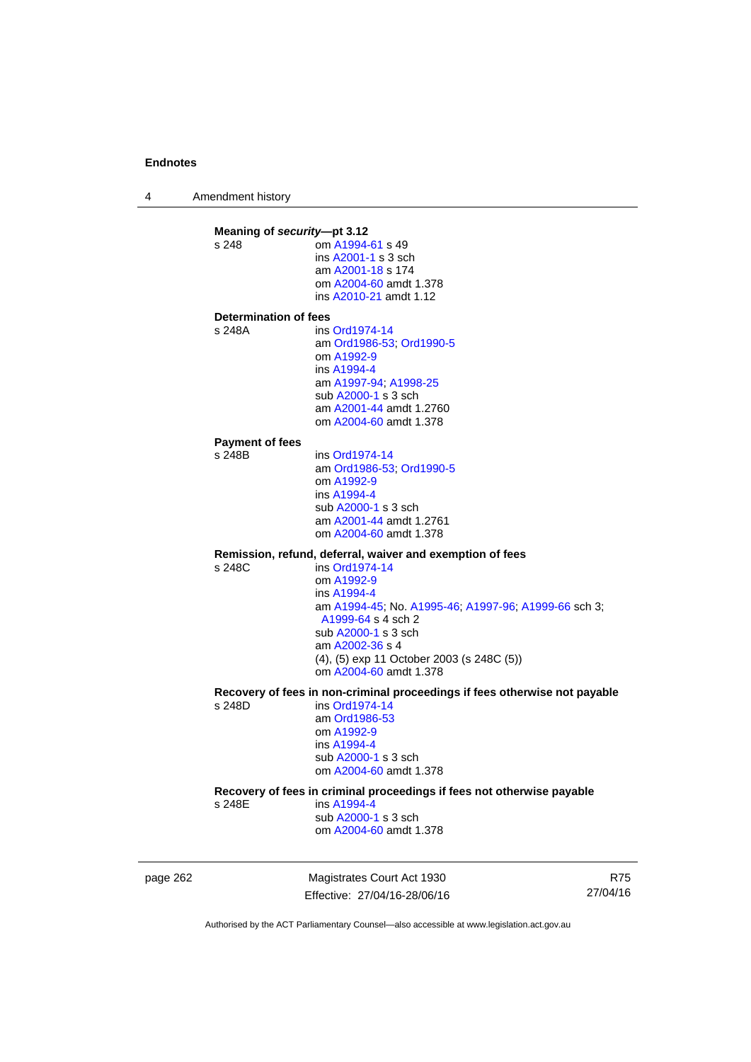**Meaning of *security*—pt 3.12**

s 248 om A1994-61 s 49
ins A2001-1 s 3 sch
am A2001-18 s 174
om A2004-60 amdt 1.378
ins A2010-21 amdt 1.12

**Determination of fees**

s 248A ins Ord1974-14
am Ord1986-53; Ord1990-5
om A1992-9
ins A1994-4
am A1997-94; A1998-25
sub A2000-1 s 3 sch
am A2001-44 amdt 1.2760
om A2004-60 amdt 1.378

**Payment of fees**

s 248B ins Ord1974-14
am Ord1986-53; Ord1990-5
om A1992-9
ins A1994-4
sub A2000-1 s 3 sch
am A2001-44 amdt 1.2761
om A2004-60 amdt 1.378

**Remission, refund, deferral, waiver and exemption of fees**

s 248C ins Ord1974-14
om A1992-9
ins A1994-4
am A1994-45; No. A1995-46; A1997-96; A1999-66 sch 3; A1999-64 s 4 sch 2
sub A2000-1 s 3 sch
am A2002-36 s 4
(4), (5) exp 11 October 2003 (s 248C (5))
om A2004-60 amdt 1.378

**Recovery of fees in non-criminal proceedings if fees otherwise not payable**

s 248D ins Ord1974-14
am Ord1986-53
om A1992-9
ins A1994-4
sub A2000-1 s 3 sch
om A2004-60 amdt 1.378

**Recovery of fees in criminal proceedings if fees not otherwise payable**

s 248E ins A1994-4
sub A2000-1 s 3 sch
om A2004-60 amdt 1.378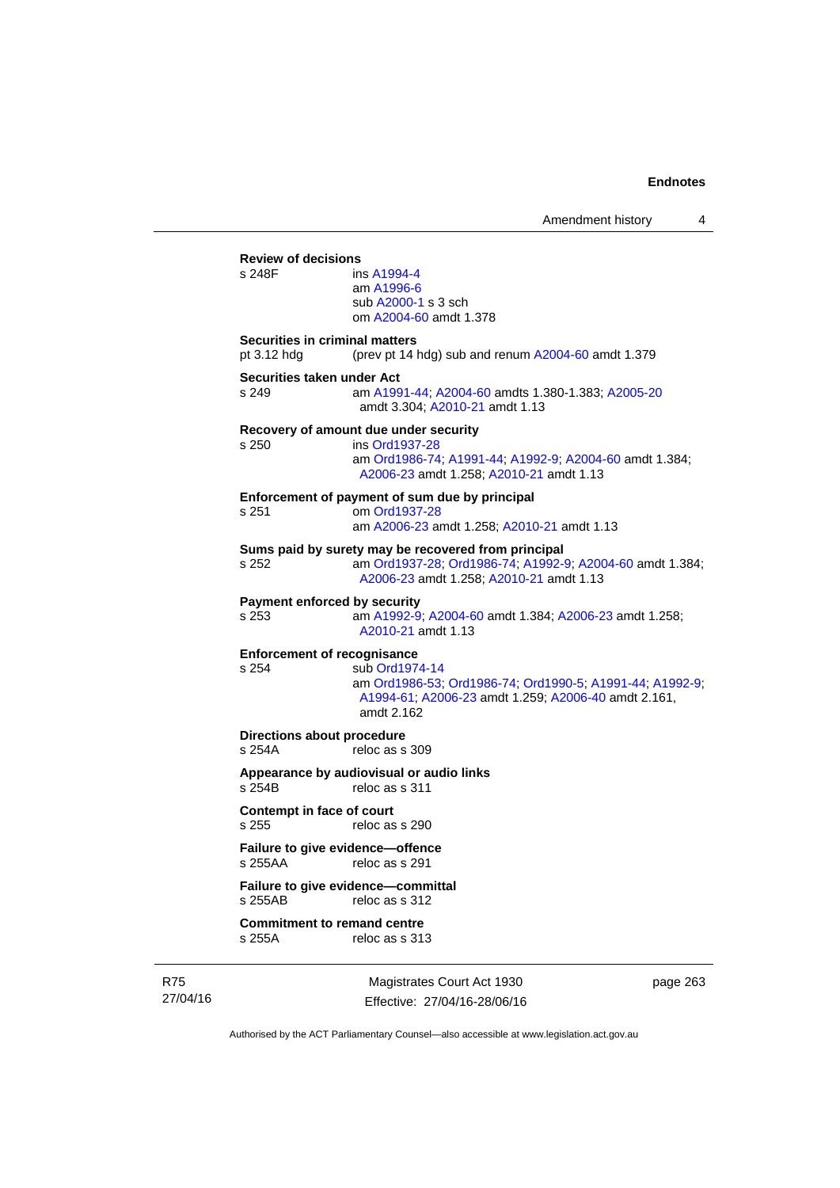**Review of decisions**

s 248F ins A1994-4
am A1996-6
sub A2000-1 s 3 sch
om A2004-60 amdt 1.378

**Securities in criminal matters**

pt 3.12 hdg (prev pt 14 hdg) sub and renum A2004-60 amdt 1.379

**Securities taken under Act**

s 249 am A1991-44; A2004-60 amdts 1.380-1.383; A2005-20 amdt 3.304; A2010-21 amdt 1.13

**Recovery of amount due under security**

s 250 ins Ord1937-28
am Ord1986-74; A1991-44; A1992-9; A2004-60 amdt 1.384; A2006-23 amdt 1.258; A2010-21 amdt 1.13

**Enforcement of payment of sum due by principal**

s 251 om Ord1937-28
am A2006-23 amdt 1.258; A2010-21 amdt 1.13

**Sums paid by surety may be recovered from principal**

s 252 am Ord1937-28; Ord1986-74; A1992-9; A2004-60 amdt 1.384; A2006-23 amdt 1.258; A2010-21 amdt 1.13

**Payment enforced by security**

s 253 am A1992-9; A2004-60 amdt 1.384; A2006-23 amdt 1.258; A2010-21 amdt 1.13

**Enforcement of recognisance**

s 254 sub Ord1974-14
am Ord1986-53; Ord1986-74; Ord1990-5; A1991-44; A1992-9; A1994-61; A2006-23 amdt 1.259; A2006-40 amdt 2.161, amdt 2.162

**Directions about procedure**

s 254A reloc as s 309

**Appearance by audiovisual or audio links**

s 254B reloc as s 311

**Contempt in face of court**

s 255 reloc as s 290

**Failure to give evidence—offence**

s 255AA reloc as s 291

**Failure to give evidence—committal**

s 255AB reloc as s 312

**Commitment to remand centre**

s 255A reloc as s 313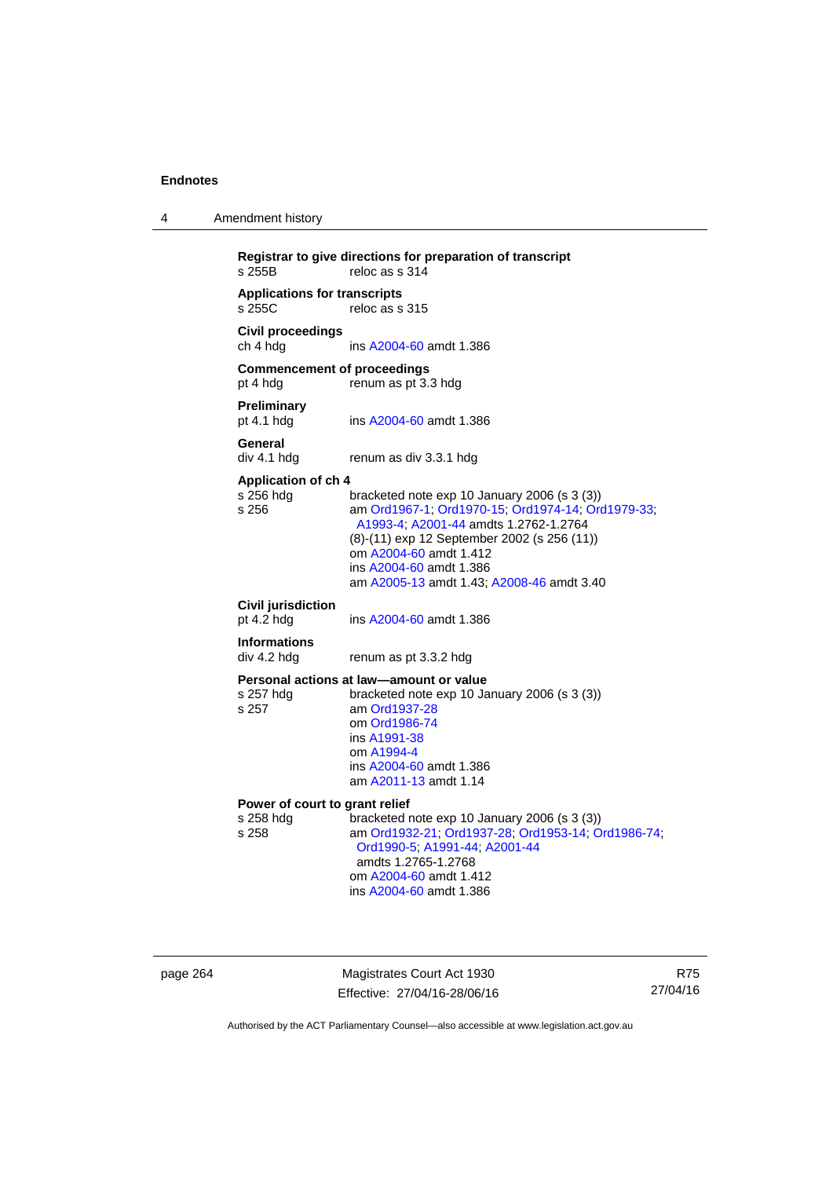**Registrar to give directions for preparation of transcript**
s 255B reloc as s 314

**Applications for transcripts**
s 255C reloc as s 315

**Civil proceedings**
ch 4 hdg ins A2004-60 amdt 1.386

**Commencement of proceedings**
pt 4 hdg renum as pt 3.3 hdg

**Preliminary**
pt 4.1 hdg ins A2004-60 amdt 1.386

**General**
div 4.1 hdg renum as div 3.3.1 hdg

**Application of ch 4**
s 256 hdg bracketed note exp 10 January 2006 (s 3 (3))
s 256 am Ord1967-1; Ord1970-15; Ord1974-14; Ord1979-33; A1993-4; A2001-44 amdts 1.2762-1.2764
(8)-(11) exp 12 September 2002 (s 256 (11))
om A2004-60 amdt 1.412
ins A2004-60 amdt 1.386
am A2005-13 amdt 1.43; A2008-46 amdt 3.40

**Civil jurisdiction**
pt 4.2 hdg ins A2004-60 amdt 1.386

**Informations**
div 4.2 hdg renum as pt 3.3.2 hdg

**Personal actions at law—amount or value**
s 257 hdg bracketed note exp 10 January 2006 (s 3 (3))
s 257 am Ord1937-28
om Ord1986-74
ins A1991-38
om A1994-4
ins A2004-60 amdt 1.386
am A2011-13 amdt 1.14

**Power of court to grant relief**
s 258 hdg bracketed note exp 10 January 2006 (s 3 (3))
s 258 am Ord1932-21; Ord1937-28; Ord1953-14; Ord1986-74; Ord1990-5; A1991-44; A2001-44 amdts 1.2765-1.2768
om A2004-60 amdt 1.412
ins A2004-60 amdt 1.386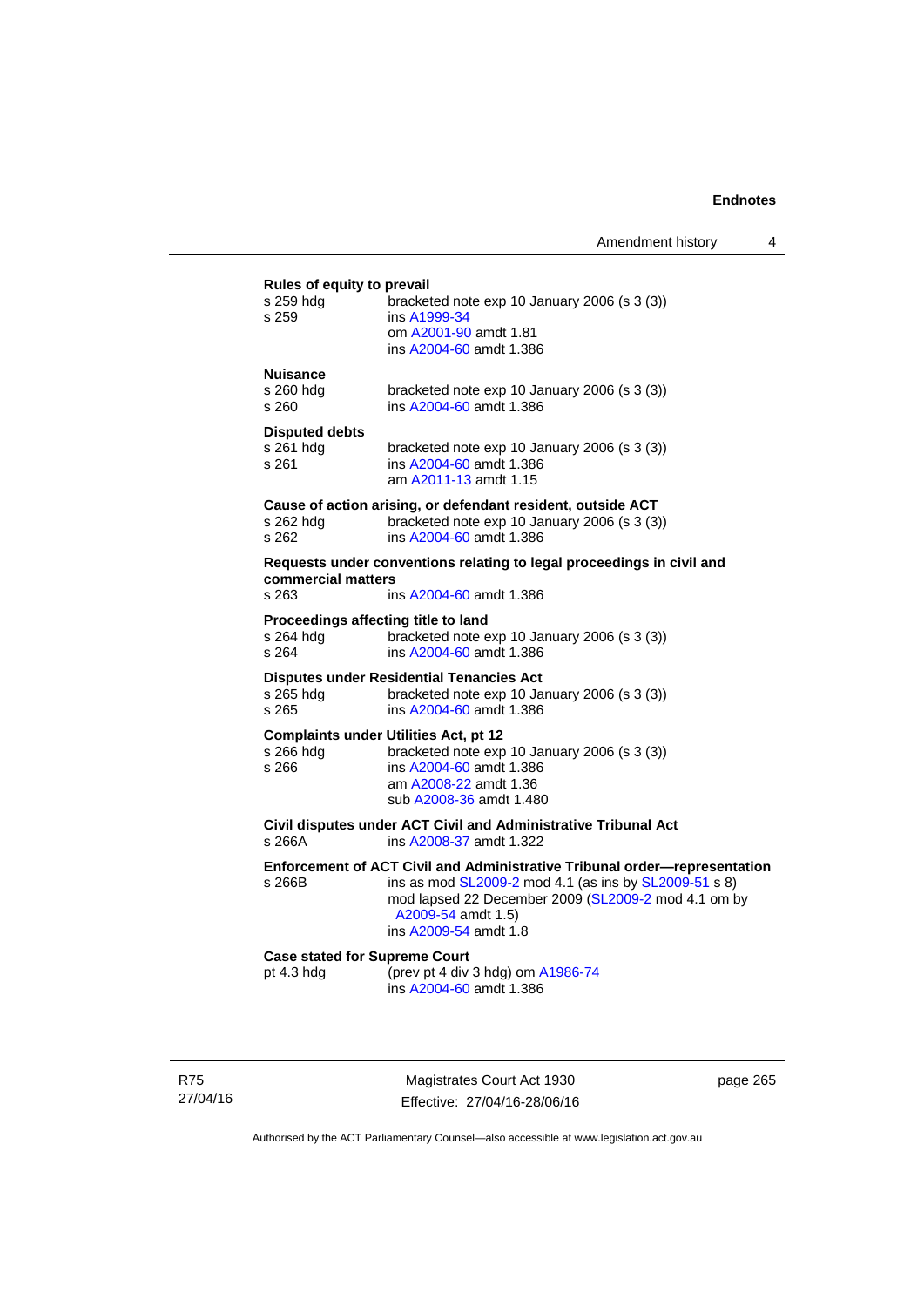**Rules of equity to prevail**

s 259 hdg bracketed note exp 10 January 2006 (s 3 (3))
s 259 ins A1999-34
om A2001-90 amdt 1.81
ins A2004-60 amdt 1.386

**Nuisance**

s 260 hdg bracketed note exp 10 January 2006 (s 3 (3))
s 260 ins A2004-60 amdt 1.386

**Disputed debts**

s 261 hdg bracketed note exp 10 January 2006 (s 3 (3))
s 261 ins A2004-60 amdt 1.386
am A2011-13 amdt 1.15

**Cause of action arising, or defendant resident, outside ACT**

s 262 hdg bracketed note exp 10 January 2006 (s 3 (3))
s 262 ins A2004-60 amdt 1.386

**Requests under conventions relating to legal proceedings in civil and commercial matters**

s 263 ins A2004-60 amdt 1.386

**Proceedings affecting title to land**

s 264 hdg bracketed note exp 10 January 2006 (s 3 (3))
s 264 ins A2004-60 amdt 1.386

**Disputes under Residential Tenancies Act**

s 265 hdg bracketed note exp 10 January 2006 (s 3 (3))
s 265 ins A2004-60 amdt 1.386

**Complaints under Utilities Act, pt 12**

s 266 hdg bracketed note exp 10 January 2006 (s 3 (3))
s 266 ins A2004-60 amdt 1.386
am A2008-22 amdt 1.36
sub A2008-36 amdt 1.480

**Civil disputes under ACT Civil and Administrative Tribunal Act**

s 266A ins A2008-37 amdt 1.322

**Enforcement of ACT Civil and Administrative Tribunal order—representation**

s 266B ins as mod SL2009-2 mod 4.1 (as ins by SL2009-51 s 8)
mod lapsed 22 December 2009 (SL2009-2 mod 4.1 om by A2009-54 amdt 1.5)
ins A2009-54 amdt 1.8

**Case stated for Supreme Court**

pt 4.3 hdg (prev pt 4 div 3 hdg) om A1986-74
ins A2004-60 amdt 1.386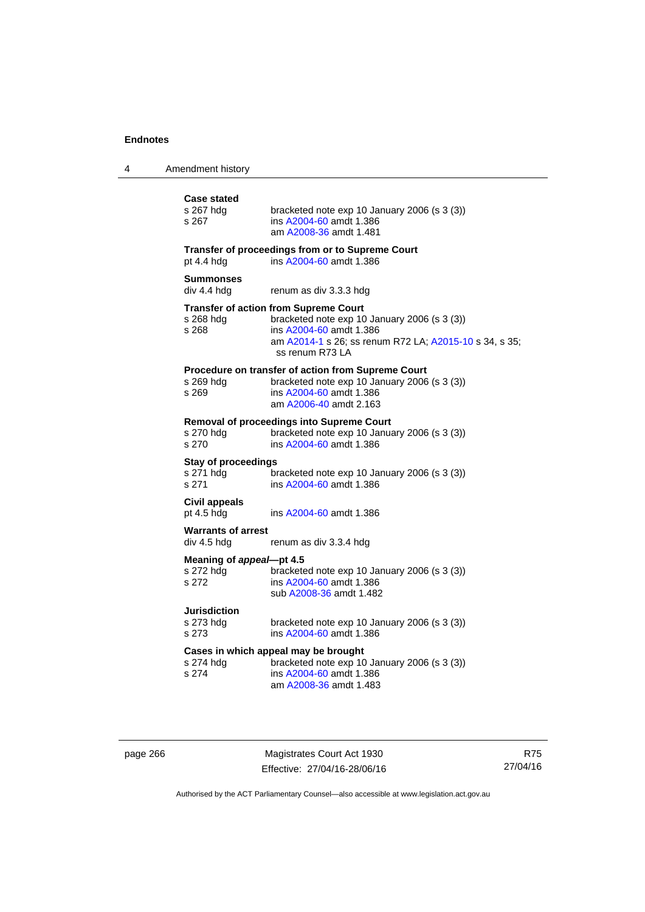**Case stated**

s 267 hdg bracketed note exp 10 January 2006 (s 3 (3))
s 267 ins A2004-60 amdt 1.386
am A2008-36 amdt 1.481

**Transfer of proceedings from or to Supreme Court**

pt 4.4 hdg ins A2004-60 amdt 1.386

**Summonses**

div 4.4 hdg renum as div 3.3.3 hdg

**Transfer of action from Supreme Court**

s 268 hdg bracketed note exp 10 January 2006 (s 3 (3))
s 268 ins A2004-60 amdt 1.386
am A2014-1 s 26; ss renum R72 LA; A2015-10 s 34, s 35; ss renum R73 LA

**Procedure on transfer of action from Supreme Court**

s 269 hdg bracketed note exp 10 January 2006 (s 3 (3))
s 269 ins A2004-60 amdt 1.386
am A2006-40 amdt 2.163

**Removal of proceedings into Supreme Court**

s 270 hdg bracketed note exp 10 January 2006 (s 3 (3))
s 270 ins A2004-60 amdt 1.386

**Stay of proceedings**

s 271 hdg bracketed note exp 10 January 2006 (s 3 (3))
s 271 ins A2004-60 amdt 1.386

**Civil appeals**

pt 4.5 hdg ins A2004-60 amdt 1.386

**Warrants of arrest**

div 4.5 hdg renum as div 3.3.4 hdg

**Meaning of *appeal*—pt 4.5**

s 272 hdg bracketed note exp 10 January 2006 (s 3 (3))
s 272 ins A2004-60 amdt 1.386
sub A2008-36 amdt 1.482

**Jurisdiction**

s 273 hdg bracketed note exp 10 January 2006 (s 3 (3))
s 273 ins A2004-60 amdt 1.386

**Cases in which appeal may be brought**

s 274 hdg bracketed note exp 10 January 2006 (s 3 (3))
s 274 ins A2004-60 amdt 1.386
am A2008-36 amdt 1.483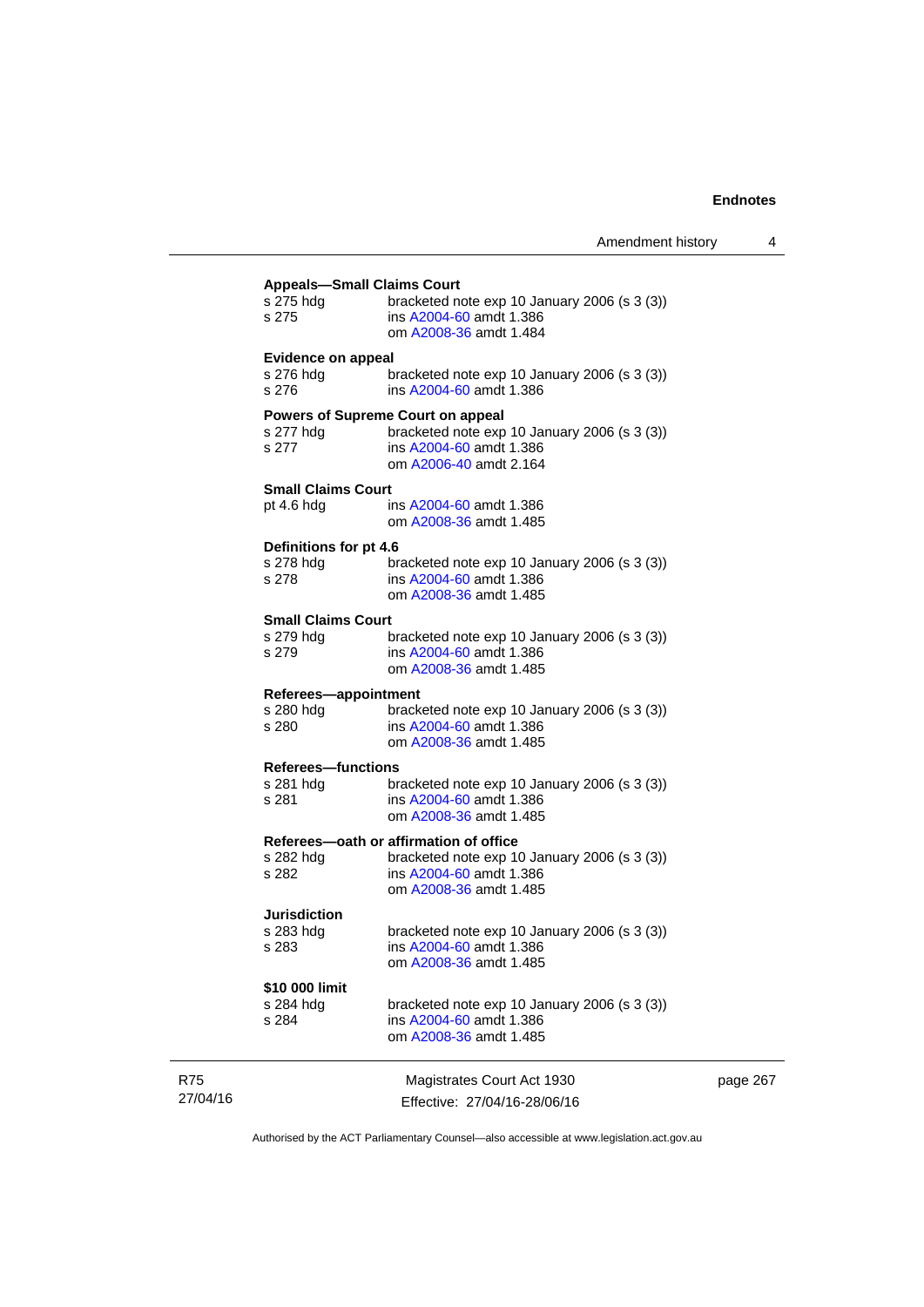**Appeals—Small Claims Court**

s 275 hdg bracketed note exp 10 January 2006 (s 3 (3))
s 275 ins A2004-60 amdt 1.386
om A2008-36 amdt 1.484

**Evidence on appeal**

s 276 hdg bracketed note exp 10 January 2006 (s 3 (3))
s 276 ins A2004-60 amdt 1.386

**Powers of Supreme Court on appeal**

s 277 hdg bracketed note exp 10 January 2006 (s 3 (3))
s 277 ins A2004-60 amdt 1.386
om A2006-40 amdt 2.164

**Small Claims Court**

pt 4.6 hdg ins A2004-60 amdt 1.386
om A2008-36 amdt 1.485

**Definitions for pt 4.6**

s 278 hdg bracketed note exp 10 January 2006 (s 3 (3))
s 278 ins A2004-60 amdt 1.386
om A2008-36 amdt 1.485

**Small Claims Court**

s 279 hdg bracketed note exp 10 January 2006 (s 3 (3))
s 279 ins A2004-60 amdt 1.386
om A2008-36 amdt 1.485

**Referees—appointment**

s 280 hdg bracketed note exp 10 January 2006 (s 3 (3))
s 280 ins A2004-60 amdt 1.386
om A2008-36 amdt 1.485

**Referees—functions**

s 281 hdg bracketed note exp 10 January 2006 (s 3 (3))
s 281 ins A2004-60 amdt 1.386
om A2008-36 amdt 1.485

**Referees—oath or affirmation of office**

s 282 hdg bracketed note exp 10 January 2006 (s 3 (3))
s 282 ins A2004-60 amdt 1.386
om A2008-36 amdt 1.485

**Jurisdiction**

s 283 hdg bracketed note exp 10 January 2006 (s 3 (3))
s 283 ins A2004-60 amdt 1.386
om A2008-36 amdt 1.485

**$10 000 limit**

s 284 hdg bracketed note exp 10 January 2006 (s 3 (3))
s 284 ins A2004-60 amdt 1.386
om A2008-36 amdt 1.485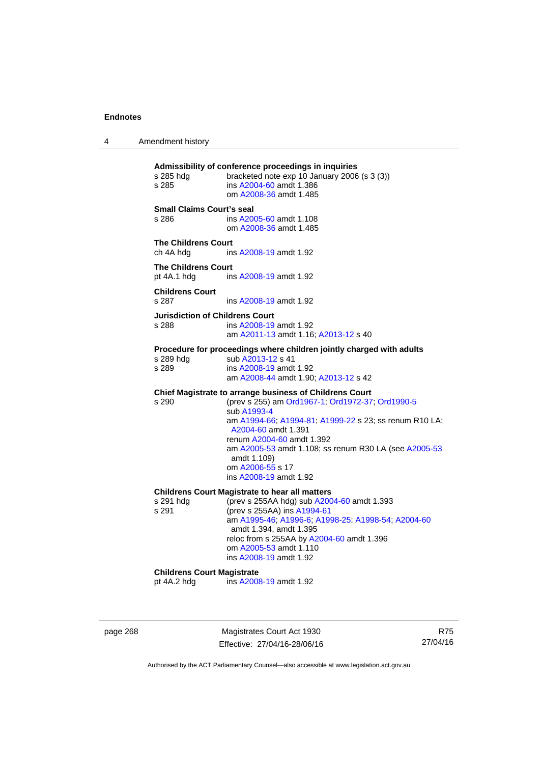**Admissibility of conference proceedings in inquiries**

s 285 hdg — bracketed note exp 10 January 2006 (s 3 (3))
s 285 — ins A2004-60 amdt 1.386
om A2008-36 amdt 1.485

**Small Claims Court's seal**

s 286 — ins A2005-60 amdt 1.108
om A2008-36 amdt 1.485

**The Childrens Court**

ch 4A hdg — ins A2008-19 amdt 1.92

**The Childrens Court**

pt 4A.1 hdg — ins A2008-19 amdt 1.92

**Childrens Court**

s 287 — ins A2008-19 amdt 1.92

**Jurisdiction of Childrens Court**

s 288 — ins A2008-19 amdt 1.92
am A2011-13 amdt 1.16; A2013-12 s 40

**Procedure for proceedings where children jointly charged with adults**

s 289 hdg — sub A2013-12 s 41
s 289 — ins A2008-19 amdt 1.92
am A2008-44 amdt 1.90; A2013-12 s 42

**Chief Magistrate to arrange business of Childrens Court**

s 290 — (prev s 255) am Ord1967-1; Ord1972-37; Ord1990-5
sub A1993-4
am A1994-66; A1994-81; A1999-22 s 23; ss renum R10 LA; A2004-60 amdt 1.391
renum A2004-60 amdt 1.392
am A2005-53 amdt 1.108; ss renum R30 LA (see A2005-53 amdt 1.109)
om A2006-55 s 17
ins A2008-19 amdt 1.92

**Childrens Court Magistrate to hear all matters**

s 291 hdg — (prev s 255AA hdg) sub A2004-60 amdt 1.393
s 291 — (prev s 255AA) ins A1994-61
am A1995-46; A1996-6; A1998-25; A1998-54; A2004-60 amdt 1.394, amdt 1.395
reloc from s 255AA by A2004-60 amdt 1.396
om A2005-53 amdt 1.110
ins A2008-19 amdt 1.92

**Childrens Court Magistrate**

pt 4A.2 hdg — ins A2008-19 amdt 1.92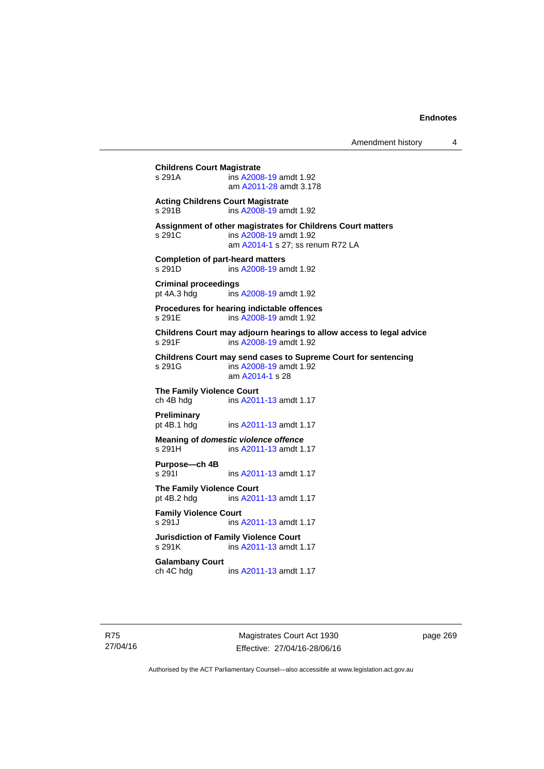**Childrens Court Magistrate**
s 291A ins A2008-19 amdt 1.92
am A2011-28 amdt 3.178

**Acting Childrens Court Magistrate**
s 291B ins A2008-19 amdt 1.92

**Assignment of other magistrates for Childrens Court matters**
s 291C ins A2008-19 amdt 1.92
am A2014-1 s 27; ss renum R72 LA

**Completion of part-heard matters**
s 291D ins A2008-19 amdt 1.92

**Criminal proceedings**
pt 4A.3 hdg ins A2008-19 amdt 1.92

**Procedures for hearing indictable offences**
s 291E ins A2008-19 amdt 1.92

**Childrens Court may adjourn hearings to allow access to legal advice**
s 291F ins A2008-19 amdt 1.92

**Childrens Court may send cases to Supreme Court for sentencing**
s 291G ins A2008-19 amdt 1.92
am A2014-1 s 28

**The Family Violence Court**
ch 4B hdg ins A2011-13 amdt 1.17

**Preliminary**
pt 4B.1 hdg ins A2011-13 amdt 1.17

**Meaning of *domestic violence offence***
s 291H ins A2011-13 amdt 1.17

**Purpose—ch 4B**
s 291I ins A2011-13 amdt 1.17

**The Family Violence Court**
pt 4B.2 hdg ins A2011-13 amdt 1.17

**Family Violence Court**
s 291J ins A2011-13 amdt 1.17

**Jurisdiction of Family Violence Court**
s 291K ins A2011-13 amdt 1.17

**Galambany Court**
ch 4C hdg ins A2011-13 amdt 1.17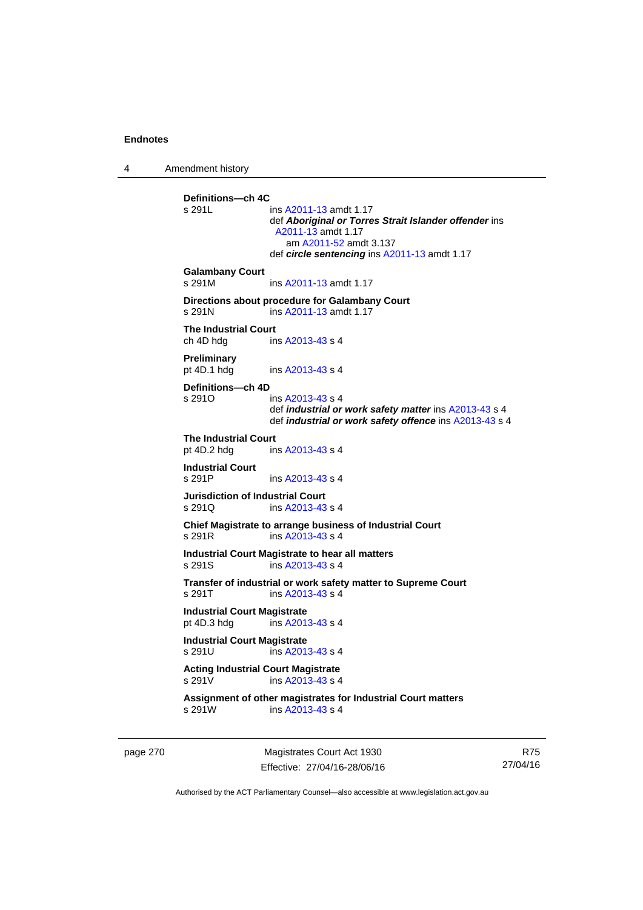**Definitions—ch 4C**

s 291L ins A2011-13 amdt 1.17

def ***Aboriginal or Torres Strait Islander offender*** ins A2011-13 amdt 1.17

am A2011-52 amdt 3.137

def ***circle sentencing*** ins A2011-13 amdt 1.17

**Galambany Court**

s 291M ins A2011-13 amdt 1.17

**Directions about procedure for Galambany Court**

s 291N ins A2011-13 amdt 1.17

**The Industrial Court**

ch 4D hdg ins A2013-43 s 4

**Preliminary**

pt 4D.1 hdg ins A2013-43 s 4

**Definitions—ch 4D**

s 291O ins A2013-43 s 4

def ***industrial or work safety matter*** ins A2013-43 s 4

def ***industrial or work safety offence*** ins A2013-43 s 4

**The Industrial Court**

pt 4D.2 hdg ins A2013-43 s 4

**Industrial Court**

s 291P ins A2013-43 s 4

**Jurisdiction of Industrial Court**

s 291Q ins A2013-43 s 4

**Chief Magistrate to arrange business of Industrial Court**

s 291R ins A2013-43 s 4

**Industrial Court Magistrate to hear all matters**

s 291S ins A2013-43 s 4

**Transfer of industrial or work safety matter to Supreme Court**

s 291T ins A2013-43 s 4

**Industrial Court Magistrate**

pt 4D.3 hdg ins A2013-43 s 4

**Industrial Court Magistrate**

s 291U ins A2013-43 s 4

**Acting Industrial Court Magistrate**

s 291V ins A2013-43 s 4

**Assignment of other magistrates for Industrial Court matters**

s 291W ins A2013-43 s 4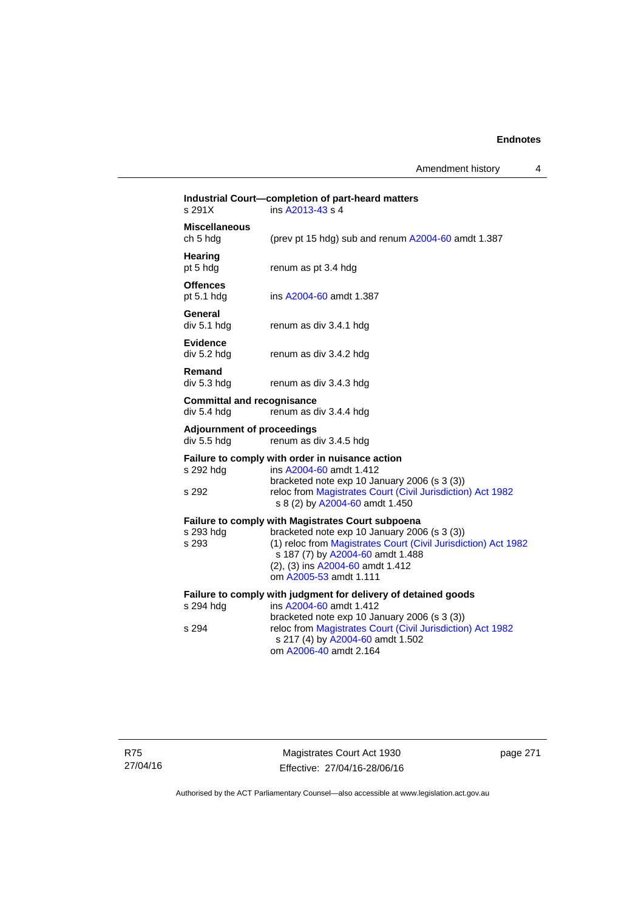**Industrial Court—completion of part-heard matters**
s 291X ins A2013-43 s 4

**Miscellaneous**
ch 5 hdg (prev pt 15 hdg) sub and renum A2004-60 amdt 1.387

**Hearing**
pt 5 hdg renum as pt 3.4 hdg

**Offences**
pt 5.1 hdg ins A2004-60 amdt 1.387

**General**
div 5.1 hdg renum as div 3.4.1 hdg

**Evidence**
div 5.2 hdg renum as div 3.4.2 hdg

**Remand**
div 5.3 hdg renum as div 3.4.3 hdg

**Committal and recognisance**
div 5.4 hdg renum as div 3.4.4 hdg

**Adjournment of proceedings**
div 5.5 hdg renum as div 3.4.5 hdg

**Failure to comply with order in nuisance action**
s 292 hdg ins A2004-60 amdt 1.412
bracketed note exp 10 January 2006 (s 3 (3))
s 292 reloc from Magistrates Court (Civil Jurisdiction) Act 1982 s 8 (2) by A2004-60 amdt 1.450

**Failure to comply with Magistrates Court subpoena**
s 293 hdg bracketed note exp 10 January 2006 (s 3 (3))
s 293 (1) reloc from Magistrates Court (Civil Jurisdiction) Act 1982 s 187 (7) by A2004-60 amdt 1.488
(2), (3) ins A2004-60 amdt 1.412
om A2005-53 amdt 1.111

**Failure to comply with judgment for delivery of detained goods**
s 294 hdg ins A2004-60 amdt 1.412
bracketed note exp 10 January 2006 (s 3 (3))
s 294 reloc from Magistrates Court (Civil Jurisdiction) Act 1982 s 217 (4) by A2004-60 amdt 1.502
om A2006-40 amdt 2.164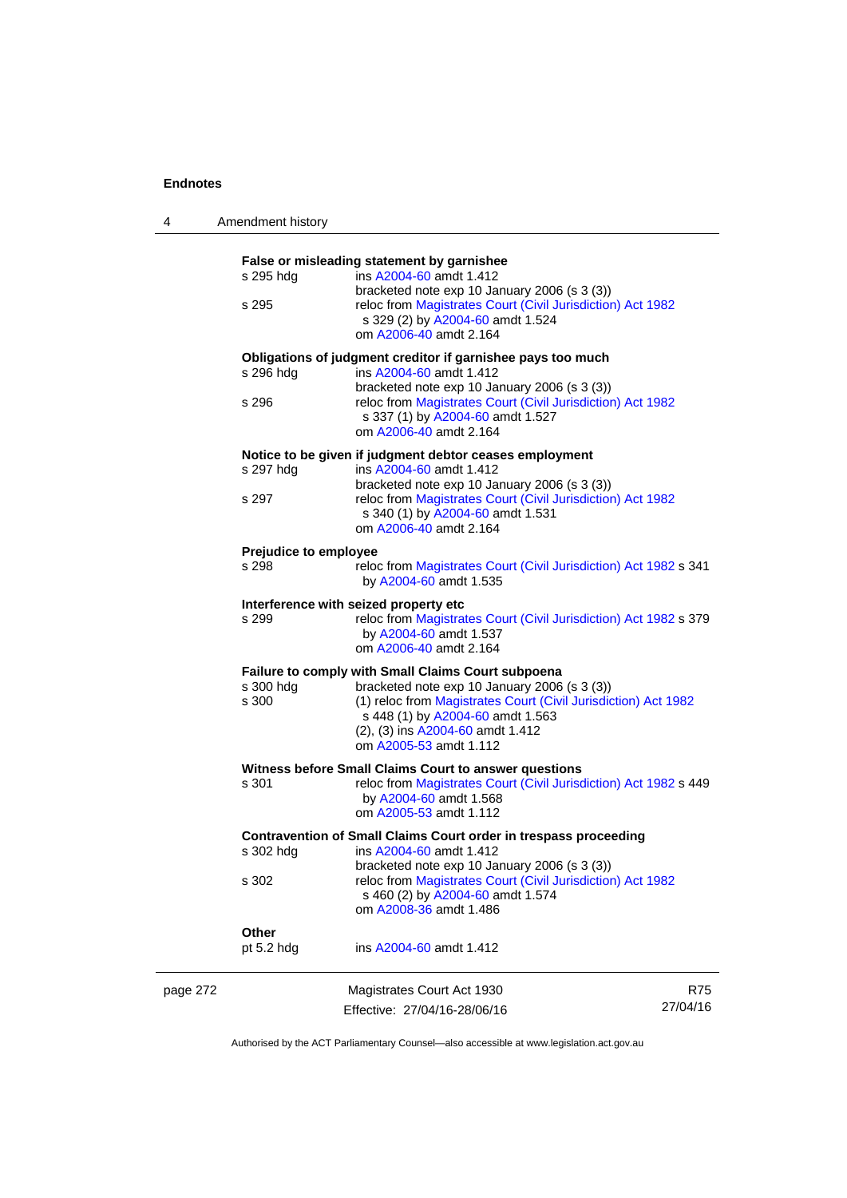**False or misleading statement by garnishee**

s 295 hdg ins A2004-60 amdt 1.412
bracketed note exp 10 January 2006 (s 3 (3))

s 295 reloc from Magistrates Court (Civil Jurisdiction) Act 1982 s 329 (2) by A2004-60 amdt 1.524
om A2006-40 amdt 2.164

**Obligations of judgment creditor if garnishee pays too much**

s 296 hdg ins A2004-60 amdt 1.412
bracketed note exp 10 January 2006 (s 3 (3))

s 296 reloc from Magistrates Court (Civil Jurisdiction) Act 1982 s 337 (1) by A2004-60 amdt 1.527
om A2006-40 amdt 2.164

**Notice to be given if judgment debtor ceases employment**

s 297 hdg ins A2004-60 amdt 1.412
bracketed note exp 10 January 2006 (s 3 (3))

s 297 reloc from Magistrates Court (Civil Jurisdiction) Act 1982 s 340 (1) by A2004-60 amdt 1.531
om A2006-40 amdt 2.164

**Prejudice to employee**

s 298 reloc from Magistrates Court (Civil Jurisdiction) Act 1982 s 341 by A2004-60 amdt 1.535

**Interference with seized property etc**

s 299 reloc from Magistrates Court (Civil Jurisdiction) Act 1982 s 379 by A2004-60 amdt 1.537
om A2006-40 amdt 2.164

**Failure to comply with Small Claims Court subpoena**

s 300 hdg bracketed note exp 10 January 2006 (s 3 (3))

s 300 (1) reloc from Magistrates Court (Civil Jurisdiction) Act 1982 s 448 (1) by A2004-60 amdt 1.563
(2), (3) ins A2004-60 amdt 1.412
om A2005-53 amdt 1.112

**Witness before Small Claims Court to answer questions**

s 301 reloc from Magistrates Court (Civil Jurisdiction) Act 1982 s 449 by A2004-60 amdt 1.568
om A2005-53 amdt 1.112

**Contravention of Small Claims Court order in trespass proceeding**

s 302 hdg ins A2004-60 amdt 1.412
bracketed note exp 10 January 2006 (s 3 (3))

s 302 reloc from Magistrates Court (Civil Jurisdiction) Act 1982 s 460 (2) by A2004-60 amdt 1.574
om A2008-36 amdt 1.486

**Other**

pt 5.2 hdg ins A2004-60 amdt 1.412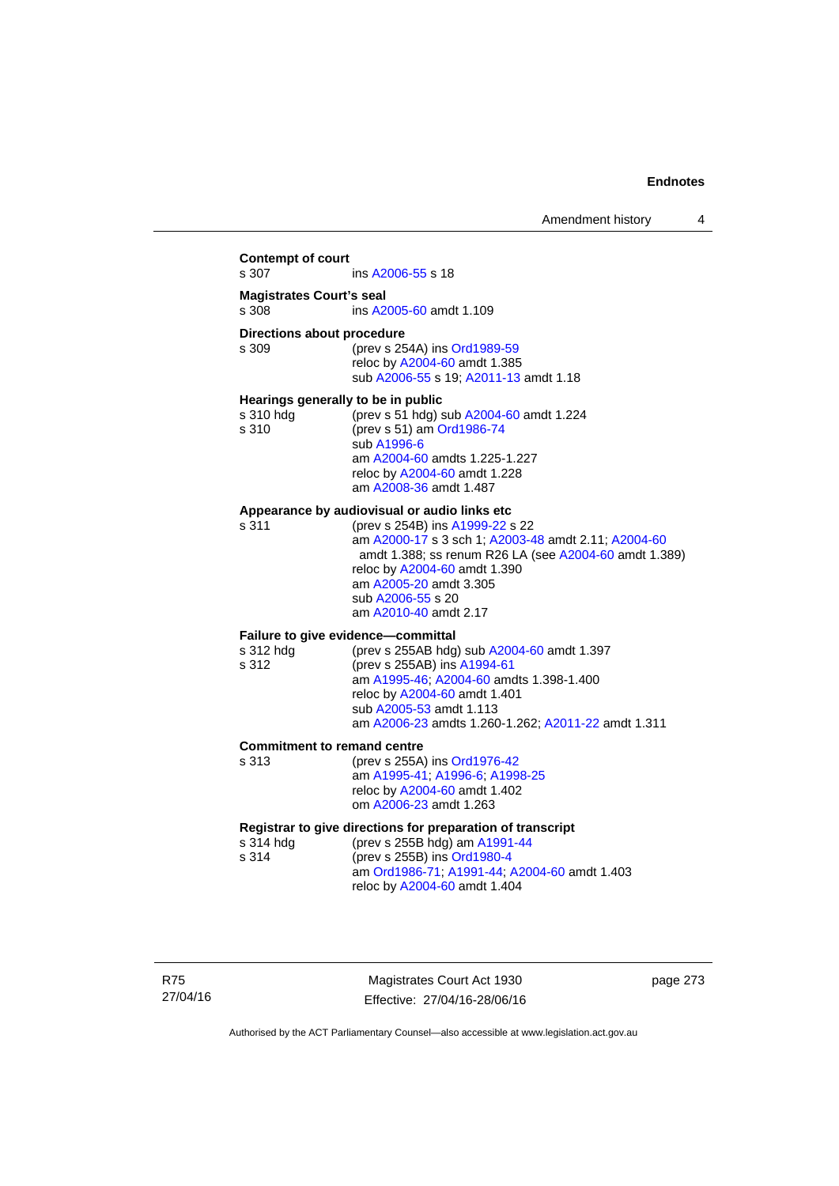**Contempt of court**

s 307 ins A2006-55 s 18

**Magistrates Court's seal**

s 308 ins A2005-60 amdt 1.109

**Directions about procedure**

s 309 (prev s 254A) ins Ord1989-59
reloc by A2004-60 amdt 1.385
sub A2006-55 s 19; A2011-13 amdt 1.18

**Hearings generally to be in public**

s 310 hdg (prev s 51 hdg) sub A2004-60 amdt 1.224

s 310 (prev s 51) am Ord1986-74
sub A1996-6
am A2004-60 amdts 1.225-1.227
reloc by A2004-60 amdt 1.228
am A2008-36 amdt 1.487

**Appearance by audiovisual or audio links etc**

s 311 (prev s 254B) ins A1999-22 s 22
am A2000-17 s 3 sch 1; A2003-48 amdt 2.11; A2004-60 amdt 1.388; ss renum R26 LA (see A2004-60 amdt 1.389)
reloc by A2004-60 amdt 1.390
am A2005-20 amdt 3.305
sub A2006-55 s 20
am A2010-40 amdt 2.17

**Failure to give evidence—committal**

s 312 hdg (prev s 255AB hdg) sub A2004-60 amdt 1.397

s 312 (prev s 255AB) ins A1994-61
am A1995-46; A2004-60 amdts 1.398-1.400
reloc by A2004-60 amdt 1.401
sub A2005-53 amdt 1.113
am A2006-23 amdts 1.260-1.262; A2011-22 amdt 1.311

**Commitment to remand centre**

s 313 (prev s 255A) ins Ord1976-42
am A1995-41; A1996-6; A1998-25
reloc by A2004-60 amdt 1.402
om A2006-23 amdt 1.263

**Registrar to give directions for preparation of transcript**

s 314 hdg (prev s 255B hdg) am A1991-44

s 314 (prev s 255B) ins Ord1980-4
am Ord1986-71; A1991-44; A2004-60 amdt 1.403
reloc by A2004-60 amdt 1.404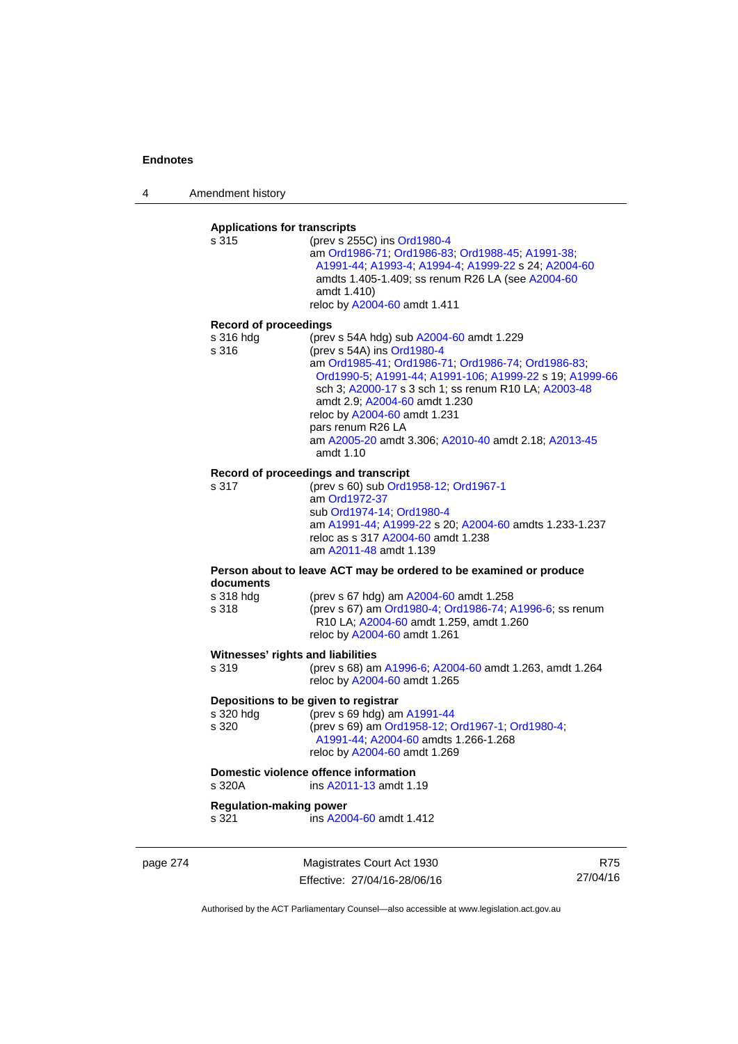**Applications for transcripts**

s 315 (prev s 255C) ins Ord1980-4
am Ord1986-71; Ord1986-83; Ord1988-45; A1991-38; A1991-44; A1993-4; A1994-4; A1999-22 s 24; A2004-60 amdts 1.405-1.409; ss renum R26 LA (see A2004-60 amdt 1.410)
reloc by A2004-60 amdt 1.411

**Record of proceedings**

s 316 hdg (prev s 54A hdg) sub A2004-60 amdt 1.229
s 316 (prev s 54A) ins Ord1980-4
am Ord1985-41; Ord1986-71; Ord1986-74; Ord1986-83; Ord1990-5; A1991-44; A1991-106; A1999-22 s 19; A1999-66 sch 3; A2000-17 s 3 sch 1; ss renum R10 LA; A2003-48 amdt 2.9; A2004-60 amdt 1.230
reloc by A2004-60 amdt 1.231
pars renum R26 LA
am A2005-20 amdt 3.306; A2010-40 amdt 2.18; A2013-45 amdt 1.10

**Record of proceedings and transcript**

s 317 (prev s 60) sub Ord1958-12; Ord1967-1
am Ord1972-37
sub Ord1974-14; Ord1980-4
am A1991-44; A1999-22 s 20; A2004-60 amdts 1.233-1.237
reloc as s 317 A2004-60 amdt 1.238
am A2011-48 amdt 1.139

**Person about to leave ACT may be ordered to be examined or produce documents**

s 318 hdg (prev s 67 hdg) am A2004-60 amdt 1.258
s 318 (prev s 67) am Ord1980-4; Ord1986-74; A1996-6; ss renum R10 LA; A2004-60 amdt 1.259, amdt 1.260
reloc by A2004-60 amdt 1.261

**Witnesses' rights and liabilities**

s 319 (prev s 68) am A1996-6; A2004-60 amdt 1.263, amdt 1.264
reloc by A2004-60 amdt 1.265

**Depositions to be given to registrar**

s 320 hdg (prev s 69 hdg) am A1991-44
s 320 (prev s 69) am Ord1958-12; Ord1967-1; Ord1980-4; A1991-44; A2004-60 amdts 1.266-1.268
reloc by A2004-60 amdt 1.269

**Domestic violence offence information**

s 320A ins A2011-13 amdt 1.19

**Regulation-making power**

s 321 ins A2004-60 amdt 1.412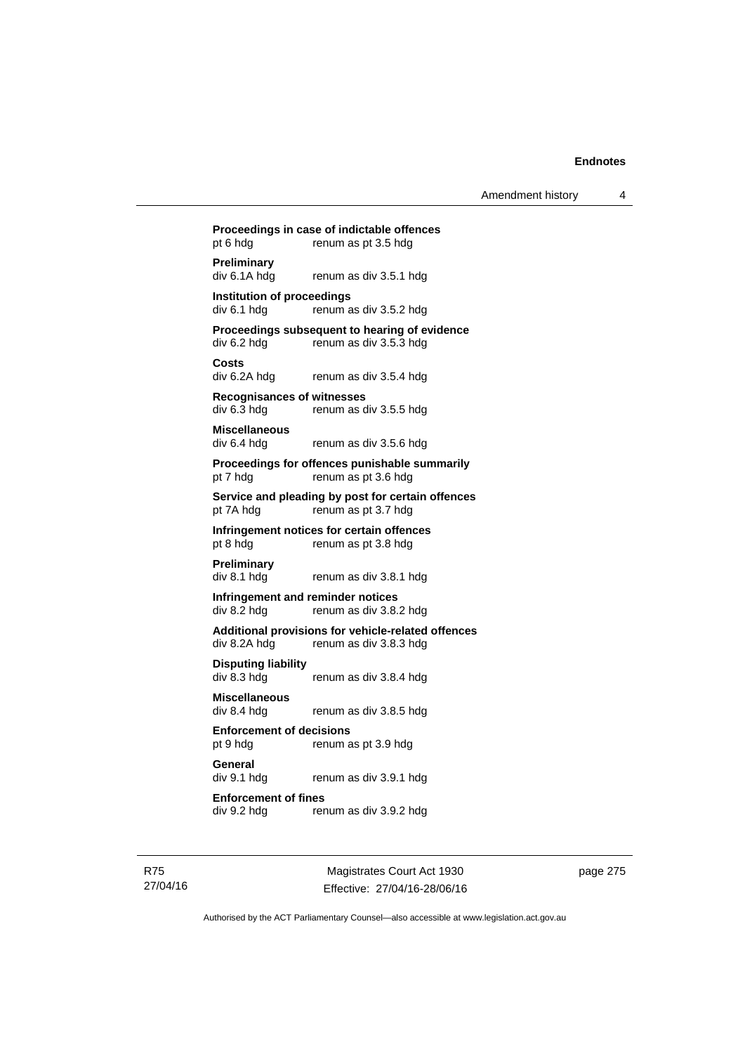**Proceedings in case of indictable offences**
pt 6 hdg renum as pt 3.5 hdg

**Preliminary**
div 6.1A hdg renum as div 3.5.1 hdg

**Institution of proceedings**
div 6.1 hdg renum as div 3.5.2 hdg

**Proceedings subsequent to hearing of evidence**
div 6.2 hdg renum as div 3.5.3 hdg

**Costs**
div 6.2A hdg renum as div 3.5.4 hdg

**Recognisances of witnesses**
div 6.3 hdg renum as div 3.5.5 hdg

**Miscellaneous**
div 6.4 hdg renum as div 3.5.6 hdg

**Proceedings for offences punishable summarily**
pt 7 hdg renum as pt 3.6 hdg

**Service and pleading by post for certain offences**
pt 7A hdg renum as pt 3.7 hdg

**Infringement notices for certain offences**
pt 8 hdg renum as pt 3.8 hdg

**Preliminary**
div 8.1 hdg renum as div 3.8.1 hdg

**Infringement and reminder notices**
div 8.2 hdg renum as div 3.8.2 hdg

**Additional provisions for vehicle-related offences**
div 8.2A hdg renum as div 3.8.3 hdg

**Disputing liability**
div 8.3 hdg renum as div 3.8.4 hdg

**Miscellaneous**
div 8.4 hdg renum as div 3.8.5 hdg

**Enforcement of decisions**
pt 9 hdg renum as pt 3.9 hdg

**General**
div 9.1 hdg renum as div 3.9.1 hdg

**Enforcement of fines**
div 9.2 hdg renum as div 3.9.2 hdg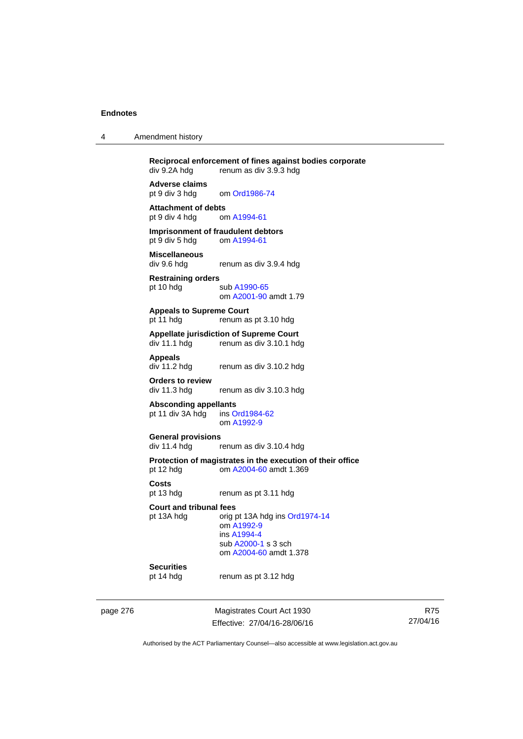**Reciprocal enforcement of fines against bodies corporate**
div 9.2A hdg renum as div 3.9.3 hdg

**Adverse claims**
pt 9 div 3 hdg om Ord1986-74

**Attachment of debts**
pt 9 div 4 hdg om A1994-61

**Imprisonment of fraudulent debtors**
pt 9 div 5 hdg om A1994-61

**Miscellaneous**
div 9.6 hdg renum as div 3.9.4 hdg

**Restraining orders**
pt 10 hdg sub A1990-65
om A2001-90 amdt 1.79

**Appeals to Supreme Court**
pt 11 hdg renum as pt 3.10 hdg

**Appellate jurisdiction of Supreme Court**
div 11.1 hdg renum as div 3.10.1 hdg

**Appeals**
div 11.2 hdg renum as div 3.10.2 hdg

**Orders to review**
div 11.3 hdg renum as div 3.10.3 hdg

**Absconding appellants**
pt 11 div 3A hdg ins Ord1984-62
om A1992-9

**General provisions**
div 11.4 hdg renum as div 3.10.4 hdg

**Protection of magistrates in the execution of their office**
pt 12 hdg om A2004-60 amdt 1.369

**Costs**
pt 13 hdg renum as pt 3.11 hdg

**Court and tribunal fees**
pt 13A hdg orig pt 13A hdg ins Ord1974-14
om A1992-9
ins A1994-4
sub A2000-1 s 3 sch
om A2004-60 amdt 1.378

**Securities**
pt 14 hdg renum as pt 3.12 hdg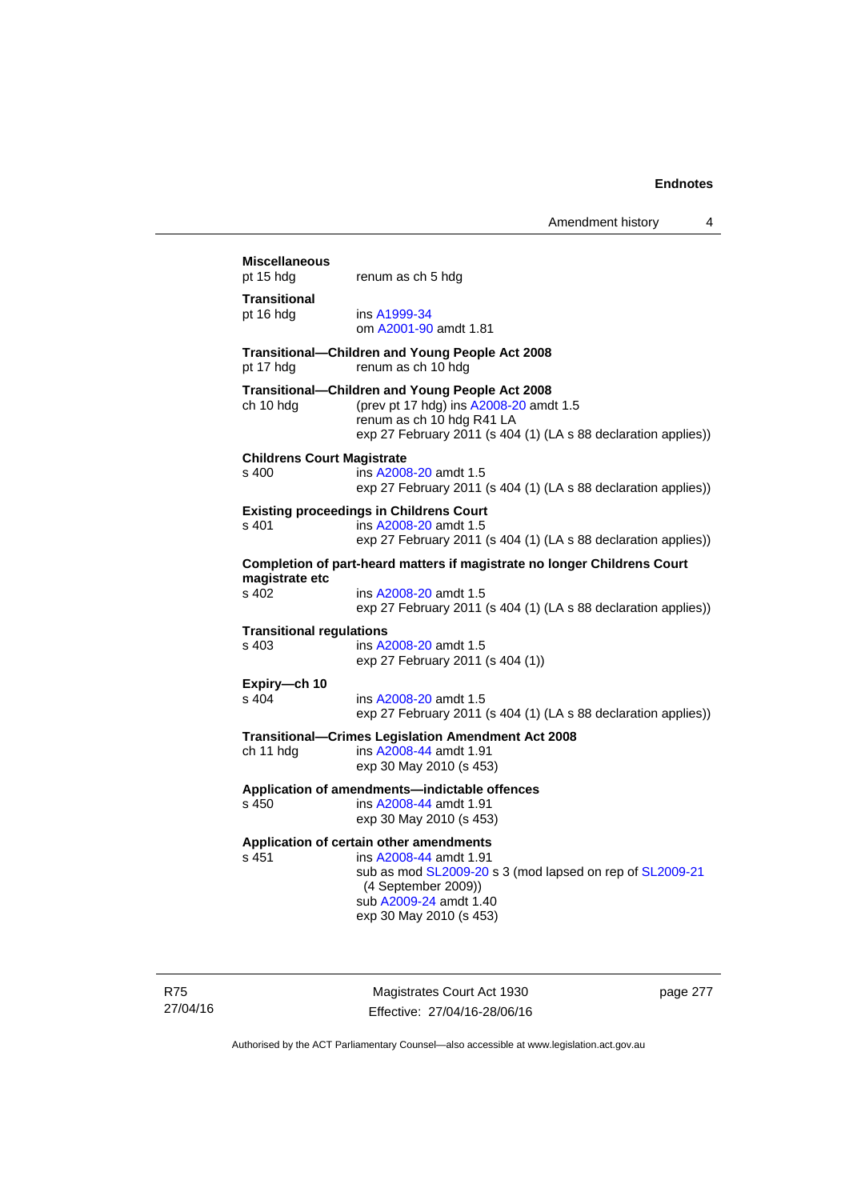**Miscellaneous**
pt 15 hdg renum as ch 5 hdg

**Transitional**
pt 16 hdg ins A1999-34
om A2001-90 amdt 1.81

**Transitional—Children and Young People Act 2008**
pt 17 hdg renum as ch 10 hdg

**Transitional—Children and Young People Act 2008**
ch 10 hdg (prev pt 17 hdg) ins A2008-20 amdt 1.5
renum as ch 10 hdg R41 LA
exp 27 February 2011 (s 404 (1) (LA s 88 declaration applies))

**Childrens Court Magistrate**
s 400 ins A2008-20 amdt 1.5
exp 27 February 2011 (s 404 (1) (LA s 88 declaration applies))

**Existing proceedings in Childrens Court**
s 401 ins A2008-20 amdt 1.5
exp 27 February 2011 (s 404 (1) (LA s 88 declaration applies))

**Completion of part-heard matters if magistrate no longer Childrens Court magistrate etc**
s 402 ins A2008-20 amdt 1.5
exp 27 February 2011 (s 404 (1) (LA s 88 declaration applies))

**Transitional regulations**
s 403 ins A2008-20 amdt 1.5
exp 27 February 2011 (s 404 (1))

**Expiry—ch 10**
s 404 ins A2008-20 amdt 1.5
exp 27 February 2011 (s 404 (1) (LA s 88 declaration applies))

**Transitional—Crimes Legislation Amendment Act 2008**
ch 11 hdg ins A2008-44 amdt 1.91
exp 30 May 2010 (s 453)

**Application of amendments—indictable offences**
s 450 ins A2008-44 amdt 1.91
exp 30 May 2010 (s 453)

**Application of certain other amendments**
s 451 ins A2008-44 amdt 1.91
sub as mod SL2009-20 s 3 (mod lapsed on rep of SL2009-21 (4 September 2009))
sub A2009-24 amdt 1.40
exp 30 May 2010 (s 453)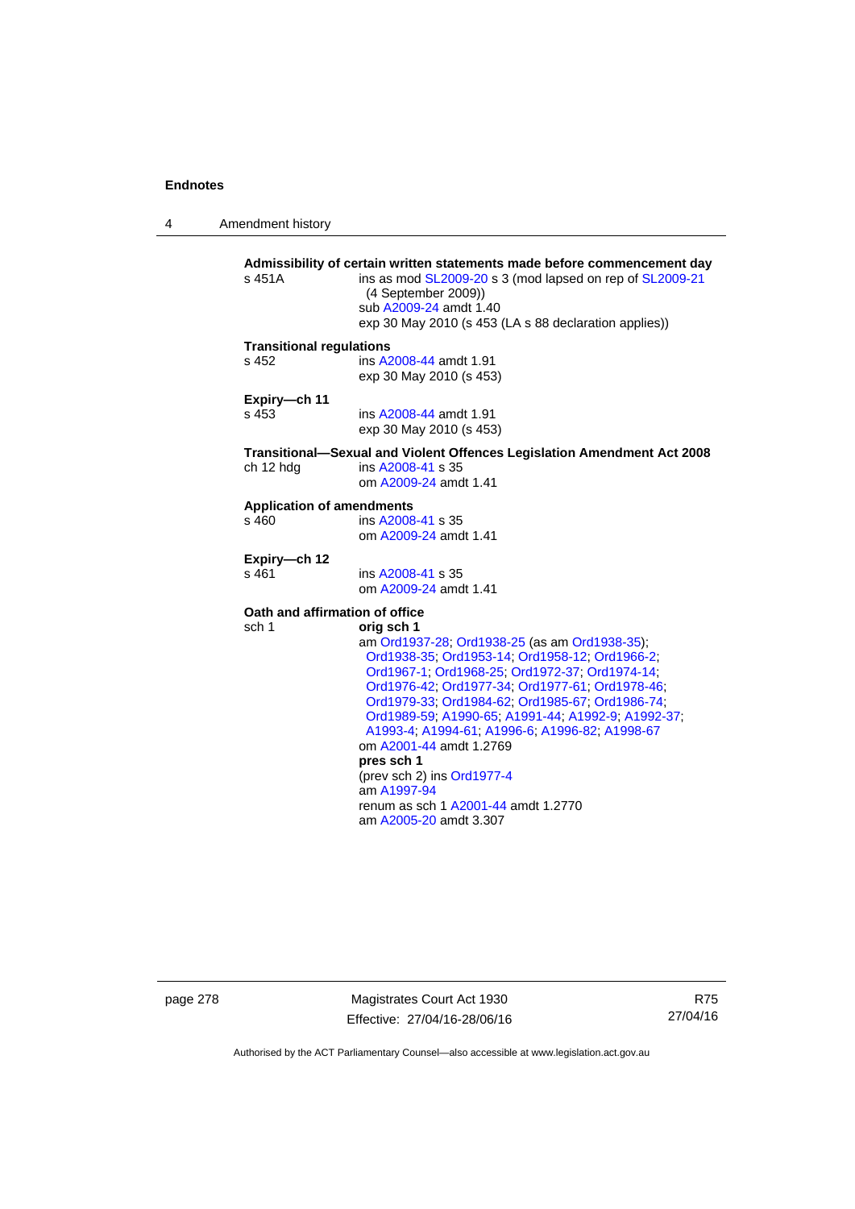**Admissibility of certain written statements made before commencement day**

s 451A ins as mod SL2009-20 s 3 (mod lapsed on rep of SL2009-21 (4 September 2009))
sub A2009-24 amdt 1.40
exp 30 May 2010 (s 453 (LA s 88 declaration applies))

**Transitional regulations**

s 452 ins A2008-44 amdt 1.91
exp 30 May 2010 (s 453)

**Expiry—ch 11**

s 453 ins A2008-44 amdt 1.91
exp 30 May 2010 (s 453)

**Transitional—Sexual and Violent Offences Legislation Amendment Act 2008**

ch 12 hdg ins A2008-41 s 35
om A2009-24 amdt 1.41

**Application of amendments**

s 460 ins A2008-41 s 35
om A2009-24 amdt 1.41

**Expiry—ch 12**

s 461 ins A2008-41 s 35
om A2009-24 amdt 1.41

**Oath and affirmation of office**

sch 1 **orig sch 1**
am Ord1937-28; Ord1938-25 (as am Ord1938-35); Ord1938-35; Ord1953-14; Ord1958-12; Ord1966-2; Ord1967-1; Ord1968-25; Ord1972-37; Ord1974-14; Ord1976-42; Ord1977-34; Ord1977-61; Ord1978-46; Ord1979-33; Ord1984-62; Ord1985-67; Ord1986-74; Ord1989-59; A1990-65; A1991-44; A1992-9; A1992-37; A1993-4; A1994-61; A1996-6; A1996-82; A1998-67
om A2001-44 amdt 1.2769
**pres sch 1**
(prev sch 2) ins Ord1977-4
am A1997-94
renum as sch 1 A2001-44 amdt 1.2770
am A2005-20 amdt 3.307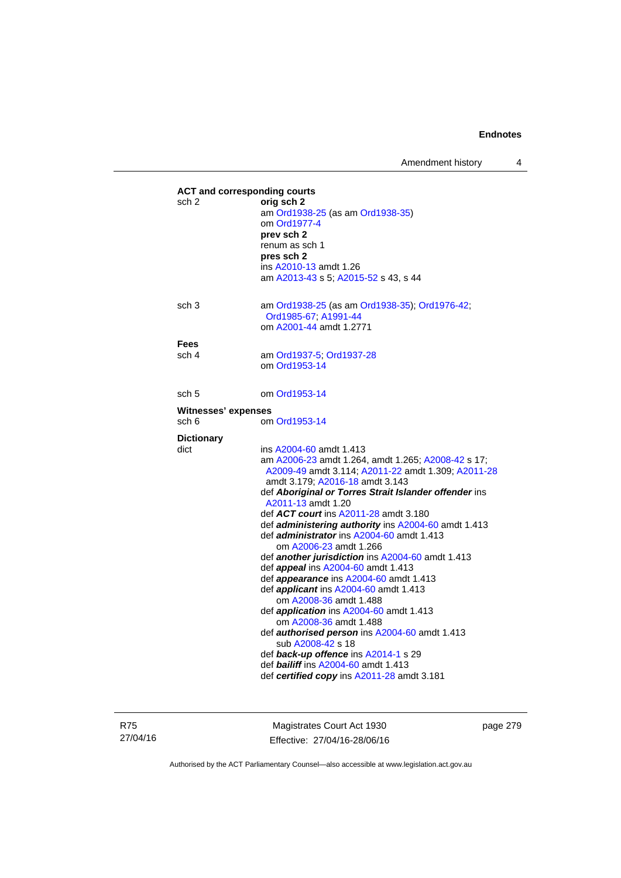**ACT and corresponding courts**

sch 2 — **orig sch 2**
am Ord1938-25 (as am Ord1938-35)
om Ord1977-4
**prev sch 2**
renum as sch 1
**pres sch 2**
ins A2010-13 amdt 1.26
am A2013-43 s 5; A2015-52 s 43, s 44

sch 3 — am Ord1938-25 (as am Ord1938-35); Ord1976-42; Ord1985-67; A1991-44
om A2001-44 amdt 1.2771

**Fees**

sch 4 — am Ord1937-5; Ord1937-28
om Ord1953-14

sch 5 — om Ord1953-14

**Witnesses' expenses**

sch 6 — om Ord1953-14

**Dictionary**

dict — ins A2004-60 amdt 1.413
am A2006-23 amdt 1.264, amdt 1.265; A2008-42 s 17; A2009-49 amdt 3.114; A2011-22 amdt 1.309; A2011-28 amdt 3.179; A2016-18 amdt 3.143
def ***Aboriginal or Torres Strait Islander offender*** ins A2011-13 amdt 1.20
def ***ACT court*** ins A2011-28 amdt 3.180
def ***administering authority*** ins A2004-60 amdt 1.413
def ***administrator*** ins A2004-60 amdt 1.413
om A2006-23 amdt 1.266
def ***another jurisdiction*** ins A2004-60 amdt 1.413
def ***appeal*** ins A2004-60 amdt 1.413
def ***appearance*** ins A2004-60 amdt 1.413
def ***applicant*** ins A2004-60 amdt 1.413
om A2008-36 amdt 1.488
def ***application*** ins A2004-60 amdt 1.413
om A2008-36 amdt 1.488
def ***authorised person*** ins A2004-60 amdt 1.413
sub A2008-42 s 18
def ***back-up offence*** ins A2014-1 s 29
def ***bailiff*** ins A2004-60 amdt 1.413
def ***certified copy*** ins A2011-28 amdt 3.181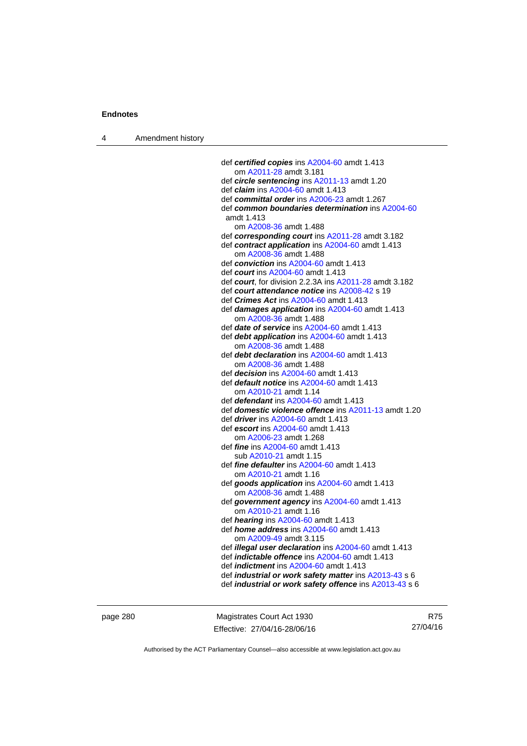def ***certified copies*** ins A2004-60 amdt 1.413
  om A2011-28 amdt 3.181
def ***circle sentencing*** ins A2011-13 amdt 1.20
def ***claim*** ins A2004-60 amdt 1.413
def ***committal order*** ins A2006-23 amdt 1.267
def ***common boundaries determination*** ins A2004-60 amdt 1.413
  om A2008-36 amdt 1.488
def ***corresponding court*** ins A2011-28 amdt 3.182
def ***contract application*** ins A2004-60 amdt 1.413
  om A2008-36 amdt 1.488
def ***conviction*** ins A2004-60 amdt 1.413
def ***court*** ins A2004-60 amdt 1.413
def ***court***, for division 2.2.3A ins A2011-28 amdt 3.182
def ***court attendance notice*** ins A2008-42 s 19
def ***Crimes Act*** ins A2004-60 amdt 1.413
def ***damages application*** ins A2004-60 amdt 1.413
  om A2008-36 amdt 1.488
def ***date of service*** ins A2004-60 amdt 1.413
def ***debt application*** ins A2004-60 amdt 1.413
  om A2008-36 amdt 1.488
def ***debt declaration*** ins A2004-60 amdt 1.413
  om A2008-36 amdt 1.488
def ***decision*** ins A2004-60 amdt 1.413
def ***default notice*** ins A2004-60 amdt 1.413
  om A2010-21 amdt 1.14
def ***defendant*** ins A2004-60 amdt 1.413
def ***domestic violence offence*** ins A2011-13 amdt 1.20
def ***driver*** ins A2004-60 amdt 1.413
def ***escort*** ins A2004-60 amdt 1.413
  om A2006-23 amdt 1.268
def ***fine*** ins A2004-60 amdt 1.413
  sub A2010-21 amdt 1.15
def ***fine defaulter*** ins A2004-60 amdt 1.413
  om A2010-21 amdt 1.16
def ***goods application*** ins A2004-60 amdt 1.413
  om A2008-36 amdt 1.488
def ***government agency*** ins A2004-60 amdt 1.413
  om A2010-21 amdt 1.16
def ***hearing*** ins A2004-60 amdt 1.413
def ***home address*** ins A2004-60 amdt 1.413
  om A2009-49 amdt 3.115
def ***illegal user declaration*** ins A2004-60 amdt 1.413
def ***indictable offence*** ins A2004-60 amdt 1.413
def ***indictment*** ins A2004-60 amdt 1.413
def ***industrial or work safety matter*** ins A2013-43 s 6
def ***industrial or work safety offence*** ins A2013-43 s 6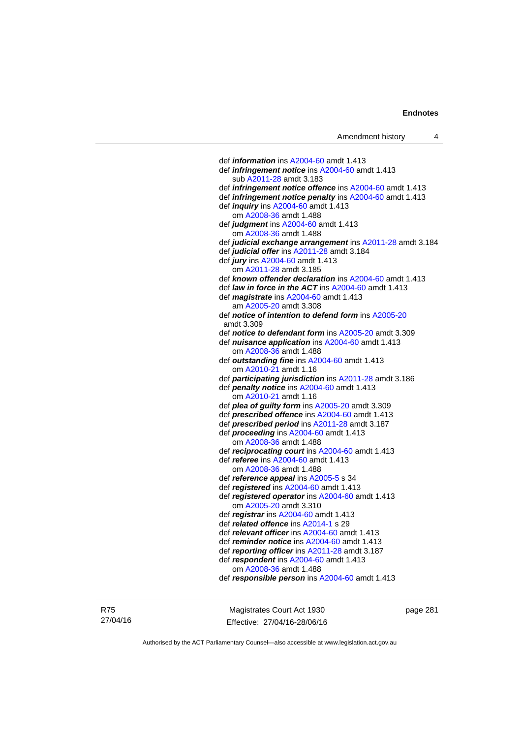def ***information*** ins A2004-60 amdt 1.413

def ***infringement notice*** ins A2004-60 amdt 1.413
  sub A2011-28 amdt 3.183

def ***infringement notice offence*** ins A2004-60 amdt 1.413

def ***infringement notice penalty*** ins A2004-60 amdt 1.413

def ***inquiry*** ins A2004-60 amdt 1.413
  om A2008-36 amdt 1.488

def ***judgment*** ins A2004-60 amdt 1.413
  om A2008-36 amdt 1.488

def ***judicial exchange arrangement*** ins A2011-28 amdt 3.184

def ***judicial offer*** ins A2011-28 amdt 3.184

def ***jury*** ins A2004-60 amdt 1.413
  om A2011-28 amdt 3.185

def ***known offender declaration*** ins A2004-60 amdt 1.413

def ***law in force in the ACT*** ins A2004-60 amdt 1.413

def ***magistrate*** ins A2004-60 amdt 1.413
  am A2005-20 amdt 3.308

def ***notice of intention to defend form*** ins A2005-20 amdt 3.309

def ***notice to defendant form*** ins A2005-20 amdt 3.309

def ***nuisance application*** ins A2004-60 amdt 1.413
  om A2008-36 amdt 1.488

def ***outstanding fine*** ins A2004-60 amdt 1.413
  om A2010-21 amdt 1.16

def ***participating jurisdiction*** ins A2011-28 amdt 3.186

def ***penalty notice*** ins A2004-60 amdt 1.413
  om A2010-21 amdt 1.16

def ***plea of guilty form*** ins A2005-20 amdt 3.309

def ***prescribed offence*** ins A2004-60 amdt 1.413

def ***prescribed period*** ins A2011-28 amdt 3.187

def ***proceeding*** ins A2004-60 amdt 1.413
  om A2008-36 amdt 1.488

def ***reciprocating court*** ins A2004-60 amdt 1.413

def ***referee*** ins A2004-60 amdt 1.413
  om A2008-36 amdt 1.488

def ***reference appeal*** ins A2005-5 s 34

def ***registered*** ins A2004-60 amdt 1.413

def ***registered operator*** ins A2004-60 amdt 1.413
  om A2005-20 amdt 3.310

def ***registrar*** ins A2004-60 amdt 1.413

def ***related offence*** ins A2014-1 s 29

def ***relevant officer*** ins A2004-60 amdt 1.413

def ***reminder notice*** ins A2004-60 amdt 1.413

def ***reporting officer*** ins A2011-28 amdt 3.187

def ***respondent*** ins A2004-60 amdt 1.413
  om A2008-36 amdt 1.488

def ***responsible person*** ins A2004-60 amdt 1.413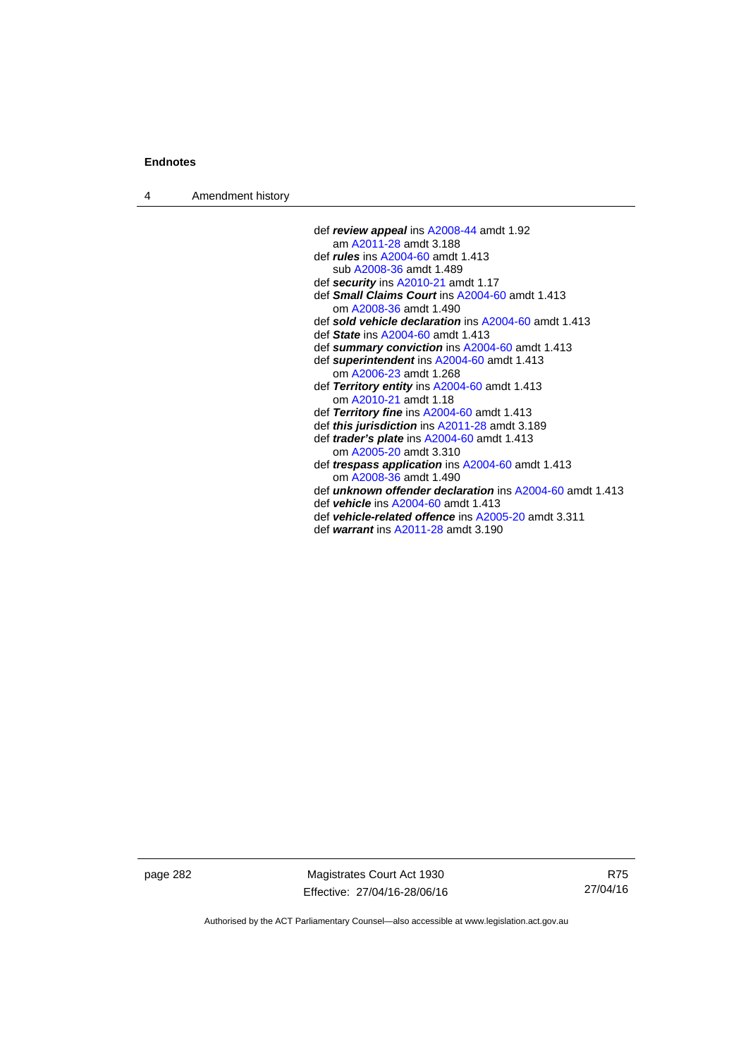def ***review appeal*** ins A2008-44 amdt 1.92
am A2011-28 amdt 3.188

def ***rules*** ins A2004-60 amdt 1.413
sub A2008-36 amdt 1.489

def ***security*** ins A2010-21 amdt 1.17

def ***Small Claims Court*** ins A2004-60 amdt 1.413
om A2008-36 amdt 1.490

def ***sold vehicle declaration*** ins A2004-60 amdt 1.413

def ***State*** ins A2004-60 amdt 1.413

def ***summary conviction*** ins A2004-60 amdt 1.413

def ***superintendent*** ins A2004-60 amdt 1.413
om A2006-23 amdt 1.268

def ***Territory entity*** ins A2004-60 amdt 1.413
om A2010-21 amdt 1.18

def ***Territory fine*** ins A2004-60 amdt 1.413

def ***this jurisdiction*** ins A2011-28 amdt 3.189

def ***trader's plate*** ins A2004-60 amdt 1.413
om A2005-20 amdt 3.310

def ***trespass application*** ins A2004-60 amdt 1.413
om A2008-36 amdt 1.490

def ***unknown offender declaration*** ins A2004-60 amdt 1.413

def ***vehicle*** ins A2004-60 amdt 1.413

def ***vehicle-related offence*** ins A2005-20 amdt 3.311

def ***warrant*** ins A2011-28 amdt 3.190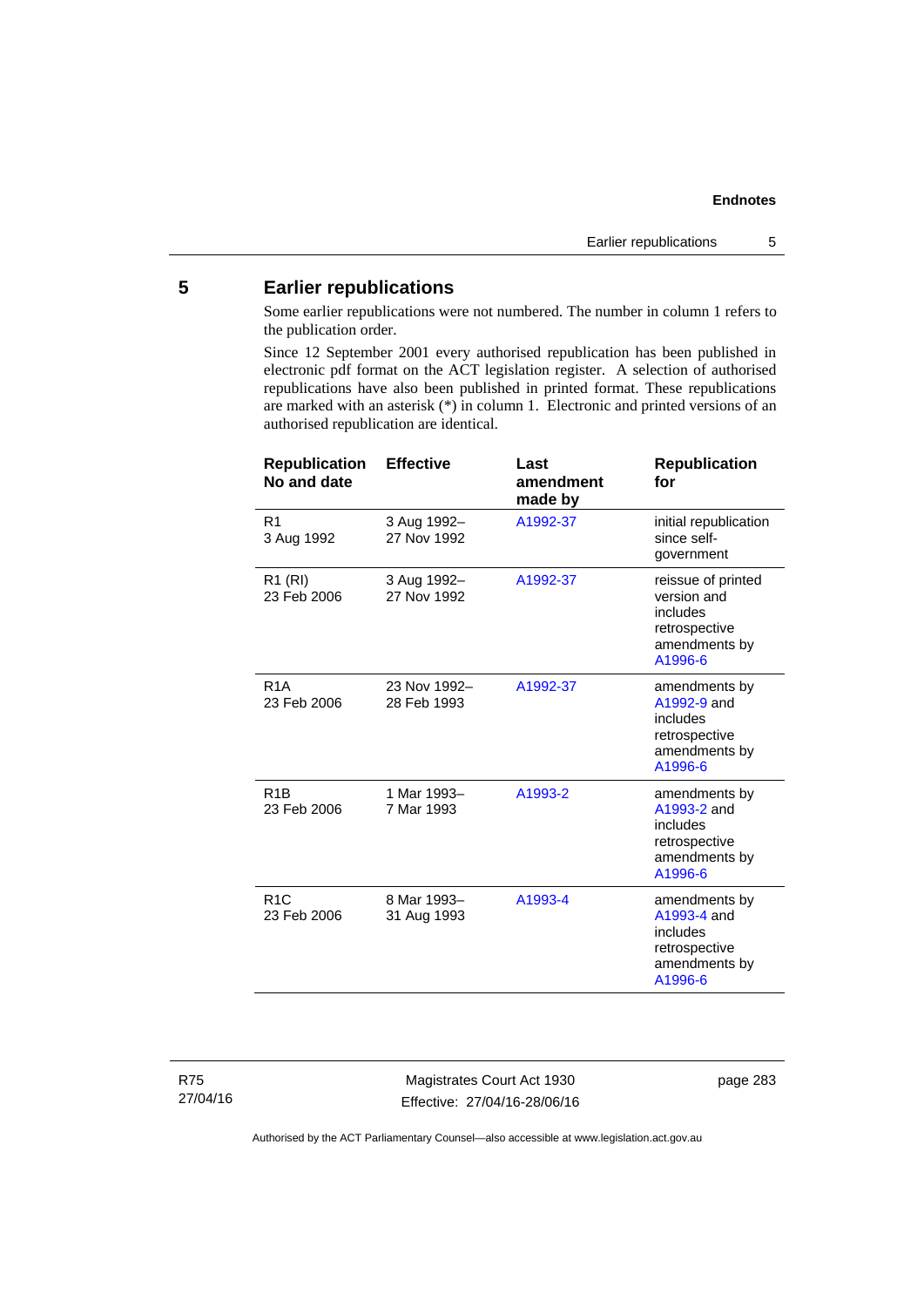## 5 Earlier republications

Some earlier republications were not numbered. The number in column 1 refers to the publication order.

Since 12 September 2001 every authorised republication has been published in electronic pdf format on the ACT legislation register. A selection of authorised republications have also been published in printed format. These republications are marked with an asterisk (*) in column 1. Electronic and printed versions of an authorised republication are identical.

| Republication No and date | Effective | Last amendment made by | Republication for |
|---|---|---|---|
| R1<br>3 Aug 1992 | 3 Aug 1992–<br>27 Nov 1992 | A1992-37 | initial republication since self-government |
| R1 (RI)<br>23 Feb 2006 | 3 Aug 1992–<br>27 Nov 1992 | A1992-37 | reissue of printed version and includes retrospective amendments by A1996-6 |
| R1A<br>23 Feb 2006 | 23 Nov 1992–<br>28 Feb 1993 | A1992-37 | amendments by A1992-9 and includes retrospective amendments by A1996-6 |
| R1B<br>23 Feb 2006 | 1 Mar 1993–<br>7 Mar 1993 | A1993-2 | amendments by A1993-2 and includes retrospective amendments by A1996-6 |
| R1C<br>23 Feb 2006 | 8 Mar 1993–<br>31 Aug 1993 | A1993-4 | amendments by A1993-4 and includes retrospective amendments by A1996-6 |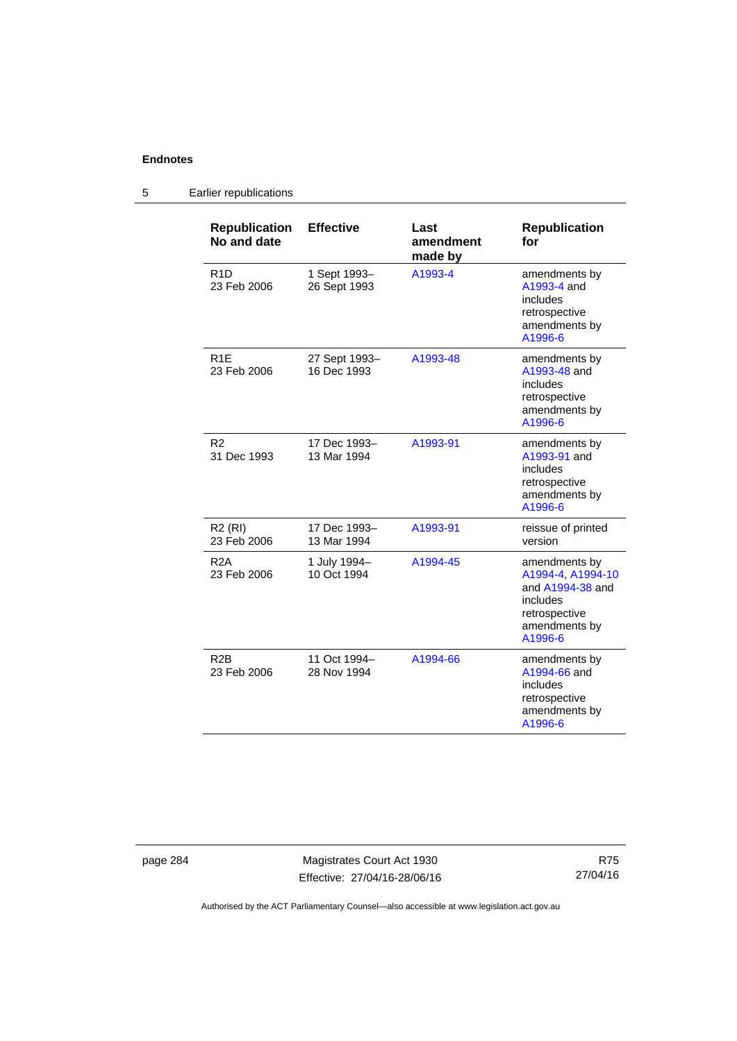## Endnotes

### 5 Earlier republications

| Republication No and date | Effective | Last amendment made by | Republication for |
|---|---|---|---|
| R1D 23 Feb 2006 | 1 Sept 1993– 26 Sept 1993 | A1993-4 | amendments by A1993-4 and includes retrospective amendments by A1996-6 |
| R1E 23 Feb 2006 | 27 Sept 1993– 16 Dec 1993 | A1993-48 | amendments by A1993-48 and includes retrospective amendments by A1996-6 |
| R2 31 Dec 1993 | 17 Dec 1993– 13 Mar 1994 | A1993-91 | amendments by A1993-91 and includes retrospective amendments by A1996-6 |
| R2 (RI) 23 Feb 2006 | 17 Dec 1993– 13 Mar 1994 | A1993-91 | reissue of printed version |
| R2A 23 Feb 2006 | 1 July 1994– 10 Oct 1994 | A1994-45 | amendments by A1994-4, A1994-10 and A1994-38 and includes retrospective amendments by A1996-6 |
| R2B 23 Feb 2006 | 11 Oct 1994– 28 Nov 1994 | A1994-66 | amendments by A1994-66 and includes retrospective amendments by A1996-6 |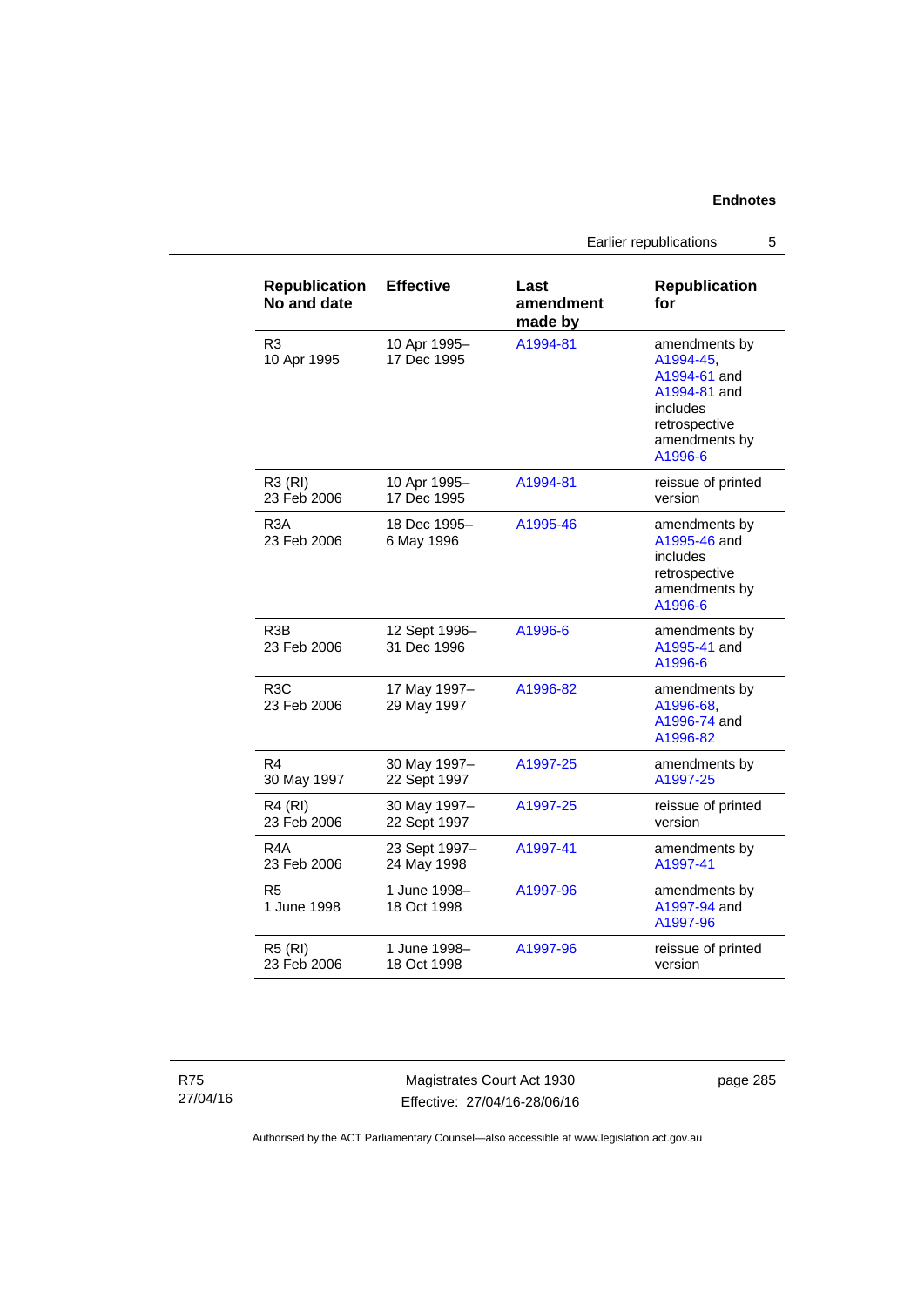| Republication No and date | Effective | Last amendment made by | Republication for |
|---|---|---|---|
| R3 10 Apr 1995 | 10 Apr 1995– 17 Dec 1995 | A1994-81 | amendments by A1994-45, A1994-61 and A1994-81 and includes retrospective amendments by A1996-6 |
| R3 (RI) 23 Feb 2006 | 10 Apr 1995– 17 Dec 1995 | A1994-81 | reissue of printed version |
| R3A 23 Feb 2006 | 18 Dec 1995– 6 May 1996 | A1995-46 | amendments by A1995-46 and includes retrospective amendments by A1996-6 |
| R3B 23 Feb 2006 | 12 Sept 1996– 31 Dec 1996 | A1996-6 | amendments by A1995-41 and A1996-6 |
| R3C 23 Feb 2006 | 17 May 1997– 29 May 1997 | A1996-82 | amendments by A1996-68, A1996-74 and A1996-82 |
| R4 30 May 1997 | 30 May 1997– 22 Sept 1997 | A1997-25 | amendments by A1997-25 |
| R4 (RI) 23 Feb 2006 | 30 May 1997– 22 Sept 1997 | A1997-25 | reissue of printed version |
| R4A 23 Feb 2006 | 23 Sept 1997– 24 May 1998 | A1997-41 | amendments by A1997-41 |
| R5 1 June 1998 | 1 June 1998– 18 Oct 1998 | A1997-96 | amendments by A1997-94 and A1997-96 |
| R5 (RI) 23 Feb 2006 | 1 June 1998– 18 Oct 1998 | A1997-96 | reissue of printed version |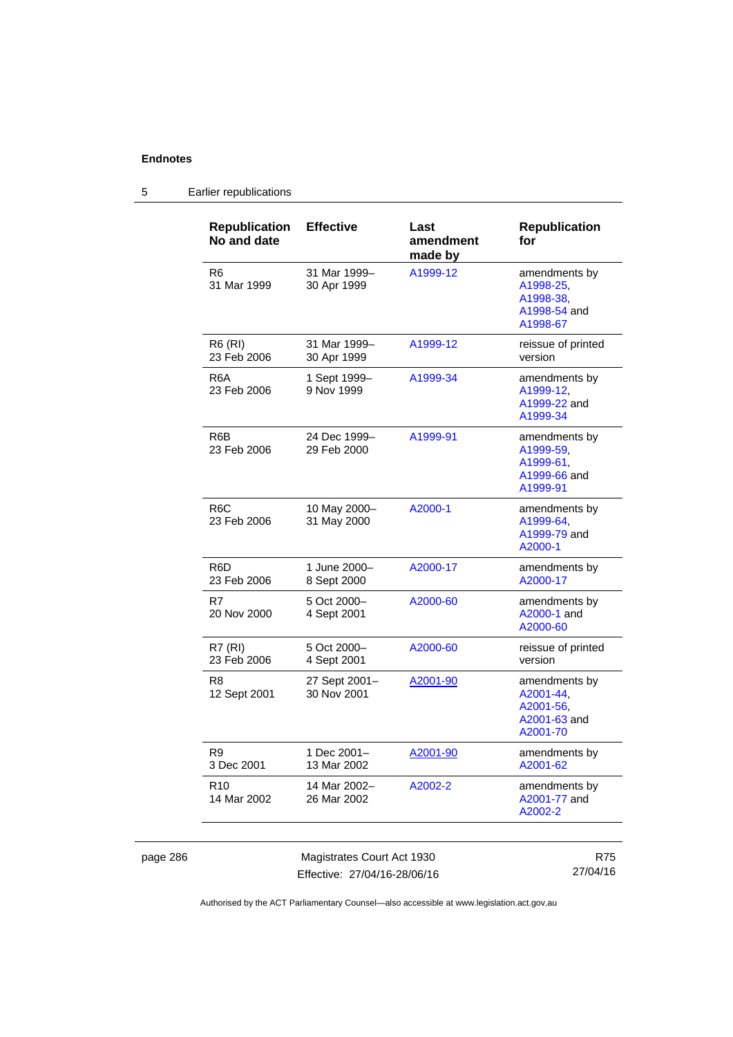## Endnotes

### 5 Earlier republications

| Republication No and date | Effective | Last amendment made by | Republication for |
|---|---|---|---|
| R6<br>31 Mar 1999 | 31 Mar 1999–<br>30 Apr 1999 | A1999-12 | amendments by A1998-25, A1998-38, A1998-54 and A1998-67 |
| R6 (RI)<br>23 Feb 2006 | 31 Mar 1999–<br>30 Apr 1999 | A1999-12 | reissue of printed version |
| R6A<br>23 Feb 2006 | 1 Sept 1999–<br>9 Nov 1999 | A1999-34 | amendments by A1999-12, A1999-22 and A1999-34 |
| R6B<br>23 Feb 2006 | 24 Dec 1999–<br>29 Feb 2000 | A1999-91 | amendments by A1999-59, A1999-61, A1999-66 and A1999-91 |
| R6C<br>23 Feb 2006 | 10 May 2000–<br>31 May 2000 | A2000-1 | amendments by A1999-64, A1999-79 and A2000-1 |
| R6D<br>23 Feb 2006 | 1 June 2000–<br>8 Sept 2000 | A2000-17 | amendments by A2000-17 |
| R7<br>20 Nov 2000 | 5 Oct 2000–<br>4 Sept 2001 | A2000-60 | amendments by A2000-1 and A2000-60 |
| R7 (RI)<br>23 Feb 2006 | 5 Oct 2000–<br>4 Sept 2001 | A2000-60 | reissue of printed version |
| R8<br>12 Sept 2001 | 27 Sept 2001–<br>30 Nov 2001 | A2001-90 | amendments by A2001-44, A2001-56, A2001-63 and A2001-70 |
| R9<br>3 Dec 2001 | 1 Dec 2001–<br>13 Mar 2002 | A2001-90 | amendments by A2001-62 |
| R10<br>14 Mar 2002 | 14 Mar 2002–<br>26 Mar 2002 | A2002-2 | amendments by A2001-77 and A2002-2 |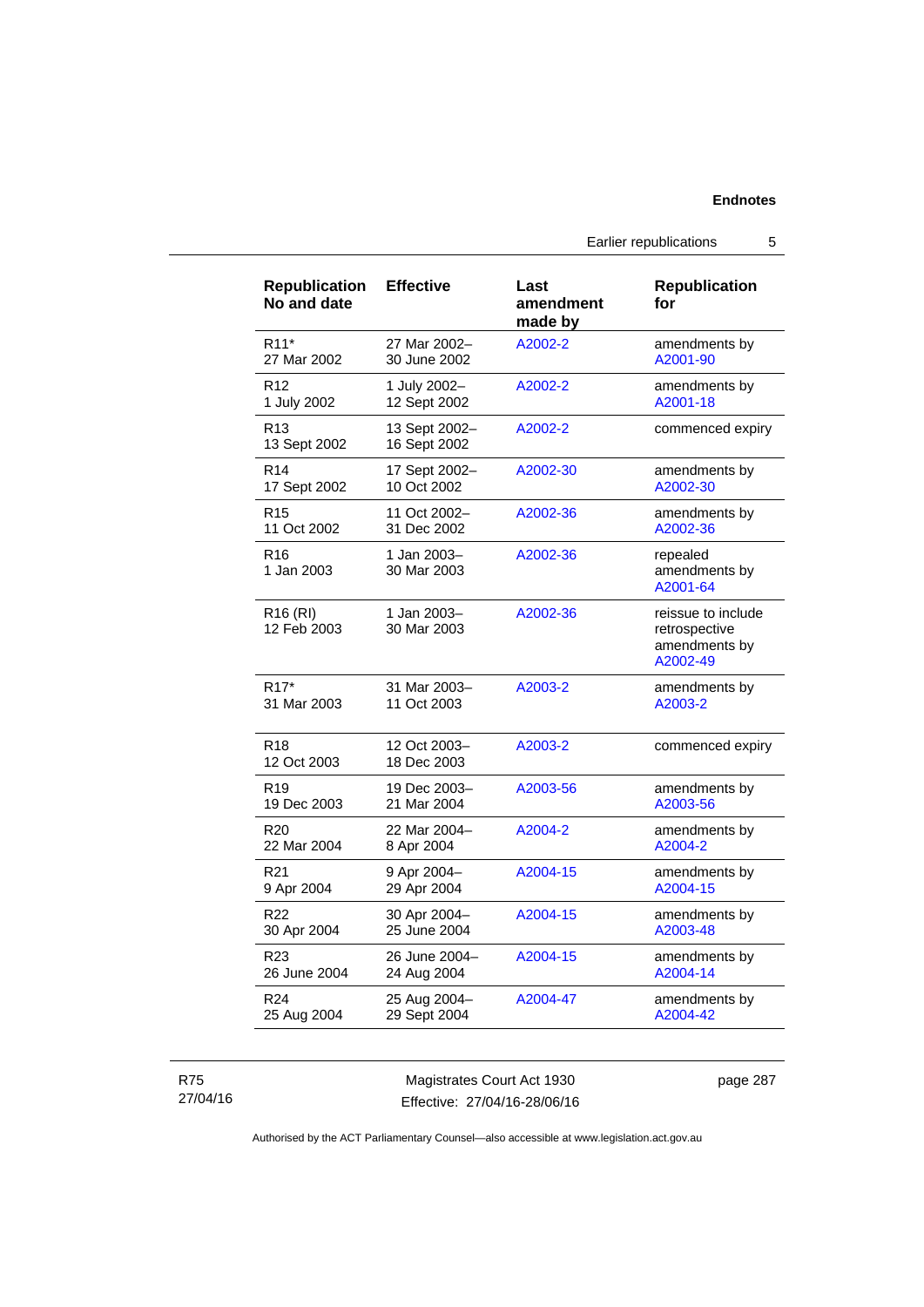| Republication No and date | Effective | Last amendment made by | Republication for |
|---|---|---|---|
| R11* 27 Mar 2002 | 27 Mar 2002– 30 June 2002 | A2002-2 | amendments by A2001-90 |
| R12 1 July 2002 | 1 July 2002– 12 Sept 2002 | A2002-2 | amendments by A2001-18 |
| R13 13 Sept 2002 | 13 Sept 2002– 16 Sept 2002 | A2002-2 | commenced expiry |
| R14 17 Sept 2002 | 17 Sept 2002– 10 Oct 2002 | A2002-30 | amendments by A2002-30 |
| R15 11 Oct 2002 | 11 Oct 2002– 31 Dec 2002 | A2002-36 | amendments by A2002-36 |
| R16 1 Jan 2003 | 1 Jan 2003– 30 Mar 2003 | A2002-36 | repealed amendments by A2001-64 |
| R16 (RI) 12 Feb 2003 | 1 Jan 2003– 30 Mar 2003 | A2002-36 | reissue to include retrospective amendments by A2002-49 |
| R17* 31 Mar 2003 | 31 Mar 2003– 11 Oct 2003 | A2003-2 | amendments by A2003-2 |
| R18 12 Oct 2003 | 12 Oct 2003– 18 Dec 2003 | A2003-2 | commenced expiry |
| R19 19 Dec 2003 | 19 Dec 2003– 21 Mar 2004 | A2003-56 | amendments by A2003-56 |
| R20 22 Mar 2004 | 22 Mar 2004– 8 Apr 2004 | A2004-2 | amendments by A2004-2 |
| R21 9 Apr 2004 | 9 Apr 2004– 29 Apr 2004 | A2004-15 | amendments by A2004-15 |
| R22 30 Apr 2004 | 30 Apr 2004– 25 June 2004 | A2004-15 | amendments by A2003-48 |
| R23 26 June 2004 | 26 June 2004– 24 Aug 2004 | A2004-15 | amendments by A2004-14 |
| R24 25 Aug 2004 | 25 Aug 2004– 29 Sept 2004 | A2004-47 | amendments by A2004-42 |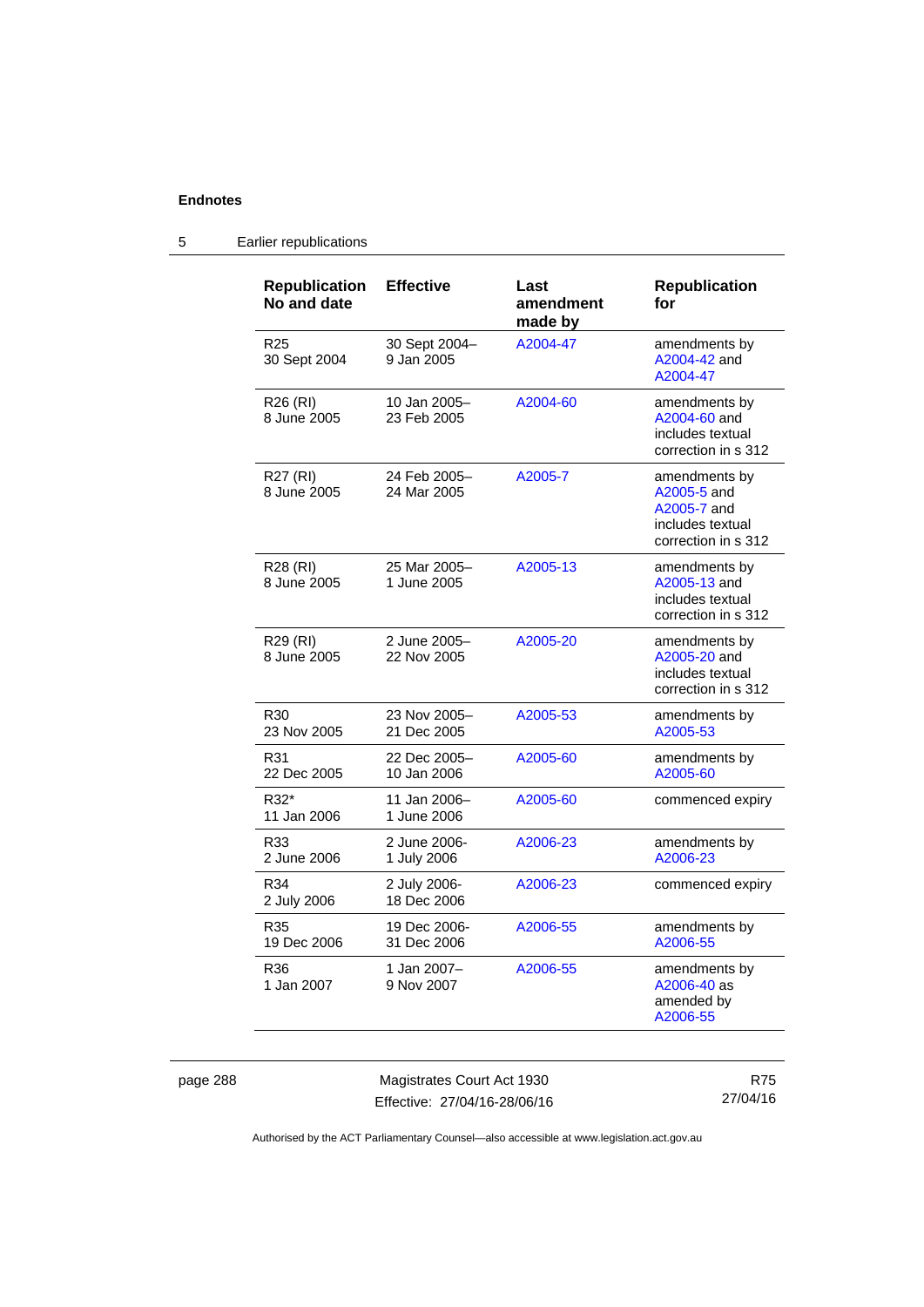**Endnotes**

## 5 Earlier republications

| Republication No and date | Effective | Last amendment made by | Republication for |
|---|---|---|---|
| R25 30 Sept 2004 | 30 Sept 2004–9 Jan 2005 | A2004-47 | amendments by A2004-42 and A2004-47 |
| R26 (RI) 8 June 2005 | 10 Jan 2005–23 Feb 2005 | A2004-60 | amendments by A2004-60 and includes textual correction in s 312 |
| R27 (RI) 8 June 2005 | 24 Feb 2005–24 Mar 2005 | A2005-7 | amendments by A2005-5 and A2005-7 and includes textual correction in s 312 |
| R28 (RI) 8 June 2005 | 25 Mar 2005–1 June 2005 | A2005-13 | amendments by A2005-13 and includes textual correction in s 312 |
| R29 (RI) 8 June 2005 | 2 June 2005–22 Nov 2005 | A2005-20 | amendments by A2005-20 and includes textual correction in s 312 |
| R30 23 Nov 2005 | 23 Nov 2005–21 Dec 2005 | A2005-53 | amendments by A2005-53 |
| R31 22 Dec 2005 | 22 Dec 2005–10 Jan 2006 | A2005-60 | amendments by A2005-60 |
| R32* 11 Jan 2006 | 11 Jan 2006–1 June 2006 | A2005-60 | commenced expiry |
| R33 2 June 2006 | 2 June 2006-1 July 2006 | A2006-23 | amendments by A2006-23 |
| R34 2 July 2006 | 2 July 2006-18 Dec 2006 | A2006-23 | commenced expiry |
| R35 19 Dec 2006 | 19 Dec 2006-31 Dec 2006 | A2006-55 | amendments by A2006-55 |
| R36 1 Jan 2007 | 1 Jan 2007–9 Nov 2007 | A2006-55 | amendments by A2006-40 as amended by A2006-55 |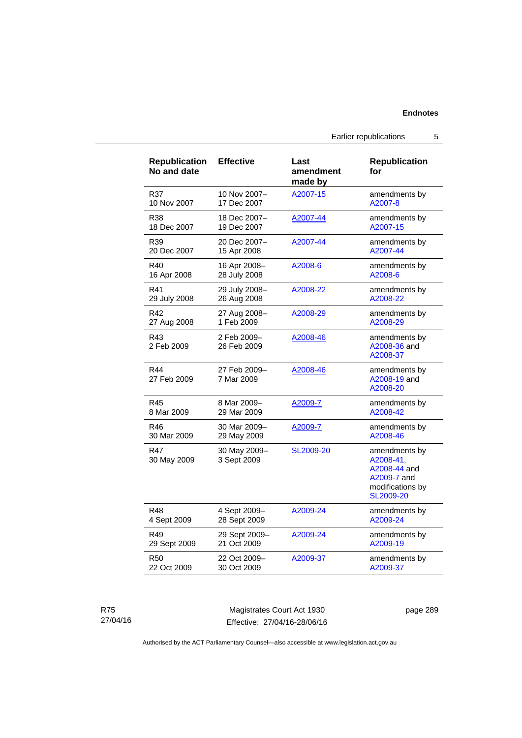| Republication No and date | Effective | Last amendment made by | Republication for |
|---|---|---|---|
| R37<br>10 Nov 2007 | 10 Nov 2007–<br>17 Dec 2007 | A2007-15 | amendments by A2007-8 |
| R38<br>18 Dec 2007 | 18 Dec 2007–<br>19 Dec 2007 | A2007-44 | amendments by A2007-15 |
| R39<br>20 Dec 2007 | 20 Dec 2007–<br>15 Apr 2008 | A2007-44 | amendments by A2007-44 |
| R40<br>16 Apr 2008 | 16 Apr 2008–<br>28 July 2008 | A2008-6 | amendments by A2008-6 |
| R41<br>29 July 2008 | 29 July 2008–<br>26 Aug 2008 | A2008-22 | amendments by A2008-22 |
| R42<br>27 Aug 2008 | 27 Aug 2008–<br>1 Feb 2009 | A2008-29 | amendments by A2008-29 |
| R43<br>2 Feb 2009 | 2 Feb 2009–<br>26 Feb 2009 | A2008-46 | amendments by A2008-36 and A2008-37 |
| R44<br>27 Feb 2009 | 27 Feb 2009–<br>7 Mar 2009 | A2008-46 | amendments by A2008-19 and A2008-20 |
| R45<br>8 Mar 2009 | 8 Mar 2009–<br>29 Mar 2009 | A2009-7 | amendments by A2008-42 |
| R46<br>30 Mar 2009 | 30 Mar 2009–<br>29 May 2009 | A2009-7 | amendments by A2008-46 |
| R47<br>30 May 2009 | 30 May 2009–<br>3 Sept 2009 | SL2009-20 | amendments by A2008-41, A2008-44 and A2009-7 and modifications by SL2009-20 |
| R48<br>4 Sept 2009 | 4 Sept 2009–<br>28 Sept 2009 | A2009-24 | amendments by A2009-24 |
| R49<br>29 Sept 2009 | 29 Sept 2009–<br>21 Oct 2009 | A2009-24 | amendments by A2009-19 |
| R50<br>22 Oct 2009 | 22 Oct 2009–<br>30 Oct 2009 | A2009-37 | amendments by A2009-37 |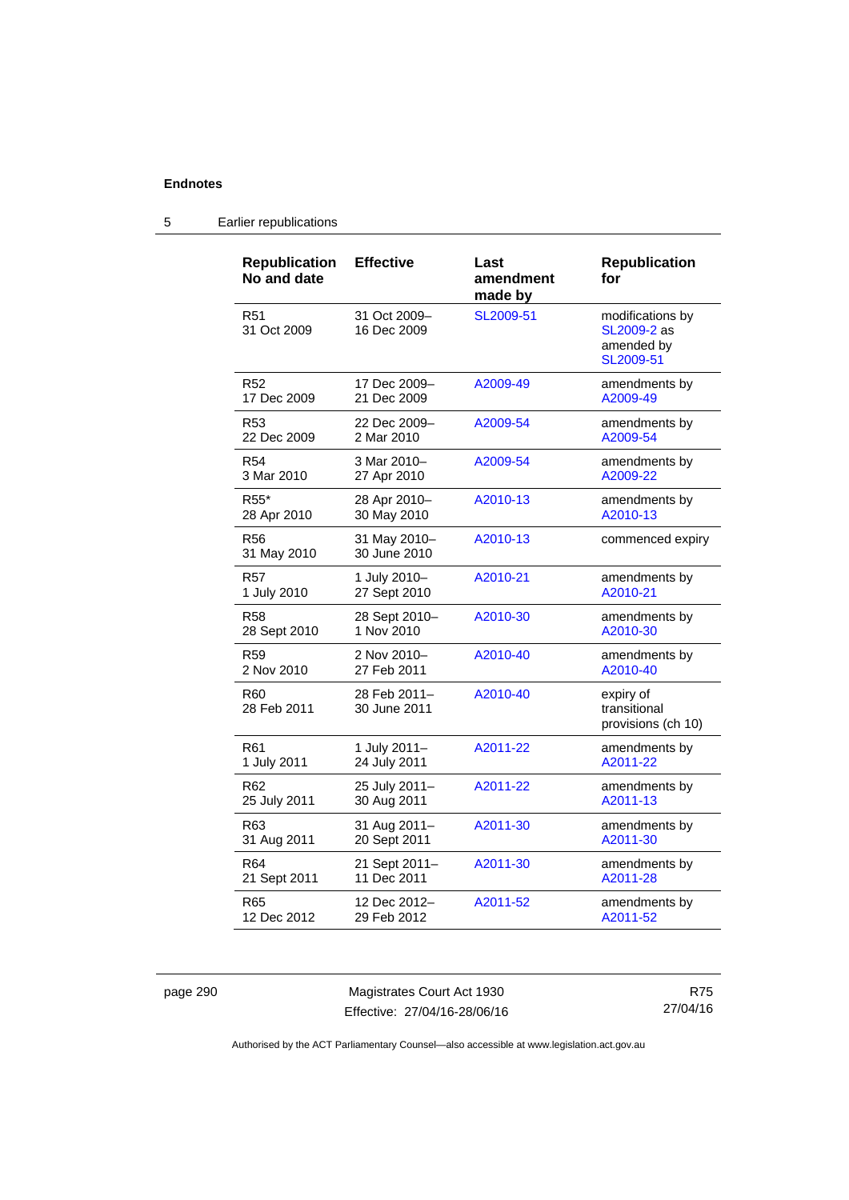**Endnotes**

5 Earlier republications

| Republication No and date | Effective | Last amendment made by | Republication for |
|---|---|---|---|
| R51 31 Oct 2009 | 31 Oct 2009– 16 Dec 2009 | SL2009-51 | modifications by SL2009-2 as amended by SL2009-51 |
| R52 17 Dec 2009 | 17 Dec 2009– 21 Dec 2009 | A2009-49 | amendments by A2009-49 |
| R53 22 Dec 2009 | 22 Dec 2009– 2 Mar 2010 | A2009-54 | amendments by A2009-54 |
| R54 3 Mar 2010 | 3 Mar 2010– 27 Apr 2010 | A2009-54 | amendments by A2009-22 |
| R55* 28 Apr 2010 | 28 Apr 2010– 30 May 2010 | A2010-13 | amendments by A2010-13 |
| R56 31 May 2010 | 31 May 2010– 30 June 2010 | A2010-13 | commenced expiry |
| R57 1 July 2010 | 1 July 2010– 27 Sept 2010 | A2010-21 | amendments by A2010-21 |
| R58 28 Sept 2010 | 28 Sept 2010– 1 Nov 2010 | A2010-30 | amendments by A2010-30 |
| R59 2 Nov 2010 | 2 Nov 2010– 27 Feb 2011 | A2010-40 | amendments by A2010-40 |
| R60 28 Feb 2011 | 28 Feb 2011– 30 June 2011 | A2010-40 | expiry of transitional provisions (ch 10) |
| R61 1 July 2011 | 1 July 2011– 24 July 2011 | A2011-22 | amendments by A2011-22 |
| R62 25 July 2011 | 25 July 2011– 30 Aug 2011 | A2011-22 | amendments by A2011-13 |
| R63 31 Aug 2011 | 31 Aug 2011– 20 Sept 2011 | A2011-30 | amendments by A2011-30 |
| R64 21 Sept 2011 | 21 Sept 2011– 11 Dec 2011 | A2011-30 | amendments by A2011-28 |
| R65 12 Dec 2012 | 12 Dec 2012– 29 Feb 2012 | A2011-52 | amendments by A2011-52 |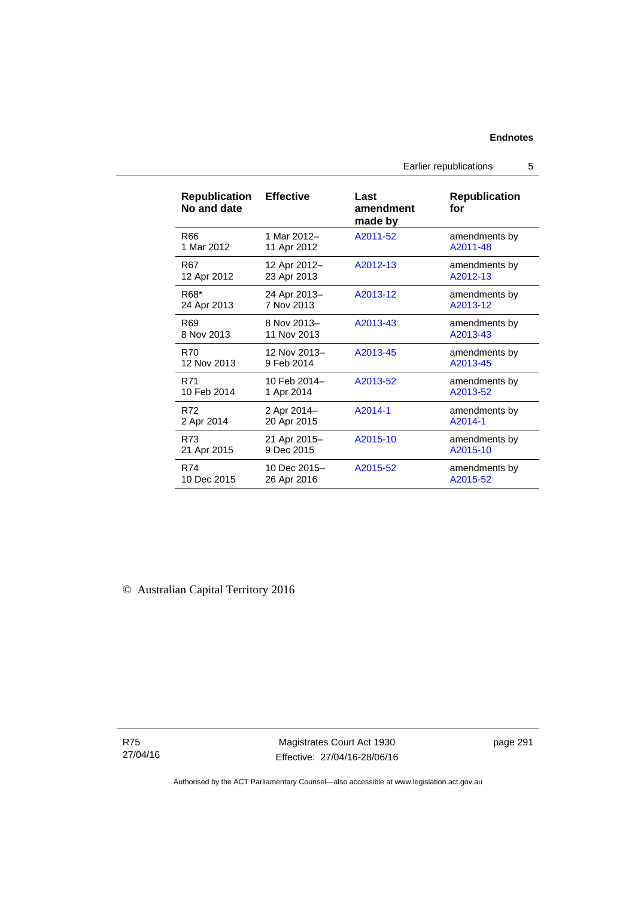| Republication No and date | Effective | Last amendment made by | Republication for |
|---|---|---|---|
| R66<br>1 Mar 2012 | 1 Mar 2012–<br>11 Apr 2012 | A2011-52 | amendments by A2011-48 |
| R67<br>12 Apr 2012 | 12 Apr 2012–<br>23 Apr 2013 | A2012-13 | amendments by A2012-13 |
| R68*<br>24 Apr 2013 | 24 Apr 2013–<br>7 Nov 2013 | A2013-12 | amendments by A2013-12 |
| R69<br>8 Nov 2013 | 8 Nov 2013–<br>11 Nov 2013 | A2013-43 | amendments by A2013-43 |
| R70<br>12 Nov 2013 | 12 Nov 2013–<br>9 Feb 2014 | A2013-45 | amendments by A2013-45 |
| R71<br>10 Feb 2014 | 10 Feb 2014–<br>1 Apr 2014 | A2013-52 | amendments by A2013-52 |
| R72<br>2 Apr 2014 | 2 Apr 2014–<br>20 Apr 2015 | A2014-1 | amendments by A2014-1 |
| R73<br>21 Apr 2015 | 21 Apr 2015–<br>9 Dec 2015 | A2015-10 | amendments by A2015-10 |
| R74<br>10 Dec 2015 | 10 Dec 2015–<br>26 Apr 2016 | A2015-52 | amendments by A2015-52 |

© Australian Capital Territory 2016